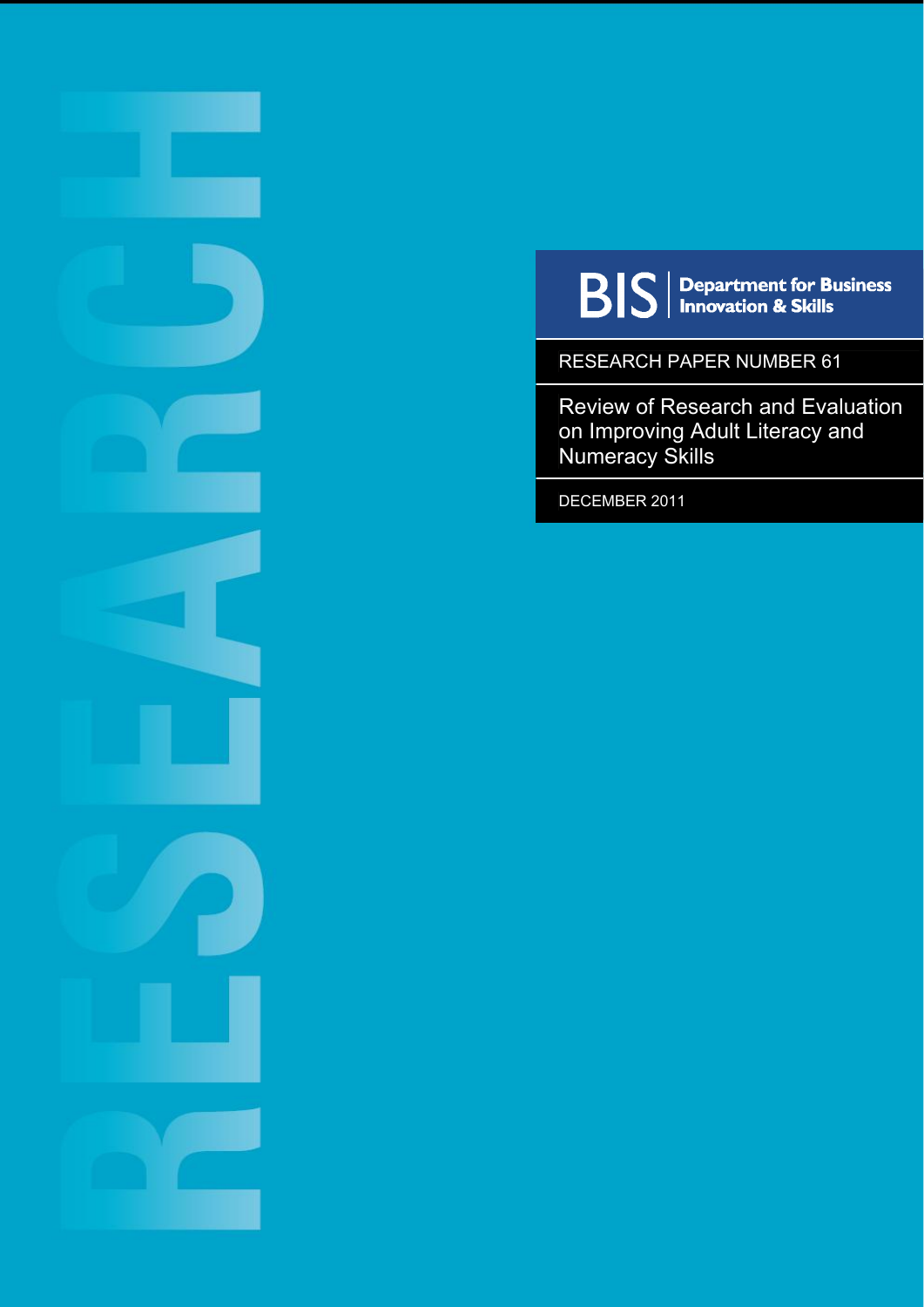BIS | Department for Business Innovation & Skills

RESEARCH PAPER NUMBER 61

# Review of Research and Evaluation on Improving Adult Literacy and Numeracy Skills

DECEMBER 2011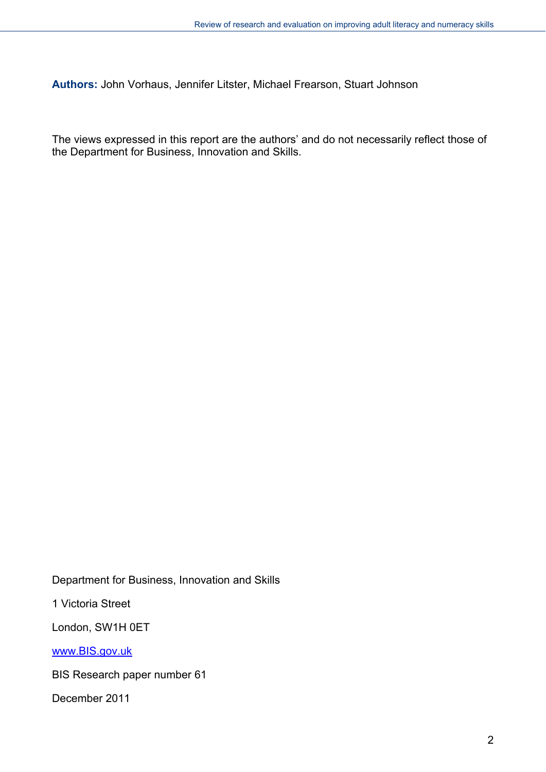**Authors:** John Vorhaus, Jennifer Litster, Michael Frearson, Stuart Johnson

The views expressed in this report are the authors' and do not necessarily reflect those of the Department for Business, Innovation and Skills.

Department for Business, Innovation and Skills

1 Victoria Street

London, SW1H 0ET

[www.BIS.gov.uk](http://www.BIS.gov.uk)

BIS Research paper number 61

December 2011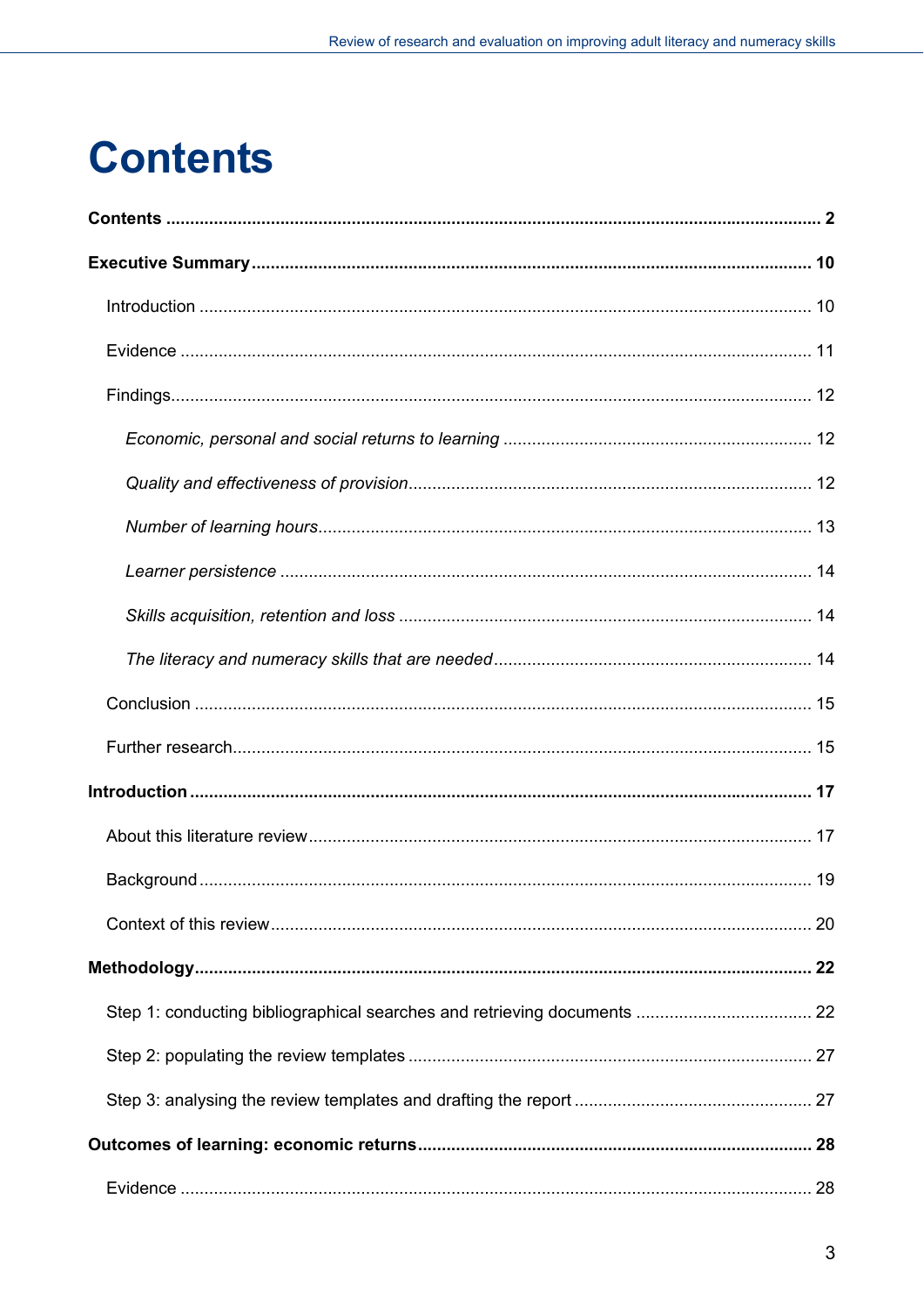# Contents

**Contents** ........................................................................................................................................... **2**

**Executive Summary** .................................................................................................................... **10**

Introduction ................................................................................................................................ 10

Evidence .................................................................................................................................... 11

Findings...................................................................................................................................... 12

*Economic, personal and social returns to learning* ................................................................ 12

*Quality and effectiveness of provision*.................................................................................... 12

*Number of learning hours*...................................................................................................... 13

*Learner persistence* .............................................................................................................. 14

*Skills acquisition, retention and loss* ...................................................................................... 14

*The literacy and numeracy skills that are needed*.................................................................. 14

Conclusion ................................................................................................................................. 15

Further research......................................................................................................................... 15

**Introduction** ................................................................................................................................. **17**

About this literature review......................................................................................................... 17

Background ................................................................................................................................ 19

Context of this review................................................................................................................. 20

**Methodology**................................................................................................................................ **22**

Step 1: conducting bibliographical searches and retrieving documents ..................................... 22

Step 2: populating the review templates .................................................................................... 27

Step 3: analysing the review templates and drafting the report ................................................. 27

**Outcomes of learning: economic returns**.................................................................................. **28**

Evidence .................................................................................................................................... 28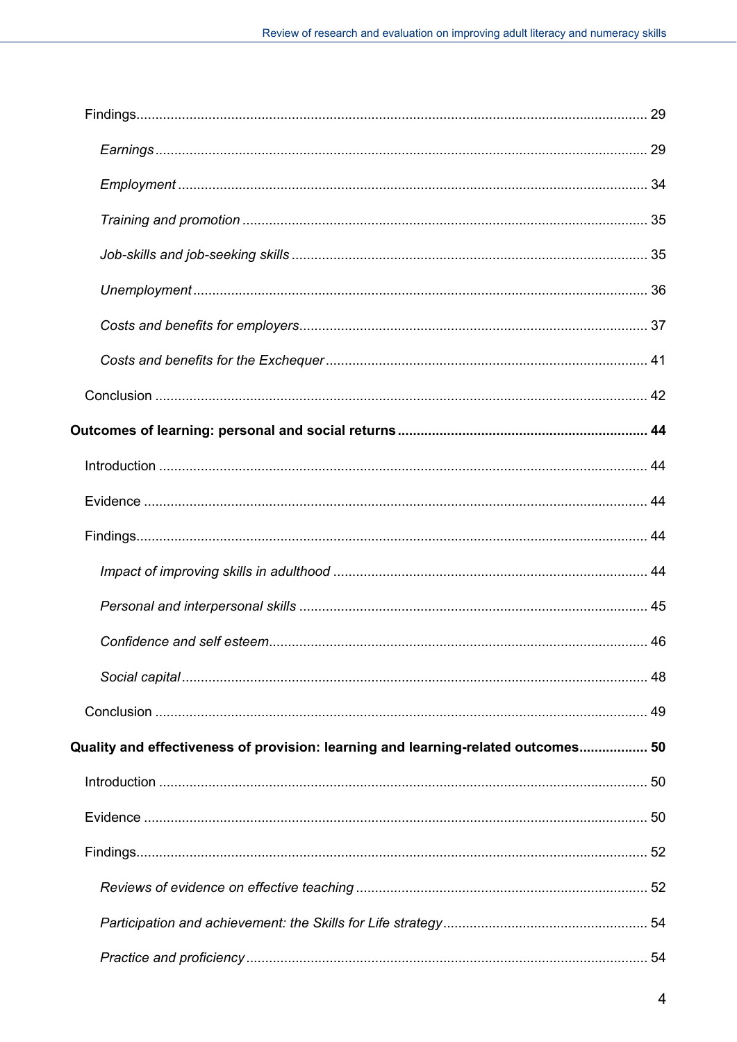Findings ..... 29

*Earnings* ..... 29

*Employment* ..... 34

*Training and promotion* ..... 35

*Job-skills and job-seeking skills* ..... 35

*Unemployment* ..... 36

*Costs and benefits for employers* ..... 37

*Costs and benefits for the Exchequer* ..... 41

Conclusion ..... 42

**Outcomes of learning: personal and social returns ..... 44**

Introduction ..... 44

Evidence ..... 44

Findings ..... 44

*Impact of improving skills in adulthood* ..... 44

*Personal and interpersonal skills* ..... 45

*Confidence and self esteem* ..... 46

*Social capital* ..... 48

Conclusion ..... 49

**Quality and effectiveness of provision: learning and learning-related outcomes ..... 50**

Introduction ..... 50

Evidence ..... 50

Findings ..... 52

*Reviews of evidence on effective teaching* ..... 52

*Participation and achievement: the Skills for Life strategy* ..... 54

*Practice and proficiency* ..... 54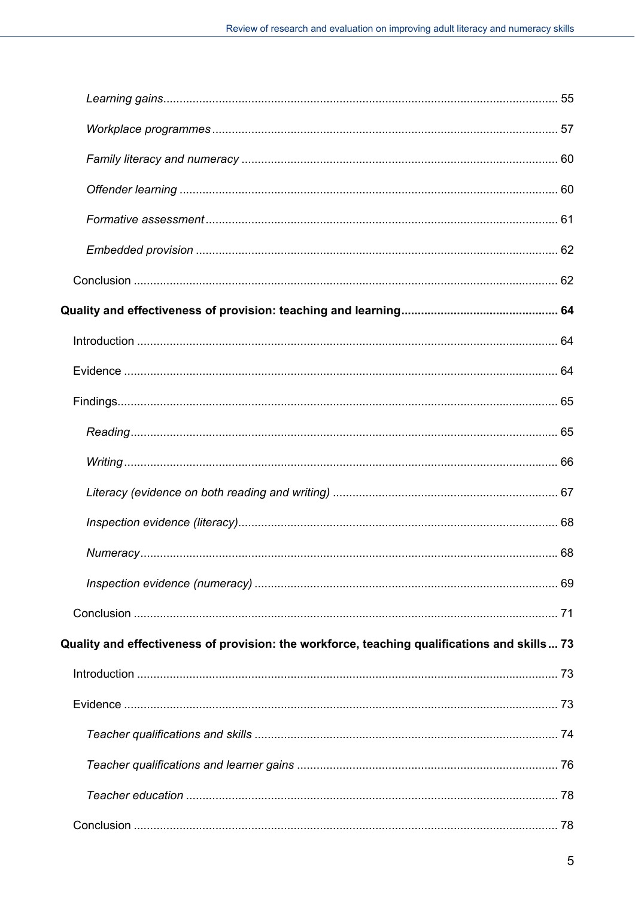*Learning gains* ........................................................................................................ 55

*Workplace programmes* ......................................................................................... 57

*Family literacy and numeracy* ................................................................................ 60

*Offender learning* ................................................................................................... 60

*Formative assessment* ........................................................................................... 61

*Embedded provision* .............................................................................................. 62

Conclusion ................................................................................................................ 62

**Quality and effectiveness of provision: teaching and learning ............................................... 64**

Introduction ............................................................................................................... 64

Evidence ................................................................................................................... 64

Findings ..................................................................................................................... 65

*Reading* ................................................................................................................... 65

*Writing* .................................................................................................................... 66

*Literacy (evidence on both reading and writing)* .................................................... 67

*Inspection evidence (literacy)* ................................................................................. 68

*Numeracy* ............................................................................................................... 68

*Inspection evidence (numeracy)* ............................................................................ 69

Conclusion ................................................................................................................ 71

**Quality and effectiveness of provision: the workforce, teaching qualifications and skills ... 73**

Introduction ............................................................................................................... 73

Evidence ................................................................................................................... 73

*Teacher qualifications and skills* ............................................................................ 74

*Teacher qualifications and learner gains* ............................................................... 76

*Teacher education* ................................................................................................. 78

Conclusion ................................................................................................................ 78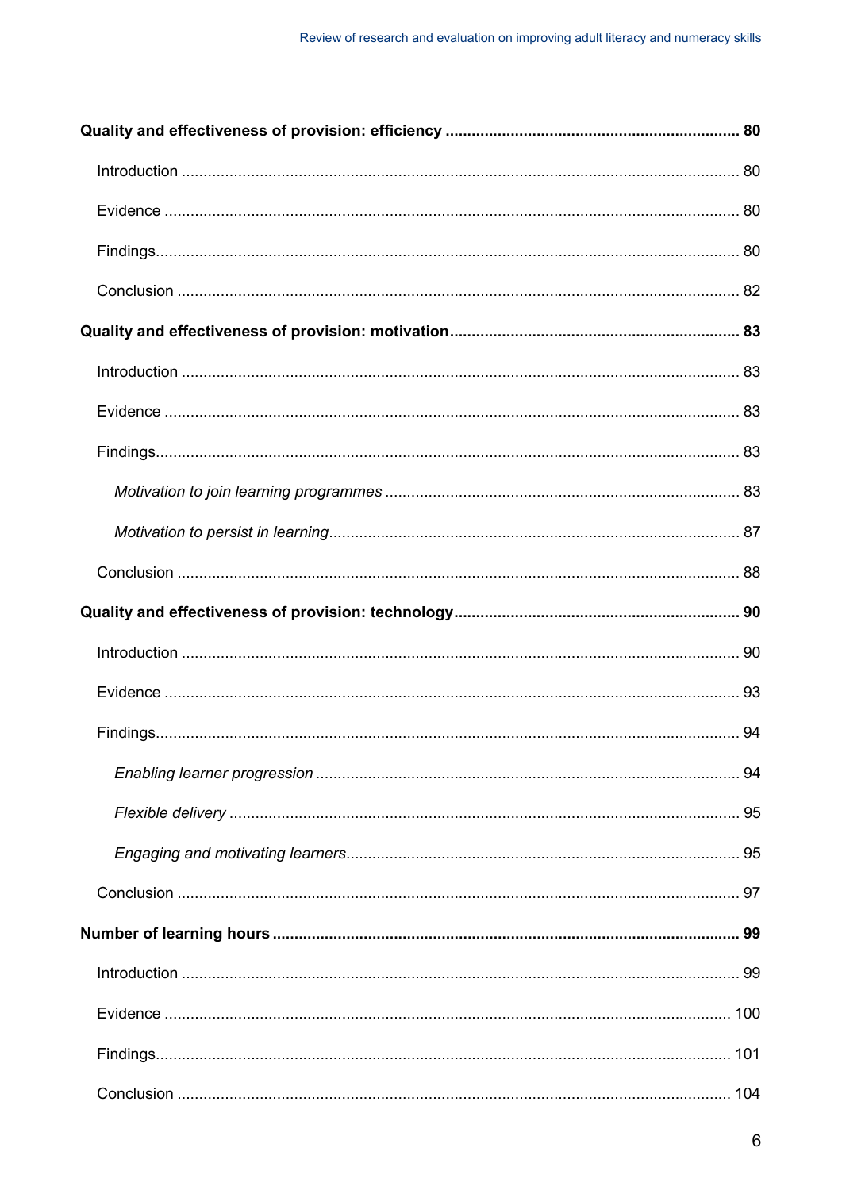**Quality and effectiveness of provision: efficiency** ................................................................... **80**

Introduction ................................................................................................................................ 80

Evidence .................................................................................................................................... 80

Findings...................................................................................................................................... 80

Conclusion ................................................................................................................................. 82

**Quality and effectiveness of provision: motivation** .................................................................. **83**

Introduction ................................................................................................................................ 83

Evidence .................................................................................................................................... 83

Findings...................................................................................................................................... 83

*Motivation to join learning programmes* ................................................................................. 83

*Motivation to persist in learning*.............................................................................................. 87

Conclusion ................................................................................................................................. 88

**Quality and effectiveness of provision: technology**................................................................. **90**

Introduction ................................................................................................................................ 90

Evidence .................................................................................................................................... 93

Findings...................................................................................................................................... 94

*Enabling learner progression* ................................................................................................. 94

*Flexible delivery* ..................................................................................................................... 95

*Engaging and motivating learners*.......................................................................................... 95

Conclusion ................................................................................................................................. 97

**Number of learning hours** .......................................................................................................... **99**

Introduction ................................................................................................................................ 99

Evidence .................................................................................................................................. 100

Findings.................................................................................................................................... 101

Conclusion ............................................................................................................................... 104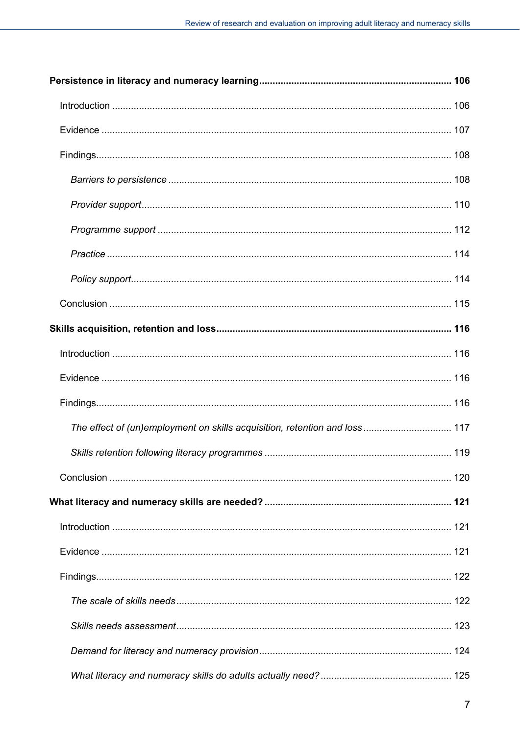**Persistence in literacy and numeracy learning** ........ **106**

Introduction ........ 106

Evidence ........ 107

Findings ........ 108

*Barriers to persistence* ........ 108

*Provider support* ........ 110

*Programme support* ........ 112

*Practice* ........ 114

*Policy support* ........ 114

Conclusion ........ 115

**Skills acquisition, retention and loss** ........ **116**

Introduction ........ 116

Evidence ........ 116

Findings ........ 116

*The effect of (un)employment on skills acquisition, retention and loss* ........ 117

*Skills retention following literacy programmes* ........ 119

Conclusion ........ 120

**What literacy and numeracy skills are needed?** ........ **121**

Introduction ........ 121

Evidence ........ 121

Findings ........ 122

*The scale of skills needs* ........ 122

*Skills needs assessment* ........ 123

*Demand for literacy and numeracy provision* ........ 124

*What literacy and numeracy skills do adults actually need?* ........ 125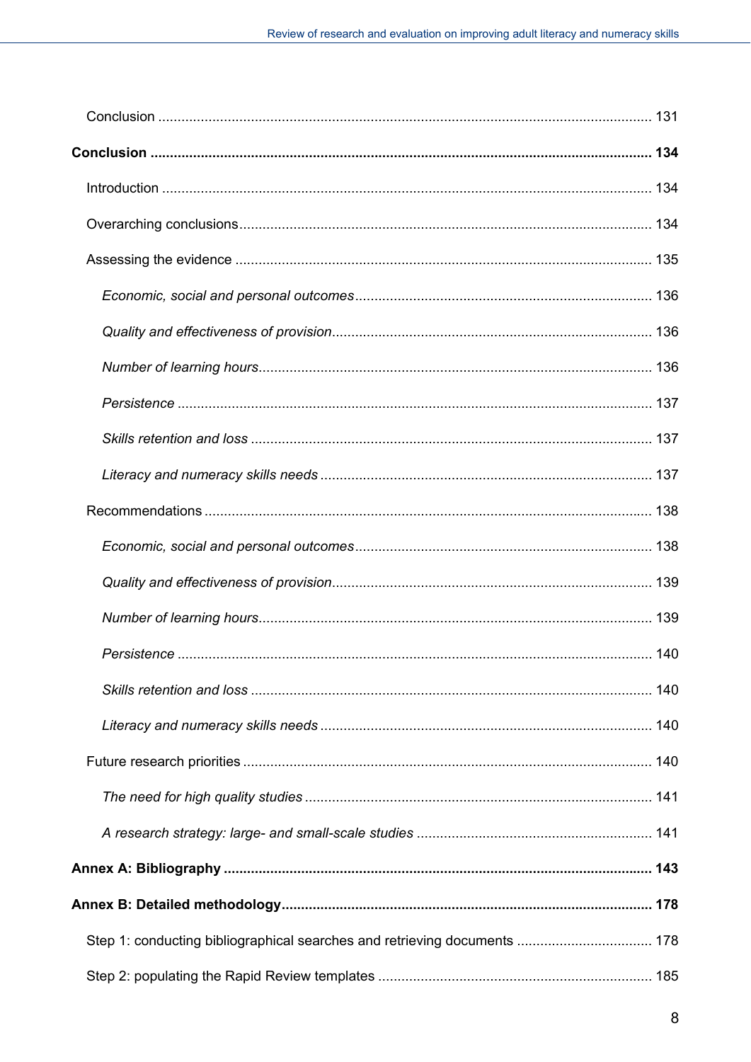Conclusion ............................................................................................................................ 131

**Conclusion ............................................................................................................................. 134**

Introduction .......................................................................................................................... 134

Overarching conclusions ...................................................................................................... 134

Assessing the evidence ........................................................................................................ 135

*Economic, social and personal outcomes* ......................................................................... 136

*Quality and effectiveness of provision* ............................................................................... 136

*Number of learning hours* .................................................................................................. 136

*Persistence* ....................................................................................................................... 137

*Skills retention and loss* ..................................................................................................... 137

*Literacy and numeracy skills needs* ................................................................................... 137

Recommendations ................................................................................................................ 138

*Economic, social and personal outcomes* ......................................................................... 138

*Quality and effectiveness of provision* ............................................................................... 139

*Number of learning hours* .................................................................................................. 139

*Persistence* ....................................................................................................................... 140

*Skills retention and loss* ..................................................................................................... 140

*Literacy and numeracy skills needs* ................................................................................... 140

Future research priorities ...................................................................................................... 140

*The need for high quality studies* ....................................................................................... 141

*A research strategy: large- and small-scale studies* .......................................................... 141

**Annex A: Bibliography .......................................................................................................... 143**

**Annex B: Detailed methodology ............................................................................................ 178**

Step 1: conducting bibliographical searches and retrieving documents ................................. 178

Step 2: populating the Rapid Review templates ..................................................................... 185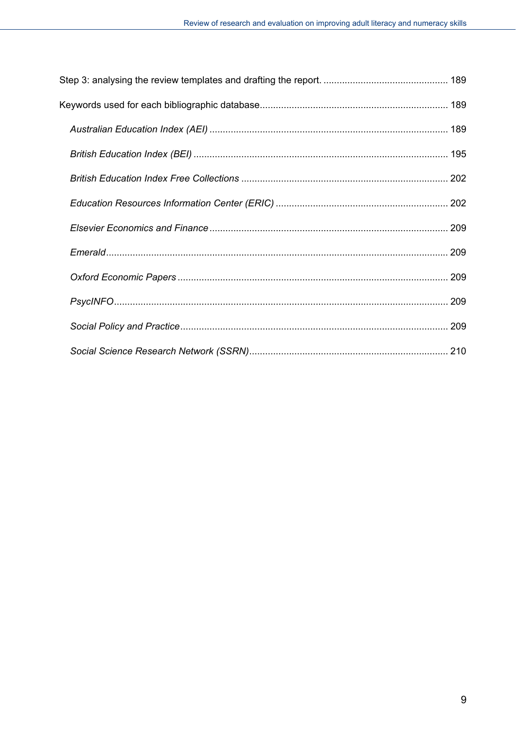Step 3: analysing the review templates and drafting the report. .............................................. 189

Keywords used for each bibliographic database...................................................................... 189

*Australian Education Index (AEI)* ........................................................................................ 189

*British Education Index (BEI)* ............................................................................................... 195

*British Education Index Free Collections* ............................................................................. 202

*Education Resources Information Center (ERIC)* ................................................................ 202

*Elsevier Economics and Finance* ......................................................................................... 209

*Emerald*............................................................................................................................... 209

*Oxford Economic Papers* ..................................................................................................... 209

*PsycINFO*............................................................................................................................ 209

*Social Policy and Practice*.................................................................................................... 209

*Social Science Research Network (SSRN)*.......................................................................... 210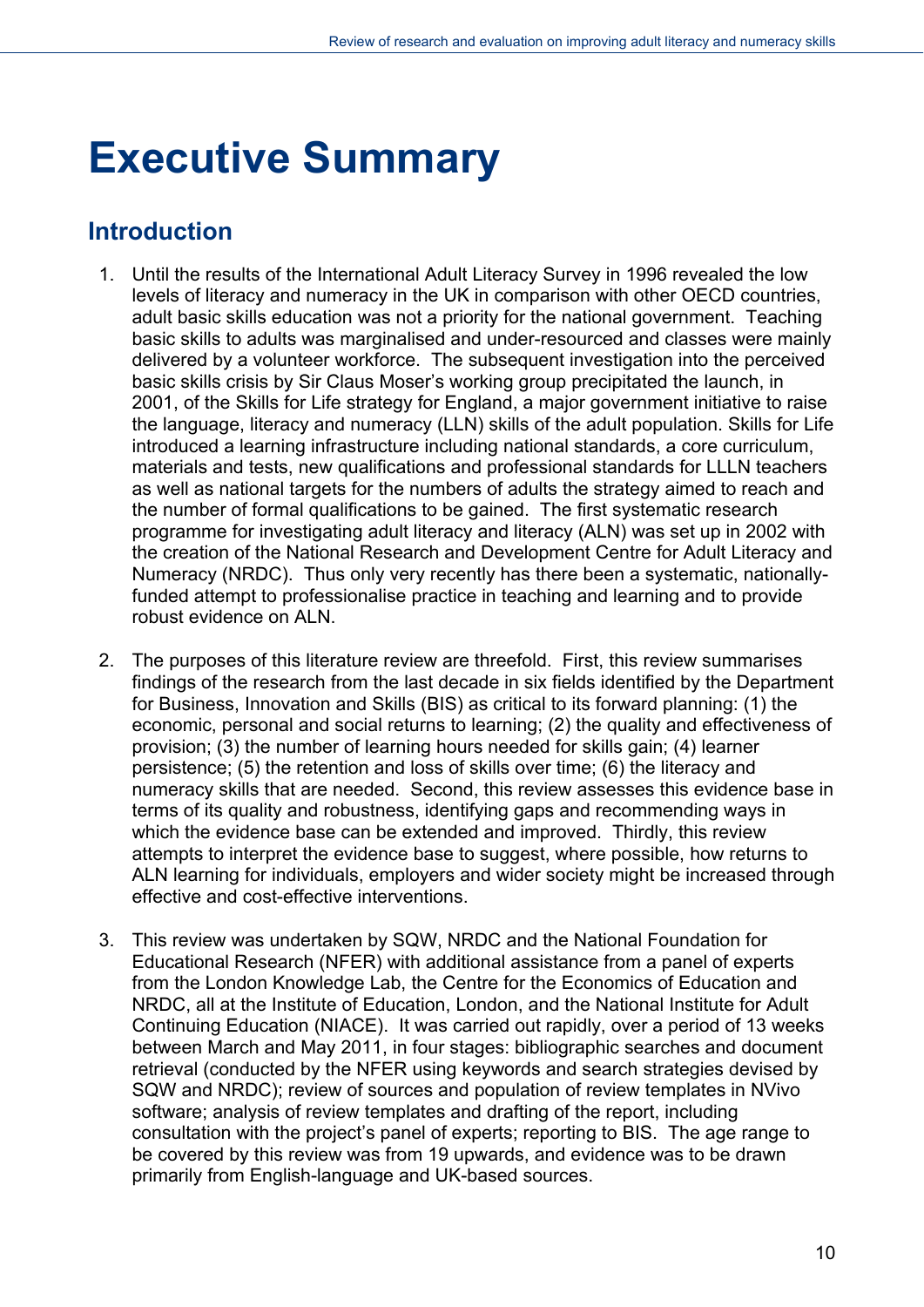# Executive Summary

## Introduction

1. Until the results of the International Adult Literacy Survey in 1996 revealed the low levels of literacy and numeracy in the UK in comparison with other OECD countries, adult basic skills education was not a priority for the national government. Teaching basic skills to adults was marginalised and under-resourced and classes were mainly delivered by a volunteer workforce. The subsequent investigation into the perceived basic skills crisis by Sir Claus Moser's working group precipitated the launch, in 2001, of the Skills for Life strategy for England, a major government initiative to raise the language, literacy and numeracy (LLN) skills of the adult population. Skills for Life introduced a learning infrastructure including national standards, a core curriculum, materials and tests, new qualifications and professional standards for LLLN teachers as well as national targets for the numbers of adults the strategy aimed to reach and the number of formal qualifications to be gained. The first systematic research programme for investigating adult literacy and literacy (ALN) was set up in 2002 with the creation of the National Research and Development Centre for Adult Literacy and Numeracy (NRDC). Thus only very recently has there been a systematic, nationally-funded attempt to professionalise practice in teaching and learning and to provide robust evidence on ALN.

2. The purposes of this literature review are threefold. First, this review summarises findings of the research from the last decade in six fields identified by the Department for Business, Innovation and Skills (BIS) as critical to its forward planning: (1) the economic, personal and social returns to learning; (2) the quality and effectiveness of provision; (3) the number of learning hours needed for skills gain; (4) learner persistence; (5) the retention and loss of skills over time; (6) the literacy and numeracy skills that are needed. Second, this review assesses this evidence base in terms of its quality and robustness, identifying gaps and recommending ways in which the evidence base can be extended and improved. Thirdly, this review attempts to interpret the evidence base to suggest, where possible, how returns to ALN learning for individuals, employers and wider society might be increased through effective and cost-effective interventions.

3. This review was undertaken by SQW, NRDC and the National Foundation for Educational Research (NFER) with additional assistance from a panel of experts from the London Knowledge Lab, the Centre for the Economics of Education and NRDC, all at the Institute of Education, London, and the National Institute for Adult Continuing Education (NIACE). It was carried out rapidly, over a period of 13 weeks between March and May 2011, in four stages: bibliographic searches and document retrieval (conducted by the NFER using keywords and search strategies devised by SQW and NRDC); review of sources and population of review templates in NVivo software; analysis of review templates and drafting of the report, including consultation with the project's panel of experts; reporting to BIS. The age range to be covered by this review was from 19 upwards, and evidence was to be drawn primarily from English-language and UK-based sources.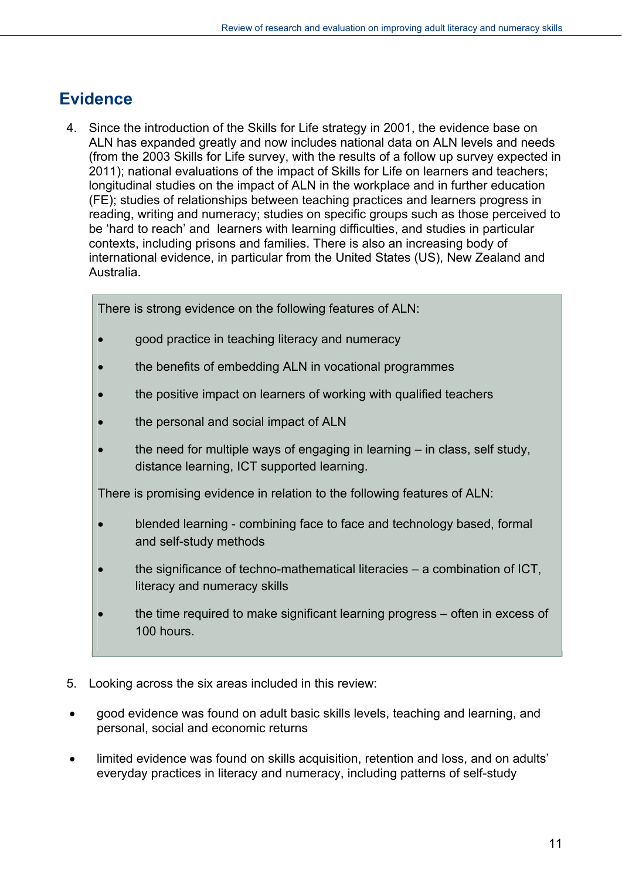## Evidence

4. Since the introduction of the Skills for Life strategy in 2001, the evidence base on ALN has expanded greatly and now includes national data on ALN levels and needs (from the 2003 Skills for Life survey, with the results of a follow up survey expected in 2011); national evaluations of the impact of Skills for Life on learners and teachers; longitudinal studies on the impact of ALN in the workplace and in further education (FE); studies of relationships between teaching practices and learners progress in reading, writing and numeracy; studies on specific groups such as those perceived to be 'hard to reach' and learners with learning difficulties, and studies in particular contexts, including prisons and families. There is also an increasing body of international evidence, in particular from the United States (US), New Zealand and Australia.

> There is strong evidence on the following features of ALN:
>
> - good practice in teaching literacy and numeracy
> - the benefits of embedding ALN in vocational programmes
> - the positive impact on learners of working with qualified teachers
> - the personal and social impact of ALN
> - the need for multiple ways of engaging in learning – in class, self study, distance learning, ICT supported learning.
>
> There is promising evidence in relation to the following features of ALN:
>
> - blended learning - combining face to face and technology based, formal and self-study methods
> - the significance of techno-mathematical literacies – a combination of ICT, literacy and numeracy skills
> - the time required to make significant learning progress – often in excess of 100 hours.

5. Looking across the six areas included in this review:

- good evidence was found on adult basic skills levels, teaching and learning, and personal, social and economic returns
- limited evidence was found on skills acquisition, retention and loss, and on adults' everyday practices in literacy and numeracy, including patterns of self-study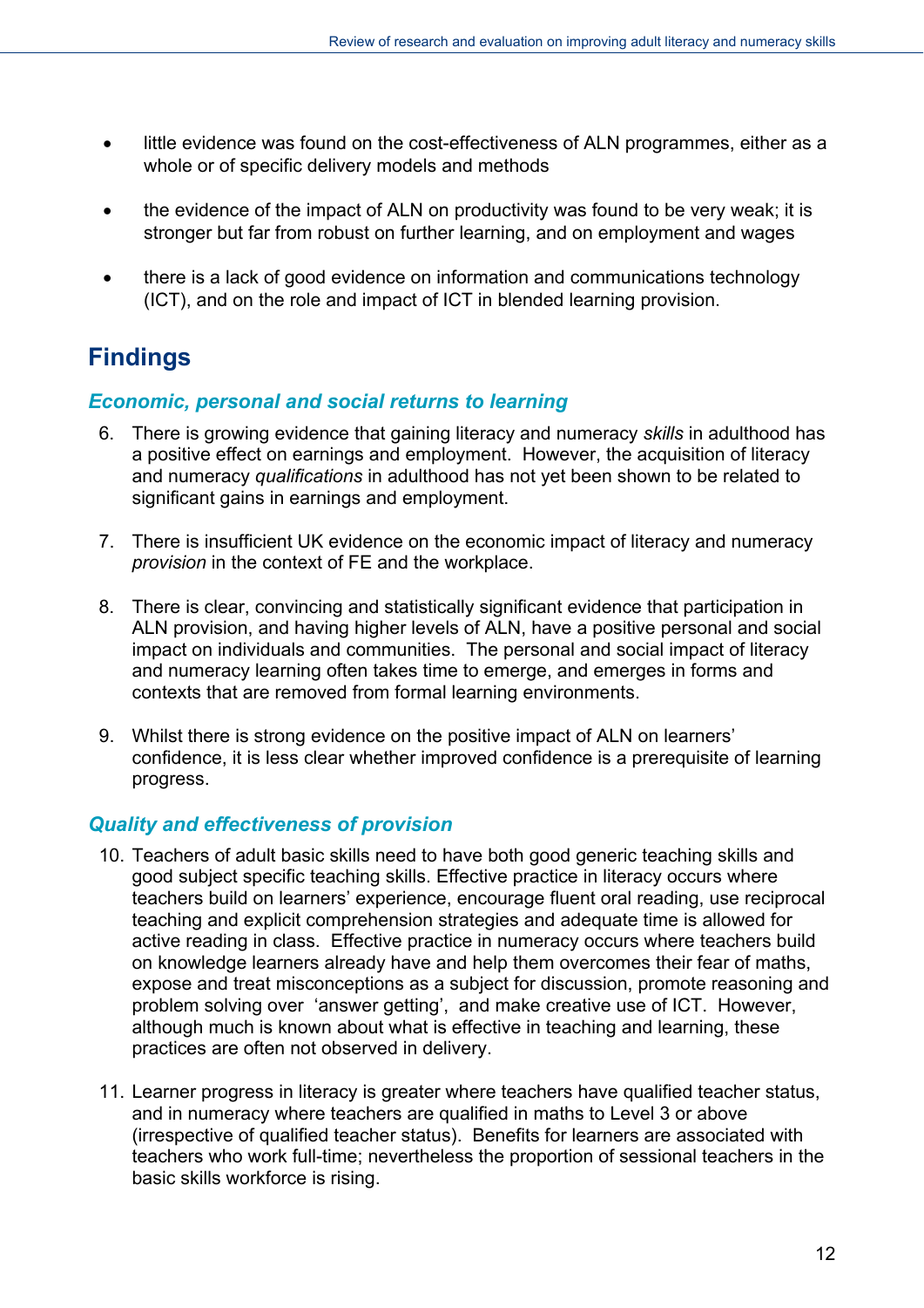- little evidence was found on the cost-effectiveness of ALN programmes, either as a whole or of specific delivery models and methods

- the evidence of the impact of ALN on productivity was found to be very weak; it is stronger but far from robust on further learning, and on employment and wages

- there is a lack of good evidence on information and communications technology (ICT), and on the role and impact of ICT in blended learning provision.

## Findings

### *Economic, personal and social returns to learning*

6. There is growing evidence that gaining literacy and numeracy *skills* in adulthood has a positive effect on earnings and employment. However, the acquisition of literacy and numeracy *qualifications* in adulthood has not yet been shown to be related to significant gains in earnings and employment.

7. There is insufficient UK evidence on the economic impact of literacy and numeracy *provision* in the context of FE and the workplace.

8. There is clear, convincing and statistically significant evidence that participation in ALN provision, and having higher levels of ALN, have a positive personal and social impact on individuals and communities. The personal and social impact of literacy and numeracy learning often takes time to emerge, and emerges in forms and contexts that are removed from formal learning environments.

9. Whilst there is strong evidence on the positive impact of ALN on learners' confidence, it is less clear whether improved confidence is a prerequisite of learning progress.

### *Quality and effectiveness of provision*

10. Teachers of adult basic skills need to have both good generic teaching skills and good subject specific teaching skills. Effective practice in literacy occurs where teachers build on learners' experience, encourage fluent oral reading, use reciprocal teaching and explicit comprehension strategies and adequate time is allowed for active reading in class. Effective practice in numeracy occurs where teachers build on knowledge learners already have and help them overcomes their fear of maths, expose and treat misconceptions as a subject for discussion, promote reasoning and problem solving over 'answer getting', and make creative use of ICT. However, although much is known about what is effective in teaching and learning, these practices are often not observed in delivery.

11. Learner progress in literacy is greater where teachers have qualified teacher status, and in numeracy where teachers are qualified in maths to Level 3 or above (irrespective of qualified teacher status). Benefits for learners are associated with teachers who work full-time; nevertheless the proportion of sessional teachers in the basic skills workforce is rising.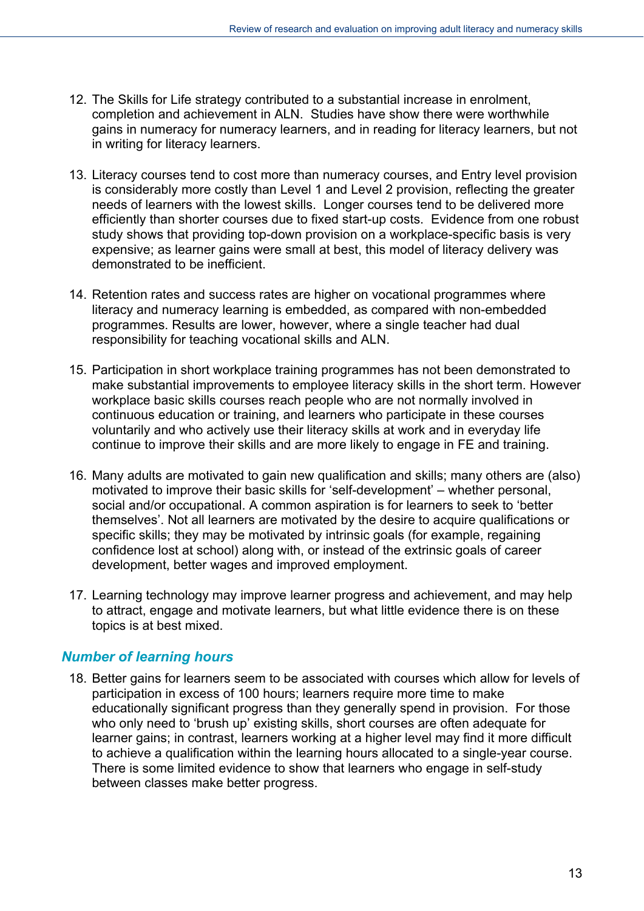12. The Skills for Life strategy contributed to a substantial increase in enrolment, completion and achievement in ALN. Studies have show there were worthwhile gains in numeracy for numeracy learners, and in reading for literacy learners, but not in writing for literacy learners.

13. Literacy courses tend to cost more than numeracy courses, and Entry level provision is considerably more costly than Level 1 and Level 2 provision, reflecting the greater needs of learners with the lowest skills. Longer courses tend to be delivered more efficiently than shorter courses due to fixed start-up costs. Evidence from one robust study shows that providing top-down provision on a workplace-specific basis is very expensive; as learner gains were small at best, this model of literacy delivery was demonstrated to be inefficient.

14. Retention rates and success rates are higher on vocational programmes where literacy and numeracy learning is embedded, as compared with non-embedded programmes. Results are lower, however, where a single teacher had dual responsibility for teaching vocational skills and ALN.

15. Participation in short workplace training programmes has not been demonstrated to make substantial improvements to employee literacy skills in the short term. However workplace basic skills courses reach people who are not normally involved in continuous education or training, and learners who participate in these courses voluntarily and who actively use their literacy skills at work and in everyday life continue to improve their skills and are more likely to engage in FE and training.

16. Many adults are motivated to gain new qualification and skills; many others are (also) motivated to improve their basic skills for 'self-development' – whether personal, social and/or occupational. A common aspiration is for learners to seek to 'better themselves'. Not all learners are motivated by the desire to acquire qualifications or specific skills; they may be motivated by intrinsic goals (for example, regaining confidence lost at school) along with, or instead of the extrinsic goals of career development, better wages and improved employment.

17. Learning technology may improve learner progress and achievement, and may help to attract, engage and motivate learners, but what little evidence there is on these topics is at best mixed.

### *Number of learning hours*

18. Better gains for learners seem to be associated with courses which allow for levels of participation in excess of 100 hours; learners require more time to make educationally significant progress than they generally spend in provision. For those who only need to 'brush up' existing skills, short courses are often adequate for learner gains; in contrast, learners working at a higher level may find it more difficult to achieve a qualification within the learning hours allocated to a single-year course. There is some limited evidence to show that learners who engage in self-study between classes make better progress.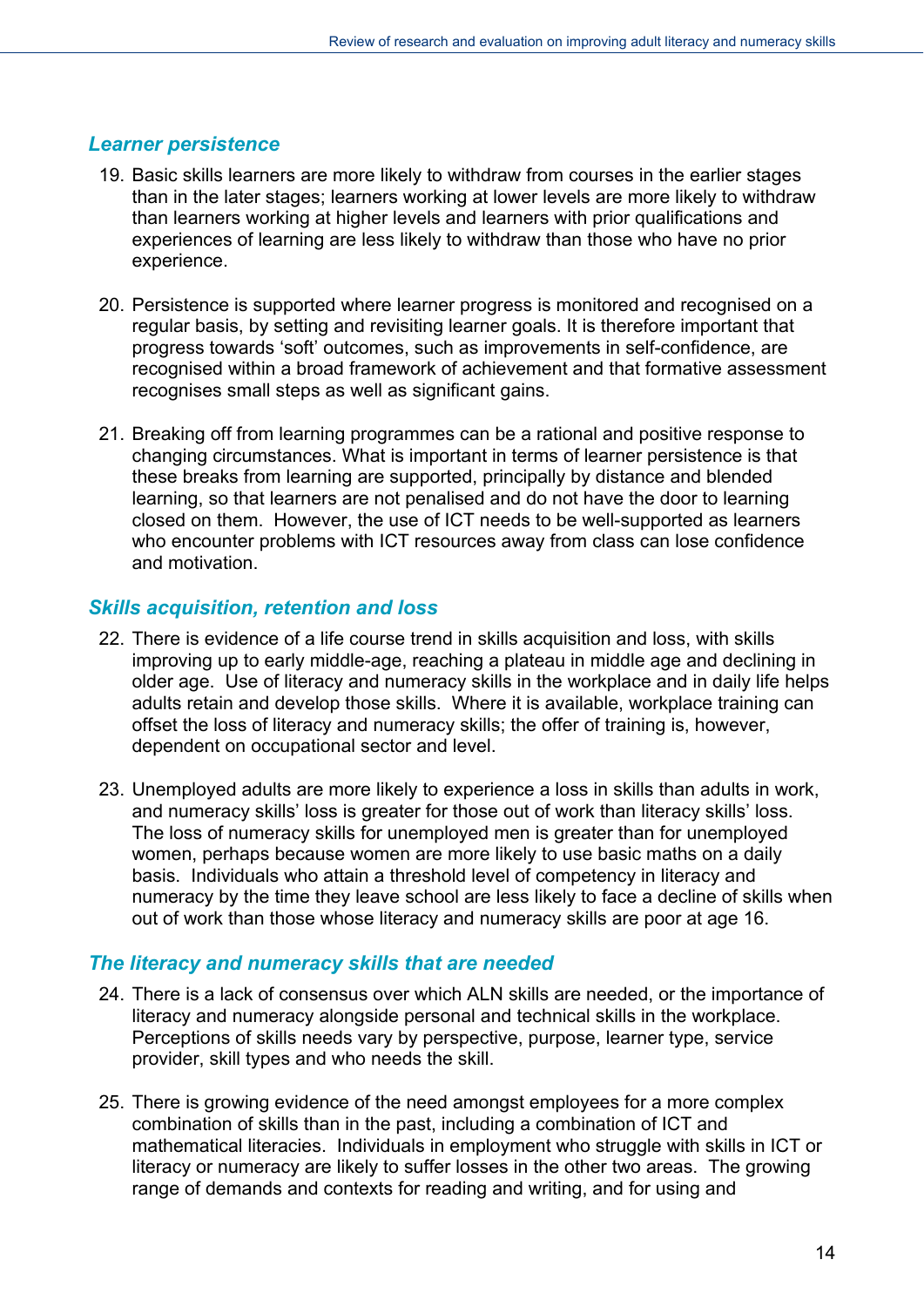### *Learner persistence*

19. Basic skills learners are more likely to withdraw from courses in the earlier stages than in the later stages; learners working at lower levels are more likely to withdraw than learners working at higher levels and learners with prior qualifications and experiences of learning are less likely to withdraw than those who have no prior experience.

20. Persistence is supported where learner progress is monitored and recognised on a regular basis, by setting and revisiting learner goals. It is therefore important that progress towards 'soft' outcomes, such as improvements in self-confidence, are recognised within a broad framework of achievement and that formative assessment recognises small steps as well as significant gains.

21. Breaking off from learning programmes can be a rational and positive response to changing circumstances. What is important in terms of learner persistence is that these breaks from learning are supported, principally by distance and blended learning, so that learners are not penalised and do not have the door to learning closed on them. However, the use of ICT needs to be well-supported as learners who encounter problems with ICT resources away from class can lose confidence and motivation.

### *Skills acquisition, retention and loss*

22. There is evidence of a life course trend in skills acquisition and loss, with skills improving up to early middle-age, reaching a plateau in middle age and declining in older age. Use of literacy and numeracy skills in the workplace and in daily life helps adults retain and develop those skills. Where it is available, workplace training can offset the loss of literacy and numeracy skills; the offer of training is, however, dependent on occupational sector and level.

23. Unemployed adults are more likely to experience a loss in skills than adults in work, and numeracy skills' loss is greater for those out of work than literacy skills' loss. The loss of numeracy skills for unemployed men is greater than for unemployed women, perhaps because women are more likely to use basic maths on a daily basis. Individuals who attain a threshold level of competency in literacy and numeracy by the time they leave school are less likely to face a decline of skills when out of work than those whose literacy and numeracy skills are poor at age 16.

### *The literacy and numeracy skills that are needed*

24. There is a lack of consensus over which ALN skills are needed, or the importance of literacy and numeracy alongside personal and technical skills in the workplace. Perceptions of skills needs vary by perspective, purpose, learner type, service provider, skill types and who needs the skill.

25. There is growing evidence of the need amongst employees for a more complex combination of skills than in the past, including a combination of ICT and mathematical literacies. Individuals in employment who struggle with skills in ICT or literacy or numeracy are likely to suffer losses in the other two areas. The growing range of demands and contexts for reading and writing, and for using and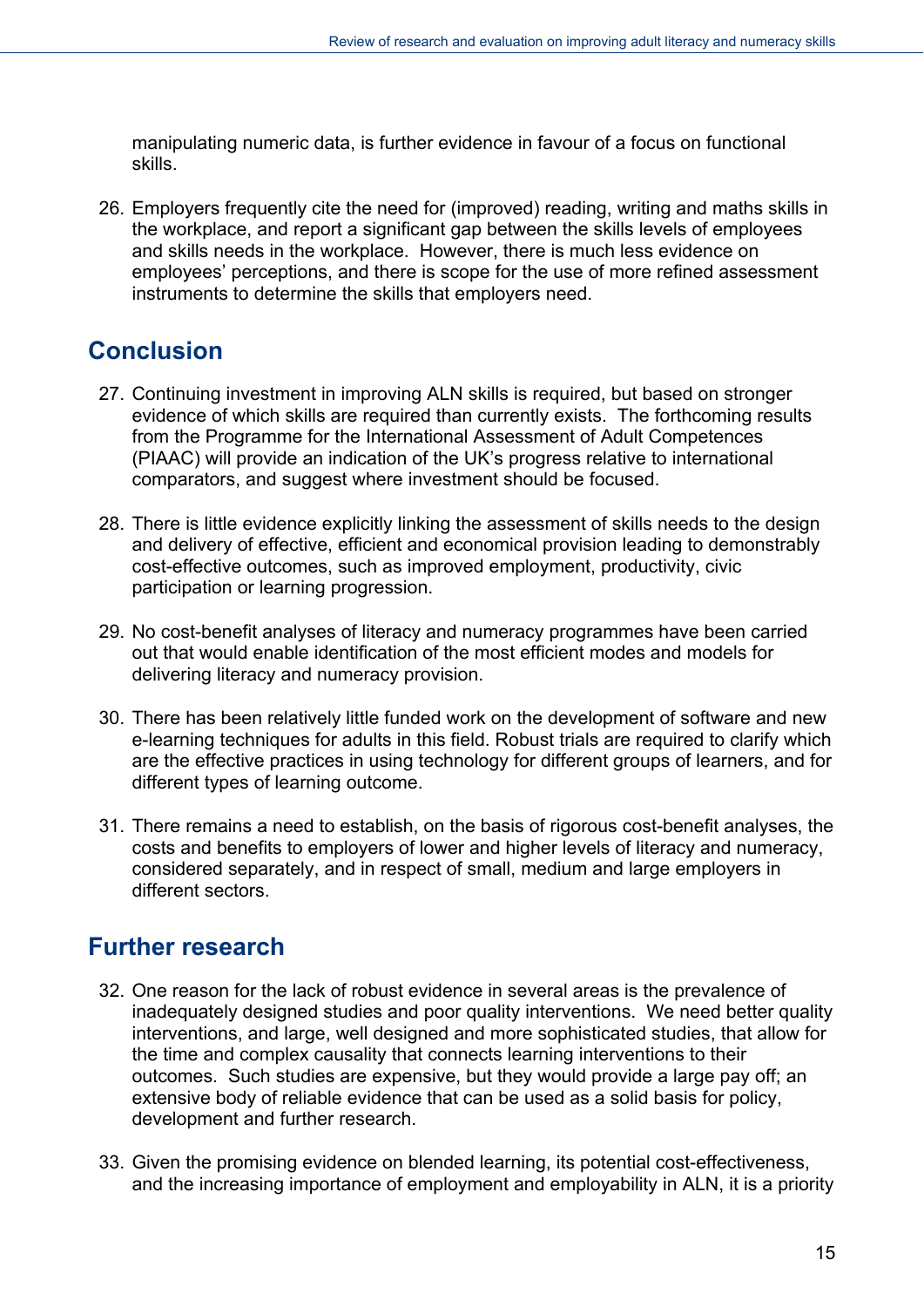manipulating numeric data, is further evidence in favour of a focus on functional skills.

26. Employers frequently cite the need for (improved) reading, writing and maths skills in the workplace, and report a significant gap between the skills levels of employees and skills needs in the workplace. However, there is much less evidence on employees' perceptions, and there is scope for the use of more refined assessment instruments to determine the skills that employers need.

## Conclusion

27. Continuing investment in improving ALN skills is required, but based on stronger evidence of which skills are required than currently exists. The forthcoming results from the Programme for the International Assessment of Adult Competences (PIAAC) will provide an indication of the UK's progress relative to international comparators, and suggest where investment should be focused.

28. There is little evidence explicitly linking the assessment of skills needs to the design and delivery of effective, efficient and economical provision leading to demonstrably cost-effective outcomes, such as improved employment, productivity, civic participation or learning progression.

29. No cost-benefit analyses of literacy and numeracy programmes have been carried out that would enable identification of the most efficient modes and models for delivering literacy and numeracy provision.

30. There has been relatively little funded work on the development of software and new e-learning techniques for adults in this field. Robust trials are required to clarify which are the effective practices in using technology for different groups of learners, and for different types of learning outcome.

31. There remains a need to establish, on the basis of rigorous cost-benefit analyses, the costs and benefits to employers of lower and higher levels of literacy and numeracy, considered separately, and in respect of small, medium and large employers in different sectors.

## Further research

32. One reason for the lack of robust evidence in several areas is the prevalence of inadequately designed studies and poor quality interventions. We need better quality interventions, and large, well designed and more sophisticated studies, that allow for the time and complex causality that connects learning interventions to their outcomes. Such studies are expensive, but they would provide a large pay off; an extensive body of reliable evidence that can be used as a solid basis for policy, development and further research.

33. Given the promising evidence on blended learning, its potential cost-effectiveness, and the increasing importance of employment and employability in ALN, it is a priority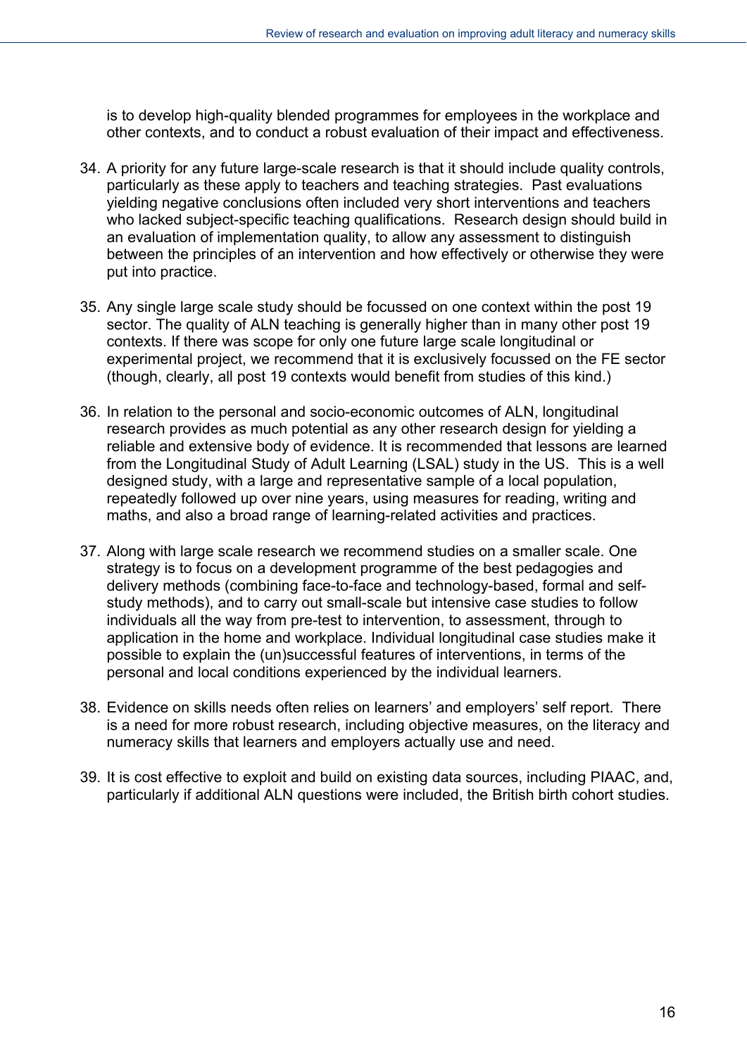is to develop high-quality blended programmes for employees in the workplace and other contexts, and to conduct a robust evaluation of their impact and effectiveness.

34. A priority for any future large-scale research is that it should include quality controls, particularly as these apply to teachers and teaching strategies. Past evaluations yielding negative conclusions often included very short interventions and teachers who lacked subject-specific teaching qualifications. Research design should build in an evaluation of implementation quality, to allow any assessment to distinguish between the principles of an intervention and how effectively or otherwise they were put into practice.

35. Any single large scale study should be focussed on one context within the post 19 sector. The quality of ALN teaching is generally higher than in many other post 19 contexts. If there was scope for only one future large scale longitudinal or experimental project, we recommend that it is exclusively focussed on the FE sector (though, clearly, all post 19 contexts would benefit from studies of this kind.)

36. In relation to the personal and socio-economic outcomes of ALN, longitudinal research provides as much potential as any other research design for yielding a reliable and extensive body of evidence. It is recommended that lessons are learned from the Longitudinal Study of Adult Learning (LSAL) study in the US. This is a well designed study, with a large and representative sample of a local population, repeatedly followed up over nine years, using measures for reading, writing and maths, and also a broad range of learning-related activities and practices.

37. Along with large scale research we recommend studies on a smaller scale. One strategy is to focus on a development programme of the best pedagogies and delivery methods (combining face-to-face and technology-based, formal and self-study methods), and to carry out small-scale but intensive case studies to follow individuals all the way from pre-test to intervention, to assessment, through to application in the home and workplace. Individual longitudinal case studies make it possible to explain the (un)successful features of interventions, in terms of the personal and local conditions experienced by the individual learners.

38. Evidence on skills needs often relies on learners' and employers' self report. There is a need for more robust research, including objective measures, on the literacy and numeracy skills that learners and employers actually use and need.

39. It is cost effective to exploit and build on existing data sources, including PIAAC, and, particularly if additional ALN questions were included, the British birth cohort studies.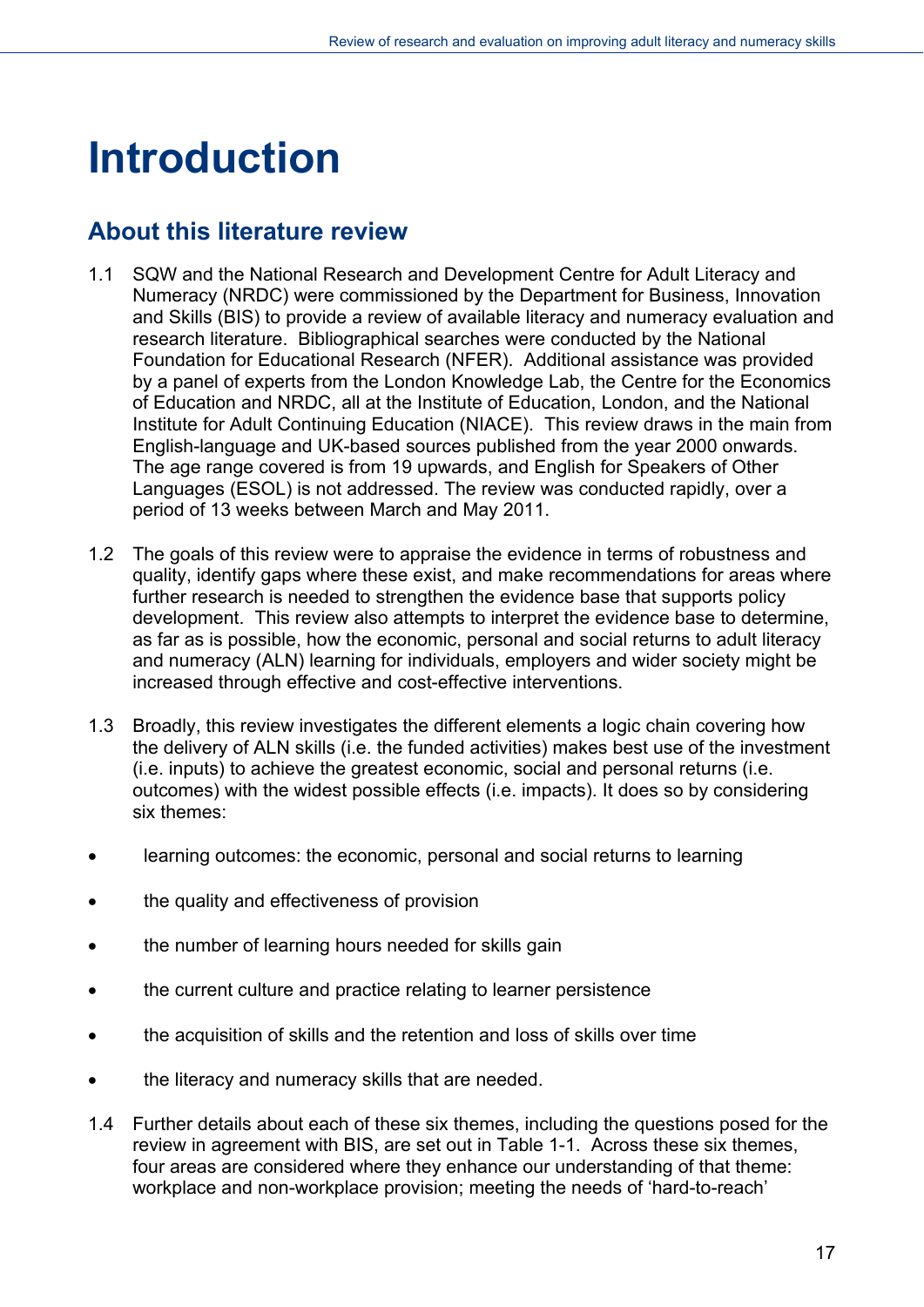# Introduction

## About this literature review

1.1 SQW and the National Research and Development Centre for Adult Literacy and Numeracy (NRDC) were commissioned by the Department for Business, Innovation and Skills (BIS) to provide a review of available literacy and numeracy evaluation and research literature. Bibliographical searches were conducted by the National Foundation for Educational Research (NFER). Additional assistance was provided by a panel of experts from the London Knowledge Lab, the Centre for the Economics of Education and NRDC, all at the Institute of Education, London, and the National Institute for Adult Continuing Education (NIACE). This review draws in the main from English-language and UK-based sources published from the year 2000 onwards. The age range covered is from 19 upwards, and English for Speakers of Other Languages (ESOL) is not addressed. The review was conducted rapidly, over a period of 13 weeks between March and May 2011.

1.2 The goals of this review were to appraise the evidence in terms of robustness and quality, identify gaps where these exist, and make recommendations for areas where further research is needed to strengthen the evidence base that supports policy development. This review also attempts to interpret the evidence base to determine, as far as is possible, how the economic, personal and social returns to adult literacy and numeracy (ALN) learning for individuals, employers and wider society might be increased through effective and cost-effective interventions.

1.3 Broadly, this review investigates the different elements a logic chain covering how the delivery of ALN skills (i.e. the funded activities) makes best use of the investment (i.e. inputs) to achieve the greatest economic, social and personal returns (i.e. outcomes) with the widest possible effects (i.e. impacts). It does so by considering six themes:

- learning outcomes: the economic, personal and social returns to learning
- the quality and effectiveness of provision
- the number of learning hours needed for skills gain
- the current culture and practice relating to learner persistence
- the acquisition of skills and the retention and loss of skills over time
- the literacy and numeracy skills that are needed.

1.4 Further details about each of these six themes, including the questions posed for the review in agreement with BIS, are set out in Table 1-1. Across these six themes, four areas are considered where they enhance our understanding of that theme: workplace and non-workplace provision; meeting the needs of 'hard-to-reach'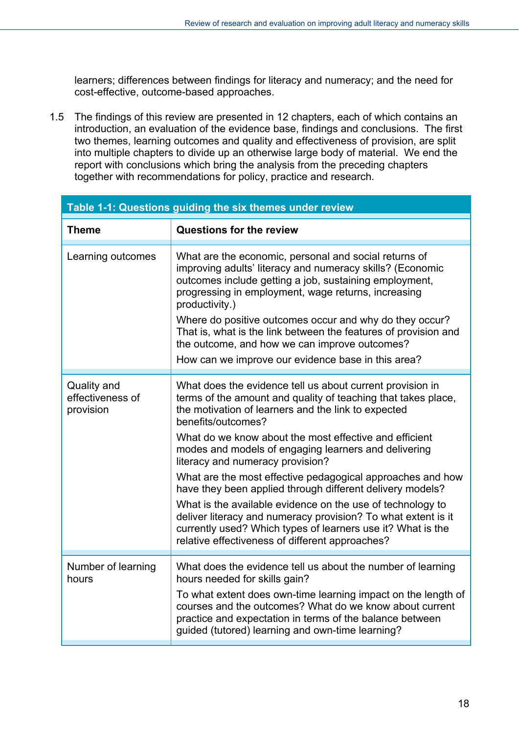learners; differences between findings for literacy and numeracy; and the need for cost-effective, outcome-based approaches.

1.5 The findings of this review are presented in 12 chapters, each of which contains an introduction, an evaluation of the evidence base, findings and conclusions. The first two themes, learning outcomes and quality and effectiveness of provision, are split into multiple chapters to divide up an otherwise large body of material. We end the report with conclusions which bring the analysis from the preceding chapters together with recommendations for policy, practice and research.

**Table 1-1: Questions guiding the six themes under review**

| Theme | Questions for the review |
|---|---|
| Learning outcomes | What are the economic, personal and social returns of improving adults' literacy and numeracy skills? (Economic outcomes include getting a job, sustaining employment, progressing in employment, wage returns, increasing productivity.)<br><br>Where do positive outcomes occur and why do they occur? That is, what is the link between the features of provision and the outcome, and how we can improve outcomes?<br><br>How can we improve our evidence base in this area? |
| Quality and effectiveness of provision | What does the evidence tell us about current provision in terms of the amount and quality of teaching that takes place, the motivation of learners and the link to expected benefits/outcomes?<br><br>What do we know about the most effective and efficient modes and models of engaging learners and delivering literacy and numeracy provision?<br><br>What are the most effective pedagogical approaches and how have they been applied through different delivery models?<br><br>What is the available evidence on the use of technology to deliver literacy and numeracy provision? To what extent is it currently used? Which types of learners use it? What is the relative effectiveness of different approaches? |
| Number of learning hours | What does the evidence tell us about the number of learning hours needed for skills gain?<br><br>To what extent does own-time learning impact on the length of courses and the outcomes? What do we know about current practice and expectation in terms of the balance between guided (tutored) learning and own-time learning? |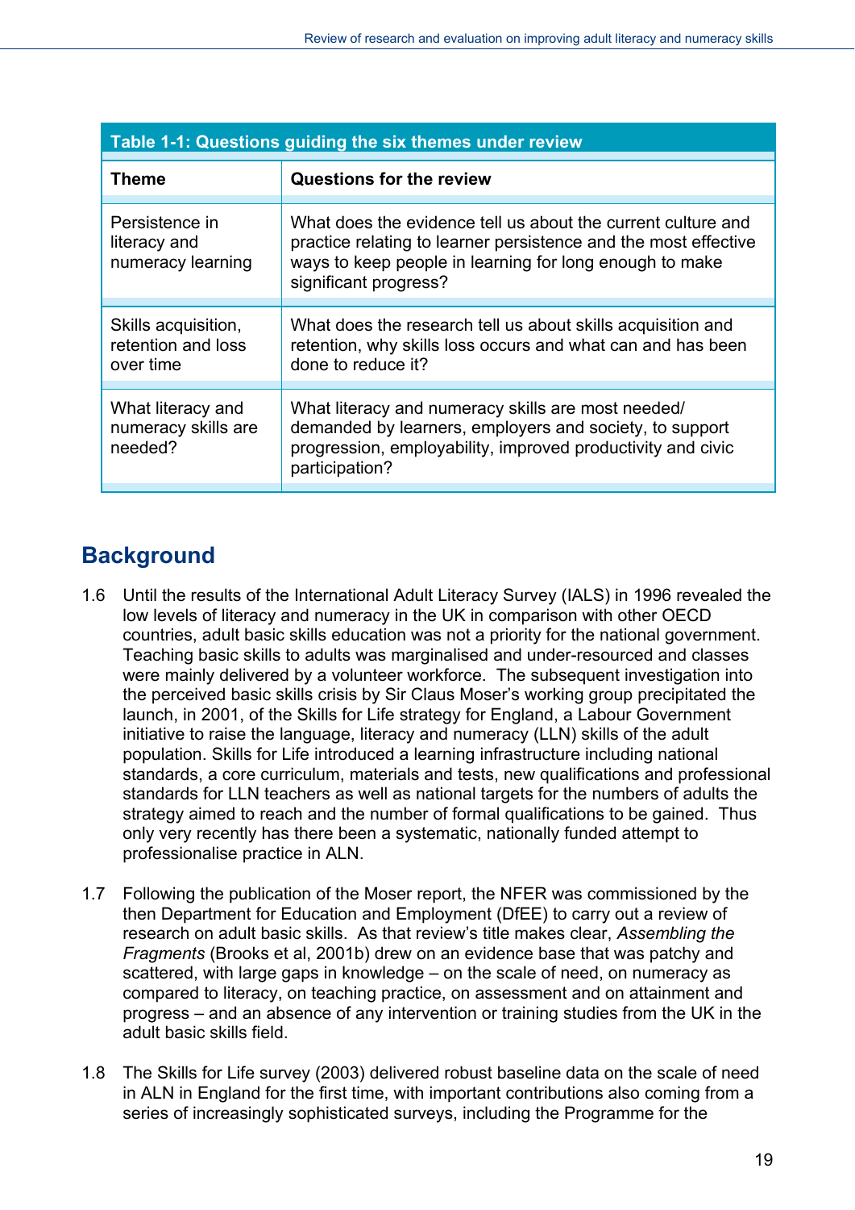**Table 1-1: Questions guiding the six themes under review**

| Theme | Questions for the review |
|---|---|
| Persistence in literacy and numeracy learning | What does the evidence tell us about the current culture and practice relating to learner persistence and the most effective ways to keep people in learning for long enough to make significant progress? |
| Skills acquisition, retention and loss over time | What does the research tell us about skills acquisition and retention, why skills loss occurs and what can and has been done to reduce it? |
| What literacy and numeracy skills are needed? | What literacy and numeracy skills are most needed/ demanded by learners, employers and society, to support progression, employability, improved productivity and civic participation? |

## Background

1.6 Until the results of the International Adult Literacy Survey (IALS) in 1996 revealed the low levels of literacy and numeracy in the UK in comparison with other OECD countries, adult basic skills education was not a priority for the national government. Teaching basic skills to adults was marginalised and under-resourced and classes were mainly delivered by a volunteer workforce. The subsequent investigation into the perceived basic skills crisis by Sir Claus Moser's working group precipitated the launch, in 2001, of the Skills for Life strategy for England, a Labour Government initiative to raise the language, literacy and numeracy (LLN) skills of the adult population. Skills for Life introduced a learning infrastructure including national standards, a core curriculum, materials and tests, new qualifications and professional standards for LLN teachers as well as national targets for the numbers of adults the strategy aimed to reach and the number of formal qualifications to be gained. Thus only very recently has there been a systematic, nationally funded attempt to professionalise practice in ALN.

1.7 Following the publication of the Moser report, the NFER was commissioned by the then Department for Education and Employment (DfEE) to carry out a review of research on adult basic skills. As that review's title makes clear, *Assembling the Fragments* (Brooks et al, 2001b) drew on an evidence base that was patchy and scattered, with large gaps in knowledge – on the scale of need, on numeracy as compared to literacy, on teaching practice, on assessment and on attainment and progress – and an absence of any intervention or training studies from the UK in the adult basic skills field.

1.8 The Skills for Life survey (2003) delivered robust baseline data on the scale of need in ALN in England for the first time, with important contributions also coming from a series of increasingly sophisticated surveys, including the Programme for the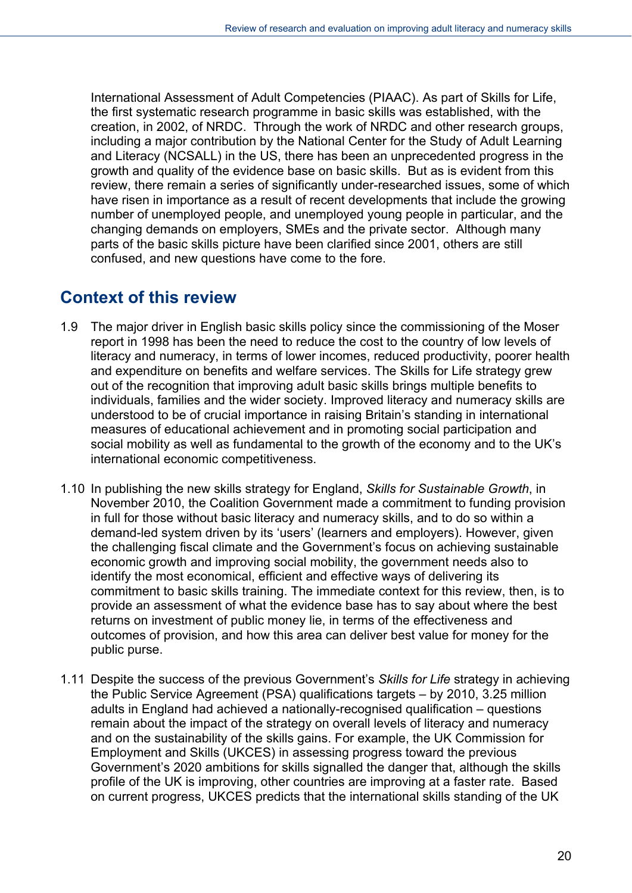International Assessment of Adult Competencies (PIAAC). As part of Skills for Life, the first systematic research programme in basic skills was established, with the creation, in 2002, of NRDC. Through the work of NRDC and other research groups, including a major contribution by the National Center for the Study of Adult Learning and Literacy (NCSALL) in the US, there has been an unprecedented progress in the growth and quality of the evidence base on basic skills. But as is evident from this review, there remain a series of significantly under-researched issues, some of which have risen in importance as a result of recent developments that include the growing number of unemployed people, and unemployed young people in particular, and the changing demands on employers, SMEs and the private sector. Although many parts of the basic skills picture have been clarified since 2001, others are still confused, and new questions have come to the fore.

## Context of this review

1.9 The major driver in English basic skills policy since the commissioning of the Moser report in 1998 has been the need to reduce the cost to the country of low levels of literacy and numeracy, in terms of lower incomes, reduced productivity, poorer health and expenditure on benefits and welfare services. The Skills for Life strategy grew out of the recognition that improving adult basic skills brings multiple benefits to individuals, families and the wider society. Improved literacy and numeracy skills are understood to be of crucial importance in raising Britain's standing in international measures of educational achievement and in promoting social participation and social mobility as well as fundamental to the growth of the economy and to the UK's international economic competitiveness.

1.10 In publishing the new skills strategy for England, *Skills for Sustainable Growth*, in November 2010, the Coalition Government made a commitment to funding provision in full for those without basic literacy and numeracy skills, and to do so within a demand-led system driven by its 'users' (learners and employers). However, given the challenging fiscal climate and the Government's focus on achieving sustainable economic growth and improving social mobility, the government needs also to identify the most economical, efficient and effective ways of delivering its commitment to basic skills training. The immediate context for this review, then, is to provide an assessment of what the evidence base has to say about where the best returns on investment of public money lie, in terms of the effectiveness and outcomes of provision, and how this area can deliver best value for money for the public purse.

1.11 Despite the success of the previous Government's *Skills for Life* strategy in achieving the Public Service Agreement (PSA) qualifications targets – by 2010, 3.25 million adults in England had achieved a nationally-recognised qualification – questions remain about the impact of the strategy on overall levels of literacy and numeracy and on the sustainability of the skills gains. For example, the UK Commission for Employment and Skills (UKCES) in assessing progress toward the previous Government's 2020 ambitions for skills signalled the danger that, although the skills profile of the UK is improving, other countries are improving at a faster rate. Based on current progress, UKCES predicts that the international skills standing of the UK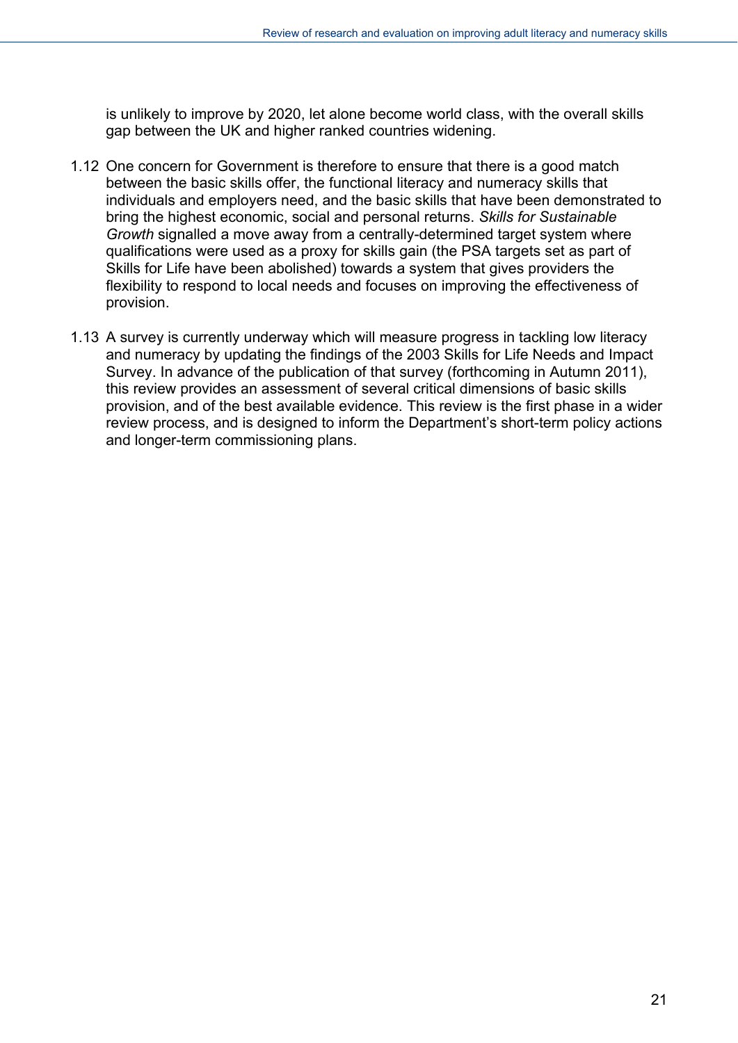is unlikely to improve by 2020, let alone become world class, with the overall skills gap between the UK and higher ranked countries widening.

1.12 One concern for Government is therefore to ensure that there is a good match between the basic skills offer, the functional literacy and numeracy skills that individuals and employers need, and the basic skills that have been demonstrated to bring the highest economic, social and personal returns. *Skills for Sustainable Growth* signalled a move away from a centrally-determined target system where qualifications were used as a proxy for skills gain (the PSA targets set as part of Skills for Life have been abolished) towards a system that gives providers the flexibility to respond to local needs and focuses on improving the effectiveness of provision.

1.13 A survey is currently underway which will measure progress in tackling low literacy and numeracy by updating the findings of the 2003 Skills for Life Needs and Impact Survey. In advance of the publication of that survey (forthcoming in Autumn 2011), this review provides an assessment of several critical dimensions of basic skills provision, and of the best available evidence. This review is the first phase in a wider review process, and is designed to inform the Department's short-term policy actions and longer-term commissioning plans.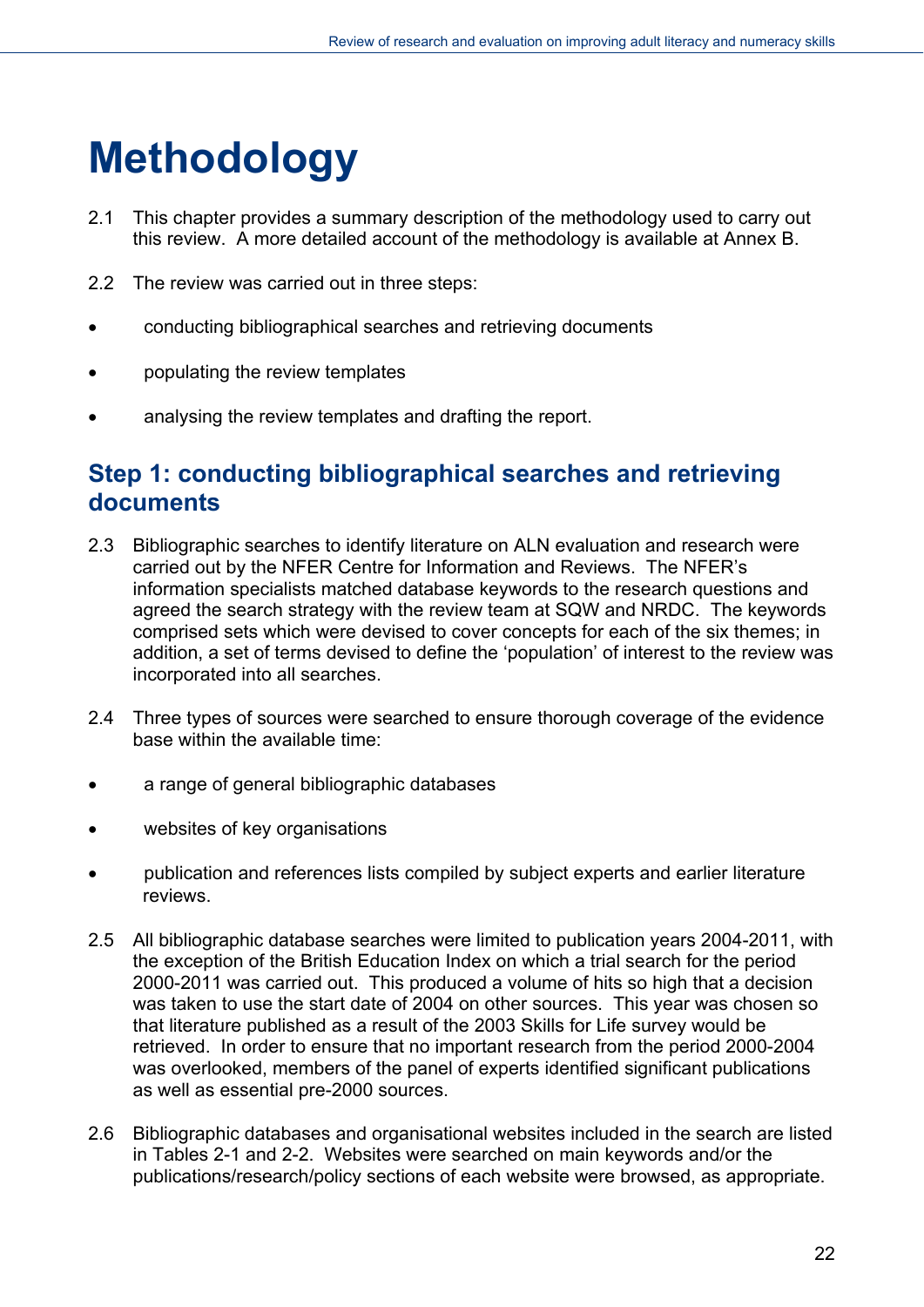# Methodology

2.1 This chapter provides a summary description of the methodology used to carry out this review. A more detailed account of the methodology is available at Annex B.

2.2 The review was carried out in three steps:

- conducting bibliographical searches and retrieving documents
- populating the review templates
- analysing the review templates and drafting the report.

## Step 1: conducting bibliographical searches and retrieving documents

2.3 Bibliographic searches to identify literature on ALN evaluation and research were carried out by the NFER Centre for Information and Reviews. The NFER's information specialists matched database keywords to the research questions and agreed the search strategy with the review team at SQW and NRDC. The keywords comprised sets which were devised to cover concepts for each of the six themes; in addition, a set of terms devised to define the 'population' of interest to the review was incorporated into all searches.

2.4 Three types of sources were searched to ensure thorough coverage of the evidence base within the available time:

- a range of general bibliographic databases
- websites of key organisations
- publication and references lists compiled by subject experts and earlier literature reviews.

2.5 All bibliographic database searches were limited to publication years 2004-2011, with the exception of the British Education Index on which a trial search for the period 2000-2011 was carried out. This produced a volume of hits so high that a decision was taken to use the start date of 2004 on other sources. This year was chosen so that literature published as a result of the 2003 Skills for Life survey would be retrieved. In order to ensure that no important research from the period 2000-2004 was overlooked, members of the panel of experts identified significant publications as well as essential pre-2000 sources.

2.6 Bibliographic databases and organisational websites included in the search are listed in Tables 2-1 and 2-2. Websites were searched on main keywords and/or the publications/research/policy sections of each website were browsed, as appropriate.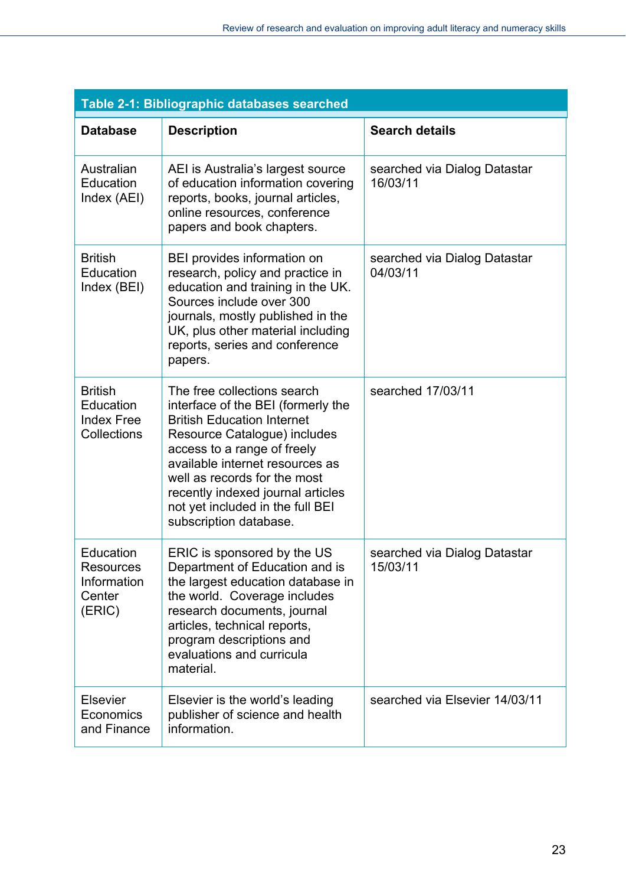**Table 2-1: Bibliographic databases searched**

| Database | Description | Search details |
|---|---|---|
| Australian Education Index (AEI) | AEI is Australia's largest source of education information covering reports, books, journal articles, online resources, conference papers and book chapters. | searched via Dialog Datastar 16/03/11 |
| British Education Index (BEI) | BEI provides information on research, policy and practice in education and training in the UK. Sources include over 300 journals, mostly published in the UK, plus other material including reports, series and conference papers. | searched via Dialog Datastar 04/03/11 |
| British Education Index Free Collections | The free collections search interface of the BEI (formerly the British Education Internet Resource Catalogue) includes access to a range of freely available internet resources as well as records for the most recently indexed journal articles not yet included in the full BEI subscription database. | searched 17/03/11 |
| Education Resources Information Center (ERIC) | ERIC is sponsored by the US Department of Education and is the largest education database in the world. Coverage includes research documents, journal articles, technical reports, program descriptions and evaluations and curricula material. | searched via Dialog Datastar 15/03/11 |
| Elsevier Economics and Finance | Elsevier is the world's leading publisher of science and health information. | searched via Elsevier 14/03/11 |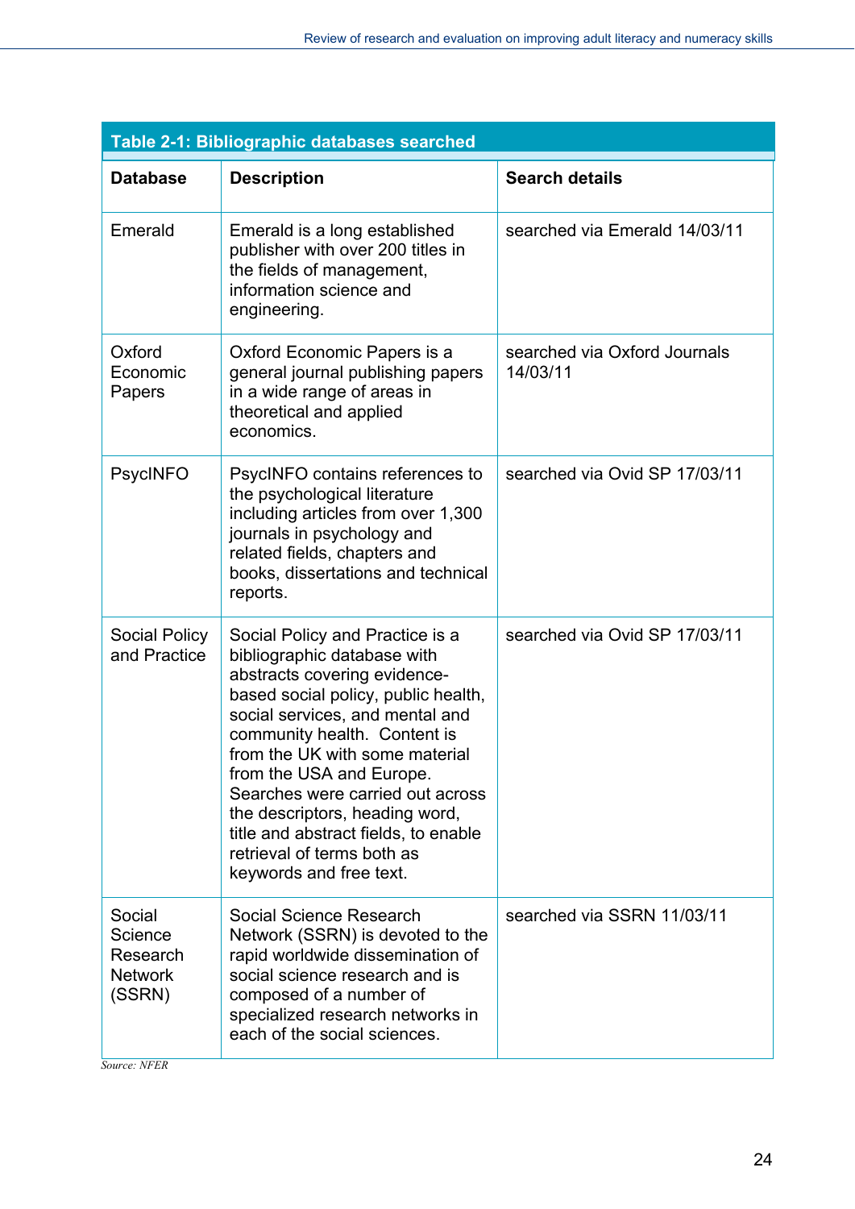**Table 2-1: Bibliographic databases searched**

| Database | Description | Search details |
|---|---|---|
| Emerald | Emerald is a long established publisher with over 200 titles in the fields of management, information science and engineering. | searched via Emerald 14/03/11 |
| Oxford Economic Papers | Oxford Economic Papers is a general journal publishing papers in a wide range of areas in theoretical and applied economics. | searched via Oxford Journals 14/03/11 |
| PsycINFO | PsycINFO contains references to the psychological literature including articles from over 1,300 journals in psychology and related fields, chapters and books, dissertations and technical reports. | searched via Ovid SP 17/03/11 |
| Social Policy and Practice | Social Policy and Practice is a bibliographic database with abstracts covering evidence-based social policy, public health, social services, and mental and community health. Content is from the UK with some material from the USA and Europe. Searches were carried out across the descriptors, heading word, title and abstract fields, to enable retrieval of terms both as keywords and free text. | searched via Ovid SP 17/03/11 |
| Social Science Research Network (SSRN) | Social Science Research Network (SSRN) is devoted to the rapid worldwide dissemination of social science research and is composed of a number of specialized research networks in each of the social sciences. | searched via SSRN 11/03/11 |

*Source: NFER*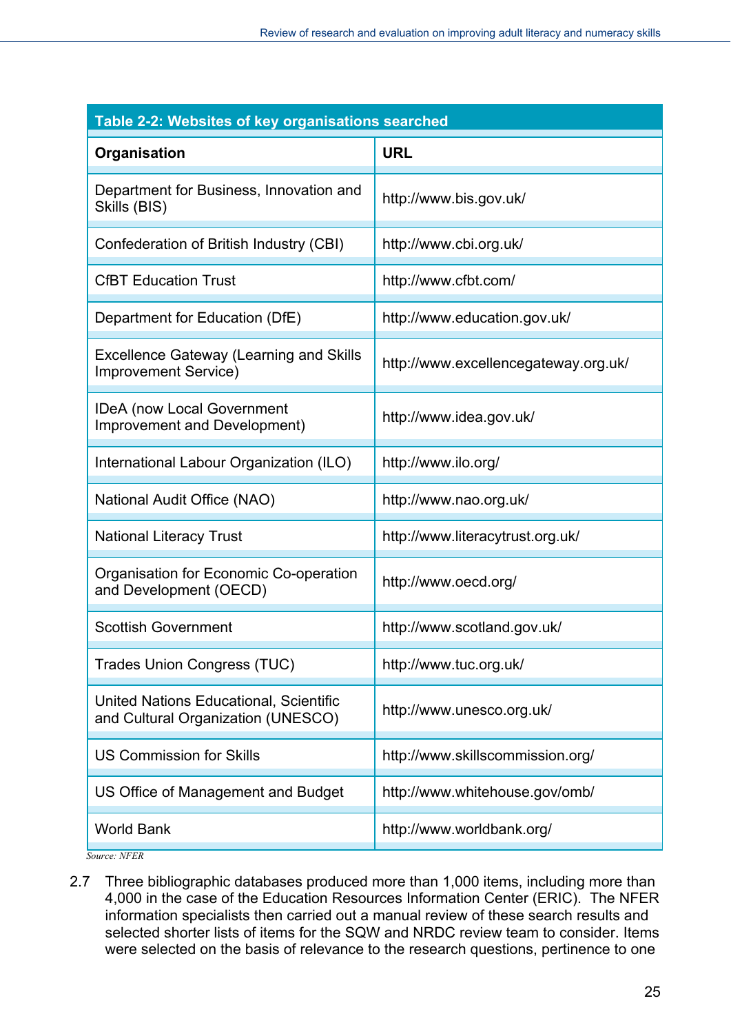**Table 2-2: Websites of key organisations searched**

| Organisation | URL |
|---|---|
| Department for Business, Innovation and Skills (BIS) | http://www.bis.gov.uk/ |
| Confederation of British Industry (CBI) | http://www.cbi.org.uk/ |
| CfBT Education Trust | http://www.cfbt.com/ |
| Department for Education (DfE) | http://www.education.gov.uk/ |
| Excellence Gateway (Learning and Skills Improvement Service) | http://www.excellencegateway.org.uk/ |
| IDeA (now Local Government Improvement and Development) | http://www.idea.gov.uk/ |
| International Labour Organization (ILO) | http://www.ilo.org/ |
| National Audit Office (NAO) | http://www.nao.org.uk/ |
| National Literacy Trust | http://www.literacytrust.org.uk/ |
| Organisation for Economic Co-operation and Development (OECD) | http://www.oecd.org/ |
| Scottish Government | http://www.scotland.gov.uk/ |
| Trades Union Congress (TUC) | http://www.tuc.org.uk/ |
| United Nations Educational, Scientific and Cultural Organization (UNESCO) | http://www.unesco.org.uk/ |
| US Commission for Skills | http://www.skillscommission.org/ |
| US Office of Management and Budget | http://www.whitehouse.gov/omb/ |
| World Bank | http://www.worldbank.org/ |

*Source: NFER*

2.7 Three bibliographic databases produced more than 1,000 items, including more than 4,000 in the case of the Education Resources Information Center (ERIC). The NFER information specialists then carried out a manual review of these search results and selected shorter lists of items for the SQW and NRDC review team to consider. Items were selected on the basis of relevance to the research questions, pertinence to one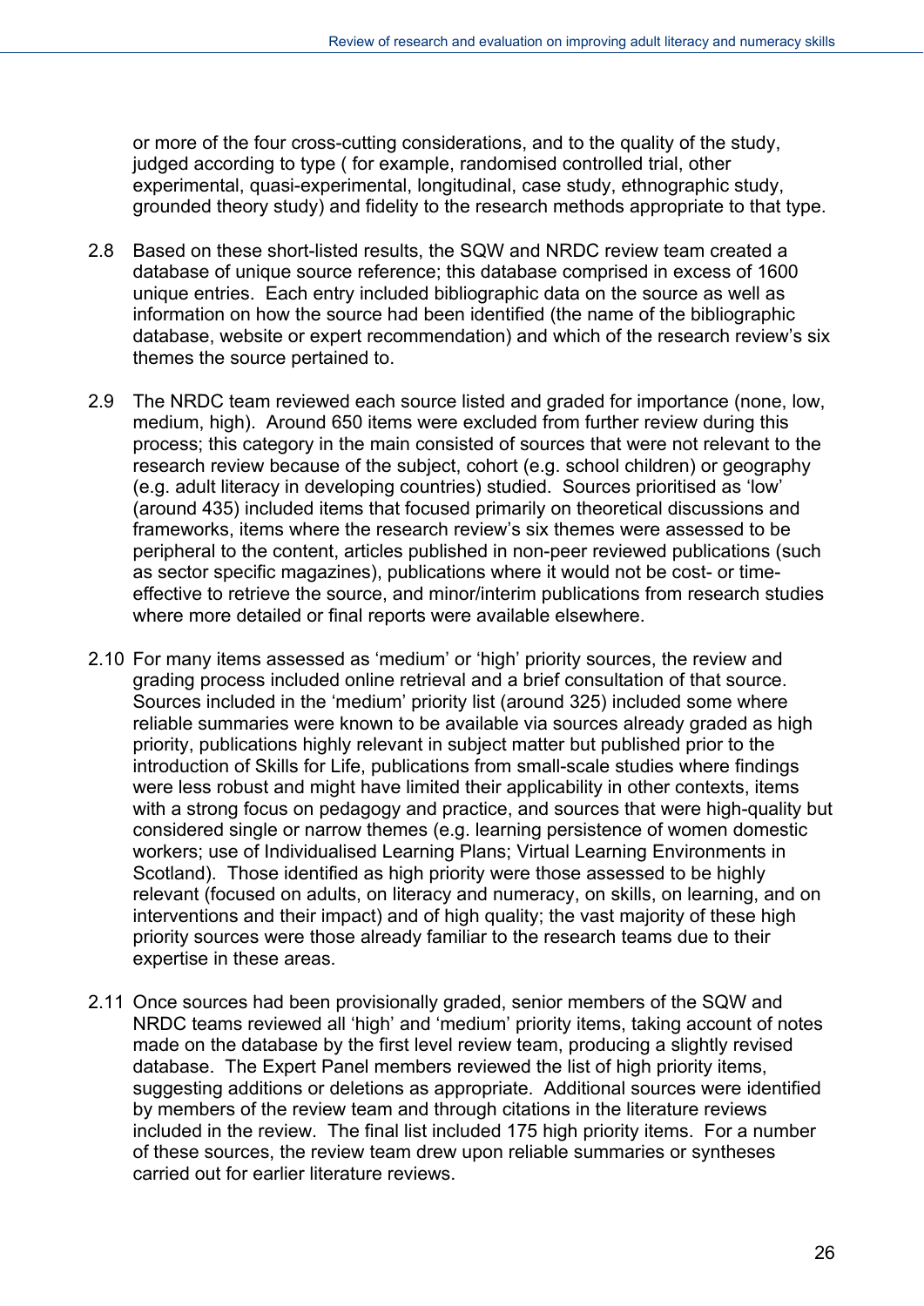or more of the four cross-cutting considerations, and to the quality of the study, judged according to type ( for example, randomised controlled trial, other experimental, quasi-experimental, longitudinal, case study, ethnographic study, grounded theory study) and fidelity to the research methods appropriate to that type.

2.8 Based on these short-listed results, the SQW and NRDC review team created a database of unique source reference; this database comprised in excess of 1600 unique entries. Each entry included bibliographic data on the source as well as information on how the source had been identified (the name of the bibliographic database, website or expert recommendation) and which of the research review's six themes the source pertained to.

2.9 The NRDC team reviewed each source listed and graded for importance (none, low, medium, high). Around 650 items were excluded from further review during this process; this category in the main consisted of sources that were not relevant to the research review because of the subject, cohort (e.g. school children) or geography (e.g. adult literacy in developing countries) studied. Sources prioritised as 'low' (around 435) included items that focused primarily on theoretical discussions and frameworks, items where the research review's six themes were assessed to be peripheral to the content, articles published in non-peer reviewed publications (such as sector specific magazines), publications where it would not be cost- or time-effective to retrieve the source, and minor/interim publications from research studies where more detailed or final reports were available elsewhere.

2.10 For many items assessed as 'medium' or 'high' priority sources, the review and grading process included online retrieval and a brief consultation of that source. Sources included in the 'medium' priority list (around 325) included some where reliable summaries were known to be available via sources already graded as high priority, publications highly relevant in subject matter but published prior to the introduction of Skills for Life, publications from small-scale studies where findings were less robust and might have limited their applicability in other contexts, items with a strong focus on pedagogy and practice, and sources that were high-quality but considered single or narrow themes (e.g. learning persistence of women domestic workers; use of Individualised Learning Plans; Virtual Learning Environments in Scotland). Those identified as high priority were those assessed to be highly relevant (focused on adults, on literacy and numeracy, on skills, on learning, and on interventions and their impact) and of high quality; the vast majority of these high priority sources were those already familiar to the research teams due to their expertise in these areas.

2.11 Once sources had been provisionally graded, senior members of the SQW and NRDC teams reviewed all 'high' and 'medium' priority items, taking account of notes made on the database by the first level review team, producing a slightly revised database. The Expert Panel members reviewed the list of high priority items, suggesting additions or deletions as appropriate. Additional sources were identified by members of the review team and through citations in the literature reviews included in the review. The final list included 175 high priority items. For a number of these sources, the review team drew upon reliable summaries or syntheses carried out for earlier literature reviews.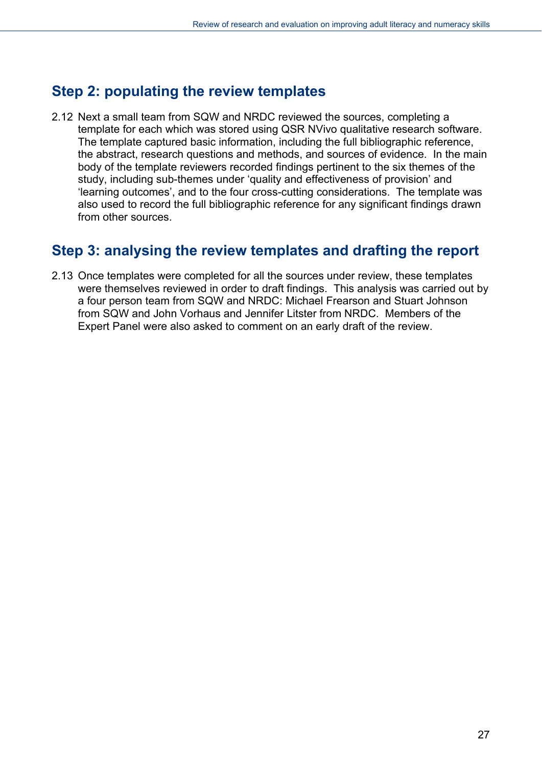## Step 2: populating the review templates

2.12 Next a small team from SQW and NRDC reviewed the sources, completing a template for each which was stored using QSR NVivo qualitative research software. The template captured basic information, including the full bibliographic reference, the abstract, research questions and methods, and sources of evidence. In the main body of the template reviewers recorded findings pertinent to the six themes of the study, including sub-themes under 'quality and effectiveness of provision' and 'learning outcomes', and to the four cross-cutting considerations. The template was also used to record the full bibliographic reference for any significant findings drawn from other sources.

## Step 3: analysing the review templates and drafting the report

2.13 Once templates were completed for all the sources under review, these templates were themselves reviewed in order to draft findings. This analysis was carried out by a four person team from SQW and NRDC: Michael Frearson and Stuart Johnson from SQW and John Vorhaus and Jennifer Litster from NRDC. Members of the Expert Panel were also asked to comment on an early draft of the review.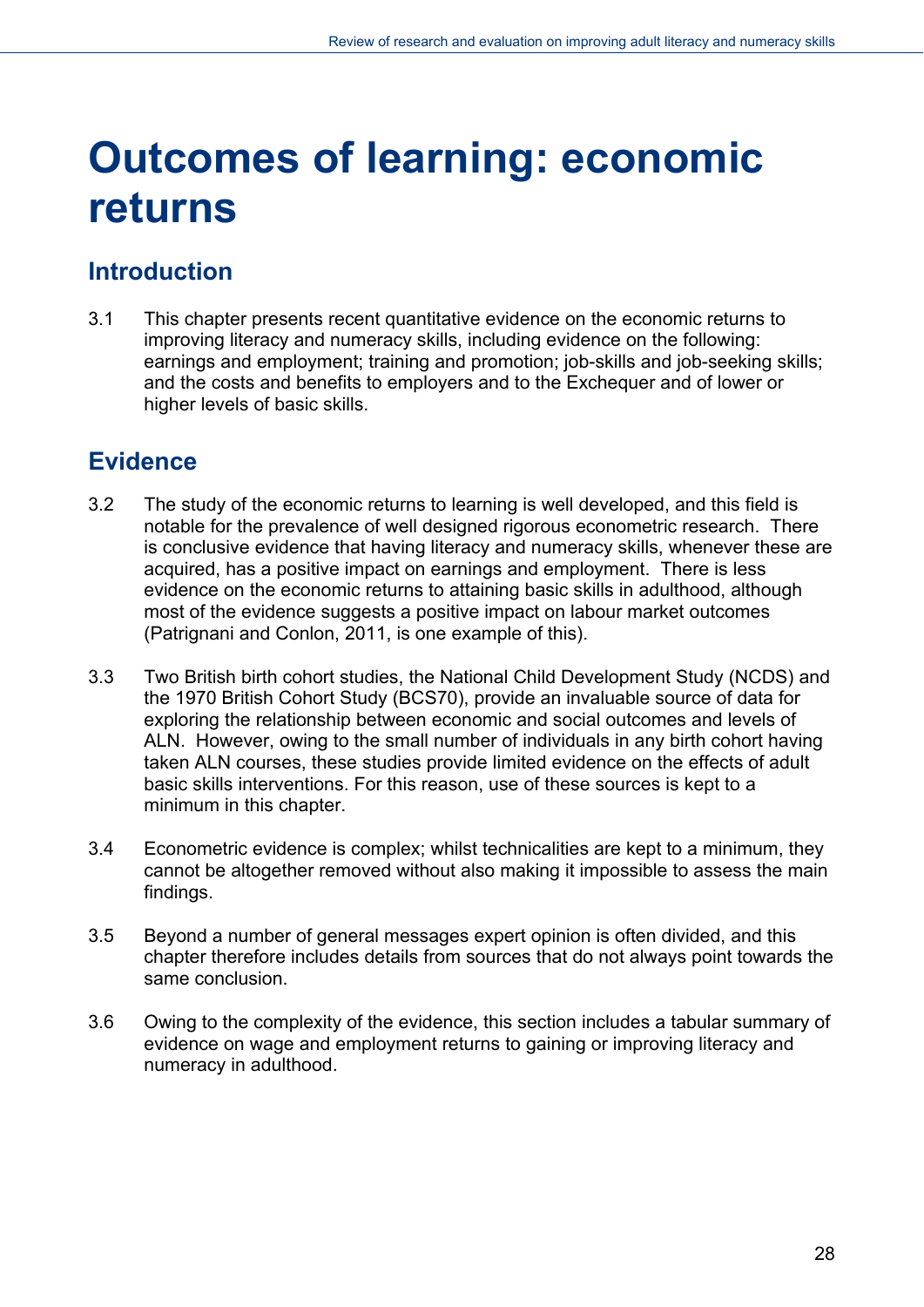# Outcomes of learning: economic returns

## Introduction

3.1 This chapter presents recent quantitative evidence on the economic returns to improving literacy and numeracy skills, including evidence on the following: earnings and employment; training and promotion; job-skills and job-seeking skills; and the costs and benefits to employers and to the Exchequer and of lower or higher levels of basic skills.

## Evidence

3.2 The study of the economic returns to learning is well developed, and this field is notable for the prevalence of well designed rigorous econometric research. There is conclusive evidence that having literacy and numeracy skills, whenever these are acquired, has a positive impact on earnings and employment. There is less evidence on the economic returns to attaining basic skills in adulthood, although most of the evidence suggests a positive impact on labour market outcomes (Patrignani and Conlon, 2011, is one example of this).

3.3 Two British birth cohort studies, the National Child Development Study (NCDS) and the 1970 British Cohort Study (BCS70), provide an invaluable source of data for exploring the relationship between economic and social outcomes and levels of ALN. However, owing to the small number of individuals in any birth cohort having taken ALN courses, these studies provide limited evidence on the effects of adult basic skills interventions. For this reason, use of these sources is kept to a minimum in this chapter.

3.4 Econometric evidence is complex; whilst technicalities are kept to a minimum, they cannot be altogether removed without also making it impossible to assess the main findings.

3.5 Beyond a number of general messages expert opinion is often divided, and this chapter therefore includes details from sources that do not always point towards the same conclusion.

3.6 Owing to the complexity of the evidence, this section includes a tabular summary of evidence on wage and employment returns to gaining or improving literacy and numeracy in adulthood.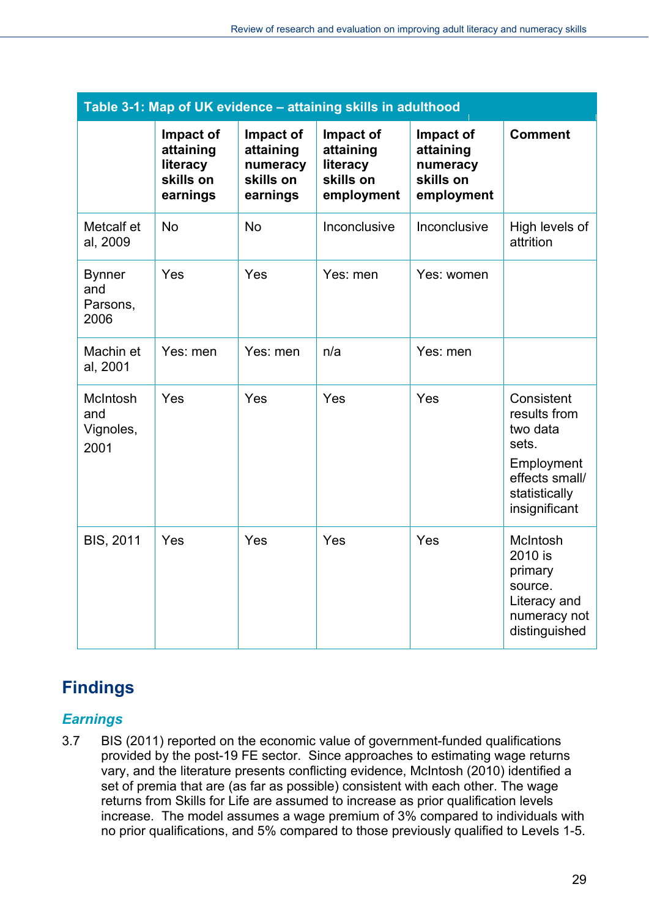**Table 3-1: Map of UK evidence – attaining skills in adulthood**

| | Impact of attaining literacy skills on earnings | Impact of attaining numeracy skills on earnings | Impact of attaining literacy skills on employment | Impact of attaining numeracy skills on employment | Comment |
|---|---|---|---|---|---|
| Metcalf et al, 2009 | No | No | Inconclusive | Inconclusive | High levels of attrition |
| Bynner and Parsons, 2006 | Yes | Yes | Yes: men | Yes: women | |
| Machin et al, 2001 | Yes: men | Yes: men | n/a | Yes: men | |
| McIntosh and Vignoles, 2001 | Yes | Yes | Yes | Yes | Consistent results from two data sets. Employment effects small/ statistically insignificant |
| BIS, 2011 | Yes | Yes | Yes | Yes | McIntosh 2010 is primary source. Literacy and numeracy not distinguished |

## Findings

### *Earnings*

3.7 BIS (2011) reported on the economic value of government-funded qualifications provided by the post-19 FE sector. Since approaches to estimating wage returns vary, and the literature presents conflicting evidence, McIntosh (2010) identified a set of premia that are (as far as possible) consistent with each other. The wage returns from Skills for Life are assumed to increase as prior qualification levels increase. The model assumes a wage premium of 3% compared to individuals with no prior qualifications, and 5% compared to those previously qualified to Levels 1-5.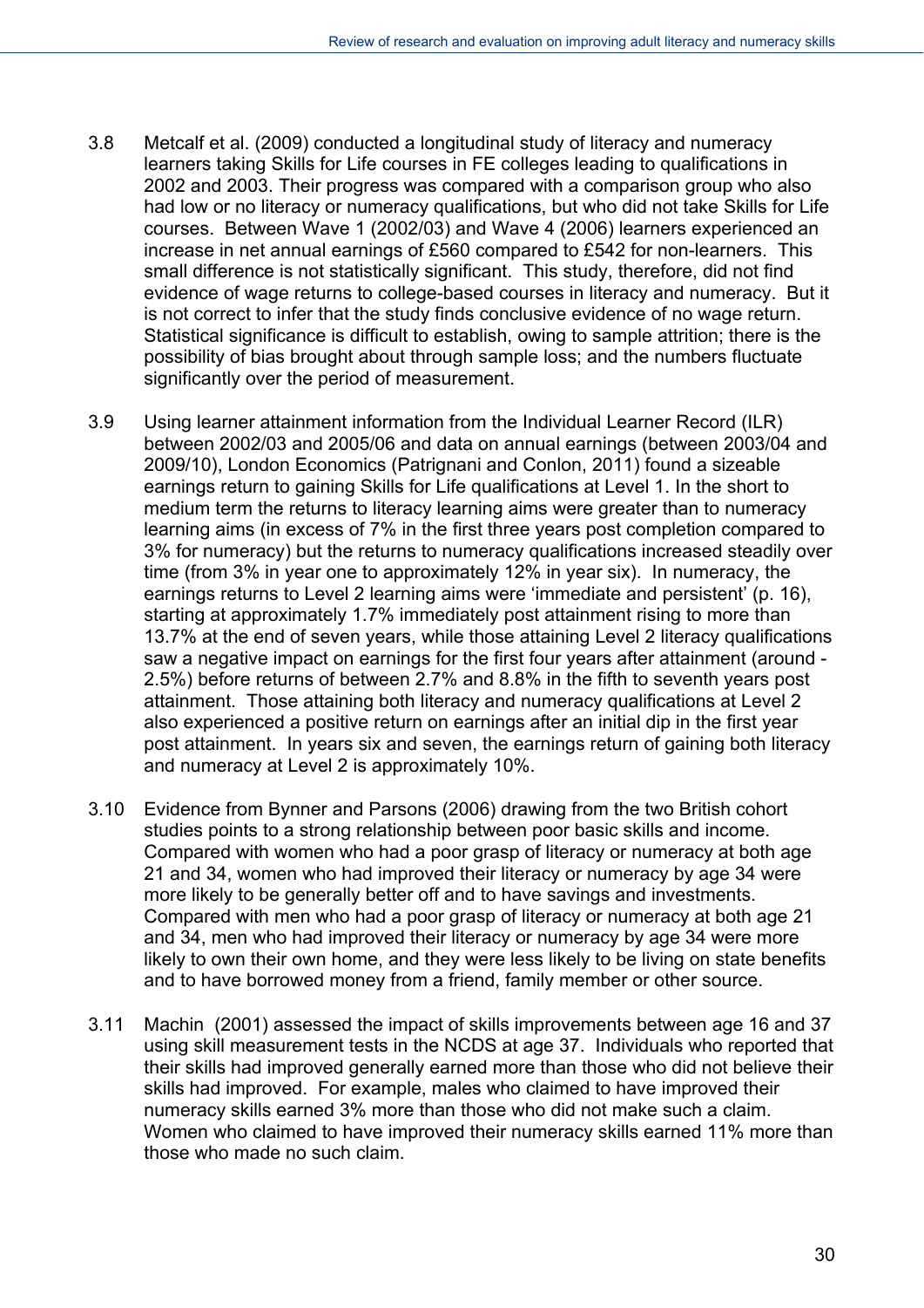3.8 Metcalf et al. (2009) conducted a longitudinal study of literacy and numeracy learners taking Skills for Life courses in FE colleges leading to qualifications in 2002 and 2003. Their progress was compared with a comparison group who also had low or no literacy or numeracy qualifications, but who did not take Skills for Life courses. Between Wave 1 (2002/03) and Wave 4 (2006) learners experienced an increase in net annual earnings of £560 compared to £542 for non-learners. This small difference is not statistically significant. This study, therefore, did not find evidence of wage returns to college-based courses in literacy and numeracy. But it is not correct to infer that the study finds conclusive evidence of no wage return. Statistical significance is difficult to establish, owing to sample attrition; there is the possibility of bias brought about through sample loss; and the numbers fluctuate significantly over the period of measurement.

3.9 Using learner attainment information from the Individual Learner Record (ILR) between 2002/03 and 2005/06 and data on annual earnings (between 2003/04 and 2009/10), London Economics (Patrignani and Conlon, 2011) found a sizeable earnings return to gaining Skills for Life qualifications at Level 1. In the short to medium term the returns to literacy learning aims were greater than to numeracy learning aims (in excess of 7% in the first three years post completion compared to 3% for numeracy) but the returns to numeracy qualifications increased steadily over time (from 3% in year one to approximately 12% in year six). In numeracy, the earnings returns to Level 2 learning aims were 'immediate and persistent' (p. 16), starting at approximately 1.7% immediately post attainment rising to more than 13.7% at the end of seven years, while those attaining Level 2 literacy qualifications saw a negative impact on earnings for the first four years after attainment (around -2.5%) before returns of between 2.7% and 8.8% in the fifth to seventh years post attainment. Those attaining both literacy and numeracy qualifications at Level 2 also experienced a positive return on earnings after an initial dip in the first year post attainment. In years six and seven, the earnings return of gaining both literacy and numeracy at Level 2 is approximately 10%.

3.10 Evidence from Bynner and Parsons (2006) drawing from the two British cohort studies points to a strong relationship between poor basic skills and income. Compared with women who had a poor grasp of literacy or numeracy at both age 21 and 34, women who had improved their literacy or numeracy by age 34 were more likely to be generally better off and to have savings and investments. Compared with men who had a poor grasp of literacy or numeracy at both age 21 and 34, men who had improved their literacy or numeracy by age 34 were more likely to own their own home, and they were less likely to be living on state benefits and to have borrowed money from a friend, family member or other source.

3.11 Machin (2001) assessed the impact of skills improvements between age 16 and 37 using skill measurement tests in the NCDS at age 37. Individuals who reported that their skills had improved generally earned more than those who did not believe their skills had improved. For example, males who claimed to have improved their numeracy skills earned 3% more than those who did not make such a claim. Women who claimed to have improved their numeracy skills earned 11% more than those who made no such claim.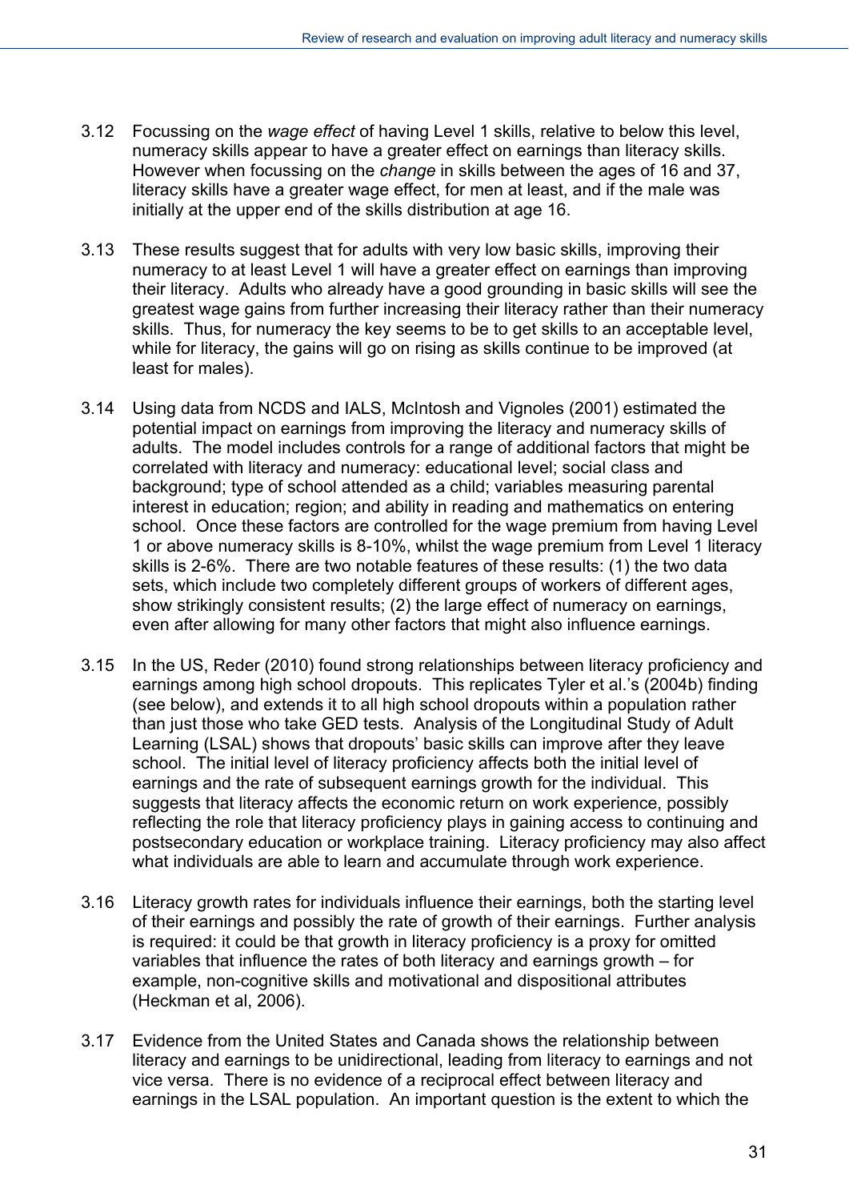3.12 Focussing on the *wage effect* of having Level 1 skills, relative to below this level, numeracy skills appear to have a greater effect on earnings than literacy skills. However when focussing on the *change* in skills between the ages of 16 and 37, literacy skills have a greater wage effect, for men at least, and if the male was initially at the upper end of the skills distribution at age 16.

3.13 These results suggest that for adults with very low basic skills, improving their numeracy to at least Level 1 will have a greater effect on earnings than improving their literacy. Adults who already have a good grounding in basic skills will see the greatest wage gains from further increasing their literacy rather than their numeracy skills. Thus, for numeracy the key seems to be to get skills to an acceptable level, while for literacy, the gains will go on rising as skills continue to be improved (at least for males).

3.14 Using data from NCDS and IALS, McIntosh and Vignoles (2001) estimated the potential impact on earnings from improving the literacy and numeracy skills of adults. The model includes controls for a range of additional factors that might be correlated with literacy and numeracy: educational level; social class and background; type of school attended as a child; variables measuring parental interest in education; region; and ability in reading and mathematics on entering school. Once these factors are controlled for the wage premium from having Level 1 or above numeracy skills is 8-10%, whilst the wage premium from Level 1 literacy skills is 2-6%. There are two notable features of these results: (1) the two data sets, which include two completely different groups of workers of different ages, show strikingly consistent results; (2) the large effect of numeracy on earnings, even after allowing for many other factors that might also influence earnings.

3.15 In the US, Reder (2010) found strong relationships between literacy proficiency and earnings among high school dropouts. This replicates Tyler et al.'s (2004b) finding (see below), and extends it to all high school dropouts within a population rather than just those who take GED tests. Analysis of the Longitudinal Study of Adult Learning (LSAL) shows that dropouts' basic skills can improve after they leave school. The initial level of literacy proficiency affects both the initial level of earnings and the rate of subsequent earnings growth for the individual. This suggests that literacy affects the economic return on work experience, possibly reflecting the role that literacy proficiency plays in gaining access to continuing and postsecondary education or workplace training. Literacy proficiency may also affect what individuals are able to learn and accumulate through work experience.

3.16 Literacy growth rates for individuals influence their earnings, both the starting level of their earnings and possibly the rate of growth of their earnings. Further analysis is required: it could be that growth in literacy proficiency is a proxy for omitted variables that influence the rates of both literacy and earnings growth – for example, non-cognitive skills and motivational and dispositional attributes (Heckman et al, 2006).

3.17 Evidence from the United States and Canada shows the relationship between literacy and earnings to be unidirectional, leading from literacy to earnings and not vice versa. There is no evidence of a reciprocal effect between literacy and earnings in the LSAL population. An important question is the extent to which the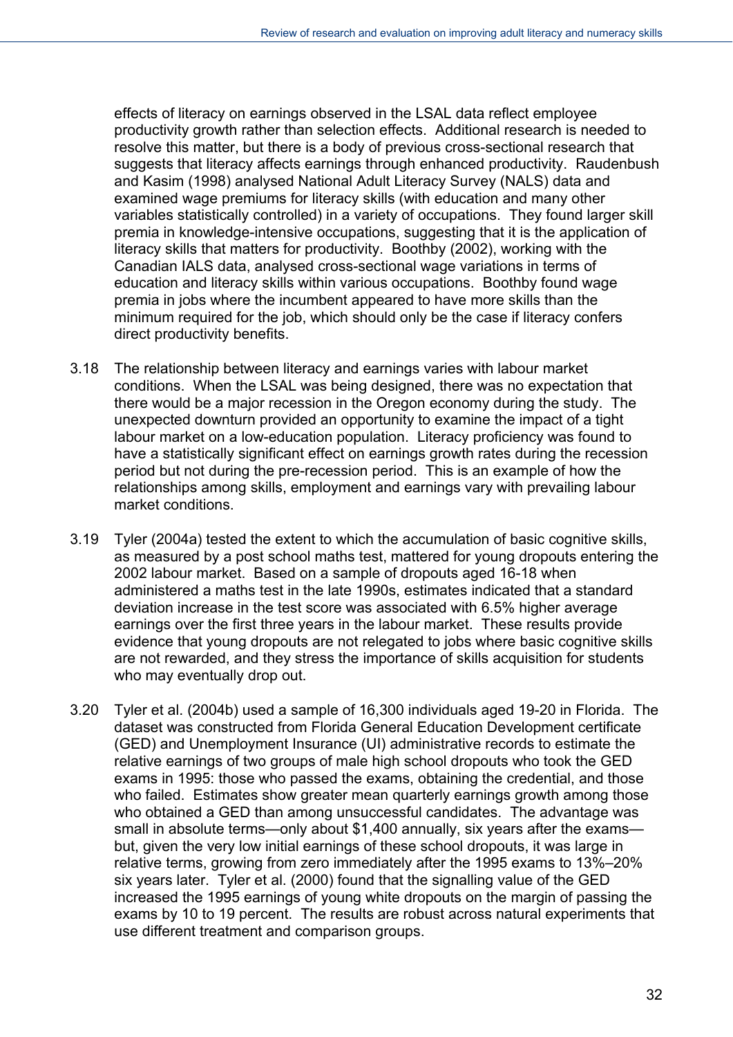effects of literacy on earnings observed in the LSAL data reflect employee productivity growth rather than selection effects. Additional research is needed to resolve this matter, but there is a body of previous cross-sectional research that suggests that literacy affects earnings through enhanced productivity. Raudenbush and Kasim (1998) analysed National Adult Literacy Survey (NALS) data and examined wage premiums for literacy skills (with education and many other variables statistically controlled) in a variety of occupations. They found larger skill premia in knowledge-intensive occupations, suggesting that it is the application of literacy skills that matters for productivity. Boothby (2002), working with the Canadian IALS data, analysed cross-sectional wage variations in terms of education and literacy skills within various occupations. Boothby found wage premia in jobs where the incumbent appeared to have more skills than the minimum required for the job, which should only be the case if literacy confers direct productivity benefits.

3.18 The relationship between literacy and earnings varies with labour market conditions. When the LSAL was being designed, there was no expectation that there would be a major recession in the Oregon economy during the study. The unexpected downturn provided an opportunity to examine the impact of a tight labour market on a low-education population. Literacy proficiency was found to have a statistically significant effect on earnings growth rates during the recession period but not during the pre-recession period. This is an example of how the relationships among skills, employment and earnings vary with prevailing labour market conditions.

3.19 Tyler (2004a) tested the extent to which the accumulation of basic cognitive skills, as measured by a post school maths test, mattered for young dropouts entering the 2002 labour market. Based on a sample of dropouts aged 16-18 when administered a maths test in the late 1990s, estimates indicated that a standard deviation increase in the test score was associated with 6.5% higher average earnings over the first three years in the labour market. These results provide evidence that young dropouts are not relegated to jobs where basic cognitive skills are not rewarded, and they stress the importance of skills acquisition for students who may eventually drop out.

3.20 Tyler et al. (2004b) used a sample of 16,300 individuals aged 19-20 in Florida. The dataset was constructed from Florida General Education Development certificate (GED) and Unemployment Insurance (UI) administrative records to estimate the relative earnings of two groups of male high school dropouts who took the GED exams in 1995: those who passed the exams, obtaining the credential, and those who failed. Estimates show greater mean quarterly earnings growth among those who obtained a GED than among unsuccessful candidates. The advantage was small in absolute terms—only about $1,400 annually, six years after the exams—but, given the very low initial earnings of these school dropouts, it was large in relative terms, growing from zero immediately after the 1995 exams to 13%–20% six years later. Tyler et al. (2000) found that the signalling value of the GED increased the 1995 earnings of young white dropouts on the margin of passing the exams by 10 to 19 percent. The results are robust across natural experiments that use different treatment and comparison groups.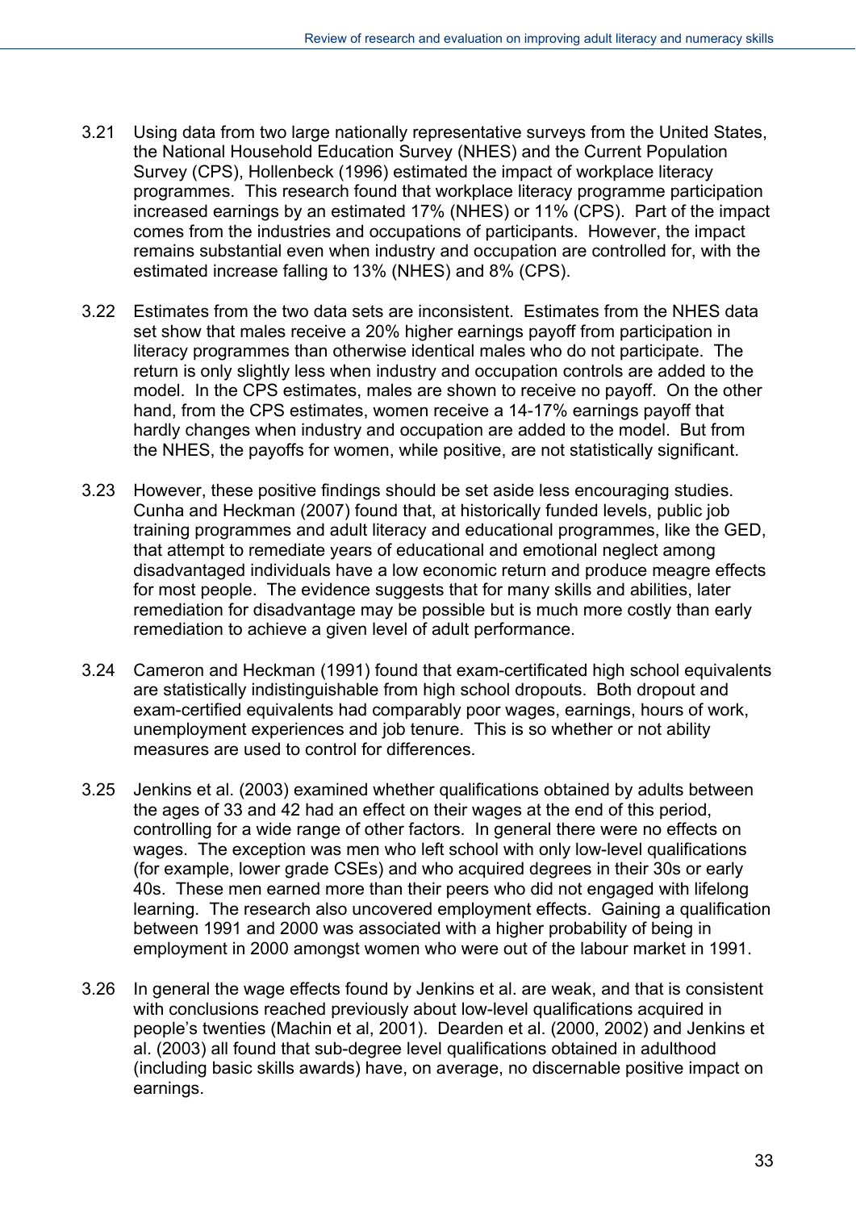3.21 Using data from two large nationally representative surveys from the United States, the National Household Education Survey (NHES) and the Current Population Survey (CPS), Hollenbeck (1996) estimated the impact of workplace literacy programmes. This research found that workplace literacy programme participation increased earnings by an estimated 17% (NHES) or 11% (CPS). Part of the impact comes from the industries and occupations of participants. However, the impact remains substantial even when industry and occupation are controlled for, with the estimated increase falling to 13% (NHES) and 8% (CPS).

3.22 Estimates from the two data sets are inconsistent. Estimates from the NHES data set show that males receive a 20% higher earnings payoff from participation in literacy programmes than otherwise identical males who do not participate. The return is only slightly less when industry and occupation controls are added to the model. In the CPS estimates, males are shown to receive no payoff. On the other hand, from the CPS estimates, women receive a 14-17% earnings payoff that hardly changes when industry and occupation are added to the model. But from the NHES, the payoffs for women, while positive, are not statistically significant.

3.23 However, these positive findings should be set aside less encouraging studies. Cunha and Heckman (2007) found that, at historically funded levels, public job training programmes and adult literacy and educational programmes, like the GED, that attempt to remediate years of educational and emotional neglect among disadvantaged individuals have a low economic return and produce meagre effects for most people. The evidence suggests that for many skills and abilities, later remediation for disadvantage may be possible but is much more costly than early remediation to achieve a given level of adult performance.

3.24 Cameron and Heckman (1991) found that exam-certificated high school equivalents are statistically indistinguishable from high school dropouts. Both dropout and exam-certified equivalents had comparably poor wages, earnings, hours of work, unemployment experiences and job tenure. This is so whether or not ability measures are used to control for differences.

3.25 Jenkins et al. (2003) examined whether qualifications obtained by adults between the ages of 33 and 42 had an effect on their wages at the end of this period, controlling for a wide range of other factors. In general there were no effects on wages. The exception was men who left school with only low-level qualifications (for example, lower grade CSEs) and who acquired degrees in their 30s or early 40s. These men earned more than their peers who did not engaged with lifelong learning. The research also uncovered employment effects. Gaining a qualification between 1991 and 2000 was associated with a higher probability of being in employment in 2000 amongst women who were out of the labour market in 1991.

3.26 In general the wage effects found by Jenkins et al. are weak, and that is consistent with conclusions reached previously about low-level qualifications acquired in people's twenties (Machin et al, 2001). Dearden et al. (2000, 2002) and Jenkins et al. (2003) all found that sub-degree level qualifications obtained in adulthood (including basic skills awards) have, on average, no discernable positive impact on earnings.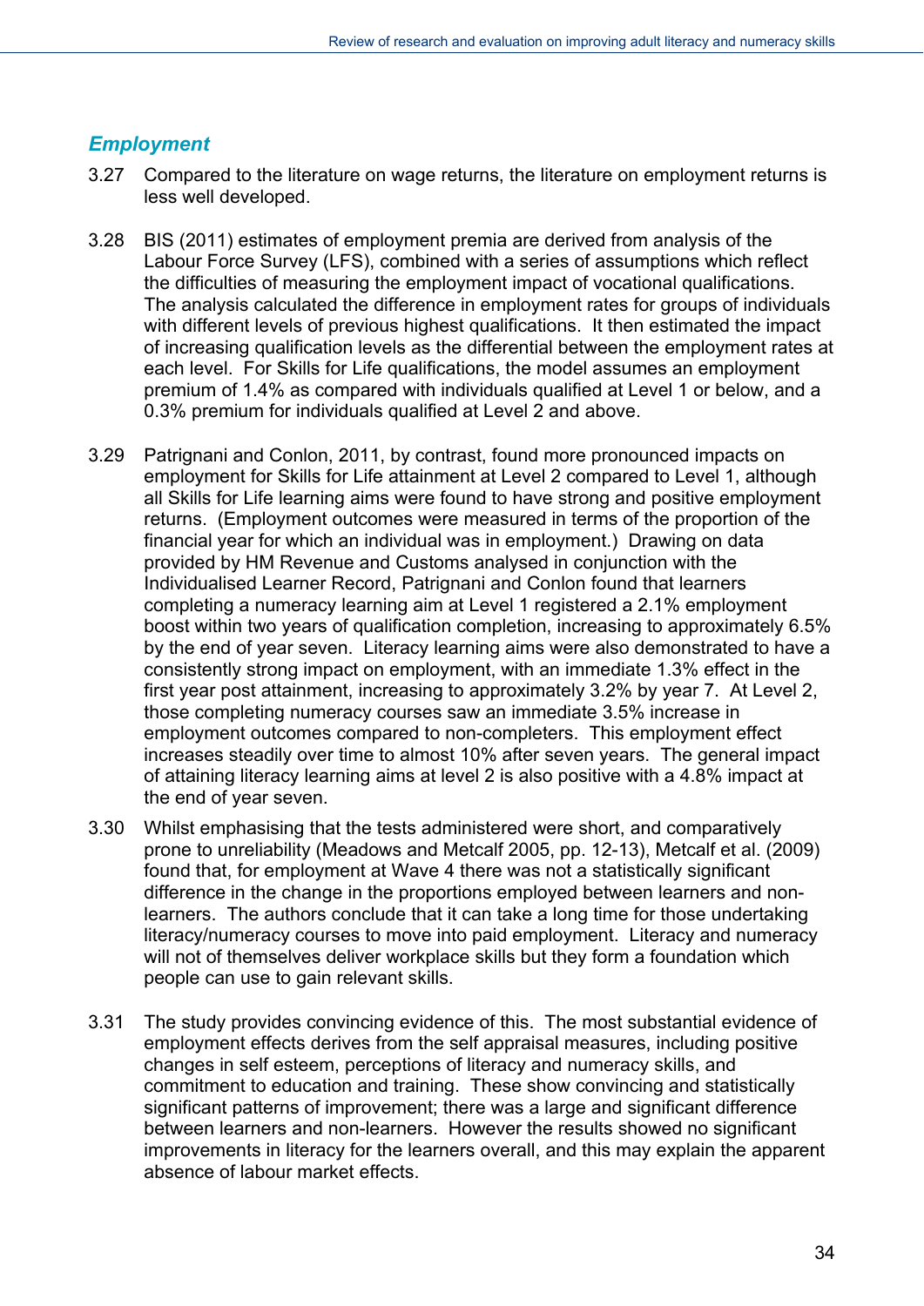### *Employment*

3.27 Compared to the literature on wage returns, the literature on employment returns is less well developed.

3.28 BIS (2011) estimates of employment premia are derived from analysis of the Labour Force Survey (LFS), combined with a series of assumptions which reflect the difficulties of measuring the employment impact of vocational qualifications. The analysis calculated the difference in employment rates for groups of individuals with different levels of previous highest qualifications. It then estimated the impact of increasing qualification levels as the differential between the employment rates at each level. For Skills for Life qualifications, the model assumes an employment premium of 1.4% as compared with individuals qualified at Level 1 or below, and a 0.3% premium for individuals qualified at Level 2 and above.

3.29 Patrignani and Conlon, 2011, by contrast, found more pronounced impacts on employment for Skills for Life attainment at Level 2 compared to Level 1, although all Skills for Life learning aims were found to have strong and positive employment returns. (Employment outcomes were measured in terms of the proportion of the financial year for which an individual was in employment.) Drawing on data provided by HM Revenue and Customs analysed in conjunction with the Individualised Learner Record, Patrignani and Conlon found that learners completing a numeracy learning aim at Level 1 registered a 2.1% employment boost within two years of qualification completion, increasing to approximately 6.5% by the end of year seven. Literacy learning aims were also demonstrated to have a consistently strong impact on employment, with an immediate 1.3% effect in the first year post attainment, increasing to approximately 3.2% by year 7. At Level 2, those completing numeracy courses saw an immediate 3.5% increase in employment outcomes compared to non-completers. This employment effect increases steadily over time to almost 10% after seven years. The general impact of attaining literacy learning aims at level 2 is also positive with a 4.8% impact at the end of year seven.

3.30 Whilst emphasising that the tests administered were short, and comparatively prone to unreliability (Meadows and Metcalf 2005, pp. 12-13), Metcalf et al. (2009) found that, for employment at Wave 4 there was not a statistically significant difference in the change in the proportions employed between learners and non-learners. The authors conclude that it can take a long time for those undertaking literacy/numeracy courses to move into paid employment. Literacy and numeracy will not of themselves deliver workplace skills but they form a foundation which people can use to gain relevant skills.

3.31 The study provides convincing evidence of this. The most substantial evidence of employment effects derives from the self appraisal measures, including positive changes in self esteem, perceptions of literacy and numeracy skills, and commitment to education and training. These show convincing and statistically significant patterns of improvement; there was a large and significant difference between learners and non-learners. However the results showed no significant improvements in literacy for the learners overall, and this may explain the apparent absence of labour market effects.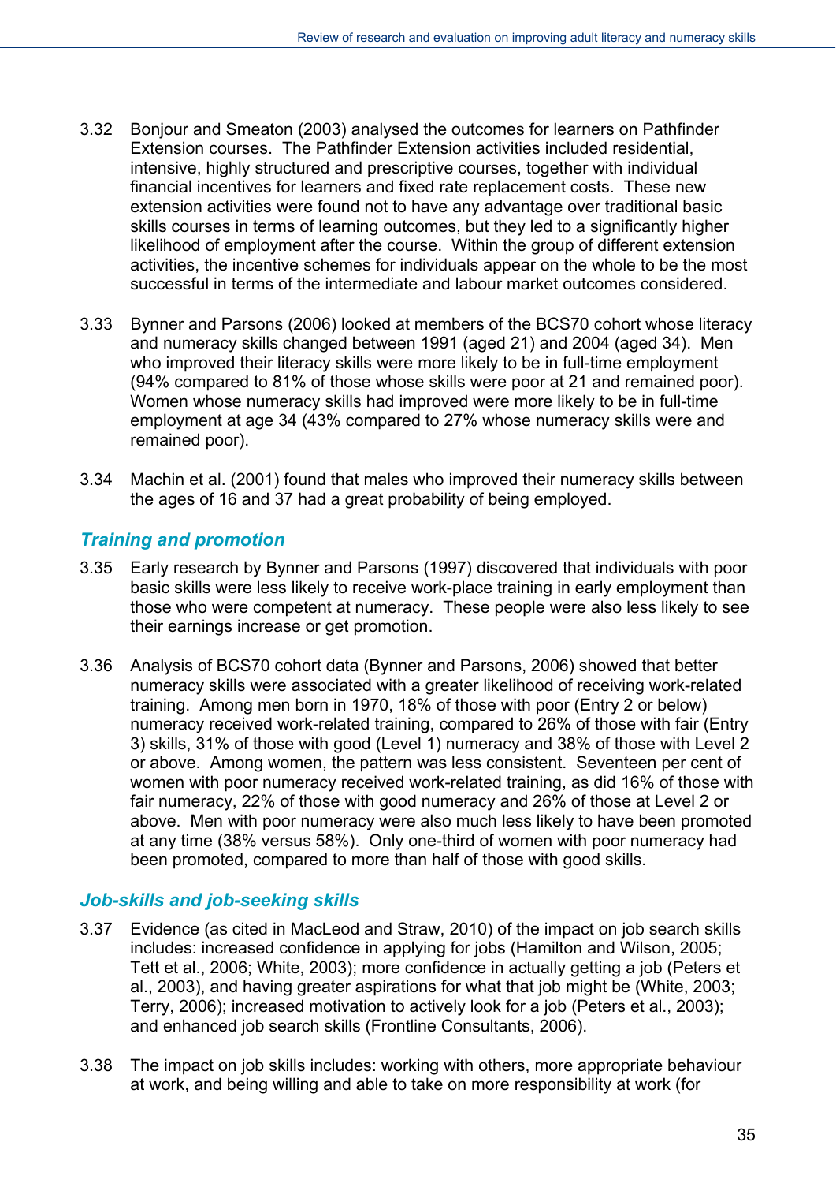3.32 Bonjour and Smeaton (2003) analysed the outcomes for learners on Pathfinder Extension courses. The Pathfinder Extension activities included residential, intensive, highly structured and prescriptive courses, together with individual financial incentives for learners and fixed rate replacement costs. These new extension activities were found not to have any advantage over traditional basic skills courses in terms of learning outcomes, but they led to a significantly higher likelihood of employment after the course. Within the group of different extension activities, the incentive schemes for individuals appear on the whole to be the most successful in terms of the intermediate and labour market outcomes considered.

3.33 Bynner and Parsons (2006) looked at members of the BCS70 cohort whose literacy and numeracy skills changed between 1991 (aged 21) and 2004 (aged 34). Men who improved their literacy skills were more likely to be in full-time employment (94% compared to 81% of those whose skills were poor at 21 and remained poor). Women whose numeracy skills had improved were more likely to be in full-time employment at age 34 (43% compared to 27% whose numeracy skills were and remained poor).

3.34 Machin et al. (2001) found that males who improved their numeracy skills between the ages of 16 and 37 had a great probability of being employed.

### *Training and promotion*

3.35 Early research by Bynner and Parsons (1997) discovered that individuals with poor basic skills were less likely to receive work-place training in early employment than those who were competent at numeracy. These people were also less likely to see their earnings increase or get promotion.

3.36 Analysis of BCS70 cohort data (Bynner and Parsons, 2006) showed that better numeracy skills were associated with a greater likelihood of receiving work-related training. Among men born in 1970, 18% of those with poor (Entry 2 or below) numeracy received work-related training, compared to 26% of those with fair (Entry 3) skills, 31% of those with good (Level 1) numeracy and 38% of those with Level 2 or above. Among women, the pattern was less consistent. Seventeen per cent of women with poor numeracy received work-related training, as did 16% of those with fair numeracy, 22% of those with good numeracy and 26% of those at Level 2 or above. Men with poor numeracy were also much less likely to have been promoted at any time (38% versus 58%). Only one-third of women with poor numeracy had been promoted, compared to more than half of those with good skills.

### *Job-skills and job-seeking skills*

3.37 Evidence (as cited in MacLeod and Straw, 2010) of the impact on job search skills includes: increased confidence in applying for jobs (Hamilton and Wilson, 2005; Tett et al., 2006; White, 2003); more confidence in actually getting a job (Peters et al., 2003), and having greater aspirations for what that job might be (White, 2003; Terry, 2006); increased motivation to actively look for a job (Peters et al., 2003); and enhanced job search skills (Frontline Consultants, 2006).

3.38 The impact on job skills includes: working with others, more appropriate behaviour at work, and being willing and able to take on more responsibility at work (for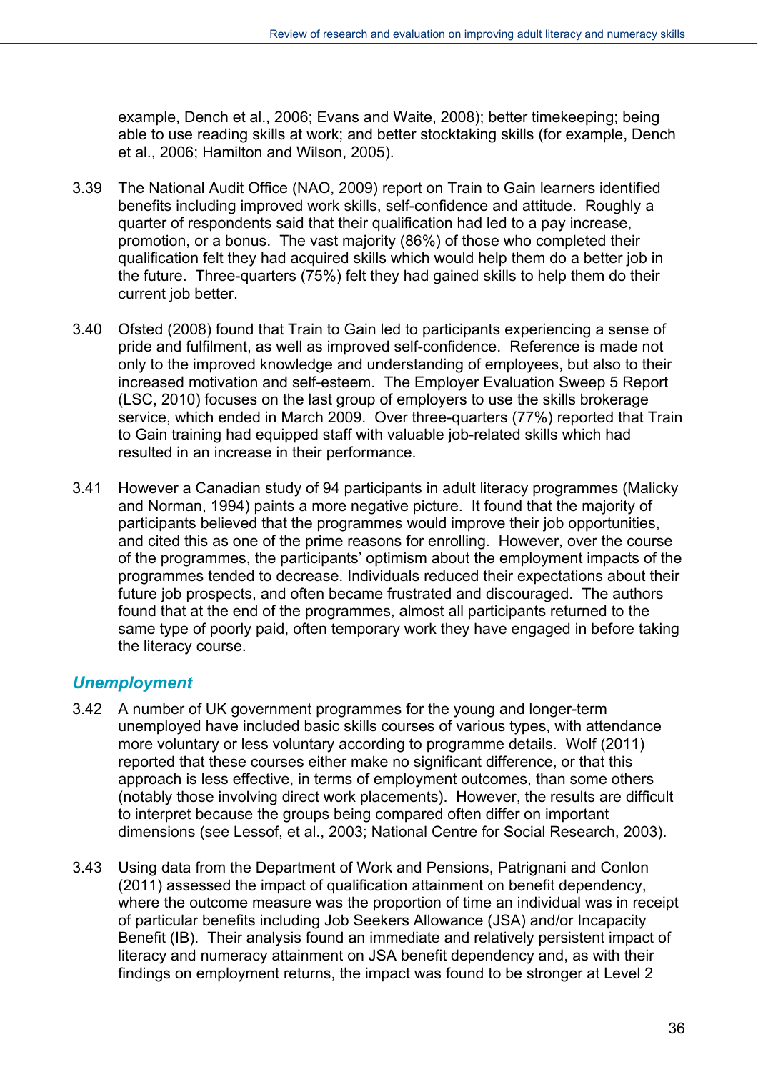example, Dench et al., 2006; Evans and Waite, 2008); better timekeeping; being able to use reading skills at work; and better stocktaking skills (for example, Dench et al., 2006; Hamilton and Wilson, 2005).

3.39 The National Audit Office (NAO, 2009) report on Train to Gain learners identified benefits including improved work skills, self-confidence and attitude. Roughly a quarter of respondents said that their qualification had led to a pay increase, promotion, or a bonus. The vast majority (86%) of those who completed their qualification felt they had acquired skills which would help them do a better job in the future. Three-quarters (75%) felt they had gained skills to help them do their current job better.

3.40 Ofsted (2008) found that Train to Gain led to participants experiencing a sense of pride and fulfilment, as well as improved self-confidence. Reference is made not only to the improved knowledge and understanding of employees, but also to their increased motivation and self-esteem. The Employer Evaluation Sweep 5 Report (LSC, 2010) focuses on the last group of employers to use the skills brokerage service, which ended in March 2009. Over three-quarters (77%) reported that Train to Gain training had equipped staff with valuable job-related skills which had resulted in an increase in their performance.

3.41 However a Canadian study of 94 participants in adult literacy programmes (Malicky and Norman, 1994) paints a more negative picture. It found that the majority of participants believed that the programmes would improve their job opportunities, and cited this as one of the prime reasons for enrolling. However, over the course of the programmes, the participants' optimism about the employment impacts of the programmes tended to decrease. Individuals reduced their expectations about their future job prospects, and often became frustrated and discouraged. The authors found that at the end of the programmes, almost all participants returned to the same type of poorly paid, often temporary work they have engaged in before taking the literacy course.

### *Unemployment*

3.42 A number of UK government programmes for the young and longer-term unemployed have included basic skills courses of various types, with attendance more voluntary or less voluntary according to programme details. Wolf (2011) reported that these courses either make no significant difference, or that this approach is less effective, in terms of employment outcomes, than some others (notably those involving direct work placements). However, the results are difficult to interpret because the groups being compared often differ on important dimensions (see Lessof, et al., 2003; National Centre for Social Research, 2003).

3.43 Using data from the Department of Work and Pensions, Patrignani and Conlon (2011) assessed the impact of qualification attainment on benefit dependency, where the outcome measure was the proportion of time an individual was in receipt of particular benefits including Job Seekers Allowance (JSA) and/or Incapacity Benefit (IB). Their analysis found an immediate and relatively persistent impact of literacy and numeracy attainment on JSA benefit dependency and, as with their findings on employment returns, the impact was found to be stronger at Level 2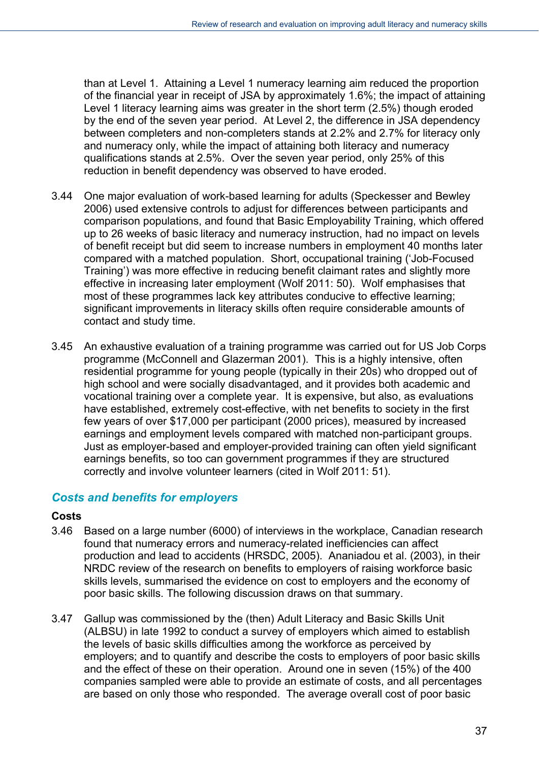than at Level 1. Attaining a Level 1 numeracy learning aim reduced the proportion of the financial year in receipt of JSA by approximately 1.6%; the impact of attaining Level 1 literacy learning aims was greater in the short term (2.5%) though eroded by the end of the seven year period. At Level 2, the difference in JSA dependency between completers and non-completers stands at 2.2% and 2.7% for literacy only and numeracy only, while the impact of attaining both literacy and numeracy qualifications stands at 2.5%. Over the seven year period, only 25% of this reduction in benefit dependency was observed to have eroded.

3.44 One major evaluation of work-based learning for adults (Speckesser and Bewley 2006) used extensive controls to adjust for differences between participants and comparison populations, and found that Basic Employability Training, which offered up to 26 weeks of basic literacy and numeracy instruction, had no impact on levels of benefit receipt but did seem to increase numbers in employment 40 months later compared with a matched population. Short, occupational training ('Job-Focused Training') was more effective in reducing benefit claimant rates and slightly more effective in increasing later employment (Wolf 2011: 50). Wolf emphasises that most of these programmes lack key attributes conducive to effective learning; significant improvements in literacy skills often require considerable amounts of contact and study time.

3.45 An exhaustive evaluation of a training programme was carried out for US Job Corps programme (McConnell and Glazerman 2001). This is a highly intensive, often residential programme for young people (typically in their 20s) who dropped out of high school and were socially disadvantaged, and it provides both academic and vocational training over a complete year. It is expensive, but also, as evaluations have established, extremely cost-effective, with net benefits to society in the first few years of over $17,000 per participant (2000 prices), measured by increased earnings and employment levels compared with matched non-participant groups. Just as employer-based and employer-provided training can often yield significant earnings benefits, so too can government programmes if they are structured correctly and involve volunteer learners (cited in Wolf 2011: 51).

### *Costs and benefits for employers*

**Costs**

3.46 Based on a large number (6000) of interviews in the workplace, Canadian research found that numeracy errors and numeracy-related inefficiencies can affect production and lead to accidents (HRSDC, 2005). Ananiadou et al. (2003), in their NRDC review of the research on benefits to employers of raising workforce basic skills levels, summarised the evidence on cost to employers and the economy of poor basic skills. The following discussion draws on that summary.

3.47 Gallup was commissioned by the (then) Adult Literacy and Basic Skills Unit (ALBSU) in late 1992 to conduct a survey of employers which aimed to establish the levels of basic skills difficulties among the workforce as perceived by employers; and to quantify and describe the costs to employers of poor basic skills and the effect of these on their operation. Around one in seven (15%) of the 400 companies sampled were able to provide an estimate of costs, and all percentages are based on only those who responded. The average overall cost of poor basic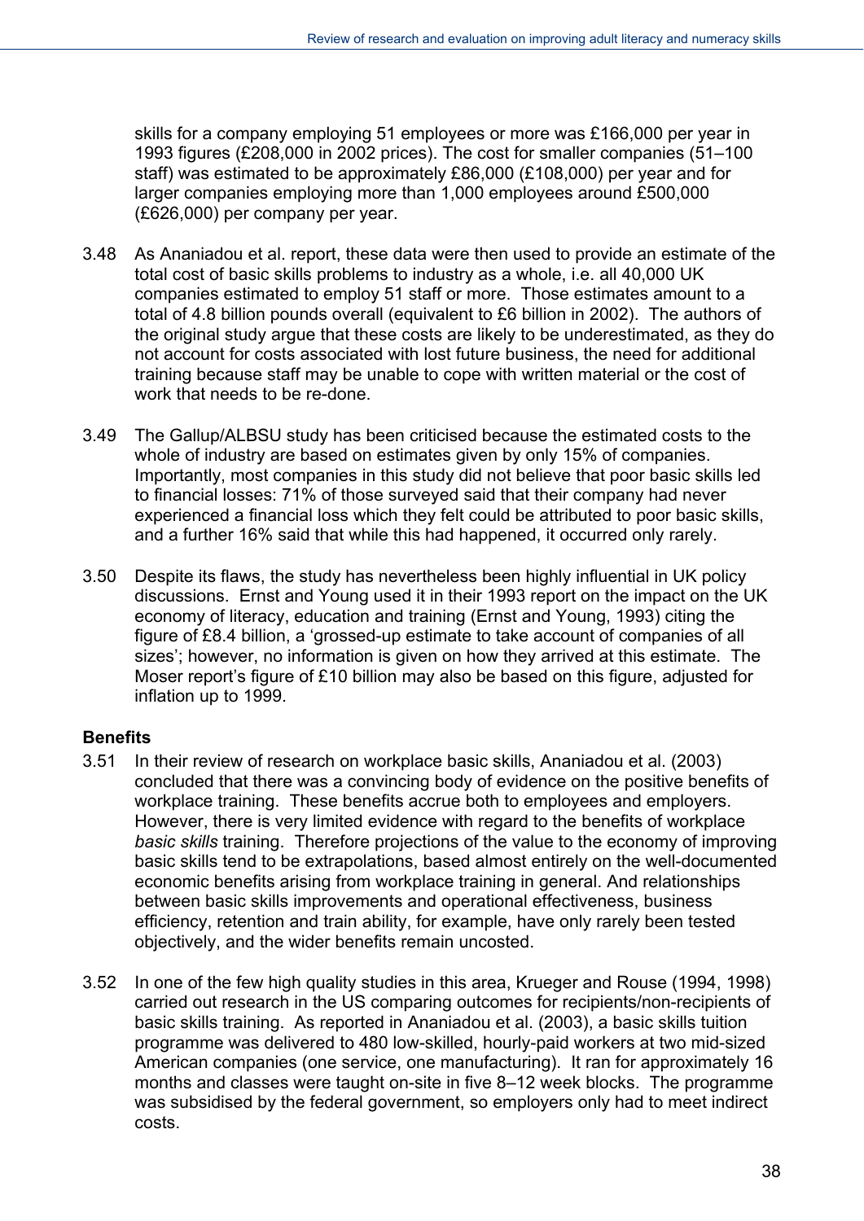skills for a company employing 51 employees or more was £166,000 per year in 1993 figures (£208,000 in 2002 prices). The cost for smaller companies (51–100 staff) was estimated to be approximately £86,000 (£108,000) per year and for larger companies employing more than 1,000 employees around £500,000 (£626,000) per company per year.

3.48 As Ananiadou et al. report, these data were then used to provide an estimate of the total cost of basic skills problems to industry as a whole, i.e. all 40,000 UK companies estimated to employ 51 staff or more. Those estimates amount to a total of 4.8 billion pounds overall (equivalent to £6 billion in 2002). The authors of the original study argue that these costs are likely to be underestimated, as they do not account for costs associated with lost future business, the need for additional training because staff may be unable to cope with written material or the cost of work that needs to be re-done.

3.49 The Gallup/ALBSU study has been criticised because the estimated costs to the whole of industry are based on estimates given by only 15% of companies. Importantly, most companies in this study did not believe that poor basic skills led to financial losses: 71% of those surveyed said that their company had never experienced a financial loss which they felt could be attributed to poor basic skills, and a further 16% said that while this had happened, it occurred only rarely.

3.50 Despite its flaws, the study has nevertheless been highly influential in UK policy discussions. Ernst and Young used it in their 1993 report on the impact on the UK economy of literacy, education and training (Ernst and Young, 1993) citing the figure of £8.4 billion, a 'grossed-up estimate to take account of companies of all sizes'; however, no information is given on how they arrived at this estimate. The Moser report's figure of £10 billion may also be based on this figure, adjusted for inflation up to 1999.

**Benefits**

3.51 In their review of research on workplace basic skills, Ananiadou et al. (2003) concluded that there was a convincing body of evidence on the positive benefits of workplace training. These benefits accrue both to employees and employers. However, there is very limited evidence with regard to the benefits of workplace *basic skills* training. Therefore projections of the value to the economy of improving basic skills tend to be extrapolations, based almost entirely on the well-documented economic benefits arising from workplace training in general. And relationships between basic skills improvements and operational effectiveness, business efficiency, retention and train ability, for example, have only rarely been tested objectively, and the wider benefits remain uncosted.

3.52 In one of the few high quality studies in this area, Krueger and Rouse (1994, 1998) carried out research in the US comparing outcomes for recipients/non-recipients of basic skills training. As reported in Ananiadou et al. (2003), a basic skills tuition programme was delivered to 480 low-skilled, hourly-paid workers at two mid-sized American companies (one service, one manufacturing). It ran for approximately 16 months and classes were taught on-site in five 8–12 week blocks. The programme was subsidised by the federal government, so employers only had to meet indirect costs.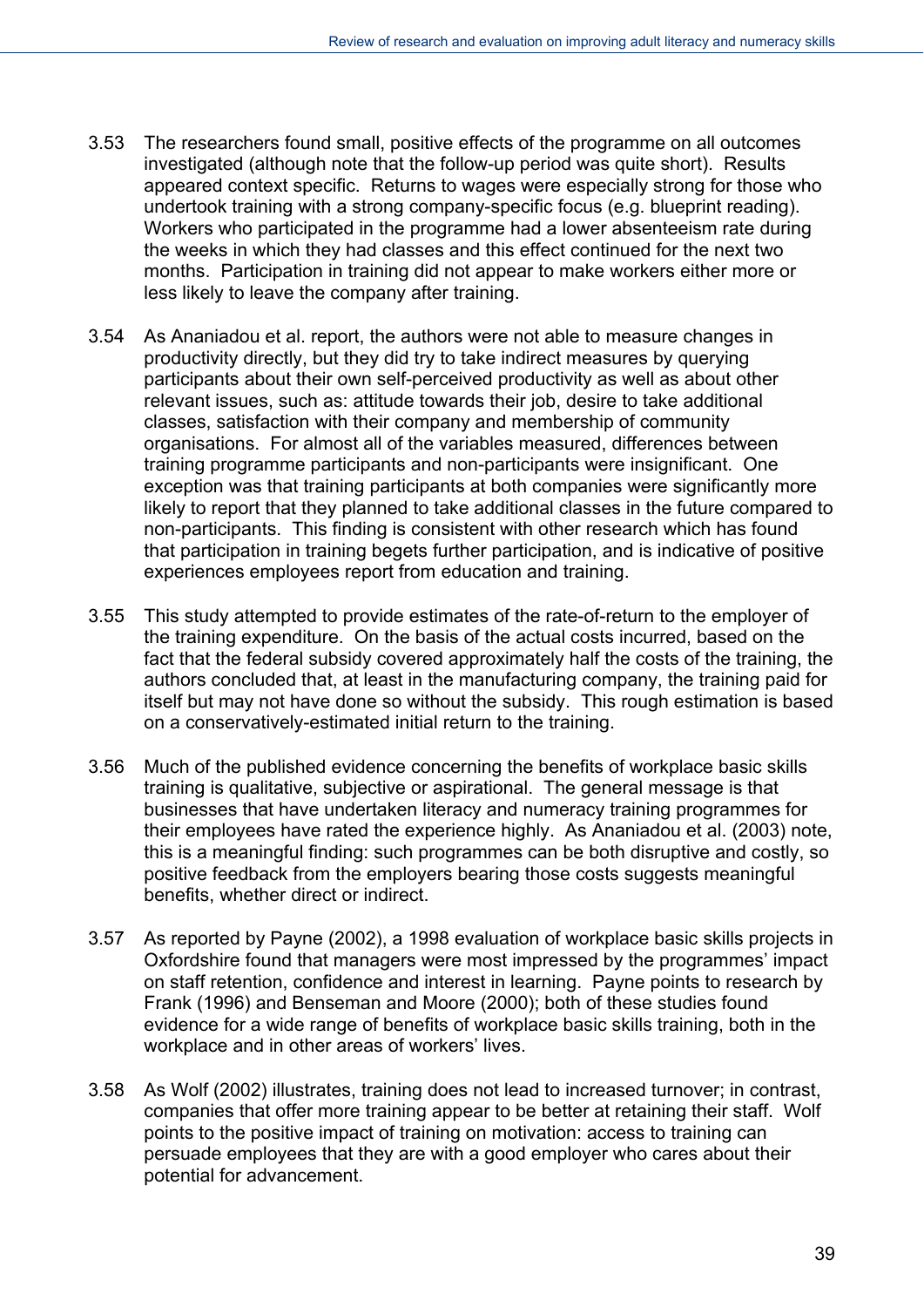3.53 The researchers found small, positive effects of the programme on all outcomes investigated (although note that the follow-up period was quite short). Results appeared context specific. Returns to wages were especially strong for those who undertook training with a strong company-specific focus (e.g. blueprint reading). Workers who participated in the programme had a lower absenteeism rate during the weeks in which they had classes and this effect continued for the next two months. Participation in training did not appear to make workers either more or less likely to leave the company after training.

3.54 As Ananiadou et al. report, the authors were not able to measure changes in productivity directly, but they did try to take indirect measures by querying participants about their own self-perceived productivity as well as about other relevant issues, such as: attitude towards their job, desire to take additional classes, satisfaction with their company and membership of community organisations. For almost all of the variables measured, differences between training programme participants and non-participants were insignificant. One exception was that training participants at both companies were significantly more likely to report that they planned to take additional classes in the future compared to non-participants. This finding is consistent with other research which has found that participation in training begets further participation, and is indicative of positive experiences employees report from education and training.

3.55 This study attempted to provide estimates of the rate-of-return to the employer of the training expenditure. On the basis of the actual costs incurred, based on the fact that the federal subsidy covered approximately half the costs of the training, the authors concluded that, at least in the manufacturing company, the training paid for itself but may not have done so without the subsidy. This rough estimation is based on a conservatively-estimated initial return to the training.

3.56 Much of the published evidence concerning the benefits of workplace basic skills training is qualitative, subjective or aspirational. The general message is that businesses that have undertaken literacy and numeracy training programmes for their employees have rated the experience highly. As Ananiadou et al. (2003) note, this is a meaningful finding: such programmes can be both disruptive and costly, so positive feedback from the employers bearing those costs suggests meaningful benefits, whether direct or indirect.

3.57 As reported by Payne (2002), a 1998 evaluation of workplace basic skills projects in Oxfordshire found that managers were most impressed by the programmes' impact on staff retention, confidence and interest in learning. Payne points to research by Frank (1996) and Benseman and Moore (2000); both of these studies found evidence for a wide range of benefits of workplace basic skills training, both in the workplace and in other areas of workers' lives.

3.58 As Wolf (2002) illustrates, training does not lead to increased turnover; in contrast, companies that offer more training appear to be better at retaining their staff. Wolf points to the positive impact of training on motivation: access to training can persuade employees that they are with a good employer who cares about their potential for advancement.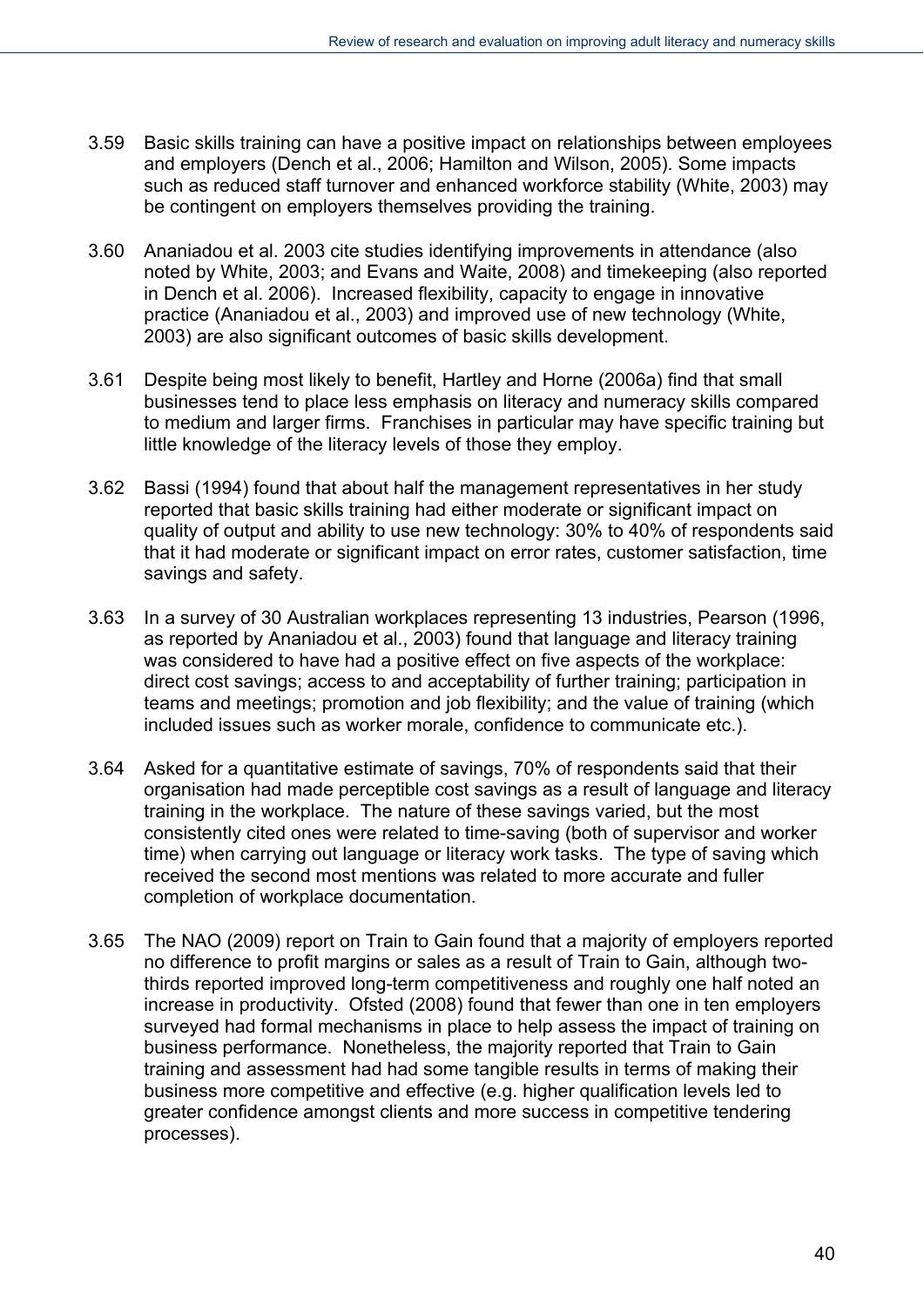3.59 Basic skills training can have a positive impact on relationships between employees and employers (Dench et al., 2006; Hamilton and Wilson, 2005). Some impacts such as reduced staff turnover and enhanced workforce stability (White, 2003) may be contingent on employers themselves providing the training.

3.60 Ananiadou et al. 2003 cite studies identifying improvements in attendance (also noted by White, 2003; and Evans and Waite, 2008) and timekeeping (also reported in Dench et al. 2006). Increased flexibility, capacity to engage in innovative practice (Ananiadou et al., 2003) and improved use of new technology (White, 2003) are also significant outcomes of basic skills development.

3.61 Despite being most likely to benefit, Hartley and Horne (2006a) find that small businesses tend to place less emphasis on literacy and numeracy skills compared to medium and larger firms. Franchises in particular may have specific training but little knowledge of the literacy levels of those they employ.

3.62 Bassi (1994) found that about half the management representatives in her study reported that basic skills training had either moderate or significant impact on quality of output and ability to use new technology: 30% to 40% of respondents said that it had moderate or significant impact on error rates, customer satisfaction, time savings and safety.

3.63 In a survey of 30 Australian workplaces representing 13 industries, Pearson (1996, as reported by Ananiadou et al., 2003) found that language and literacy training was considered to have had a positive effect on five aspects of the workplace: direct cost savings; access to and acceptability of further training; participation in teams and meetings; promotion and job flexibility; and the value of training (which included issues such as worker morale, confidence to communicate etc.).

3.64 Asked for a quantitative estimate of savings, 70% of respondents said that their organisation had made perceptible cost savings as a result of language and literacy training in the workplace. The nature of these savings varied, but the most consistently cited ones were related to time-saving (both of supervisor and worker time) when carrying out language or literacy work tasks. The type of saving which received the second most mentions was related to more accurate and fuller completion of workplace documentation.

3.65 The NAO (2009) report on Train to Gain found that a majority of employers reported no difference to profit margins or sales as a result of Train to Gain, although two-thirds reported improved long-term competitiveness and roughly one half noted an increase in productivity. Ofsted (2008) found that fewer than one in ten employers surveyed had formal mechanisms in place to help assess the impact of training on business performance. Nonetheless, the majority reported that Train to Gain training and assessment had had some tangible results in terms of making their business more competitive and effective (e.g. higher qualification levels led to greater confidence amongst clients and more success in competitive tendering processes).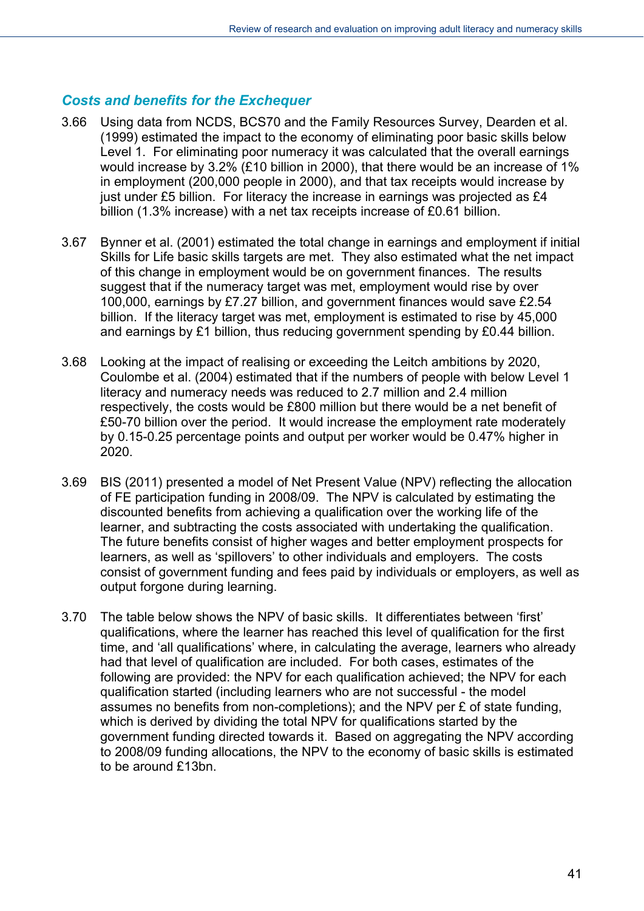### *Costs and benefits for the Exchequer*

3.66 Using data from NCDS, BCS70 and the Family Resources Survey, Dearden et al. (1999) estimated the impact to the economy of eliminating poor basic skills below Level 1. For eliminating poor numeracy it was calculated that the overall earnings would increase by 3.2% (£10 billion in 2000), that there would be an increase of 1% in employment (200,000 people in 2000), and that tax receipts would increase by just under £5 billion. For literacy the increase in earnings was projected as £4 billion (1.3% increase) with a net tax receipts increase of £0.61 billion.

3.67 Bynner et al. (2001) estimated the total change in earnings and employment if initial Skills for Life basic skills targets are met. They also estimated what the net impact of this change in employment would be on government finances. The results suggest that if the numeracy target was met, employment would rise by over 100,000, earnings by £7.27 billion, and government finances would save £2.54 billion. If the literacy target was met, employment is estimated to rise by 45,000 and earnings by £1 billion, thus reducing government spending by £0.44 billion.

3.68 Looking at the impact of realising or exceeding the Leitch ambitions by 2020, Coulombe et al. (2004) estimated that if the numbers of people with below Level 1 literacy and numeracy needs was reduced to 2.7 million and 2.4 million respectively, the costs would be £800 million but there would be a net benefit of £50-70 billion over the period. It would increase the employment rate moderately by 0.15-0.25 percentage points and output per worker would be 0.47% higher in 2020.

3.69 BIS (2011) presented a model of Net Present Value (NPV) reflecting the allocation of FE participation funding in 2008/09. The NPV is calculated by estimating the discounted benefits from achieving a qualification over the working life of the learner, and subtracting the costs associated with undertaking the qualification. The future benefits consist of higher wages and better employment prospects for learners, as well as 'spillovers' to other individuals and employers. The costs consist of government funding and fees paid by individuals or employers, as well as output forgone during learning.

3.70 The table below shows the NPV of basic skills. It differentiates between 'first' qualifications, where the learner has reached this level of qualification for the first time, and 'all qualifications' where, in calculating the average, learners who already had that level of qualification are included. For both cases, estimates of the following are provided: the NPV for each qualification achieved; the NPV for each qualification started (including learners who are not successful - the model assumes no benefits from non-completions); and the NPV per £ of state funding, which is derived by dividing the total NPV for qualifications started by the government funding directed towards it. Based on aggregating the NPV according to 2008/09 funding allocations, the NPV to the economy of basic skills is estimated to be around £13bn.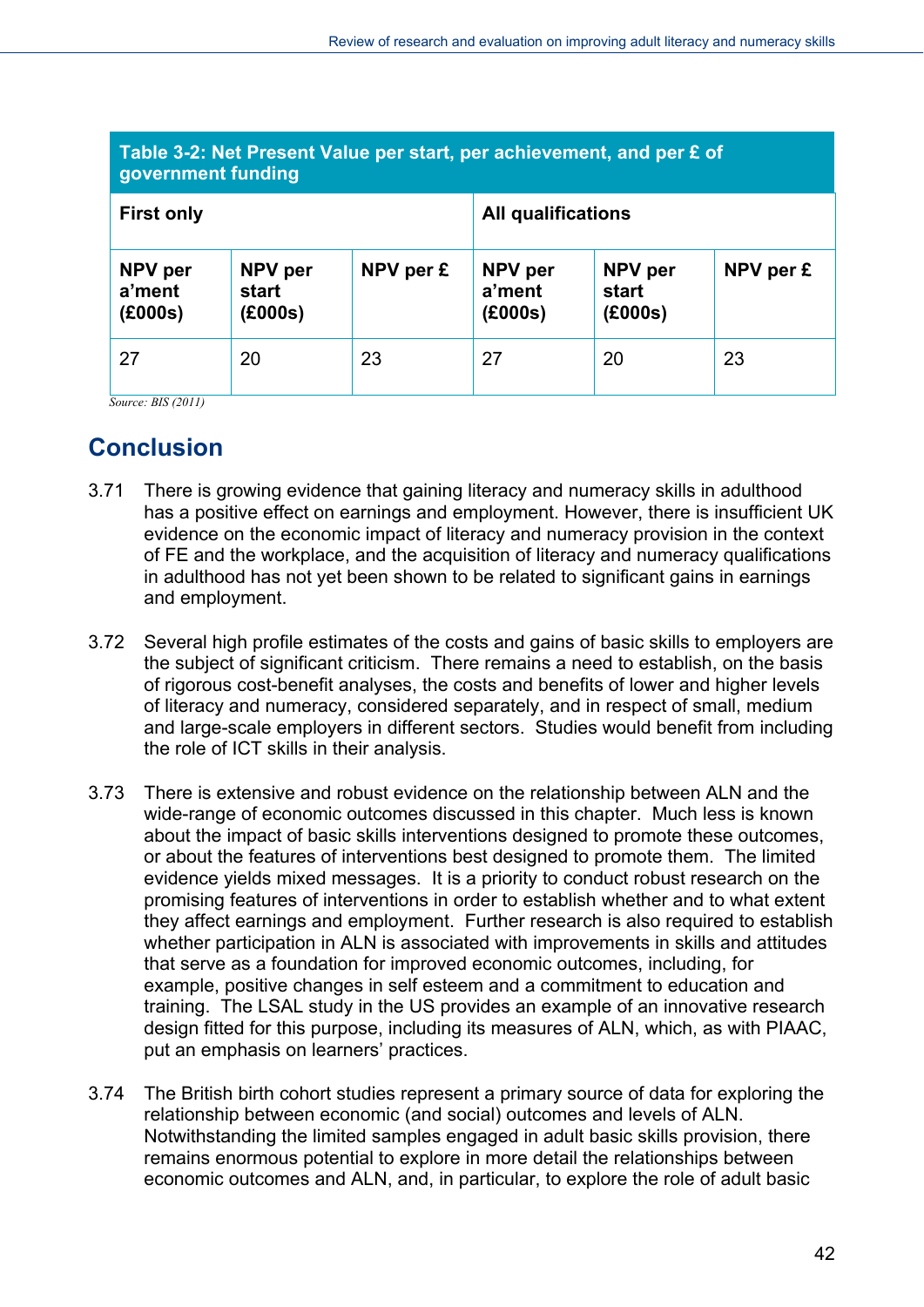**Table 3-2: Net Present Value per start, per achievement, and per £ of government funding**

| First only | | | All qualifications | | |
|---|---|---|---|---|---|
| NPV per a'ment (£000s) | NPV per start (£000s) | NPV per £ | NPV per a'ment (£000s) | NPV per start (£000s) | NPV per £ |
| 27 | 20 | 23 | 27 | 20 | 23 |

*Source: BIS (2011)*

## Conclusion

3.71 There is growing evidence that gaining literacy and numeracy skills in adulthood has a positive effect on earnings and employment. However, there is insufficient UK evidence on the economic impact of literacy and numeracy provision in the context of FE and the workplace, and the acquisition of literacy and numeracy qualifications in adulthood has not yet been shown to be related to significant gains in earnings and employment.

3.72 Several high profile estimates of the costs and gains of basic skills to employers are the subject of significant criticism. There remains a need to establish, on the basis of rigorous cost-benefit analyses, the costs and benefits of lower and higher levels of literacy and numeracy, considered separately, and in respect of small, medium and large-scale employers in different sectors. Studies would benefit from including the role of ICT skills in their analysis.

3.73 There is extensive and robust evidence on the relationship between ALN and the wide-range of economic outcomes discussed in this chapter. Much less is known about the impact of basic skills interventions designed to promote these outcomes, or about the features of interventions best designed to promote them. The limited evidence yields mixed messages. It is a priority to conduct robust research on the promising features of interventions in order to establish whether and to what extent they affect earnings and employment. Further research is also required to establish whether participation in ALN is associated with improvements in skills and attitudes that serve as a foundation for improved economic outcomes, including, for example, positive changes in self esteem and a commitment to education and training. The LSAL study in the US provides an example of an innovative research design fitted for this purpose, including its measures of ALN, which, as with PIAAC, put an emphasis on learners' practices.

3.74 The British birth cohort studies represent a primary source of data for exploring the relationship between economic (and social) outcomes and levels of ALN. Notwithstanding the limited samples engaged in adult basic skills provision, there remains enormous potential to explore in more detail the relationships between economic outcomes and ALN, and, in particular, to explore the role of adult basic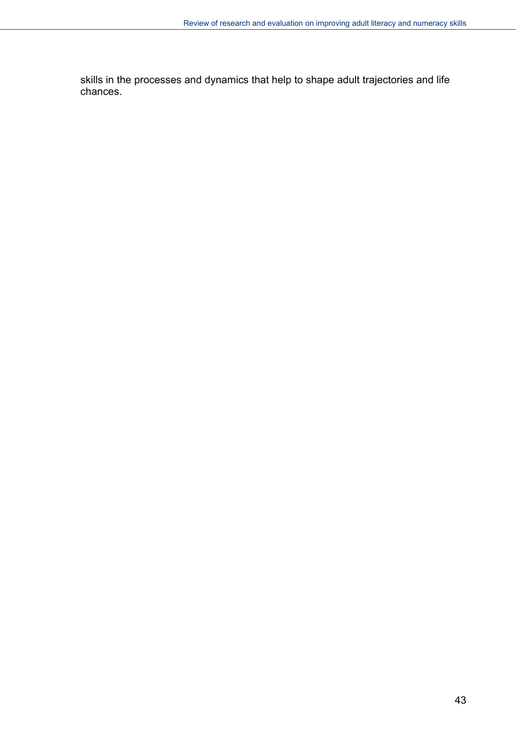skills in the processes and dynamics that help to shape adult trajectories and life chances.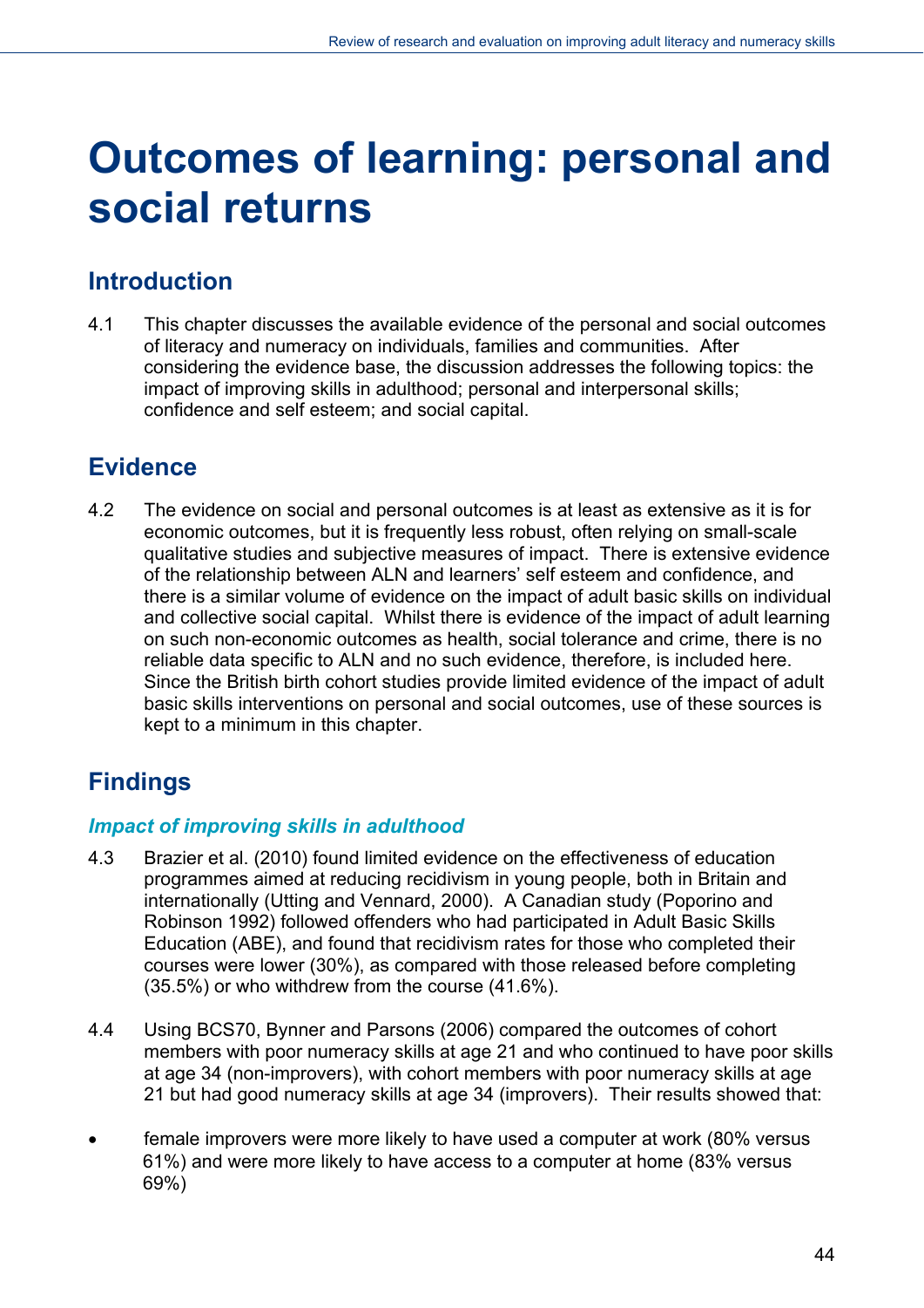# Outcomes of learning: personal and social returns

## Introduction

4.1 This chapter discusses the available evidence of the personal and social outcomes of literacy and numeracy on individuals, families and communities. After considering the evidence base, the discussion addresses the following topics: the impact of improving skills in adulthood; personal and interpersonal skills; confidence and self esteem; and social capital.

## Evidence

4.2 The evidence on social and personal outcomes is at least as extensive as it is for economic outcomes, but it is frequently less robust, often relying on small-scale qualitative studies and subjective measures of impact. There is extensive evidence of the relationship between ALN and learners' self esteem and confidence, and there is a similar volume of evidence on the impact of adult basic skills on individual and collective social capital. Whilst there is evidence of the impact of adult learning on such non-economic outcomes as health, social tolerance and crime, there is no reliable data specific to ALN and no such evidence, therefore, is included here. Since the British birth cohort studies provide limited evidence of the impact of adult basic skills interventions on personal and social outcomes, use of these sources is kept to a minimum in this chapter.

## Findings

### *Impact of improving skills in adulthood*

4.3 Brazier et al. (2010) found limited evidence on the effectiveness of education programmes aimed at reducing recidivism in young people, both in Britain and internationally (Utting and Vennard, 2000). A Canadian study (Poporino and Robinson 1992) followed offenders who had participated in Adult Basic Skills Education (ABE), and found that recidivism rates for those who completed their courses were lower (30%), as compared with those released before completing (35.5%) or who withdrew from the course (41.6%).

4.4 Using BCS70, Bynner and Parsons (2006) compared the outcomes of cohort members with poor numeracy skills at age 21 and who continued to have poor skills at age 34 (non-improvers), with cohort members with poor numeracy skills at age 21 but had good numeracy skills at age 34 (improvers). Their results showed that:

- female improvers were more likely to have used a computer at work (80% versus 61%) and were more likely to have access to a computer at home (83% versus 69%)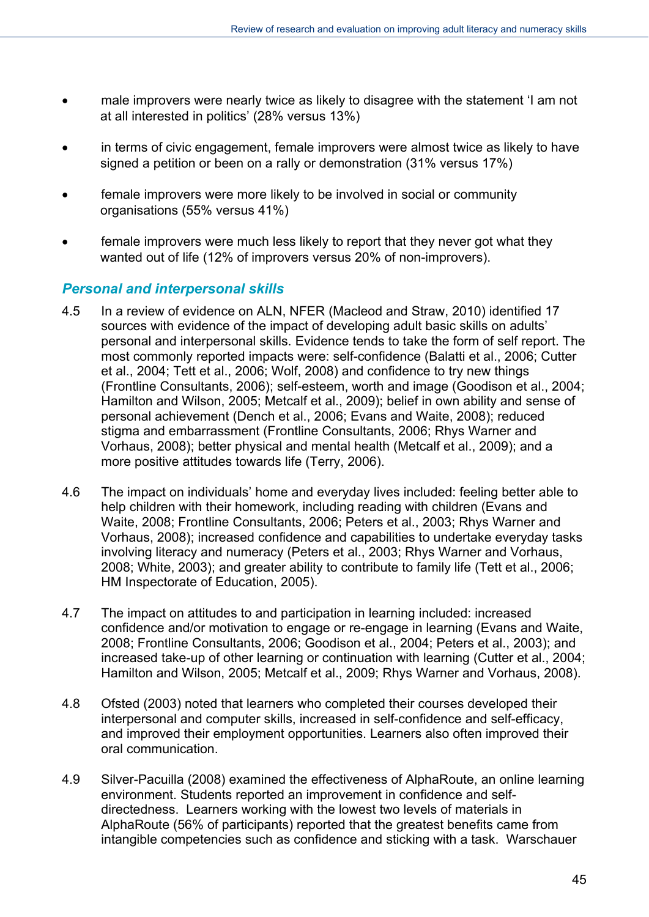- male improvers were nearly twice as likely to disagree with the statement 'I am not at all interested in politics' (28% versus 13%)
- in terms of civic engagement, female improvers were almost twice as likely to have signed a petition or been on a rally or demonstration (31% versus 17%)
- female improvers were more likely to be involved in social or community organisations (55% versus 41%)
- female improvers were much less likely to report that they never got what they wanted out of life (12% of improvers versus 20% of non-improvers).

### *Personal and interpersonal skills*

4.5 In a review of evidence on ALN, NFER (Macleod and Straw, 2010) identified 17 sources with evidence of the impact of developing adult basic skills on adults' personal and interpersonal skills. Evidence tends to take the form of self report. The most commonly reported impacts were: self-confidence (Balatti et al., 2006; Cutter et al., 2004; Tett et al., 2006; Wolf, 2008) and confidence to try new things (Frontline Consultants, 2006); self-esteem, worth and image (Goodison et al., 2004; Hamilton and Wilson, 2005; Metcalf et al., 2009); belief in own ability and sense of personal achievement (Dench et al., 2006; Evans and Waite, 2008); reduced stigma and embarrassment (Frontline Consultants, 2006; Rhys Warner and Vorhaus, 2008); better physical and mental health (Metcalf et al., 2009); and a more positive attitudes towards life (Terry, 2006).

4.6 The impact on individuals' home and everyday lives included: feeling better able to help children with their homework, including reading with children (Evans and Waite, 2008; Frontline Consultants, 2006; Peters et al., 2003; Rhys Warner and Vorhaus, 2008); increased confidence and capabilities to undertake everyday tasks involving literacy and numeracy (Peters et al., 2003; Rhys Warner and Vorhaus, 2008; White, 2003); and greater ability to contribute to family life (Tett et al., 2006; HM Inspectorate of Education, 2005).

4.7 The impact on attitudes to and participation in learning included: increased confidence and/or motivation to engage or re-engage in learning (Evans and Waite, 2008; Frontline Consultants, 2006; Goodison et al., 2004; Peters et al., 2003); and increased take-up of other learning or continuation with learning (Cutter et al., 2004; Hamilton and Wilson, 2005; Metcalf et al., 2009; Rhys Warner and Vorhaus, 2008).

4.8 Ofsted (2003) noted that learners who completed their courses developed their interpersonal and computer skills, increased in self-confidence and self-efficacy, and improved their employment opportunities. Learners also often improved their oral communication.

4.9 Silver-Pacuilla (2008) examined the effectiveness of AlphaRoute, an online learning environment. Students reported an improvement in confidence and self-directedness. Learners working with the lowest two levels of materials in AlphaRoute (56% of participants) reported that the greatest benefits came from intangible competencies such as confidence and sticking with a task. Warschauer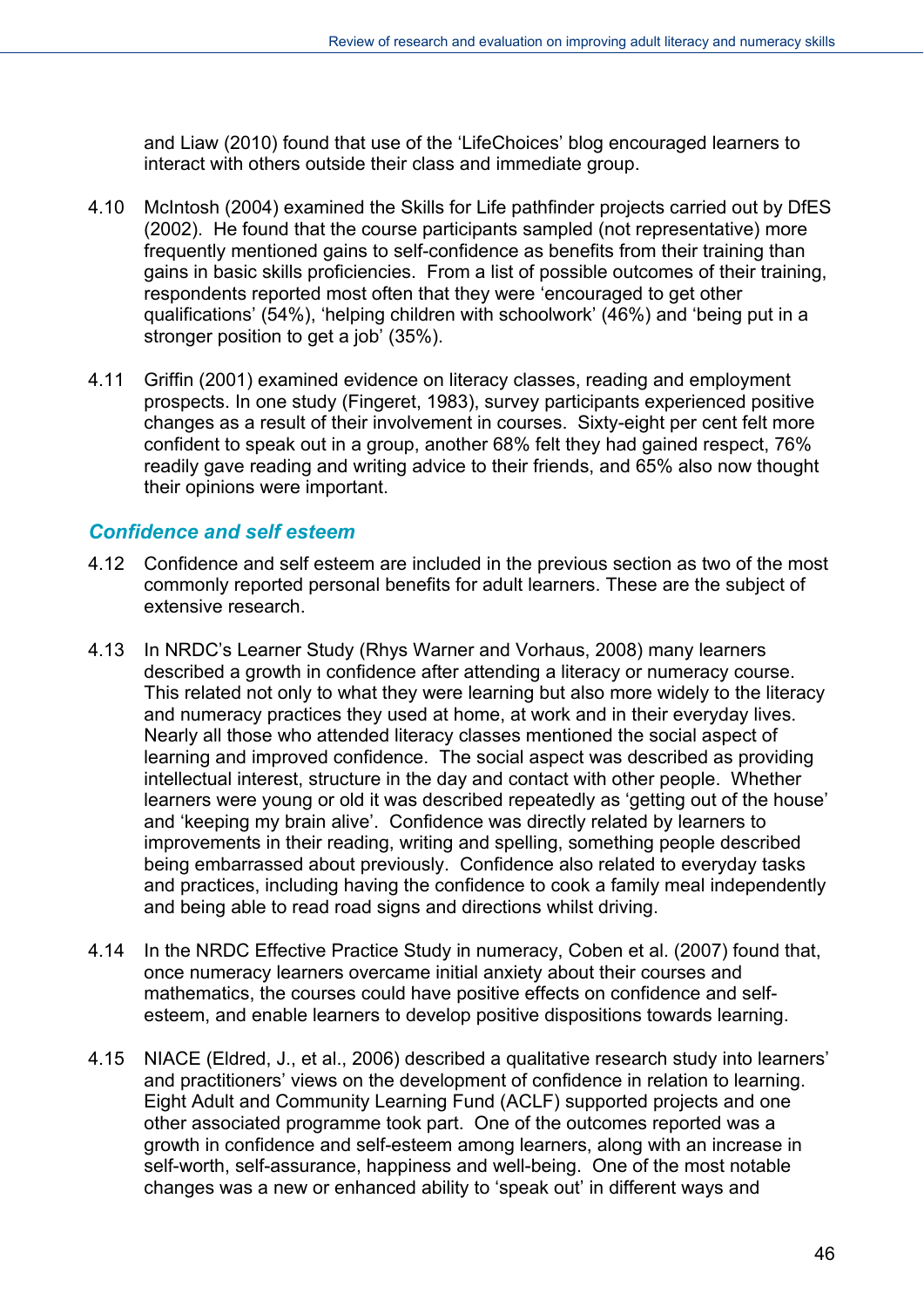and Liaw (2010) found that use of the 'LifeChoices' blog encouraged learners to interact with others outside their class and immediate group.

4.10 McIntosh (2004) examined the Skills for Life pathfinder projects carried out by DfES (2002). He found that the course participants sampled (not representative) more frequently mentioned gains to self-confidence as benefits from their training than gains in basic skills proficiencies. From a list of possible outcomes of their training, respondents reported most often that they were 'encouraged to get other qualifications' (54%), 'helping children with schoolwork' (46%) and 'being put in a stronger position to get a job' (35%).

4.11 Griffin (2001) examined evidence on literacy classes, reading and employment prospects. In one study (Fingeret, 1983), survey participants experienced positive changes as a result of their involvement in courses. Sixty-eight per cent felt more confident to speak out in a group, another 68% felt they had gained respect, 76% readily gave reading and writing advice to their friends, and 65% also now thought their opinions were important.

### *Confidence and self esteem*

4.12 Confidence and self esteem are included in the previous section as two of the most commonly reported personal benefits for adult learners. These are the subject of extensive research.

4.13 In NRDC's Learner Study (Rhys Warner and Vorhaus, 2008) many learners described a growth in confidence after attending a literacy or numeracy course. This related not only to what they were learning but also more widely to the literacy and numeracy practices they used at home, at work and in their everyday lives. Nearly all those who attended literacy classes mentioned the social aspect of learning and improved confidence. The social aspect was described as providing intellectual interest, structure in the day and contact with other people. Whether learners were young or old it was described repeatedly as 'getting out of the house' and 'keeping my brain alive'. Confidence was directly related by learners to improvements in their reading, writing and spelling, something people described being embarrassed about previously. Confidence also related to everyday tasks and practices, including having the confidence to cook a family meal independently and being able to read road signs and directions whilst driving.

4.14 In the NRDC Effective Practice Study in numeracy, Coben et al. (2007) found that, once numeracy learners overcame initial anxiety about their courses and mathematics, the courses could have positive effects on confidence and self-esteem, and enable learners to develop positive dispositions towards learning.

4.15 NIACE (Eldred, J., et al., 2006) described a qualitative research study into learners' and practitioners' views on the development of confidence in relation to learning. Eight Adult and Community Learning Fund (ACLF) supported projects and one other associated programme took part. One of the outcomes reported was a growth in confidence and self-esteem among learners, along with an increase in self-worth, self-assurance, happiness and well-being. One of the most notable changes was a new or enhanced ability to 'speak out' in different ways and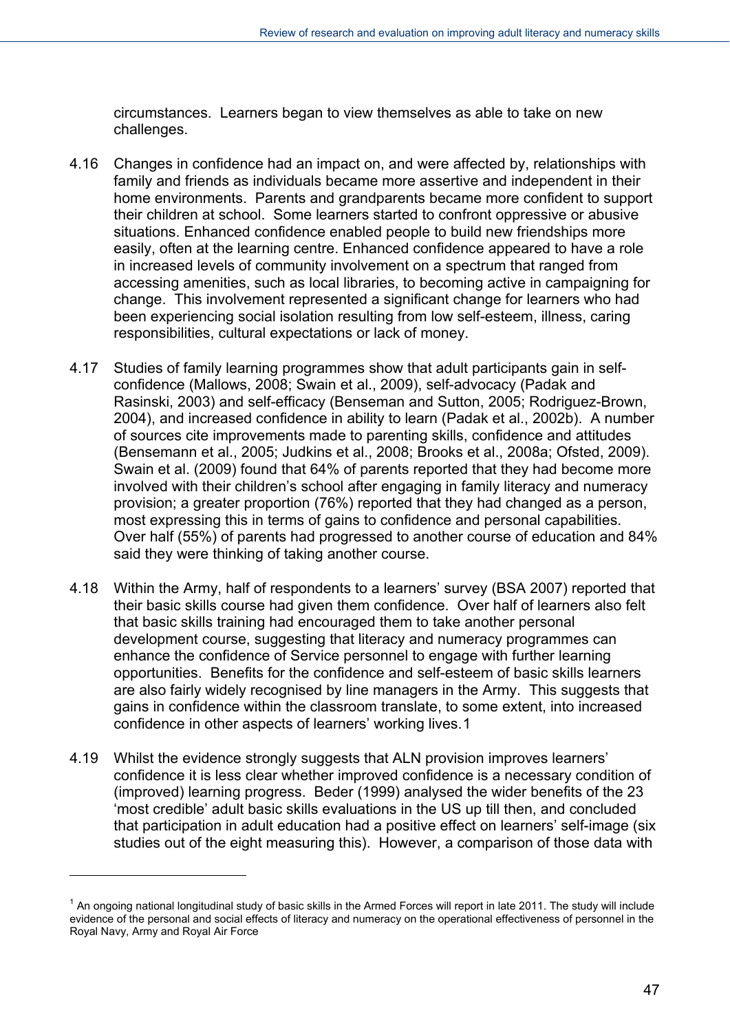circumstances. Learners began to view themselves as able to take on new challenges.

4.16 Changes in confidence had an impact on, and were affected by, relationships with family and friends as individuals became more assertive and independent in their home environments. Parents and grandparents became more confident to support their children at school. Some learners started to confront oppressive or abusive situations. Enhanced confidence enabled people to build new friendships more easily, often at the learning centre. Enhanced confidence appeared to have a role in increased levels of community involvement on a spectrum that ranged from accessing amenities, such as local libraries, to becoming active in campaigning for change. This involvement represented a significant change for learners who had been experiencing social isolation resulting from low self-esteem, illness, caring responsibilities, cultural expectations or lack of money.

4.17 Studies of family learning programmes show that adult participants gain in self-confidence (Mallows, 2008; Swain et al., 2009), self-advocacy (Padak and Rasinski, 2003) and self-efficacy (Benseman and Sutton, 2005; Rodriguez-Brown, 2004), and increased confidence in ability to learn (Padak et al., 2002b). A number of sources cite improvements made to parenting skills, confidence and attitudes (Bensemann et al., 2005; Judkins et al., 2008; Brooks et al., 2008a; Ofsted, 2009). Swain et al. (2009) found that 64% of parents reported that they had become more involved with their children's school after engaging in family literacy and numeracy provision; a greater proportion (76%) reported that they had changed as a person, most expressing this in terms of gains to confidence and personal capabilities. Over half (55%) of parents had progressed to another course of education and 84% said they were thinking of taking another course.

4.18 Within the Army, half of respondents to a learners' survey (BSA 2007) reported that their basic skills course had given them confidence. Over half of learners also felt that basic skills training had encouraged them to take another personal development course, suggesting that literacy and numeracy programmes can enhance the confidence of Service personnel to engage with further learning opportunities. Benefits for the confidence and self-esteem of basic skills learners are also fairly widely recognised by line managers in the Army. This suggests that gains in confidence within the classroom translate, to some extent, into increased confidence in other aspects of learners' working lives.[1]

4.19 Whilst the evidence strongly suggests that ALN provision improves learners' confidence it is less clear whether improved confidence is a necessary condition of (improved) learning progress. Beder (1999) analysed the wider benefits of the 23 'most credible' adult basic skills evaluations in the US up till then, and concluded that participation in adult education had a positive effect on learners' self-image (six studies out of the eight measuring this). However, a comparison of those data with

---

[1] An ongoing national longitudinal study of basic skills in the Armed Forces will report in late 2011. The study will include evidence of the personal and social effects of literacy and numeracy on the operational effectiveness of personnel in the Royal Navy, Army and Royal Air Force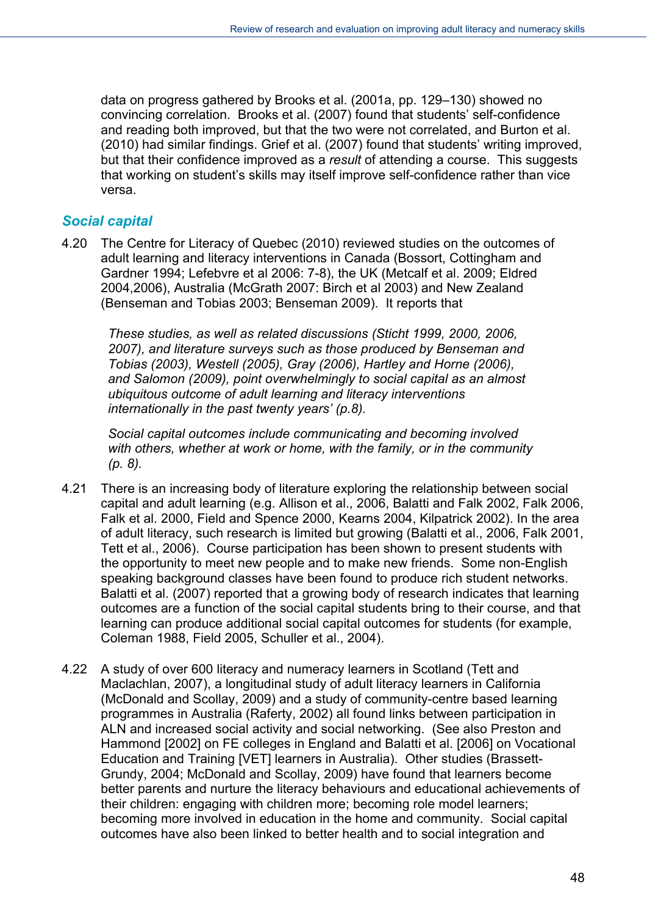data on progress gathered by Brooks et al. (2001a, pp. 129–130) showed no convincing correlation. Brooks et al. (2007) found that students' self-confidence and reading both improved, but that the two were not correlated, and Burton et al. (2010) had similar findings. Grief et al. (2007) found that students' writing improved, but that their confidence improved as a *result* of attending a course. This suggests that working on student's skills may itself improve self-confidence rather than vice versa.

### *Social capital*

4.20 The Centre for Literacy of Quebec (2010) reviewed studies on the outcomes of adult learning and literacy interventions in Canada (Bossort, Cottingham and Gardner 1994; Lefebvre et al 2006: 7-8), the UK (Metcalf et al. 2009; Eldred 2004,2006), Australia (McGrath 2007: Birch et al 2003) and New Zealand (Benseman and Tobias 2003; Benseman 2009). It reports that

> *These studies, as well as related discussions (Sticht 1999, 2000, 2006, 2007), and literature surveys such as those produced by Benseman and Tobias (2003), Westell (2005), Gray (2006), Hartley and Horne (2006), and Salomon (2009), point overwhelmingly to social capital as an almost ubiquitous outcome of adult learning and literacy interventions internationally in the past twenty years' (p.8).*
>
> *Social capital outcomes include communicating and becoming involved with others, whether at work or home, with the family, or in the community (p. 8).*

4.21 There is an increasing body of literature exploring the relationship between social capital and adult learning (e.g. Allison et al., 2006, Balatti and Falk 2002, Falk 2006, Falk et al. 2000, Field and Spence 2000, Kearns 2004, Kilpatrick 2002). In the area of adult literacy, such research is limited but growing (Balatti et al., 2006, Falk 2001, Tett et al., 2006). Course participation has been shown to present students with the opportunity to meet new people and to make new friends. Some non-English speaking background classes have been found to produce rich student networks. Balatti et al. (2007) reported that a growing body of research indicates that learning outcomes are a function of the social capital students bring to their course, and that learning can produce additional social capital outcomes for students (for example, Coleman 1988, Field 2005, Schuller et al., 2004).

4.22 A study of over 600 literacy and numeracy learners in Scotland (Tett and Maclachlan, 2007), a longitudinal study of adult literacy learners in California (McDonald and Scollay, 2009) and a study of community-centre based learning programmes in Australia (Raferty, 2002) all found links between participation in ALN and increased social activity and social networking. (See also Preston and Hammond [2002] on FE colleges in England and Balatti et al. [2006] on Vocational Education and Training [VET] learners in Australia). Other studies (Brassett-Grundy, 2004; McDonald and Scollay, 2009) have found that learners become better parents and nurture the literacy behaviours and educational achievements of their children: engaging with children more; becoming role model learners; becoming more involved in education in the home and community. Social capital outcomes have also been linked to better health and to social integration and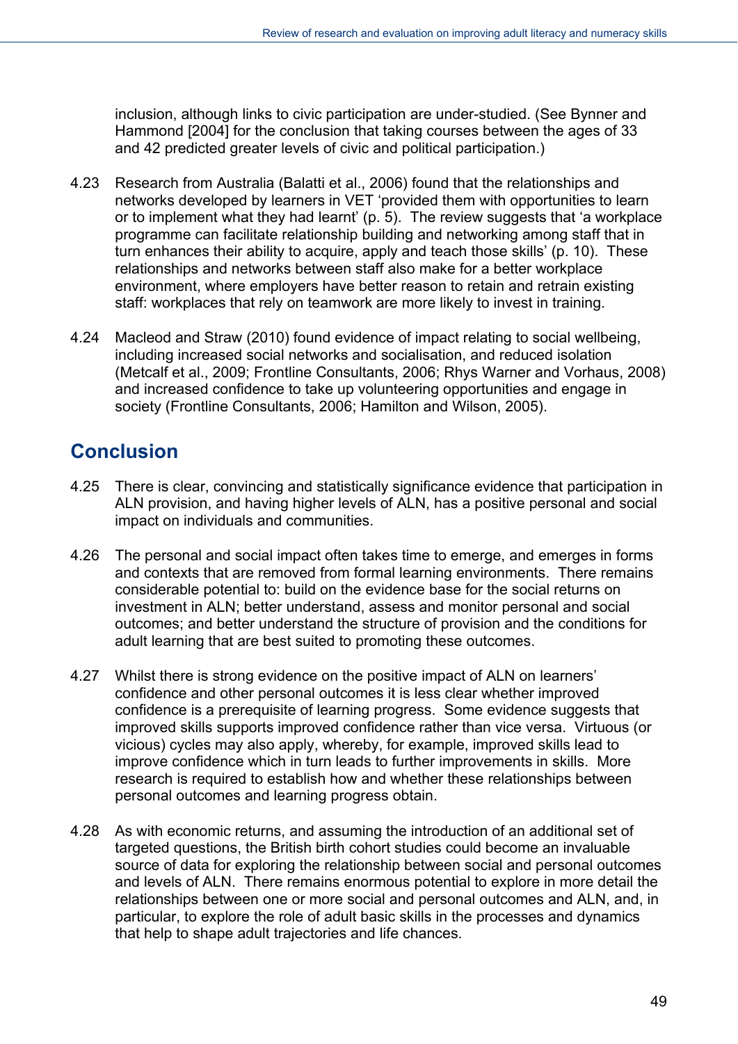inclusion, although links to civic participation are under-studied. (See Bynner and Hammond [2004] for the conclusion that taking courses between the ages of 33 and 42 predicted greater levels of civic and political participation.)

4.23 Research from Australia (Balatti et al., 2006) found that the relationships and networks developed by learners in VET 'provided them with opportunities to learn or to implement what they had learnt' (p. 5). The review suggests that 'a workplace programme can facilitate relationship building and networking among staff that in turn enhances their ability to acquire, apply and teach those skills' (p. 10). These relationships and networks between staff also make for a better workplace environment, where employers have better reason to retain and retrain existing staff: workplaces that rely on teamwork are more likely to invest in training.

4.24 Macleod and Straw (2010) found evidence of impact relating to social wellbeing, including increased social networks and socialisation, and reduced isolation (Metcalf et al., 2009; Frontline Consultants, 2006; Rhys Warner and Vorhaus, 2008) and increased confidence to take up volunteering opportunities and engage in society (Frontline Consultants, 2006; Hamilton and Wilson, 2005).

## Conclusion

4.25 There is clear, convincing and statistically significance evidence that participation in ALN provision, and having higher levels of ALN, has a positive personal and social impact on individuals and communities.

4.26 The personal and social impact often takes time to emerge, and emerges in forms and contexts that are removed from formal learning environments. There remains considerable potential to: build on the evidence base for the social returns on investment in ALN; better understand, assess and monitor personal and social outcomes; and better understand the structure of provision and the conditions for adult learning that are best suited to promoting these outcomes.

4.27 Whilst there is strong evidence on the positive impact of ALN on learners' confidence and other personal outcomes it is less clear whether improved confidence is a prerequisite of learning progress. Some evidence suggests that improved skills supports improved confidence rather than vice versa. Virtuous (or vicious) cycles may also apply, whereby, for example, improved skills lead to improve confidence which in turn leads to further improvements in skills. More research is required to establish how and whether these relationships between personal outcomes and learning progress obtain.

4.28 As with economic returns, and assuming the introduction of an additional set of targeted questions, the British birth cohort studies could become an invaluable source of data for exploring the relationship between social and personal outcomes and levels of ALN. There remains enormous potential to explore in more detail the relationships between one or more social and personal outcomes and ALN, and, in particular, to explore the role of adult basic skills in the processes and dynamics that help to shape adult trajectories and life chances.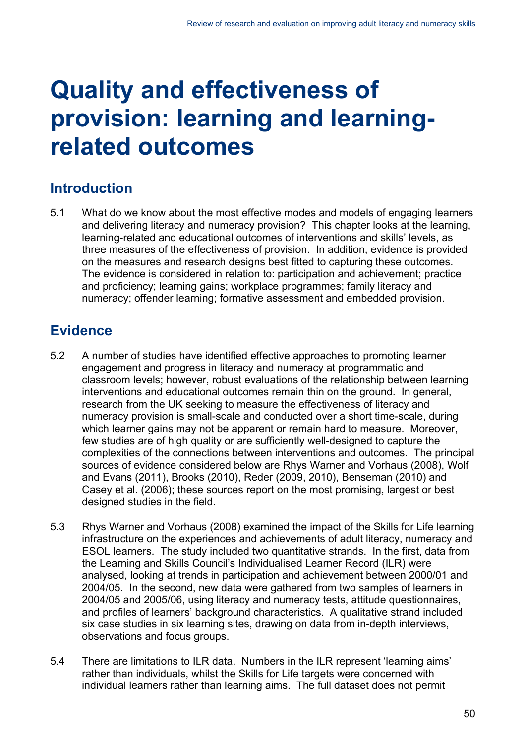# Quality and effectiveness of provision: learning and learning-related outcomes

## Introduction

5.1 What do we know about the most effective modes and models of engaging learners and delivering literacy and numeracy provision? This chapter looks at the learning, learning-related and educational outcomes of interventions and skills' levels, as three measures of the effectiveness of provision. In addition, evidence is provided on the measures and research designs best fitted to capturing these outcomes. The evidence is considered in relation to: participation and achievement; practice and proficiency; learning gains; workplace programmes; family literacy and numeracy; offender learning; formative assessment and embedded provision.

## Evidence

5.2 A number of studies have identified effective approaches to promoting learner engagement and progress in literacy and numeracy at programmatic and classroom levels; however, robust evaluations of the relationship between learning interventions and educational outcomes remain thin on the ground. In general, research from the UK seeking to measure the effectiveness of literacy and numeracy provision is small-scale and conducted over a short time-scale, during which learner gains may not be apparent or remain hard to measure. Moreover, few studies are of high quality or are sufficiently well-designed to capture the complexities of the connections between interventions and outcomes. The principal sources of evidence considered below are Rhys Warner and Vorhaus (2008), Wolf and Evans (2011), Brooks (2010), Reder (2009, 2010), Benseman (2010) and Casey et al. (2006); these sources report on the most promising, largest or best designed studies in the field.

5.3 Rhys Warner and Vorhaus (2008) examined the impact of the Skills for Life learning infrastructure on the experiences and achievements of adult literacy, numeracy and ESOL learners. The study included two quantitative strands. In the first, data from the Learning and Skills Council's Individualised Learner Record (ILR) were analysed, looking at trends in participation and achievement between 2000/01 and 2004/05. In the second, new data were gathered from two samples of learners in 2004/05 and 2005/06, using literacy and numeracy tests, attitude questionnaires, and profiles of learners' background characteristics. A qualitative strand included six case studies in six learning sites, drawing on data from in-depth interviews, observations and focus groups.

5.4 There are limitations to ILR data. Numbers in the ILR represent 'learning aims' rather than individuals, whilst the Skills for Life targets were concerned with individual learners rather than learning aims. The full dataset does not permit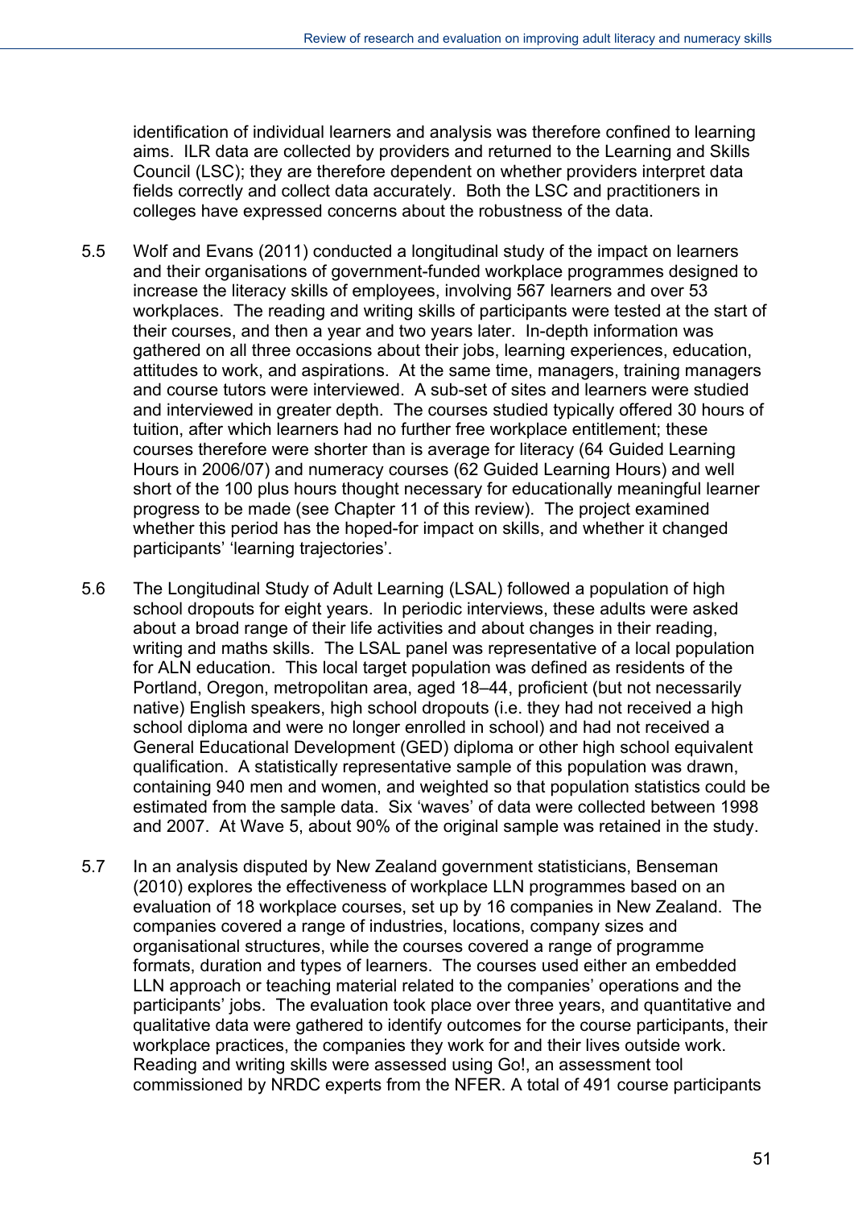identification of individual learners and analysis was therefore confined to learning aims. ILR data are collected by providers and returned to the Learning and Skills Council (LSC); they are therefore dependent on whether providers interpret data fields correctly and collect data accurately. Both the LSC and practitioners in colleges have expressed concerns about the robustness of the data.

5.5 Wolf and Evans (2011) conducted a longitudinal study of the impact on learners and their organisations of government-funded workplace programmes designed to increase the literacy skills of employees, involving 567 learners and over 53 workplaces. The reading and writing skills of participants were tested at the start of their courses, and then a year and two years later. In-depth information was gathered on all three occasions about their jobs, learning experiences, education, attitudes to work, and aspirations. At the same time, managers, training managers and course tutors were interviewed. A sub-set of sites and learners were studied and interviewed in greater depth. The courses studied typically offered 30 hours of tuition, after which learners had no further free workplace entitlement; these courses therefore were shorter than is average for literacy (64 Guided Learning Hours in 2006/07) and numeracy courses (62 Guided Learning Hours) and well short of the 100 plus hours thought necessary for educationally meaningful learner progress to be made (see Chapter 11 of this review). The project examined whether this period has the hoped-for impact on skills, and whether it changed participants' 'learning trajectories'.

5.6 The Longitudinal Study of Adult Learning (LSAL) followed a population of high school dropouts for eight years. In periodic interviews, these adults were asked about a broad range of their life activities and about changes in their reading, writing and maths skills. The LSAL panel was representative of a local population for ALN education. This local target population was defined as residents of the Portland, Oregon, metropolitan area, aged 18–44, proficient (but not necessarily native) English speakers, high school dropouts (i.e. they had not received a high school diploma and were no longer enrolled in school) and had not received a General Educational Development (GED) diploma or other high school equivalent qualification. A statistically representative sample of this population was drawn, containing 940 men and women, and weighted so that population statistics could be estimated from the sample data. Six 'waves' of data were collected between 1998 and 2007. At Wave 5, about 90% of the original sample was retained in the study.

5.7 In an analysis disputed by New Zealand government statisticians, Benseman (2010) explores the effectiveness of workplace LLN programmes based on an evaluation of 18 workplace courses, set up by 16 companies in New Zealand. The companies covered a range of industries, locations, company sizes and organisational structures, while the courses covered a range of programme formats, duration and types of learners. The courses used either an embedded LLN approach or teaching material related to the companies' operations and the participants' jobs. The evaluation took place over three years, and quantitative and qualitative data were gathered to identify outcomes for the course participants, their workplace practices, the companies they work for and their lives outside work. Reading and writing skills were assessed using Go!, an assessment tool commissioned by NRDC experts from the NFER. A total of 491 course participants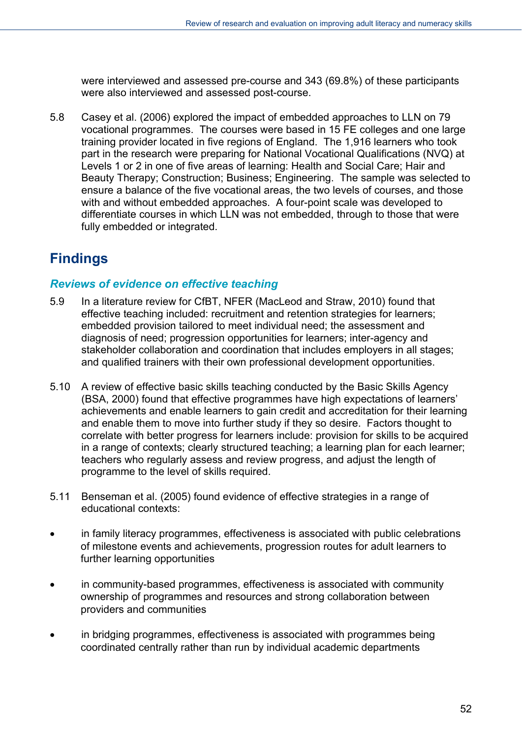were interviewed and assessed pre-course and 343 (69.8%) of these participants were also interviewed and assessed post-course.

5.8 Casey et al. (2006) explored the impact of embedded approaches to LLN on 79 vocational programmes. The courses were based in 15 FE colleges and one large training provider located in five regions of England. The 1,916 learners who took part in the research were preparing for National Vocational Qualifications (NVQ) at Levels 1 or 2 in one of five areas of learning: Health and Social Care; Hair and Beauty Therapy; Construction; Business; Engineering. The sample was selected to ensure a balance of the five vocational areas, the two levels of courses, and those with and without embedded approaches. A four-point scale was developed to differentiate courses in which LLN was not embedded, through to those that were fully embedded or integrated.

## Findings

### *Reviews of evidence on effective teaching*

5.9 In a literature review for CfBT, NFER (MacLeod and Straw, 2010) found that effective teaching included: recruitment and retention strategies for learners; embedded provision tailored to meet individual need; the assessment and diagnosis of need; progression opportunities for learners; inter-agency and stakeholder collaboration and coordination that includes employers in all stages; and qualified trainers with their own professional development opportunities.

5.10 A review of effective basic skills teaching conducted by the Basic Skills Agency (BSA, 2000) found that effective programmes have high expectations of learners' achievements and enable learners to gain credit and accreditation for their learning and enable them to move into further study if they so desire. Factors thought to correlate with better progress for learners include: provision for skills to be acquired in a range of contexts; clearly structured teaching; a learning plan for each learner; teachers who regularly assess and review progress, and adjust the length of programme to the level of skills required.

5.11 Benseman et al. (2005) found evidence of effective strategies in a range of educational contexts:

- in family literacy programmes, effectiveness is associated with public celebrations of milestone events and achievements, progression routes for adult learners to further learning opportunities
- in community-based programmes, effectiveness is associated with community ownership of programmes and resources and strong collaboration between providers and communities
- in bridging programmes, effectiveness is associated with programmes being coordinated centrally rather than run by individual academic departments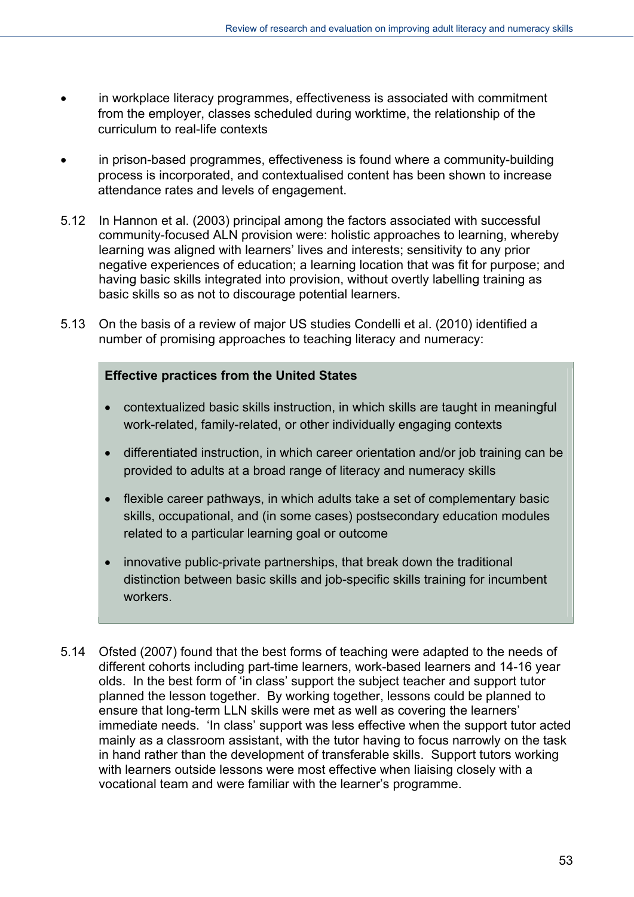- in workplace literacy programmes, effectiveness is associated with commitment from the employer, classes scheduled during worktime, the relationship of the curriculum to real-life contexts

- in prison-based programmes, effectiveness is found where a community-building process is incorporated, and contextualised content has been shown to increase attendance rates and levels of engagement.

5.12 In Hannon et al. (2003) principal among the factors associated with successful community-focused ALN provision were: holistic approaches to learning, whereby learning was aligned with learners' lives and interests; sensitivity to any prior negative experiences of education; a learning location that was fit for purpose; and having basic skills integrated into provision, without overtly labelling training as basic skills so as not to discourage potential learners.

5.13 On the basis of a review of major US studies Condelli et al. (2010) identified a number of promising approaches to teaching literacy and numeracy:

> **Effective practices from the United States**
>
> - contextualized basic skills instruction, in which skills are taught in meaningful work-related, family-related, or other individually engaging contexts
> - differentiated instruction, in which career orientation and/or job training can be provided to adults at a broad range of literacy and numeracy skills
> - flexible career pathways, in which adults take a set of complementary basic skills, occupational, and (in some cases) postsecondary education modules related to a particular learning goal or outcome
> - innovative public-private partnerships, that break down the traditional distinction between basic skills and job-specific skills training for incumbent workers.

5.14 Ofsted (2007) found that the best forms of teaching were adapted to the needs of different cohorts including part-time learners, work-based learners and 14-16 year olds. In the best form of 'in class' support the subject teacher and support tutor planned the lesson together. By working together, lessons could be planned to ensure that long-term LLN skills were met as well as covering the learners' immediate needs. 'In class' support was less effective when the support tutor acted mainly as a classroom assistant, with the tutor having to focus narrowly on the task in hand rather than the development of transferable skills. Support tutors working with learners outside lessons were most effective when liaising closely with a vocational team and were familiar with the learner's programme.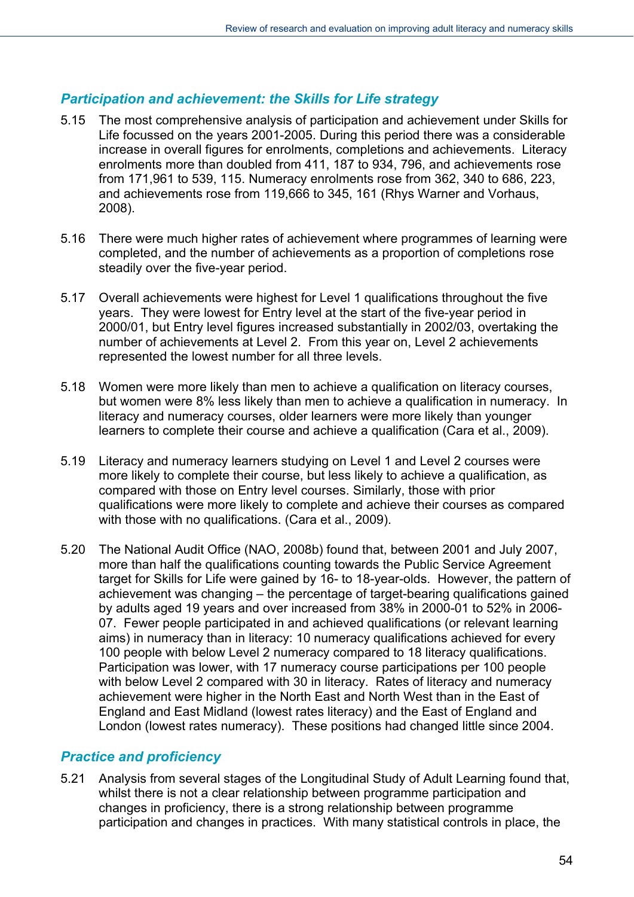## *Participation and achievement: the Skills for Life strategy*

5.15 The most comprehensive analysis of participation and achievement under Skills for Life focussed on the years 2001-2005. During this period there was a considerable increase in overall figures for enrolments, completions and achievements. Literacy enrolments more than doubled from 411, 187 to 934, 796, and achievements rose from 171,961 to 539, 115. Numeracy enrolments rose from 362, 340 to 686, 223, and achievements rose from 119,666 to 345, 161 (Rhys Warner and Vorhaus, 2008).

5.16 There were much higher rates of achievement where programmes of learning were completed, and the number of achievements as a proportion of completions rose steadily over the five-year period.

5.17 Overall achievements were highest for Level 1 qualifications throughout the five years. They were lowest for Entry level at the start of the five-year period in 2000/01, but Entry level figures increased substantially in 2002/03, overtaking the number of achievements at Level 2. From this year on, Level 2 achievements represented the lowest number for all three levels.

5.18 Women were more likely than men to achieve a qualification on literacy courses, but women were 8% less likely than men to achieve a qualification in numeracy. In literacy and numeracy courses, older learners were more likely than younger learners to complete their course and achieve a qualification (Cara et al., 2009).

5.19 Literacy and numeracy learners studying on Level 1 and Level 2 courses were more likely to complete their course, but less likely to achieve a qualification, as compared with those on Entry level courses. Similarly, those with prior qualifications were more likely to complete and achieve their courses as compared with those with no qualifications. (Cara et al., 2009).

5.20 The National Audit Office (NAO, 2008b) found that, between 2001 and July 2007, more than half the qualifications counting towards the Public Service Agreement target for Skills for Life were gained by 16- to 18-year-olds. However, the pattern of achievement was changing – the percentage of target-bearing qualifications gained by adults aged 19 years and over increased from 38% in 2000-01 to 52% in 2006-07. Fewer people participated in and achieved qualifications (or relevant learning aims) in numeracy than in literacy: 10 numeracy qualifications achieved for every 100 people with below Level 2 numeracy compared to 18 literacy qualifications. Participation was lower, with 17 numeracy course participations per 100 people with below Level 2 compared with 30 in literacy. Rates of literacy and numeracy achievement were higher in the North East and North West than in the East of England and East Midland (lowest rates literacy) and the East of England and London (lowest rates numeracy). These positions had changed little since 2004.

## *Practice and proficiency*

5.21 Analysis from several stages of the Longitudinal Study of Adult Learning found that, whilst there is not a clear relationship between programme participation and changes in proficiency, there is a strong relationship between programme participation and changes in practices. With many statistical controls in place, the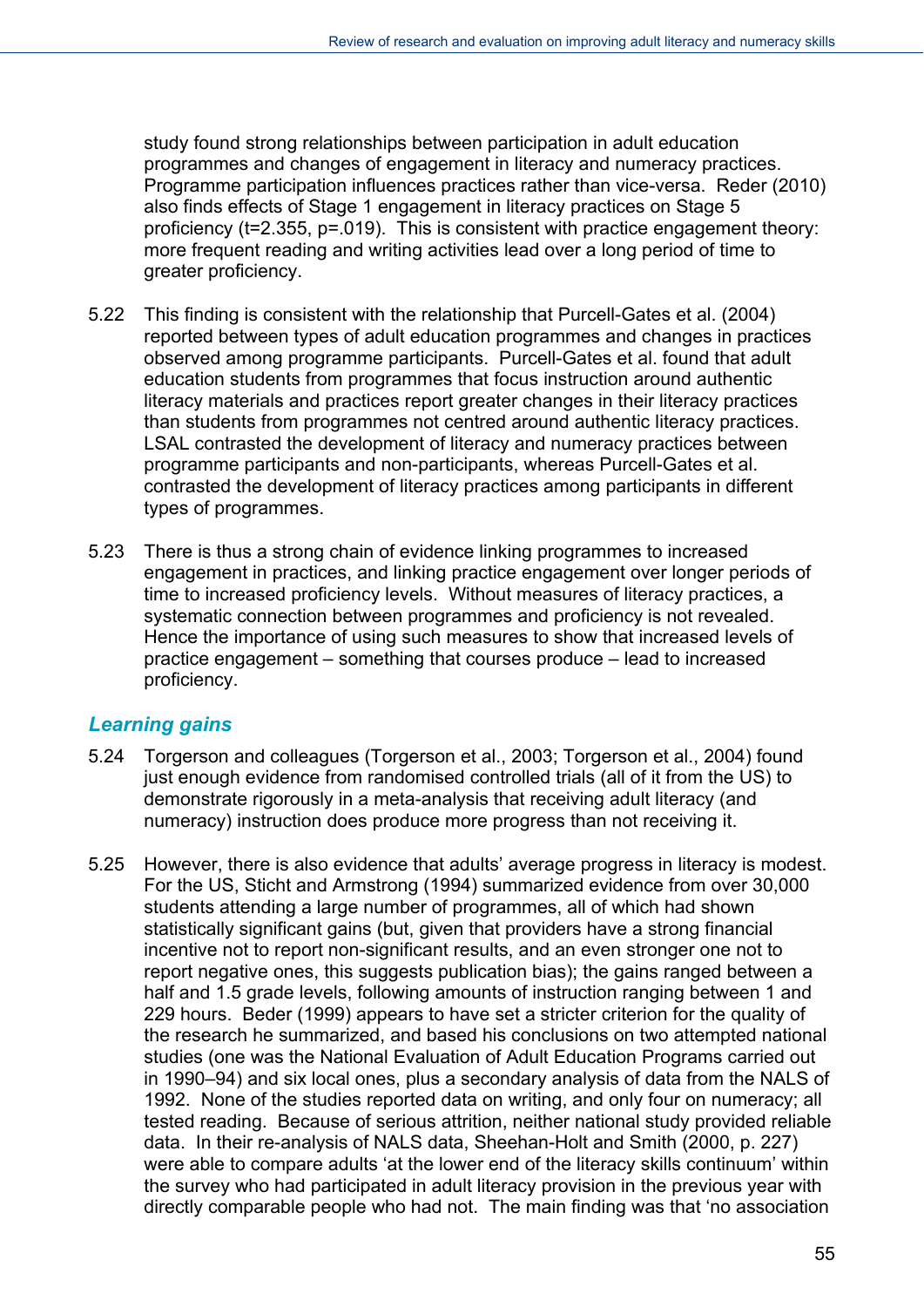study found strong relationships between participation in adult education programmes and changes of engagement in literacy and numeracy practices. Programme participation influences practices rather than vice-versa. Reder (2010) also finds effects of Stage 1 engagement in literacy practices on Stage 5 proficiency ($t=2.355$, $p=.019$). This is consistent with practice engagement theory: more frequent reading and writing activities lead over a long period of time to greater proficiency.

5.22 This finding is consistent with the relationship that Purcell-Gates et al. (2004) reported between types of adult education programmes and changes in practices observed among programme participants. Purcell-Gates et al. found that adult education students from programmes that focus instruction around authentic literacy materials and practices report greater changes in their literacy practices than students from programmes not centred around authentic literacy practices. LSAL contrasted the development of literacy and numeracy practices between programme participants and non-participants, whereas Purcell-Gates et al. contrasted the development of literacy practices among participants in different types of programmes.

5.23 There is thus a strong chain of evidence linking programmes to increased engagement in practices, and linking practice engagement over longer periods of time to increased proficiency levels. Without measures of literacy practices, a systematic connection between programmes and proficiency is not revealed. Hence the importance of using such measures to show that increased levels of practice engagement – something that courses produce – lead to increased proficiency.

### *Learning gains*

5.24 Torgerson and colleagues (Torgerson et al., 2003; Torgerson et al., 2004) found just enough evidence from randomised controlled trials (all of it from the US) to demonstrate rigorously in a meta-analysis that receiving adult literacy (and numeracy) instruction does produce more progress than not receiving it.

5.25 However, there is also evidence that adults' average progress in literacy is modest. For the US, Sticht and Armstrong (1994) summarized evidence from over 30,000 students attending a large number of programmes, all of which had shown statistically significant gains (but, given that providers have a strong financial incentive not to report non-significant results, and an even stronger one not to report negative ones, this suggests publication bias); the gains ranged between a half and 1.5 grade levels, following amounts of instruction ranging between 1 and 229 hours. Beder (1999) appears to have set a stricter criterion for the quality of the research he summarized, and based his conclusions on two attempted national studies (one was the National Evaluation of Adult Education Programs carried out in 1990–94) and six local ones, plus a secondary analysis of data from the NALS of 1992. None of the studies reported data on writing, and only four on numeracy; all tested reading. Because of serious attrition, neither national study provided reliable data. In their re-analysis of NALS data, Sheehan-Holt and Smith (2000, p. 227) were able to compare adults 'at the lower end of the literacy skills continuum' within the survey who had participated in adult literacy provision in the previous year with directly comparable people who had not. The main finding was that 'no association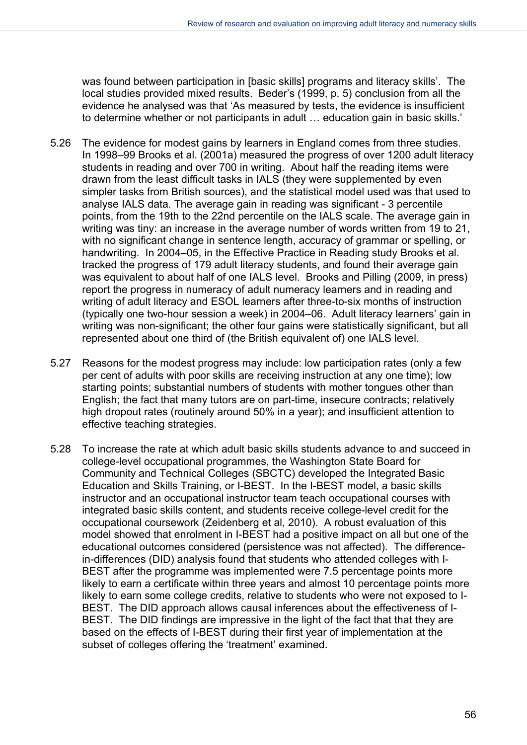was found between participation in [basic skills] programs and literacy skills'. The local studies provided mixed results. Beder's (1999, p. 5) conclusion from all the evidence he analysed was that 'As measured by tests, the evidence is insufficient to determine whether or not participants in adult … education gain in basic skills.'

5.26 The evidence for modest gains by learners in England comes from three studies. In 1998–99 Brooks et al. (2001a) measured the progress of over 1200 adult literacy students in reading and over 700 in writing. About half the reading items were drawn from the least difficult tasks in IALS (they were supplemented by even simpler tasks from British sources), and the statistical model used was that used to analyse IALS data. The average gain in reading was significant - 3 percentile points, from the 19th to the 22nd percentile on the IALS scale. The average gain in writing was tiny: an increase in the average number of words written from 19 to 21, with no significant change in sentence length, accuracy of grammar or spelling, or handwriting. In 2004–05, in the Effective Practice in Reading study Brooks et al. tracked the progress of 179 adult literacy students, and found their average gain was equivalent to about half of one IALS level. Brooks and Pilling (2009, in press) report the progress in numeracy of adult numeracy learners and in reading and writing of adult literacy and ESOL learners after three-to-six months of instruction (typically one two-hour session a week) in 2004–06. Adult literacy learners' gain in writing was non-significant; the other four gains were statistically significant, but all represented about one third of (the British equivalent of) one IALS level.

5.27 Reasons for the modest progress may include: low participation rates (only a few per cent of adults with poor skills are receiving instruction at any one time); low starting points; substantial numbers of students with mother tongues other than English; the fact that many tutors are on part-time, insecure contracts; relatively high dropout rates (routinely around 50% in a year); and insufficient attention to effective teaching strategies.

5.28 To increase the rate at which adult basic skills students advance to and succeed in college-level occupational programmes, the Washington State Board for Community and Technical Colleges (SBCTC) developed the Integrated Basic Education and Skills Training, or I-BEST. In the I-BEST model, a basic skills instructor and an occupational instructor team teach occupational courses with integrated basic skills content, and students receive college-level credit for the occupational coursework (Zeidenberg et al, 2010). A robust evaluation of this model showed that enrolment in I-BEST had a positive impact on all but one of the educational outcomes considered (persistence was not affected). The difference-in-differences (DID) analysis found that students who attended colleges with I-BEST after the programme was implemented were 7.5 percentage points more likely to earn a certificate within three years and almost 10 percentage points more likely to earn some college credits, relative to students who were not exposed to I-BEST. The DID approach allows causal inferences about the effectiveness of I-BEST. The DID findings are impressive in the light of the fact that that they are based on the effects of I-BEST during their first year of implementation at the subset of colleges offering the 'treatment' examined.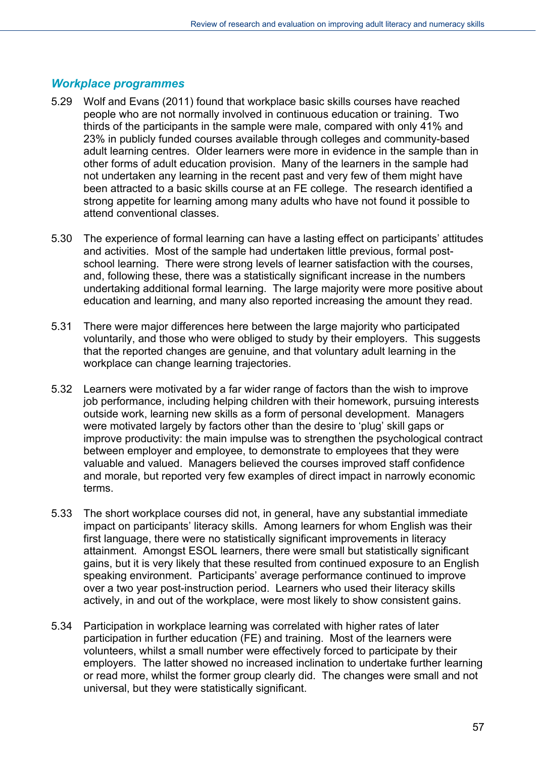### *Workplace programmes*

5.29 Wolf and Evans (2011) found that workplace basic skills courses have reached people who are not normally involved in continuous education or training. Two thirds of the participants in the sample were male, compared with only 41% and 23% in publicly funded courses available through colleges and community-based adult learning centres. Older learners were more in evidence in the sample than in other forms of adult education provision. Many of the learners in the sample had not undertaken any learning in the recent past and very few of them might have been attracted to a basic skills course at an FE college. The research identified a strong appetite for learning among many adults who have not found it possible to attend conventional classes.

5.30 The experience of formal learning can have a lasting effect on participants' attitudes and activities. Most of the sample had undertaken little previous, formal post-school learning. There were strong levels of learner satisfaction with the courses, and, following these, there was a statistically significant increase in the numbers undertaking additional formal learning. The large majority were more positive about education and learning, and many also reported increasing the amount they read.

5.31 There were major differences here between the large majority who participated voluntarily, and those who were obliged to study by their employers. This suggests that the reported changes are genuine, and that voluntary adult learning in the workplace can change learning trajectories.

5.32 Learners were motivated by a far wider range of factors than the wish to improve job performance, including helping children with their homework, pursuing interests outside work, learning new skills as a form of personal development. Managers were motivated largely by factors other than the desire to 'plug' skill gaps or improve productivity: the main impulse was to strengthen the psychological contract between employer and employee, to demonstrate to employees that they were valuable and valued. Managers believed the courses improved staff confidence and morale, but reported very few examples of direct impact in narrowly economic terms.

5.33 The short workplace courses did not, in general, have any substantial immediate impact on participants' literacy skills. Among learners for whom English was their first language, there were no statistically significant improvements in literacy attainment. Amongst ESOL learners, there were small but statistically significant gains, but it is very likely that these resulted from continued exposure to an English speaking environment. Participants' average performance continued to improve over a two year post-instruction period. Learners who used their literacy skills actively, in and out of the workplace, were most likely to show consistent gains.

5.34 Participation in workplace learning was correlated with higher rates of later participation in further education (FE) and training. Most of the learners were volunteers, whilst a small number were effectively forced to participate by their employers. The latter showed no increased inclination to undertake further learning or read more, whilst the former group clearly did. The changes were small and not universal, but they were statistically significant.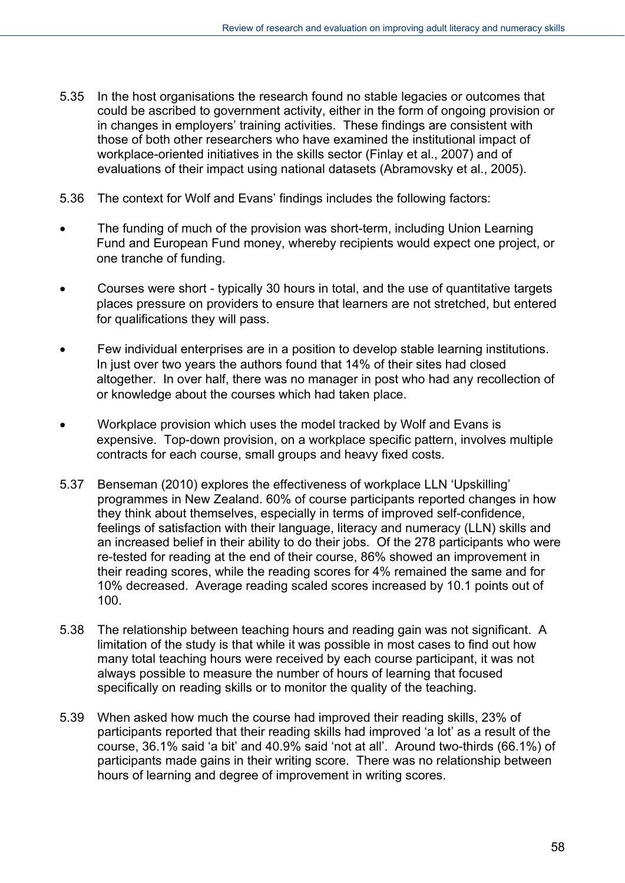5.35 In the host organisations the research found no stable legacies or outcomes that could be ascribed to government activity, either in the form of ongoing provision or in changes in employers' training activities. These findings are consistent with those of both other researchers who have examined the institutional impact of workplace-oriented initiatives in the skills sector (Finlay et al., 2007) and of evaluations of their impact using national datasets (Abramovsky et al., 2005).

5.36 The context for Wolf and Evans' findings includes the following factors:

- The funding of much of the provision was short-term, including Union Learning Fund and European Fund money, whereby recipients would expect one project, or one tranche of funding.
- Courses were short - typically 30 hours in total, and the use of quantitative targets places pressure on providers to ensure that learners are not stretched, but entered for qualifications they will pass.
- Few individual enterprises are in a position to develop stable learning institutions. In just over two years the authors found that 14% of their sites had closed altogether. In over half, there was no manager in post who had any recollection of or knowledge about the courses which had taken place.
- Workplace provision which uses the model tracked by Wolf and Evans is expensive. Top-down provision, on a workplace specific pattern, involves multiple contracts for each course, small groups and heavy fixed costs.

5.37 Benseman (2010) explores the effectiveness of workplace LLN 'Upskilling' programmes in New Zealand. 60% of course participants reported changes in how they think about themselves, especially in terms of improved self-confidence, feelings of satisfaction with their language, literacy and numeracy (LLN) skills and an increased belief in their ability to do their jobs. Of the 278 participants who were re-tested for reading at the end of their course, 86% showed an improvement in their reading scores, while the reading scores for 4% remained the same and for 10% decreased. Average reading scaled scores increased by 10.1 points out of 100.

5.38 The relationship between teaching hours and reading gain was not significant. A limitation of the study is that while it was possible in most cases to find out how many total teaching hours were received by each course participant, it was not always possible to measure the number of hours of learning that focused specifically on reading skills or to monitor the quality of the teaching.

5.39 When asked how much the course had improved their reading skills, 23% of participants reported that their reading skills had improved 'a lot' as a result of the course, 36.1% said 'a bit' and 40.9% said 'not at all'. Around two-thirds (66.1%) of participants made gains in their writing score. There was no relationship between hours of learning and degree of improvement in writing scores.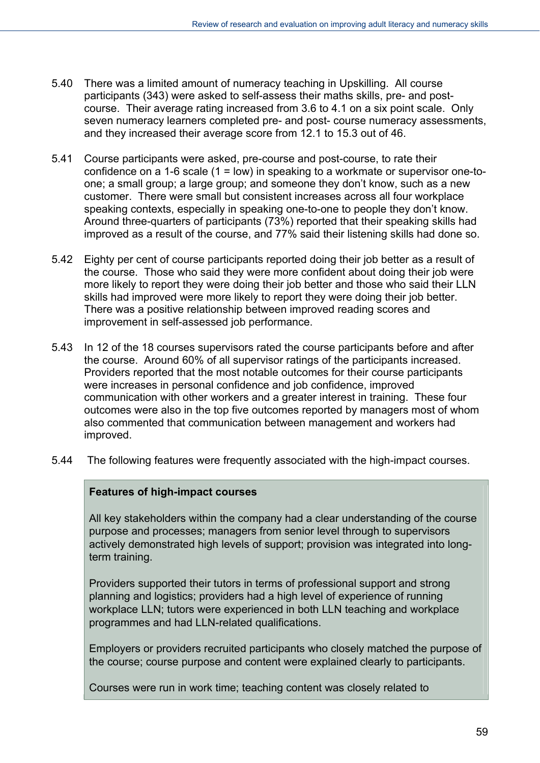5.40 There was a limited amount of numeracy teaching in Upskilling. All course participants (343) were asked to self-assess their maths skills, pre- and post-course. Their average rating increased from 3.6 to 4.1 on a six point scale. Only seven numeracy learners completed pre- and post- course numeracy assessments, and they increased their average score from 12.1 to 15.3 out of 46.

5.41 Course participants were asked, pre-course and post-course, to rate their confidence on a 1-6 scale (1 = low) in speaking to a workmate or supervisor one-to-one; a small group; a large group; and someone they don't know, such as a new customer. There were small but consistent increases across all four workplace speaking contexts, especially in speaking one-to-one to people they don't know. Around three-quarters of participants (73%) reported that their speaking skills had improved as a result of the course, and 77% said their listening skills had done so.

5.42 Eighty per cent of course participants reported doing their job better as a result of the course. Those who said they were more confident about doing their job were more likely to report they were doing their job better and those who said their LLN skills had improved were more likely to report they were doing their job better. There was a positive relationship between improved reading scores and improvement in self-assessed job performance.

5.43 In 12 of the 18 courses supervisors rated the course participants before and after the course. Around 60% of all supervisor ratings of the participants increased. Providers reported that the most notable outcomes for their course participants were increases in personal confidence and job confidence, improved communication with other workers and a greater interest in training. These four outcomes were also in the top five outcomes reported by managers most of whom also commented that communication between management and workers had improved.

5.44 The following features were frequently associated with the high-impact courses.

**Features of high-impact courses**

All key stakeholders within the company had a clear understanding of the course purpose and processes; managers from senior level through to supervisors actively demonstrated high levels of support; provision was integrated into long-term training.

Providers supported their tutors in terms of professional support and strong planning and logistics; providers had a high level of experience of running workplace LLN; tutors were experienced in both LLN teaching and workplace programmes and had LLN-related qualifications.

Employers or providers recruited participants who closely matched the purpose of the course; course purpose and content were explained clearly to participants.

Courses were run in work time; teaching content was closely related to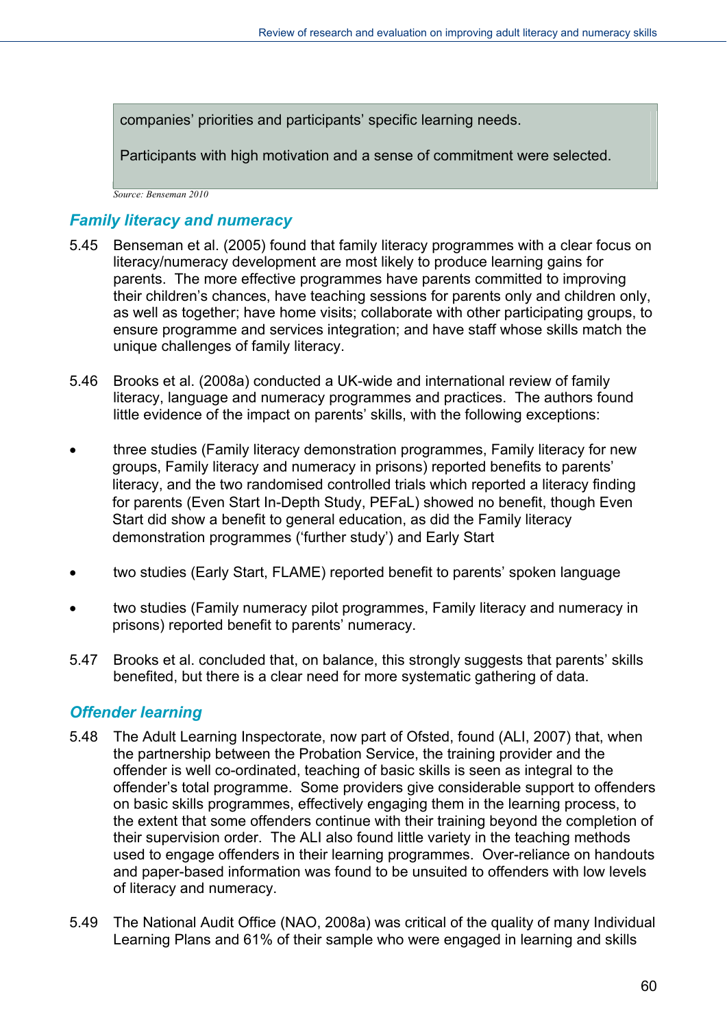companies' priorities and participants' specific learning needs.

Participants with high motivation and a sense of commitment were selected.

*Source: Benseman 2010*

### *Family literacy and numeracy*

5.45 Benseman et al. (2005) found that family literacy programmes with a clear focus on literacy/numeracy development are most likely to produce learning gains for parents. The more effective programmes have parents committed to improving their children's chances, have teaching sessions for parents only and children only, as well as together; have home visits; collaborate with other participating groups, to ensure programme and services integration; and have staff whose skills match the unique challenges of family literacy.

5.46 Brooks et al. (2008a) conducted a UK-wide and international review of family literacy, language and numeracy programmes and practices. The authors found little evidence of the impact on parents' skills, with the following exceptions:

- three studies (Family literacy demonstration programmes, Family literacy for new groups, Family literacy and numeracy in prisons) reported benefits to parents' literacy, and the two randomised controlled trials which reported a literacy finding for parents (Even Start In-Depth Study, PEFaL) showed no benefit, though Even Start did show a benefit to general education, as did the Family literacy demonstration programmes ('further study') and Early Start
- two studies (Early Start, FLAME) reported benefit to parents' spoken language
- two studies (Family numeracy pilot programmes, Family literacy and numeracy in prisons) reported benefit to parents' numeracy.

5.47 Brooks et al. concluded that, on balance, this strongly suggests that parents' skills benefited, but there is a clear need for more systematic gathering of data.

### *Offender learning*

5.48 The Adult Learning Inspectorate, now part of Ofsted, found (ALI, 2007) that, when the partnership between the Probation Service, the training provider and the offender is well co-ordinated, teaching of basic skills is seen as integral to the offender's total programme. Some providers give considerable support to offenders on basic skills programmes, effectively engaging them in the learning process, to the extent that some offenders continue with their training beyond the completion of their supervision order. The ALI also found little variety in the teaching methods used to engage offenders in their learning programmes. Over-reliance on handouts and paper-based information was found to be unsuited to offenders with low levels of literacy and numeracy.

5.49 The National Audit Office (NAO, 2008a) was critical of the quality of many Individual Learning Plans and 61% of their sample who were engaged in learning and skills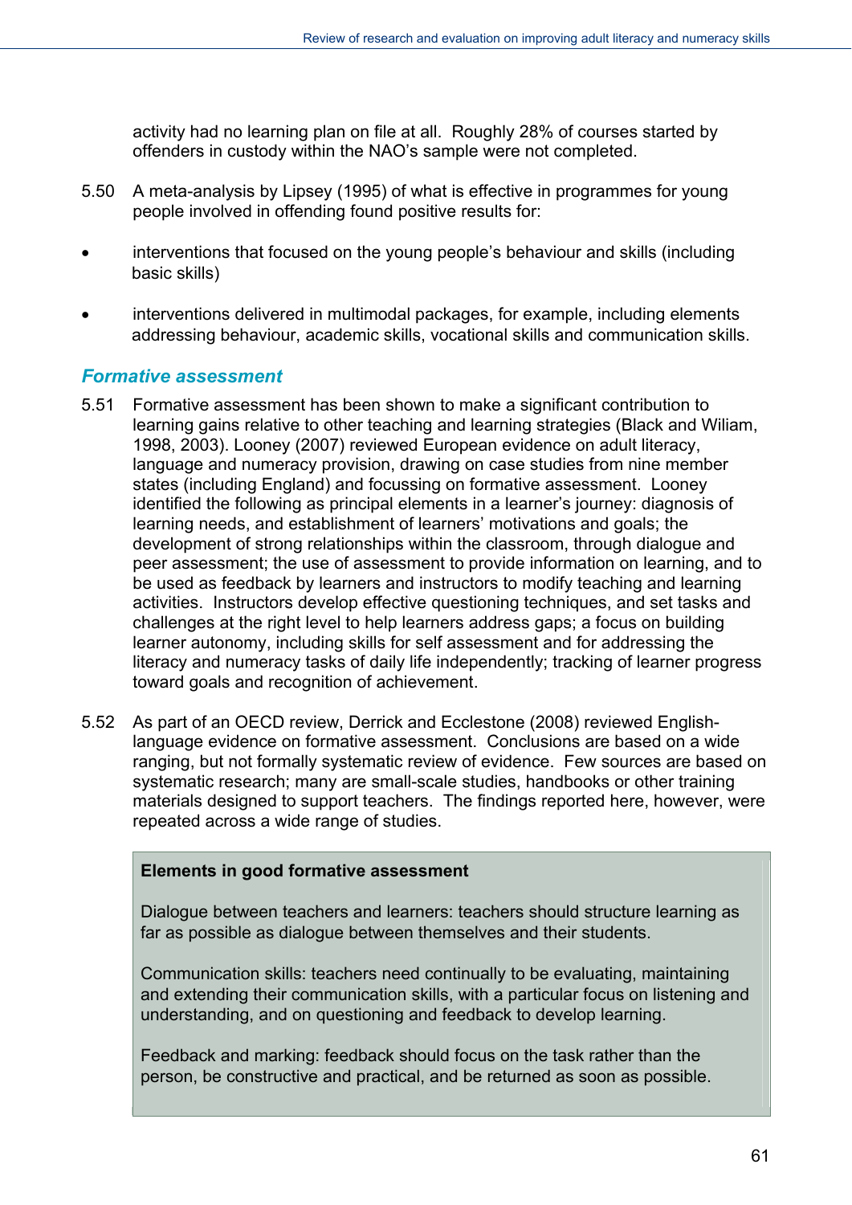activity had no learning plan on file at all. Roughly 28% of courses started by offenders in custody within the NAO's sample were not completed.

5.50 A meta-analysis by Lipsey (1995) of what is effective in programmes for young people involved in offending found positive results for:

- interventions that focused on the young people's behaviour and skills (including basic skills)
- interventions delivered in multimodal packages, for example, including elements addressing behaviour, academic skills, vocational skills and communication skills.

### *Formative assessment*

5.51 Formative assessment has been shown to make a significant contribution to learning gains relative to other teaching and learning strategies (Black and Wiliam, 1998, 2003). Looney (2007) reviewed European evidence on adult literacy, language and numeracy provision, drawing on case studies from nine member states (including England) and focussing on formative assessment. Looney identified the following as principal elements in a learner's journey: diagnosis of learning needs, and establishment of learners' motivations and goals; the development of strong relationships within the classroom, through dialogue and peer assessment; the use of assessment to provide information on learning, and to be used as feedback by learners and instructors to modify teaching and learning activities. Instructors develop effective questioning techniques, and set tasks and challenges at the right level to help learners address gaps; a focus on building learner autonomy, including skills for self assessment and for addressing the literacy and numeracy tasks of daily life independently; tracking of learner progress toward goals and recognition of achievement.

5.52 As part of an OECD review, Derrick and Ecclestone (2008) reviewed English-language evidence on formative assessment. Conclusions are based on a wide ranging, but not formally systematic review of evidence. Few sources are based on systematic research; many are small-scale studies, handbooks or other training materials designed to support teachers. The findings reported here, however, were repeated across a wide range of studies.

> **Elements in good formative assessment**
>
> Dialogue between teachers and learners: teachers should structure learning as far as possible as dialogue between themselves and their students.
>
> Communication skills: teachers need continually to be evaluating, maintaining and extending their communication skills, with a particular focus on listening and understanding, and on questioning and feedback to develop learning.
>
> Feedback and marking: feedback should focus on the task rather than the person, be constructive and practical, and be returned as soon as possible.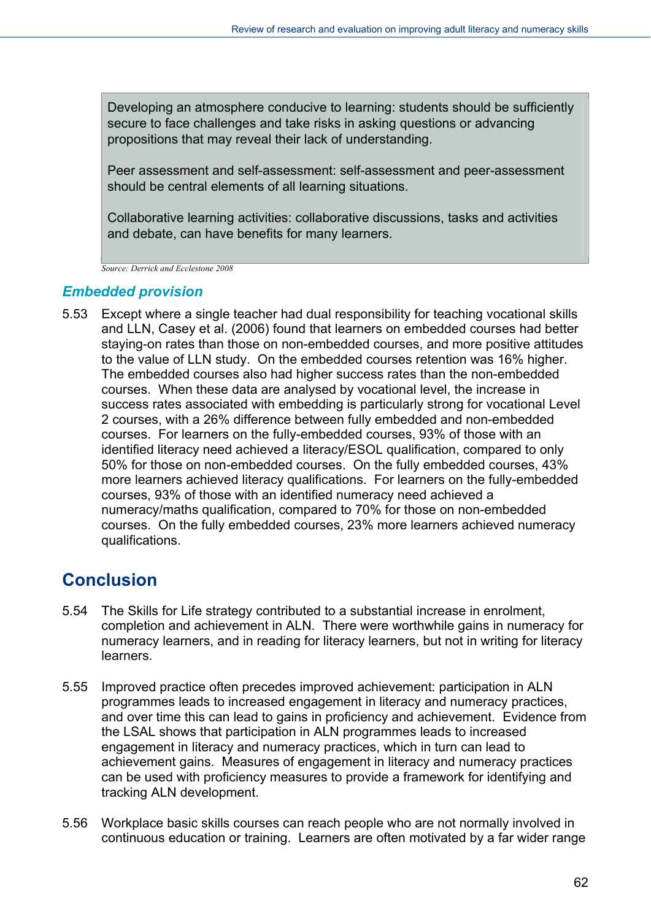> Developing an atmosphere conducive to learning: students should be sufficiently secure to face challenges and take risks in asking questions or advancing propositions that may reveal their lack of understanding.
>
> Peer assessment and self-assessment: self-assessment and peer-assessment should be central elements of all learning situations.
>
> Collaborative learning activities: collaborative discussions, tasks and activities and debate, can have benefits for many learners.

*Source: Derrick and Ecclestone 2008*

### *Embedded provision*

5.53 Except where a single teacher had dual responsibility for teaching vocational skills and LLN, Casey et al. (2006) found that learners on embedded courses had better staying-on rates than those on non-embedded courses, and more positive attitudes to the value of LLN study. On the embedded courses retention was 16% higher. The embedded courses also had higher success rates than the non-embedded courses. When these data are analysed by vocational level, the increase in success rates associated with embedding is particularly strong for vocational Level 2 courses, with a 26% difference between fully embedded and non-embedded courses. For learners on the fully-embedded courses, 93% of those with an identified literacy need achieved a literacy/ESOL qualification, compared to only 50% for those on non-embedded courses. On the fully embedded courses, 43% more learners achieved literacy qualifications. For learners on the fully-embedded courses, 93% of those with an identified numeracy need achieved a numeracy/maths qualification, compared to 70% for those on non-embedded courses. On the fully embedded courses, 23% more learners achieved numeracy qualifications.

## Conclusion

5.54 The Skills for Life strategy contributed to a substantial increase in enrolment, completion and achievement in ALN. There were worthwhile gains in numeracy for numeracy learners, and in reading for literacy learners, but not in writing for literacy learners.

5.55 Improved practice often precedes improved achievement: participation in ALN programmes leads to increased engagement in literacy and numeracy practices, and over time this can lead to gains in proficiency and achievement. Evidence from the LSAL shows that participation in ALN programmes leads to increased engagement in literacy and numeracy practices, which in turn can lead to achievement gains. Measures of engagement in literacy and numeracy practices can be used with proficiency measures to provide a framework for identifying and tracking ALN development.

5.56 Workplace basic skills courses can reach people who are not normally involved in continuous education or training. Learners are often motivated by a far wider range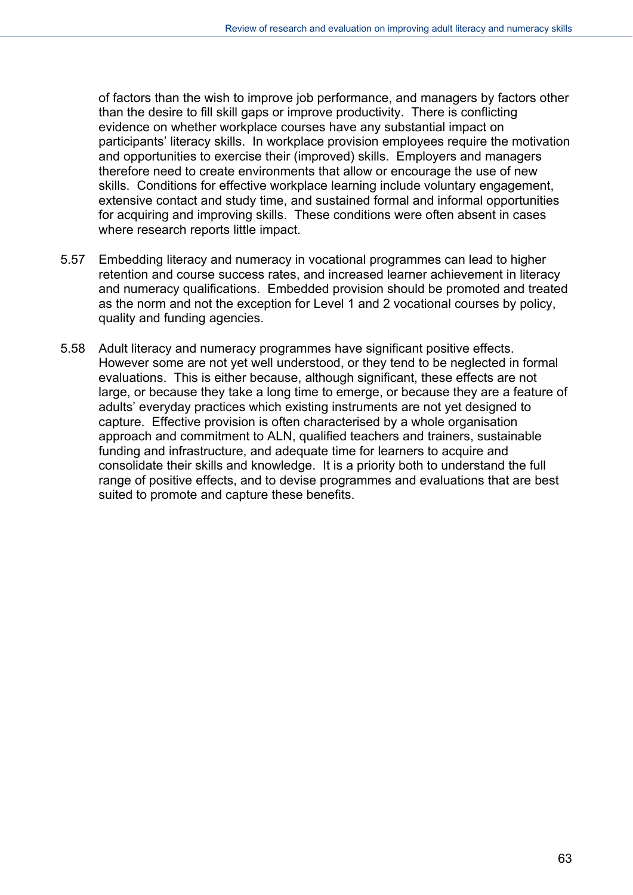of factors than the wish to improve job performance, and managers by factors other than the desire to fill skill gaps or improve productivity.  There is conflicting evidence on whether workplace courses have any substantial impact on participants' literacy skills.  In workplace provision employees require the motivation and opportunities to exercise their (improved) skills.  Employers and managers therefore need to create environments that allow or encourage the use of new skills.  Conditions for effective workplace learning include voluntary engagement, extensive contact and study time, and sustained formal and informal opportunities for acquiring and improving skills.  These conditions were often absent in cases where research reports little impact.

5.57 Embedding literacy and numeracy in vocational programmes can lead to higher retention and course success rates, and increased learner achievement in literacy and numeracy qualifications.  Embedded provision should be promoted and treated as the norm and not the exception for Level 1 and 2 vocational courses by policy, quality and funding agencies.

5.58 Adult literacy and numeracy programmes have significant positive effects.  However some are not yet well understood, or they tend to be neglected in formal evaluations.  This is either because, although significant, these effects are not large, or because they take a long time to emerge, or because they are a feature of adults' everyday practices which existing instruments are not yet designed to capture.  Effective provision is often characterised by a whole organisation approach and commitment to ALN, qualified teachers and trainers, sustainable funding and infrastructure, and adequate time for learners to acquire and consolidate their skills and knowledge.  It is a priority both to understand the full range of positive effects, and to devise programmes and evaluations that are best suited to promote and capture these benefits.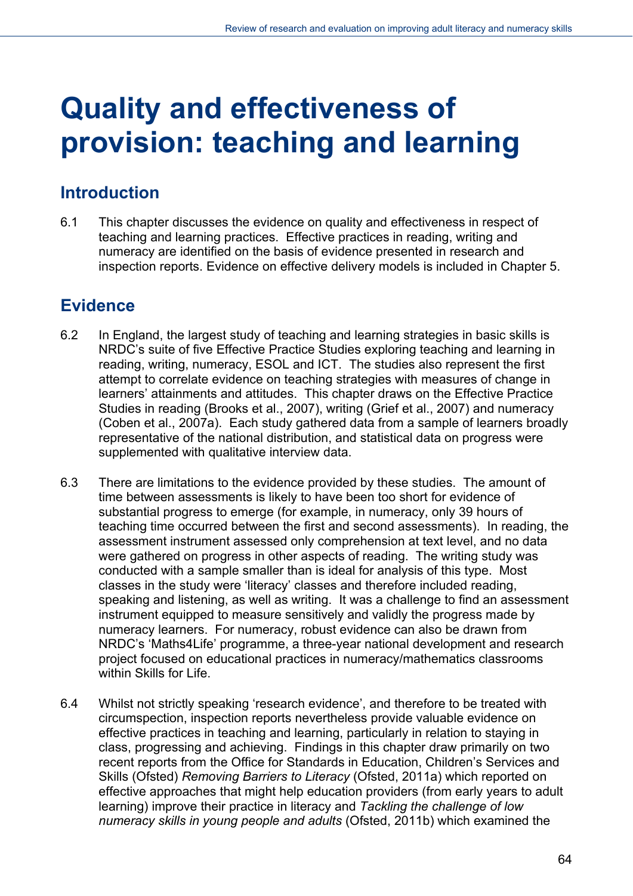# Quality and effectiveness of provision: teaching and learning

## Introduction

6.1 This chapter discusses the evidence on quality and effectiveness in respect of teaching and learning practices. Effective practices in reading, writing and numeracy are identified on the basis of evidence presented in research and inspection reports. Evidence on effective delivery models is included in Chapter 5.

## Evidence

6.2 In England, the largest study of teaching and learning strategies in basic skills is NRDC's suite of five Effective Practice Studies exploring teaching and learning in reading, writing, numeracy, ESOL and ICT. The studies also represent the first attempt to correlate evidence on teaching strategies with measures of change in learners' attainments and attitudes. This chapter draws on the Effective Practice Studies in reading (Brooks et al., 2007), writing (Grief et al., 2007) and numeracy (Coben et al., 2007a). Each study gathered data from a sample of learners broadly representative of the national distribution, and statistical data on progress were supplemented with qualitative interview data.

6.3 There are limitations to the evidence provided by these studies. The amount of time between assessments is likely to have been too short for evidence of substantial progress to emerge (for example, in numeracy, only 39 hours of teaching time occurred between the first and second assessments). In reading, the assessment instrument assessed only comprehension at text level, and no data were gathered on progress in other aspects of reading. The writing study was conducted with a sample smaller than is ideal for analysis of this type. Most classes in the study were 'literacy' classes and therefore included reading, speaking and listening, as well as writing. It was a challenge to find an assessment instrument equipped to measure sensitively and validly the progress made by numeracy learners. For numeracy, robust evidence can also be drawn from NRDC's 'Maths4Life' programme, a three-year national development and research project focused on educational practices in numeracy/mathematics classrooms within Skills for Life.

6.4 Whilst not strictly speaking 'research evidence', and therefore to be treated with circumspection, inspection reports nevertheless provide valuable evidence on effective practices in teaching and learning, particularly in relation to staying in class, progressing and achieving. Findings in this chapter draw primarily on two recent reports from the Office for Standards in Education, Children's Services and Skills (Ofsted) *Removing Barriers to Literacy* (Ofsted, 2011a) which reported on effective approaches that might help education providers (from early years to adult learning) improve their practice in literacy and *Tackling the challenge of low numeracy skills in young people and adults* (Ofsted, 2011b) which examined the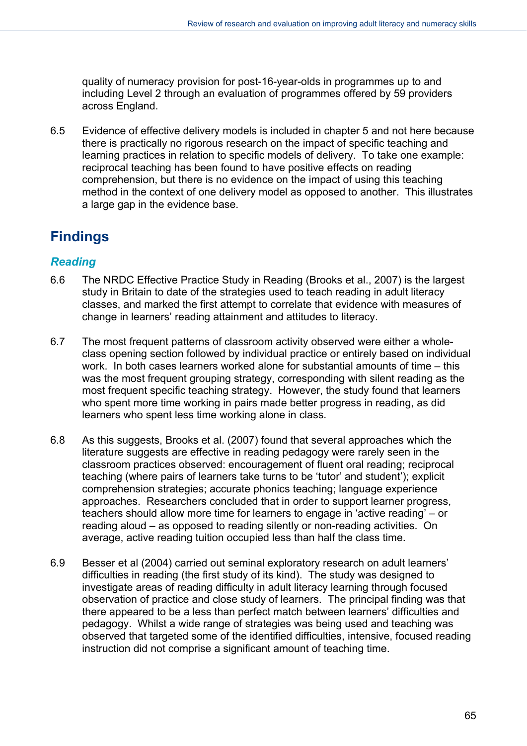quality of numeracy provision for post-16-year-olds in programmes up to and including Level 2 through an evaluation of programmes offered by 59 providers across England.

6.5 Evidence of effective delivery models is included in chapter 5 and not here because there is practically no rigorous research on the impact of specific teaching and learning practices in relation to specific models of delivery. To take one example: reciprocal teaching has been found to have positive effects on reading comprehension, but there is no evidence on the impact of using this teaching method in the context of one delivery model as opposed to another. This illustrates a large gap in the evidence base.

## Findings

### *Reading*

6.6 The NRDC Effective Practice Study in Reading (Brooks et al., 2007) is the largest study in Britain to date of the strategies used to teach reading in adult literacy classes, and marked the first attempt to correlate that evidence with measures of change in learners' reading attainment and attitudes to literacy.

6.7 The most frequent patterns of classroom activity observed were either a whole-class opening section followed by individual practice or entirely based on individual work. In both cases learners worked alone for substantial amounts of time – this was the most frequent grouping strategy, corresponding with silent reading as the most frequent specific teaching strategy. However, the study found that learners who spent more time working in pairs made better progress in reading, as did learners who spent less time working alone in class.

6.8 As this suggests, Brooks et al. (2007) found that several approaches which the literature suggests are effective in reading pedagogy were rarely seen in the classroom practices observed: encouragement of fluent oral reading; reciprocal teaching (where pairs of learners take turns to be 'tutor' and student'); explicit comprehension strategies; accurate phonics teaching; language experience approaches. Researchers concluded that in order to support learner progress, teachers should allow more time for learners to engage in 'active reading' – or reading aloud – as opposed to reading silently or non-reading activities. On average, active reading tuition occupied less than half the class time.

6.9 Besser et al (2004) carried out seminal exploratory research on adult learners' difficulties in reading (the first study of its kind). The study was designed to investigate areas of reading difficulty in adult literacy learning through focused observation of practice and close study of learners. The principal finding was that there appeared to be a less than perfect match between learners' difficulties and pedagogy. Whilst a wide range of strategies was being used and teaching was observed that targeted some of the identified difficulties, intensive, focused reading instruction did not comprise a significant amount of teaching time.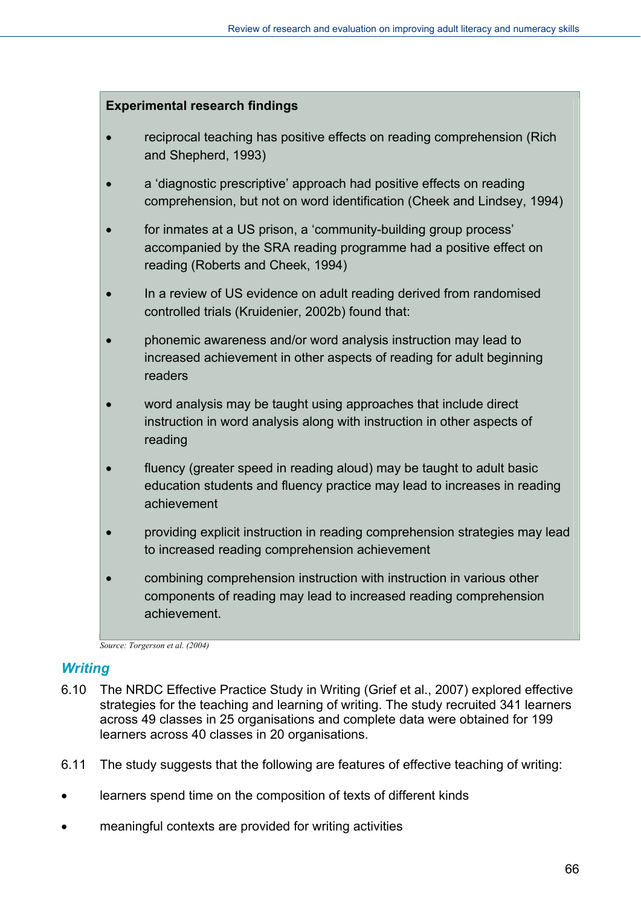**Experimental research findings**

- reciprocal teaching has positive effects on reading comprehension (Rich and Shepherd, 1993)
- a 'diagnostic prescriptive' approach had positive effects on reading comprehension, but not on word identification (Cheek and Lindsey, 1994)
- for inmates at a US prison, a 'community-building group process' accompanied by the SRA reading programme had a positive effect on reading (Roberts and Cheek, 1994)
- In a review of US evidence on adult reading derived from randomised controlled trials (Kruidenier, 2002b) found that:
- phonemic awareness and/or word analysis instruction may lead to increased achievement in other aspects of reading for adult beginning readers
- word analysis may be taught using approaches that include direct instruction in word analysis along with instruction in other aspects of reading
- fluency (greater speed in reading aloud) may be taught to adult basic education students and fluency practice may lead to increases in reading achievement
- providing explicit instruction in reading comprehension strategies may lead to increased reading comprehension achievement
- combining comprehension instruction with instruction in various other components of reading may lead to increased reading comprehension achievement.

*Source: Torgerson et al. (2004)*

### *Writing*

6.10 The NRDC Effective Practice Study in Writing (Grief et al., 2007) explored effective strategies for the teaching and learning of writing. The study recruited 341 learners across 49 classes in 25 organisations and complete data were obtained for 199 learners across 40 classes in 20 organisations.

6.11 The study suggests that the following are features of effective teaching of writing:

- learners spend time on the composition of texts of different kinds
- meaningful contexts are provided for writing activities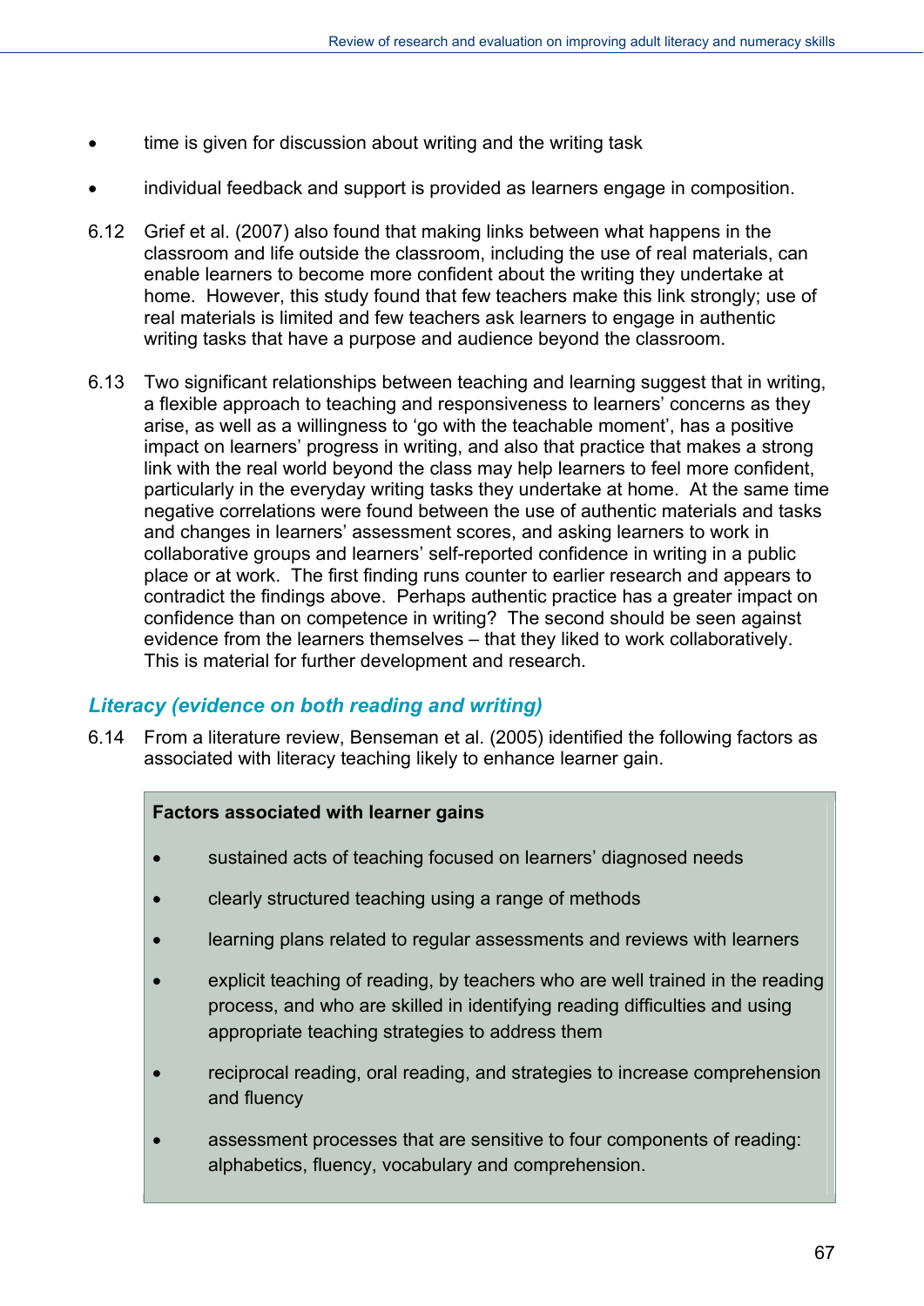- time is given for discussion about writing and the writing task
- individual feedback and support is provided as learners engage in composition.

6.12 Grief et al. (2007) also found that making links between what happens in the classroom and life outside the classroom, including the use of real materials, can enable learners to become more confident about the writing they undertake at home. However, this study found that few teachers make this link strongly; use of real materials is limited and few teachers ask learners to engage in authentic writing tasks that have a purpose and audience beyond the classroom.

6.13 Two significant relationships between teaching and learning suggest that in writing, a flexible approach to teaching and responsiveness to learners' concerns as they arise, as well as a willingness to 'go with the teachable moment', has a positive impact on learners' progress in writing, and also that practice that makes a strong link with the real world beyond the class may help learners to feel more confident, particularly in the everyday writing tasks they undertake at home. At the same time negative correlations were found between the use of authentic materials and tasks and changes in learners' assessment scores, and asking learners to work in collaborative groups and learners' self-reported confidence in writing in a public place or at work. The first finding runs counter to earlier research and appears to contradict the findings above. Perhaps authentic practice has a greater impact on confidence than on competence in writing? The second should be seen against evidence from the learners themselves – that they liked to work collaboratively. This is material for further development and research.

## *Literacy (evidence on both reading and writing)*

6.14 From a literature review, Benseman et al. (2005) identified the following factors as associated with literacy teaching likely to enhance learner gain.

**Factors associated with learner gains**

- sustained acts of teaching focused on learners' diagnosed needs
- clearly structured teaching using a range of methods
- learning plans related to regular assessments and reviews with learners
- explicit teaching of reading, by teachers who are well trained in the reading process, and who are skilled in identifying reading difficulties and using appropriate teaching strategies to address them
- reciprocal reading, oral reading, and strategies to increase comprehension and fluency
- assessment processes that are sensitive to four components of reading: alphabetics, fluency, vocabulary and comprehension.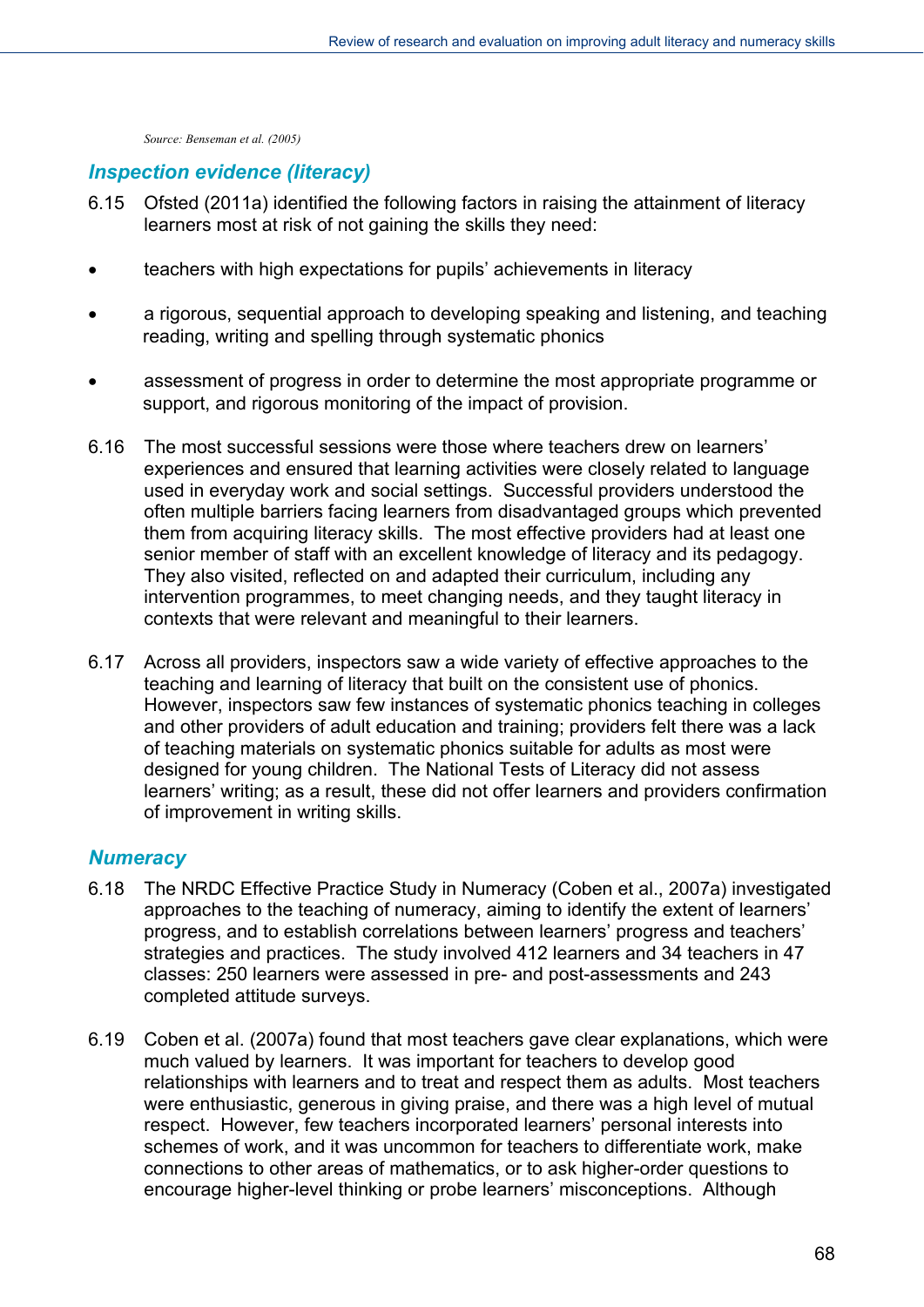*Source: Benseman et al. (2005)*

### *Inspection evidence (literacy)*

6.15 Ofsted (2011a) identified the following factors in raising the attainment of literacy learners most at risk of not gaining the skills they need:

- teachers with high expectations for pupils' achievements in literacy
- a rigorous, sequential approach to developing speaking and listening, and teaching reading, writing and spelling through systematic phonics
- assessment of progress in order to determine the most appropriate programme or support, and rigorous monitoring of the impact of provision.

6.16 The most successful sessions were those where teachers drew on learners' experiences and ensured that learning activities were closely related to language used in everyday work and social settings. Successful providers understood the often multiple barriers facing learners from disadvantaged groups which prevented them from acquiring literacy skills. The most effective providers had at least one senior member of staff with an excellent knowledge of literacy and its pedagogy. They also visited, reflected on and adapted their curriculum, including any intervention programmes, to meet changing needs, and they taught literacy in contexts that were relevant and meaningful to their learners.

6.17 Across all providers, inspectors saw a wide variety of effective approaches to the teaching and learning of literacy that built on the consistent use of phonics. However, inspectors saw few instances of systematic phonics teaching in colleges and other providers of adult education and training; providers felt there was a lack of teaching materials on systematic phonics suitable for adults as most were designed for young children. The National Tests of Literacy did not assess learners' writing; as a result, these did not offer learners and providers confirmation of improvement in writing skills.

### *Numeracy*

6.18 The NRDC Effective Practice Study in Numeracy (Coben et al., 2007a) investigated approaches to the teaching of numeracy, aiming to identify the extent of learners' progress, and to establish correlations between learners' progress and teachers' strategies and practices. The study involved 412 learners and 34 teachers in 47 classes: 250 learners were assessed in pre- and post-assessments and 243 completed attitude surveys.

6.19 Coben et al. (2007a) found that most teachers gave clear explanations, which were much valued by learners. It was important for teachers to develop good relationships with learners and to treat and respect them as adults. Most teachers were enthusiastic, generous in giving praise, and there was a high level of mutual respect. However, few teachers incorporated learners' personal interests into schemes of work, and it was uncommon for teachers to differentiate work, make connections to other areas of mathematics, or to ask higher-order questions to encourage higher-level thinking or probe learners' misconceptions. Although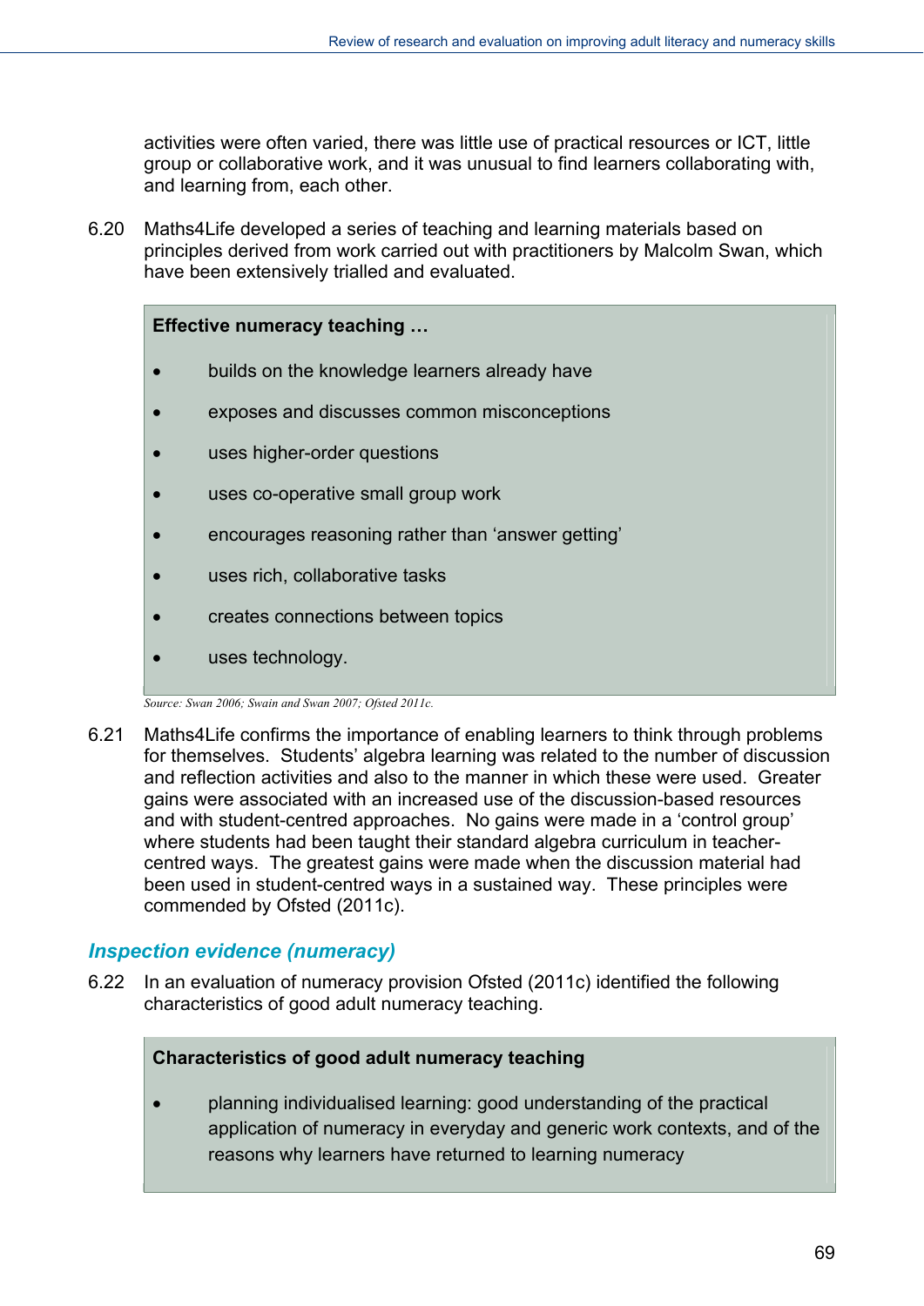activities were often varied, there was little use of practical resources or ICT, little group or collaborative work, and it was unusual to find learners collaborating with, and learning from, each other.

6.20 Maths4Life developed a series of teaching and learning materials based on principles derived from work carried out with practitioners by Malcolm Swan, which have been extensively trialled and evaluated.

**Effective numeracy teaching …**

- builds on the knowledge learners already have
- exposes and discusses common misconceptions
- uses higher-order questions
- uses co-operative small group work
- encourages reasoning rather than 'answer getting'
- uses rich, collaborative tasks
- creates connections between topics
- uses technology.

*Source: Swan 2006; Swain and Swan 2007; Ofsted 2011c.*

6.21 Maths4Life confirms the importance of enabling learners to think through problems for themselves. Students' algebra learning was related to the number of discussion and reflection activities and also to the manner in which these were used. Greater gains were associated with an increased use of the discussion-based resources and with student-centred approaches. No gains were made in a 'control group' where students had been taught their standard algebra curriculum in teacher-centred ways. The greatest gains were made when the discussion material had been used in student-centred ways in a sustained way. These principles were commended by Ofsted (2011c).

### *Inspection evidence (numeracy)*

6.22 In an evaluation of numeracy provision Ofsted (2011c) identified the following characteristics of good adult numeracy teaching.

**Characteristics of good adult numeracy teaching**

- planning individualised learning: good understanding of the practical application of numeracy in everyday and generic work contexts, and of the reasons why learners have returned to learning numeracy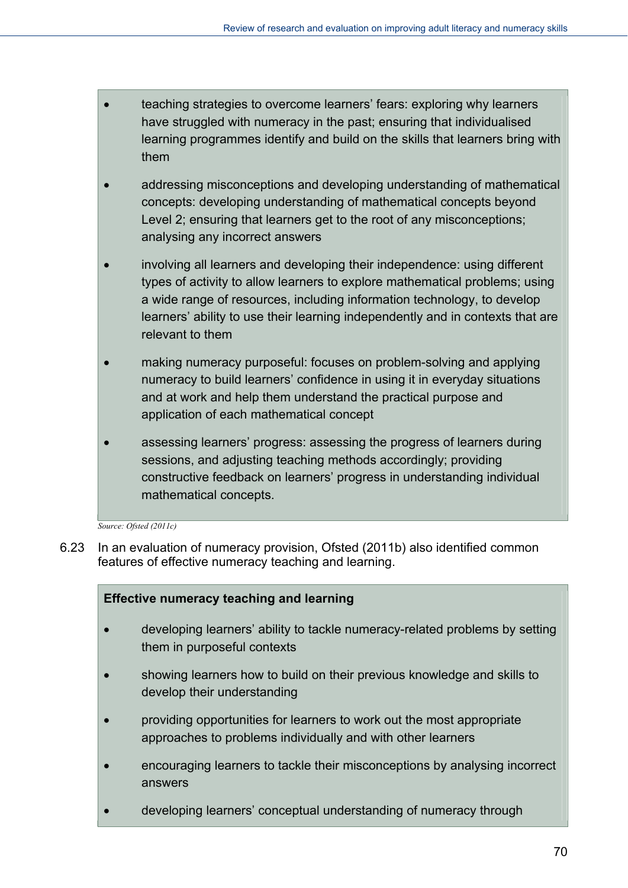- teaching strategies to overcome learners' fears: exploring why learners have struggled with numeracy in the past; ensuring that individualised learning programmes identify and build on the skills that learners bring with them
- addressing misconceptions and developing understanding of mathematical concepts: developing understanding of mathematical concepts beyond Level 2; ensuring that learners get to the root of any misconceptions; analysing any incorrect answers
- involving all learners and developing their independence: using different types of activity to allow learners to explore mathematical problems; using a wide range of resources, including information technology, to develop learners' ability to use their learning independently and in contexts that are relevant to them
- making numeracy purposeful: focuses on problem-solving and applying numeracy to build learners' confidence in using it in everyday situations and at work and help them understand the practical purpose and application of each mathematical concept
- assessing learners' progress: assessing the progress of learners during sessions, and adjusting teaching methods accordingly; providing constructive feedback on learners' progress in understanding individual mathematical concepts.

*Source: Ofsted (2011c)*

6.23 In an evaluation of numeracy provision, Ofsted (2011b) also identified common features of effective numeracy teaching and learning.

**Effective numeracy teaching and learning**

- developing learners' ability to tackle numeracy-related problems by setting them in purposeful contexts
- showing learners how to build on their previous knowledge and skills to develop their understanding
- providing opportunities for learners to work out the most appropriate approaches to problems individually and with other learners
- encouraging learners to tackle their misconceptions by analysing incorrect answers
- developing learners' conceptual understanding of numeracy through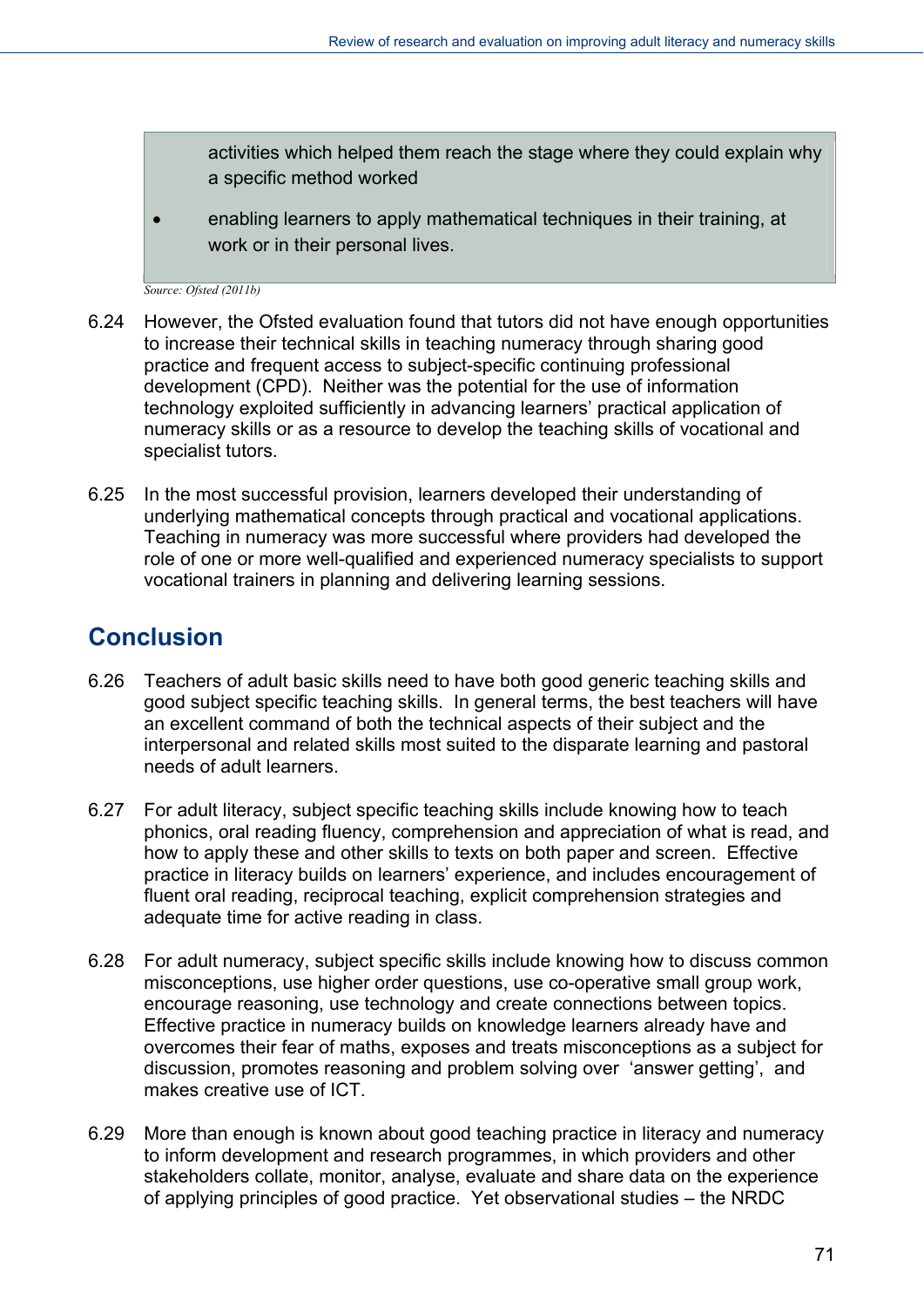activities which helped them reach the stage where they could explain why a specific method worked

- enabling learners to apply mathematical techniques in their training, at work or in their personal lives.

*Source: Ofsted (2011b)*

6.24 However, the Ofsted evaluation found that tutors did not have enough opportunities to increase their technical skills in teaching numeracy through sharing good practice and frequent access to subject-specific continuing professional development (CPD). Neither was the potential for the use of information technology exploited sufficiently in advancing learners' practical application of numeracy skills or as a resource to develop the teaching skills of vocational and specialist tutors.

6.25 In the most successful provision, learners developed their understanding of underlying mathematical concepts through practical and vocational applications. Teaching in numeracy was more successful where providers had developed the role of one or more well-qualified and experienced numeracy specialists to support vocational trainers in planning and delivering learning sessions.

## Conclusion

6.26 Teachers of adult basic skills need to have both good generic teaching skills and good subject specific teaching skills. In general terms, the best teachers will have an excellent command of both the technical aspects of their subject and the interpersonal and related skills most suited to the disparate learning and pastoral needs of adult learners.

6.27 For adult literacy, subject specific teaching skills include knowing how to teach phonics, oral reading fluency, comprehension and appreciation of what is read, and how to apply these and other skills to texts on both paper and screen. Effective practice in literacy builds on learners' experience, and includes encouragement of fluent oral reading, reciprocal teaching, explicit comprehension strategies and adequate time for active reading in class.

6.28 For adult numeracy, subject specific skills include knowing how to discuss common misconceptions, use higher order questions, use co-operative small group work, encourage reasoning, use technology and create connections between topics. Effective practice in numeracy builds on knowledge learners already have and overcomes their fear of maths, exposes and treats misconceptions as a subject for discussion, promotes reasoning and problem solving over 'answer getting', and makes creative use of ICT.

6.29 More than enough is known about good teaching practice in literacy and numeracy to inform development and research programmes, in which providers and other stakeholders collate, monitor, analyse, evaluate and share data on the experience of applying principles of good practice. Yet observational studies – the NRDC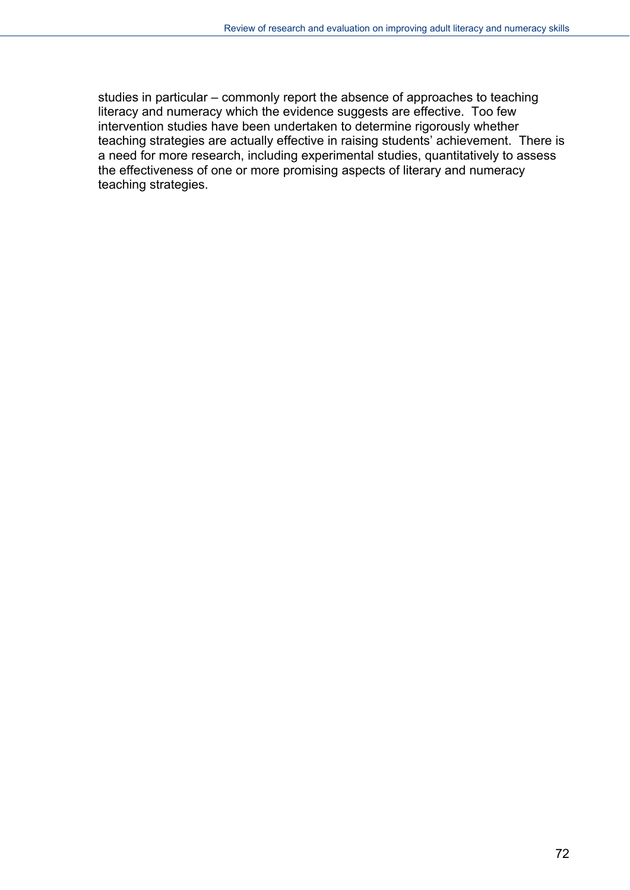studies in particular – commonly report the absence of approaches to teaching literacy and numeracy which the evidence suggests are effective. Too few intervention studies have been undertaken to determine rigorously whether teaching strategies are actually effective in raising students' achievement. There is a need for more research, including experimental studies, quantitatively to assess the effectiveness of one or more promising aspects of literary and numeracy teaching strategies.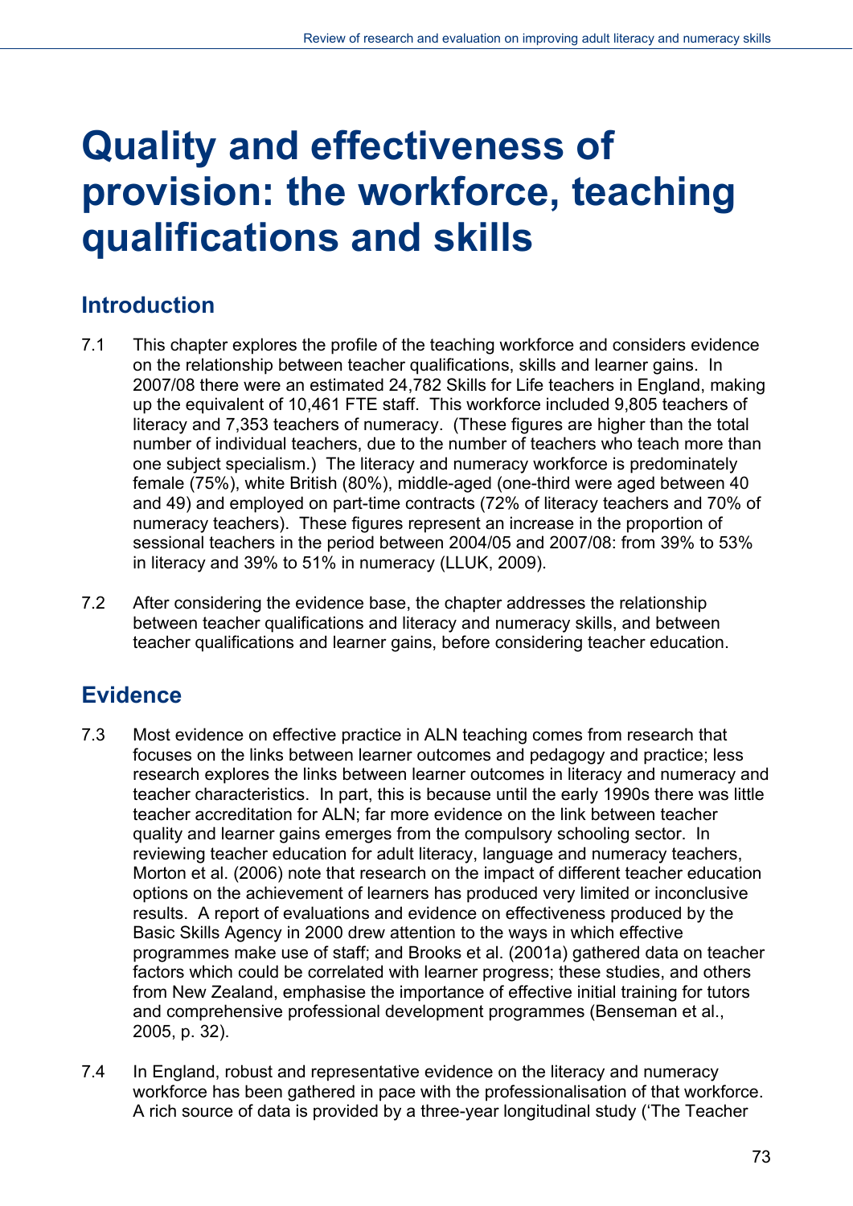# Quality and effectiveness of provision: the workforce, teaching qualifications and skills

## Introduction

7.1 This chapter explores the profile of the teaching workforce and considers evidence on the relationship between teacher qualifications, skills and learner gains. In 2007/08 there were an estimated 24,782 Skills for Life teachers in England, making up the equivalent of 10,461 FTE staff. This workforce included 9,805 teachers of literacy and 7,353 teachers of numeracy. (These figures are higher than the total number of individual teachers, due to the number of teachers who teach more than one subject specialism.) The literacy and numeracy workforce is predominately female (75%), white British (80%), middle-aged (one-third were aged between 40 and 49) and employed on part-time contracts (72% of literacy teachers and 70% of numeracy teachers). These figures represent an increase in the proportion of sessional teachers in the period between 2004/05 and 2007/08: from 39% to 53% in literacy and 39% to 51% in numeracy (LLUK, 2009).

7.2 After considering the evidence base, the chapter addresses the relationship between teacher qualifications and literacy and numeracy skills, and between teacher qualifications and learner gains, before considering teacher education.

## Evidence

7.3 Most evidence on effective practice in ALN teaching comes from research that focuses on the links between learner outcomes and pedagogy and practice; less research explores the links between learner outcomes in literacy and numeracy and teacher characteristics. In part, this is because until the early 1990s there was little teacher accreditation for ALN; far more evidence on the link between teacher quality and learner gains emerges from the compulsory schooling sector. In reviewing teacher education for adult literacy, language and numeracy teachers, Morton et al. (2006) note that research on the impact of different teacher education options on the achievement of learners has produced very limited or inconclusive results. A report of evaluations and evidence on effectiveness produced by the Basic Skills Agency in 2000 drew attention to the ways in which effective programmes make use of staff; and Brooks et al. (2001a) gathered data on teacher factors which could be correlated with learner progress; these studies, and others from New Zealand, emphasise the importance of effective initial training for tutors and comprehensive professional development programmes (Benseman et al., 2005, p. 32).

7.4 In England, robust and representative evidence on the literacy and numeracy workforce has been gathered in pace with the professionalisation of that workforce. A rich source of data is provided by a three-year longitudinal study ('The Teacher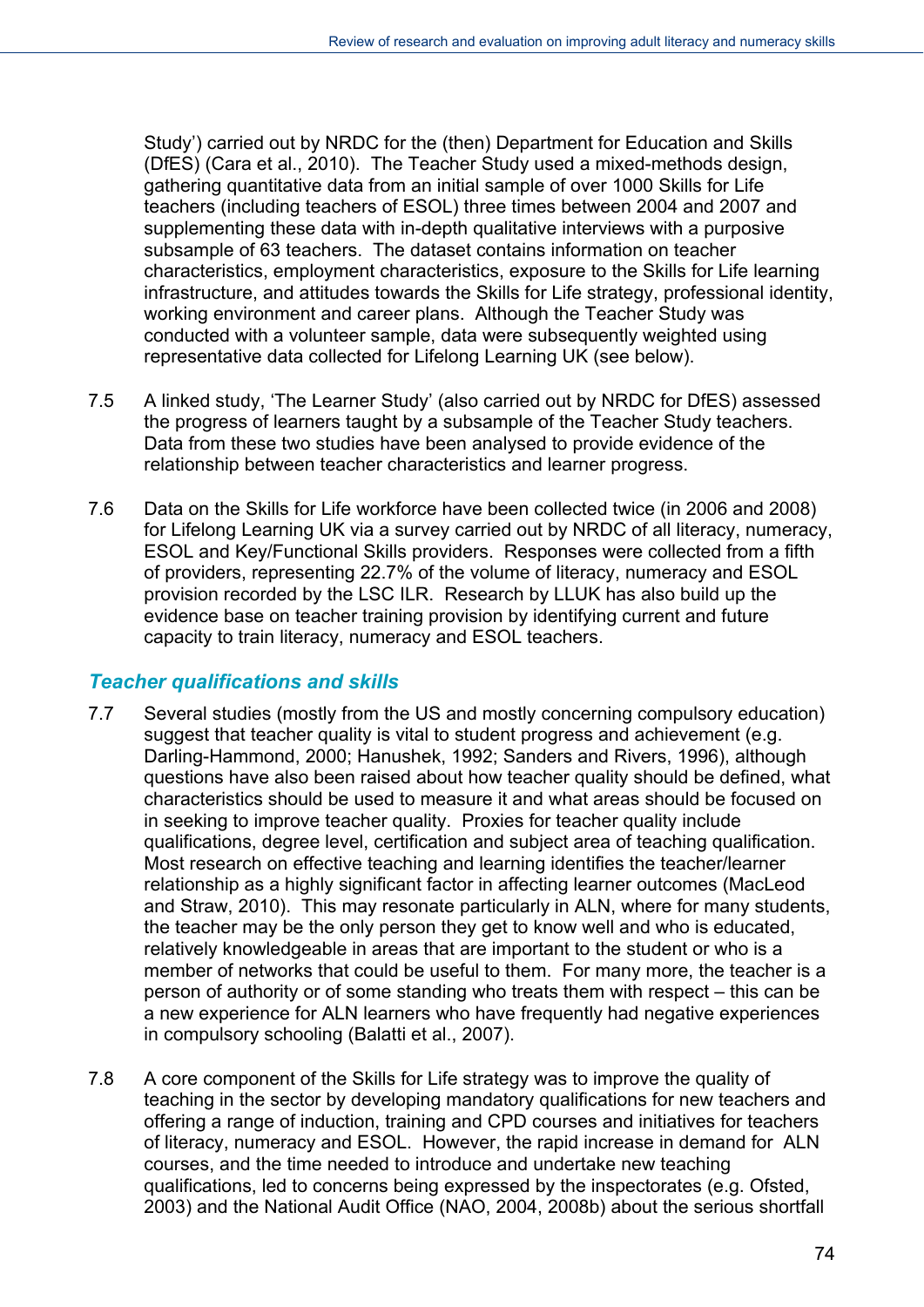Study') carried out by NRDC for the (then) Department for Education and Skills (DfES) (Cara et al., 2010). The Teacher Study used a mixed-methods design, gathering quantitative data from an initial sample of over 1000 Skills for Life teachers (including teachers of ESOL) three times between 2004 and 2007 and supplementing these data with in-depth qualitative interviews with a purposive subsample of 63 teachers. The dataset contains information on teacher characteristics, employment characteristics, exposure to the Skills for Life learning infrastructure, and attitudes towards the Skills for Life strategy, professional identity, working environment and career plans. Although the Teacher Study was conducted with a volunteer sample, data were subsequently weighted using representative data collected for Lifelong Learning UK (see below).

7.5 A linked study, 'The Learner Study' (also carried out by NRDC for DfES) assessed the progress of learners taught by a subsample of the Teacher Study teachers. Data from these two studies have been analysed to provide evidence of the relationship between teacher characteristics and learner progress.

7.6 Data on the Skills for Life workforce have been collected twice (in 2006 and 2008) for Lifelong Learning UK via a survey carried out by NRDC of all literacy, numeracy, ESOL and Key/Functional Skills providers. Responses were collected from a fifth of providers, representing 22.7% of the volume of literacy, numeracy and ESOL provision recorded by the LSC ILR. Research by LLUK has also build up the evidence base on teacher training provision by identifying current and future capacity to train literacy, numeracy and ESOL teachers.

### *Teacher qualifications and skills*

7.7 Several studies (mostly from the US and mostly concerning compulsory education) suggest that teacher quality is vital to student progress and achievement (e.g. Darling-Hammond, 2000; Hanushek, 1992; Sanders and Rivers, 1996), although questions have also been raised about how teacher quality should be defined, what characteristics should be used to measure it and what areas should be focused on in seeking to improve teacher quality. Proxies for teacher quality include qualifications, degree level, certification and subject area of teaching qualification. Most research on effective teaching and learning identifies the teacher/learner relationship as a highly significant factor in affecting learner outcomes (MacLeod and Straw, 2010). This may resonate particularly in ALN, where for many students, the teacher may be the only person they get to know well and who is educated, relatively knowledgeable in areas that are important to the student or who is a member of networks that could be useful to them. For many more, the teacher is a person of authority or of some standing who treats them with respect – this can be a new experience for ALN learners who have frequently had negative experiences in compulsory schooling (Balatti et al., 2007).

7.8 A core component of the Skills for Life strategy was to improve the quality of teaching in the sector by developing mandatory qualifications for new teachers and offering a range of induction, training and CPD courses and initiatives for teachers of literacy, numeracy and ESOL. However, the rapid increase in demand for ALN courses, and the time needed to introduce and undertake new teaching qualifications, led to concerns being expressed by the inspectorates (e.g. Ofsted, 2003) and the National Audit Office (NAO, 2004, 2008b) about the serious shortfall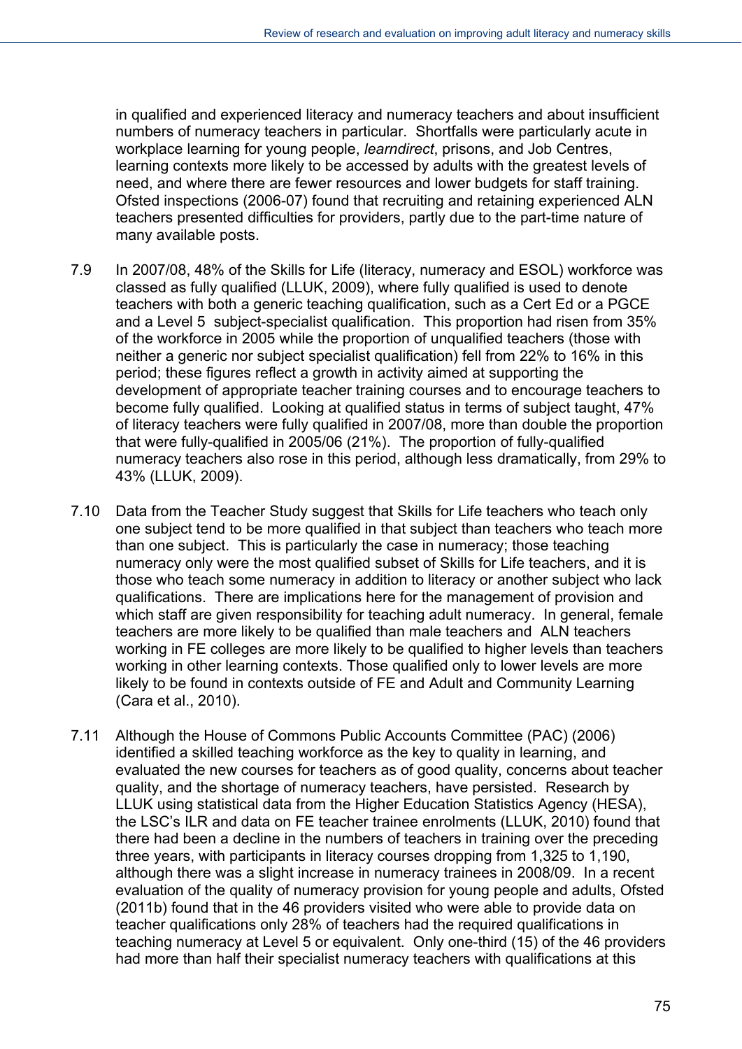in qualified and experienced literacy and numeracy teachers and about insufficient numbers of numeracy teachers in particular. Shortfalls were particularly acute in workplace learning for young people, *learndirect*, prisons, and Job Centres, learning contexts more likely to be accessed by adults with the greatest levels of need, and where there are fewer resources and lower budgets for staff training. Ofsted inspections (2006-07) found that recruiting and retaining experienced ALN teachers presented difficulties for providers, partly due to the part-time nature of many available posts.

7.9 In 2007/08, 48% of the Skills for Life (literacy, numeracy and ESOL) workforce was classed as fully qualified (LLUK, 2009), where fully qualified is used to denote teachers with both a generic teaching qualification, such as a Cert Ed or a PGCE and a Level 5 subject-specialist qualification. This proportion had risen from 35% of the workforce in 2005 while the proportion of unqualified teachers (those with neither a generic nor subject specialist qualification) fell from 22% to 16% in this period; these figures reflect a growth in activity aimed at supporting the development of appropriate teacher training courses and to encourage teachers to become fully qualified. Looking at qualified status in terms of subject taught, 47% of literacy teachers were fully qualified in 2007/08, more than double the proportion that were fully-qualified in 2005/06 (21%). The proportion of fully-qualified numeracy teachers also rose in this period, although less dramatically, from 29% to 43% (LLUK, 2009).

7.10 Data from the Teacher Study suggest that Skills for Life teachers who teach only one subject tend to be more qualified in that subject than teachers who teach more than one subject. This is particularly the case in numeracy; those teaching numeracy only were the most qualified subset of Skills for Life teachers, and it is those who teach some numeracy in addition to literacy or another subject who lack qualifications. There are implications here for the management of provision and which staff are given responsibility for teaching adult numeracy. In general, female teachers are more likely to be qualified than male teachers and ALN teachers working in FE colleges are more likely to be qualified to higher levels than teachers working in other learning contexts. Those qualified only to lower levels are more likely to be found in contexts outside of FE and Adult and Community Learning (Cara et al., 2010).

7.11 Although the House of Commons Public Accounts Committee (PAC) (2006) identified a skilled teaching workforce as the key to quality in learning, and evaluated the new courses for teachers as of good quality, concerns about teacher quality, and the shortage of numeracy teachers, have persisted. Research by LLUK using statistical data from the Higher Education Statistics Agency (HESA), the LSC's ILR and data on FE teacher trainee enrolments (LLUK, 2010) found that there had been a decline in the numbers of teachers in training over the preceding three years, with participants in literacy courses dropping from 1,325 to 1,190, although there was a slight increase in numeracy trainees in 2008/09. In a recent evaluation of the quality of numeracy provision for young people and adults, Ofsted (2011b) found that in the 46 providers visited who were able to provide data on teacher qualifications only 28% of teachers had the required qualifications in teaching numeracy at Level 5 or equivalent. Only one-third (15) of the 46 providers had more than half their specialist numeracy teachers with qualifications at this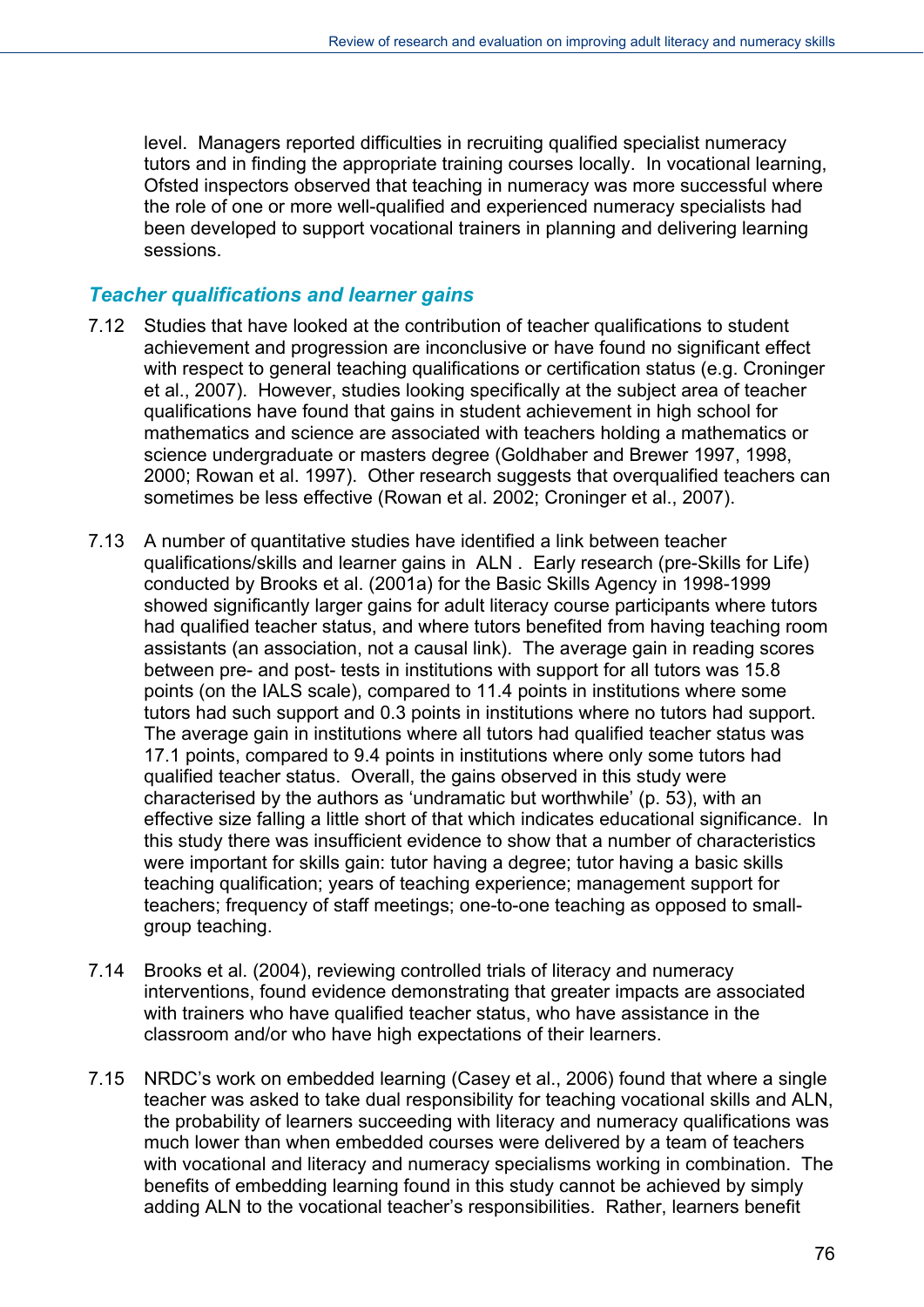level. Managers reported difficulties in recruiting qualified specialist numeracy tutors and in finding the appropriate training courses locally. In vocational learning, Ofsted inspectors observed that teaching in numeracy was more successful where the role of one or more well-qualified and experienced numeracy specialists had been developed to support vocational trainers in planning and delivering learning sessions.

### *Teacher qualifications and learner gains*

7.12 Studies that have looked at the contribution of teacher qualifications to student achievement and progression are inconclusive or have found no significant effect with respect to general teaching qualifications or certification status (e.g. Croninger et al., 2007). However, studies looking specifically at the subject area of teacher qualifications have found that gains in student achievement in high school for mathematics and science are associated with teachers holding a mathematics or science undergraduate or masters degree (Goldhaber and Brewer 1997, 1998, 2000; Rowan et al. 1997). Other research suggests that overqualified teachers can sometimes be less effective (Rowan et al. 2002; Croninger et al., 2007).

7.13 A number of quantitative studies have identified a link between teacher qualifications/skills and learner gains in ALN . Early research (pre-Skills for Life) conducted by Brooks et al. (2001a) for the Basic Skills Agency in 1998-1999 showed significantly larger gains for adult literacy course participants where tutors had qualified teacher status, and where tutors benefited from having teaching room assistants (an association, not a causal link). The average gain in reading scores between pre- and post- tests in institutions with support for all tutors was 15.8 points (on the IALS scale), compared to 11.4 points in institutions where some tutors had such support and 0.3 points in institutions where no tutors had support. The average gain in institutions where all tutors had qualified teacher status was 17.1 points, compared to 9.4 points in institutions where only some tutors had qualified teacher status. Overall, the gains observed in this study were characterised by the authors as 'undramatic but worthwhile' (p. 53), with an effective size falling a little short of that which indicates educational significance. In this study there was insufficient evidence to show that a number of characteristics were important for skills gain: tutor having a degree; tutor having a basic skills teaching qualification; years of teaching experience; management support for teachers; frequency of staff meetings; one-to-one teaching as opposed to small-group teaching.

7.14 Brooks et al. (2004), reviewing controlled trials of literacy and numeracy interventions, found evidence demonstrating that greater impacts are associated with trainers who have qualified teacher status, who have assistance in the classroom and/or who have high expectations of their learners.

7.15 NRDC's work on embedded learning (Casey et al., 2006) found that where a single teacher was asked to take dual responsibility for teaching vocational skills and ALN, the probability of learners succeeding with literacy and numeracy qualifications was much lower than when embedded courses were delivered by a team of teachers with vocational and literacy and numeracy specialisms working in combination. The benefits of embedding learning found in this study cannot be achieved by simply adding ALN to the vocational teacher's responsibilities. Rather, learners benefit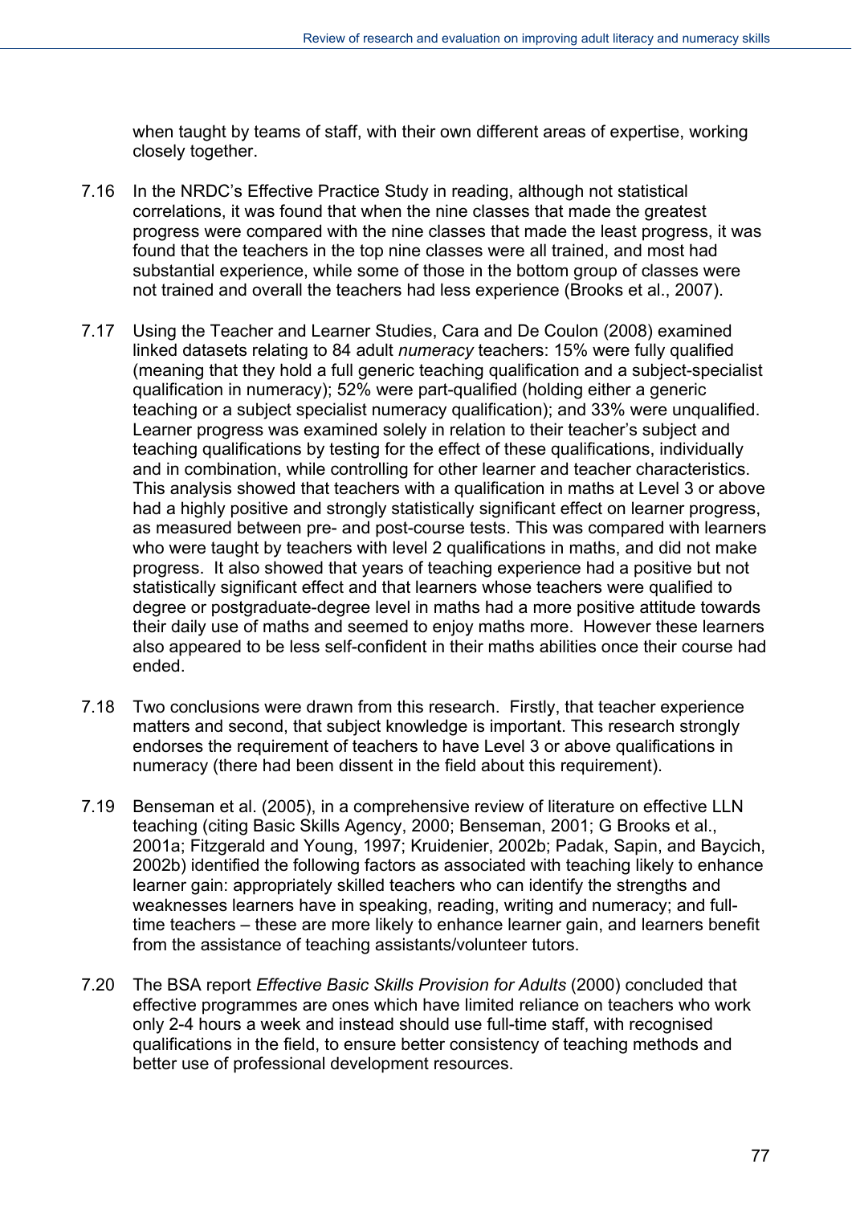when taught by teams of staff, with their own different areas of expertise, working closely together.

7.16 In the NRDC's Effective Practice Study in reading, although not statistical correlations, it was found that when the nine classes that made the greatest progress were compared with the nine classes that made the least progress, it was found that the teachers in the top nine classes were all trained, and most had substantial experience, while some of those in the bottom group of classes were not trained and overall the teachers had less experience (Brooks et al., 2007).

7.17 Using the Teacher and Learner Studies, Cara and De Coulon (2008) examined linked datasets relating to 84 adult *numeracy* teachers: 15% were fully qualified (meaning that they hold a full generic teaching qualification and a subject-specialist qualification in numeracy); 52% were part-qualified (holding either a generic teaching or a subject specialist numeracy qualification); and 33% were unqualified. Learner progress was examined solely in relation to their teacher's subject and teaching qualifications by testing for the effect of these qualifications, individually and in combination, while controlling for other learner and teacher characteristics. This analysis showed that teachers with a qualification in maths at Level 3 or above had a highly positive and strongly statistically significant effect on learner progress, as measured between pre- and post-course tests. This was compared with learners who were taught by teachers with level 2 qualifications in maths, and did not make progress. It also showed that years of teaching experience had a positive but not statistically significant effect and that learners whose teachers were qualified to degree or postgraduate-degree level in maths had a more positive attitude towards their daily use of maths and seemed to enjoy maths more. However these learners also appeared to be less self-confident in their maths abilities once their course had ended.

7.18 Two conclusions were drawn from this research. Firstly, that teacher experience matters and second, that subject knowledge is important. This research strongly endorses the requirement of teachers to have Level 3 or above qualifications in numeracy (there had been dissent in the field about this requirement).

7.19 Benseman et al. (2005), in a comprehensive review of literature on effective LLN teaching (citing Basic Skills Agency, 2000; Benseman, 2001; G Brooks et al., 2001a; Fitzgerald and Young, 1997; Kruidenier, 2002b; Padak, Sapin, and Baycich, 2002b) identified the following factors as associated with teaching likely to enhance learner gain: appropriately skilled teachers who can identify the strengths and weaknesses learners have in speaking, reading, writing and numeracy; and full-time teachers – these are more likely to enhance learner gain, and learners benefit from the assistance of teaching assistants/volunteer tutors.

7.20 The BSA report *Effective Basic Skills Provision for Adults* (2000) concluded that effective programmes are ones which have limited reliance on teachers who work only 2-4 hours a week and instead should use full-time staff, with recognised qualifications in the field, to ensure better consistency of teaching methods and better use of professional development resources.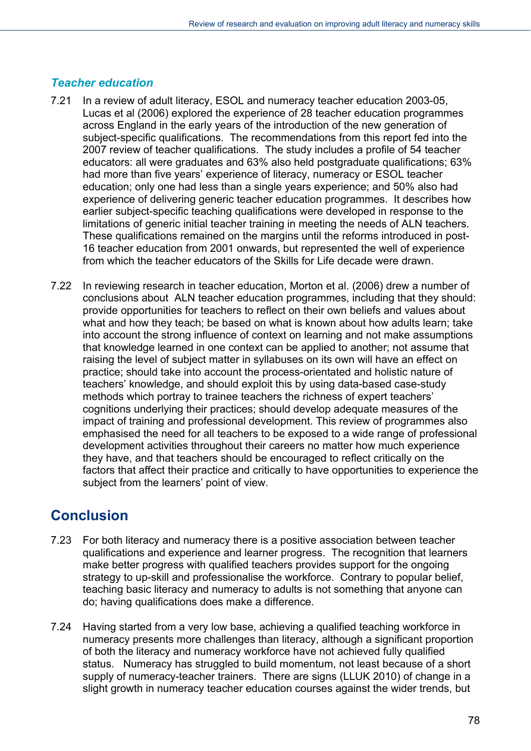### *Teacher education*

7.21 In a review of adult literacy, ESOL and numeracy teacher education 2003-05, Lucas et al (2006) explored the experience of 28 teacher education programmes across England in the early years of the introduction of the new generation of subject-specific qualifications. The recommendations from this report fed into the 2007 review of teacher qualifications. The study includes a profile of 54 teacher educators: all were graduates and 63% also held postgraduate qualifications; 63% had more than five years' experience of literacy, numeracy or ESOL teacher education; only one had less than a single years experience; and 50% also had experience of delivering generic teacher education programmes. It describes how earlier subject-specific teaching qualifications were developed in response to the limitations of generic initial teacher training in meeting the needs of ALN teachers. These qualifications remained on the margins until the reforms introduced in post-16 teacher education from 2001 onwards, but represented the well of experience from which the teacher educators of the Skills for Life decade were drawn.

7.22 In reviewing research in teacher education, Morton et al. (2006) drew a number of conclusions about ALN teacher education programmes, including that they should: provide opportunities for teachers to reflect on their own beliefs and values about what and how they teach; be based on what is known about how adults learn; take into account the strong influence of context on learning and not make assumptions that knowledge learned in one context can be applied to another; not assume that raising the level of subject matter in syllabuses on its own will have an effect on practice; should take into account the process-orientated and holistic nature of teachers' knowledge, and should exploit this by using data-based case-study methods which portray to trainee teachers the richness of expert teachers' cognitions underlying their practices; should develop adequate measures of the impact of training and professional development. This review of programmes also emphasised the need for all teachers to be exposed to a wide range of professional development activities throughout their careers no matter how much experience they have, and that teachers should be encouraged to reflect critically on the factors that affect their practice and critically to have opportunities to experience the subject from the learners' point of view.

## Conclusion

7.23 For both literacy and numeracy there is a positive association between teacher qualifications and experience and learner progress. The recognition that learners make better progress with qualified teachers provides support for the ongoing strategy to up-skill and professionalise the workforce. Contrary to popular belief, teaching basic literacy and numeracy to adults is not something that anyone can do; having qualifications does make a difference.

7.24 Having started from a very low base, achieving a qualified teaching workforce in numeracy presents more challenges than literacy, although a significant proportion of both the literacy and numeracy workforce have not achieved fully qualified status. Numeracy has struggled to build momentum, not least because of a short supply of numeracy-teacher trainers. There are signs (LLUK 2010) of change in a slight growth in numeracy teacher education courses against the wider trends, but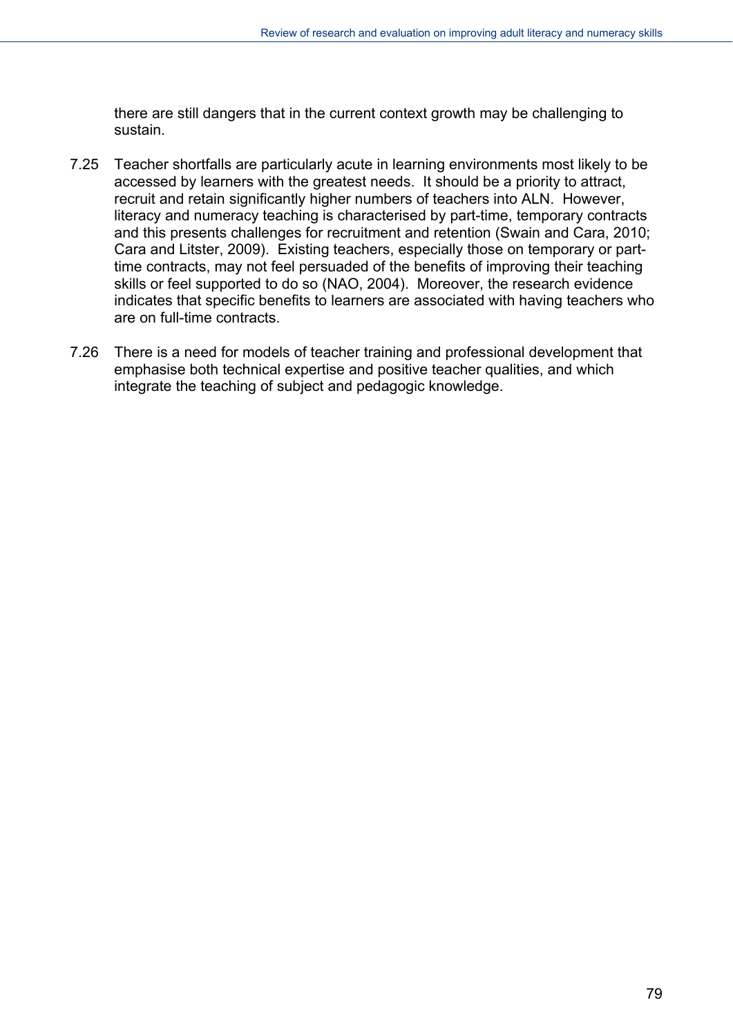there are still dangers that in the current context growth may be challenging to sustain.

7.25 Teacher shortfalls are particularly acute in learning environments most likely to be accessed by learners with the greatest needs. It should be a priority to attract, recruit and retain significantly higher numbers of teachers into ALN. However, literacy and numeracy teaching is characterised by part-time, temporary contracts and this presents challenges for recruitment and retention (Swain and Cara, 2010; Cara and Litster, 2009). Existing teachers, especially those on temporary or part-time contracts, may not feel persuaded of the benefits of improving their teaching skills or feel supported to do so (NAO, 2004). Moreover, the research evidence indicates that specific benefits to learners are associated with having teachers who are on full-time contracts.

7.26 There is a need for models of teacher training and professional development that emphasise both technical expertise and positive teacher qualities, and which integrate the teaching of subject and pedagogic knowledge.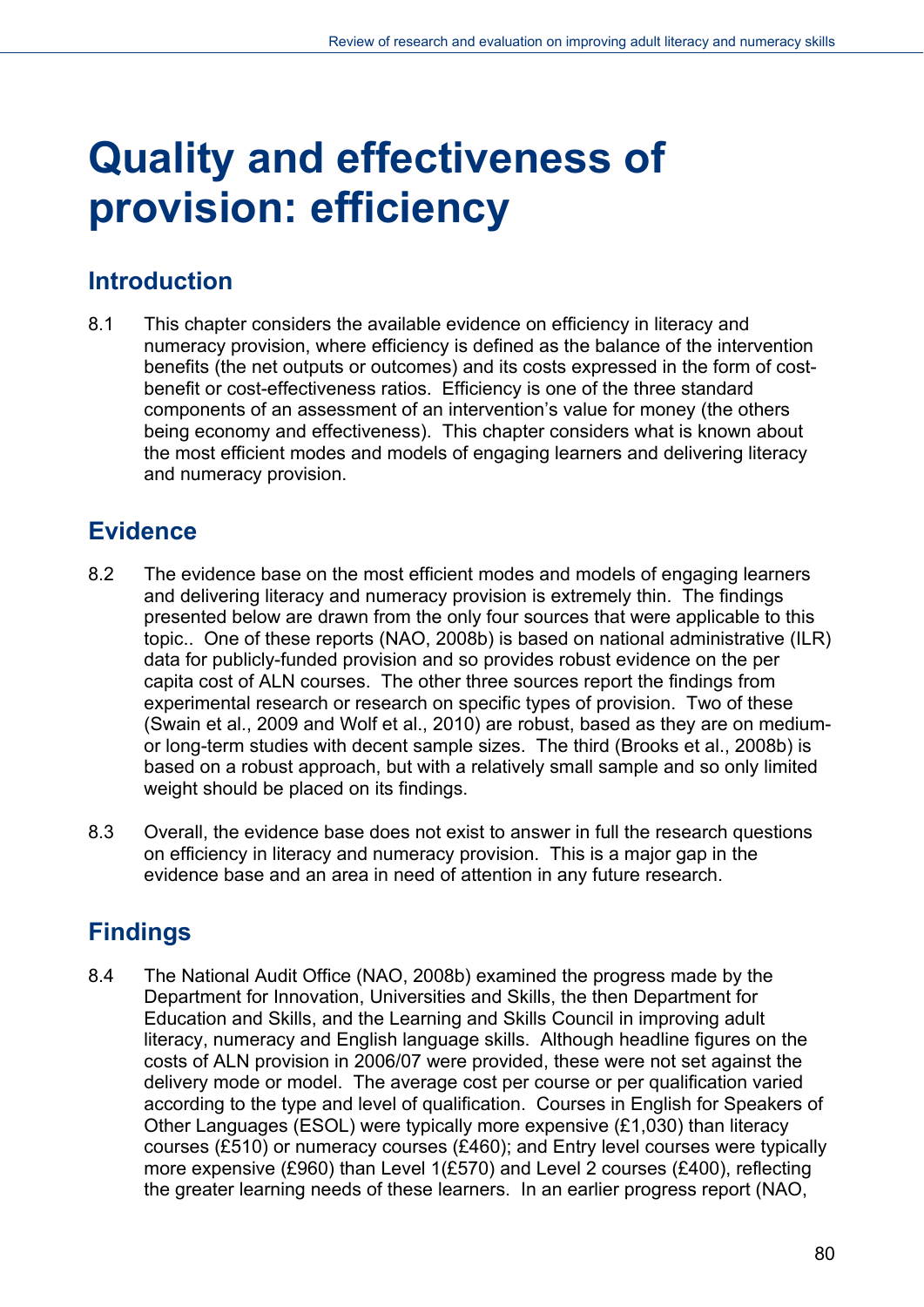# Quality and effectiveness of provision: efficiency

## Introduction

8.1 This chapter considers the available evidence on efficiency in literacy and numeracy provision, where efficiency is defined as the balance of the intervention benefits (the net outputs or outcomes) and its costs expressed in the form of cost-benefit or cost-effectiveness ratios. Efficiency is one of the three standard components of an assessment of an intervention's value for money (the others being economy and effectiveness). This chapter considers what is known about the most efficient modes and models of engaging learners and delivering literacy and numeracy provision.

## Evidence

8.2 The evidence base on the most efficient modes and models of engaging learners and delivering literacy and numeracy provision is extremely thin. The findings presented below are drawn from the only four sources that were applicable to this topic.. One of these reports (NAO, 2008b) is based on national administrative (ILR) data for publicly-funded provision and so provides robust evidence on the per capita cost of ALN courses. The other three sources report the findings from experimental research or research on specific types of provision. Two of these (Swain et al., 2009 and Wolf et al., 2010) are robust, based as they are on medium- or long-term studies with decent sample sizes. The third (Brooks et al., 2008b) is based on a robust approach, but with a relatively small sample and so only limited weight should be placed on its findings.

8.3 Overall, the evidence base does not exist to answer in full the research questions on efficiency in literacy and numeracy provision. This is a major gap in the evidence base and an area in need of attention in any future research.

## Findings

8.4 The National Audit Office (NAO, 2008b) examined the progress made by the Department for Innovation, Universities and Skills, the then Department for Education and Skills, and the Learning and Skills Council in improving adult literacy, numeracy and English language skills. Although headline figures on the costs of ALN provision in 2006/07 were provided, these were not set against the delivery mode or model. The average cost per course or per qualification varied according to the type and level of qualification. Courses in English for Speakers of Other Languages (ESOL) were typically more expensive (£1,030) than literacy courses (£510) or numeracy courses (£460); and Entry level courses were typically more expensive (£960) than Level 1(£570) and Level 2 courses (£400), reflecting the greater learning needs of these learners. In an earlier progress report (NAO,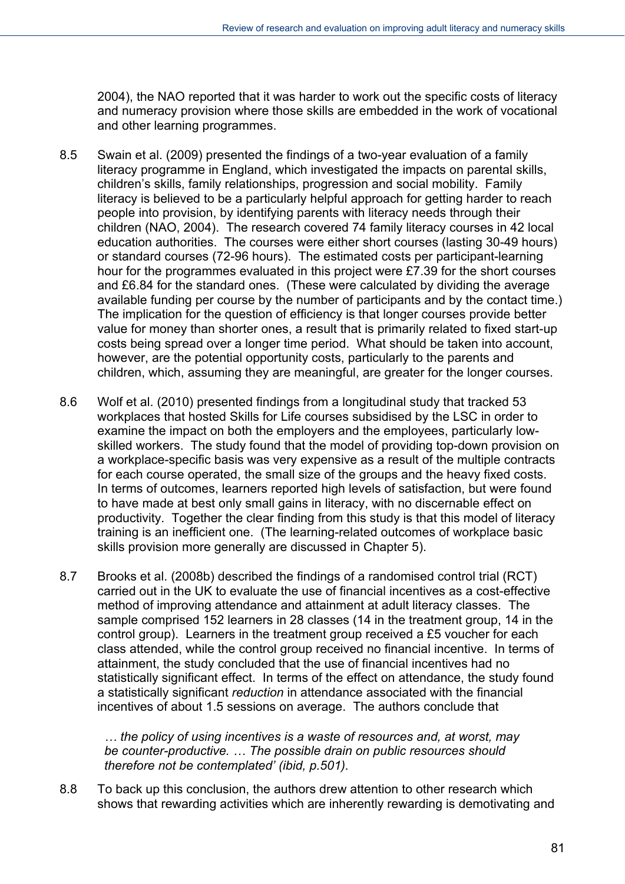2004), the NAO reported that it was harder to work out the specific costs of literacy and numeracy provision where those skills are embedded in the work of vocational and other learning programmes.

8.5 Swain et al. (2009) presented the findings of a two-year evaluation of a family literacy programme in England, which investigated the impacts on parental skills, children's skills, family relationships, progression and social mobility. Family literacy is believed to be a particularly helpful approach for getting harder to reach people into provision, by identifying parents with literacy needs through their children (NAO, 2004). The research covered 74 family literacy courses in 42 local education authorities. The courses were either short courses (lasting 30-49 hours) or standard courses (72-96 hours). The estimated costs per participant-learning hour for the programmes evaluated in this project were £7.39 for the short courses and £6.84 for the standard ones. (These were calculated by dividing the average available funding per course by the number of participants and by the contact time.) The implication for the question of efficiency is that longer courses provide better value for money than shorter ones, a result that is primarily related to fixed start-up costs being spread over a longer time period. What should be taken into account, however, are the potential opportunity costs, particularly to the parents and children, which, assuming they are meaningful, are greater for the longer courses.

8.6 Wolf et al. (2010) presented findings from a longitudinal study that tracked 53 workplaces that hosted Skills for Life courses subsidised by the LSC in order to examine the impact on both the employers and the employees, particularly low-skilled workers. The study found that the model of providing top-down provision on a workplace-specific basis was very expensive as a result of the multiple contracts for each course operated, the small size of the groups and the heavy fixed costs. In terms of outcomes, learners reported high levels of satisfaction, but were found to have made at best only small gains in literacy, with no discernable effect on productivity. Together the clear finding from this study is that this model of literacy training is an inefficient one. (The learning-related outcomes of workplace basic skills provision more generally are discussed in Chapter 5).

8.7 Brooks et al. (2008b) described the findings of a randomised control trial (RCT) carried out in the UK to evaluate the use of financial incentives as a cost-effective method of improving attendance and attainment at adult literacy classes. The sample comprised 152 learners in 28 classes (14 in the treatment group, 14 in the control group). Learners in the treatment group received a £5 voucher for each class attended, while the control group received no financial incentive. In terms of attainment, the study concluded that the use of financial incentives had no statistically significant effect. In terms of the effect on attendance, the study found a statistically significant *reduction* in attendance associated with the financial incentives of about 1.5 sessions on average. The authors conclude that

> *… the policy of using incentives is a waste of resources and, at worst, may be counter-productive. … The possible drain on public resources should therefore not be contemplated' (ibid, p.501).*

8.8 To back up this conclusion, the authors drew attention to other research which shows that rewarding activities which are inherently rewarding is demotivating and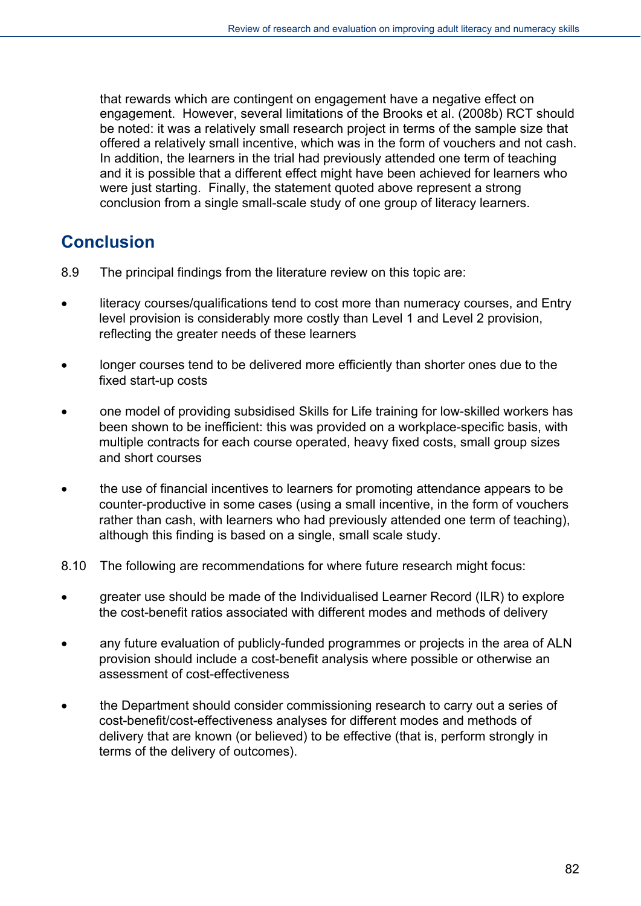that rewards which are contingent on engagement have a negative effect on engagement. However, several limitations of the Brooks et al. (2008b) RCT should be noted: it was a relatively small research project in terms of the sample size that offered a relatively small incentive, which was in the form of vouchers and not cash. In addition, the learners in the trial had previously attended one term of teaching and it is possible that a different effect might have been achieved for learners who were just starting. Finally, the statement quoted above represent a strong conclusion from a single small-scale study of one group of literacy learners.

## Conclusion

8.9 The principal findings from the literature review on this topic are:

- literacy courses/qualifications tend to cost more than numeracy courses, and Entry level provision is considerably more costly than Level 1 and Level 2 provision, reflecting the greater needs of these learners
- longer courses tend to be delivered more efficiently than shorter ones due to the fixed start-up costs
- one model of providing subsidised Skills for Life training for low-skilled workers has been shown to be inefficient: this was provided on a workplace-specific basis, with multiple contracts for each course operated, heavy fixed costs, small group sizes and short courses
- the use of financial incentives to learners for promoting attendance appears to be counter-productive in some cases (using a small incentive, in the form of vouchers rather than cash, with learners who had previously attended one term of teaching), although this finding is based on a single, small scale study.

8.10 The following are recommendations for where future research might focus:

- greater use should be made of the Individualised Learner Record (ILR) to explore the cost-benefit ratios associated with different modes and methods of delivery
- any future evaluation of publicly-funded programmes or projects in the area of ALN provision should include a cost-benefit analysis where possible or otherwise an assessment of cost-effectiveness
- the Department should consider commissioning research to carry out a series of cost-benefit/cost-effectiveness analyses for different modes and methods of delivery that are known (or believed) to be effective (that is, perform strongly in terms of the delivery of outcomes).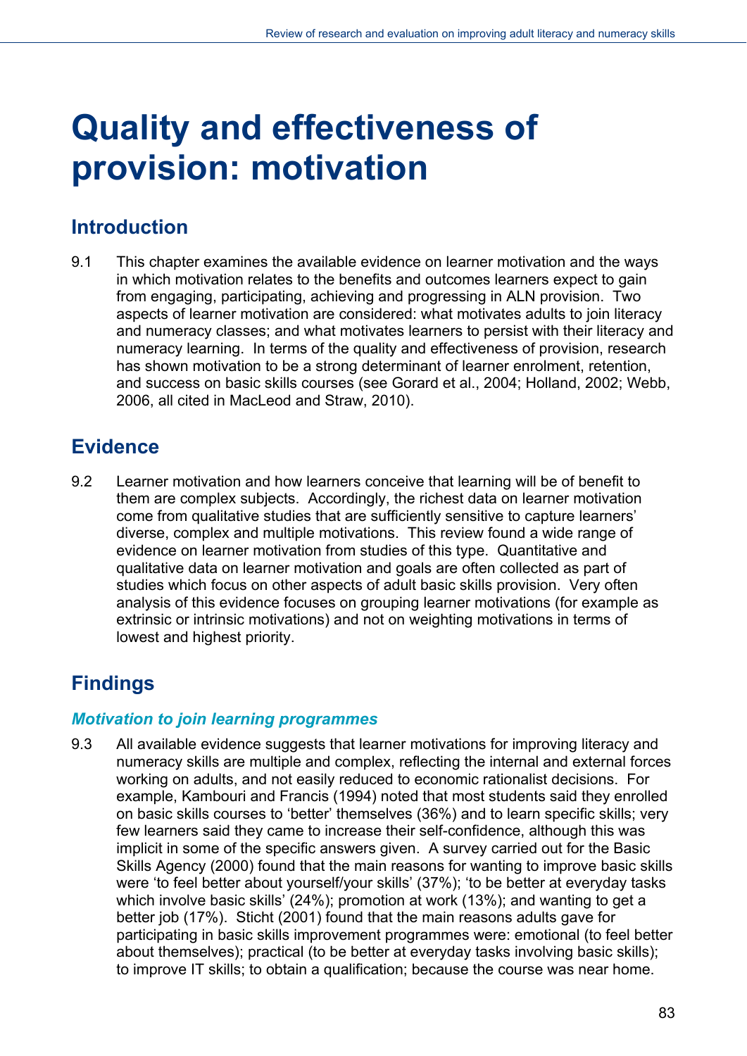# Quality and effectiveness of provision: motivation

## Introduction

9.1 This chapter examines the available evidence on learner motivation and the ways in which motivation relates to the benefits and outcomes learners expect to gain from engaging, participating, achieving and progressing in ALN provision. Two aspects of learner motivation are considered: what motivates adults to join literacy and numeracy classes; and what motivates learners to persist with their literacy and numeracy learning. In terms of the quality and effectiveness of provision, research has shown motivation to be a strong determinant of learner enrolment, retention, and success on basic skills courses (see Gorard et al., 2004; Holland, 2002; Webb, 2006, all cited in MacLeod and Straw, 2010).

## Evidence

9.2 Learner motivation and how learners conceive that learning will be of benefit to them are complex subjects. Accordingly, the richest data on learner motivation come from qualitative studies that are sufficiently sensitive to capture learners' diverse, complex and multiple motivations. This review found a wide range of evidence on learner motivation from studies of this type. Quantitative and qualitative data on learner motivation and goals are often collected as part of studies which focus on other aspects of adult basic skills provision. Very often analysis of this evidence focuses on grouping learner motivations (for example as extrinsic or intrinsic motivations) and not on weighting motivations in terms of lowest and highest priority.

## Findings

### *Motivation to join learning programmes*

9.3 All available evidence suggests that learner motivations for improving literacy and numeracy skills are multiple and complex, reflecting the internal and external forces working on adults, and not easily reduced to economic rationalist decisions. For example, Kambouri and Francis (1994) noted that most students said they enrolled on basic skills courses to 'better' themselves (36%) and to learn specific skills; very few learners said they came to increase their self-confidence, although this was implicit in some of the specific answers given. A survey carried out for the Basic Skills Agency (2000) found that the main reasons for wanting to improve basic skills were 'to feel better about yourself/your skills' (37%); 'to be better at everyday tasks which involve basic skills' (24%); promotion at work (13%); and wanting to get a better job (17%). Sticht (2001) found that the main reasons adults gave for participating in basic skills improvement programmes were: emotional (to feel better about themselves); practical (to be better at everyday tasks involving basic skills); to improve IT skills; to obtain a qualification; because the course was near home.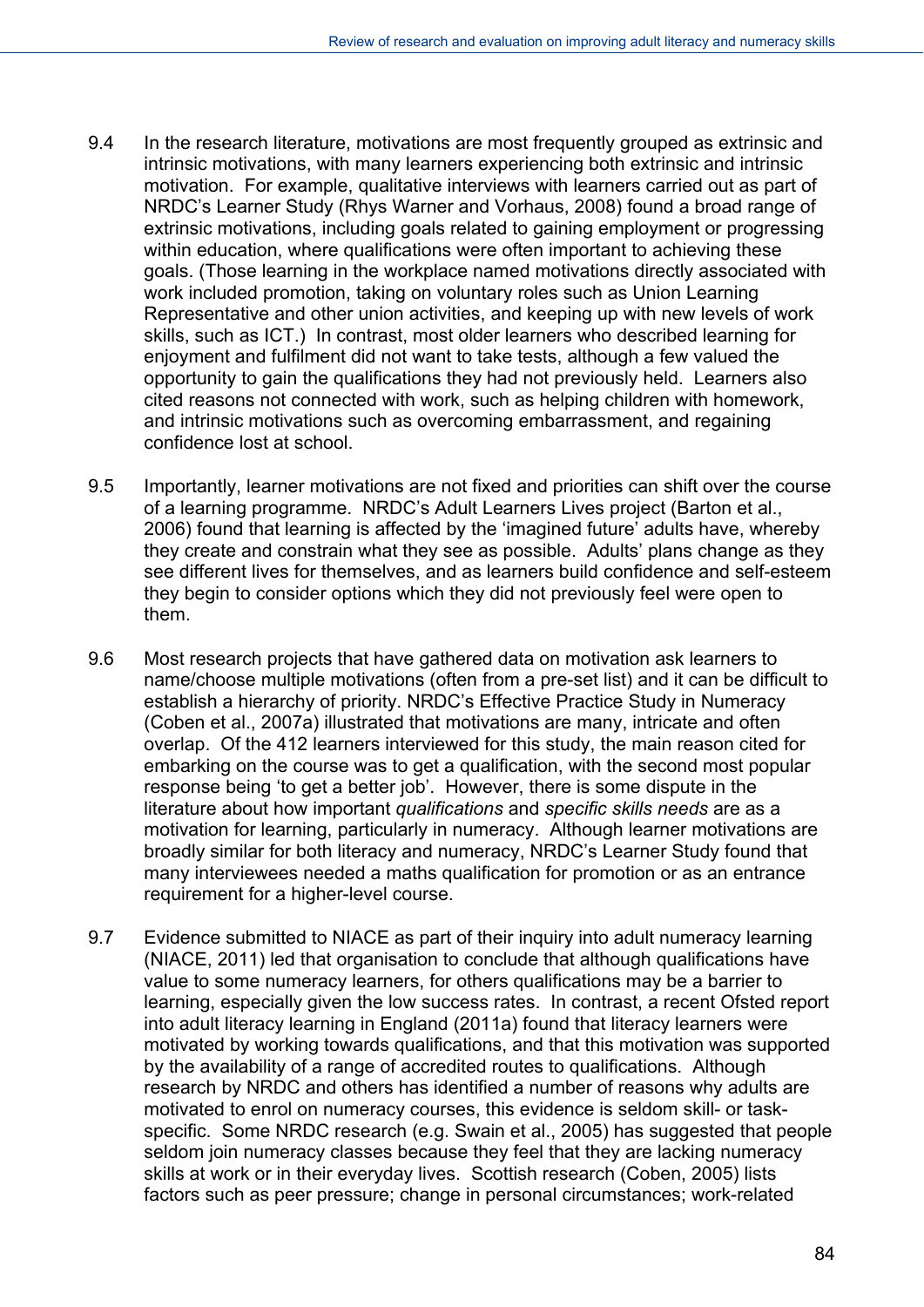9.4 In the research literature, motivations are most frequently grouped as extrinsic and intrinsic motivations, with many learners experiencing both extrinsic and intrinsic motivation. For example, qualitative interviews with learners carried out as part of NRDC's Learner Study (Rhys Warner and Vorhaus, 2008) found a broad range of extrinsic motivations, including goals related to gaining employment or progressing within education, where qualifications were often important to achieving these goals. (Those learning in the workplace named motivations directly associated with work included promotion, taking on voluntary roles such as Union Learning Representative and other union activities, and keeping up with new levels of work skills, such as ICT.) In contrast, most older learners who described learning for enjoyment and fulfilment did not want to take tests, although a few valued the opportunity to gain the qualifications they had not previously held. Learners also cited reasons not connected with work, such as helping children with homework, and intrinsic motivations such as overcoming embarrassment, and regaining confidence lost at school.

9.5 Importantly, learner motivations are not fixed and priorities can shift over the course of a learning programme. NRDC's Adult Learners Lives project (Barton et al., 2006) found that learning is affected by the 'imagined future' adults have, whereby they create and constrain what they see as possible. Adults' plans change as they see different lives for themselves, and as learners build confidence and self-esteem they begin to consider options which they did not previously feel were open to them.

9.6 Most research projects that have gathered data on motivation ask learners to name/choose multiple motivations (often from a pre-set list) and it can be difficult to establish a hierarchy of priority. NRDC's Effective Practice Study in Numeracy (Coben et al., 2007a) illustrated that motivations are many, intricate and often overlap. Of the 412 learners interviewed for this study, the main reason cited for embarking on the course was to get a qualification, with the second most popular response being 'to get a better job'. However, there is some dispute in the literature about how important *qualifications* and *specific skills needs* are as a motivation for learning, particularly in numeracy. Although learner motivations are broadly similar for both literacy and numeracy, NRDC's Learner Study found that many interviewees needed a maths qualification for promotion or as an entrance requirement for a higher-level course.

9.7 Evidence submitted to NIACE as part of their inquiry into adult numeracy learning (NIACE, 2011) led that organisation to conclude that although qualifications have value to some numeracy learners, for others qualifications may be a barrier to learning, especially given the low success rates. In contrast, a recent Ofsted report into adult literacy learning in England (2011a) found that literacy learners were motivated by working towards qualifications, and that this motivation was supported by the availability of a range of accredited routes to qualifications. Although research by NRDC and others has identified a number of reasons why adults are motivated to enrol on numeracy courses, this evidence is seldom skill- or task-specific. Some NRDC research (e.g. Swain et al., 2005) has suggested that people seldom join numeracy classes because they feel that they are lacking numeracy skills at work or in their everyday lives. Scottish research (Coben, 2005) lists factors such as peer pressure; change in personal circumstances; work-related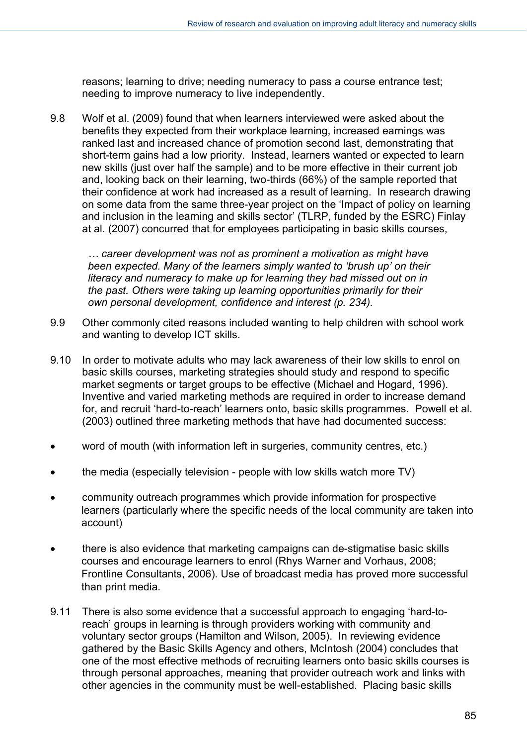reasons; learning to drive; needing numeracy to pass a course entrance test; needing to improve numeracy to live independently.

9.8 Wolf et al. (2009) found that when learners interviewed were asked about the benefits they expected from their workplace learning, increased earnings was ranked last and increased chance of promotion second last, demonstrating that short-term gains had a low priority. Instead, learners wanted or expected to learn new skills (just over half the sample) and to be more effective in their current job and, looking back on their learning, two-thirds (66%) of the sample reported that their confidence at work had increased as a result of learning. In research drawing on some data from the same three-year project on the 'Impact of policy on learning and inclusion in the learning and skills sector' (TLRP, funded by the ESRC) Finlay at al. (2007) concurred that for employees participating in basic skills courses,

> *… career development was not as prominent a motivation as might have been expected. Many of the learners simply wanted to 'brush up' on their literacy and numeracy to make up for learning they had missed out on in the past. Others were taking up learning opportunities primarily for their own personal development, confidence and interest (p. 234).*

9.9 Other commonly cited reasons included wanting to help children with school work and wanting to develop ICT skills.

9.10 In order to motivate adults who may lack awareness of their low skills to enrol on basic skills courses, marketing strategies should study and respond to specific market segments or target groups to be effective (Michael and Hogard, 1996). Inventive and varied marketing methods are required in order to increase demand for, and recruit 'hard-to-reach' learners onto, basic skills programmes. Powell et al. (2003) outlined three marketing methods that have had documented success:

- word of mouth (with information left in surgeries, community centres, etc.)
- the media (especially television - people with low skills watch more TV)
- community outreach programmes which provide information for prospective learners (particularly where the specific needs of the local community are taken into account)
- there is also evidence that marketing campaigns can de-stigmatise basic skills courses and encourage learners to enrol (Rhys Warner and Vorhaus, 2008; Frontline Consultants, 2006). Use of broadcast media has proved more successful than print media.

9.11 There is also some evidence that a successful approach to engaging 'hard-to-reach' groups in learning is through providers working with community and voluntary sector groups (Hamilton and Wilson, 2005). In reviewing evidence gathered by the Basic Skills Agency and others, McIntosh (2004) concludes that one of the most effective methods of recruiting learners onto basic skills courses is through personal approaches, meaning that provider outreach work and links with other agencies in the community must be well-established. Placing basic skills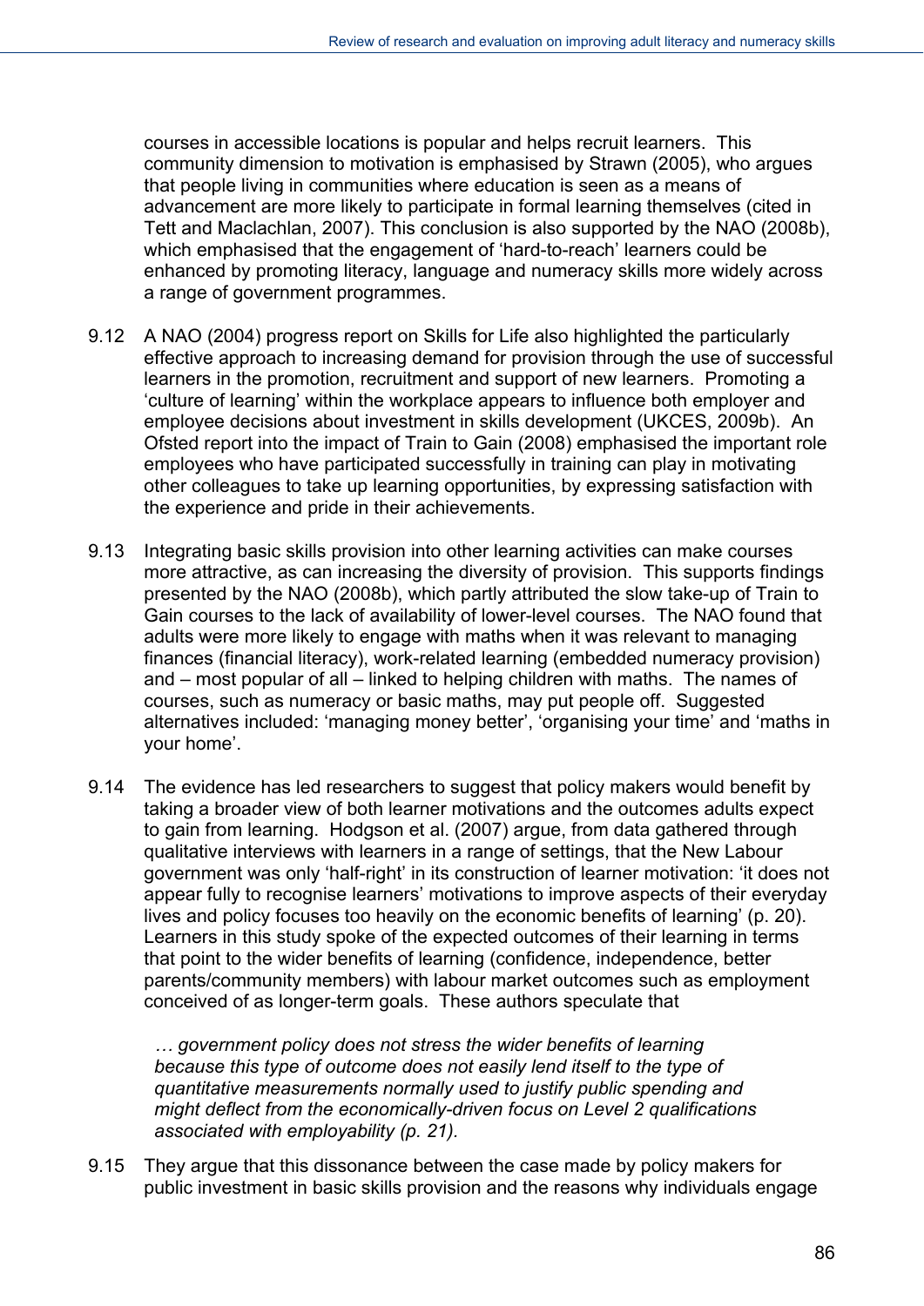courses in accessible locations is popular and helps recruit learners. This community dimension to motivation is emphasised by Strawn (2005), who argues that people living in communities where education is seen as a means of advancement are more likely to participate in formal learning themselves (cited in Tett and Maclachlan, 2007). This conclusion is also supported by the NAO (2008b), which emphasised that the engagement of 'hard-to-reach' learners could be enhanced by promoting literacy, language and numeracy skills more widely across a range of government programmes.

9.12 A NAO (2004) progress report on Skills for Life also highlighted the particularly effective approach to increasing demand for provision through the use of successful learners in the promotion, recruitment and support of new learners. Promoting a 'culture of learning' within the workplace appears to influence both employer and employee decisions about investment in skills development (UKCES, 2009b). An Ofsted report into the impact of Train to Gain (2008) emphasised the important role employees who have participated successfully in training can play in motivating other colleagues to take up learning opportunities, by expressing satisfaction with the experience and pride in their achievements.

9.13 Integrating basic skills provision into other learning activities can make courses more attractive, as can increasing the diversity of provision. This supports findings presented by the NAO (2008b), which partly attributed the slow take-up of Train to Gain courses to the lack of availability of lower-level courses. The NAO found that adults were more likely to engage with maths when it was relevant to managing finances (financial literacy), work-related learning (embedded numeracy provision) and – most popular of all – linked to helping children with maths. The names of courses, such as numeracy or basic maths, may put people off. Suggested alternatives included: 'managing money better', 'organising your time' and 'maths in your home'.

9.14 The evidence has led researchers to suggest that policy makers would benefit by taking a broader view of both learner motivations and the outcomes adults expect to gain from learning. Hodgson et al. (2007) argue, from data gathered through qualitative interviews with learners in a range of settings, that the New Labour government was only 'half-right' in its construction of learner motivation: 'it does not appear fully to recognise learners' motivations to improve aspects of their everyday lives and policy focuses too heavily on the economic benefits of learning' (p. 20). Learners in this study spoke of the expected outcomes of their learning in terms that point to the wider benefits of learning (confidence, independence, better parents/community members) with labour market outcomes such as employment conceived of as longer-term goals. These authors speculate that

> *… government policy does not stress the wider benefits of learning because this type of outcome does not easily lend itself to the type of quantitative measurements normally used to justify public spending and might deflect from the economically-driven focus on Level 2 qualifications associated with employability (p. 21).*

9.15 They argue that this dissonance between the case made by policy makers for public investment in basic skills provision and the reasons why individuals engage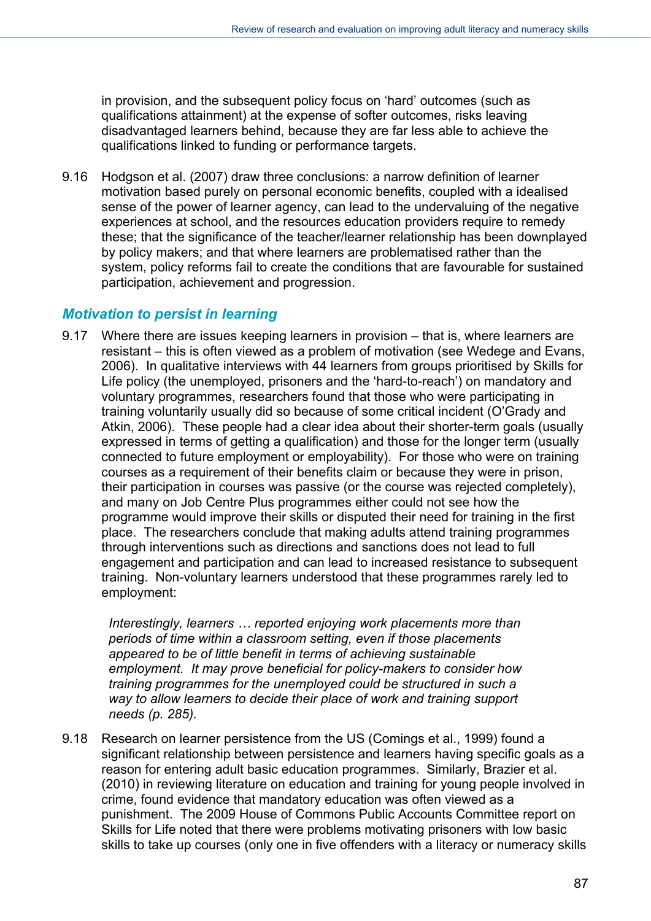in provision, and the subsequent policy focus on 'hard' outcomes (such as qualifications attainment) at the expense of softer outcomes, risks leaving disadvantaged learners behind, because they are far less able to achieve the qualifications linked to funding or performance targets.

9.16 Hodgson et al. (2007) draw three conclusions: a narrow definition of learner motivation based purely on personal economic benefits, coupled with a idealised sense of the power of learner agency, can lead to the undervaluing of the negative experiences at school, and the resources education providers require to remedy these; that the significance of the teacher/learner relationship has been downplayed by policy makers; and that where learners are problematised rather than the system, policy reforms fail to create the conditions that are favourable for sustained participation, achievement and progression.

### *Motivation to persist in learning*

9.17 Where there are issues keeping learners in provision – that is, where learners are resistant – this is often viewed as a problem of motivation (see Wedege and Evans, 2006). In qualitative interviews with 44 learners from groups prioritised by Skills for Life policy (the unemployed, prisoners and the 'hard-to-reach') on mandatory and voluntary programmes, researchers found that those who were participating in training voluntarily usually did so because of some critical incident (O'Grady and Atkin, 2006). These people had a clear idea about their shorter-term goals (usually expressed in terms of getting a qualification) and those for the longer term (usually connected to future employment or employability). For those who were on training courses as a requirement of their benefits claim or because they were in prison, their participation in courses was passive (or the course was rejected completely), and many on Job Centre Plus programmes either could not see how the programme would improve their skills or disputed their need for training in the first place. The researchers conclude that making adults attend training programmes through interventions such as directions and sanctions does not lead to full engagement and participation and can lead to increased resistance to subsequent training. Non-voluntary learners understood that these programmes rarely led to employment:

> *Interestingly, learners … reported enjoying work placements more than periods of time within a classroom setting, even if those placements appeared to be of little benefit in terms of achieving sustainable employment. It may prove beneficial for policy-makers to consider how training programmes for the unemployed could be structured in such a way to allow learners to decide their place of work and training support needs (p. 285).*

9.18 Research on learner persistence from the US (Comings et al., 1999) found a significant relationship between persistence and learners having specific goals as a reason for entering adult basic education programmes. Similarly, Brazier et al. (2010) in reviewing literature on education and training for young people involved in crime, found evidence that mandatory education was often viewed as a punishment. The 2009 House of Commons Public Accounts Committee report on Skills for Life noted that there were problems motivating prisoners with low basic skills to take up courses (only one in five offenders with a literacy or numeracy skills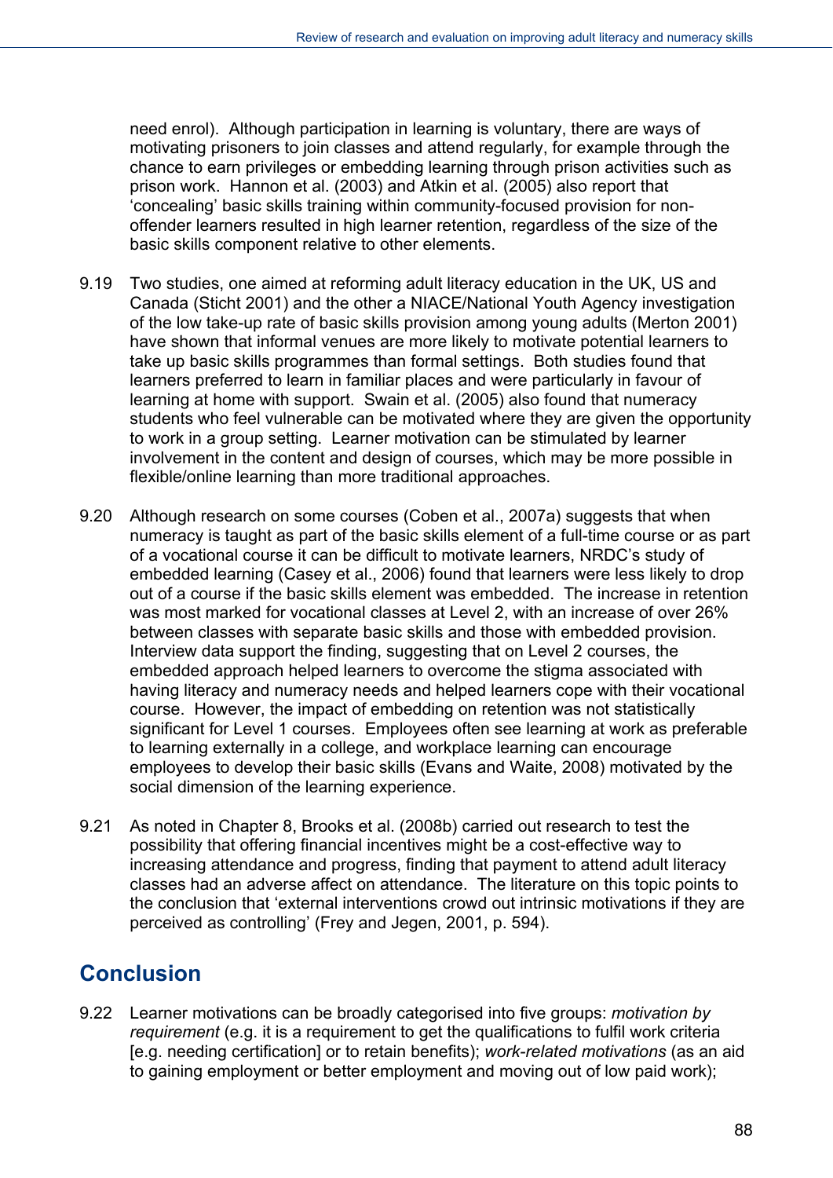need enrol). Although participation in learning is voluntary, there are ways of motivating prisoners to join classes and attend regularly, for example through the chance to earn privileges or embedding learning through prison activities such as prison work. Hannon et al. (2003) and Atkin et al. (2005) also report that 'concealing' basic skills training within community-focused provision for non-offender learners resulted in high learner retention, regardless of the size of the basic skills component relative to other elements.

9.19 Two studies, one aimed at reforming adult literacy education in the UK, US and Canada (Sticht 2001) and the other a NIACE/National Youth Agency investigation of the low take-up rate of basic skills provision among young adults (Merton 2001) have shown that informal venues are more likely to motivate potential learners to take up basic skills programmes than formal settings. Both studies found that learners preferred to learn in familiar places and were particularly in favour of learning at home with support. Swain et al. (2005) also found that numeracy students who feel vulnerable can be motivated where they are given the opportunity to work in a group setting. Learner motivation can be stimulated by learner involvement in the content and design of courses, which may be more possible in flexible/online learning than more traditional approaches.

9.20 Although research on some courses (Coben et al., 2007a) suggests that when numeracy is taught as part of the basic skills element of a full-time course or as part of a vocational course it can be difficult to motivate learners, NRDC's study of embedded learning (Casey et al., 2006) found that learners were less likely to drop out of a course if the basic skills element was embedded. The increase in retention was most marked for vocational classes at Level 2, with an increase of over 26% between classes with separate basic skills and those with embedded provision. Interview data support the finding, suggesting that on Level 2 courses, the embedded approach helped learners to overcome the stigma associated with having literacy and numeracy needs and helped learners cope with their vocational course. However, the impact of embedding on retention was not statistically significant for Level 1 courses. Employees often see learning at work as preferable to learning externally in a college, and workplace learning can encourage employees to develop their basic skills (Evans and Waite, 2008) motivated by the social dimension of the learning experience.

9.21 As noted in Chapter 8, Brooks et al. (2008b) carried out research to test the possibility that offering financial incentives might be a cost-effective way to increasing attendance and progress, finding that payment to attend adult literacy classes had an adverse affect on attendance. The literature on this topic points to the conclusion that 'external interventions crowd out intrinsic motivations if they are perceived as controlling' (Frey and Jegen, 2001, p. 594).

## Conclusion

9.22 Learner motivations can be broadly categorised into five groups: *motivation by requirement* (e.g. it is a requirement to get the qualifications to fulfil work criteria [e.g. needing certification] or to retain benefits); *work-related motivations* (as an aid to gaining employment or better employment and moving out of low paid work);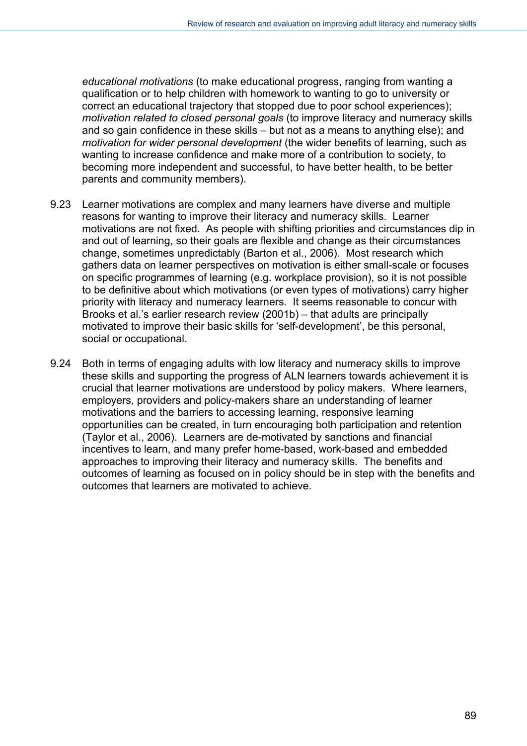*educational motivations* (to make educational progress, ranging from wanting a qualification or to help children with homework to wanting to go to university or correct an educational trajectory that stopped due to poor school experiences); *motivation related to closed personal goals* (to improve literacy and numeracy skills and so gain confidence in these skills – but not as a means to anything else); and *motivation for wider personal development* (the wider benefits of learning, such as wanting to increase confidence and make more of a contribution to society, to becoming more independent and successful, to have better health, to be better parents and community members).

9.23 Learner motivations are complex and many learners have diverse and multiple reasons for wanting to improve their literacy and numeracy skills. Learner motivations are not fixed. As people with shifting priorities and circumstances dip in and out of learning, so their goals are flexible and change as their circumstances change, sometimes unpredictably (Barton et al., 2006). Most research which gathers data on learner perspectives on motivation is either small-scale or focuses on specific programmes of learning (e.g. workplace provision), so it is not possible to be definitive about which motivations (or even types of motivations) carry higher priority with literacy and numeracy learners. It seems reasonable to concur with Brooks et al.'s earlier research review (2001b) – that adults are principally motivated to improve their basic skills for 'self-development', be this personal, social or occupational.

9.24 Both in terms of engaging adults with low literacy and numeracy skills to improve these skills and supporting the progress of ALN learners towards achievement it is crucial that learner motivations are understood by policy makers. Where learners, employers, providers and policy-makers share an understanding of learner motivations and the barriers to accessing learning, responsive learning opportunities can be created, in turn encouraging both participation and retention (Taylor et al., 2006). Learners are de-motivated by sanctions and financial incentives to learn, and many prefer home-based, work-based and embedded approaches to improving their literacy and numeracy skills. The benefits and outcomes of learning as focused on in policy should be in step with the benefits and outcomes that learners are motivated to achieve.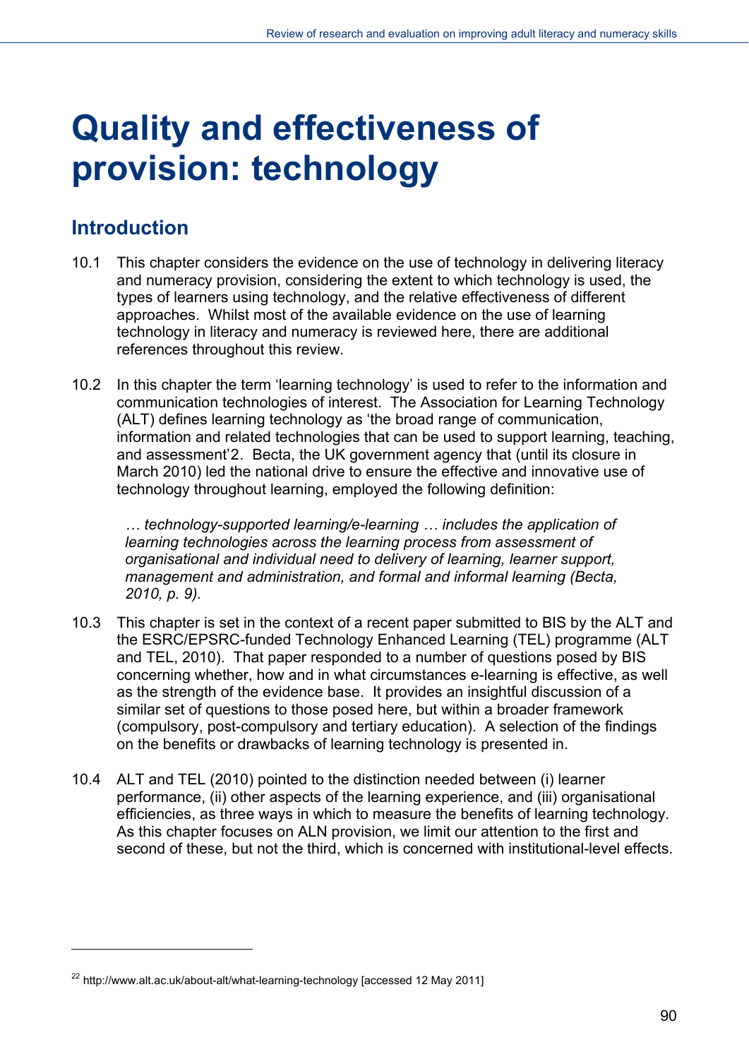# Quality and effectiveness of provision: technology

## Introduction

10.1 This chapter considers the evidence on the use of technology in delivering literacy and numeracy provision, considering the extent to which technology is used, the types of learners using technology, and the relative effectiveness of different approaches. Whilst most of the available evidence on the use of learning technology in literacy and numeracy is reviewed here, there are additional references throughout this review.

10.2 In this chapter the term 'learning technology' is used to refer to the information and communication technologies of interest. The Association for Learning Technology (ALT) defines learning technology as 'the broad range of communication, information and related technologies that can be used to support learning, teaching, and assessment'2. Becta, the UK government agency that (until its closure in March 2010) led the national drive to ensure the effective and innovative use of technology throughout learning, employed the following definition:

> *… technology-supported learning/e-learning … includes the application of learning technologies across the learning process from assessment of organisational and individual need to delivery of learning, learner support, management and administration, and formal and informal learning (Becta, 2010, p. 9).*

10.3 This chapter is set in the context of a recent paper submitted to BIS by the ALT and the ESRC/EPSRC-funded Technology Enhanced Learning (TEL) programme (ALT and TEL, 2010). That paper responded to a number of questions posed by BIS concerning whether, how and in what circumstances e-learning is effective, as well as the strength of the evidence base. It provides an insightful discussion of a similar set of questions to those posed here, but within a broader framework (compulsory, post-compulsory and tertiary education). A selection of the findings on the benefits or drawbacks of learning technology is presented in.

10.4 ALT and TEL (2010) pointed to the distinction needed between (i) learner performance, (ii) other aspects of the learning experience, and (iii) organisational efficiencies, as three ways in which to measure the benefits of learning technology. As this chapter focuses on ALN provision, we limit our attention to the first and second of these, but not the third, which is concerned with institutional-level effects.

---

[22] http://www.alt.ac.uk/about-alt/what-learning-technology [accessed 12 May 2011]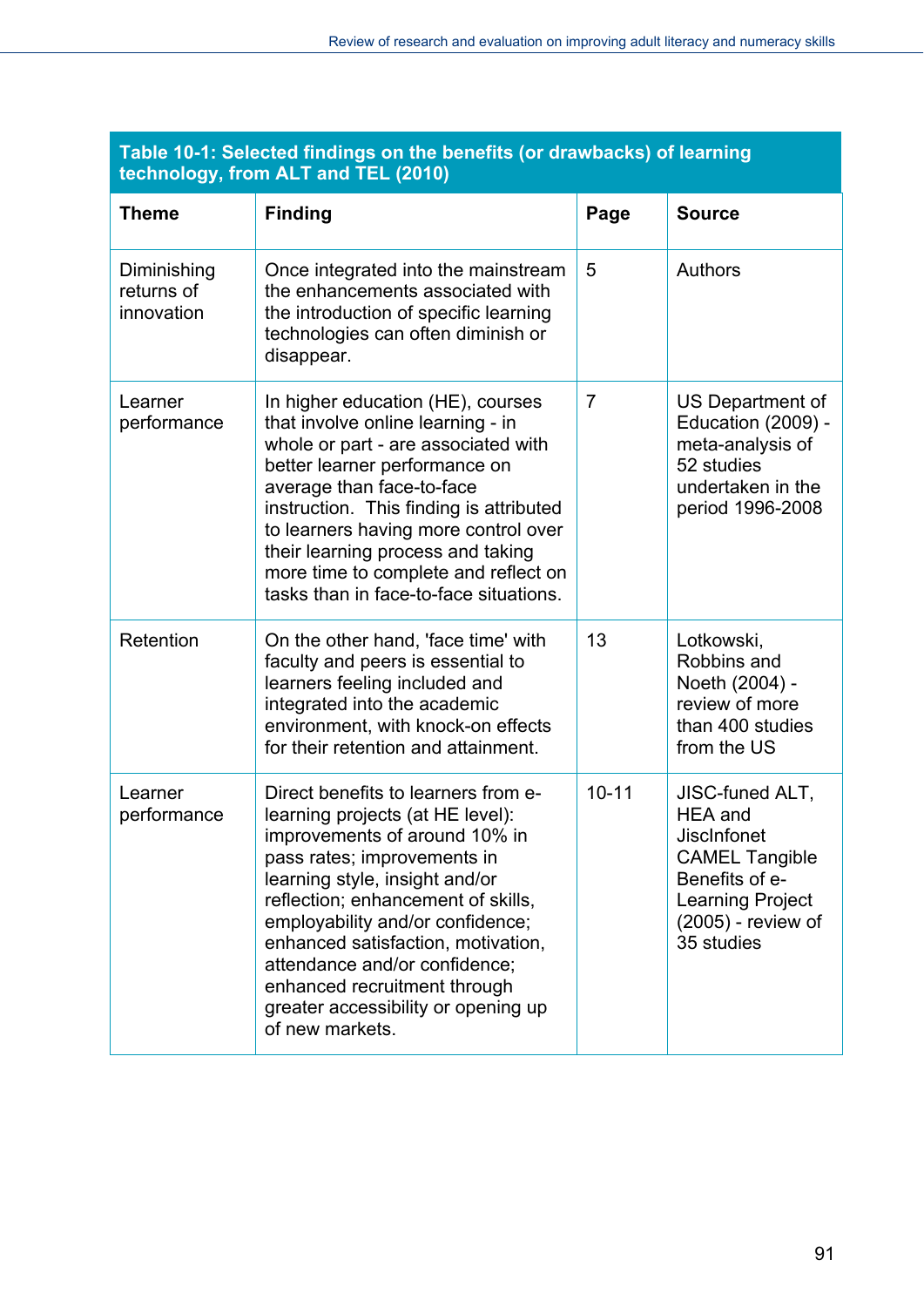**Table 10-1: Selected findings on the benefits (or drawbacks) of learning technology, from ALT and TEL (2010)**

| Theme | Finding | Page | Source |
|---|---|---|---|
| Diminishing returns of innovation | Once integrated into the mainstream the enhancements associated with the introduction of specific learning technologies can often diminish or disappear. | 5 | Authors |
| Learner performance | In higher education (HE), courses that involve online learning - in whole or part - are associated with better learner performance on average than face-to-face instruction. This finding is attributed to learners having more control over their learning process and taking more time to complete and reflect on tasks than in face-to-face situations. | 7 | US Department of Education (2009) - meta-analysis of 52 studies undertaken in the period 1996-2008 |
| Retention | On the other hand, 'face time' with faculty and peers is essential to learners feeling included and integrated into the academic environment, with knock-on effects for their retention and attainment. | 13 | Lotkowski, Robbins and Noeth (2004) - review of more than 400 studies from the US |
| Learner performance | Direct benefits to learners from e-learning projects (at HE level): improvements of around 10% in pass rates; improvements in learning style, insight and/or reflection; enhancement of skills, employability and/or confidence; enhanced satisfaction, motivation, attendance and/or confidence; enhanced recruitment through greater accessibility or opening up of new markets. | 10-11 | JISC-funded ALT, HEA and JiscInfonet CAMEL Tangible Benefits of e-Learning Project (2005) - review of 35 studies |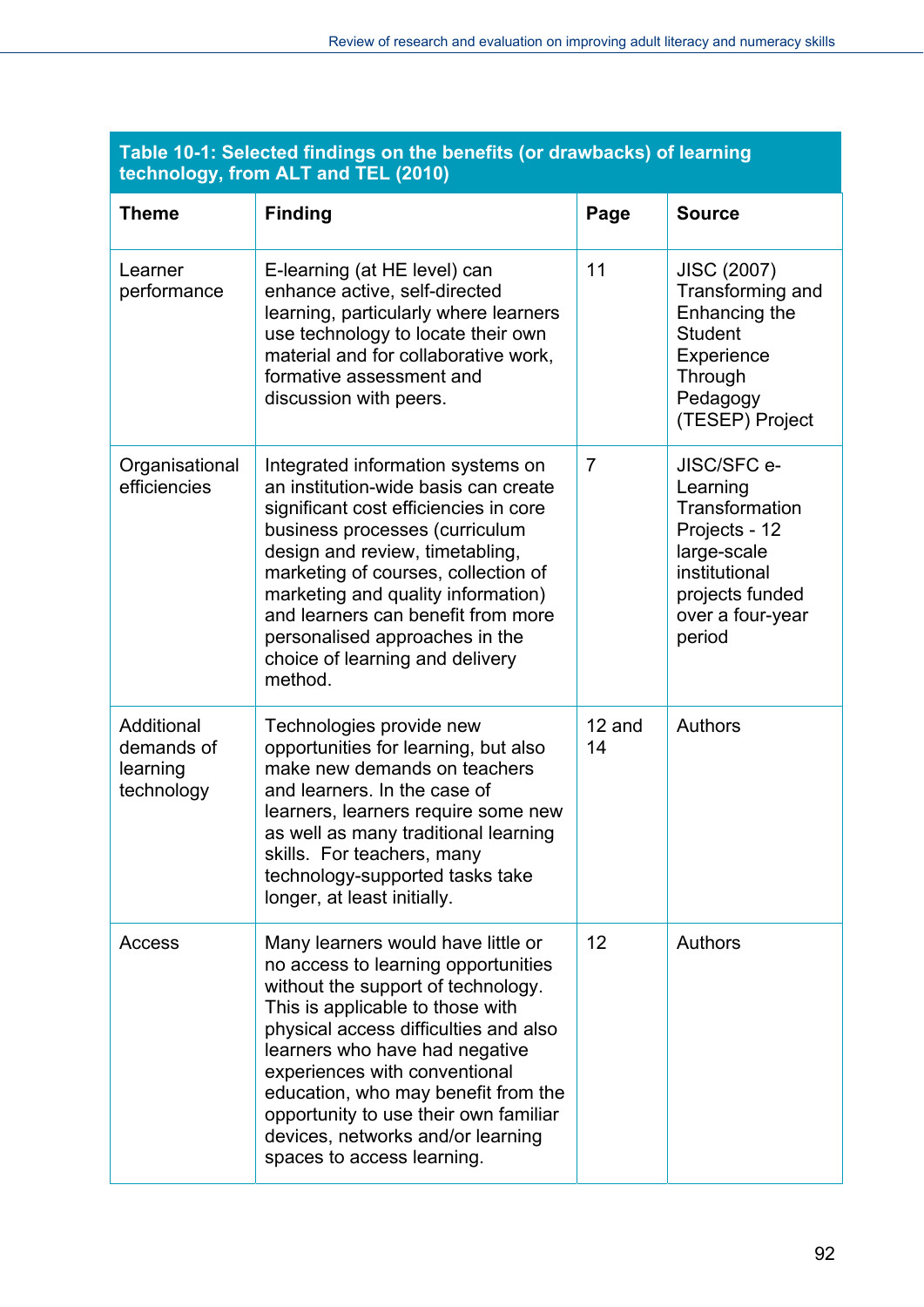**Table 10-1: Selected findings on the benefits (or drawbacks) of learning technology, from ALT and TEL (2010)**

| Theme | Finding | Page | Source |
|---|---|---|---|
| Learner performance | E-learning (at HE level) can enhance active, self-directed learning, particularly where learners use technology to locate their own material and for collaborative work, formative assessment and discussion with peers. | 11 | JISC (2007) Transforming and Enhancing the Student Experience Through Pedagogy (TESEP) Project |
| Organisational efficiencies | Integrated information systems on an institution-wide basis can create significant cost efficiencies in core business processes (curriculum design and review, timetabling, marketing of courses, collection of marketing and quality information) and learners can benefit from more personalised approaches in the choice of learning and delivery method. | 7 | JISC/SFC e-Learning Transformation Projects - 12 large-scale institutional projects funded over a four-year period |
| Additional demands of learning technology | Technologies provide new opportunities for learning, but also make new demands on teachers and learners. In the case of learners, learners require some new as well as many traditional learning skills. For teachers, many technology-supported tasks take longer, at least initially. | 12 and 14 | Authors |
| Access | Many learners would have little or no access to learning opportunities without the support of technology. This is applicable to those with physical access difficulties and also learners who have had negative experiences with conventional education, who may benefit from the opportunity to use their own familiar devices, networks and/or learning spaces to access learning. | 12 | Authors |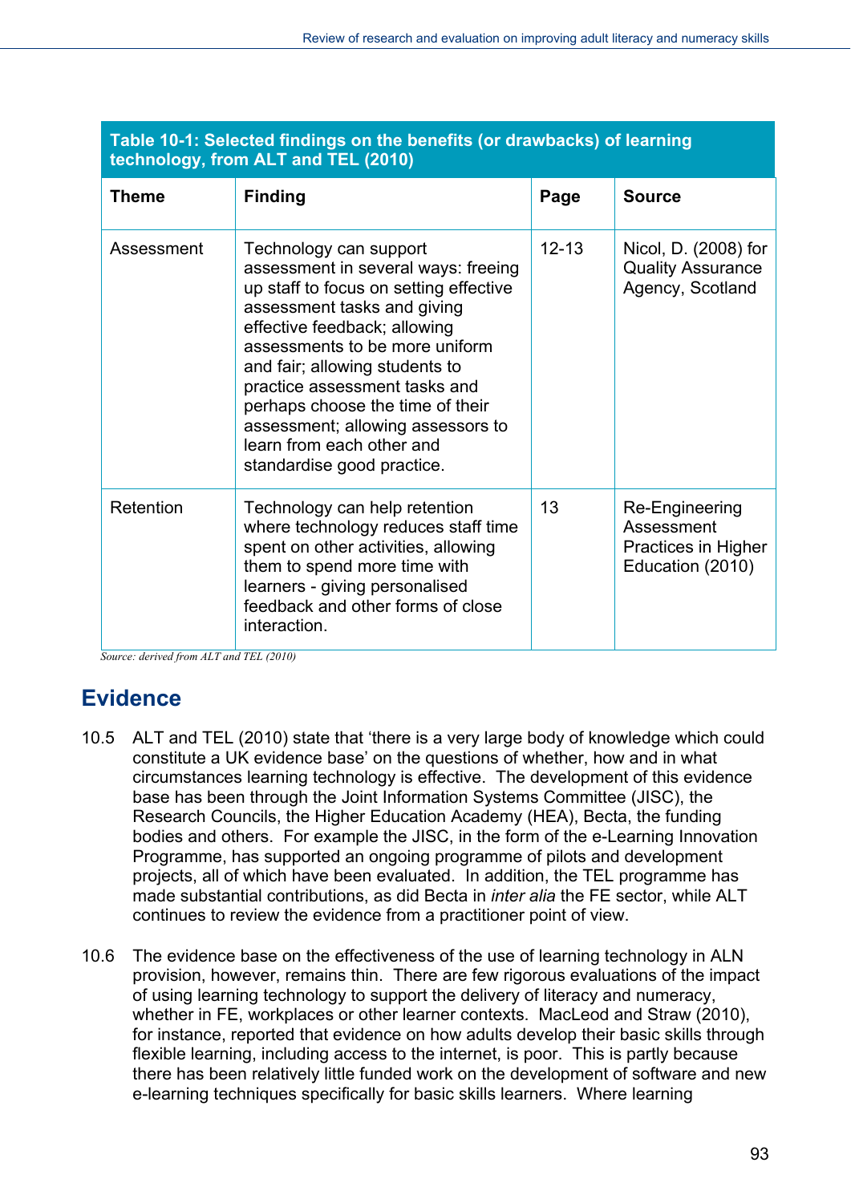**Table 10-1: Selected findings on the benefits (or drawbacks) of learning technology, from ALT and TEL (2010)**

| Theme | Finding | Page | Source |
|---|---|---|---|
| Assessment | Technology can support assessment in several ways: freeing up staff to focus on setting effective assessment tasks and giving effective feedback; allowing assessments to be more uniform and fair; allowing students to practice assessment tasks and perhaps choose the time of their assessment; allowing assessors to learn from each other and standardise good practice. | 12-13 | Nicol, D. (2008) for Quality Assurance Agency, Scotland |
| Retention | Technology can help retention where technology reduces staff time spent on other activities, allowing them to spend more time with learners - giving personalised feedback and other forms of close interaction. | 13 | Re-Engineering Assessment Practices in Higher Education (2010) |

*Source: derived from ALT and TEL (2010)*

## Evidence

10.5 ALT and TEL (2010) state that 'there is a very large body of knowledge which could constitute a UK evidence base' on the questions of whether, how and in what circumstances learning technology is effective. The development of this evidence base has been through the Joint Information Systems Committee (JISC), the Research Councils, the Higher Education Academy (HEA), Becta, the funding bodies and others. For example the JISC, in the form of the e-Learning Innovation Programme, has supported an ongoing programme of pilots and development projects, all of which have been evaluated. In addition, the TEL programme has made substantial contributions, as did Becta in *inter alia* the FE sector, while ALT continues to review the evidence from a practitioner point of view.

10.6 The evidence base on the effectiveness of the use of learning technology in ALN provision, however, remains thin. There are few rigorous evaluations of the impact of using learning technology to support the delivery of literacy and numeracy, whether in FE, workplaces or other learner contexts. MacLeod and Straw (2010), for instance, reported that evidence on how adults develop their basic skills through flexible learning, including access to the internet, is poor. This is partly because there has been relatively little funded work on the development of software and new e-learning techniques specifically for basic skills learners. Where learning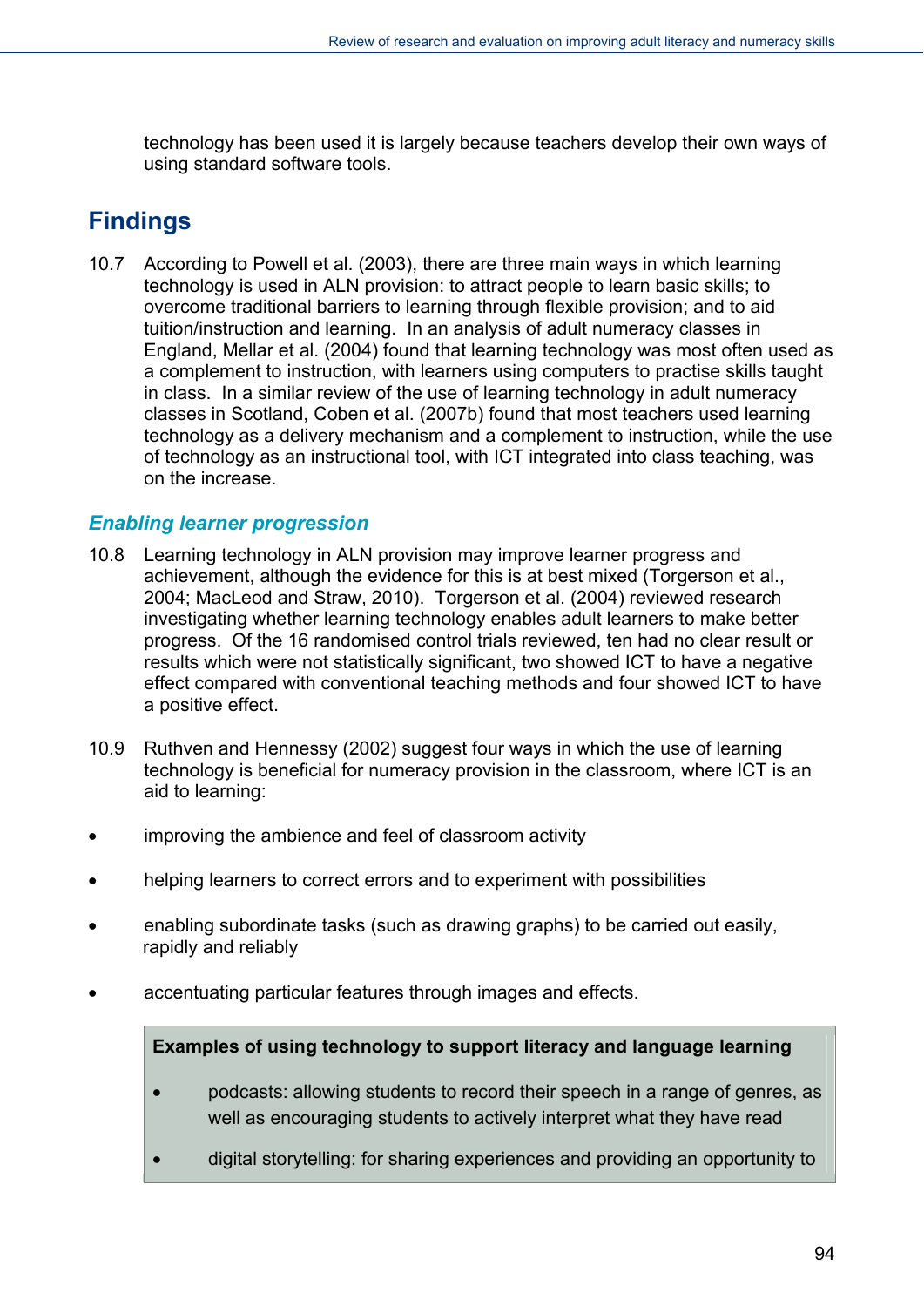technology has been used it is largely because teachers develop their own ways of using standard software tools.

## Findings

10.7 According to Powell et al. (2003), there are three main ways in which learning technology is used in ALN provision: to attract people to learn basic skills; to overcome traditional barriers to learning through flexible provision; and to aid tuition/instruction and learning. In an analysis of adult numeracy classes in England, Mellar et al. (2004) found that learning technology was most often used as a complement to instruction, with learners using computers to practise skills taught in class. In a similar review of the use of learning technology in adult numeracy classes in Scotland, Coben et al. (2007b) found that most teachers used learning technology as a delivery mechanism and a complement to instruction, while the use of technology as an instructional tool, with ICT integrated into class teaching, was on the increase.

### *Enabling learner progression*

10.8 Learning technology in ALN provision may improve learner progress and achievement, although the evidence for this is at best mixed (Torgerson et al., 2004; MacLeod and Straw, 2010). Torgerson et al. (2004) reviewed research investigating whether learning technology enables adult learners to make better progress. Of the 16 randomised control trials reviewed, ten had no clear result or results which were not statistically significant, two showed ICT to have a negative effect compared with conventional teaching methods and four showed ICT to have a positive effect.

10.9 Ruthven and Hennessy (2002) suggest four ways in which the use of learning technology is beneficial for numeracy provision in the classroom, where ICT is an aid to learning:

- improving the ambience and feel of classroom activity
- helping learners to correct errors and to experiment with possibilities
- enabling subordinate tasks (such as drawing graphs) to be carried out easily, rapidly and reliably
- accentuating particular features through images and effects.

**Examples of using technology to support literacy and language learning**

- podcasts: allowing students to record their speech in a range of genres, as well as encouraging students to actively interpret what they have read
- digital storytelling: for sharing experiences and providing an opportunity to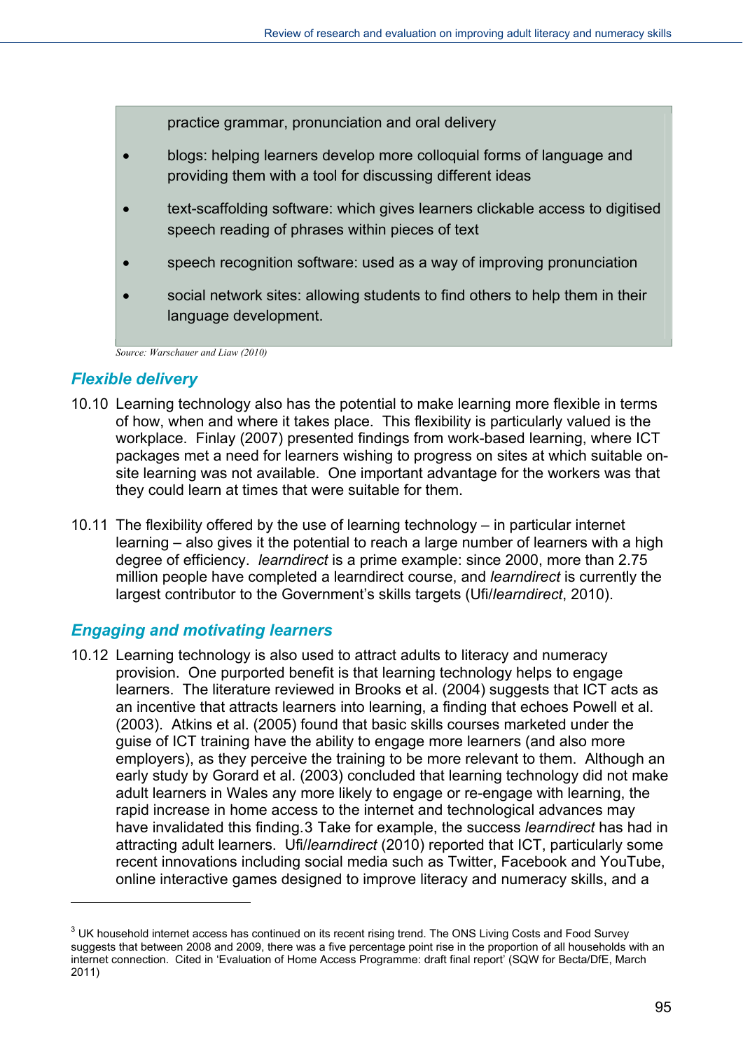practice grammar, pronunciation and oral delivery

- blogs: helping learners develop more colloquial forms of language and providing them with a tool for discussing different ideas
- text-scaffolding software: which gives learners clickable access to digitised speech reading of phrases within pieces of text
- speech recognition software: used as a way of improving pronunciation
- social network sites: allowing students to find others to help them in their language development.

*Source: Warschauer and Liaw (2010)*

### *Flexible delivery*

10.10 Learning technology also has the potential to make learning more flexible in terms of how, when and where it takes place. This flexibility is particularly valued is the workplace. Finlay (2007) presented findings from work-based learning, where ICT packages met a need for learners wishing to progress on sites at which suitable on-site learning was not available. One important advantage for the workers was that they could learn at times that were suitable for them.

10.11 The flexibility offered by the use of learning technology – in particular internet learning – also gives it the potential to reach a large number of learners with a high degree of efficiency. *learndirect* is a prime example: since 2000, more than 2.75 million people have completed a learndirect course, and *learndirect* is currently the largest contributor to the Government's skills targets (Ufi/*learndirect*, 2010).

### *Engaging and motivating learners*

10.12 Learning technology is also used to attract adults to literacy and numeracy provision. One purported benefit is that learning technology helps to engage learners. The literature reviewed in Brooks et al. (2004) suggests that ICT acts as an incentive that attracts learners into learning, a finding that echoes Powell et al. (2003). Atkins et al. (2005) found that basic skills courses marketed under the guise of ICT training have the ability to engage more learners (and also more employers), as they perceive the training to be more relevant to them. Although an early study by Gorard et al. (2003) concluded that learning technology did not make adult learners in Wales any more likely to engage or re-engage with learning, the rapid increase in home access to the internet and technological advances may have invalidated this finding.[3] Take for example, the success *learndirect* has had in attracting adult learners. Ufi/*learndirect* (2010) reported that ICT, particularly some recent innovations including social media such as Twitter, Facebook and YouTube, online interactive games designed to improve literacy and numeracy skills, and a

---

[3] UK household internet access has continued on its recent rising trend. The ONS Living Costs and Food Survey suggests that between 2008 and 2009, there was a five percentage point rise in the proportion of all households with an internet connection. Cited in 'Evaluation of Home Access Programme: draft final report' (SQW for Becta/DfE, March 2011)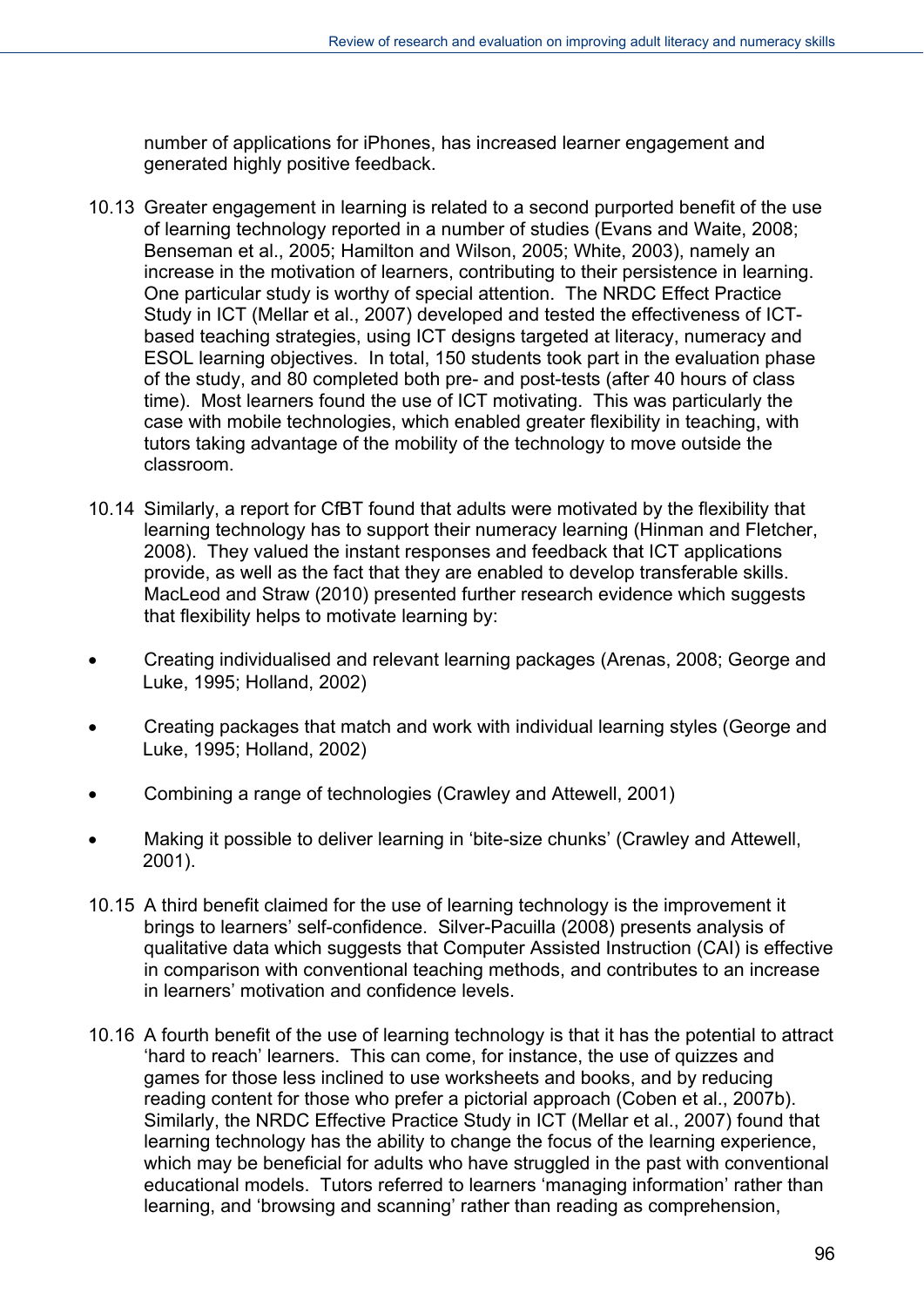number of applications for iPhones, has increased learner engagement and generated highly positive feedback.

10.13 Greater engagement in learning is related to a second purported benefit of the use of learning technology reported in a number of studies (Evans and Waite, 2008; Benseman et al., 2005; Hamilton and Wilson, 2005; White, 2003), namely an increase in the motivation of learners, contributing to their persistence in learning. One particular study is worthy of special attention. The NRDC Effect Practice Study in ICT (Mellar et al., 2007) developed and tested the effectiveness of ICT-based teaching strategies, using ICT designs targeted at literacy, numeracy and ESOL learning objectives. In total, 150 students took part in the evaluation phase of the study, and 80 completed both pre- and post-tests (after 40 hours of class time). Most learners found the use of ICT motivating. This was particularly the case with mobile technologies, which enabled greater flexibility in teaching, with tutors taking advantage of the mobility of the technology to move outside the classroom.

10.14 Similarly, a report for CfBT found that adults were motivated by the flexibility that learning technology has to support their numeracy learning (Hinman and Fletcher, 2008). They valued the instant responses and feedback that ICT applications provide, as well as the fact that they are enabled to develop transferable skills. MacLeod and Straw (2010) presented further research evidence which suggests that flexibility helps to motivate learning by:

- Creating individualised and relevant learning packages (Arenas, 2008; George and Luke, 1995; Holland, 2002)
- Creating packages that match and work with individual learning styles (George and Luke, 1995; Holland, 2002)
- Combining a range of technologies (Crawley and Attewell, 2001)
- Making it possible to deliver learning in 'bite-size chunks' (Crawley and Attewell, 2001).

10.15 A third benefit claimed for the use of learning technology is the improvement it brings to learners' self-confidence. Silver-Pacuilla (2008) presents analysis of qualitative data which suggests that Computer Assisted Instruction (CAI) is effective in comparison with conventional teaching methods, and contributes to an increase in learners' motivation and confidence levels.

10.16 A fourth benefit of the use of learning technology is that it has the potential to attract 'hard to reach' learners. This can come, for instance, the use of quizzes and games for those less inclined to use worksheets and books, and by reducing reading content for those who prefer a pictorial approach (Coben et al., 2007b). Similarly, the NRDC Effective Practice Study in ICT (Mellar et al., 2007) found that learning technology has the ability to change the focus of the learning experience, which may be beneficial for adults who have struggled in the past with conventional educational models. Tutors referred to learners 'managing information' rather than learning, and 'browsing and scanning' rather than reading as comprehension,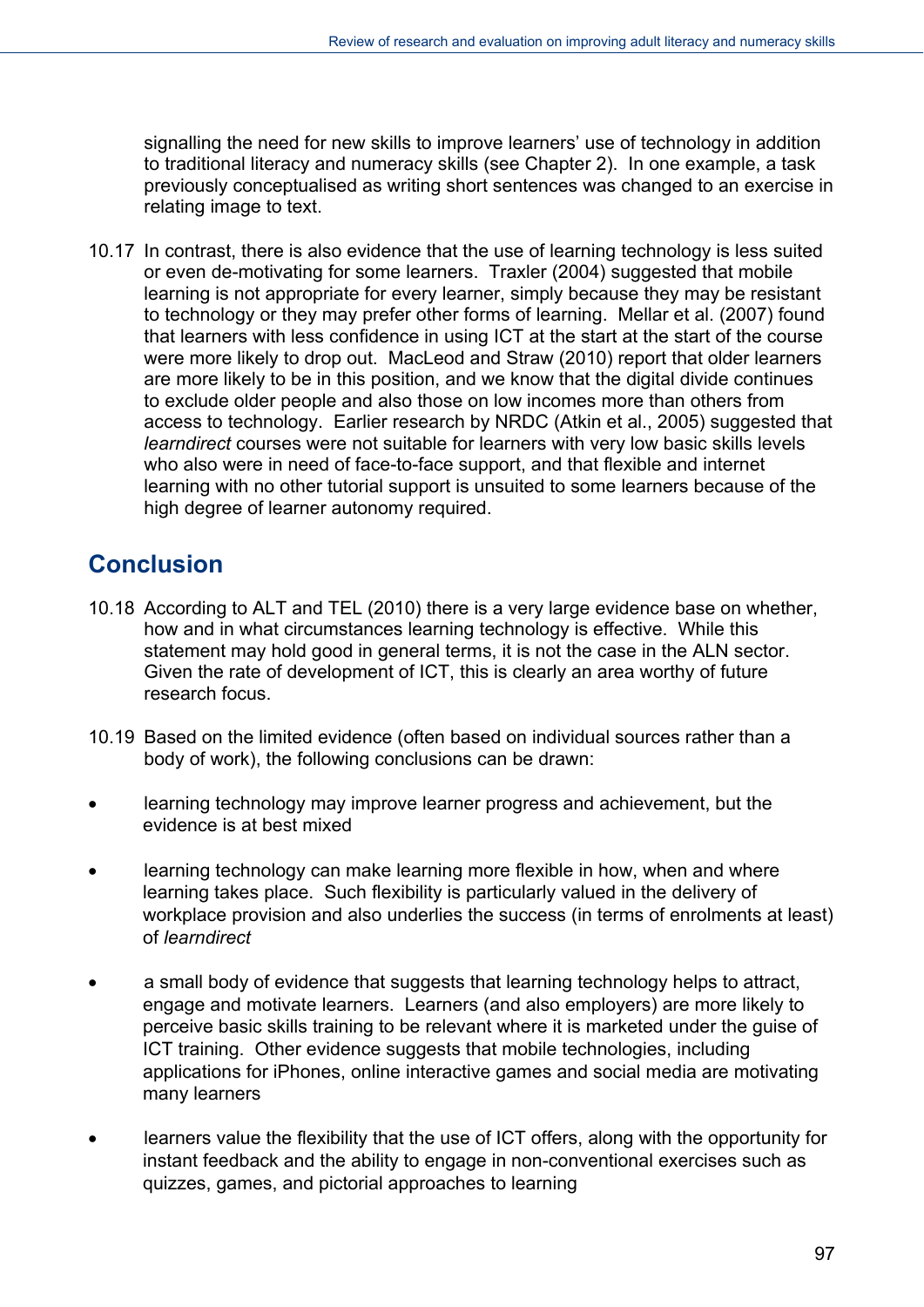signalling the need for new skills to improve learners' use of technology in addition to traditional literacy and numeracy skills (see Chapter 2). In one example, a task previously conceptualised as writing short sentences was changed to an exercise in relating image to text.

10.17 In contrast, there is also evidence that the use of learning technology is less suited or even de-motivating for some learners. Traxler (2004) suggested that mobile learning is not appropriate for every learner, simply because they may be resistant to technology or they may prefer other forms of learning. Mellar et al. (2007) found that learners with less confidence in using ICT at the start at the start of the course were more likely to drop out. MacLeod and Straw (2010) report that older learners are more likely to be in this position, and we know that the digital divide continues to exclude older people and also those on low incomes more than others from access to technology. Earlier research by NRDC (Atkin et al., 2005) suggested that *learndirect* courses were not suitable for learners with very low basic skills levels who also were in need of face-to-face support, and that flexible and internet learning with no other tutorial support is unsuited to some learners because of the high degree of learner autonomy required.

## Conclusion

10.18 According to ALT and TEL (2010) there is a very large evidence base on whether, how and in what circumstances learning technology is effective. While this statement may hold good in general terms, it is not the case in the ALN sector. Given the rate of development of ICT, this is clearly an area worthy of future research focus.

10.19 Based on the limited evidence (often based on individual sources rather than a body of work), the following conclusions can be drawn:

- learning technology may improve learner progress and achievement, but the evidence is at best mixed
- learning technology can make learning more flexible in how, when and where learning takes place. Such flexibility is particularly valued in the delivery of workplace provision and also underlies the success (in terms of enrolments at least) of *learndirect*
- a small body of evidence that suggests that learning technology helps to attract, engage and motivate learners. Learners (and also employers) are more likely to perceive basic skills training to be relevant where it is marketed under the guise of ICT training. Other evidence suggests that mobile technologies, including applications for iPhones, online interactive games and social media are motivating many learners
- learners value the flexibility that the use of ICT offers, along with the opportunity for instant feedback and the ability to engage in non-conventional exercises such as quizzes, games, and pictorial approaches to learning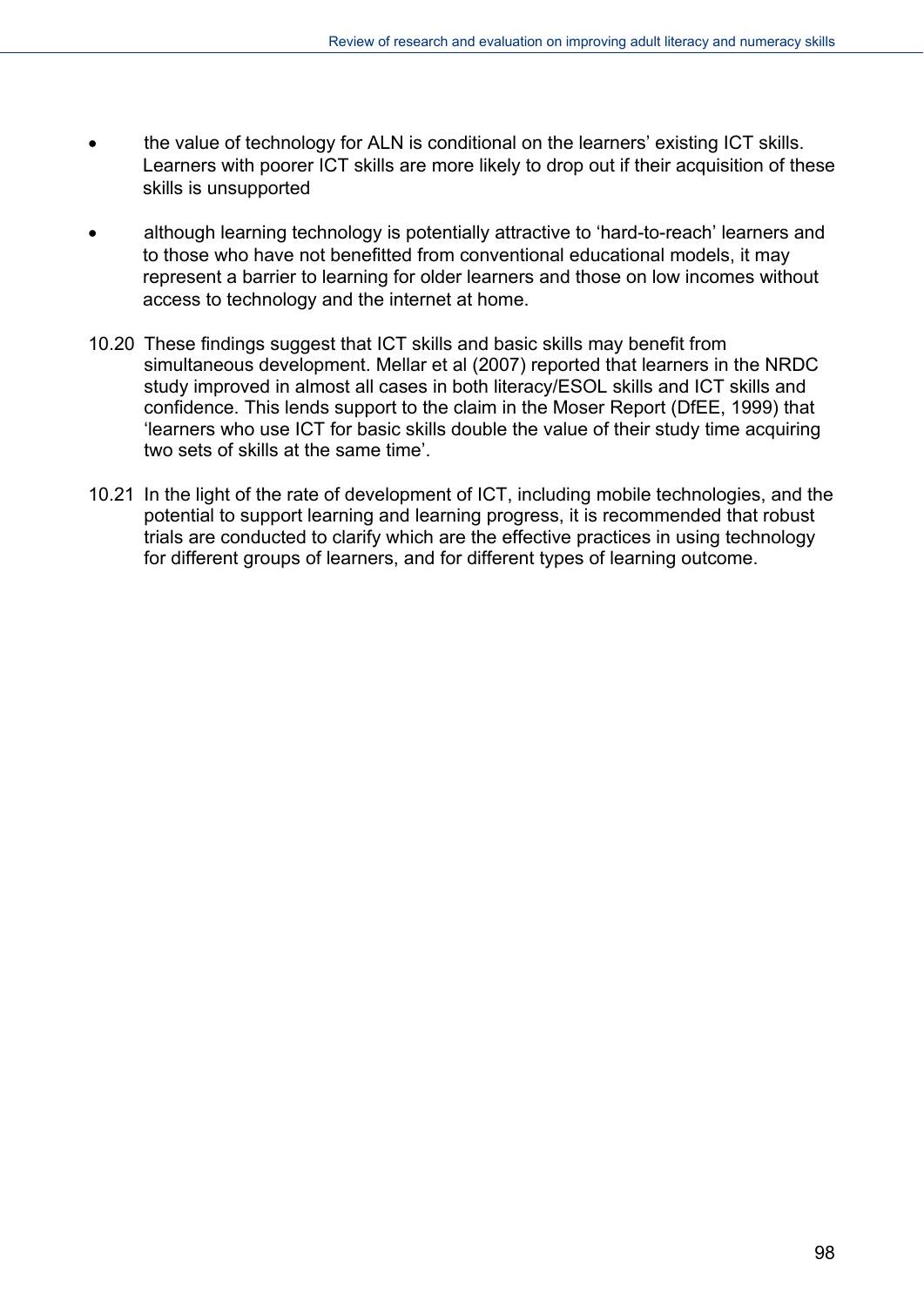- the value of technology for ALN is conditional on the learners' existing ICT skills. Learners with poorer ICT skills are more likely to drop out if their acquisition of these skills is unsupported

- although learning technology is potentially attractive to 'hard-to-reach' learners and to those who have not benefitted from conventional educational models, it may represent a barrier to learning for older learners and those on low incomes without access to technology and the internet at home.

10.20 These findings suggest that ICT skills and basic skills may benefit from simultaneous development. Mellar et al (2007) reported that learners in the NRDC study improved in almost all cases in both literacy/ESOL skills and ICT skills and confidence. This lends support to the claim in the Moser Report (DfEE, 1999) that 'learners who use ICT for basic skills double the value of their study time acquiring two sets of skills at the same time'.

10.21 In the light of the rate of development of ICT, including mobile technologies, and the potential to support learning and learning progress, it is recommended that robust trials are conducted to clarify which are the effective practices in using technology for different groups of learners, and for different types of learning outcome.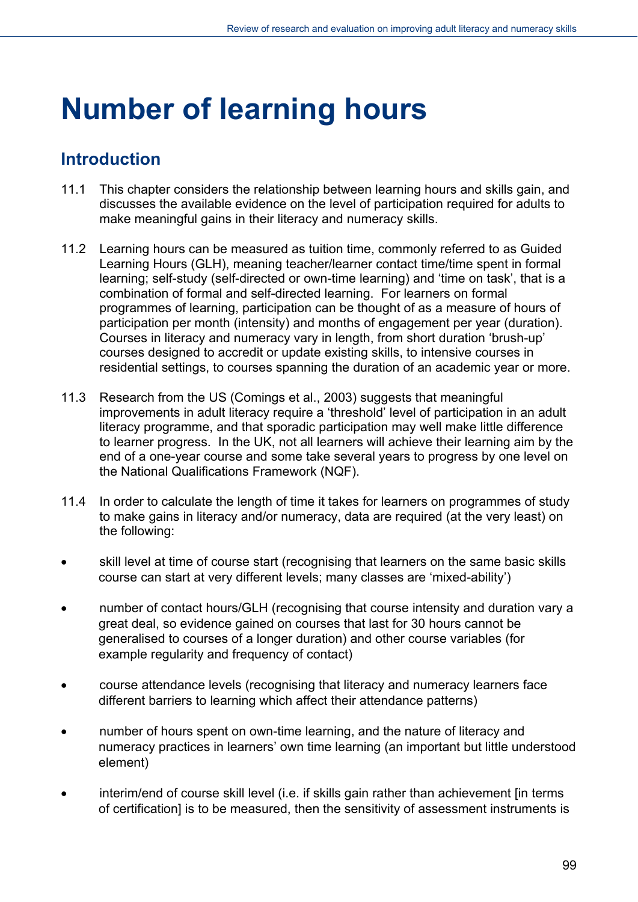# Number of learning hours

## Introduction

11.1 This chapter considers the relationship between learning hours and skills gain, and discusses the available evidence on the level of participation required for adults to make meaningful gains in their literacy and numeracy skills.

11.2 Learning hours can be measured as tuition time, commonly referred to as Guided Learning Hours (GLH), meaning teacher/learner contact time/time spent in formal learning; self-study (self-directed or own-time learning) and 'time on task', that is a combination of formal and self-directed learning. For learners on formal programmes of learning, participation can be thought of as a measure of hours of participation per month (intensity) and months of engagement per year (duration). Courses in literacy and numeracy vary in length, from short duration 'brush-up' courses designed to accredit or update existing skills, to intensive courses in residential settings, to courses spanning the duration of an academic year or more.

11.3 Research from the US (Comings et al., 2003) suggests that meaningful improvements in adult literacy require a 'threshold' level of participation in an adult literacy programme, and that sporadic participation may well make little difference to learner progress. In the UK, not all learners will achieve their learning aim by the end of a one-year course and some take several years to progress by one level on the National Qualifications Framework (NQF).

11.4 In order to calculate the length of time it takes for learners on programmes of study to make gains in literacy and/or numeracy, data are required (at the very least) on the following:

- skill level at time of course start (recognising that learners on the same basic skills course can start at very different levels; many classes are 'mixed-ability')
- number of contact hours/GLH (recognising that course intensity and duration vary a great deal, so evidence gained on courses that last for 30 hours cannot be generalised to courses of a longer duration) and other course variables (for example regularity and frequency of contact)
- course attendance levels (recognising that literacy and numeracy learners face different barriers to learning which affect their attendance patterns)
- number of hours spent on own-time learning, and the nature of literacy and numeracy practices in learners' own time learning (an important but little understood element)
- interim/end of course skill level (i.e. if skills gain rather than achievement [in terms of certification] is to be measured, then the sensitivity of assessment instruments is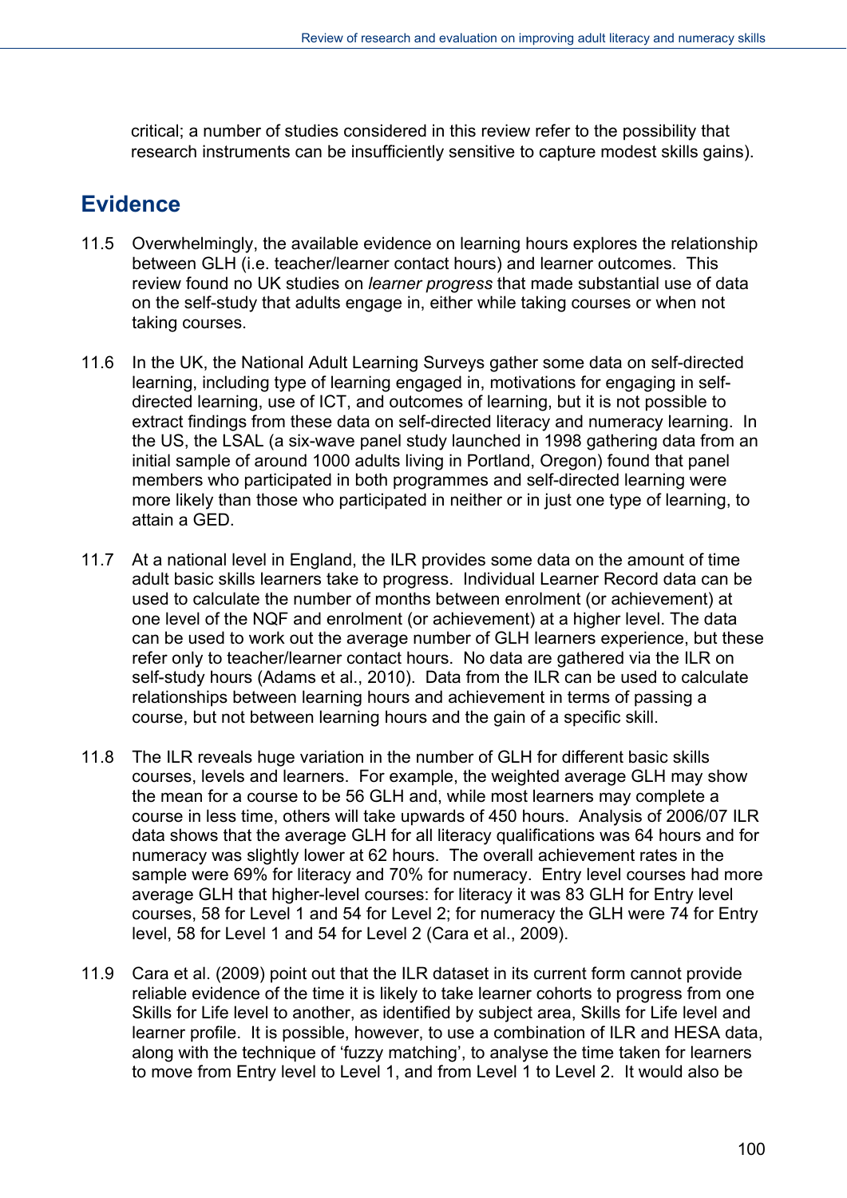critical; a number of studies considered in this review refer to the possibility that research instruments can be insufficiently sensitive to capture modest skills gains).

## Evidence

11.5 Overwhelmingly, the available evidence on learning hours explores the relationship between GLH (i.e. teacher/learner contact hours) and learner outcomes. This review found no UK studies on *learner progress* that made substantial use of data on the self-study that adults engage in, either while taking courses or when not taking courses.

11.6 In the UK, the National Adult Learning Surveys gather some data on self-directed learning, including type of learning engaged in, motivations for engaging in self-directed learning, use of ICT, and outcomes of learning, but it is not possible to extract findings from these data on self-directed literacy and numeracy learning. In the US, the LSAL (a six-wave panel study launched in 1998 gathering data from an initial sample of around 1000 adults living in Portland, Oregon) found that panel members who participated in both programmes and self-directed learning were more likely than those who participated in neither or in just one type of learning, to attain a GED.

11.7 At a national level in England, the ILR provides some data on the amount of time adult basic skills learners take to progress. Individual Learner Record data can be used to calculate the number of months between enrolment (or achievement) at one level of the NQF and enrolment (or achievement) at a higher level. The data can be used to work out the average number of GLH learners experience, but these refer only to teacher/learner contact hours. No data are gathered via the ILR on self-study hours (Adams et al., 2010). Data from the ILR can be used to calculate relationships between learning hours and achievement in terms of passing a course, but not between learning hours and the gain of a specific skill.

11.8 The ILR reveals huge variation in the number of GLH for different basic skills courses, levels and learners. For example, the weighted average GLH may show the mean for a course to be 56 GLH and, while most learners may complete a course in less time, others will take upwards of 450 hours. Analysis of 2006/07 ILR data shows that the average GLH for all literacy qualifications was 64 hours and for numeracy was slightly lower at 62 hours. The overall achievement rates in the sample were 69% for literacy and 70% for numeracy. Entry level courses had more average GLH that higher-level courses: for literacy it was 83 GLH for Entry level courses, 58 for Level 1 and 54 for Level 2; for numeracy the GLH were 74 for Entry level, 58 for Level 1 and 54 for Level 2 (Cara et al., 2009).

11.9 Cara et al. (2009) point out that the ILR dataset in its current form cannot provide reliable evidence of the time it is likely to take learner cohorts to progress from one Skills for Life level to another, as identified by subject area, Skills for Life level and learner profile. It is possible, however, to use a combination of ILR and HESA data, along with the technique of 'fuzzy matching', to analyse the time taken for learners to move from Entry level to Level 1, and from Level 1 to Level 2. It would also be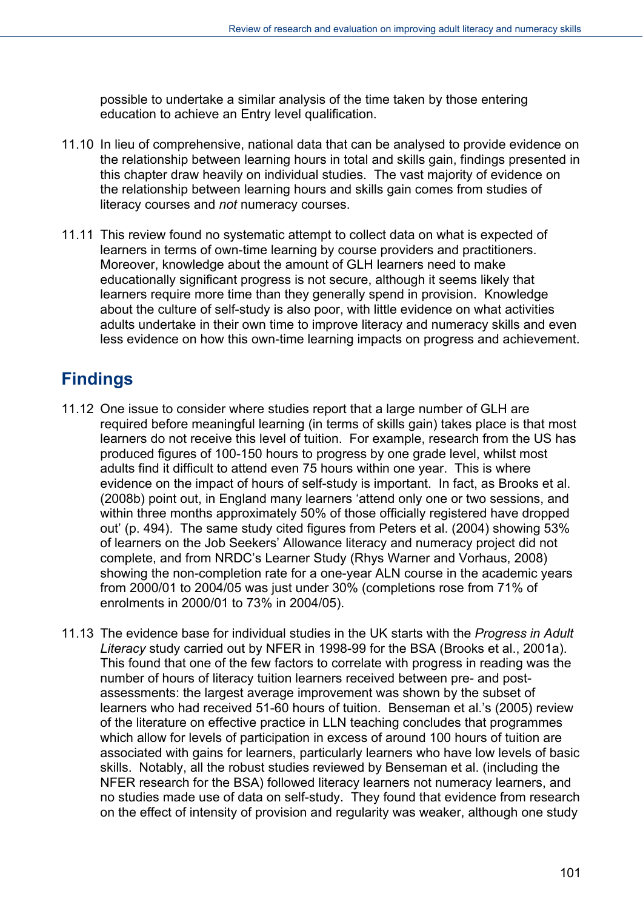possible to undertake a similar analysis of the time taken by those entering education to achieve an Entry level qualification.

11.10 In lieu of comprehensive, national data that can be analysed to provide evidence on the relationship between learning hours in total and skills gain, findings presented in this chapter draw heavily on individual studies. The vast majority of evidence on the relationship between learning hours and skills gain comes from studies of literacy courses and *not* numeracy courses.

11.11 This review found no systematic attempt to collect data on what is expected of learners in terms of own-time learning by course providers and practitioners. Moreover, knowledge about the amount of GLH learners need to make educationally significant progress is not secure, although it seems likely that learners require more time than they generally spend in provision. Knowledge about the culture of self-study is also poor, with little evidence on what activities adults undertake in their own time to improve literacy and numeracy skills and even less evidence on how this own-time learning impacts on progress and achievement.

## Findings

11.12 One issue to consider where studies report that a large number of GLH are required before meaningful learning (in terms of skills gain) takes place is that most learners do not receive this level of tuition. For example, research from the US has produced figures of 100-150 hours to progress by one grade level, whilst most adults find it difficult to attend even 75 hours within one year. This is where evidence on the impact of hours of self-study is important. In fact, as Brooks et al. (2008b) point out, in England many learners 'attend only one or two sessions, and within three months approximately 50% of those officially registered have dropped out' (p. 494). The same study cited figures from Peters et al. (2004) showing 53% of learners on the Job Seekers' Allowance literacy and numeracy project did not complete, and from NRDC's Learner Study (Rhys Warner and Vorhaus, 2008) showing the non-completion rate for a one-year ALN course in the academic years from 2000/01 to 2004/05 was just under 30% (completions rose from 71% of enrolments in 2000/01 to 73% in 2004/05).

11.13 The evidence base for individual studies in the UK starts with the *Progress in Adult Literacy* study carried out by NFER in 1998-99 for the BSA (Brooks et al., 2001a). This found that one of the few factors to correlate with progress in reading was the number of hours of literacy tuition learners received between pre- and post-assessments: the largest average improvement was shown by the subset of learners who had received 51-60 hours of tuition. Benseman et al.'s (2005) review of the literature on effective practice in LLN teaching concludes that programmes which allow for levels of participation in excess of around 100 hours of tuition are associated with gains for learners, particularly learners who have low levels of basic skills. Notably, all the robust studies reviewed by Benseman et al. (including the NFER research for the BSA) followed literacy learners not numeracy learners, and no studies made use of data on self-study. They found that evidence from research on the effect of intensity of provision and regularity was weaker, although one study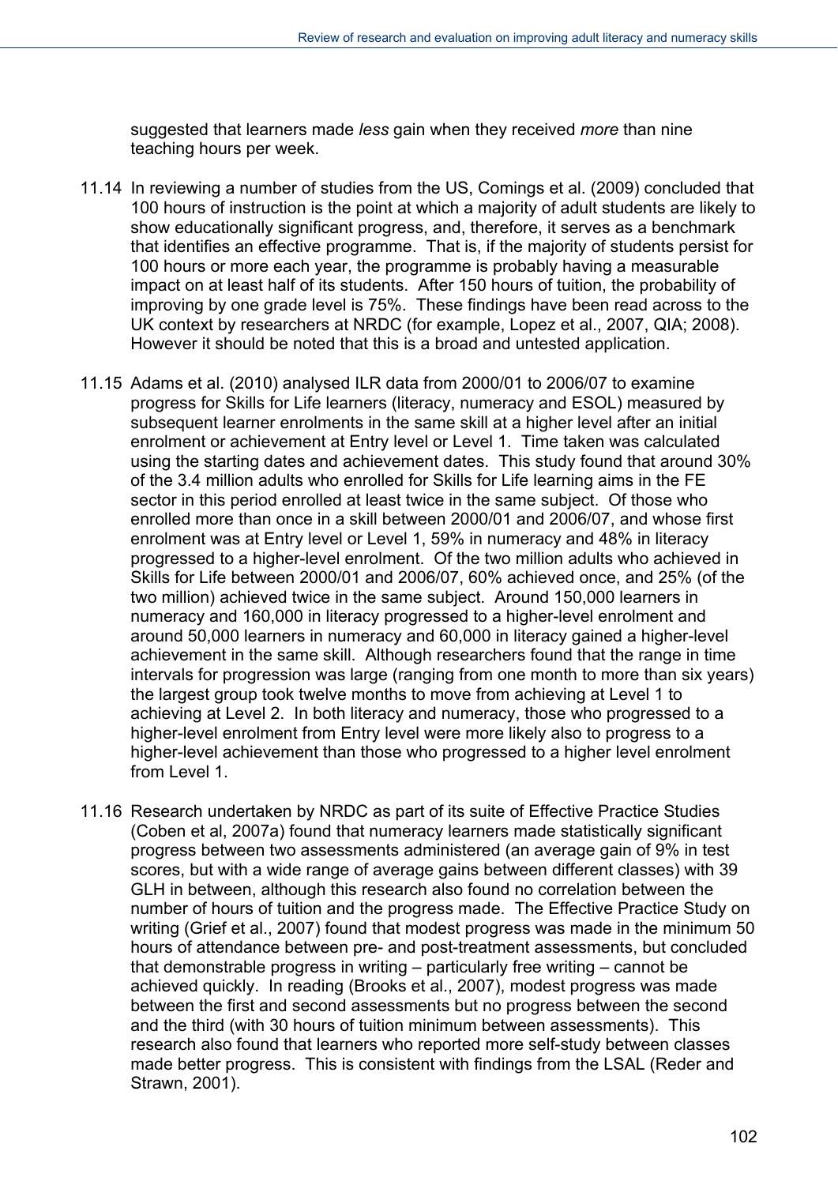suggested that learners made *less* gain when they received *more* than nine teaching hours per week.

11.14 In reviewing a number of studies from the US, Comings et al. (2009) concluded that 100 hours of instruction is the point at which a majority of adult students are likely to show educationally significant progress, and, therefore, it serves as a benchmark that identifies an effective programme. That is, if the majority of students persist for 100 hours or more each year, the programme is probably having a measurable impact on at least half of its students. After 150 hours of tuition, the probability of improving by one grade level is 75%. These findings have been read across to the UK context by researchers at NRDC (for example, Lopez et al., 2007, QIA; 2008). However it should be noted that this is a broad and untested application.

11.15 Adams et al. (2010) analysed ILR data from 2000/01 to 2006/07 to examine progress for Skills for Life learners (literacy, numeracy and ESOL) measured by subsequent learner enrolments in the same skill at a higher level after an initial enrolment or achievement at Entry level or Level 1. Time taken was calculated using the starting dates and achievement dates. This study found that around 30% of the 3.4 million adults who enrolled for Skills for Life learning aims in the FE sector in this period enrolled at least twice in the same subject. Of those who enrolled more than once in a skill between 2000/01 and 2006/07, and whose first enrolment was at Entry level or Level 1, 59% in numeracy and 48% in literacy progressed to a higher-level enrolment. Of the two million adults who achieved in Skills for Life between 2000/01 and 2006/07, 60% achieved once, and 25% (of the two million) achieved twice in the same subject. Around 150,000 learners in numeracy and 160,000 in literacy progressed to a higher-level enrolment and around 50,000 learners in numeracy and 60,000 in literacy gained a higher-level achievement in the same skill. Although researchers found that the range in time intervals for progression was large (ranging from one month to more than six years) the largest group took twelve months to move from achieving at Level 1 to achieving at Level 2. In both literacy and numeracy, those who progressed to a higher-level enrolment from Entry level were more likely also to progress to a higher-level achievement than those who progressed to a higher level enrolment from Level 1.

11.16 Research undertaken by NRDC as part of its suite of Effective Practice Studies (Coben et al, 2007a) found that numeracy learners made statistically significant progress between two assessments administered (an average gain of 9% in test scores, but with a wide range of average gains between different classes) with 39 GLH in between, although this research also found no correlation between the number of hours of tuition and the progress made. The Effective Practice Study on writing (Grief et al., 2007) found that modest progress was made in the minimum 50 hours of attendance between pre- and post-treatment assessments, but concluded that demonstrable progress in writing – particularly free writing – cannot be achieved quickly. In reading (Brooks et al., 2007), modest progress was made between the first and second assessments but no progress between the second and the third (with 30 hours of tuition minimum between assessments). This research also found that learners who reported more self-study between classes made better progress. This is consistent with findings from the LSAL (Reder and Strawn, 2001).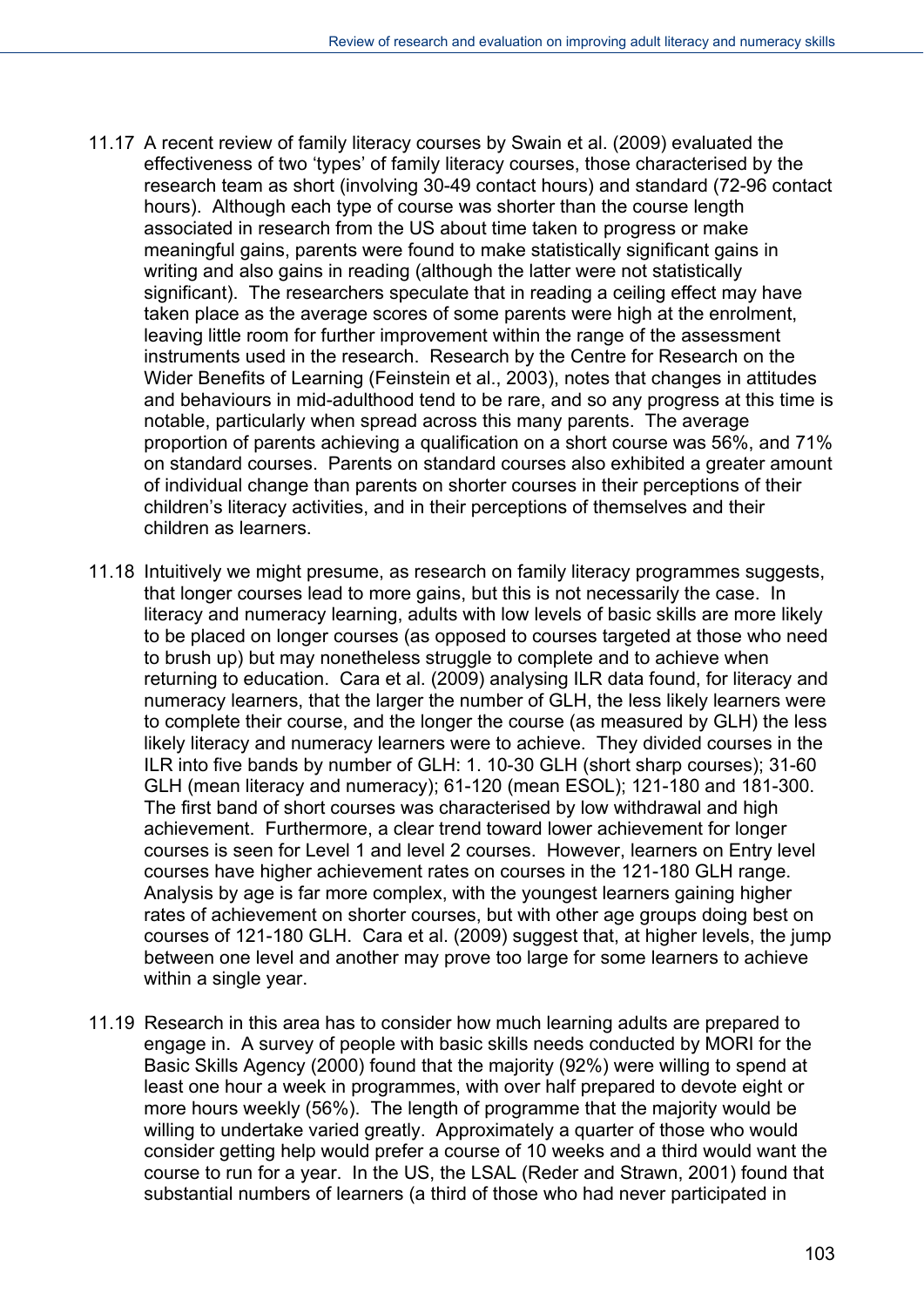11.17 A recent review of family literacy courses by Swain et al. (2009) evaluated the effectiveness of two 'types' of family literacy courses, those characterised by the research team as short (involving 30-49 contact hours) and standard (72-96 contact hours). Although each type of course was shorter than the course length associated in research from the US about time taken to progress or make meaningful gains, parents were found to make statistically significant gains in writing and also gains in reading (although the latter were not statistically significant). The researchers speculate that in reading a ceiling effect may have taken place as the average scores of some parents were high at the enrolment, leaving little room for further improvement within the range of the assessment instruments used in the research. Research by the Centre for Research on the Wider Benefits of Learning (Feinstein et al., 2003), notes that changes in attitudes and behaviours in mid-adulthood tend to be rare, and so any progress at this time is notable, particularly when spread across this many parents. The average proportion of parents achieving a qualification on a short course was 56%, and 71% on standard courses. Parents on standard courses also exhibited a greater amount of individual change than parents on shorter courses in their perceptions of their children's literacy activities, and in their perceptions of themselves and their children as learners.

11.18 Intuitively we might presume, as research on family literacy programmes suggests, that longer courses lead to more gains, but this is not necessarily the case. In literacy and numeracy learning, adults with low levels of basic skills are more likely to be placed on longer courses (as opposed to courses targeted at those who need to brush up) but may nonetheless struggle to complete and to achieve when returning to education. Cara et al. (2009) analysing ILR data found, for literacy and numeracy learners, that the larger the number of GLH, the less likely learners were to complete their course, and the longer the course (as measured by GLH) the less likely literacy and numeracy learners were to achieve. They divided courses in the ILR into five bands by number of GLH: 1. 10-30 GLH (short sharp courses); 31-60 GLH (mean literacy and numeracy); 61-120 (mean ESOL); 121-180 and 181-300. The first band of short courses was characterised by low withdrawal and high achievement. Furthermore, a clear trend toward lower achievement for longer courses is seen for Level 1 and level 2 courses. However, learners on Entry level courses have higher achievement rates on courses in the 121-180 GLH range. Analysis by age is far more complex, with the youngest learners gaining higher rates of achievement on shorter courses, but with other age groups doing best on courses of 121-180 GLH. Cara et al. (2009) suggest that, at higher levels, the jump between one level and another may prove too large for some learners to achieve within a single year.

11.19 Research in this area has to consider how much learning adults are prepared to engage in. A survey of people with basic skills needs conducted by MORI for the Basic Skills Agency (2000) found that the majority (92%) were willing to spend at least one hour a week in programmes, with over half prepared to devote eight or more hours weekly (56%). The length of programme that the majority would be willing to undertake varied greatly. Approximately a quarter of those who would consider getting help would prefer a course of 10 weeks and a third would want the course to run for a year. In the US, the LSAL (Reder and Strawn, 2001) found that substantial numbers of learners (a third of those who had never participated in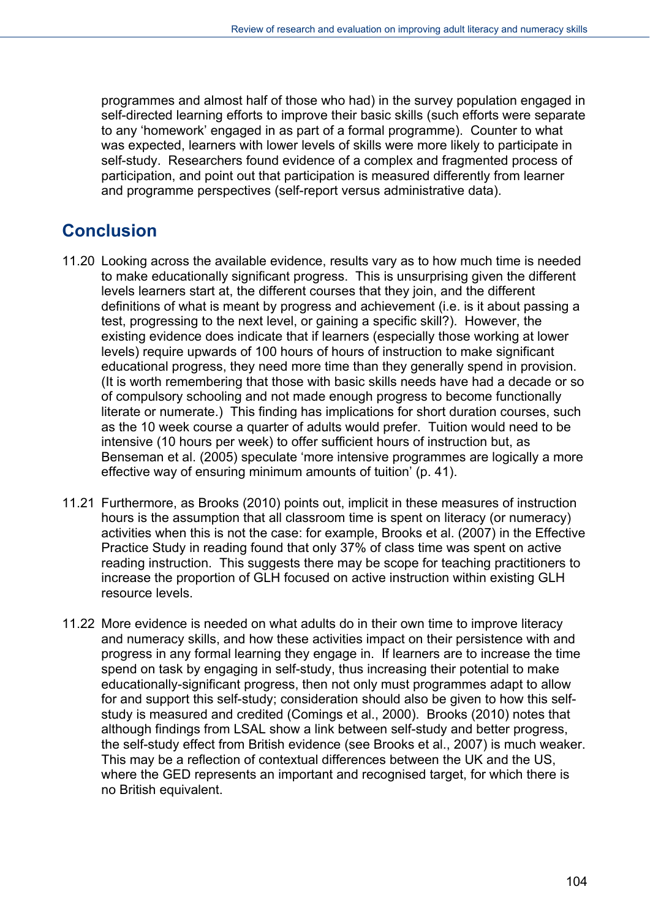programmes and almost half of those who had) in the survey population engaged in self-directed learning efforts to improve their basic skills (such efforts were separate to any 'homework' engaged in as part of a formal programme). Counter to what was expected, learners with lower levels of skills were more likely to participate in self-study. Researchers found evidence of a complex and fragmented process of participation, and point out that participation is measured differently from learner and programme perspectives (self-report versus administrative data).

## Conclusion

11.20 Looking across the available evidence, results vary as to how much time is needed to make educationally significant progress. This is unsurprising given the different levels learners start at, the different courses that they join, and the different definitions of what is meant by progress and achievement (i.e. is it about passing a test, progressing to the next level, or gaining a specific skill?). However, the existing evidence does indicate that if learners (especially those working at lower levels) require upwards of 100 hours of hours of instruction to make significant educational progress, they need more time than they generally spend in provision. (It is worth remembering that those with basic skills needs have had a decade or so of compulsory schooling and not made enough progress to become functionally literate or numerate.) This finding has implications for short duration courses, such as the 10 week course a quarter of adults would prefer. Tuition would need to be intensive (10 hours per week) to offer sufficient hours of instruction but, as Benseman et al. (2005) speculate 'more intensive programmes are logically a more effective way of ensuring minimum amounts of tuition' (p. 41).

11.21 Furthermore, as Brooks (2010) points out, implicit in these measures of instruction hours is the assumption that all classroom time is spent on literacy (or numeracy) activities when this is not the case: for example, Brooks et al. (2007) in the Effective Practice Study in reading found that only 37% of class time was spent on active reading instruction. This suggests there may be scope for teaching practitioners to increase the proportion of GLH focused on active instruction within existing GLH resource levels.

11.22 More evidence is needed on what adults do in their own time to improve literacy and numeracy skills, and how these activities impact on their persistence with and progress in any formal learning they engage in. If learners are to increase the time spend on task by engaging in self-study, thus increasing their potential to make educationally-significant progress, then not only must programmes adapt to allow for and support this self-study; consideration should also be given to how this self-study is measured and credited (Comings et al., 2000). Brooks (2010) notes that although findings from LSAL show a link between self-study and better progress, the self-study effect from British evidence (see Brooks et al., 2007) is much weaker. This may be a reflection of contextual differences between the UK and the US, where the GED represents an important and recognised target, for which there is no British equivalent.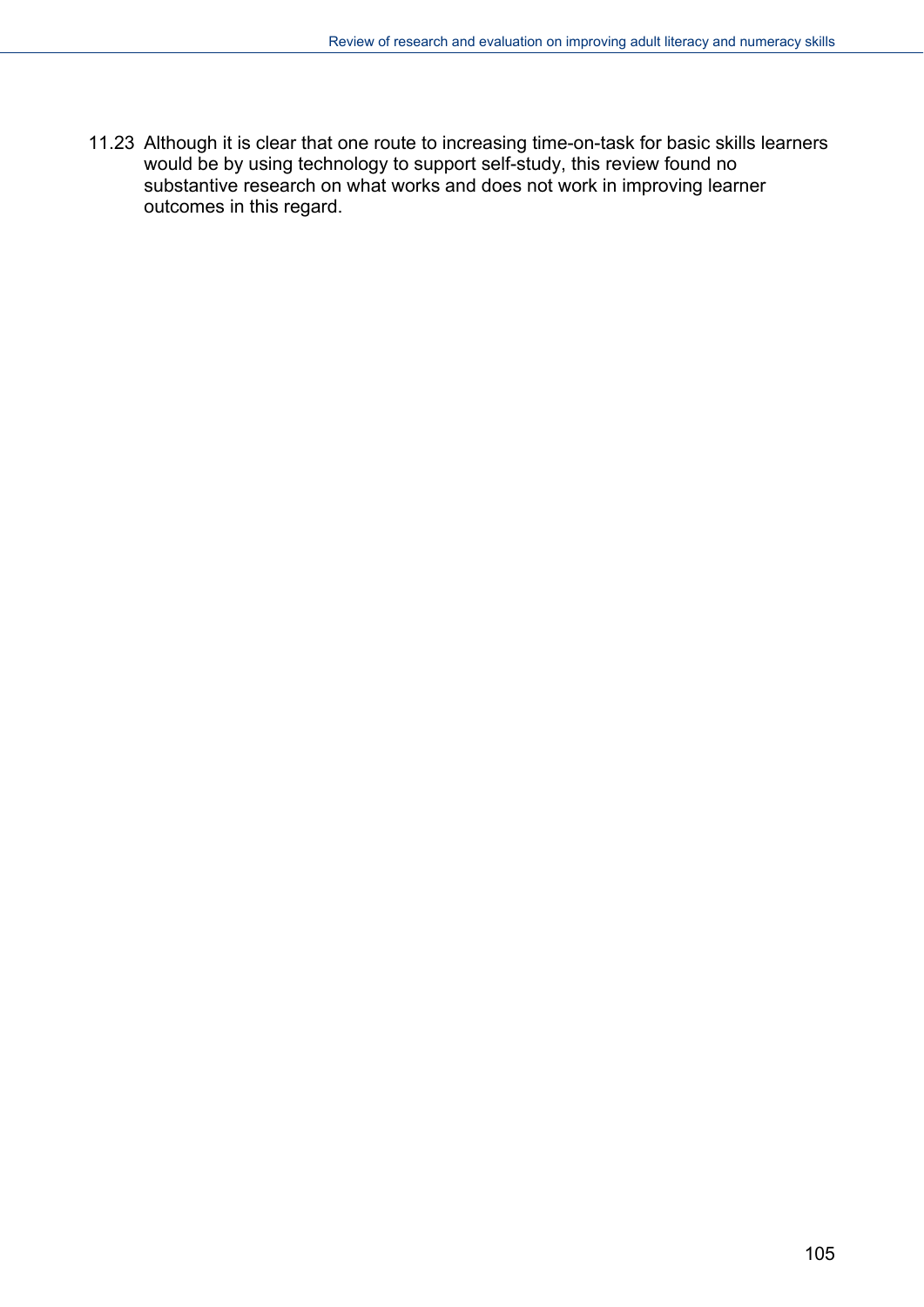11.23 Although it is clear that one route to increasing time-on-task for basic skills learners would be by using technology to support self-study, this review found no substantive research on what works and does not work in improving learner outcomes in this regard.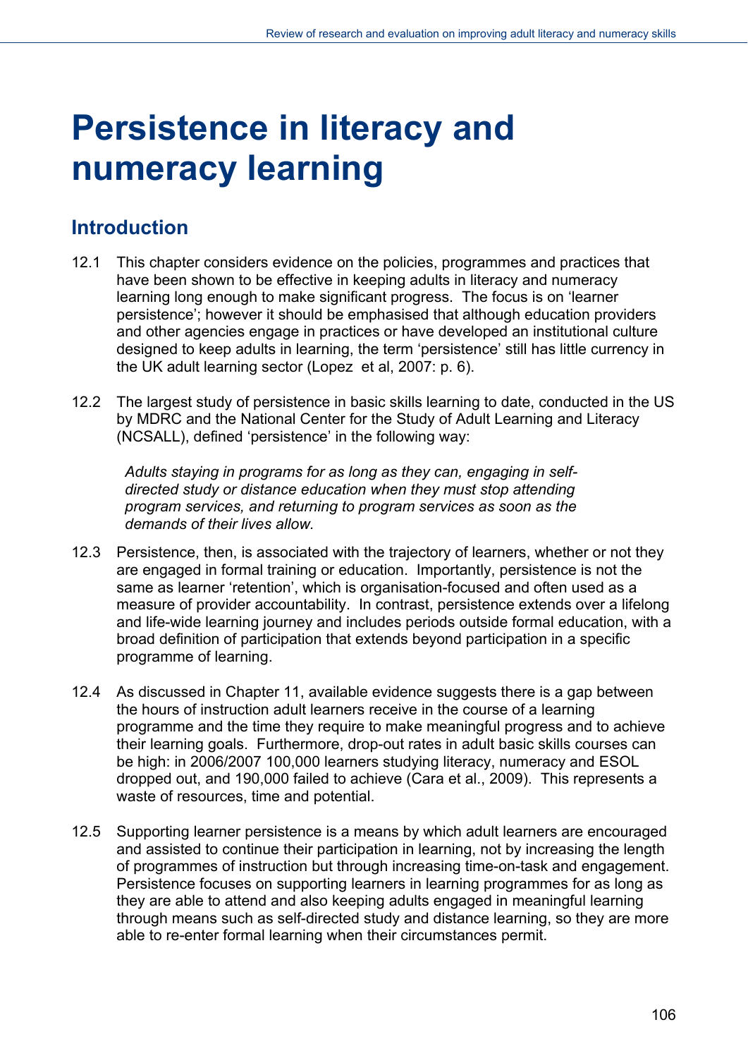# Persistence in literacy and numeracy learning

## Introduction

12.1 This chapter considers evidence on the policies, programmes and practices that have been shown to be effective in keeping adults in literacy and numeracy learning long enough to make significant progress. The focus is on 'learner persistence'; however it should be emphasised that although education providers and other agencies engage in practices or have developed an institutional culture designed to keep adults in learning, the term 'persistence' still has little currency in the UK adult learning sector (Lopez et al, 2007: p. 6).

12.2 The largest study of persistence in basic skills learning to date, conducted in the US by MDRC and the National Center for the Study of Adult Learning and Literacy (NCSALL), defined 'persistence' in the following way:

> *Adults staying in programs for as long as they can, engaging in self-directed study or distance education when they must stop attending program services, and returning to program services as soon as the demands of their lives allow.*

12.3 Persistence, then, is associated with the trajectory of learners, whether or not they are engaged in formal training or education. Importantly, persistence is not the same as learner 'retention', which is organisation-focused and often used as a measure of provider accountability. In contrast, persistence extends over a lifelong and life-wide learning journey and includes periods outside formal education, with a broad definition of participation that extends beyond participation in a specific programme of learning.

12.4 As discussed in Chapter 11, available evidence suggests there is a gap between the hours of instruction adult learners receive in the course of a learning programme and the time they require to make meaningful progress and to achieve their learning goals. Furthermore, drop-out rates in adult basic skills courses can be high: in 2006/2007 100,000 learners studying literacy, numeracy and ESOL dropped out, and 190,000 failed to achieve (Cara et al., 2009). This represents a waste of resources, time and potential.

12.5 Supporting learner persistence is a means by which adult learners are encouraged and assisted to continue their participation in learning, not by increasing the length of programmes of instruction but through increasing time-on-task and engagement. Persistence focuses on supporting learners in learning programmes for as long as they are able to attend and also keeping adults engaged in meaningful learning through means such as self-directed study and distance learning, so they are more able to re-enter formal learning when their circumstances permit.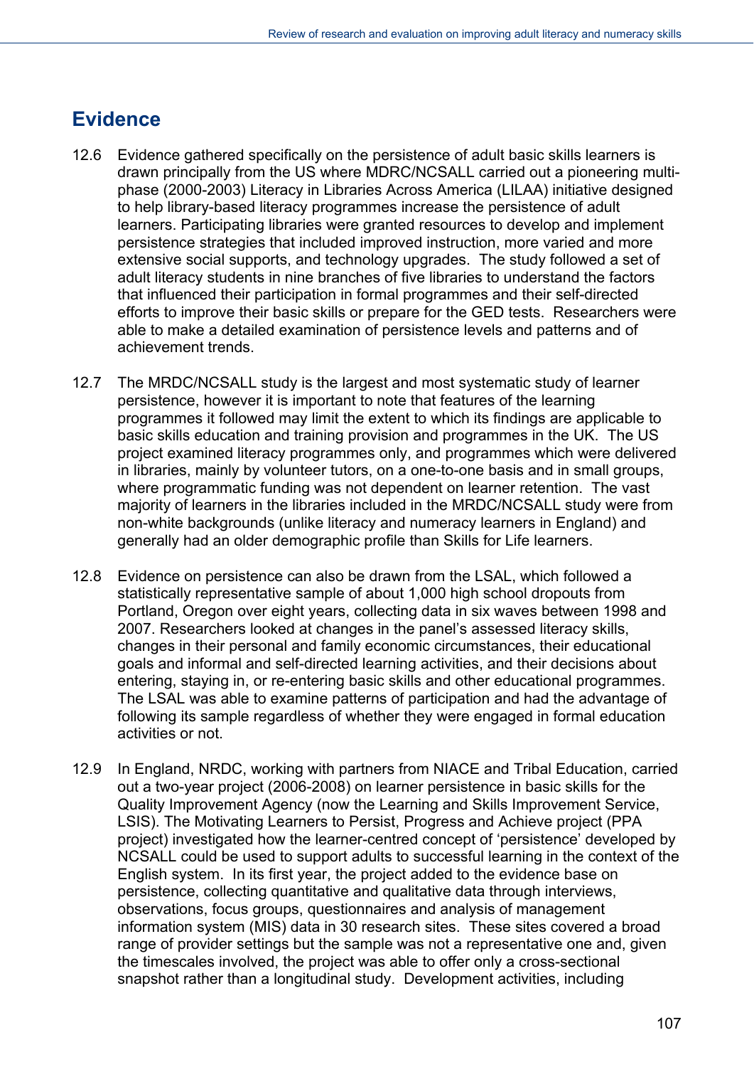## Evidence

12.6 Evidence gathered specifically on the persistence of adult basic skills learners is drawn principally from the US where MDRC/NCSALL carried out a pioneering multi-phase (2000-2003) Literacy in Libraries Across America (LILAA) initiative designed to help library-based literacy programmes increase the persistence of adult learners. Participating libraries were granted resources to develop and implement persistence strategies that included improved instruction, more varied and more extensive social supports, and technology upgrades. The study followed a set of adult literacy students in nine branches of five libraries to understand the factors that influenced their participation in formal programmes and their self-directed efforts to improve their basic skills or prepare for the GED tests. Researchers were able to make a detailed examination of persistence levels and patterns and of achievement trends.

12.7 The MRDC/NCSALL study is the largest and most systematic study of learner persistence, however it is important to note that features of the learning programmes it followed may limit the extent to which its findings are applicable to basic skills education and training provision and programmes in the UK. The US project examined literacy programmes only, and programmes which were delivered in libraries, mainly by volunteer tutors, on a one-to-one basis and in small groups, where programmatic funding was not dependent on learner retention. The vast majority of learners in the libraries included in the MRDC/NCSALL study were from non-white backgrounds (unlike literacy and numeracy learners in England) and generally had an older demographic profile than Skills for Life learners.

12.8 Evidence on persistence can also be drawn from the LSAL, which followed a statistically representative sample of about 1,000 high school dropouts from Portland, Oregon over eight years, collecting data in six waves between 1998 and 2007. Researchers looked at changes in the panel's assessed literacy skills, changes in their personal and family economic circumstances, their educational goals and informal and self-directed learning activities, and their decisions about entering, staying in, or re-entering basic skills and other educational programmes. The LSAL was able to examine patterns of participation and had the advantage of following its sample regardless of whether they were engaged in formal education activities or not.

12.9 In England, NRDC, working with partners from NIACE and Tribal Education, carried out a two-year project (2006-2008) on learner persistence in basic skills for the Quality Improvement Agency (now the Learning and Skills Improvement Service, LSIS). The Motivating Learners to Persist, Progress and Achieve project (PPA project) investigated how the learner-centred concept of 'persistence' developed by NCSALL could be used to support adults to successful learning in the context of the English system. In its first year, the project added to the evidence base on persistence, collecting quantitative and qualitative data through interviews, observations, focus groups, questionnaires and analysis of management information system (MIS) data in 30 research sites. These sites covered a broad range of provider settings but the sample was not a representative one and, given the timescales involved, the project was able to offer only a cross-sectional snapshot rather than a longitudinal study. Development activities, including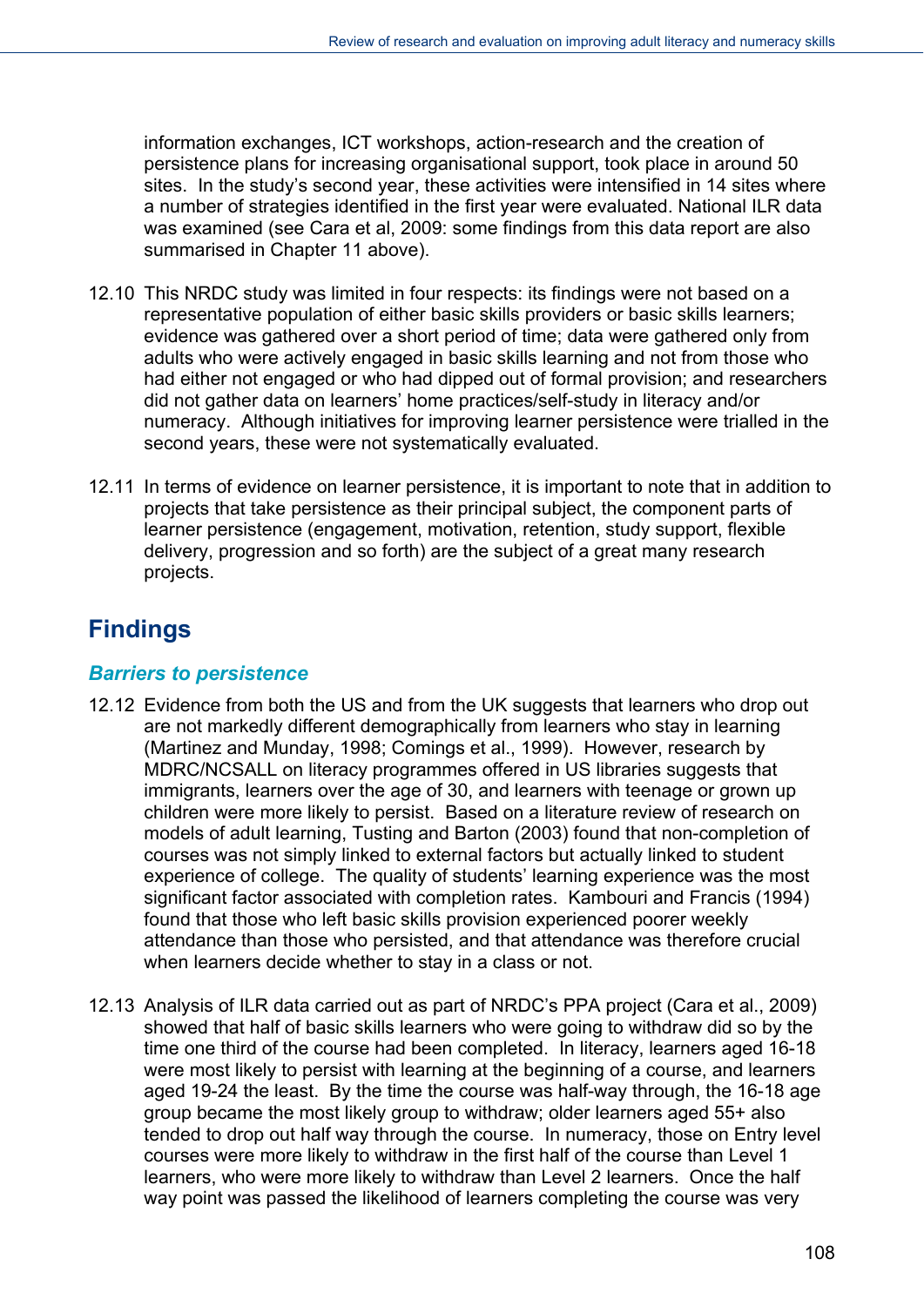information exchanges, ICT workshops, action-research and the creation of persistence plans for increasing organisational support, took place in around 50 sites. In the study's second year, these activities were intensified in 14 sites where a number of strategies identified in the first year were evaluated. National ILR data was examined (see Cara et al, 2009: some findings from this data report are also summarised in Chapter 11 above).

12.10 This NRDC study was limited in four respects: its findings were not based on a representative population of either basic skills providers or basic skills learners; evidence was gathered over a short period of time; data were gathered only from adults who were actively engaged in basic skills learning and not from those who had either not engaged or who had dipped out of formal provision; and researchers did not gather data on learners' home practices/self-study in literacy and/or numeracy. Although initiatives for improving learner persistence were trialled in the second years, these were not systematically evaluated.

12.11 In terms of evidence on learner persistence, it is important to note that in addition to projects that take persistence as their principal subject, the component parts of learner persistence (engagement, motivation, retention, study support, flexible delivery, progression and so forth) are the subject of a great many research projects.

## Findings

### *Barriers to persistence*

12.12 Evidence from both the US and from the UK suggests that learners who drop out are not markedly different demographically from learners who stay in learning (Martinez and Munday, 1998; Comings et al., 1999). However, research by MDRC/NCSALL on literacy programmes offered in US libraries suggests that immigrants, learners over the age of 30, and learners with teenage or grown up children were more likely to persist. Based on a literature review of research on models of adult learning, Tusting and Barton (2003) found that non-completion of courses was not simply linked to external factors but actually linked to student experience of college. The quality of students' learning experience was the most significant factor associated with completion rates. Kambouri and Francis (1994) found that those who left basic skills provision experienced poorer weekly attendance than those who persisted, and that attendance was therefore crucial when learners decide whether to stay in a class or not.

12.13 Analysis of ILR data carried out as part of NRDC's PPA project (Cara et al., 2009) showed that half of basic skills learners who were going to withdraw did so by the time one third of the course had been completed. In literacy, learners aged 16-18 were most likely to persist with learning at the beginning of a course, and learners aged 19-24 the least. By the time the course was half-way through, the 16-18 age group became the most likely group to withdraw; older learners aged 55+ also tended to drop out half way through the course. In numeracy, those on Entry level courses were more likely to withdraw in the first half of the course than Level 1 learners, who were more likely to withdraw than Level 2 learners. Once the half way point was passed the likelihood of learners completing the course was very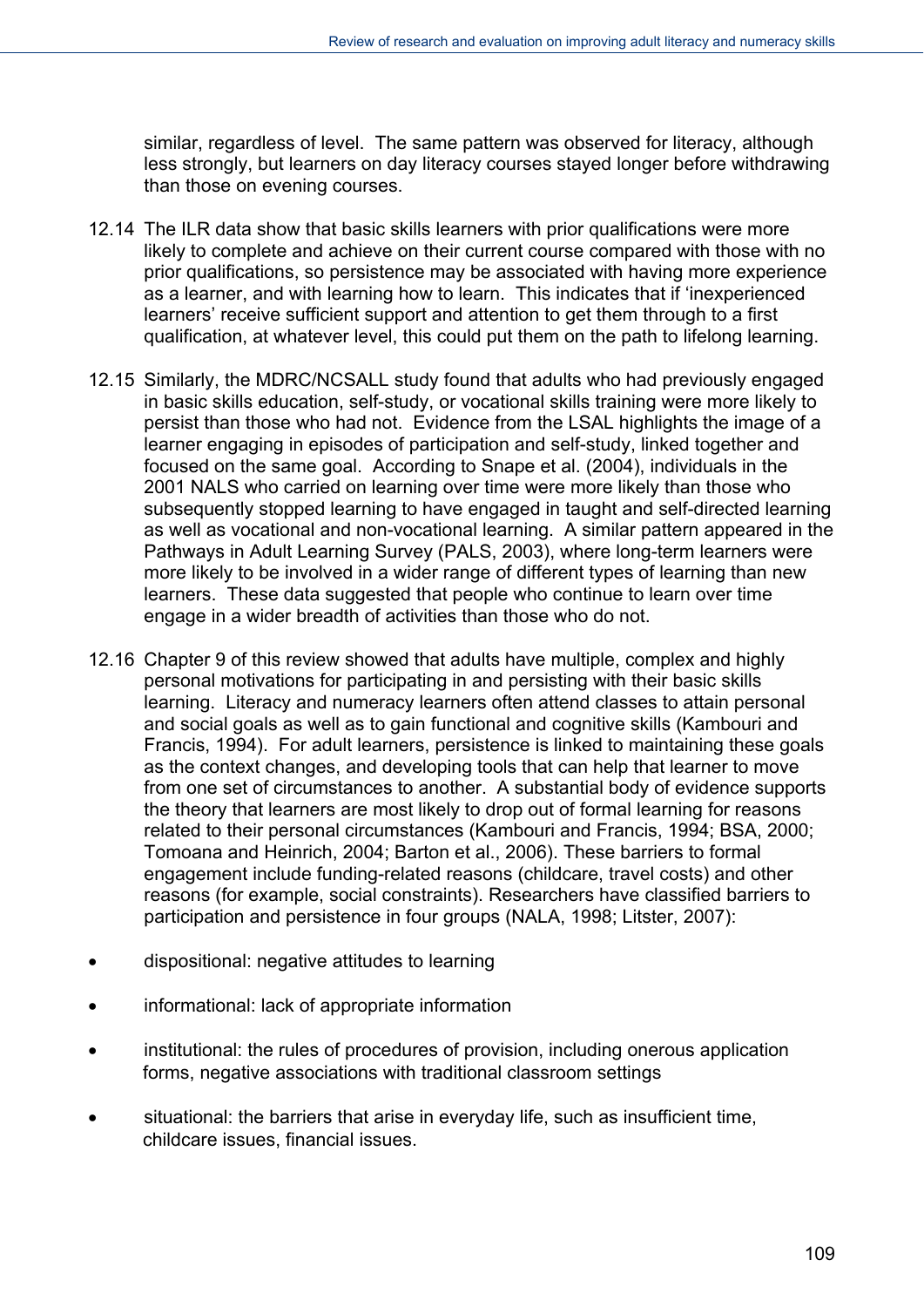similar, regardless of level. The same pattern was observed for literacy, although less strongly, but learners on day literacy courses stayed longer before withdrawing than those on evening courses.

12.14 The ILR data show that basic skills learners with prior qualifications were more likely to complete and achieve on their current course compared with those with no prior qualifications, so persistence may be associated with having more experience as a learner, and with learning how to learn. This indicates that if 'inexperienced learners' receive sufficient support and attention to get them through to a first qualification, at whatever level, this could put them on the path to lifelong learning.

12.15 Similarly, the MDRC/NCSALL study found that adults who had previously engaged in basic skills education, self-study, or vocational skills training were more likely to persist than those who had not. Evidence from the LSAL highlights the image of a learner engaging in episodes of participation and self-study, linked together and focused on the same goal. According to Snape et al. (2004), individuals in the 2001 NALS who carried on learning over time were more likely than those who subsequently stopped learning to have engaged in taught and self-directed learning as well as vocational and non-vocational learning. A similar pattern appeared in the Pathways in Adult Learning Survey (PALS, 2003), where long-term learners were more likely to be involved in a wider range of different types of learning than new learners. These data suggested that people who continue to learn over time engage in a wider breadth of activities than those who do not.

12.16 Chapter 9 of this review showed that adults have multiple, complex and highly personal motivations for participating in and persisting with their basic skills learning. Literacy and numeracy learners often attend classes to attain personal and social goals as well as to gain functional and cognitive skills (Kambouri and Francis, 1994). For adult learners, persistence is linked to maintaining these goals as the context changes, and developing tools that can help that learner to move from one set of circumstances to another. A substantial body of evidence supports the theory that learners are most likely to drop out of formal learning for reasons related to their personal circumstances (Kambouri and Francis, 1994; BSA, 2000; Tomoana and Heinrich, 2004; Barton et al., 2006). These barriers to formal engagement include funding-related reasons (childcare, travel costs) and other reasons (for example, social constraints). Researchers have classified barriers to participation and persistence in four groups (NALA, 1998; Litster, 2007):

- dispositional: negative attitudes to learning
- informational: lack of appropriate information
- institutional: the rules of procedures of provision, including onerous application forms, negative associations with traditional classroom settings
- situational: the barriers that arise in everyday life, such as insufficient time, childcare issues, financial issues.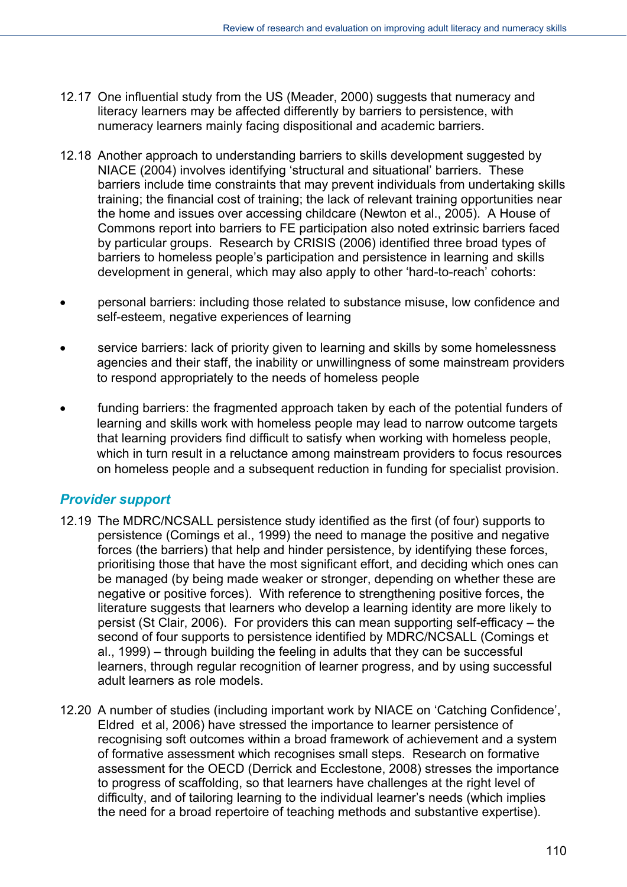12.17 One influential study from the US (Meader, 2000) suggests that numeracy and literacy learners may be affected differently by barriers to persistence, with numeracy learners mainly facing dispositional and academic barriers.

12.18 Another approach to understanding barriers to skills development suggested by NIACE (2004) involves identifying 'structural and situational' barriers. These barriers include time constraints that may prevent individuals from undertaking skills training; the financial cost of training; the lack of relevant training opportunities near the home and issues over accessing childcare (Newton et al., 2005). A House of Commons report into barriers to FE participation also noted extrinsic barriers faced by particular groups. Research by CRISIS (2006) identified three broad types of barriers to homeless people's participation and persistence in learning and skills development in general, which may also apply to other 'hard-to-reach' cohorts:

- personal barriers: including those related to substance misuse, low confidence and self-esteem, negative experiences of learning
- service barriers: lack of priority given to learning and skills by some homelessness agencies and their staff, the inability or unwillingness of some mainstream providers to respond appropriately to the needs of homeless people
- funding barriers: the fragmented approach taken by each of the potential funders of learning and skills work with homeless people may lead to narrow outcome targets that learning providers find difficult to satisfy when working with homeless people, which in turn result in a reluctance among mainstream providers to focus resources on homeless people and a subsequent reduction in funding for specialist provision.

### *Provider support*

12.19 The MDRC/NCSALL persistence study identified as the first (of four) supports to persistence (Comings et al., 1999) the need to manage the positive and negative forces (the barriers) that help and hinder persistence, by identifying these forces, prioritising those that have the most significant effort, and deciding which ones can be managed (by being made weaker or stronger, depending on whether these are negative or positive forces). With reference to strengthening positive forces, the literature suggests that learners who develop a learning identity are more likely to persist (St Clair, 2006). For providers this can mean supporting self-efficacy – the second of four supports to persistence identified by MDRC/NCSALL (Comings et al., 1999) – through building the feeling in adults that they can be successful learners, through regular recognition of learner progress, and by using successful adult learners as role models.

12.20 A number of studies (including important work by NIACE on 'Catching Confidence', Eldred et al, 2006) have stressed the importance to learner persistence of recognising soft outcomes within a broad framework of achievement and a system of formative assessment which recognises small steps. Research on formative assessment for the OECD (Derrick and Ecclestone, 2008) stresses the importance to progress of scaffolding, so that learners have challenges at the right level of difficulty, and of tailoring learning to the individual learner's needs (which implies the need for a broad repertoire of teaching methods and substantive expertise).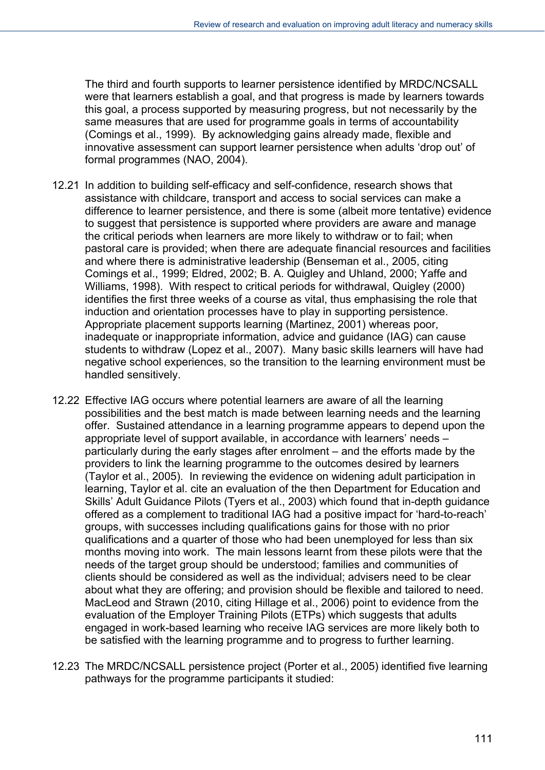The third and fourth supports to learner persistence identified by MRDC/NCSALL were that learners establish a goal, and that progress is made by learners towards this goal, a process supported by measuring progress, but not necessarily by the same measures that are used for programme goals in terms of accountability (Comings et al., 1999). By acknowledging gains already made, flexible and innovative assessment can support learner persistence when adults 'drop out' of formal programmes (NAO, 2004).

12.21 In addition to building self-efficacy and self-confidence, research shows that assistance with childcare, transport and access to social services can make a difference to learner persistence, and there is some (albeit more tentative) evidence to suggest that persistence is supported where providers are aware and manage the critical periods when learners are more likely to withdraw or to fail; when pastoral care is provided; when there are adequate financial resources and facilities and where there is administrative leadership (Benseman et al., 2005, citing Comings et al., 1999; Eldred, 2002; B. A. Quigley and Uhland, 2000; Yaffe and Williams, 1998). With respect to critical periods for withdrawal, Quigley (2000) identifies the first three weeks of a course as vital, thus emphasising the role that induction and orientation processes have to play in supporting persistence. Appropriate placement supports learning (Martinez, 2001) whereas poor, inadequate or inappropriate information, advice and guidance (IAG) can cause students to withdraw (Lopez et al., 2007). Many basic skills learners will have had negative school experiences, so the transition to the learning environment must be handled sensitively.

12.22 Effective IAG occurs where potential learners are aware of all the learning possibilities and the best match is made between learning needs and the learning offer. Sustained attendance in a learning programme appears to depend upon the appropriate level of support available, in accordance with learners' needs – particularly during the early stages after enrolment – and the efforts made by the providers to link the learning programme to the outcomes desired by learners (Taylor et al., 2005). In reviewing the evidence on widening adult participation in learning, Taylor et al. cite an evaluation of the then Department for Education and Skills' Adult Guidance Pilots (Tyers et al., 2003) which found that in-depth guidance offered as a complement to traditional IAG had a positive impact for 'hard-to-reach' groups, with successes including qualifications gains for those with no prior qualifications and a quarter of those who had been unemployed for less than six months moving into work. The main lessons learnt from these pilots were that the needs of the target group should be understood; families and communities of clients should be considered as well as the individual; advisers need to be clear about what they are offering; and provision should be flexible and tailored to need. MacLeod and Strawn (2010, citing Hillage et al., 2006) point to evidence from the evaluation of the Employer Training Pilots (ETPs) which suggests that adults engaged in work-based learning who receive IAG services are more likely both to be satisfied with the learning programme and to progress to further learning.

12.23 The MRDC/NCSALL persistence project (Porter et al., 2005) identified five learning pathways for the programme participants it studied: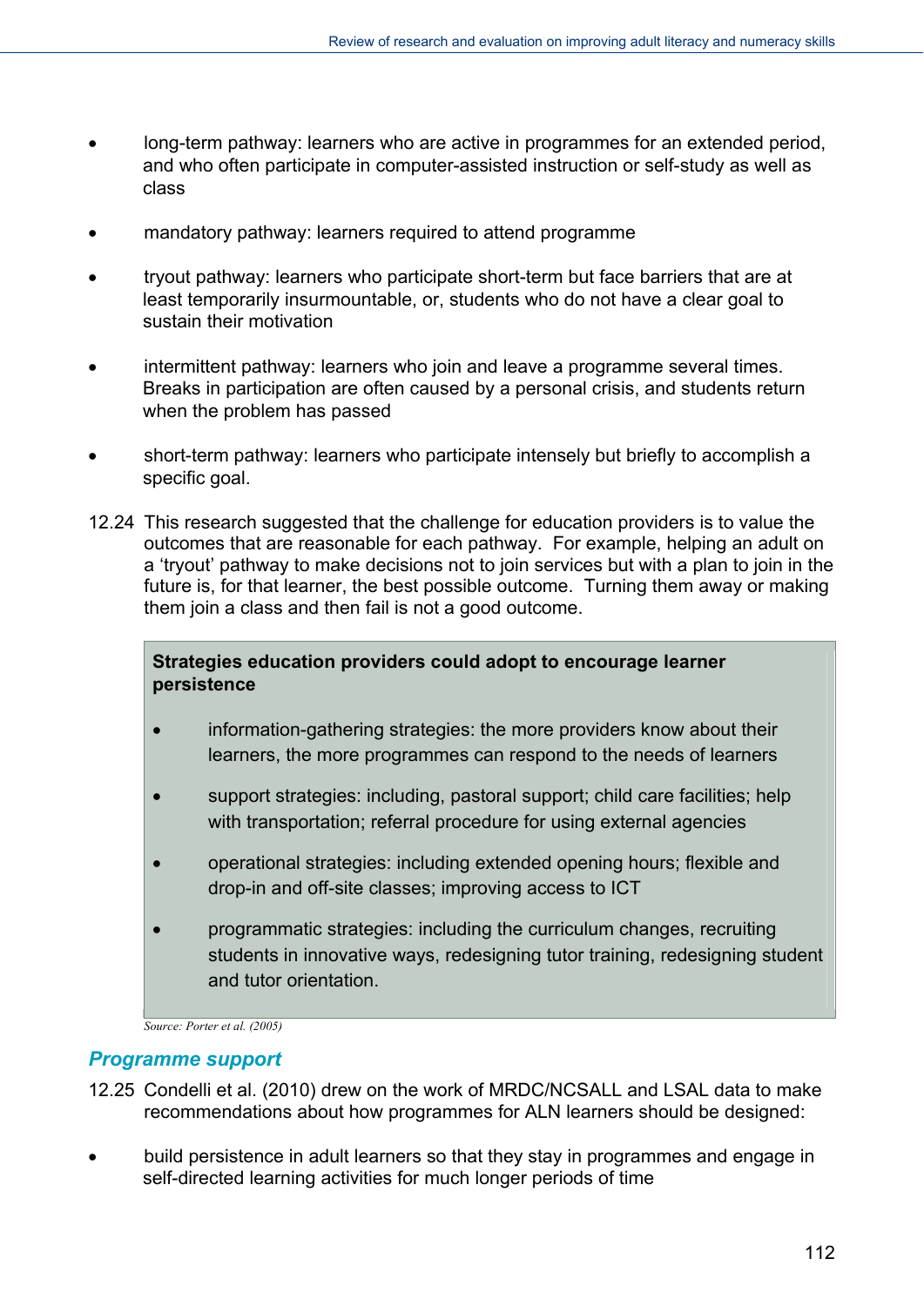- long-term pathway: learners who are active in programmes for an extended period, and who often participate in computer-assisted instruction or self-study as well as class

- mandatory pathway: learners required to attend programme

- tryout pathway: learners who participate short-term but face barriers that are at least temporarily insurmountable, or, students who do not have a clear goal to sustain their motivation

- intermittent pathway: learners who join and leave a programme several times. Breaks in participation are often caused by a personal crisis, and students return when the problem has passed

- short-term pathway: learners who participate intensely but briefly to accomplish a specific goal.

12.24 This research suggested that the challenge for education providers is to value the outcomes that are reasonable for each pathway. For example, helping an adult on a 'tryout' pathway to make decisions not to join services but with a plan to join in the future is, for that learner, the best possible outcome. Turning them away or making them join a class and then fail is not a good outcome.

> **Strategies education providers could adopt to encourage learner persistence**
>
> - information-gathering strategies: the more providers know about their learners, the more programmes can respond to the needs of learners
> - support strategies: including, pastoral support; child care facilities; help with transportation; referral procedure for using external agencies
> - operational strategies: including extended opening hours; flexible and drop-in and off-site classes; improving access to ICT
> - programmatic strategies: including the curriculum changes, recruiting students in innovative ways, redesigning tutor training, redesigning student and tutor orientation.

*Source: Porter et al. (2005)*

## *Programme support*

12.25 Condelli et al. (2010) drew on the work of MRDC/NCSALL and LSAL data to make recommendations about how programmes for ALN learners should be designed:

- build persistence in adult learners so that they stay in programmes and engage in self-directed learning activities for much longer periods of time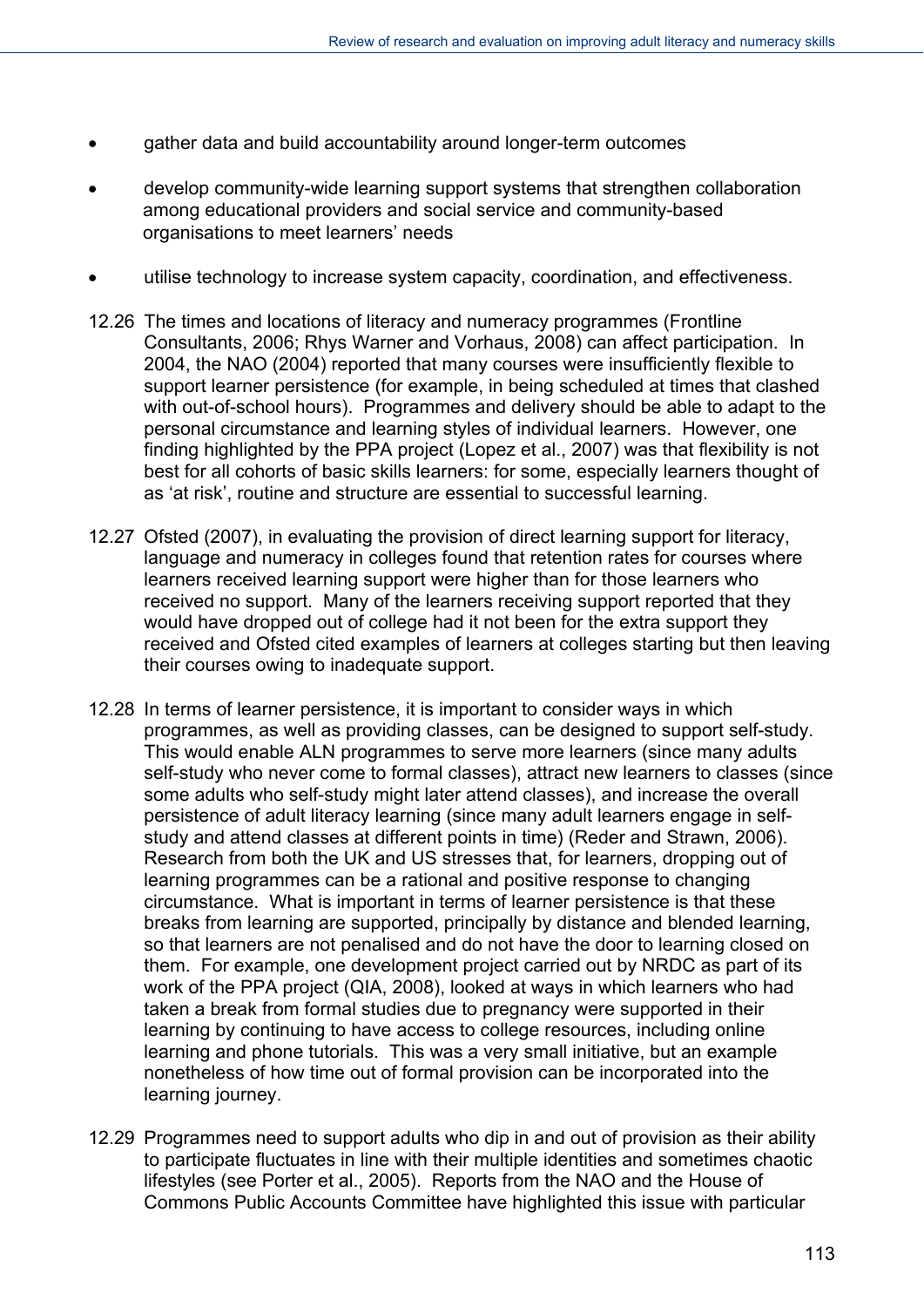- gather data and build accountability around longer-term outcomes
- develop community-wide learning support systems that strengthen collaboration among educational providers and social service and community-based organisations to meet learners' needs
- utilise technology to increase system capacity, coordination, and effectiveness.

12.26 The times and locations of literacy and numeracy programmes (Frontline Consultants, 2006; Rhys Warner and Vorhaus, 2008) can affect participation. In 2004, the NAO (2004) reported that many courses were insufficiently flexible to support learner persistence (for example, in being scheduled at times that clashed with out-of-school hours). Programmes and delivery should be able to adapt to the personal circumstance and learning styles of individual learners. However, one finding highlighted by the PPA project (Lopez et al., 2007) was that flexibility is not best for all cohorts of basic skills learners: for some, especially learners thought of as 'at risk', routine and structure are essential to successful learning.

12.27 Ofsted (2007), in evaluating the provision of direct learning support for literacy, language and numeracy in colleges found that retention rates for courses where learners received learning support were higher than for those learners who received no support. Many of the learners receiving support reported that they would have dropped out of college had it not been for the extra support they received and Ofsted cited examples of learners at colleges starting but then leaving their courses owing to inadequate support.

12.28 In terms of learner persistence, it is important to consider ways in which programmes, as well as providing classes, can be designed to support self-study. This would enable ALN programmes to serve more learners (since many adults self-study who never come to formal classes), attract new learners to classes (since some adults who self-study might later attend classes), and increase the overall persistence of adult literacy learning (since many adult learners engage in self-study and attend classes at different points in time) (Reder and Strawn, 2006). Research from both the UK and US stresses that, for learners, dropping out of learning programmes can be a rational and positive response to changing circumstance. What is important in terms of learner persistence is that these breaks from learning are supported, principally by distance and blended learning, so that learners are not penalised and do not have the door to learning closed on them. For example, one development project carried out by NRDC as part of its work of the PPA project (QIA, 2008), looked at ways in which learners who had taken a break from formal studies due to pregnancy were supported in their learning by continuing to have access to college resources, including online learning and phone tutorials. This was a very small initiative, but an example nonetheless of how time out of formal provision can be incorporated into the learning journey.

12.29 Programmes need to support adults who dip in and out of provision as their ability to participate fluctuates in line with their multiple identities and sometimes chaotic lifestyles (see Porter et al., 2005). Reports from the NAO and the House of Commons Public Accounts Committee have highlighted this issue with particular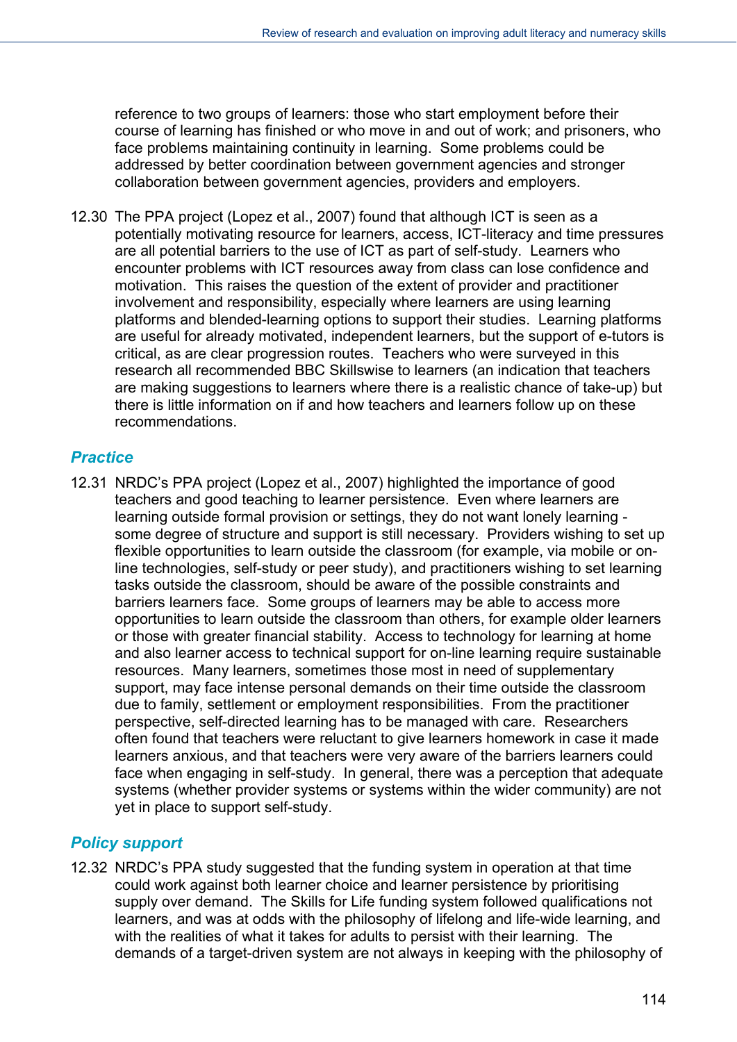reference to two groups of learners: those who start employment before their course of learning has finished or who move in and out of work; and prisoners, who face problems maintaining continuity in learning. Some problems could be addressed by better coordination between government agencies and stronger collaboration between government agencies, providers and employers.

12.30 The PPA project (Lopez et al., 2007) found that although ICT is seen as a potentially motivating resource for learners, access, ICT-literacy and time pressures are all potential barriers to the use of ICT as part of self-study. Learners who encounter problems with ICT resources away from class can lose confidence and motivation. This raises the question of the extent of provider and practitioner involvement and responsibility, especially where learners are using learning platforms and blended-learning options to support their studies. Learning platforms are useful for already motivated, independent learners, but the support of e-tutors is critical, as are clear progression routes. Teachers who were surveyed in this research all recommended BBC Skillswise to learners (an indication that teachers are making suggestions to learners where there is a realistic chance of take-up) but there is little information on if and how teachers and learners follow up on these recommendations.

### *Practice*

12.31 NRDC's PPA project (Lopez et al., 2007) highlighted the importance of good teachers and good teaching to learner persistence. Even where learners are learning outside formal provision or settings, they do not want lonely learning - some degree of structure and support is still necessary. Providers wishing to set up flexible opportunities to learn outside the classroom (for example, via mobile or on-line technologies, self-study or peer study), and practitioners wishing to set learning tasks outside the classroom, should be aware of the possible constraints and barriers learners face. Some groups of learners may be able to access more opportunities to learn outside the classroom than others, for example older learners or those with greater financial stability. Access to technology for learning at home and also learner access to technical support for on-line learning require sustainable resources. Many learners, sometimes those most in need of supplementary support, may face intense personal demands on their time outside the classroom due to family, settlement or employment responsibilities. From the practitioner perspective, self-directed learning has to be managed with care. Researchers often found that teachers were reluctant to give learners homework in case it made learners anxious, and that teachers were very aware of the barriers learners could face when engaging in self-study. In general, there was a perception that adequate systems (whether provider systems or systems within the wider community) are not yet in place to support self-study.

### *Policy support*

12.32 NRDC's PPA study suggested that the funding system in operation at that time could work against both learner choice and learner persistence by prioritising supply over demand. The Skills for Life funding system followed qualifications not learners, and was at odds with the philosophy of lifelong and life-wide learning, and with the realities of what it takes for adults to persist with their learning. The demands of a target-driven system are not always in keeping with the philosophy of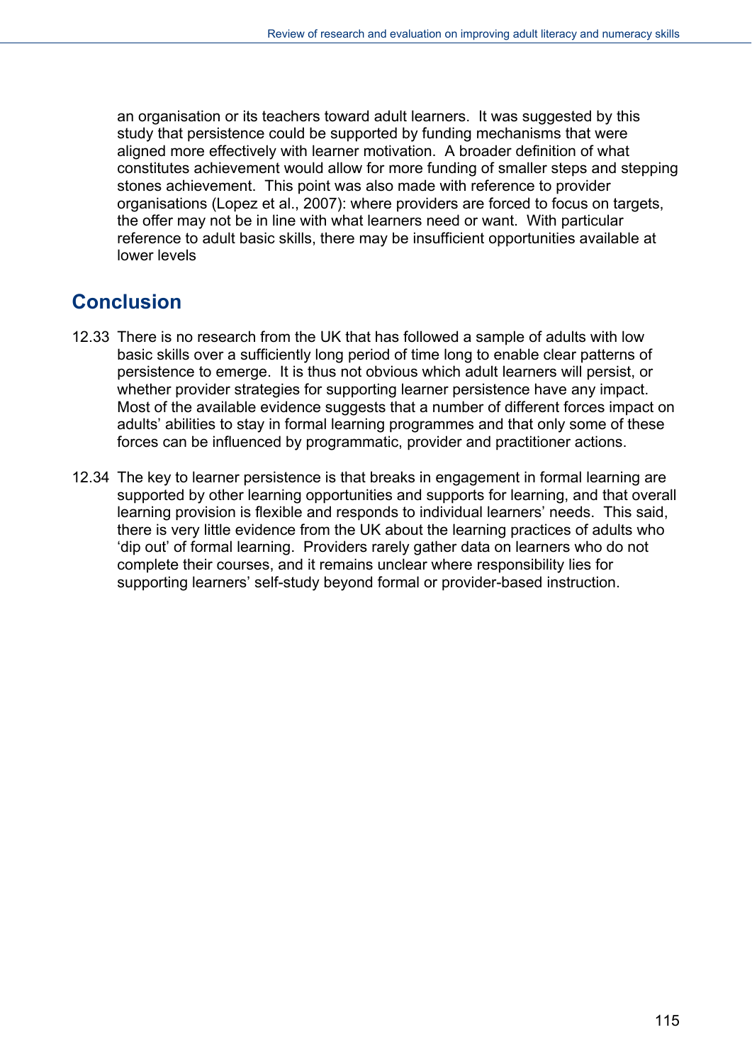an organisation or its teachers toward adult learners. It was suggested by this study that persistence could be supported by funding mechanisms that were aligned more effectively with learner motivation. A broader definition of what constitutes achievement would allow for more funding of smaller steps and stepping stones achievement. This point was also made with reference to provider organisations (Lopez et al., 2007): where providers are forced to focus on targets, the offer may not be in line with what learners need or want. With particular reference to adult basic skills, there may be insufficient opportunities available at lower levels

## Conclusion

12.33 There is no research from the UK that has followed a sample of adults with low basic skills over a sufficiently long period of time long to enable clear patterns of persistence to emerge. It is thus not obvious which adult learners will persist, or whether provider strategies for supporting learner persistence have any impact. Most of the available evidence suggests that a number of different forces impact on adults' abilities to stay in formal learning programmes and that only some of these forces can be influenced by programmatic, provider and practitioner actions.

12.34 The key to learner persistence is that breaks in engagement in formal learning are supported by other learning opportunities and supports for learning, and that overall learning provision is flexible and responds to individual learners' needs. This said, there is very little evidence from the UK about the learning practices of adults who 'dip out' of formal learning. Providers rarely gather data on learners who do not complete their courses, and it remains unclear where responsibility lies for supporting learners' self-study beyond formal or provider-based instruction.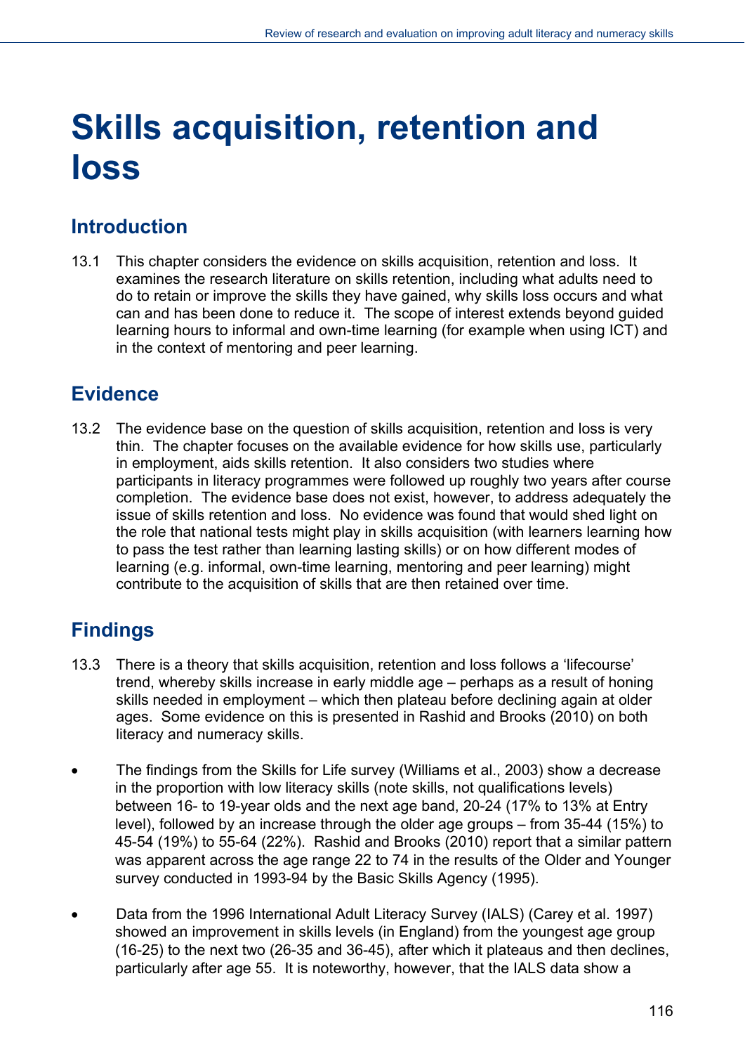# Skills acquisition, retention and loss

## Introduction

13.1 This chapter considers the evidence on skills acquisition, retention and loss. It examines the research literature on skills retention, including what adults need to do to retain or improve the skills they have gained, why skills loss occurs and what can and has been done to reduce it. The scope of interest extends beyond guided learning hours to informal and own-time learning (for example when using ICT) and in the context of mentoring and peer learning.

## Evidence

13.2 The evidence base on the question of skills acquisition, retention and loss is very thin. The chapter focuses on the available evidence for how skills use, particularly in employment, aids skills retention. It also considers two studies where participants in literacy programmes were followed up roughly two years after course completion. The evidence base does not exist, however, to address adequately the issue of skills retention and loss. No evidence was found that would shed light on the role that national tests might play in skills acquisition (with learners learning how to pass the test rather than learning lasting skills) or on how different modes of learning (e.g. informal, own-time learning, mentoring and peer learning) might contribute to the acquisition of skills that are then retained over time.

## Findings

13.3 There is a theory that skills acquisition, retention and loss follows a 'lifecourse' trend, whereby skills increase in early middle age – perhaps as a result of honing skills needed in employment – which then plateau before declining again at older ages. Some evidence on this is presented in Rashid and Brooks (2010) on both literacy and numeracy skills.

- The findings from the Skills for Life survey (Williams et al., 2003) show a decrease in the proportion with low literacy skills (note skills, not qualifications levels) between 16- to 19-year olds and the next age band, 20-24 (17% to 13% at Entry level), followed by an increase through the older age groups – from 35-44 (15%) to 45-54 (19%) to 55-64 (22%). Rashid and Brooks (2010) report that a similar pattern was apparent across the age range 22 to 74 in the results of the Older and Younger survey conducted in 1993-94 by the Basic Skills Agency (1995).

- Data from the 1996 International Adult Literacy Survey (IALS) (Carey et al. 1997) showed an improvement in skills levels (in England) from the youngest age group (16-25) to the next two (26-35 and 36-45), after which it plateaus and then declines, particularly after age 55. It is noteworthy, however, that the IALS data show a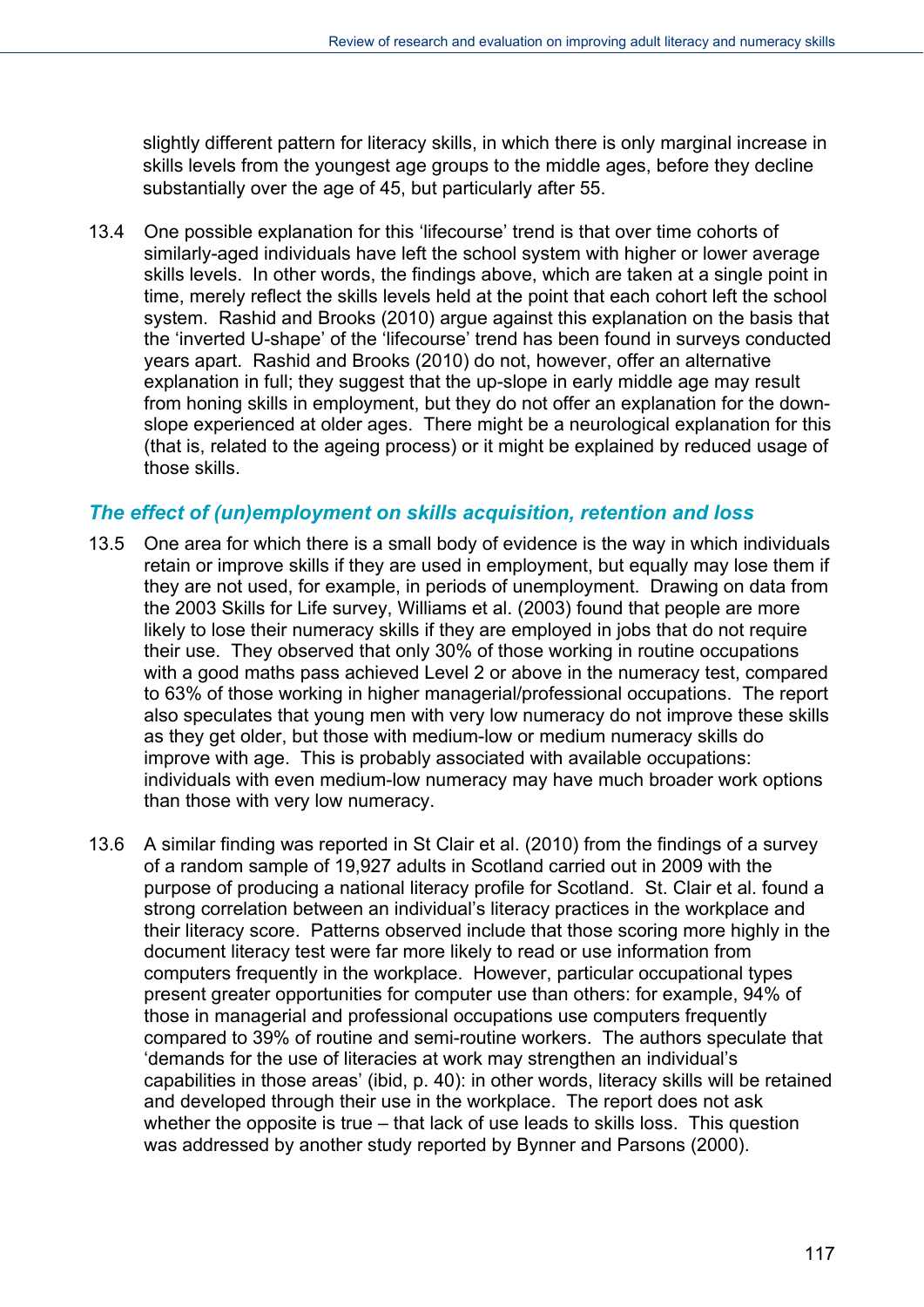slightly different pattern for literacy skills, in which there is only marginal increase in skills levels from the youngest age groups to the middle ages, before they decline substantially over the age of 45, but particularly after 55.

13.4 One possible explanation for this 'lifecourse' trend is that over time cohorts of similarly-aged individuals have left the school system with higher or lower average skills levels. In other words, the findings above, which are taken at a single point in time, merely reflect the skills levels held at the point that each cohort left the school system. Rashid and Brooks (2010) argue against this explanation on the basis that the 'inverted U-shape' of the 'lifecourse' trend has been found in surveys conducted years apart. Rashid and Brooks (2010) do not, however, offer an alternative explanation in full; they suggest that the up-slope in early middle age may result from honing skills in employment, but they do not offer an explanation for the down-slope experienced at older ages. There might be a neurological explanation for this (that is, related to the ageing process) or it might be explained by reduced usage of those skills.

### *The effect of (un)employment on skills acquisition, retention and loss*

13.5 One area for which there is a small body of evidence is the way in which individuals retain or improve skills if they are used in employment, but equally may lose them if they are not used, for example, in periods of unemployment. Drawing on data from the 2003 Skills for Life survey, Williams et al. (2003) found that people are more likely to lose their numeracy skills if they are employed in jobs that do not require their use. They observed that only 30% of those working in routine occupations with a good maths pass achieved Level 2 or above in the numeracy test, compared to 63% of those working in higher managerial/professional occupations. The report also speculates that young men with very low numeracy do not improve these skills as they get older, but those with medium-low or medium numeracy skills do improve with age. This is probably associated with available occupations: individuals with even medium-low numeracy may have much broader work options than those with very low numeracy.

13.6 A similar finding was reported in St Clair et al. (2010) from the findings of a survey of a random sample of 19,927 adults in Scotland carried out in 2009 with the purpose of producing a national literacy profile for Scotland. St. Clair et al. found a strong correlation between an individual's literacy practices in the workplace and their literacy score. Patterns observed include that those scoring more highly in the document literacy test were far more likely to read or use information from computers frequently in the workplace. However, particular occupational types present greater opportunities for computer use than others: for example, 94% of those in managerial and professional occupations use computers frequently compared to 39% of routine and semi-routine workers. The authors speculate that 'demands for the use of literacies at work may strengthen an individual's capabilities in those areas' (ibid, p. 40): in other words, literacy skills will be retained and developed through their use in the workplace. The report does not ask whether the opposite is true – that lack of use leads to skills loss. This question was addressed by another study reported by Bynner and Parsons (2000).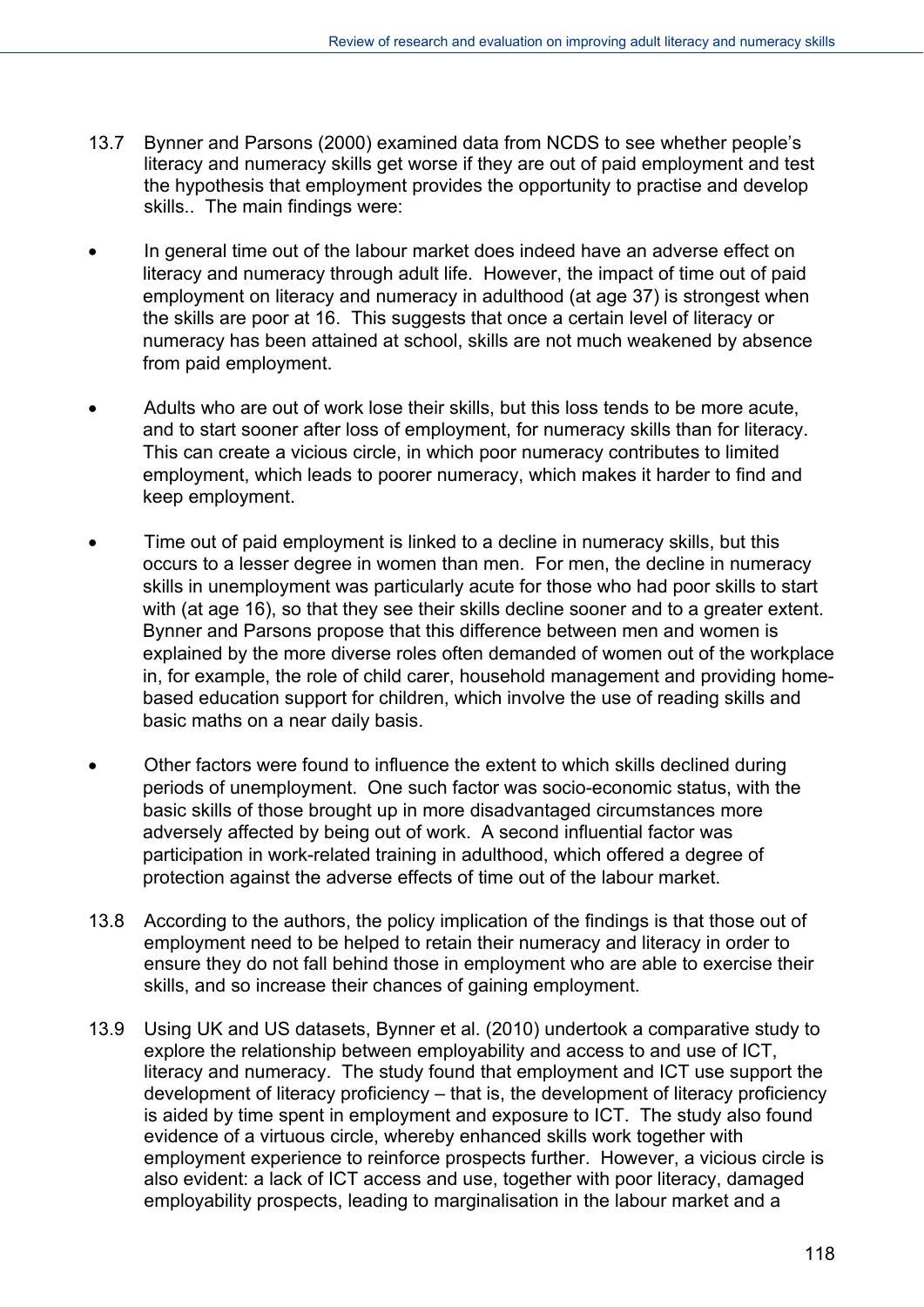13.7 Bynner and Parsons (2000) examined data from NCDS to see whether people's literacy and numeracy skills get worse if they are out of paid employment and test the hypothesis that employment provides the opportunity to practise and develop skills.. The main findings were:

- In general time out of the labour market does indeed have an adverse effect on literacy and numeracy through adult life. However, the impact of time out of paid employment on literacy and numeracy in adulthood (at age 37) is strongest when the skills are poor at 16. This suggests that once a certain level of literacy or numeracy has been attained at school, skills are not much weakened by absence from paid employment.

- Adults who are out of work lose their skills, but this loss tends to be more acute, and to start sooner after loss of employment, for numeracy skills than for literacy. This can create a vicious circle, in which poor numeracy contributes to limited employment, which leads to poorer numeracy, which makes it harder to find and keep employment.

- Time out of paid employment is linked to a decline in numeracy skills, but this occurs to a lesser degree in women than men. For men, the decline in numeracy skills in unemployment was particularly acute for those who had poor skills to start with (at age 16), so that they see their skills decline sooner and to a greater extent. Bynner and Parsons propose that this difference between men and women is explained by the more diverse roles often demanded of women out of the workplace in, for example, the role of child carer, household management and providing home-based education support for children, which involve the use of reading skills and basic maths on a near daily basis.

- Other factors were found to influence the extent to which skills declined during periods of unemployment. One such factor was socio-economic status, with the basic skills of those brought up in more disadvantaged circumstances more adversely affected by being out of work. A second influential factor was participation in work-related training in adulthood, which offered a degree of protection against the adverse effects of time out of the labour market.

13.8 According to the authors, the policy implication of the findings is that those out of employment need to be helped to retain their numeracy and literacy in order to ensure they do not fall behind those in employment who are able to exercise their skills, and so increase their chances of gaining employment.

13.9 Using UK and US datasets, Bynner et al. (2010) undertook a comparative study to explore the relationship between employability and access to and use of ICT, literacy and numeracy. The study found that employment and ICT use support the development of literacy proficiency – that is, the development of literacy proficiency is aided by time spent in employment and exposure to ICT. The study also found evidence of a virtuous circle, whereby enhanced skills work together with employment experience to reinforce prospects further. However, a vicious circle is also evident: a lack of ICT access and use, together with poor literacy, damaged employability prospects, leading to marginalisation in the labour market and a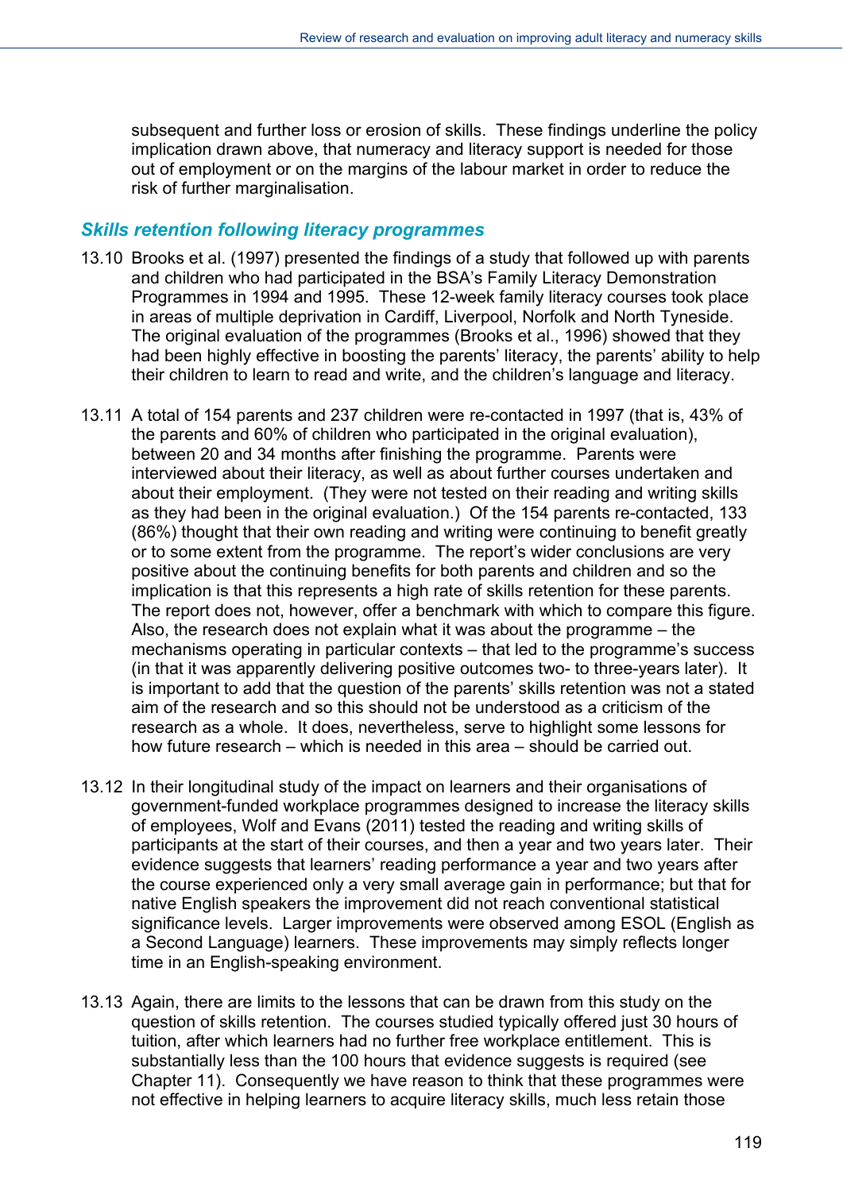subsequent and further loss or erosion of skills. These findings underline the policy implication drawn above, that numeracy and literacy support is needed for those out of employment or on the margins of the labour market in order to reduce the risk of further marginalisation.

### *Skills retention following literacy programmes*

13.10 Brooks et al. (1997) presented the findings of a study that followed up with parents and children who had participated in the BSA's Family Literacy Demonstration Programmes in 1994 and 1995. These 12-week family literacy courses took place in areas of multiple deprivation in Cardiff, Liverpool, Norfolk and North Tyneside. The original evaluation of the programmes (Brooks et al., 1996) showed that they had been highly effective in boosting the parents' literacy, the parents' ability to help their children to learn to read and write, and the children's language and literacy.

13.11 A total of 154 parents and 237 children were re-contacted in 1997 (that is, 43% of the parents and 60% of children who participated in the original evaluation), between 20 and 34 months after finishing the programme. Parents were interviewed about their literacy, as well as about further courses undertaken and about their employment. (They were not tested on their reading and writing skills as they had been in the original evaluation.) Of the 154 parents re-contacted, 133 (86%) thought that their own reading and writing were continuing to benefit greatly or to some extent from the programme. The report's wider conclusions are very positive about the continuing benefits for both parents and children and so the implication is that this represents a high rate of skills retention for these parents. The report does not, however, offer a benchmark with which to compare this figure. Also, the research does not explain what it was about the programme – the mechanisms operating in particular contexts – that led to the programme's success (in that it was apparently delivering positive outcomes two- to three-years later). It is important to add that the question of the parents' skills retention was not a stated aim of the research and so this should not be understood as a criticism of the research as a whole. It does, nevertheless, serve to highlight some lessons for how future research – which is needed in this area – should be carried out.

13.12 In their longitudinal study of the impact on learners and their organisations of government-funded workplace programmes designed to increase the literacy skills of employees, Wolf and Evans (2011) tested the reading and writing skills of participants at the start of their courses, and then a year and two years later. Their evidence suggests that learners' reading performance a year and two years after the course experienced only a very small average gain in performance; but that for native English speakers the improvement did not reach conventional statistical significance levels. Larger improvements were observed among ESOL (English as a Second Language) learners. These improvements may simply reflects longer time in an English-speaking environment.

13.13 Again, there are limits to the lessons that can be drawn from this study on the question of skills retention. The courses studied typically offered just 30 hours of tuition, after which learners had no further free workplace entitlement. This is substantially less than the 100 hours that evidence suggests is required (see Chapter 11). Consequently we have reason to think that these programmes were not effective in helping learners to acquire literacy skills, much less retain those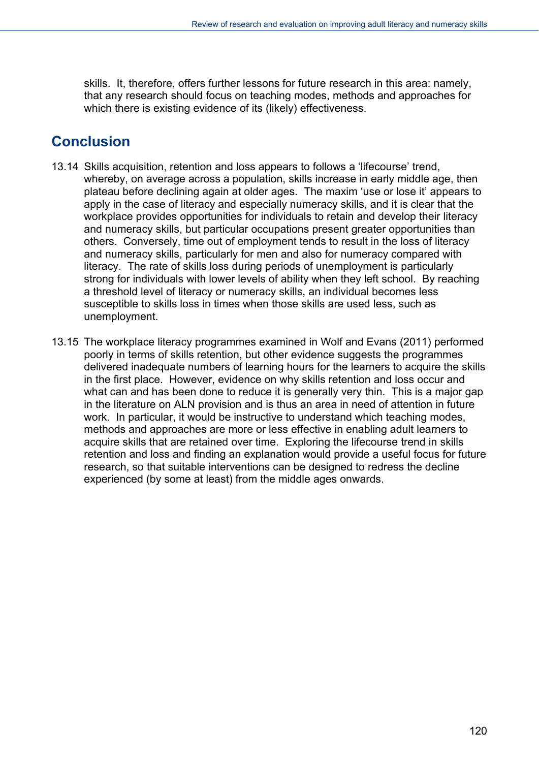skills. It, therefore, offers further lessons for future research in this area: namely, that any research should focus on teaching modes, methods and approaches for which there is existing evidence of its (likely) effectiveness.

## Conclusion

13.14 Skills acquisition, retention and loss appears to follows a 'lifecourse' trend, whereby, on average across a population, skills increase in early middle age, then plateau before declining again at older ages. The maxim 'use or lose it' appears to apply in the case of literacy and especially numeracy skills, and it is clear that the workplace provides opportunities for individuals to retain and develop their literacy and numeracy skills, but particular occupations present greater opportunities than others. Conversely, time out of employment tends to result in the loss of literacy and numeracy skills, particularly for men and also for numeracy compared with literacy. The rate of skills loss during periods of unemployment is particularly strong for individuals with lower levels of ability when they left school. By reaching a threshold level of literacy or numeracy skills, an individual becomes less susceptible to skills loss in times when those skills are used less, such as unemployment.

13.15 The workplace literacy programmes examined in Wolf and Evans (2011) performed poorly in terms of skills retention, but other evidence suggests the programmes delivered inadequate numbers of learning hours for the learners to acquire the skills in the first place. However, evidence on why skills retention and loss occur and what can and has been done to reduce it is generally very thin. This is a major gap in the literature on ALN provision and is thus an area in need of attention in future work. In particular, it would be instructive to understand which teaching modes, methods and approaches are more or less effective in enabling adult learners to acquire skills that are retained over time. Exploring the lifecourse trend in skills retention and loss and finding an explanation would provide a useful focus for future research, so that suitable interventions can be designed to redress the decline experienced (by some at least) from the middle ages onwards.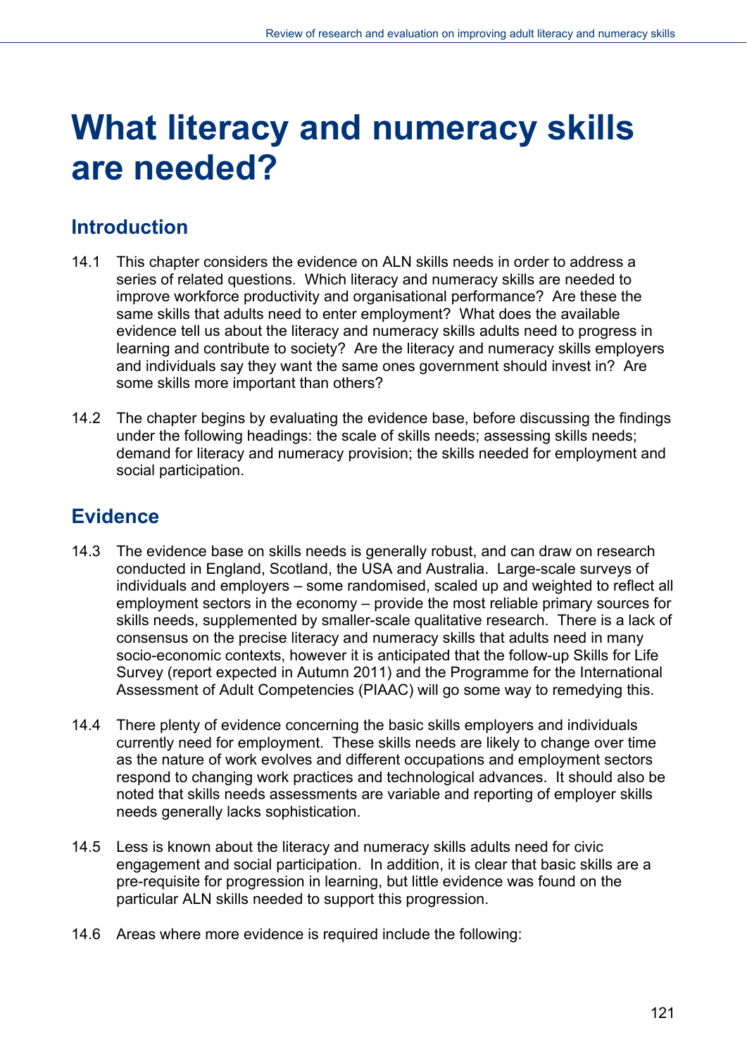# What literacy and numeracy skills are needed?

## Introduction

14.1 This chapter considers the evidence on ALN skills needs in order to address a series of related questions. Which literacy and numeracy skills are needed to improve workforce productivity and organisational performance? Are these the same skills that adults need to enter employment? What does the available evidence tell us about the literacy and numeracy skills adults need to progress in learning and contribute to society? Are the literacy and numeracy skills employers and individuals say they want the same ones government should invest in? Are some skills more important than others?

14.2 The chapter begins by evaluating the evidence base, before discussing the findings under the following headings: the scale of skills needs; assessing skills needs; demand for literacy and numeracy provision; the skills needed for employment and social participation.

## Evidence

14.3 The evidence base on skills needs is generally robust, and can draw on research conducted in England, Scotland, the USA and Australia. Large-scale surveys of individuals and employers – some randomised, scaled up and weighted to reflect all employment sectors in the economy – provide the most reliable primary sources for skills needs, supplemented by smaller-scale qualitative research. There is a lack of consensus on the precise literacy and numeracy skills that adults need in many socio-economic contexts, however it is anticipated that the follow-up Skills for Life Survey (report expected in Autumn 2011) and the Programme for the International Assessment of Adult Competencies (PIAAC) will go some way to remedying this.

14.4 There plenty of evidence concerning the basic skills employers and individuals currently need for employment. These skills needs are likely to change over time as the nature of work evolves and different occupations and employment sectors respond to changing work practices and technological advances. It should also be noted that skills needs assessments are variable and reporting of employer skills needs generally lacks sophistication.

14.5 Less is known about the literacy and numeracy skills adults need for civic engagement and social participation. In addition, it is clear that basic skills are a pre-requisite for progression in learning, but little evidence was found on the particular ALN skills needed to support this progression.

14.6 Areas where more evidence is required include the following: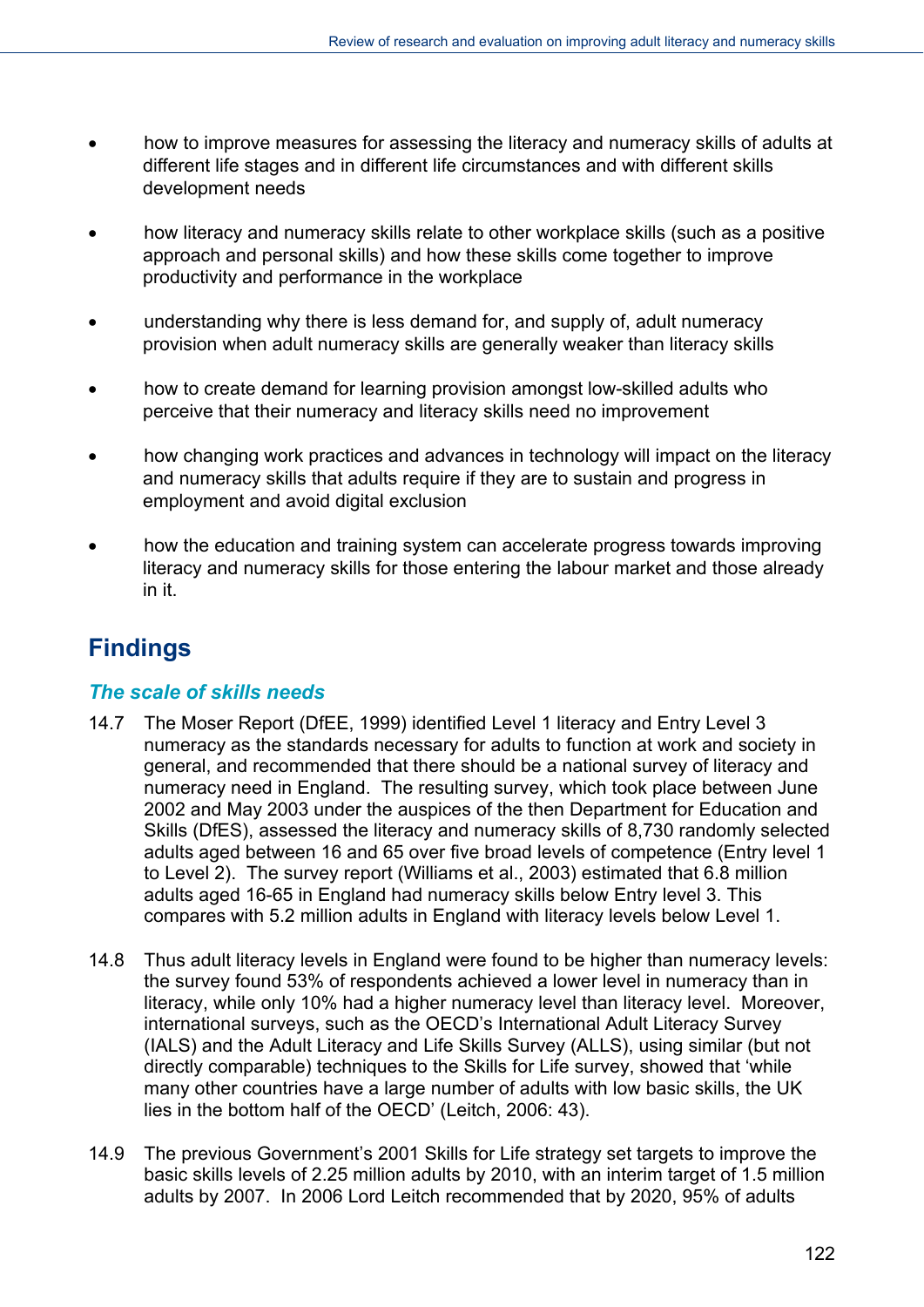- how to improve measures for assessing the literacy and numeracy skills of adults at different life stages and in different life circumstances and with different skills development needs

- how literacy and numeracy skills relate to other workplace skills (such as a positive approach and personal skills) and how these skills come together to improve productivity and performance in the workplace

- understanding why there is less demand for, and supply of, adult numeracy provision when adult numeracy skills are generally weaker than literacy skills

- how to create demand for learning provision amongst low-skilled adults who perceive that their numeracy and literacy skills need no improvement

- how changing work practices and advances in technology will impact on the literacy and numeracy skills that adults require if they are to sustain and progress in employment and avoid digital exclusion

- how the education and training system can accelerate progress towards improving literacy and numeracy skills for those entering the labour market and those already in it.

## Findings

### *The scale of skills needs*

14.7 The Moser Report (DfEE, 1999) identified Level 1 literacy and Entry Level 3 numeracy as the standards necessary for adults to function at work and society in general, and recommended that there should be a national survey of literacy and numeracy need in England. The resulting survey, which took place between June 2002 and May 2003 under the auspices of the then Department for Education and Skills (DfES), assessed the literacy and numeracy skills of 8,730 randomly selected adults aged between 16 and 65 over five broad levels of competence (Entry level 1 to Level 2). The survey report (Williams et al., 2003) estimated that 6.8 million adults aged 16-65 in England had numeracy skills below Entry level 3. This compares with 5.2 million adults in England with literacy levels below Level 1.

14.8 Thus adult literacy levels in England were found to be higher than numeracy levels: the survey found 53% of respondents achieved a lower level in numeracy than in literacy, while only 10% had a higher numeracy level than literacy level. Moreover, international surveys, such as the OECD's International Adult Literacy Survey (IALS) and the Adult Literacy and Life Skills Survey (ALLS), using similar (but not directly comparable) techniques to the Skills for Life survey, showed that 'while many other countries have a large number of adults with low basic skills, the UK lies in the bottom half of the OECD' (Leitch, 2006: 43).

14.9 The previous Government's 2001 Skills for Life strategy set targets to improve the basic skills levels of 2.25 million adults by 2010, with an interim target of 1.5 million adults by 2007. In 2006 Lord Leitch recommended that by 2020, 95% of adults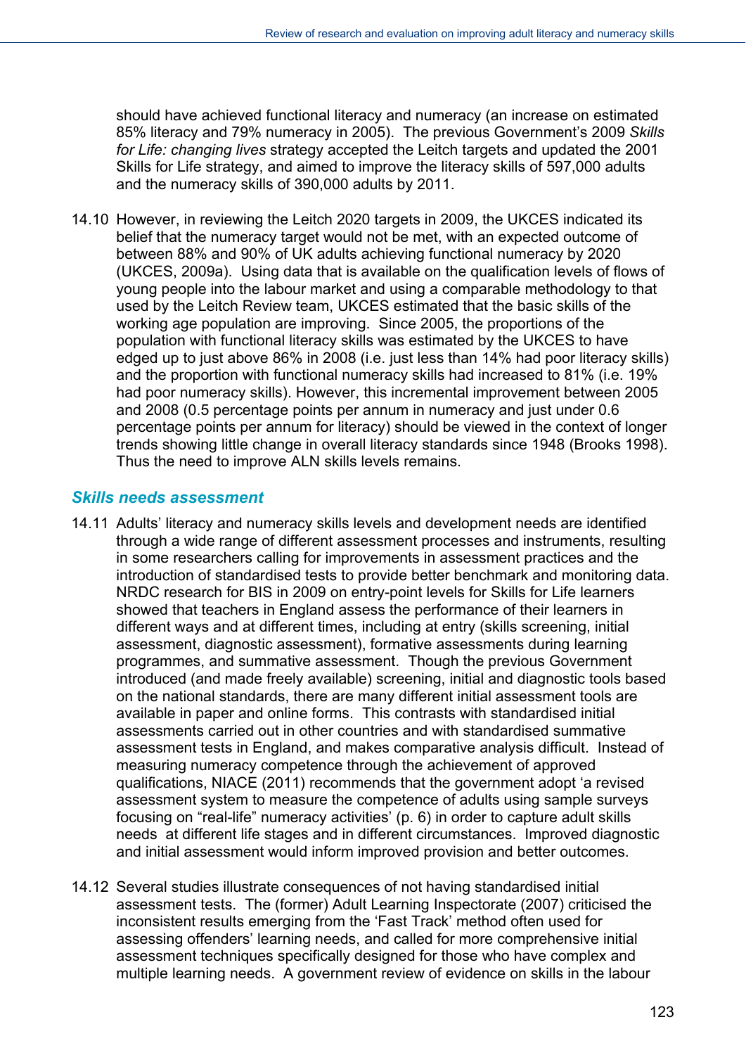should have achieved functional literacy and numeracy (an increase on estimated 85% literacy and 79% numeracy in 2005). The previous Government's 2009 *Skills for Life: changing lives* strategy accepted the Leitch targets and updated the 2001 Skills for Life strategy, and aimed to improve the literacy skills of 597,000 adults and the numeracy skills of 390,000 adults by 2011.

14.10 However, in reviewing the Leitch 2020 targets in 2009, the UKCES indicated its belief that the numeracy target would not be met, with an expected outcome of between 88% and 90% of UK adults achieving functional numeracy by 2020 (UKCES, 2009a). Using data that is available on the qualification levels of flows of young people into the labour market and using a comparable methodology to that used by the Leitch Review team, UKCES estimated that the basic skills of the working age population are improving. Since 2005, the proportions of the population with functional literacy skills was estimated by the UKCES to have edged up to just above 86% in 2008 (i.e. just less than 14% had poor literacy skills) and the proportion with functional numeracy skills had increased to 81% (i.e. 19% had poor numeracy skills). However, this incremental improvement between 2005 and 2008 (0.5 percentage points per annum in numeracy and just under 0.6 percentage points per annum for literacy) should be viewed in the context of longer trends showing little change in overall literacy standards since 1948 (Brooks 1998). Thus the need to improve ALN skills levels remains.

### *Skills needs assessment*

14.11 Adults' literacy and numeracy skills levels and development needs are identified through a wide range of different assessment processes and instruments, resulting in some researchers calling for improvements in assessment practices and the introduction of standardised tests to provide better benchmark and monitoring data. NRDC research for BIS in 2009 on entry-point levels for Skills for Life learners showed that teachers in England assess the performance of their learners in different ways and at different times, including at entry (skills screening, initial assessment, diagnostic assessment), formative assessments during learning programmes, and summative assessment. Though the previous Government introduced (and made freely available) screening, initial and diagnostic tools based on the national standards, there are many different initial assessment tools are available in paper and online forms. This contrasts with standardised initial assessments carried out in other countries and with standardised summative assessment tests in England, and makes comparative analysis difficult. Instead of measuring numeracy competence through the achievement of approved qualifications, NIACE (2011) recommends that the government adopt 'a revised assessment system to measure the competence of adults using sample surveys focusing on "real-life" numeracy activities' (p. 6) in order to capture adult skills needs at different life stages and in different circumstances. Improved diagnostic and initial assessment would inform improved provision and better outcomes.

14.12 Several studies illustrate consequences of not having standardised initial assessment tests. The (former) Adult Learning Inspectorate (2007) criticised the inconsistent results emerging from the 'Fast Track' method often used for assessing offenders' learning needs, and called for more comprehensive initial assessment techniques specifically designed for those who have complex and multiple learning needs. A government review of evidence on skills in the labour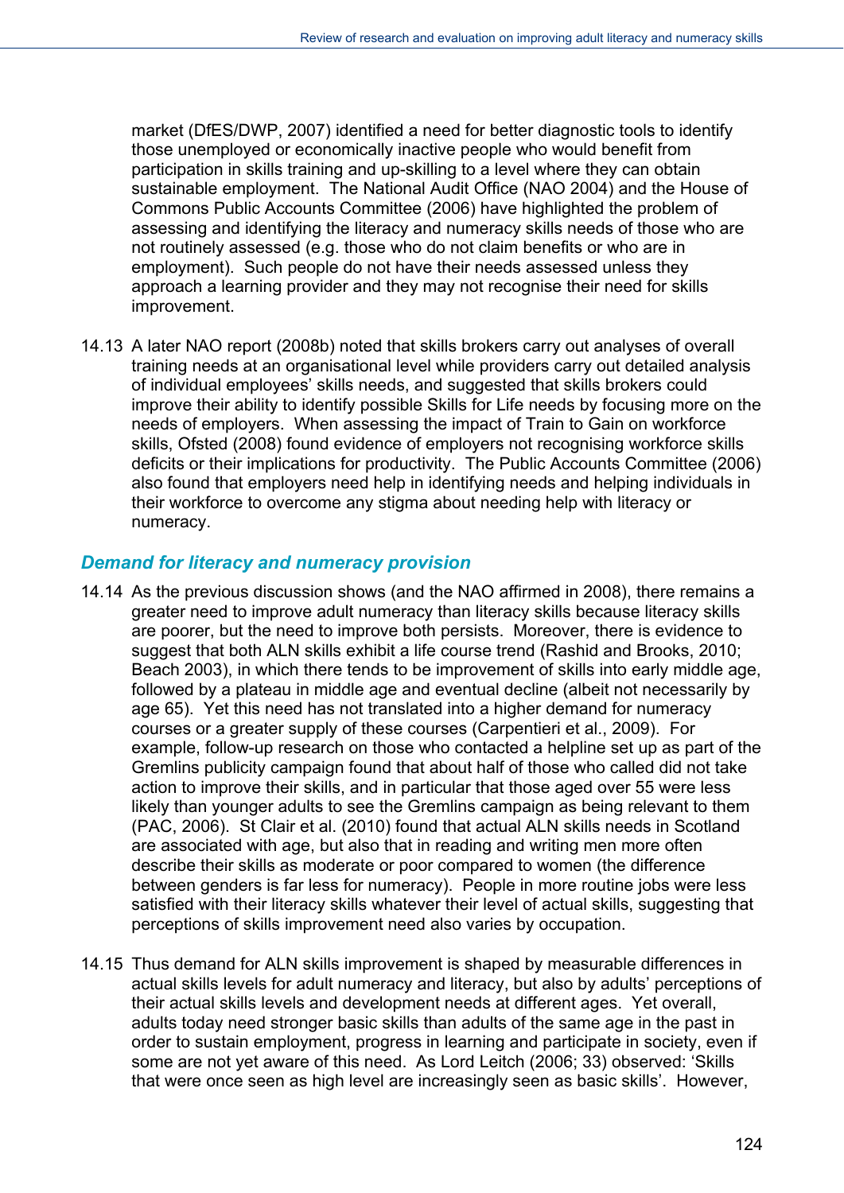market (DfES/DWP, 2007) identified a need for better diagnostic tools to identify those unemployed or economically inactive people who would benefit from participation in skills training and up-skilling to a level where they can obtain sustainable employment. The National Audit Office (NAO 2004) and the House of Commons Public Accounts Committee (2006) have highlighted the problem of assessing and identifying the literacy and numeracy skills needs of those who are not routinely assessed (e.g. those who do not claim benefits or who are in employment). Such people do not have their needs assessed unless they approach a learning provider and they may not recognise their need for skills improvement.

14.13 A later NAO report (2008b) noted that skills brokers carry out analyses of overall training needs at an organisational level while providers carry out detailed analysis of individual employees' skills needs, and suggested that skills brokers could improve their ability to identify possible Skills for Life needs by focusing more on the needs of employers. When assessing the impact of Train to Gain on workforce skills, Ofsted (2008) found evidence of employers not recognising workforce skills deficits or their implications for productivity. The Public Accounts Committee (2006) also found that employers need help in identifying needs and helping individuals in their workforce to overcome any stigma about needing help with literacy or numeracy.

### *Demand for literacy and numeracy provision*

14.14 As the previous discussion shows (and the NAO affirmed in 2008), there remains a greater need to improve adult numeracy than literacy skills because literacy skills are poorer, but the need to improve both persists. Moreover, there is evidence to suggest that both ALN skills exhibit a life course trend (Rashid and Brooks, 2010; Beach 2003), in which there tends to be improvement of skills into early middle age, followed by a plateau in middle age and eventual decline (albeit not necessarily by age 65). Yet this need has not translated into a higher demand for numeracy courses or a greater supply of these courses (Carpentieri et al., 2009). For example, follow-up research on those who contacted a helpline set up as part of the Gremlins publicity campaign found that about half of those who called did not take action to improve their skills, and in particular that those aged over 55 were less likely than younger adults to see the Gremlins campaign as being relevant to them (PAC, 2006). St Clair et al. (2010) found that actual ALN skills needs in Scotland are associated with age, but also that in reading and writing men more often describe their skills as moderate or poor compared to women (the difference between genders is far less for numeracy). People in more routine jobs were less satisfied with their literacy skills whatever their level of actual skills, suggesting that perceptions of skills improvement need also varies by occupation.

14.15 Thus demand for ALN skills improvement is shaped by measurable differences in actual skills levels for adult numeracy and literacy, but also by adults' perceptions of their actual skills levels and development needs at different ages. Yet overall, adults today need stronger basic skills than adults of the same age in the past in order to sustain employment, progress in learning and participate in society, even if some are not yet aware of this need. As Lord Leitch (2006; 33) observed: 'Skills that were once seen as high level are increasingly seen as basic skills'. However,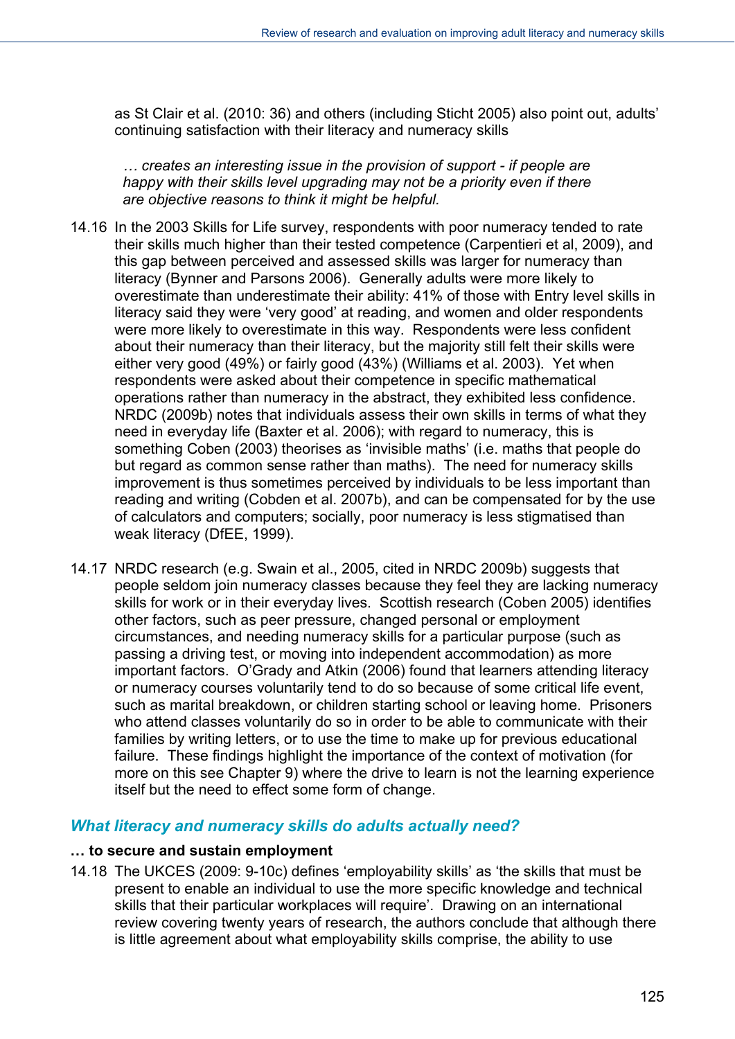as St Clair et al. (2010: 36) and others (including Sticht 2005) also point out, adults' continuing satisfaction with their literacy and numeracy skills

> *… creates an interesting issue in the provision of support - if people are happy with their skills level upgrading may not be a priority even if there are objective reasons to think it might be helpful.*

14.16 In the 2003 Skills for Life survey, respondents with poor numeracy tended to rate their skills much higher than their tested competence (Carpentieri et al, 2009), and this gap between perceived and assessed skills was larger for numeracy than literacy (Bynner and Parsons 2006). Generally adults were more likely to overestimate than underestimate their ability: 41% of those with Entry level skills in literacy said they were 'very good' at reading, and women and older respondents were more likely to overestimate in this way. Respondents were less confident about their numeracy than their literacy, but the majority still felt their skills were either very good (49%) or fairly good (43%) (Williams et al. 2003). Yet when respondents were asked about their competence in specific mathematical operations rather than numeracy in the abstract, they exhibited less confidence. NRDC (2009b) notes that individuals assess their own skills in terms of what they need in everyday life (Baxter et al. 2006); with regard to numeracy, this is something Coben (2003) theorises as 'invisible maths' (i.e. maths that people do but regard as common sense rather than maths). The need for numeracy skills improvement is thus sometimes perceived by individuals to be less important than reading and writing (Cobden et al. 2007b), and can be compensated for by the use of calculators and computers; socially, poor numeracy is less stigmatised than weak literacy (DfEE, 1999).

14.17 NRDC research (e.g. Swain et al., 2005, cited in NRDC 2009b) suggests that people seldom join numeracy classes because they feel they are lacking numeracy skills for work or in their everyday lives. Scottish research (Coben 2005) identifies other factors, such as peer pressure, changed personal or employment circumstances, and needing numeracy skills for a particular purpose (such as passing a driving test, or moving into independent accommodation) as more important factors. O'Grady and Atkin (2006) found that learners attending literacy or numeracy courses voluntarily tend to do so because of some critical life event, such as marital breakdown, or children starting school or leaving home. Prisoners who attend classes voluntarily do so in order to be able to communicate with their families by writing letters, or to use the time to make up for previous educational failure. These findings highlight the importance of the context of motivation (for more on this see Chapter 9) where the drive to learn is not the learning experience itself but the need to effect some form of change.

## *What literacy and numeracy skills do adults actually need?*

**… to secure and sustain employment**

14.18 The UKCES (2009: 9-10c) defines 'employability skills' as 'the skills that must be present to enable an individual to use the more specific knowledge and technical skills that their particular workplaces will require'. Drawing on an international review covering twenty years of research, the authors conclude that although there is little agreement about what employability skills comprise, the ability to use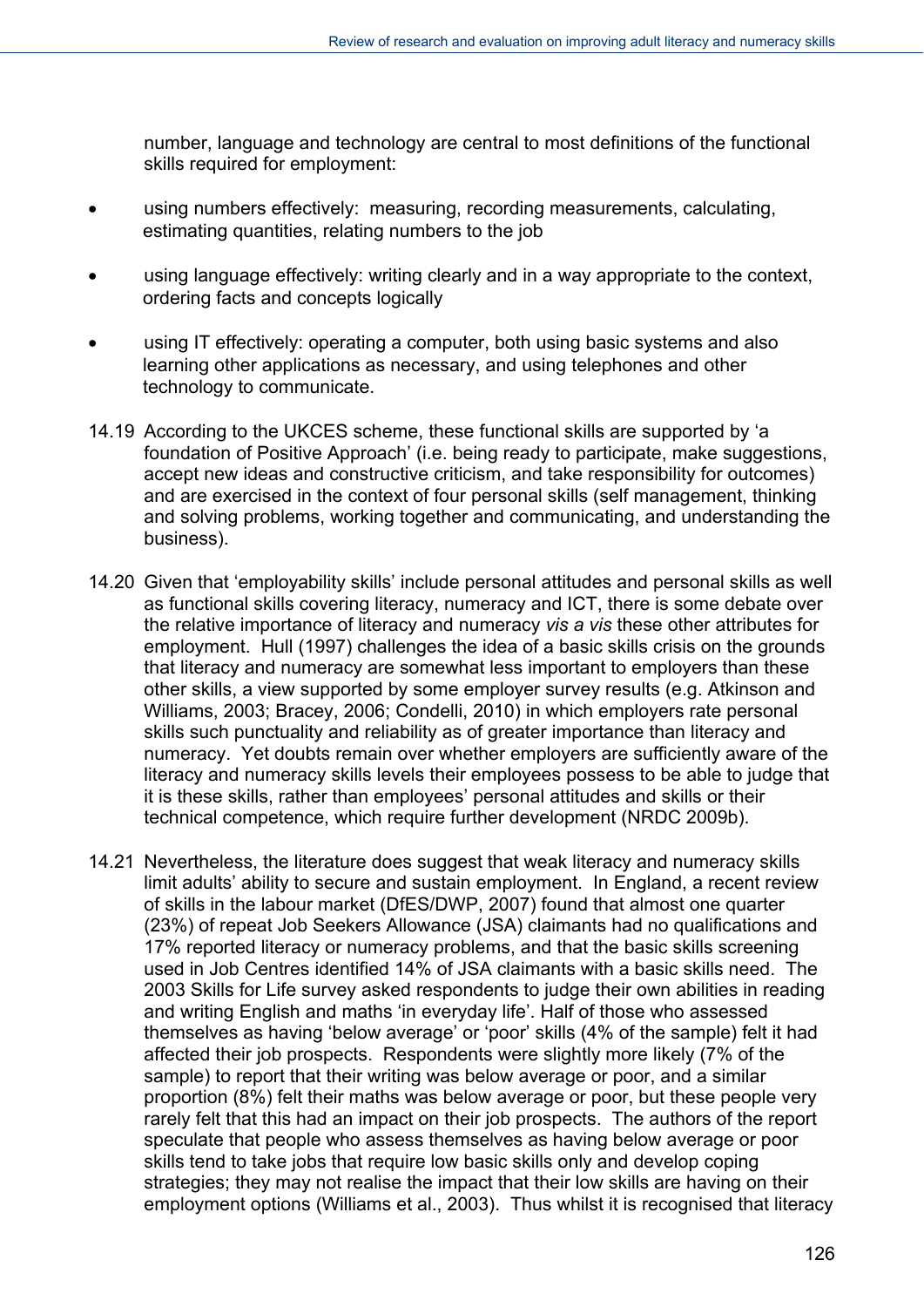number, language and technology are central to most definitions of the functional skills required for employment:

- using numbers effectively: measuring, recording measurements, calculating, estimating quantities, relating numbers to the job
- using language effectively: writing clearly and in a way appropriate to the context, ordering facts and concepts logically
- using IT effectively: operating a computer, both using basic systems and also learning other applications as necessary, and using telephones and other technology to communicate.

14.19 According to the UKCES scheme, these functional skills are supported by 'a foundation of Positive Approach' (i.e. being ready to participate, make suggestions, accept new ideas and constructive criticism, and take responsibility for outcomes) and are exercised in the context of four personal skills (self management, thinking and solving problems, working together and communicating, and understanding the business).

14.20 Given that 'employability skills' include personal attitudes and personal skills as well as functional skills covering literacy, numeracy and ICT, there is some debate over the relative importance of literacy and numeracy *vis a vis* these other attributes for employment. Hull (1997) challenges the idea of a basic skills crisis on the grounds that literacy and numeracy are somewhat less important to employers than these other skills, a view supported by some employer survey results (e.g. Atkinson and Williams, 2003; Bracey, 2006; Condelli, 2010) in which employers rate personal skills such punctuality and reliability as of greater importance than literacy and numeracy. Yet doubts remain over whether employers are sufficiently aware of the literacy and numeracy skills levels their employees possess to be able to judge that it is these skills, rather than employees' personal attitudes and skills or their technical competence, which require further development (NRDC 2009b).

14.21 Nevertheless, the literature does suggest that weak literacy and numeracy skills limit adults' ability to secure and sustain employment. In England, a recent review of skills in the labour market (DfES/DWP, 2007) found that almost one quarter (23%) of repeat Job Seekers Allowance (JSA) claimants had no qualifications and 17% reported literacy or numeracy problems, and that the basic skills screening used in Job Centres identified 14% of JSA claimants with a basic skills need. The 2003 Skills for Life survey asked respondents to judge their own abilities in reading and writing English and maths 'in everyday life'. Half of those who assessed themselves as having 'below average' or 'poor' skills (4% of the sample) felt it had affected their job prospects. Respondents were slightly more likely (7% of the sample) to report that their writing was below average or poor, and a similar proportion (8%) felt their maths was below average or poor, but these people very rarely felt that this had an impact on their job prospects. The authors of the report speculate that people who assess themselves as having below average or poor skills tend to take jobs that require low basic skills only and develop coping strategies; they may not realise the impact that their low skills are having on their employment options (Williams et al., 2003). Thus whilst it is recognised that literacy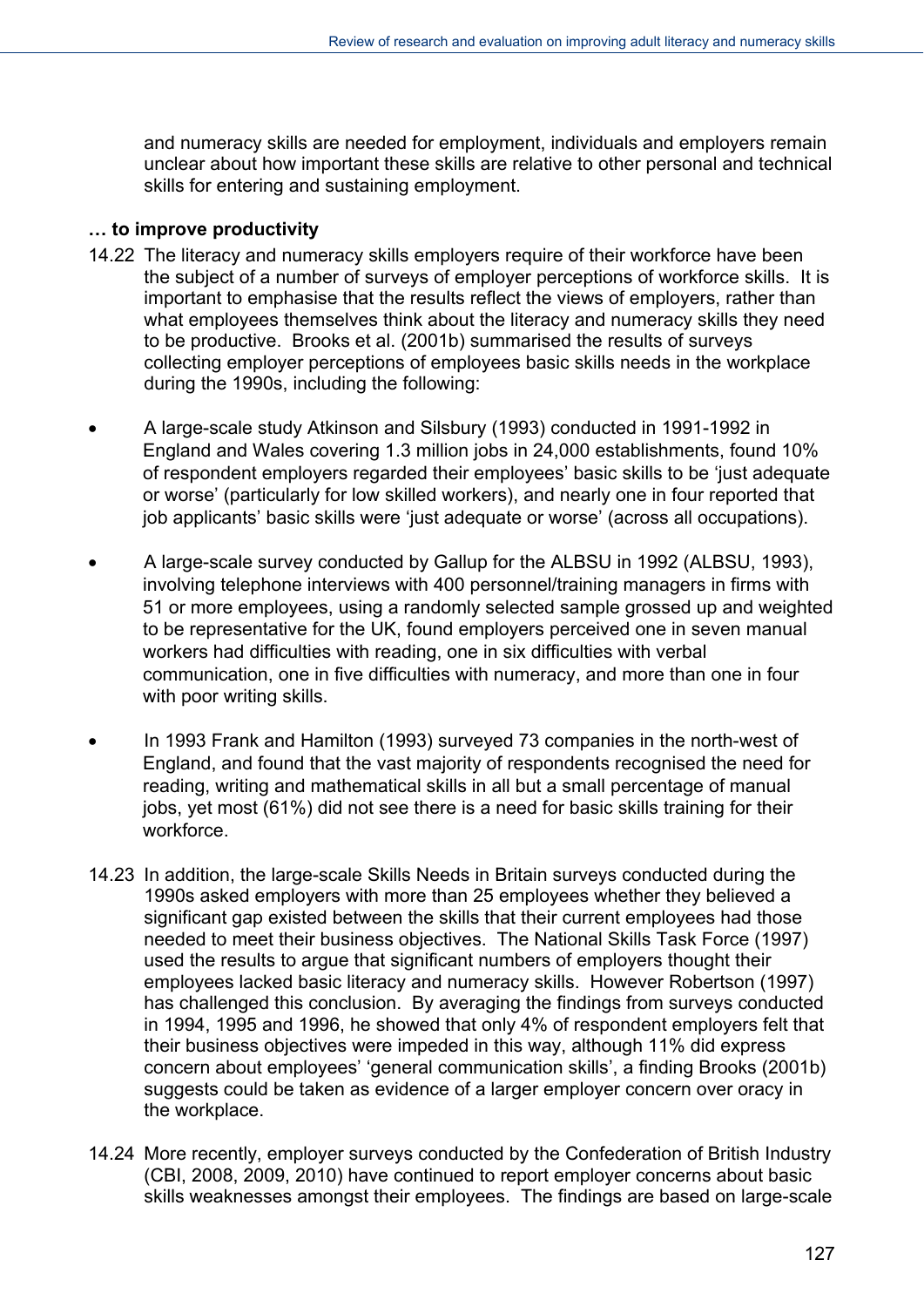and numeracy skills are needed for employment, individuals and employers remain unclear about how important these skills are relative to other personal and technical skills for entering and sustaining employment.

**… to improve productivity**

14.22 The literacy and numeracy skills employers require of their workforce have been the subject of a number of surveys of employer perceptions of workforce skills. It is important to emphasise that the results reflect the views of employers, rather than what employees themselves think about the literacy and numeracy skills they need to be productive. Brooks et al. (2001b) summarised the results of surveys collecting employer perceptions of employees basic skills needs in the workplace during the 1990s, including the following:

- A large-scale study Atkinson and Silsbury (1993) conducted in 1991-1992 in England and Wales covering 1.3 million jobs in 24,000 establishments, found 10% of respondent employers regarded their employees' basic skills to be 'just adequate or worse' (particularly for low skilled workers), and nearly one in four reported that job applicants' basic skills were 'just adequate or worse' (across all occupations).

- A large-scale survey conducted by Gallup for the ALBSU in 1992 (ALBSU, 1993), involving telephone interviews with 400 personnel/training managers in firms with 51 or more employees, using a randomly selected sample grossed up and weighted to be representative for the UK, found employers perceived one in seven manual workers had difficulties with reading, one in six difficulties with verbal communication, one in five difficulties with numeracy, and more than one in four with poor writing skills.

- In 1993 Frank and Hamilton (1993) surveyed 73 companies in the north-west of England, and found that the vast majority of respondents recognised the need for reading, writing and mathematical skills in all but a small percentage of manual jobs, yet most (61%) did not see there is a need for basic skills training for their workforce.

14.23 In addition, the large-scale Skills Needs in Britain surveys conducted during the 1990s asked employers with more than 25 employees whether they believed a significant gap existed between the skills that their current employees had those needed to meet their business objectives. The National Skills Task Force (1997) used the results to argue that significant numbers of employers thought their employees lacked basic literacy and numeracy skills. However Robertson (1997) has challenged this conclusion. By averaging the findings from surveys conducted in 1994, 1995 and 1996, he showed that only 4% of respondent employers felt that their business objectives were impeded in this way, although 11% did express concern about employees' 'general communication skills', a finding Brooks (2001b) suggests could be taken as evidence of a larger employer concern over oracy in the workplace.

14.24 More recently, employer surveys conducted by the Confederation of British Industry (CBI, 2008, 2009, 2010) have continued to report employer concerns about basic skills weaknesses amongst their employees. The findings are based on large-scale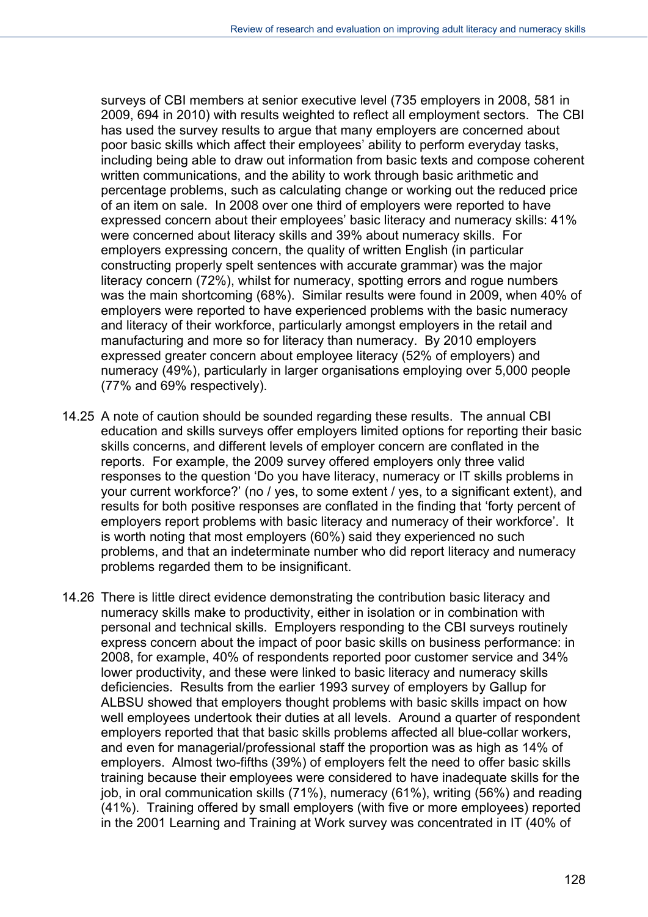surveys of CBI members at senior executive level (735 employers in 2008, 581 in 2009, 694 in 2010) with results weighted to reflect all employment sectors. The CBI has used the survey results to argue that many employers are concerned about poor basic skills which affect their employees' ability to perform everyday tasks, including being able to draw out information from basic texts and compose coherent written communications, and the ability to work through basic arithmetic and percentage problems, such as calculating change or working out the reduced price of an item on sale. In 2008 over one third of employers were reported to have expressed concern about their employees' basic literacy and numeracy skills: 41% were concerned about literacy skills and 39% about numeracy skills. For employers expressing concern, the quality of written English (in particular constructing properly spelt sentences with accurate grammar) was the major literacy concern (72%), whilst for numeracy, spotting errors and rogue numbers was the main shortcoming (68%). Similar results were found in 2009, when 40% of employers were reported to have experienced problems with the basic numeracy and literacy of their workforce, particularly amongst employers in the retail and manufacturing and more so for literacy than numeracy. By 2010 employers expressed greater concern about employee literacy (52% of employers) and numeracy (49%), particularly in larger organisations employing over 5,000 people (77% and 69% respectively).

14.25 A note of caution should be sounded regarding these results. The annual CBI education and skills surveys offer employers limited options for reporting their basic skills concerns, and different levels of employer concern are conflated in the reports. For example, the 2009 survey offered employers only three valid responses to the question 'Do you have literacy, numeracy or IT skills problems in your current workforce?' (no / yes, to some extent / yes, to a significant extent), and results for both positive responses are conflated in the finding that 'forty percent of employers report problems with basic literacy and numeracy of their workforce'. It is worth noting that most employers (60%) said they experienced no such problems, and that an indeterminate number who did report literacy and numeracy problems regarded them to be insignificant.

14.26 There is little direct evidence demonstrating the contribution basic literacy and numeracy skills make to productivity, either in isolation or in combination with personal and technical skills. Employers responding to the CBI surveys routinely express concern about the impact of poor basic skills on business performance: in 2008, for example, 40% of respondents reported poor customer service and 34% lower productivity, and these were linked to basic literacy and numeracy skills deficiencies. Results from the earlier 1993 survey of employers by Gallup for ALBSU showed that employers thought problems with basic skills impact on how well employees undertook their duties at all levels. Around a quarter of respondent employers reported that that basic skills problems affected all blue-collar workers, and even for managerial/professional staff the proportion was as high as 14% of employers. Almost two-fifths (39%) of employers felt the need to offer basic skills training because their employees were considered to have inadequate skills for the job, in oral communication skills (71%), numeracy (61%), writing (56%) and reading (41%). Training offered by small employers (with five or more employees) reported in the 2001 Learning and Training at Work survey was concentrated in IT (40% of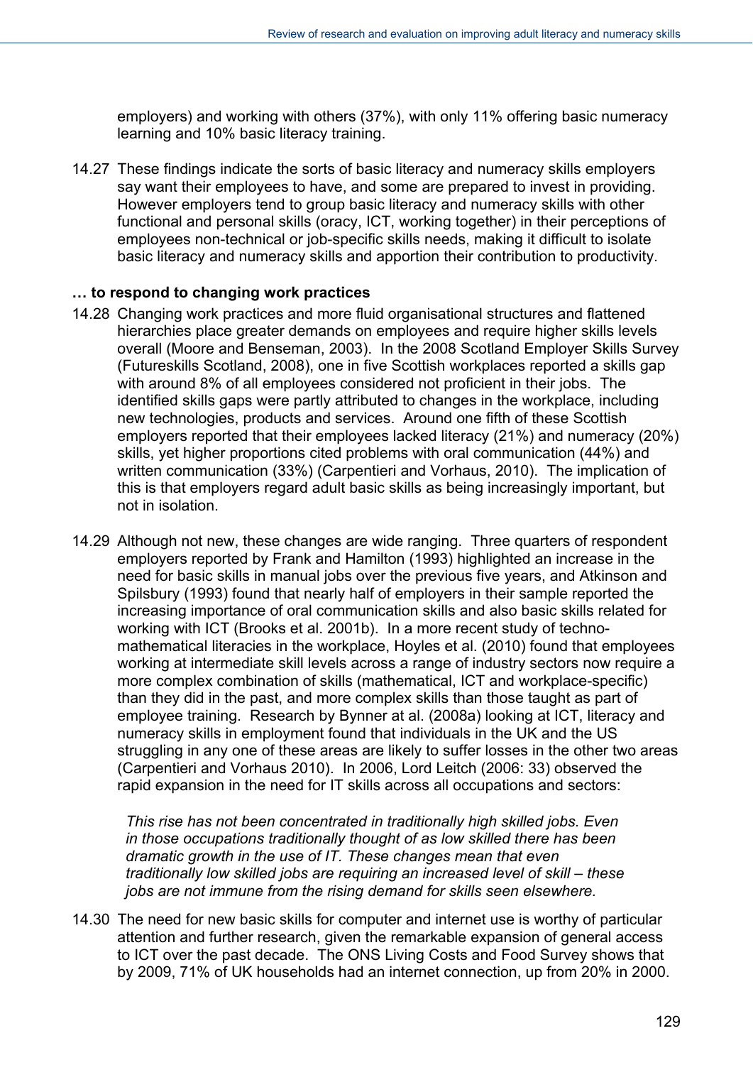employers) and working with others (37%), with only 11% offering basic numeracy learning and 10% basic literacy training.

14.27 These findings indicate the sorts of basic literacy and numeracy skills employers say want their employees to have, and some are prepared to invest in providing. However employers tend to group basic literacy and numeracy skills with other functional and personal skills (oracy, ICT, working together) in their perceptions of employees non-technical or job-specific skills needs, making it difficult to isolate basic literacy and numeracy skills and apportion their contribution to productivity.

**… to respond to changing work practices**

14.28 Changing work practices and more fluid organisational structures and flattened hierarchies place greater demands on employees and require higher skills levels overall (Moore and Benseman, 2003). In the 2008 Scotland Employer Skills Survey (Futureskills Scotland, 2008), one in five Scottish workplaces reported a skills gap with around 8% of all employees considered not proficient in their jobs. The identified skills gaps were partly attributed to changes in the workplace, including new technologies, products and services. Around one fifth of these Scottish employers reported that their employees lacked literacy (21%) and numeracy (20%) skills, yet higher proportions cited problems with oral communication (44%) and written communication (33%) (Carpentieri and Vorhaus, 2010). The implication of this is that employers regard adult basic skills as being increasingly important, but not in isolation.

14.29 Although not new, these changes are wide ranging. Three quarters of respondent employers reported by Frank and Hamilton (1993) highlighted an increase in the need for basic skills in manual jobs over the previous five years, and Atkinson and Spilsbury (1993) found that nearly half of employers in their sample reported the increasing importance of oral communication skills and also basic skills related for working with ICT (Brooks et al. 2001b). In a more recent study of techno-mathematical literacies in the workplace, Hoyles et al. (2010) found that employees working at intermediate skill levels across a range of industry sectors now require a more complex combination of skills (mathematical, ICT and workplace-specific) than they did in the past, and more complex skills than those taught as part of employee training. Research by Bynner at al. (2008a) looking at ICT, literacy and numeracy skills in employment found that individuals in the UK and the US struggling in any one of these areas are likely to suffer losses in the other two areas (Carpentieri and Vorhaus 2010). In 2006, Lord Leitch (2006: 33) observed the rapid expansion in the need for IT skills across all occupations and sectors:

> *This rise has not been concentrated in traditionally high skilled jobs. Even in those occupations traditionally thought of as low skilled there has been dramatic growth in the use of IT. These changes mean that even traditionally low skilled jobs are requiring an increased level of skill – these jobs are not immune from the rising demand for skills seen elsewhere.*

14.30 The need for new basic skills for computer and internet use is worthy of particular attention and further research, given the remarkable expansion of general access to ICT over the past decade. The ONS Living Costs and Food Survey shows that by 2009, 71% of UK households had an internet connection, up from 20% in 2000.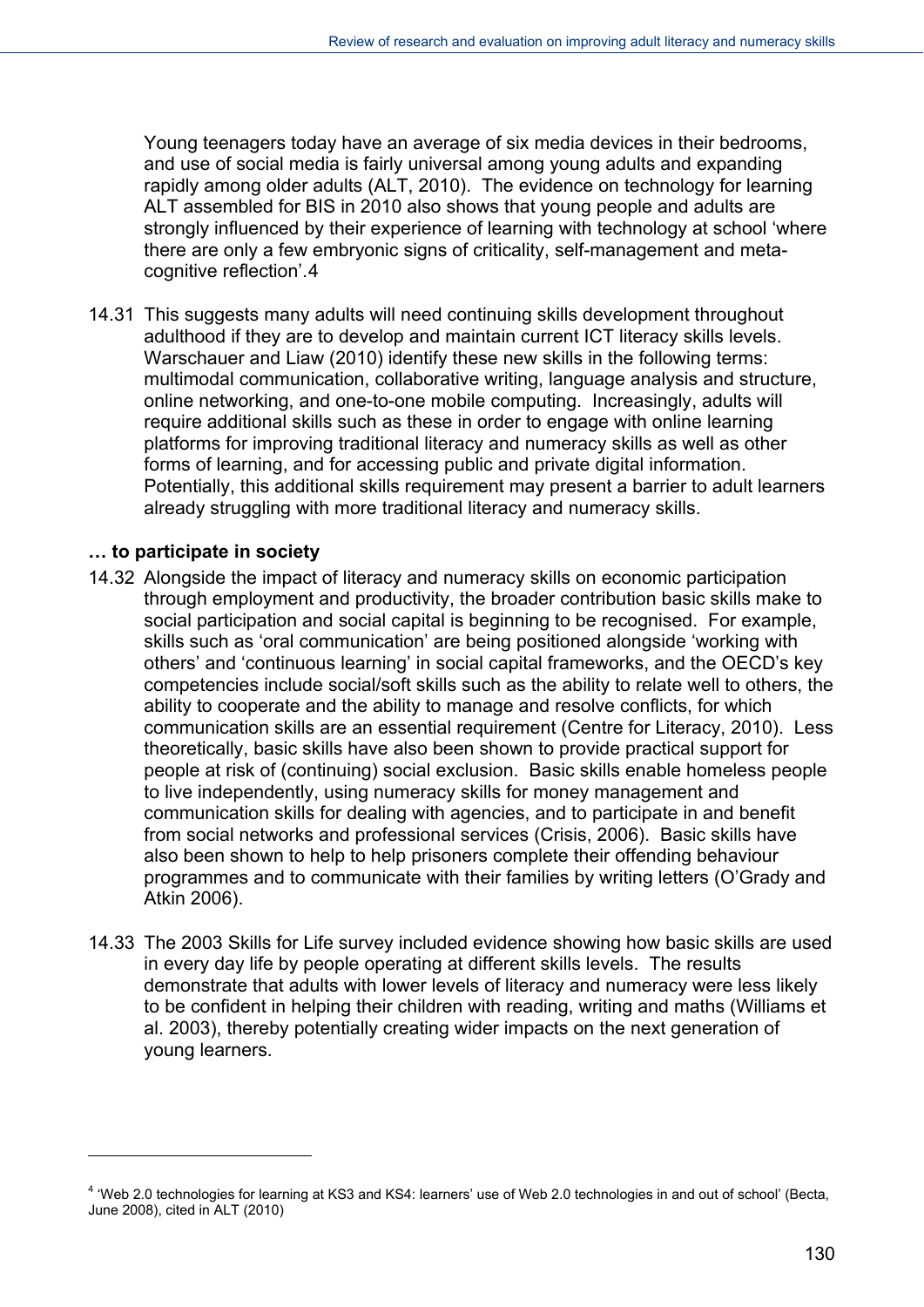Young teenagers today have an average of six media devices in their bedrooms, and use of social media is fairly universal among young adults and expanding rapidly among older adults (ALT, 2010). The evidence on technology for learning ALT assembled for BIS in 2010 also shows that young people and adults are strongly influenced by their experience of learning with technology at school 'where there are only a few embryonic signs of criticality, self-management and meta-cognitive reflection'.[4]

14.31 This suggests many adults will need continuing skills development throughout adulthood if they are to develop and maintain current ICT literacy skills levels. Warschauer and Liaw (2010) identify these new skills in the following terms: multimodal communication, collaborative writing, language analysis and structure, online networking, and one-to-one mobile computing. Increasingly, adults will require additional skills such as these in order to engage with online learning platforms for improving traditional literacy and numeracy skills as well as other forms of learning, and for accessing public and private digital information. Potentially, this additional skills requirement may present a barrier to adult learners already struggling with more traditional literacy and numeracy skills.

**… to participate in society**

14.32 Alongside the impact of literacy and numeracy skills on economic participation through employment and productivity, the broader contribution basic skills make to social participation and social capital is beginning to be recognised. For example, skills such as 'oral communication' are being positioned alongside 'working with others' and 'continuous learning' in social capital frameworks, and the OECD's key competencies include social/soft skills such as the ability to relate well to others, the ability to cooperate and the ability to manage and resolve conflicts, for which communication skills are an essential requirement (Centre for Literacy, 2010). Less theoretically, basic skills have also been shown to provide practical support for people at risk of (continuing) social exclusion. Basic skills enable homeless people to live independently, using numeracy skills for money management and communication skills for dealing with agencies, and to participate in and benefit from social networks and professional services (Crisis, 2006). Basic skills have also been shown to help to help prisoners complete their offending behaviour programmes and to communicate with their families by writing letters (O'Grady and Atkin 2006).

14.33 The 2003 Skills for Life survey included evidence showing how basic skills are used in every day life by people operating at different skills levels. The results demonstrate that adults with lower levels of literacy and numeracy were less likely to be confident in helping their children with reading, writing and maths (Williams et al. 2003), thereby potentially creating wider impacts on the next generation of young learners.

---

[4] 'Web 2.0 technologies for learning at KS3 and KS4: learners' use of Web 2.0 technologies in and out of school' (Becta, June 2008), cited in ALT (2010)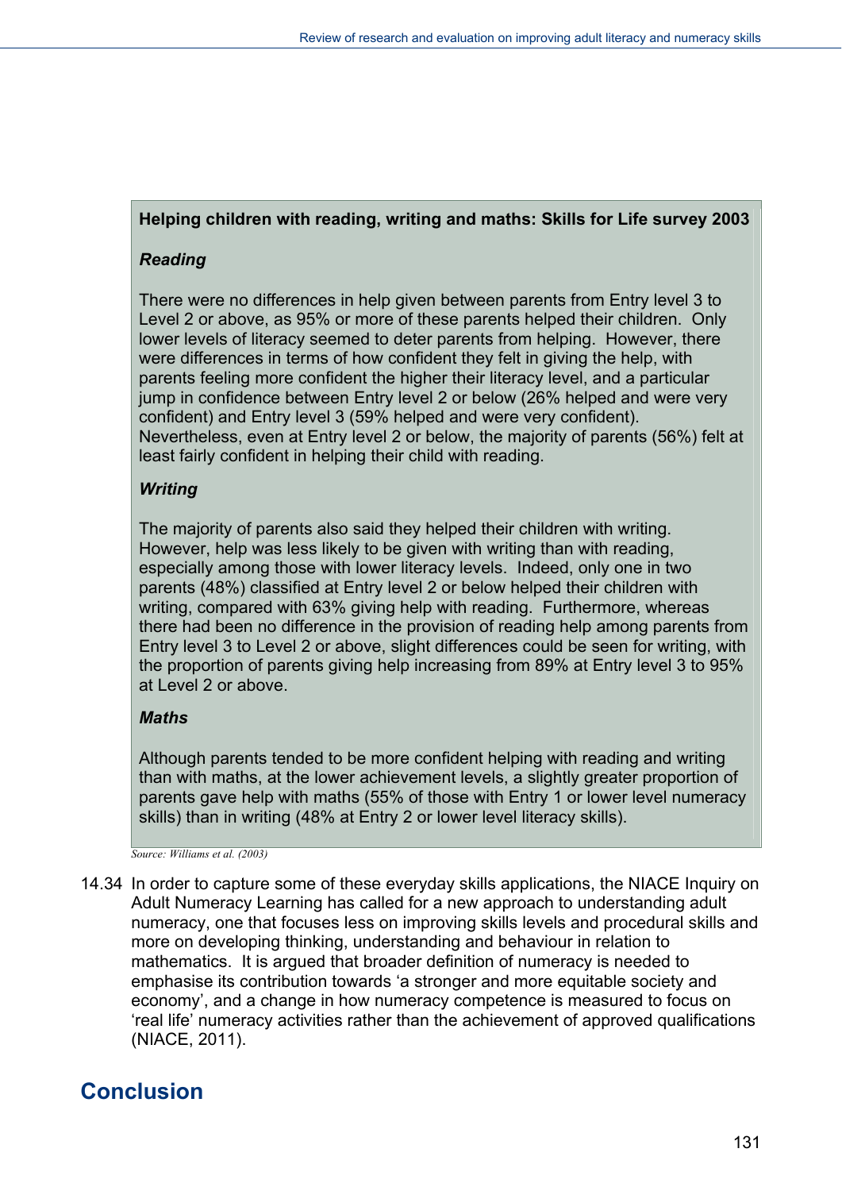**Helping children with reading, writing and maths: Skills for Life survey 2003**

***Reading***

There were no differences in help given between parents from Entry level 3 to Level 2 or above, as 95% or more of these parents helped their children. Only lower levels of literacy seemed to deter parents from helping. However, there were differences in terms of how confident they felt in giving the help, with parents feeling more confident the higher their literacy level, and a particular jump in confidence between Entry level 2 or below (26% helped and were very confident) and Entry level 3 (59% helped and were very confident). Nevertheless, even at Entry level 2 or below, the majority of parents (56%) felt at least fairly confident in helping their child with reading.

***Writing***

The majority of parents also said they helped their children with writing. However, help was less likely to be given with writing than with reading, especially among those with lower literacy levels. Indeed, only one in two parents (48%) classified at Entry level 2 or below helped their children with writing, compared with 63% giving help with reading. Furthermore, whereas there had been no difference in the provision of reading help among parents from Entry level 3 to Level 2 or above, slight differences could be seen for writing, with the proportion of parents giving help increasing from 89% at Entry level 3 to 95% at Level 2 or above.

***Maths***

Although parents tended to be more confident helping with reading and writing than with maths, at the lower achievement levels, a slightly greater proportion of parents gave help with maths (55% of those with Entry 1 or lower level numeracy skills) than in writing (48% at Entry 2 or lower level literacy skills).

*Source: Williams et al. (2003)*

14.34 In order to capture some of these everyday skills applications, the NIACE Inquiry on Adult Numeracy Learning has called for a new approach to understanding adult numeracy, one that focuses less on improving skills levels and procedural skills and more on developing thinking, understanding and behaviour in relation to mathematics. It is argued that broader definition of numeracy is needed to emphasise its contribution towards 'a stronger and more equitable society and economy', and a change in how numeracy competence is measured to focus on 'real life' numeracy activities rather than the achievement of approved qualifications (NIACE, 2011).

## Conclusion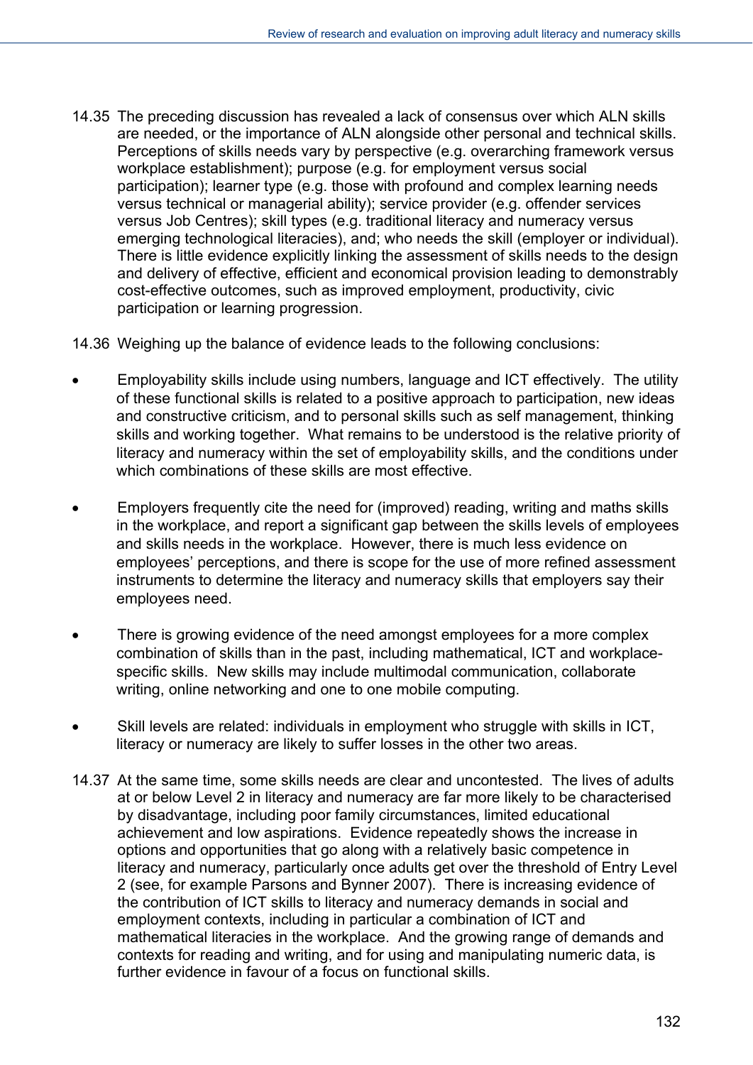14.35 The preceding discussion has revealed a lack of consensus over which ALN skills are needed, or the importance of ALN alongside other personal and technical skills. Perceptions of skills needs vary by perspective (e.g. overarching framework versus workplace establishment); purpose (e.g. for employment versus social participation); learner type (e.g. those with profound and complex learning needs versus technical or managerial ability); service provider (e.g. offender services versus Job Centres); skill types (e.g. traditional literacy and numeracy versus emerging technological literacies), and; who needs the skill (employer or individual). There is little evidence explicitly linking the assessment of skills needs to the design and delivery of effective, efficient and economical provision leading to demonstrably cost-effective outcomes, such as improved employment, productivity, civic participation or learning progression.

14.36 Weighing up the balance of evidence leads to the following conclusions:

- Employability skills include using numbers, language and ICT effectively. The utility of these functional skills is related to a positive approach to participation, new ideas and constructive criticism, and to personal skills such as self management, thinking skills and working together. What remains to be understood is the relative priority of literacy and numeracy within the set of employability skills, and the conditions under which combinations of these skills are most effective.

- Employers frequently cite the need for (improved) reading, writing and maths skills in the workplace, and report a significant gap between the skills levels of employees and skills needs in the workplace. However, there is much less evidence on employees' perceptions, and there is scope for the use of more refined assessment instruments to determine the literacy and numeracy skills that employers say their employees need.

- There is growing evidence of the need amongst employees for a more complex combination of skills than in the past, including mathematical, ICT and workplace-specific skills. New skills may include multimodal communication, collaborate writing, online networking and one to one mobile computing.

- Skill levels are related: individuals in employment who struggle with skills in ICT, literacy or numeracy are likely to suffer losses in the other two areas.

14.37 At the same time, some skills needs are clear and uncontested. The lives of adults at or below Level 2 in literacy and numeracy are far more likely to be characterised by disadvantage, including poor family circumstances, limited educational achievement and low aspirations. Evidence repeatedly shows the increase in options and opportunities that go along with a relatively basic competence in literacy and numeracy, particularly once adults get over the threshold of Entry Level 2 (see, for example Parsons and Bynner 2007). There is increasing evidence of the contribution of ICT skills to literacy and numeracy demands in social and employment contexts, including in particular a combination of ICT and mathematical literacies in the workplace. And the growing range of demands and contexts for reading and writing, and for using and manipulating numeric data, is further evidence in favour of a focus on functional skills.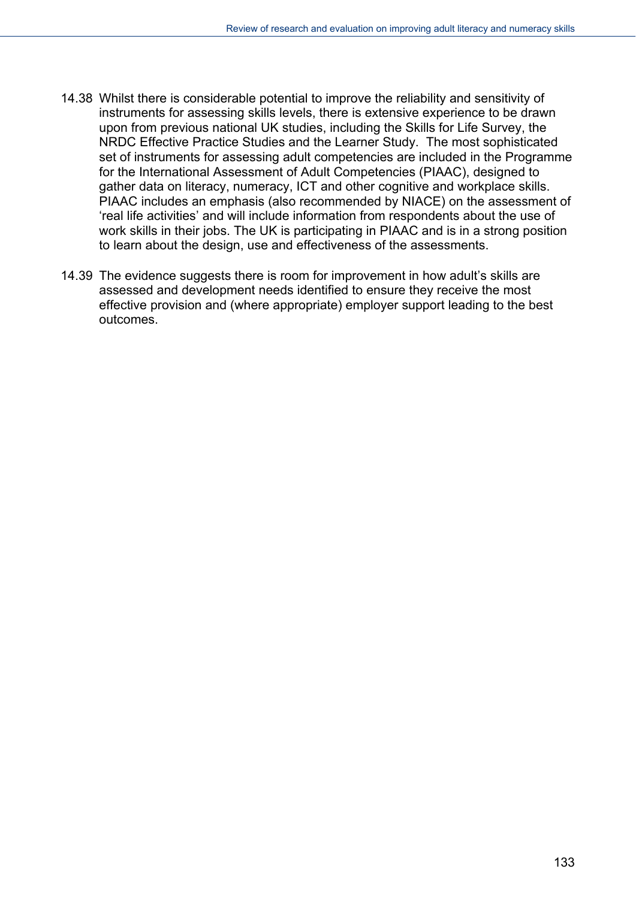14.38 Whilst there is considerable potential to improve the reliability and sensitivity of instruments for assessing skills levels, there is extensive experience to be drawn upon from previous national UK studies, including the Skills for Life Survey, the NRDC Effective Practice Studies and the Learner Study. The most sophisticated set of instruments for assessing adult competencies are included in the Programme for the International Assessment of Adult Competencies (PIAAC), designed to gather data on literacy, numeracy, ICT and other cognitive and workplace skills. PIAAC includes an emphasis (also recommended by NIACE) on the assessment of 'real life activities' and will include information from respondents about the use of work skills in their jobs. The UK is participating in PIAAC and is in a strong position to learn about the design, use and effectiveness of the assessments.

14.39 The evidence suggests there is room for improvement in how adult's skills are assessed and development needs identified to ensure they receive the most effective provision and (where appropriate) employer support leading to the best outcomes.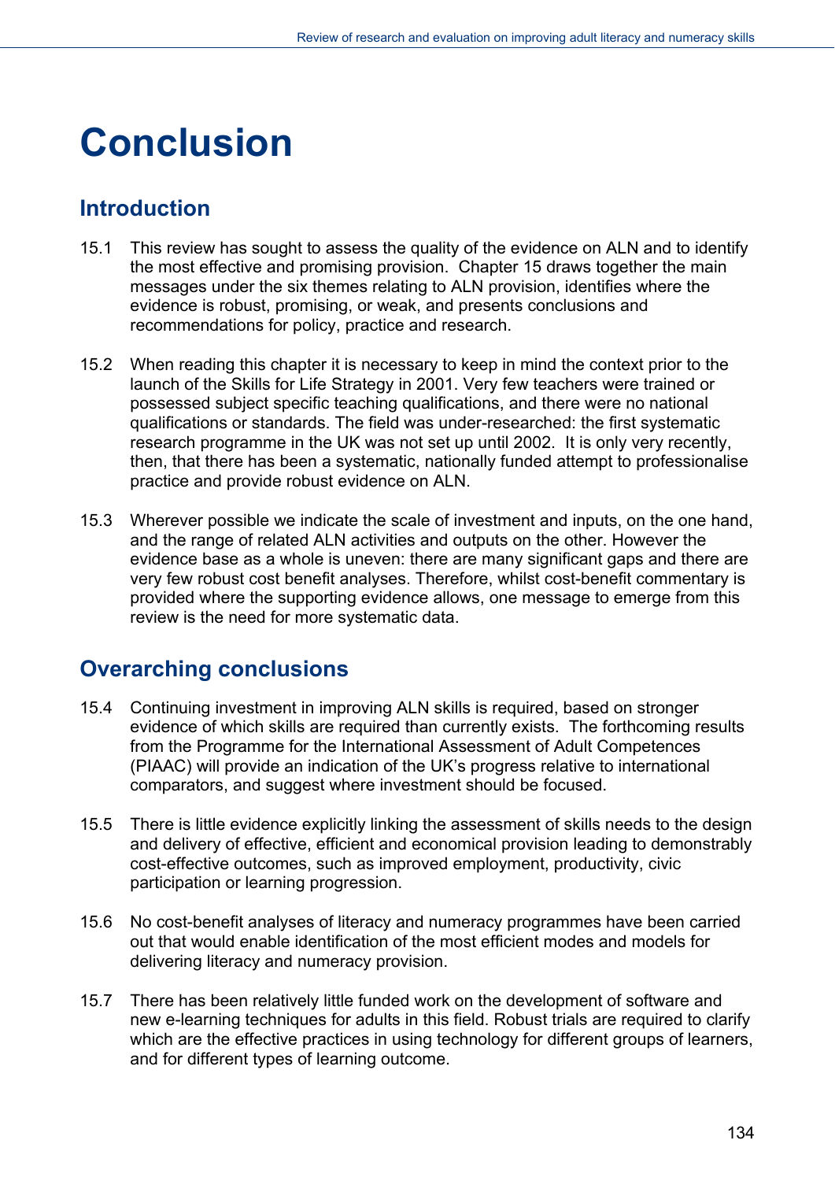# Conclusion

## Introduction

15.1 This review has sought to assess the quality of the evidence on ALN and to identify the most effective and promising provision. Chapter 15 draws together the main messages under the six themes relating to ALN provision, identifies where the evidence is robust, promising, or weak, and presents conclusions and recommendations for policy, practice and research.

15.2 When reading this chapter it is necessary to keep in mind the context prior to the launch of the Skills for Life Strategy in 2001. Very few teachers were trained or possessed subject specific teaching qualifications, and there were no national qualifications or standards. The field was under-researched: the first systematic research programme in the UK was not set up until 2002. It is only very recently, then, that there has been a systematic, nationally funded attempt to professionalise practice and provide robust evidence on ALN.

15.3 Wherever possible we indicate the scale of investment and inputs, on the one hand, and the range of related ALN activities and outputs on the other. However the evidence base as a whole is uneven: there are many significant gaps and there are very few robust cost benefit analyses. Therefore, whilst cost-benefit commentary is provided where the supporting evidence allows, one message to emerge from this review is the need for more systematic data.

## Overarching conclusions

15.4 Continuing investment in improving ALN skills is required, based on stronger evidence of which skills are required than currently exists. The forthcoming results from the Programme for the International Assessment of Adult Competences (PIAAC) will provide an indication of the UK's progress relative to international comparators, and suggest where investment should be focused.

15.5 There is little evidence explicitly linking the assessment of skills needs to the design and delivery of effective, efficient and economical provision leading to demonstrably cost-effective outcomes, such as improved employment, productivity, civic participation or learning progression.

15.6 No cost-benefit analyses of literacy and numeracy programmes have been carried out that would enable identification of the most efficient modes and models for delivering literacy and numeracy provision.

15.7 There has been relatively little funded work on the development of software and new e-learning techniques for adults in this field. Robust trials are required to clarify which are the effective practices in using technology for different groups of learners, and for different types of learning outcome.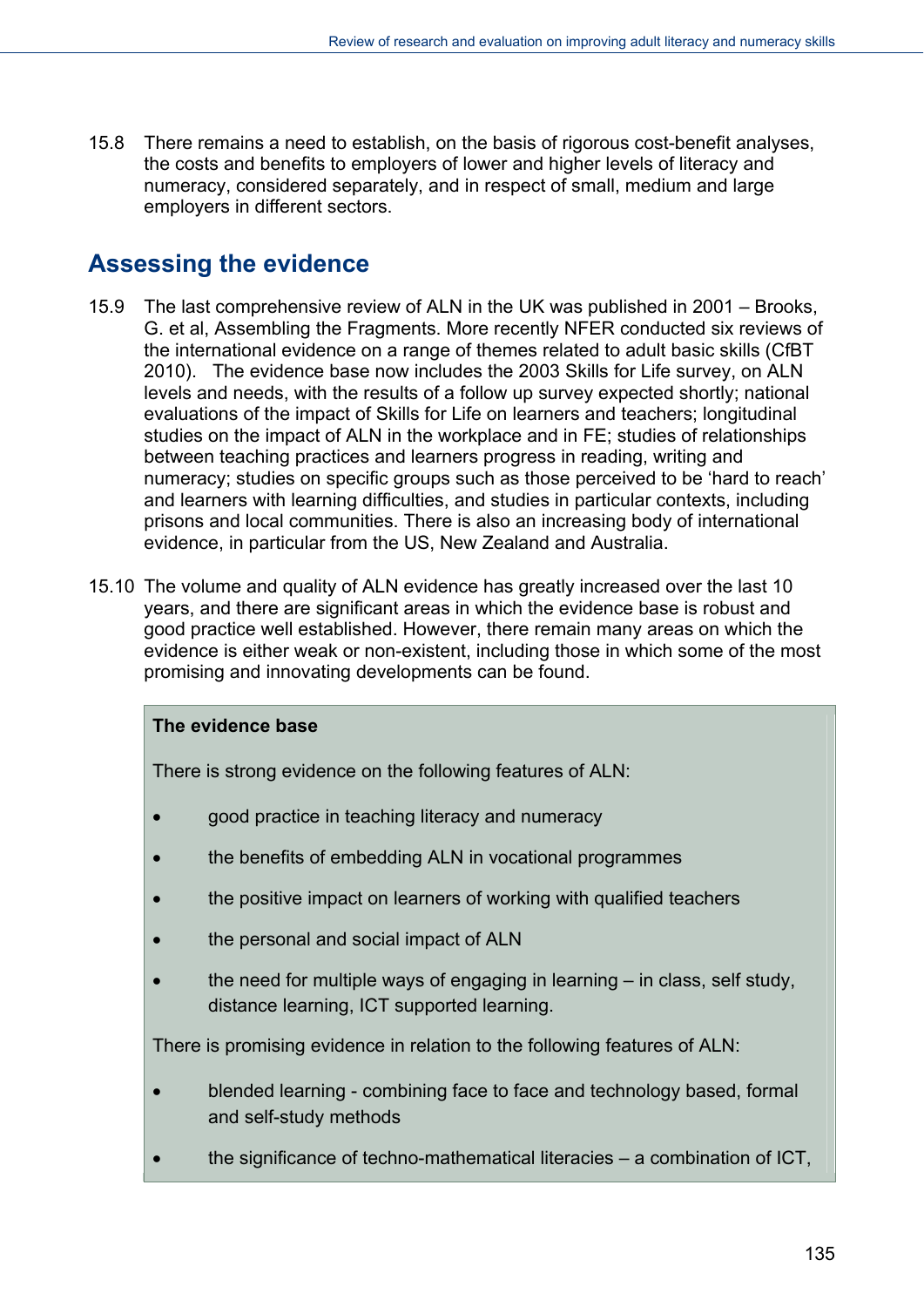15.8 There remains a need to establish, on the basis of rigorous cost-benefit analyses, the costs and benefits to employers of lower and higher levels of literacy and numeracy, considered separately, and in respect of small, medium and large employers in different sectors.

## Assessing the evidence

15.9 The last comprehensive review of ALN in the UK was published in 2001 – Brooks, G. et al, Assembling the Fragments. More recently NFER conducted six reviews of the international evidence on a range of themes related to adult basic skills (CfBT 2010). The evidence base now includes the 2003 Skills for Life survey, on ALN levels and needs, with the results of a follow up survey expected shortly; national evaluations of the impact of Skills for Life on learners and teachers; longitudinal studies on the impact of ALN in the workplace and in FE; studies of relationships between teaching practices and learners progress in reading, writing and numeracy; studies on specific groups such as those perceived to be 'hard to reach' and learners with learning difficulties, and studies in particular contexts, including prisons and local communities. There is also an increasing body of international evidence, in particular from the US, New Zealand and Australia.

15.10 The volume and quality of ALN evidence has greatly increased over the last 10 years, and there are significant areas in which the evidence base is robust and good practice well established. However, there remain many areas on which the evidence is either weak or non-existent, including those in which some of the most promising and innovating developments can be found.

**The evidence base**

There is strong evidence on the following features of ALN:

- good practice in teaching literacy and numeracy
- the benefits of embedding ALN in vocational programmes
- the positive impact on learners of working with qualified teachers
- the personal and social impact of ALN
- the need for multiple ways of engaging in learning – in class, self study, distance learning, ICT supported learning.

There is promising evidence in relation to the following features of ALN:

- blended learning - combining face to face and technology based, formal and self-study methods
- the significance of techno-mathematical literacies – a combination of ICT,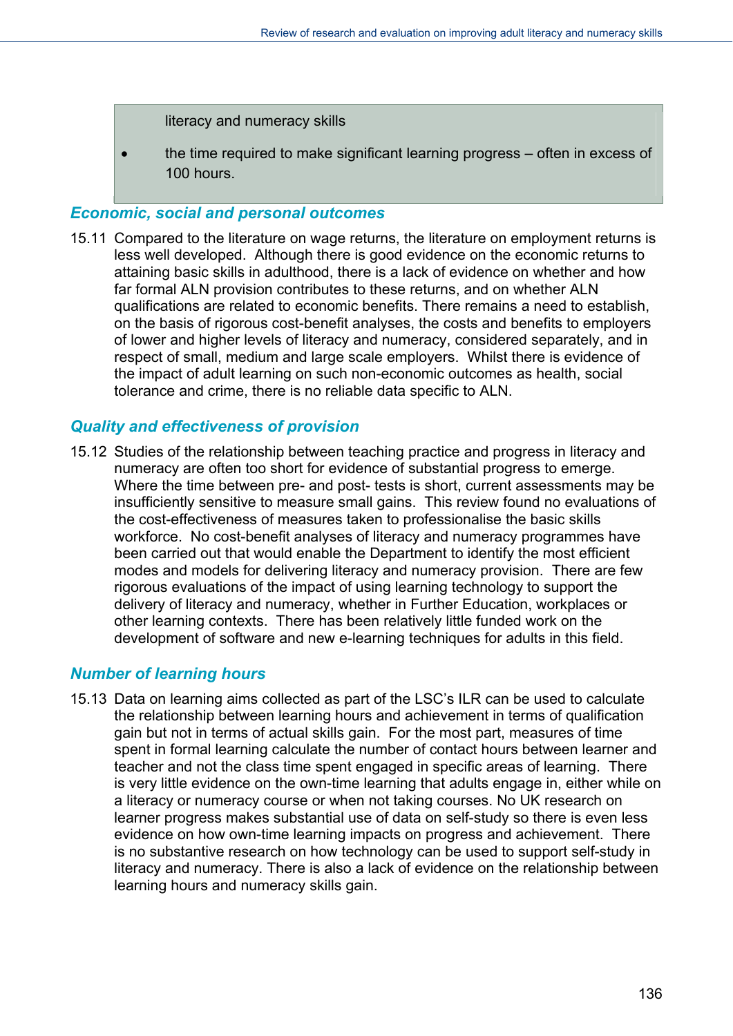literacy and numeracy skills

- the time required to make significant learning progress – often in excess of 100 hours.

### *Economic, social and personal outcomes*

15.11 Compared to the literature on wage returns, the literature on employment returns is less well developed. Although there is good evidence on the economic returns to attaining basic skills in adulthood, there is a lack of evidence on whether and how far formal ALN provision contributes to these returns, and on whether ALN qualifications are related to economic benefits. There remains a need to establish, on the basis of rigorous cost-benefit analyses, the costs and benefits to employers of lower and higher levels of literacy and numeracy, considered separately, and in respect of small, medium and large scale employers. Whilst there is evidence of the impact of adult learning on such non-economic outcomes as health, social tolerance and crime, there is no reliable data specific to ALN.

### *Quality and effectiveness of provision*

15.12 Studies of the relationship between teaching practice and progress in literacy and numeracy are often too short for evidence of substantial progress to emerge. Where the time between pre- and post- tests is short, current assessments may be insufficiently sensitive to measure small gains. This review found no evaluations of the cost-effectiveness of measures taken to professionalise the basic skills workforce. No cost-benefit analyses of literacy and numeracy programmes have been carried out that would enable the Department to identify the most efficient modes and models for delivering literacy and numeracy provision. There are few rigorous evaluations of the impact of using learning technology to support the delivery of literacy and numeracy, whether in Further Education, workplaces or other learning contexts. There has been relatively little funded work on the development of software and new e-learning techniques for adults in this field.

### *Number of learning hours*

15.13 Data on learning aims collected as part of the LSC's ILR can be used to calculate the relationship between learning hours and achievement in terms of qualification gain but not in terms of actual skills gain. For the most part, measures of time spent in formal learning calculate the number of contact hours between learner and teacher and not the class time spent engaged in specific areas of learning. There is very little evidence on the own-time learning that adults engage in, either while on a literacy or numeracy course or when not taking courses. No UK research on learner progress makes substantial use of data on self-study so there is even less evidence on how own-time learning impacts on progress and achievement. There is no substantive research on how technology can be used to support self-study in literacy and numeracy. There is also a lack of evidence on the relationship between learning hours and numeracy skills gain.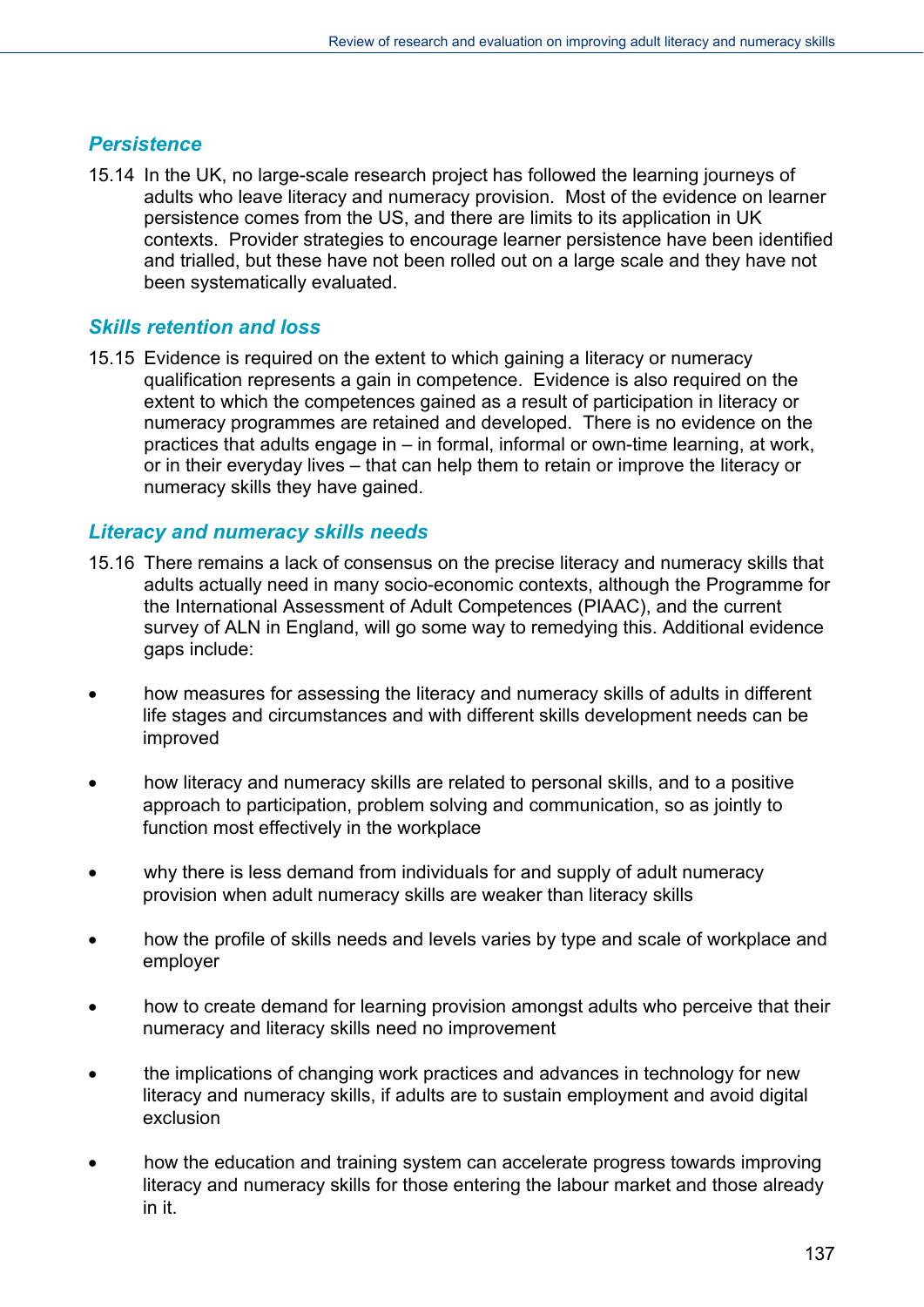### *Persistence*

15.14 In the UK, no large-scale research project has followed the learning journeys of adults who leave literacy and numeracy provision. Most of the evidence on learner persistence comes from the US, and there are limits to its application in UK contexts. Provider strategies to encourage learner persistence have been identified and trialled, but these have not been rolled out on a large scale and they have not been systematically evaluated.

### *Skills retention and loss*

15.15 Evidence is required on the extent to which gaining a literacy or numeracy qualification represents a gain in competence. Evidence is also required on the extent to which the competences gained as a result of participation in literacy or numeracy programmes are retained and developed. There is no evidence on the practices that adults engage in – in formal, informal or own-time learning, at work, or in their everyday lives – that can help them to retain or improve the literacy or numeracy skills they have gained.

### *Literacy and numeracy skills needs*

15.16 There remains a lack of consensus on the precise literacy and numeracy skills that adults actually need in many socio-economic contexts, although the Programme for the International Assessment of Adult Competences (PIAAC), and the current survey of ALN in England, will go some way to remedying this. Additional evidence gaps include:

- how measures for assessing the literacy and numeracy skills of adults in different life stages and circumstances and with different skills development needs can be improved
- how literacy and numeracy skills are related to personal skills, and to a positive approach to participation, problem solving and communication, so as jointly to function most effectively in the workplace
- why there is less demand from individuals for and supply of adult numeracy provision when adult numeracy skills are weaker than literacy skills
- how the profile of skills needs and levels varies by type and scale of workplace and employer
- how to create demand for learning provision amongst adults who perceive that their numeracy and literacy skills need no improvement
- the implications of changing work practices and advances in technology for new literacy and numeracy skills, if adults are to sustain employment and avoid digital exclusion
- how the education and training system can accelerate progress towards improving literacy and numeracy skills for those entering the labour market and those already in it.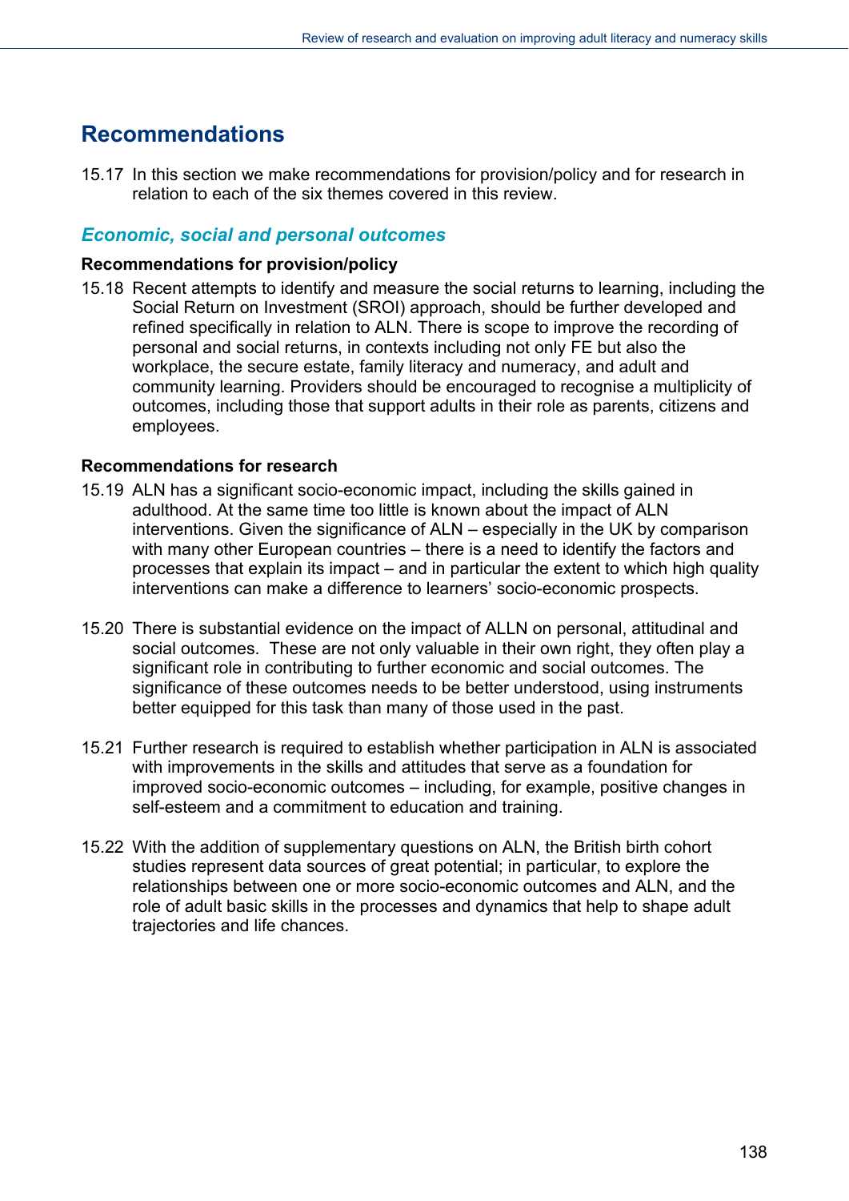## Recommendations

15.17 In this section we make recommendations for provision/policy and for research in relation to each of the six themes covered in this review.

### *Economic, social and personal outcomes*

**Recommendations for provision/policy**

15.18 Recent attempts to identify and measure the social returns to learning, including the Social Return on Investment (SROI) approach, should be further developed and refined specifically in relation to ALN. There is scope to improve the recording of personal and social returns, in contexts including not only FE but also the workplace, the secure estate, family literacy and numeracy, and adult and community learning. Providers should be encouraged to recognise a multiplicity of outcomes, including those that support adults in their role as parents, citizens and employees.

**Recommendations for research**

15.19 ALN has a significant socio-economic impact, including the skills gained in adulthood. At the same time too little is known about the impact of ALN interventions. Given the significance of ALN – especially in the UK by comparison with many other European countries – there is a need to identify the factors and processes that explain its impact – and in particular the extent to which high quality interventions can make a difference to learners' socio-economic prospects.

15.20 There is substantial evidence on the impact of ALLN on personal, attitudinal and social outcomes. These are not only valuable in their own right, they often play a significant role in contributing to further economic and social outcomes. The significance of these outcomes needs to be better understood, using instruments better equipped for this task than many of those used in the past.

15.21 Further research is required to establish whether participation in ALN is associated with improvements in the skills and attitudes that serve as a foundation for improved socio-economic outcomes – including, for example, positive changes in self-esteem and a commitment to education and training.

15.22 With the addition of supplementary questions on ALN, the British birth cohort studies represent data sources of great potential; in particular, to explore the relationships between one or more socio-economic outcomes and ALN, and the role of adult basic skills in the processes and dynamics that help to shape adult trajectories and life chances.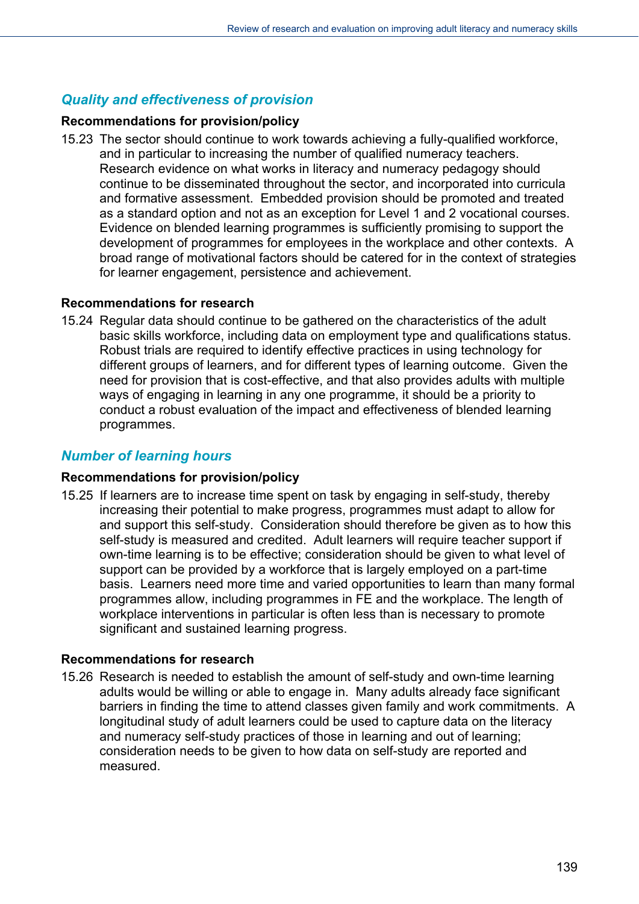## *Quality and effectiveness of provision*

**Recommendations for provision/policy**

15.23 The sector should continue to work towards achieving a fully-qualified workforce, and in particular to increasing the number of qualified numeracy teachers. Research evidence on what works in literacy and numeracy pedagogy should continue to be disseminated throughout the sector, and incorporated into curricula and formative assessment. Embedded provision should be promoted and treated as a standard option and not as an exception for Level 1 and 2 vocational courses. Evidence on blended learning programmes is sufficiently promising to support the development of programmes for employees in the workplace and other contexts. A broad range of motivational factors should be catered for in the context of strategies for learner engagement, persistence and achievement.

**Recommendations for research**

15.24 Regular data should continue to be gathered on the characteristics of the adult basic skills workforce, including data on employment type and qualifications status. Robust trials are required to identify effective practices in using technology for different groups of learners, and for different types of learning outcome. Given the need for provision that is cost-effective, and that also provides adults with multiple ways of engaging in learning in any one programme, it should be a priority to conduct a robust evaluation of the impact and effectiveness of blended learning programmes.

## *Number of learning hours*

**Recommendations for provision/policy**

15.25 If learners are to increase time spent on task by engaging in self-study, thereby increasing their potential to make progress, programmes must adapt to allow for and support this self-study. Consideration should therefore be given as to how this self-study is measured and credited. Adult learners will require teacher support if own-time learning is to be effective; consideration should be given to what level of support can be provided by a workforce that is largely employed on a part-time basis. Learners need more time and varied opportunities to learn than many formal programmes allow, including programmes in FE and the workplace. The length of workplace interventions in particular is often less than is necessary to promote significant and sustained learning progress.

**Recommendations for research**

15.26 Research is needed to establish the amount of self-study and own-time learning adults would be willing or able to engage in. Many adults already face significant barriers in finding the time to attend classes given family and work commitments. A longitudinal study of adult learners could be used to capture data on the literacy and numeracy self-study practices of those in learning and out of learning; consideration needs to be given to how data on self-study are reported and measured.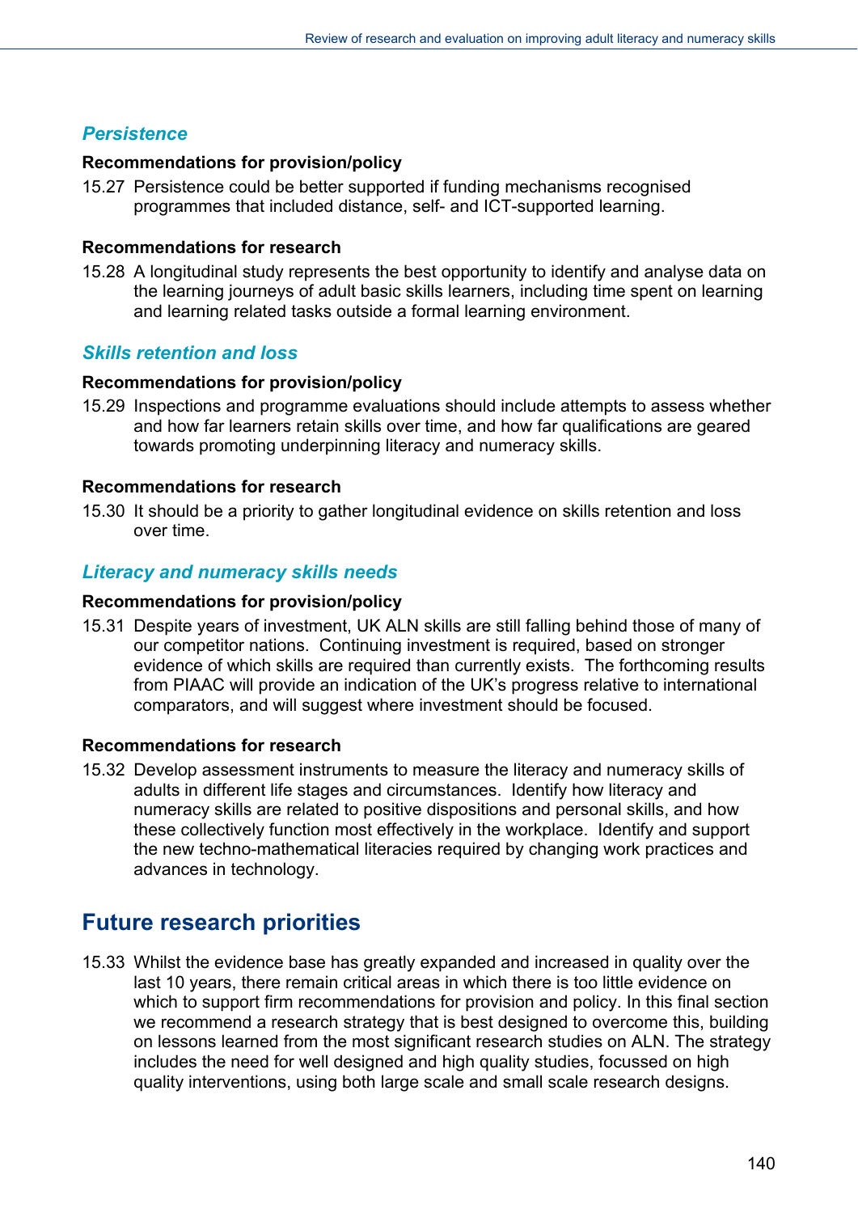### *Persistence*

**Recommendations for provision/policy**

15.27 Persistence could be better supported if funding mechanisms recognised programmes that included distance, self- and ICT-supported learning.

**Recommendations for research**

15.28 A longitudinal study represents the best opportunity to identify and analyse data on the learning journeys of adult basic skills learners, including time spent on learning and learning related tasks outside a formal learning environment.

### *Skills retention and loss*

**Recommendations for provision/policy**

15.29 Inspections and programme evaluations should include attempts to assess whether and how far learners retain skills over time, and how far qualifications are geared towards promoting underpinning literacy and numeracy skills.

**Recommendations for research**

15.30 It should be a priority to gather longitudinal evidence on skills retention and loss over time.

### *Literacy and numeracy skills needs*

**Recommendations for provision/policy**

15.31 Despite years of investment, UK ALN skills are still falling behind those of many of our competitor nations. Continuing investment is required, based on stronger evidence of which skills are required than currently exists. The forthcoming results from PIAAC will provide an indication of the UK's progress relative to international comparators, and will suggest where investment should be focused.

**Recommendations for research**

15.32 Develop assessment instruments to measure the literacy and numeracy skills of adults in different life stages and circumstances. Identify how literacy and numeracy skills are related to positive dispositions and personal skills, and how these collectively function most effectively in the workplace. Identify and support the new techno-mathematical literacies required by changing work practices and advances in technology.

## Future research priorities

15.33 Whilst the evidence base has greatly expanded and increased in quality over the last 10 years, there remain critical areas in which there is too little evidence on which to support firm recommendations for provision and policy. In this final section we recommend a research strategy that is best designed to overcome this, building on lessons learned from the most significant research studies on ALN. The strategy includes the need for well designed and high quality studies, focussed on high quality interventions, using both large scale and small scale research designs.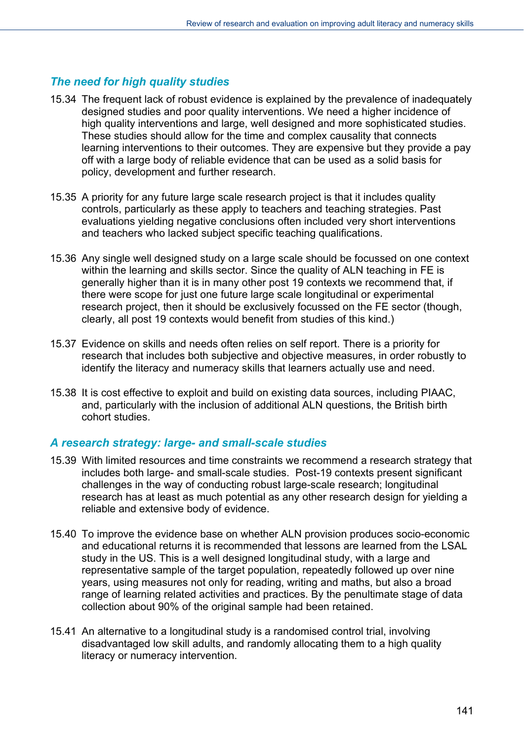### *The need for high quality studies*

15.34 The frequent lack of robust evidence is explained by the prevalence of inadequately designed studies and poor quality interventions. We need a higher incidence of high quality interventions and large, well designed and more sophisticated studies. These studies should allow for the time and complex causality that connects learning interventions to their outcomes. They are expensive but they provide a pay off with a large body of reliable evidence that can be used as a solid basis for policy, development and further research.

15.35 A priority for any future large scale research project is that it includes quality controls, particularly as these apply to teachers and teaching strategies. Past evaluations yielding negative conclusions often included very short interventions and teachers who lacked subject specific teaching qualifications.

15.36 Any single well designed study on a large scale should be focussed on one context within the learning and skills sector. Since the quality of ALN teaching in FE is generally higher than it is in many other post 19 contexts we recommend that, if there were scope for just one future large scale longitudinal or experimental research project, then it should be exclusively focussed on the FE sector (though, clearly, all post 19 contexts would benefit from studies of this kind.)

15.37 Evidence on skills and needs often relies on self report. There is a priority for research that includes both subjective and objective measures, in order robustly to identify the literacy and numeracy skills that learners actually use and need.

15.38 It is cost effective to exploit and build on existing data sources, including PIAAC, and, particularly with the inclusion of additional ALN questions, the British birth cohort studies.

### *A research strategy: large- and small-scale studies*

15.39 With limited resources and time constraints we recommend a research strategy that includes both large- and small-scale studies. Post-19 contexts present significant challenges in the way of conducting robust large-scale research; longitudinal research has at least as much potential as any other research design for yielding a reliable and extensive body of evidence.

15.40 To improve the evidence base on whether ALN provision produces socio-economic and educational returns it is recommended that lessons are learned from the LSAL study in the US. This is a well designed longitudinal study, with a large and representative sample of the target population, repeatedly followed up over nine years, using measures not only for reading, writing and maths, but also a broad range of learning related activities and practices. By the penultimate stage of data collection about 90% of the original sample had been retained.

15.41 An alternative to a longitudinal study is a randomised control trial, involving disadvantaged low skill adults, and randomly allocating them to a high quality literacy or numeracy intervention.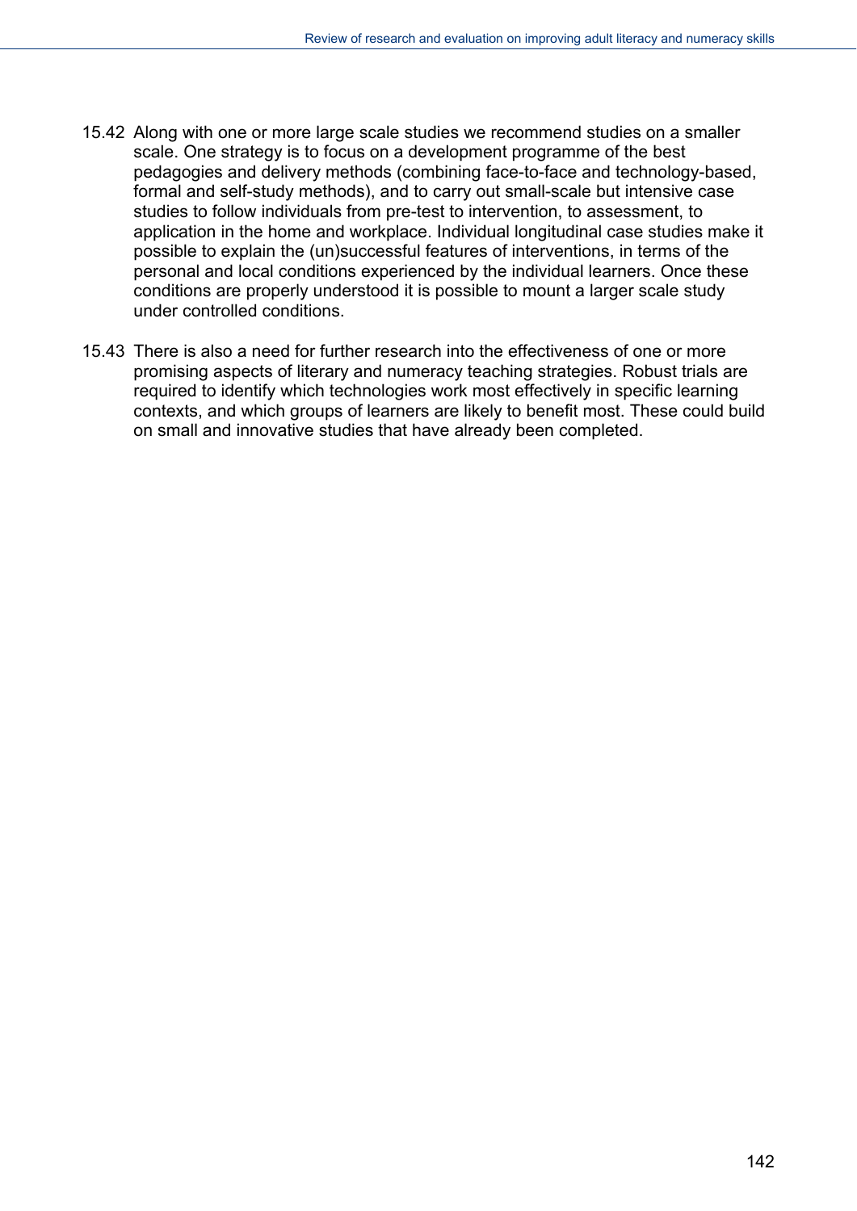15.42 Along with one or more large scale studies we recommend studies on a smaller scale. One strategy is to focus on a development programme of the best pedagogies and delivery methods (combining face-to-face and technology-based, formal and self-study methods), and to carry out small-scale but intensive case studies to follow individuals from pre-test to intervention, to assessment, to application in the home and workplace. Individual longitudinal case studies make it possible to explain the (un)successful features of interventions, in terms of the personal and local conditions experienced by the individual learners. Once these conditions are properly understood it is possible to mount a larger scale study under controlled conditions.

15.43 There is also a need for further research into the effectiveness of one or more promising aspects of literary and numeracy teaching strategies. Robust trials are required to identify which technologies work most effectively in specific learning contexts, and which groups of learners are likely to benefit most. These could build on small and innovative studies that have already been completed.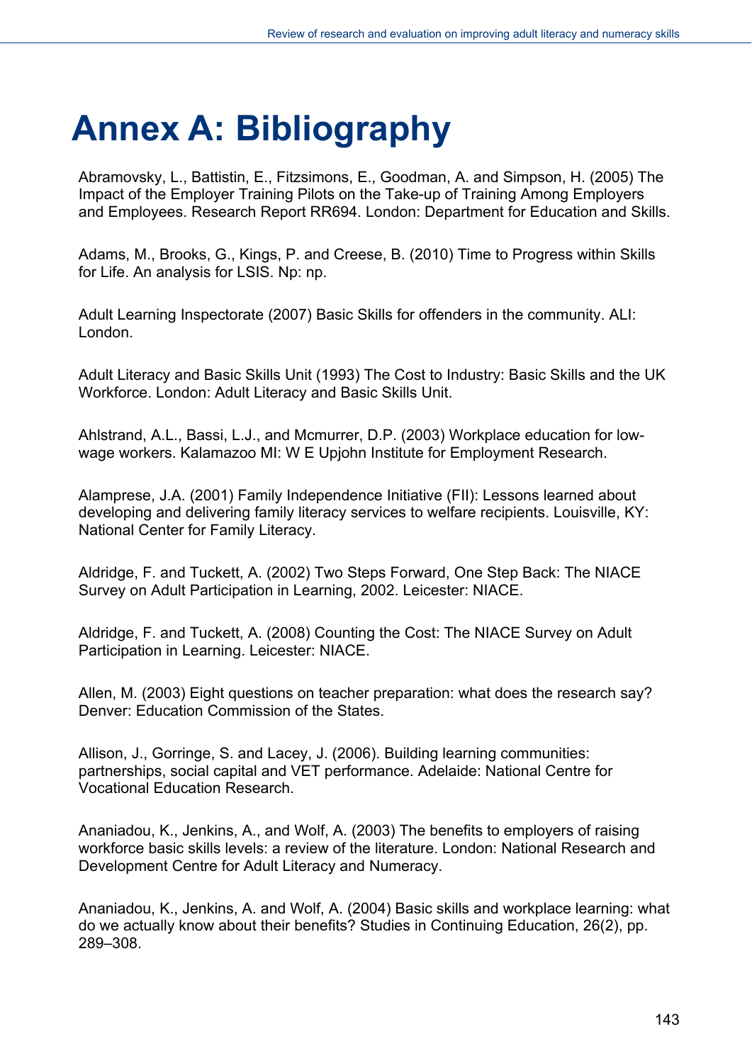# Annex A: Bibliography

Abramovsky, L., Battistin, E., Fitzsimons, E., Goodman, A. and Simpson, H. (2005) The Impact of the Employer Training Pilots on the Take-up of Training Among Employers and Employees. Research Report RR694. London: Department for Education and Skills.

Adams, M., Brooks, G., Kings, P. and Creese, B. (2010) Time to Progress within Skills for Life. An analysis for LSIS. Np: np.

Adult Learning Inspectorate (2007) Basic Skills for offenders in the community. ALI: London.

Adult Literacy and Basic Skills Unit (1993) The Cost to Industry: Basic Skills and the UK Workforce. London: Adult Literacy and Basic Skills Unit.

Ahlstrand, A.L., Bassi, L.J., and Mcmurrer, D.P. (2003) Workplace education for low-wage workers. Kalamazoo MI: W E Upjohn Institute for Employment Research.

Alamprese, J.A. (2001) Family Independence Initiative (FII): Lessons learned about developing and delivering family literacy services to welfare recipients. Louisville, KY: National Center for Family Literacy.

Aldridge, F. and Tuckett, A. (2002) Two Steps Forward, One Step Back: The NIACE Survey on Adult Participation in Learning, 2002. Leicester: NIACE.

Aldridge, F. and Tuckett, A. (2008) Counting the Cost: The NIACE Survey on Adult Participation in Learning. Leicester: NIACE.

Allen, M. (2003) Eight questions on teacher preparation: what does the research say? Denver: Education Commission of the States.

Allison, J., Gorringe, S. and Lacey, J. (2006). Building learning communities: partnerships, social capital and VET performance. Adelaide: National Centre for Vocational Education Research.

Ananiadou, K., Jenkins, A., and Wolf, A. (2003) The benefits to employers of raising workforce basic skills levels: a review of the literature. London: National Research and Development Centre for Adult Literacy and Numeracy.

Ananiadou, K., Jenkins, A. and Wolf, A. (2004) Basic skills and workplace learning: what do we actually know about their benefits? Studies in Continuing Education, 26(2), pp. 289–308.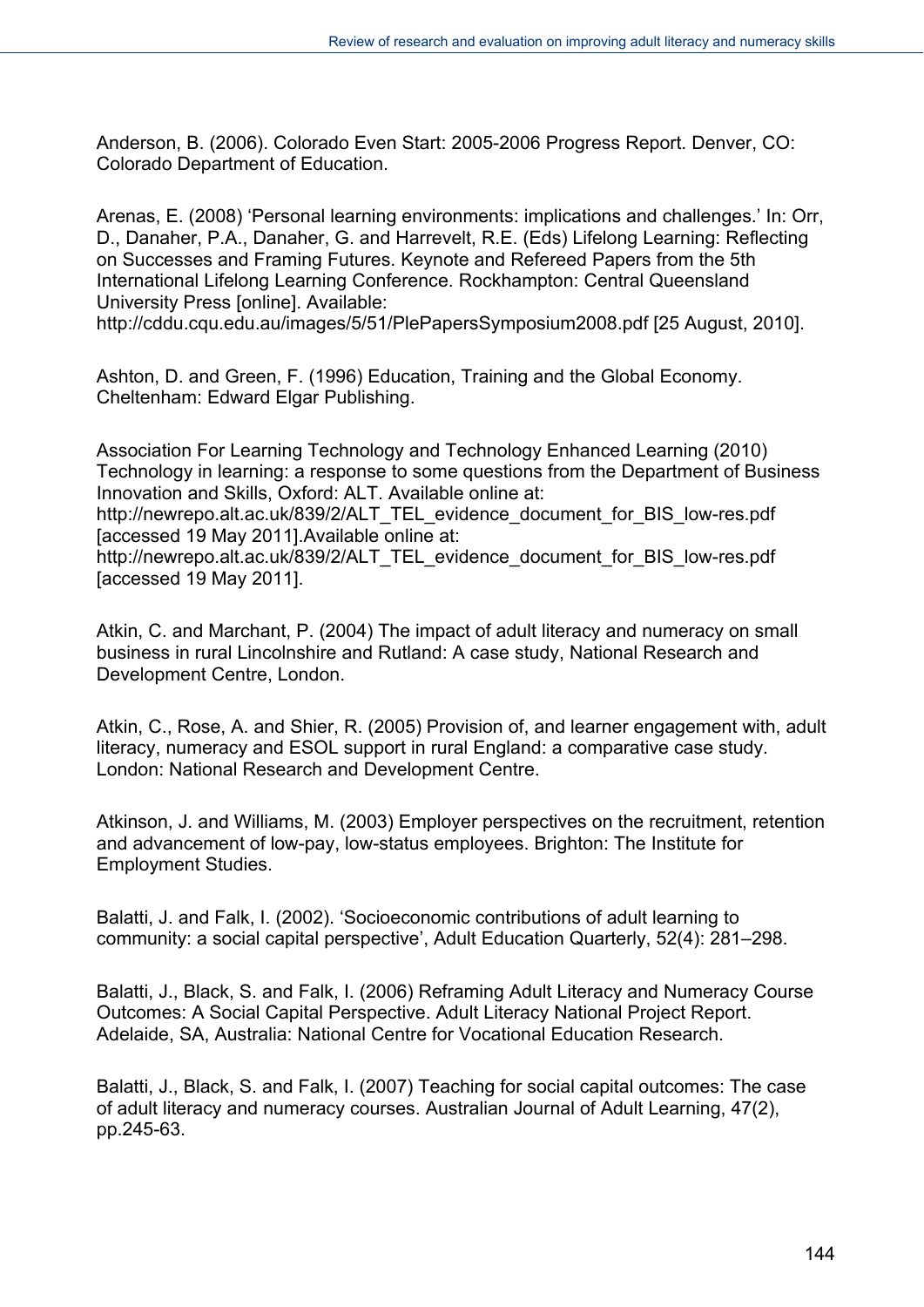Anderson, B. (2006). Colorado Even Start: 2005-2006 Progress Report. Denver, CO: Colorado Department of Education.

Arenas, E. (2008) 'Personal learning environments: implications and challenges.' In: Orr, D., Danaher, P.A., Danaher, G. and Harrevelt, R.E. (Eds) Lifelong Learning: Reflecting on Successes and Framing Futures. Keynote and Refereed Papers from the 5th International Lifelong Learning Conference. Rockhampton: Central Queensland University Press [online]. Available: http://cddu.cqu.edu.au/images/5/51/PlePapersSymposium2008.pdf [25 August, 2010].

Ashton, D. and Green, F. (1996) Education, Training and the Global Economy. Cheltenham: Edward Elgar Publishing.

Association For Learning Technology and Technology Enhanced Learning (2010) Technology in learning: a response to some questions from the Department of Business Innovation and Skills, Oxford: ALT. Available online at: http://newrepo.alt.ac.uk/839/2/ALT_TEL_evidence_document_for_BIS_low-res.pdf [accessed 19 May 2011].Available online at: http://newrepo.alt.ac.uk/839/2/ALT_TEL_evidence_document_for_BIS_low-res.pdf [accessed 19 May 2011].

Atkin, C. and Marchant, P. (2004) The impact of adult literacy and numeracy on small business in rural Lincolnshire and Rutland: A case study, National Research and Development Centre, London.

Atkin, C., Rose, A. and Shier, R. (2005) Provision of, and learner engagement with, adult literacy, numeracy and ESOL support in rural England: a comparative case study. London: National Research and Development Centre.

Atkinson, J. and Williams, M. (2003) Employer perspectives on the recruitment, retention and advancement of low-pay, low-status employees. Brighton: The Institute for Employment Studies.

Balatti, J. and Falk, I. (2002). 'Socioeconomic contributions of adult learning to community: a social capital perspective', Adult Education Quarterly, 52(4): 281–298.

Balatti, J., Black, S. and Falk, I. (2006) Reframing Adult Literacy and Numeracy Course Outcomes: A Social Capital Perspective. Adult Literacy National Project Report. Adelaide, SA, Australia: National Centre for Vocational Education Research.

Balatti, J., Black, S. and Falk, I. (2007) Teaching for social capital outcomes: The case of adult literacy and numeracy courses. Australian Journal of Adult Learning, 47(2), pp.245-63.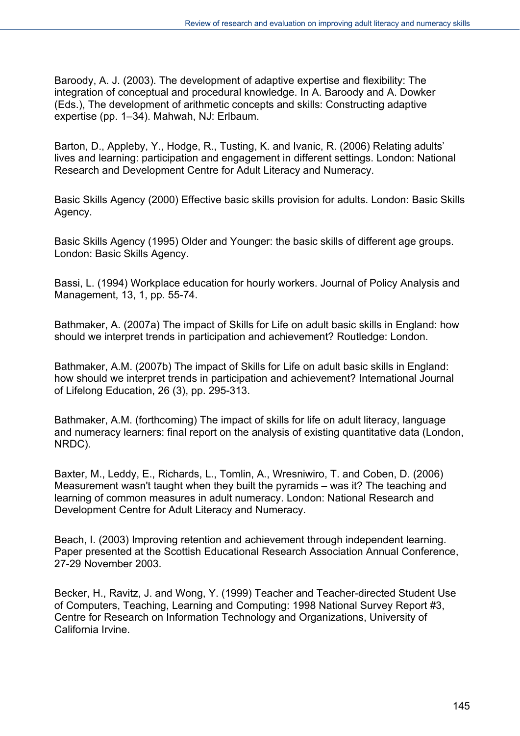Baroody, A. J. (2003). The development of adaptive expertise and flexibility: The integration of conceptual and procedural knowledge. In A. Baroody and A. Dowker (Eds.), The development of arithmetic concepts and skills: Constructing adaptive expertise (pp. 1–34). Mahwah, NJ: Erlbaum.

Barton, D., Appleby, Y., Hodge, R., Tusting, K. and Ivanic, R. (2006) Relating adults' lives and learning: participation and engagement in different settings. London: National Research and Development Centre for Adult Literacy and Numeracy.

Basic Skills Agency (2000) Effective basic skills provision for adults. London: Basic Skills Agency.

Basic Skills Agency (1995) Older and Younger: the basic skills of different age groups. London: Basic Skills Agency.

Bassi, L. (1994) Workplace education for hourly workers. Journal of Policy Analysis and Management, 13, 1, pp. 55-74.

Bathmaker, A. (2007a) The impact of Skills for Life on adult basic skills in England: how should we interpret trends in participation and achievement? Routledge: London.

Bathmaker, A.M. (2007b) The impact of Skills for Life on adult basic skills in England: how should we interpret trends in participation and achievement? International Journal of Lifelong Education, 26 (3), pp. 295-313.

Bathmaker, A.M. (forthcoming) The impact of skills for life on adult literacy, language and numeracy learners: final report on the analysis of existing quantitative data (London, NRDC).

Baxter, M., Leddy, E., Richards, L., Tomlin, A., Wresniwiro, T. and Coben, D. (2006) Measurement wasn't taught when they built the pyramids – was it? The teaching and learning of common measures in adult numeracy. London: National Research and Development Centre for Adult Literacy and Numeracy.

Beach, I. (2003) Improving retention and achievement through independent learning. Paper presented at the Scottish Educational Research Association Annual Conference, 27-29 November 2003.

Becker, H., Ravitz, J. and Wong, Y. (1999) Teacher and Teacher-directed Student Use of Computers, Teaching, Learning and Computing: 1998 National Survey Report #3, Centre for Research on Information Technology and Organizations, University of California Irvine.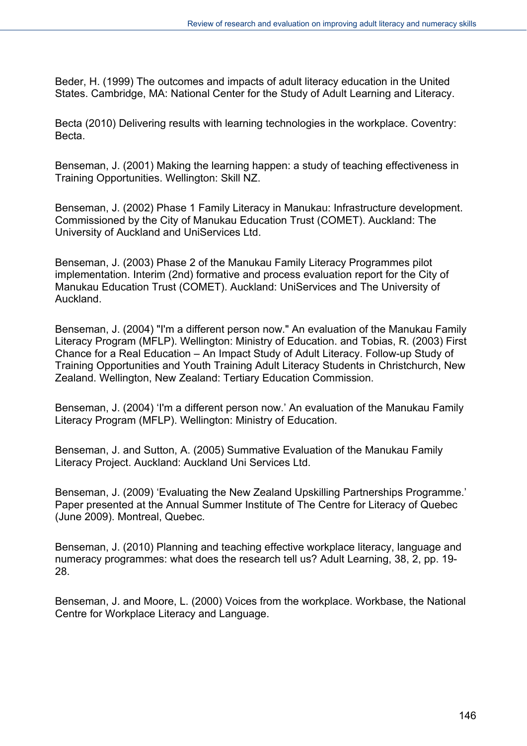Beder, H. (1999) The outcomes and impacts of adult literacy education in the United States. Cambridge, MA: National Center for the Study of Adult Learning and Literacy.

Becta (2010) Delivering results with learning technologies in the workplace. Coventry: Becta.

Benseman, J. (2001) Making the learning happen: a study of teaching effectiveness in Training Opportunities. Wellington: Skill NZ.

Benseman, J. (2002) Phase 1 Family Literacy in Manukau: Infrastructure development. Commissioned by the City of Manukau Education Trust (COMET). Auckland: The University of Auckland and UniServices Ltd.

Benseman, J. (2003) Phase 2 of the Manukau Family Literacy Programmes pilot implementation. Interim (2nd) formative and process evaluation report for the City of Manukau Education Trust (COMET). Auckland: UniServices and The University of Auckland.

Benseman, J. (2004) "I'm a different person now." An evaluation of the Manukau Family Literacy Program (MFLP). Wellington: Ministry of Education. and Tobias, R. (2003) First Chance for a Real Education – An Impact Study of Adult Literacy. Follow-up Study of Training Opportunities and Youth Training Adult Literacy Students in Christchurch, New Zealand. Wellington, New Zealand: Tertiary Education Commission.

Benseman, J. (2004) 'I'm a different person now.' An evaluation of the Manukau Family Literacy Program (MFLP). Wellington: Ministry of Education.

Benseman, J. and Sutton, A. (2005) Summative Evaluation of the Manukau Family Literacy Project. Auckland: Auckland Uni Services Ltd.

Benseman, J. (2009) 'Evaluating the New Zealand Upskilling Partnerships Programme.' Paper presented at the Annual Summer Institute of The Centre for Literacy of Quebec (June 2009). Montreal, Quebec.

Benseman, J. (2010) Planning and teaching effective workplace literacy, language and numeracy programmes: what does the research tell us? Adult Learning, 38, 2, pp. 19-28.

Benseman, J. and Moore, L. (2000) Voices from the workplace. Workbase, the National Centre for Workplace Literacy and Language.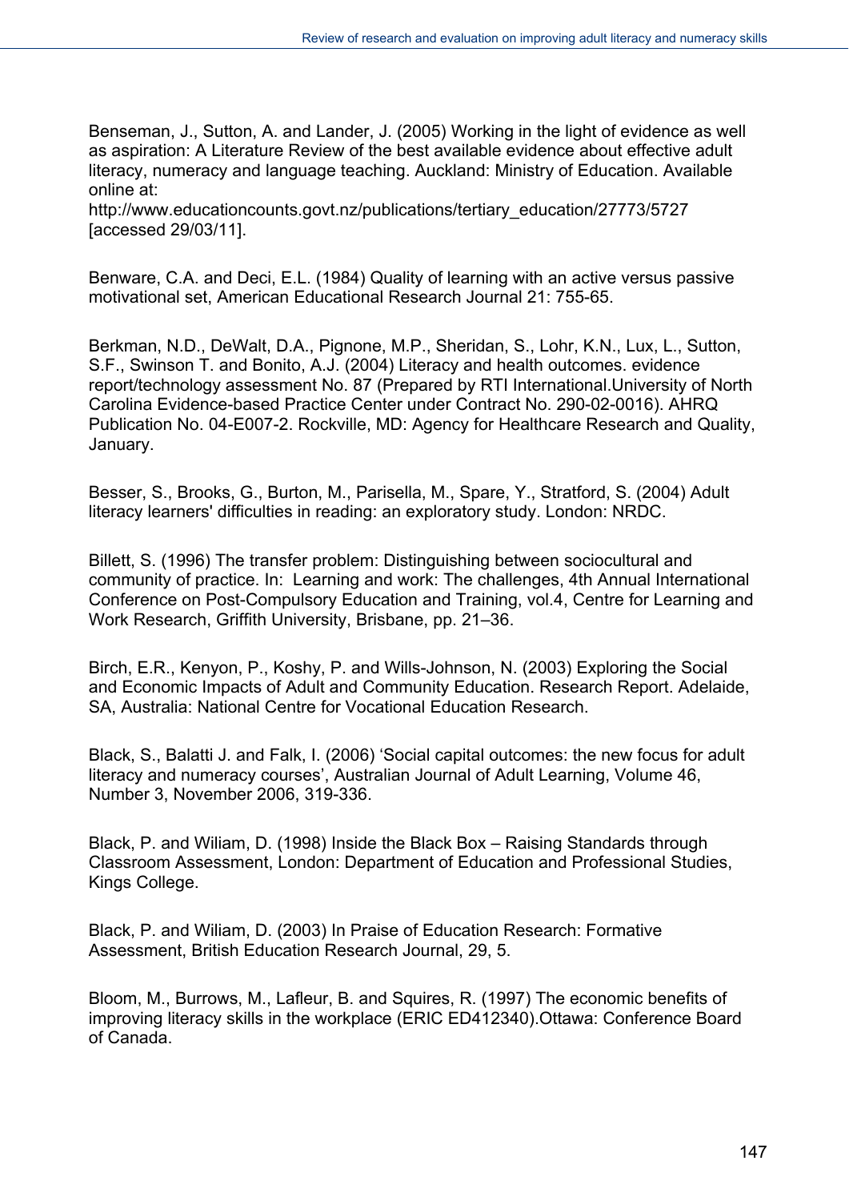Benseman, J., Sutton, A. and Lander, J. (2005) Working in the light of evidence as well as aspiration: A Literature Review of the best available evidence about effective adult literacy, numeracy and language teaching. Auckland: Ministry of Education. Available online at: http://www.educationcounts.govt.nz/publications/tertiary_education/27773/5727 [accessed 29/03/11].

Benware, C.A. and Deci, E.L. (1984) Quality of learning with an active versus passive motivational set, American Educational Research Journal 21: 755-65.

Berkman, N.D., DeWalt, D.A., Pignone, M.P., Sheridan, S., Lohr, K.N., Lux, L., Sutton, S.F., Swinson T. and Bonito, A.J. (2004) Literacy and health outcomes. evidence report/technology assessment No. 87 (Prepared by RTI International.University of North Carolina Evidence-based Practice Center under Contract No. 290-02-0016). AHRQ Publication No. 04-E007-2. Rockville, MD: Agency for Healthcare Research and Quality, January.

Besser, S., Brooks, G., Burton, M., Parisella, M., Spare, Y., Stratford, S. (2004) Adult literacy learners' difficulties in reading: an exploratory study. London: NRDC.

Billett, S. (1996) The transfer problem: Distinguishing between sociocultural and community of practice. In: Learning and work: The challenges, 4th Annual International Conference on Post-Compulsory Education and Training, vol.4, Centre for Learning and Work Research, Griffith University, Brisbane, pp. 21–36.

Birch, E.R., Kenyon, P., Koshy, P. and Wills-Johnson, N. (2003) Exploring the Social and Economic Impacts of Adult and Community Education. Research Report. Adelaide, SA, Australia: National Centre for Vocational Education Research.

Black, S., Balatti J. and Falk, I. (2006) 'Social capital outcomes: the new focus for adult literacy and numeracy courses', Australian Journal of Adult Learning, Volume 46, Number 3, November 2006, 319-336.

Black, P. and Wiliam, D. (1998) Inside the Black Box – Raising Standards through Classroom Assessment, London: Department of Education and Professional Studies, Kings College.

Black, P. and Wiliam, D. (2003) In Praise of Education Research: Formative Assessment, British Education Research Journal, 29, 5.

Bloom, M., Burrows, M., Lafleur, B. and Squires, R. (1997) The economic benefits of improving literacy skills in the workplace (ERIC ED412340).Ottawa: Conference Board of Canada.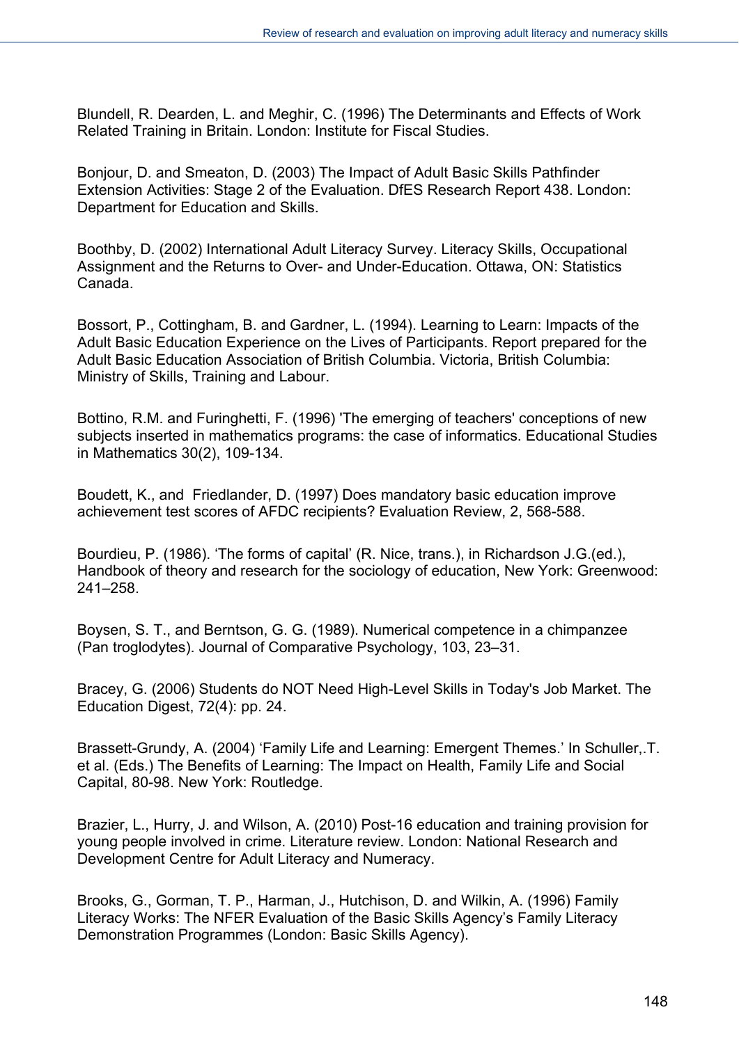Blundell, R. Dearden, L. and Meghir, C. (1996) The Determinants and Effects of Work Related Training in Britain. London: Institute for Fiscal Studies.

Bonjour, D. and Smeaton, D. (2003) The Impact of Adult Basic Skills Pathfinder Extension Activities: Stage 2 of the Evaluation. DfES Research Report 438. London: Department for Education and Skills.

Boothby, D. (2002) International Adult Literacy Survey. Literacy Skills, Occupational Assignment and the Returns to Over- and Under-Education. Ottawa, ON: Statistics Canada.

Bossort, P., Cottingham, B. and Gardner, L. (1994). Learning to Learn: Impacts of the Adult Basic Education Experience on the Lives of Participants. Report prepared for the Adult Basic Education Association of British Columbia. Victoria, British Columbia: Ministry of Skills, Training and Labour.

Bottino, R.M. and Furinghetti, F. (1996) 'The emerging of teachers' conceptions of new subjects inserted in mathematics programs: the case of informatics. Educational Studies in Mathematics 30(2), 109-134.

Boudett, K., and Friedlander, D. (1997) Does mandatory basic education improve achievement test scores of AFDC recipients? Evaluation Review, 2, 568-588.

Bourdieu, P. (1986). 'The forms of capital' (R. Nice, trans.), in Richardson J.G.(ed.), Handbook of theory and research for the sociology of education, New York: Greenwood: 241–258.

Boysen, S. T., and Berntson, G. G. (1989). Numerical competence in a chimpanzee (Pan troglodytes). Journal of Comparative Psychology, 103, 23–31.

Bracey, G. (2006) Students do NOT Need High-Level Skills in Today's Job Market. The Education Digest, 72(4): pp. 24.

Brassett-Grundy, A. (2004) 'Family Life and Learning: Emergent Themes.' In Schuller,.T. et al. (Eds.) The Benefits of Learning: The Impact on Health, Family Life and Social Capital, 80-98. New York: Routledge.

Brazier, L., Hurry, J. and Wilson, A. (2010) Post-16 education and training provision for young people involved in crime. Literature review. London: National Research and Development Centre for Adult Literacy and Numeracy.

Brooks, G., Gorman, T. P., Harman, J., Hutchison, D. and Wilkin, A. (1996) Family Literacy Works: The NFER Evaluation of the Basic Skills Agency's Family Literacy Demonstration Programmes (London: Basic Skills Agency).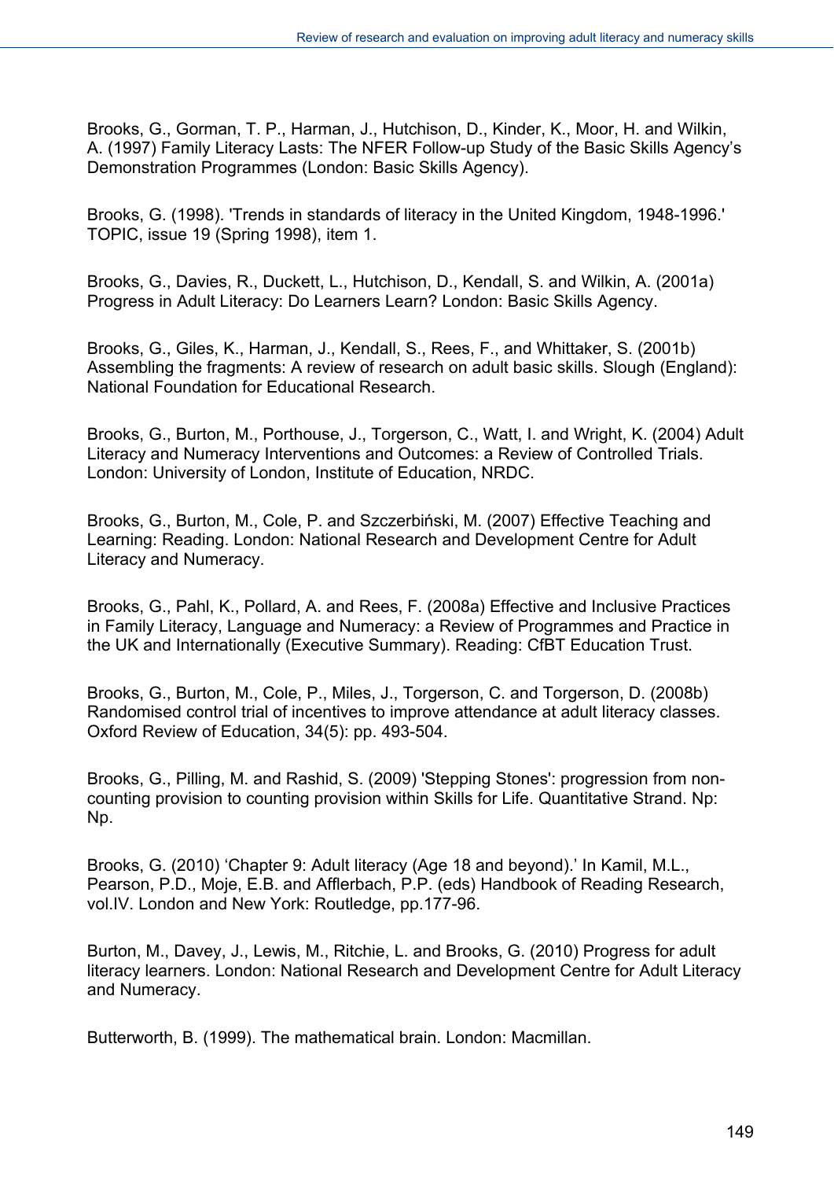Brooks, G., Gorman, T. P., Harman, J., Hutchison, D., Kinder, K., Moor, H. and Wilkin, A. (1997) Family Literacy Lasts: The NFER Follow-up Study of the Basic Skills Agency's Demonstration Programmes (London: Basic Skills Agency).

Brooks, G. (1998). 'Trends in standards of literacy in the United Kingdom, 1948-1996.' TOPIC, issue 19 (Spring 1998), item 1.

Brooks, G., Davies, R., Duckett, L., Hutchison, D., Kendall, S. and Wilkin, A. (2001a) Progress in Adult Literacy: Do Learners Learn? London: Basic Skills Agency.

Brooks, G., Giles, K., Harman, J., Kendall, S., Rees, F., and Whittaker, S. (2001b) Assembling the fragments: A review of research on adult basic skills. Slough (England): National Foundation for Educational Research.

Brooks, G., Burton, M., Porthouse, J., Torgerson, C., Watt, I. and Wright, K. (2004) Adult Literacy and Numeracy Interventions and Outcomes: a Review of Controlled Trials. London: University of London, Institute of Education, NRDC.

Brooks, G., Burton, M., Cole, P. and Szczerbiński, M. (2007) Effective Teaching and Learning: Reading. London: National Research and Development Centre for Adult Literacy and Numeracy.

Brooks, G., Pahl, K., Pollard, A. and Rees, F. (2008a) Effective and Inclusive Practices in Family Literacy, Language and Numeracy: a Review of Programmes and Practice in the UK and Internationally (Executive Summary). Reading: CfBT Education Trust.

Brooks, G., Burton, M., Cole, P., Miles, J., Torgerson, C. and Torgerson, D. (2008b) Randomised control trial of incentives to improve attendance at adult literacy classes. Oxford Review of Education, 34(5): pp. 493-504.

Brooks, G., Pilling, M. and Rashid, S. (2009) 'Stepping Stones': progression from non-counting provision to counting provision within Skills for Life. Quantitative Strand. Np: Np.

Brooks, G. (2010) 'Chapter 9: Adult literacy (Age 18 and beyond).' In Kamil, M.L., Pearson, P.D., Moje, E.B. and Afflerbach, P.P. (eds) Handbook of Reading Research, vol.IV. London and New York: Routledge, pp.177-96.

Burton, M., Davey, J., Lewis, M., Ritchie, L. and Brooks, G. (2010) Progress for adult literacy learners. London: National Research and Development Centre for Adult Literacy and Numeracy.

Butterworth, B. (1999). The mathematical brain. London: Macmillan.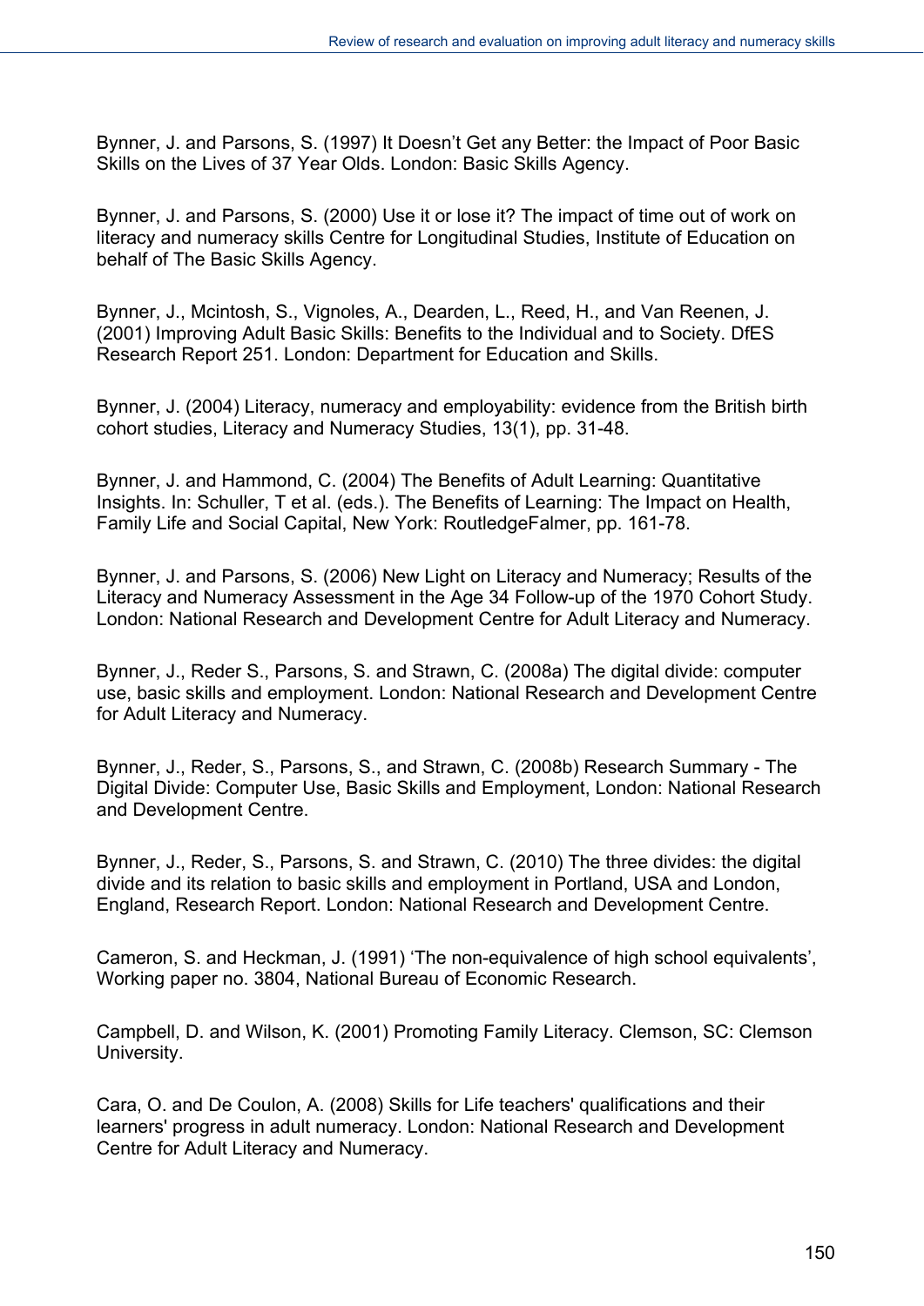Bynner, J. and Parsons, S. (1997) It Doesn't Get any Better: the Impact of Poor Basic Skills on the Lives of 37 Year Olds. London: Basic Skills Agency.

Bynner, J. and Parsons, S. (2000) Use it or lose it? The impact of time out of work on literacy and numeracy skills Centre for Longitudinal Studies, Institute of Education on behalf of The Basic Skills Agency.

Bynner, J., Mcintosh, S., Vignoles, A., Dearden, L., Reed, H., and Van Reenen, J. (2001) Improving Adult Basic Skills: Benefits to the Individual and to Society. DfES Research Report 251. London: Department for Education and Skills.

Bynner, J. (2004) Literacy, numeracy and employability: evidence from the British birth cohort studies, Literacy and Numeracy Studies, 13(1), pp. 31-48.

Bynner, J. and Hammond, C. (2004) The Benefits of Adult Learning: Quantitative Insights. In: Schuller, T et al. (eds.). The Benefits of Learning: The Impact on Health, Family Life and Social Capital, New York: RoutledgeFalmer, pp. 161-78.

Bynner, J. and Parsons, S. (2006) New Light on Literacy and Numeracy; Results of the Literacy and Numeracy Assessment in the Age 34 Follow-up of the 1970 Cohort Study. London: National Research and Development Centre for Adult Literacy and Numeracy.

Bynner, J., Reder S., Parsons, S. and Strawn, C. (2008a) The digital divide: computer use, basic skills and employment. London: National Research and Development Centre for Adult Literacy and Numeracy.

Bynner, J., Reder, S., Parsons, S., and Strawn, C. (2008b) Research Summary - The Digital Divide: Computer Use, Basic Skills and Employment, London: National Research and Development Centre.

Bynner, J., Reder, S., Parsons, S. and Strawn, C. (2010) The three divides: the digital divide and its relation to basic skills and employment in Portland, USA and London, England, Research Report. London: National Research and Development Centre.

Cameron, S. and Heckman, J. (1991) 'The non-equivalence of high school equivalents', Working paper no. 3804, National Bureau of Economic Research.

Campbell, D. and Wilson, K. (2001) Promoting Family Literacy. Clemson, SC: Clemson University.

Cara, O. and De Coulon, A. (2008) Skills for Life teachers' qualifications and their learners' progress in adult numeracy. London: National Research and Development Centre for Adult Literacy and Numeracy.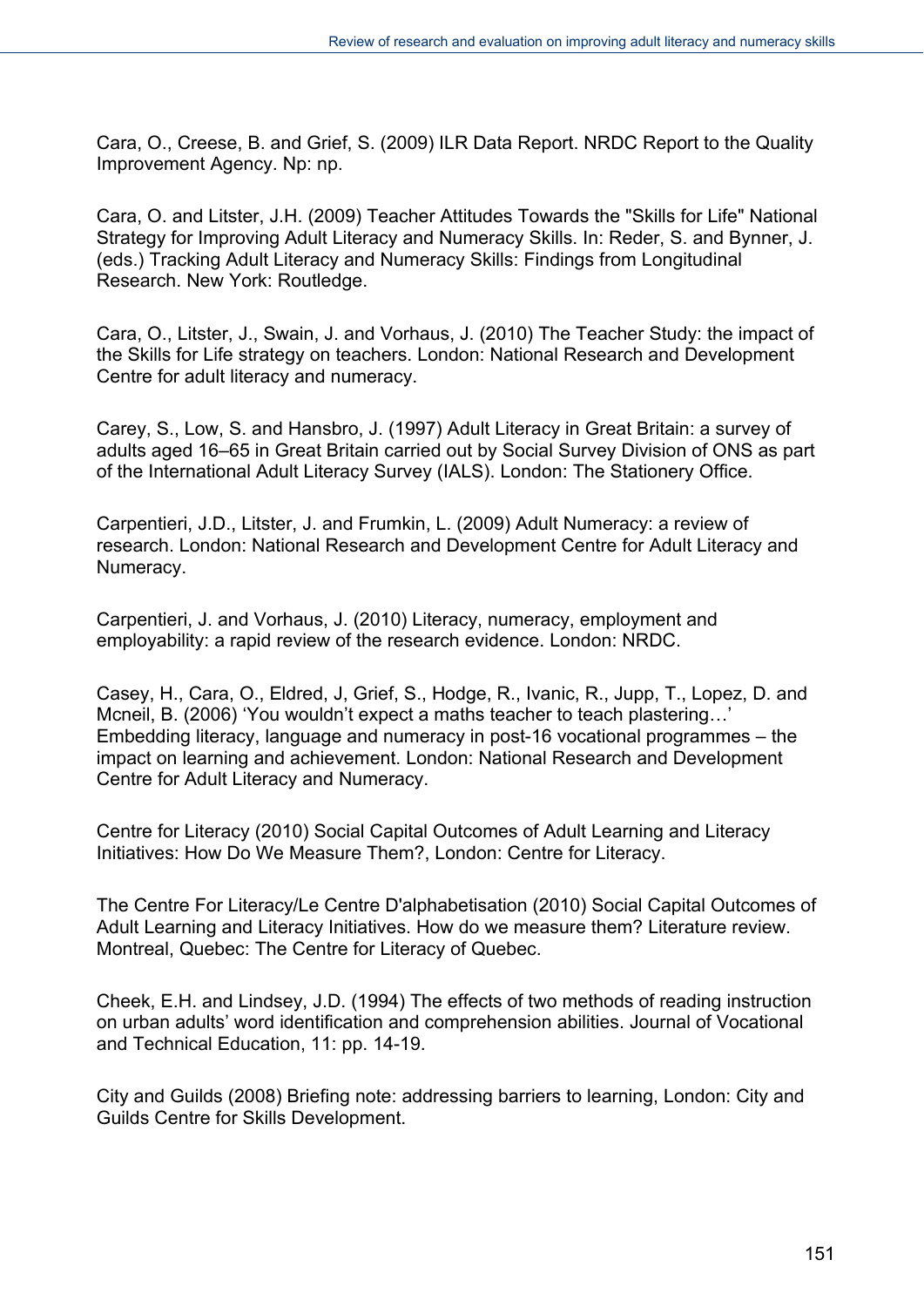Cara, O., Creese, B. and Grief, S. (2009) ILR Data Report. NRDC Report to the Quality Improvement Agency. Np: np.

Cara, O. and Litster, J.H. (2009) Teacher Attitudes Towards the "Skills for Life" National Strategy for Improving Adult Literacy and Numeracy Skills. In: Reder, S. and Bynner, J. (eds.) Tracking Adult Literacy and Numeracy Skills: Findings from Longitudinal Research. New York: Routledge.

Cara, O., Litster, J., Swain, J. and Vorhaus, J. (2010) The Teacher Study: the impact of the Skills for Life strategy on teachers. London: National Research and Development Centre for adult literacy and numeracy.

Carey, S., Low, S. and Hansbro, J. (1997) Adult Literacy in Great Britain: a survey of adults aged 16–65 in Great Britain carried out by Social Survey Division of ONS as part of the International Adult Literacy Survey (IALS). London: The Stationery Office.

Carpentieri, J.D., Litster, J. and Frumkin, L. (2009) Adult Numeracy: a review of research. London: National Research and Development Centre for Adult Literacy and Numeracy.

Carpentieri, J. and Vorhaus, J. (2010) Literacy, numeracy, employment and employability: a rapid review of the research evidence. London: NRDC.

Casey, H., Cara, O., Eldred, J, Grief, S., Hodge, R., Ivanic, R., Jupp, T., Lopez, D. and Mcneil, B. (2006) 'You wouldn't expect a maths teacher to teach plastering…' Embedding literacy, language and numeracy in post-16 vocational programmes – the impact on learning and achievement. London: National Research and Development Centre for Adult Literacy and Numeracy.

Centre for Literacy (2010) Social Capital Outcomes of Adult Learning and Literacy Initiatives: How Do We Measure Them?, London: Centre for Literacy.

The Centre For Literacy/Le Centre D'alphabetisation (2010) Social Capital Outcomes of Adult Learning and Literacy Initiatives. How do we measure them? Literature review. Montreal, Quebec: The Centre for Literacy of Quebec.

Cheek, E.H. and Lindsey, J.D. (1994) The effects of two methods of reading instruction on urban adults' word identification and comprehension abilities. Journal of Vocational and Technical Education, 11: pp. 14-19.

City and Guilds (2008) Briefing note: addressing barriers to learning, London: City and Guilds Centre for Skills Development.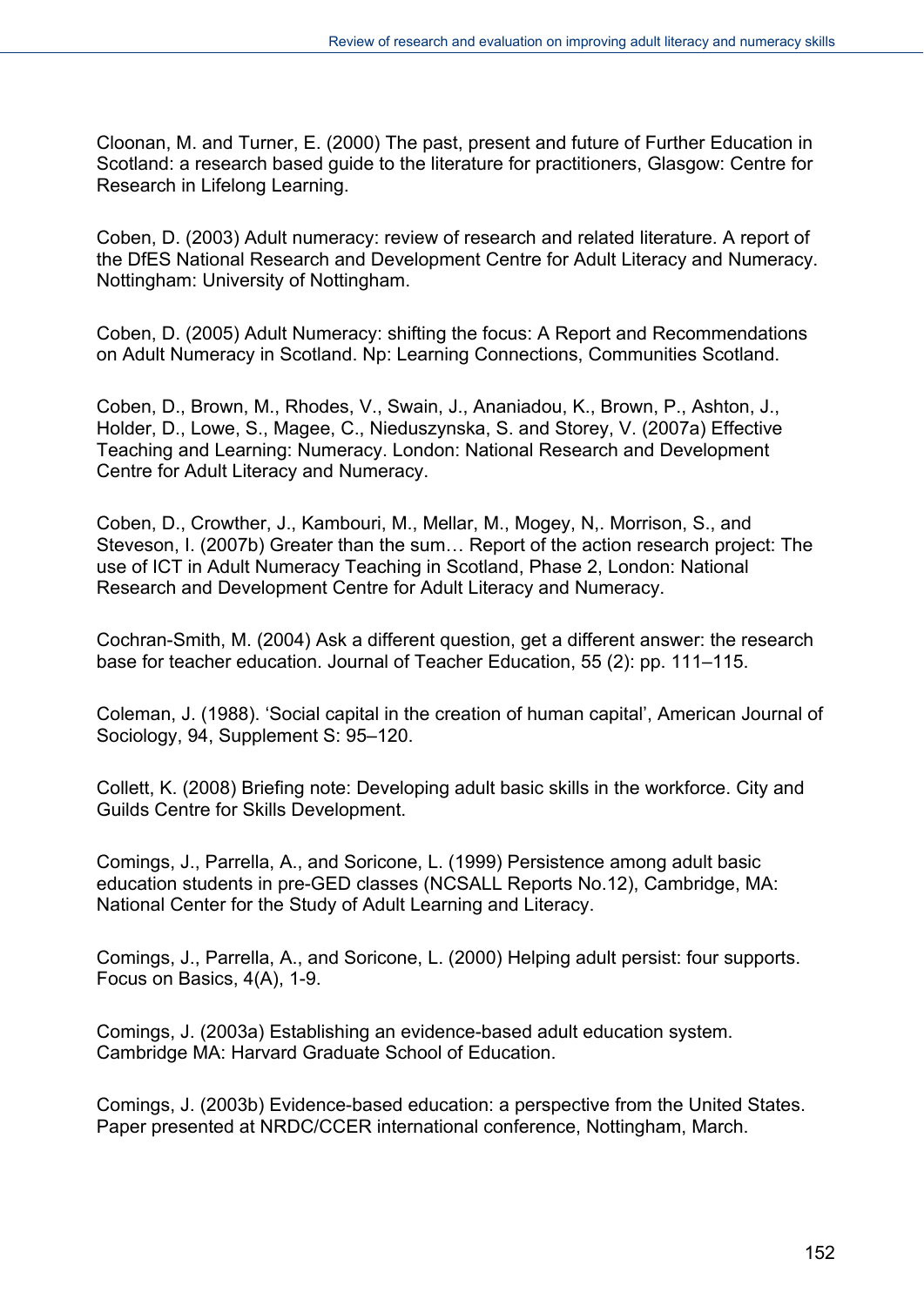Cloonan, M. and Turner, E. (2000) The past, present and future of Further Education in Scotland: a research based guide to the literature for practitioners, Glasgow: Centre for Research in Lifelong Learning.

Coben, D. (2003) Adult numeracy: review of research and related literature. A report of the DfES National Research and Development Centre for Adult Literacy and Numeracy. Nottingham: University of Nottingham.

Coben, D. (2005) Adult Numeracy: shifting the focus: A Report and Recommendations on Adult Numeracy in Scotland. Np: Learning Connections, Communities Scotland.

Coben, D., Brown, M., Rhodes, V., Swain, J., Ananiadou, K., Brown, P., Ashton, J., Holder, D., Lowe, S., Magee, C., Nieduszynska, S. and Storey, V. (2007a) Effective Teaching and Learning: Numeracy. London: National Research and Development Centre for Adult Literacy and Numeracy.

Coben, D., Crowther, J., Kambouri, M., Mellar, M., Mogey, N,. Morrison, S., and Steveson, I. (2007b) Greater than the sum… Report of the action research project: The use of ICT in Adult Numeracy Teaching in Scotland, Phase 2, London: National Research and Development Centre for Adult Literacy and Numeracy.

Cochran-Smith, M. (2004) Ask a different question, get a different answer: the research base for teacher education. Journal of Teacher Education, 55 (2): pp. 111–115.

Coleman, J. (1988). 'Social capital in the creation of human capital', American Journal of Sociology, 94, Supplement S: 95–120.

Collett, K. (2008) Briefing note: Developing adult basic skills in the workforce. City and Guilds Centre for Skills Development.

Comings, J., Parrella, A., and Soricone, L. (1999) Persistence among adult basic education students in pre-GED classes (NCSALL Reports No.12), Cambridge, MA: National Center for the Study of Adult Learning and Literacy.

Comings, J., Parrella, A., and Soricone, L. (2000) Helping adult persist: four supports. Focus on Basics, 4(A), 1-9.

Comings, J. (2003a) Establishing an evidence-based adult education system. Cambridge MA: Harvard Graduate School of Education.

Comings, J. (2003b) Evidence-based education: a perspective from the United States. Paper presented at NRDC/CCER international conference, Nottingham, March.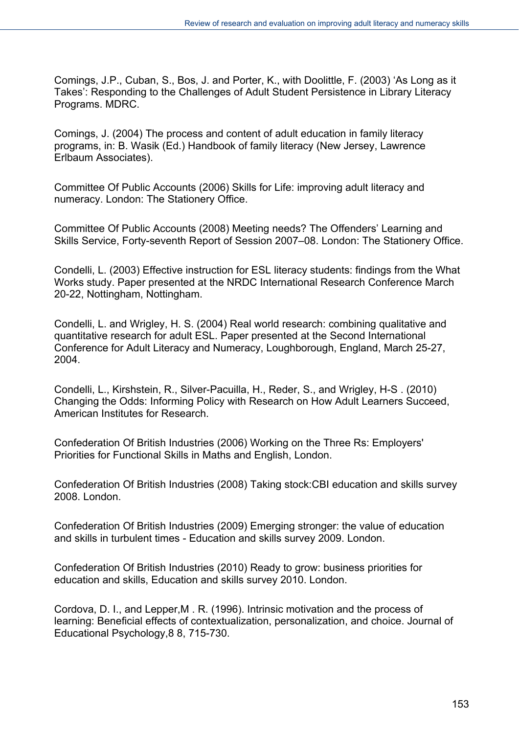Comings, J.P., Cuban, S., Bos, J. and Porter, K., with Doolittle, F. (2003) 'As Long as it Takes': Responding to the Challenges of Adult Student Persistence in Library Literacy Programs. MDRC.

Comings, J. (2004) The process and content of adult education in family literacy programs, in: B. Wasik (Ed.) Handbook of family literacy (New Jersey, Lawrence Erlbaum Associates).

Committee Of Public Accounts (2006) Skills for Life: improving adult literacy and numeracy. London: The Stationery Office.

Committee Of Public Accounts (2008) Meeting needs? The Offenders' Learning and Skills Service, Forty-seventh Report of Session 2007–08. London: The Stationery Office.

Condelli, L. (2003) Effective instruction for ESL literacy students: findings from the What Works study. Paper presented at the NRDC International Research Conference March 20-22, Nottingham, Nottingham.

Condelli, L. and Wrigley, H. S. (2004) Real world research: combining qualitative and quantitative research for adult ESL. Paper presented at the Second International Conference for Adult Literacy and Numeracy, Loughborough, England, March 25-27, 2004.

Condelli, L., Kirshstein, R., Silver-Pacuilla, H., Reder, S., and Wrigley, H-S . (2010) Changing the Odds: Informing Policy with Research on How Adult Learners Succeed, American Institutes for Research.

Confederation Of British Industries (2006) Working on the Three Rs: Employers' Priorities for Functional Skills in Maths and English, London.

Confederation Of British Industries (2008) Taking stock:CBI education and skills survey 2008. London.

Confederation Of British Industries (2009) Emerging stronger: the value of education and skills in turbulent times - Education and skills survey 2009. London.

Confederation Of British Industries (2010) Ready to grow: business priorities for education and skills, Education and skills survey 2010. London.

Cordova, D. I., and Lepper,M . R. (1996). Intrinsic motivation and the process of learning: Beneficial effects of contextualization, personalization, and choice. Journal of Educational Psychology,8 8, 715-730.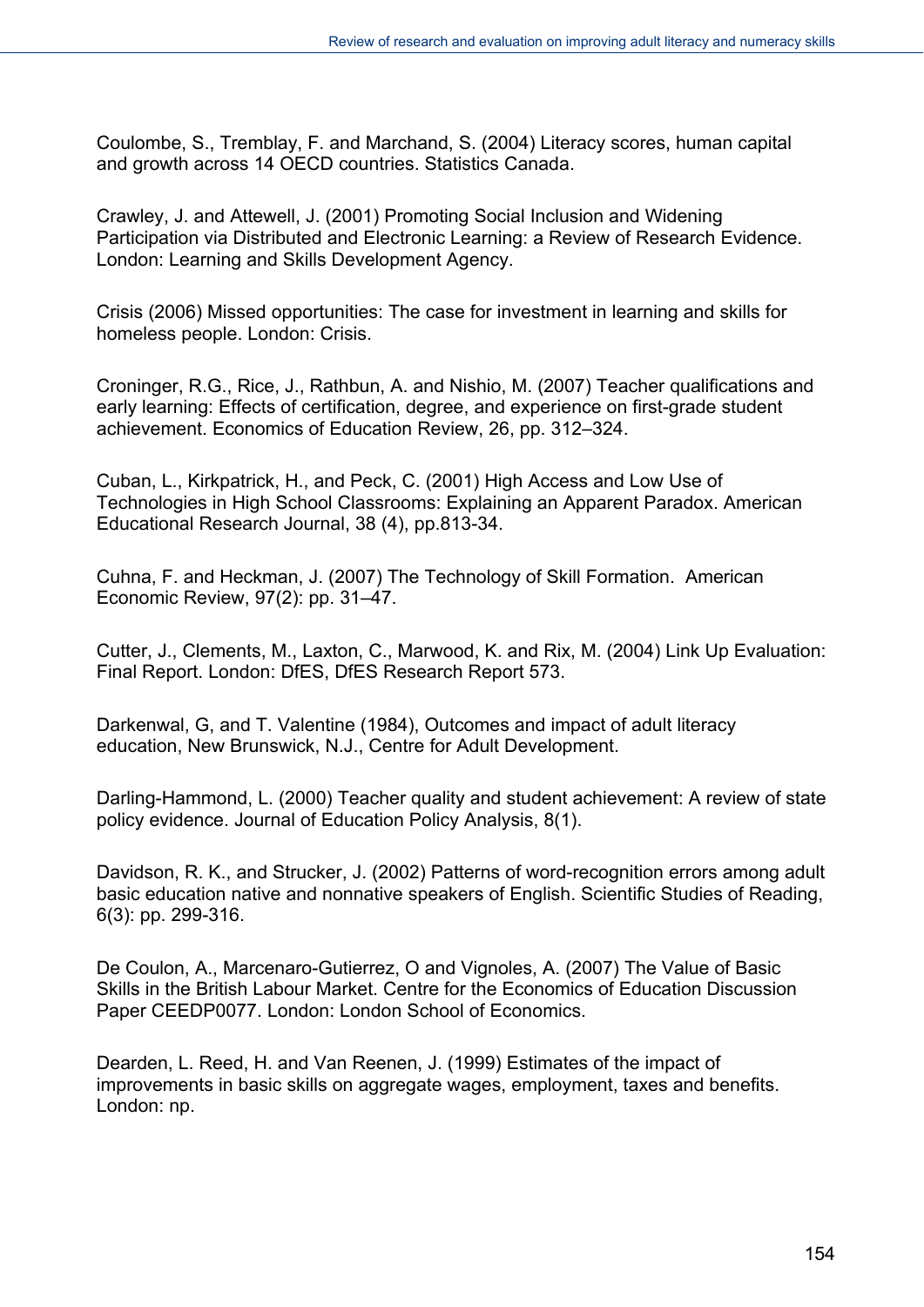Coulombe, S., Tremblay, F. and Marchand, S. (2004) Literacy scores, human capital and growth across 14 OECD countries. Statistics Canada.

Crawley, J. and Attewell, J. (2001) Promoting Social Inclusion and Widening Participation via Distributed and Electronic Learning: a Review of Research Evidence. London: Learning and Skills Development Agency.

Crisis (2006) Missed opportunities: The case for investment in learning and skills for homeless people. London: Crisis.

Croninger, R.G., Rice, J., Rathbun, A. and Nishio, M. (2007) Teacher qualifications and early learning: Effects of certification, degree, and experience on first-grade student achievement. Economics of Education Review, 26, pp. 312–324.

Cuban, L., Kirkpatrick, H., and Peck, C. (2001) High Access and Low Use of Technologies in High School Classrooms: Explaining an Apparent Paradox. American Educational Research Journal, 38 (4), pp.813-34.

Cuhna, F. and Heckman, J. (2007) The Technology of Skill Formation. American Economic Review, 97(2): pp. 31–47.

Cutter, J., Clements, M., Laxton, C., Marwood, K. and Rix, M. (2004) Link Up Evaluation: Final Report. London: DfES, DfES Research Report 573.

Darkenwal, G, and T. Valentine (1984), Outcomes and impact of adult literacy education, New Brunswick, N.J., Centre for Adult Development.

Darling-Hammond, L. (2000) Teacher quality and student achievement: A review of state policy evidence. Journal of Education Policy Analysis, 8(1).

Davidson, R. K., and Strucker, J. (2002) Patterns of word-recognition errors among adult basic education native and nonnative speakers of English. Scientific Studies of Reading, 6(3): pp. 299-316.

De Coulon, A., Marcenaro-Gutierrez, O and Vignoles, A. (2007) The Value of Basic Skills in the British Labour Market. Centre for the Economics of Education Discussion Paper CEEDP0077. London: London School of Economics.

Dearden, L. Reed, H. and Van Reenen, J. (1999) Estimates of the impact of improvements in basic skills on aggregate wages, employment, taxes and benefits. London: np.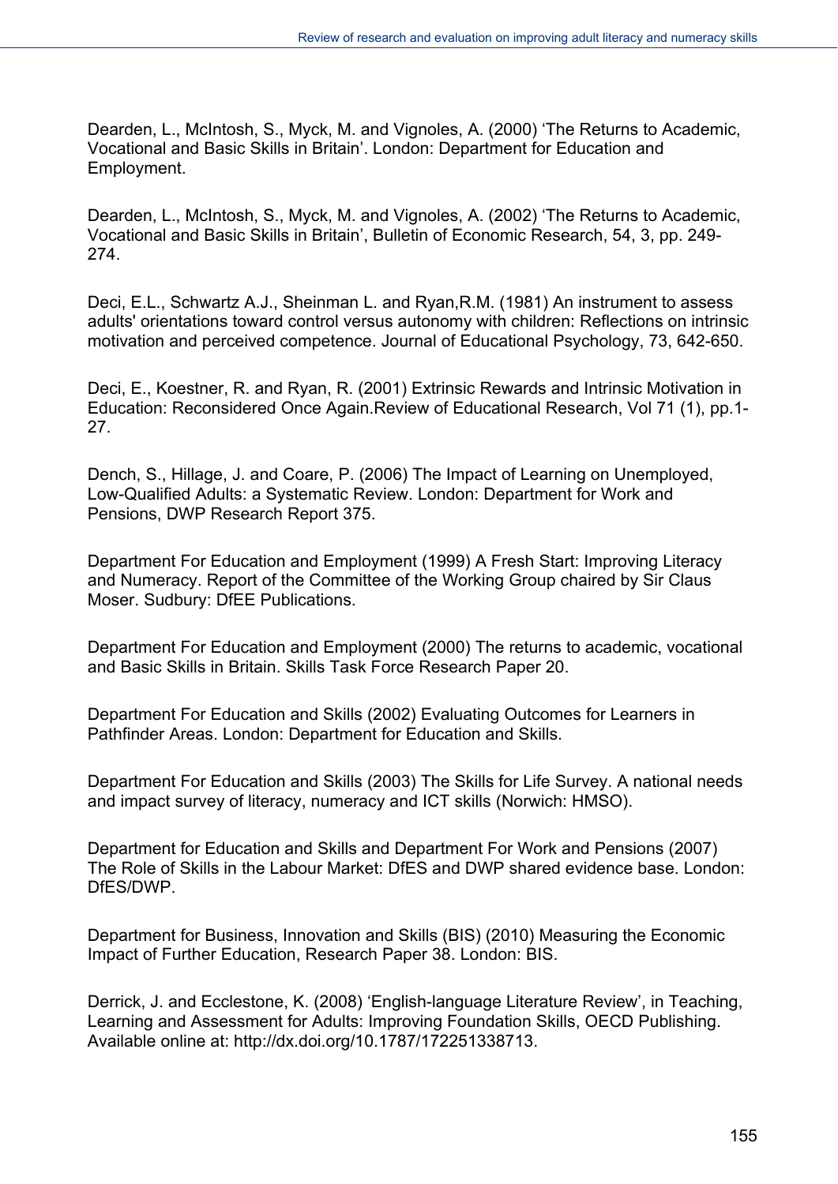Dearden, L., McIntosh, S., Myck, M. and Vignoles, A. (2000) ‘The Returns to Academic, Vocational and Basic Skills in Britain’. London: Department for Education and Employment.

Dearden, L., McIntosh, S., Myck, M. and Vignoles, A. (2002) ‘The Returns to Academic, Vocational and Basic Skills in Britain’, Bulletin of Economic Research, 54, 3, pp. 249-274.

Deci, E.L., Schwartz A.J., Sheinman L. and Ryan,R.M. (1981) An instrument to assess adults' orientations toward control versus autonomy with children: Reflections on intrinsic motivation and perceived competence. Journal of Educational Psychology, 73, 642-650.

Deci, E., Koestner, R. and Ryan, R. (2001) Extrinsic Rewards and Intrinsic Motivation in Education: Reconsidered Once Again.Review of Educational Research, Vol 71 (1), pp.1-27.

Dench, S., Hillage, J. and Coare, P. (2006) The Impact of Learning on Unemployed, Low-Qualified Adults: a Systematic Review. London: Department for Work and Pensions, DWP Research Report 375.

Department For Education and Employment (1999) A Fresh Start: Improving Literacy and Numeracy. Report of the Committee of the Working Group chaired by Sir Claus Moser. Sudbury: DfEE Publications.

Department For Education and Employment (2000) The returns to academic, vocational and Basic Skills in Britain. Skills Task Force Research Paper 20.

Department For Education and Skills (2002) Evaluating Outcomes for Learners in Pathfinder Areas. London: Department for Education and Skills.

Department For Education and Skills (2003) The Skills for Life Survey. A national needs and impact survey of literacy, numeracy and ICT skills (Norwich: HMSO).

Department for Education and Skills and Department For Work and Pensions (2007) The Role of Skills in the Labour Market: DfES and DWP shared evidence base. London: DfES/DWP.

Department for Business, Innovation and Skills (BIS) (2010) Measuring the Economic Impact of Further Education, Research Paper 38. London: BIS.

Derrick, J. and Ecclestone, K. (2008) ‘English-language Literature Review’, in Teaching, Learning and Assessment for Adults: Improving Foundation Skills, OECD Publishing. Available online at: http://dx.doi.org/10.1787/172251338713.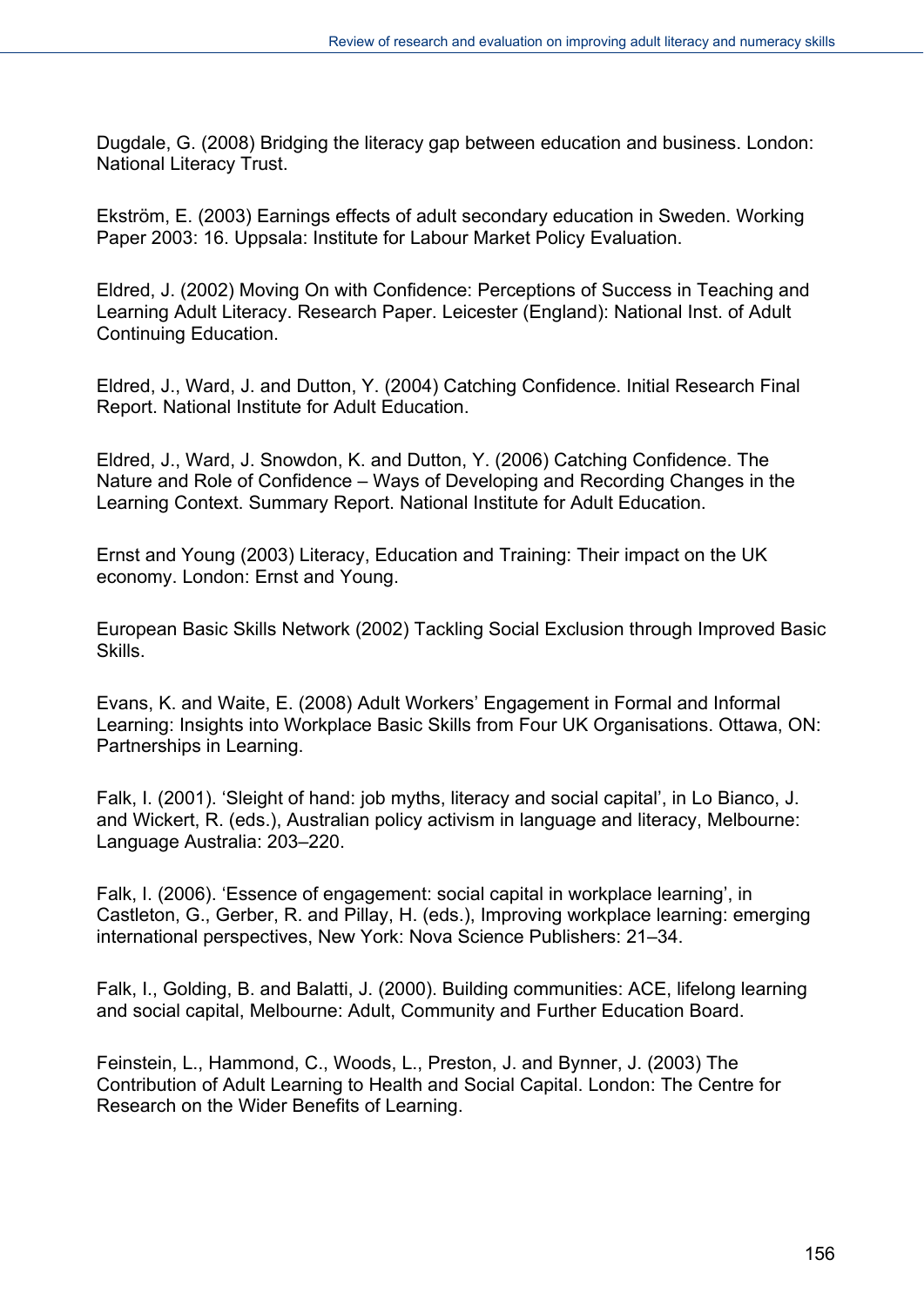Dugdale, G. (2008) Bridging the literacy gap between education and business. London: National Literacy Trust.

Ekström, E. (2003) Earnings effects of adult secondary education in Sweden. Working Paper 2003: 16. Uppsala: Institute for Labour Market Policy Evaluation.

Eldred, J. (2002) Moving On with Confidence: Perceptions of Success in Teaching and Learning Adult Literacy. Research Paper. Leicester (England): National Inst. of Adult Continuing Education.

Eldred, J., Ward, J. and Dutton, Y. (2004) Catching Confidence. Initial Research Final Report. National Institute for Adult Education.

Eldred, J., Ward, J. Snowdon, K. and Dutton, Y. (2006) Catching Confidence. The Nature and Role of Confidence – Ways of Developing and Recording Changes in the Learning Context. Summary Report. National Institute for Adult Education.

Ernst and Young (2003) Literacy, Education and Training: Their impact on the UK economy. London: Ernst and Young.

European Basic Skills Network (2002) Tackling Social Exclusion through Improved Basic Skills.

Evans, K. and Waite, E. (2008) Adult Workers' Engagement in Formal and Informal Learning: Insights into Workplace Basic Skills from Four UK Organisations. Ottawa, ON: Partnerships in Learning.

Falk, I. (2001). 'Sleight of hand: job myths, literacy and social capital', in Lo Bianco, J. and Wickert, R. (eds.), Australian policy activism in language and literacy, Melbourne: Language Australia: 203–220.

Falk, I. (2006). 'Essence of engagement: social capital in workplace learning', in Castleton, G., Gerber, R. and Pillay, H. (eds.), Improving workplace learning: emerging international perspectives, New York: Nova Science Publishers: 21–34.

Falk, I., Golding, B. and Balatti, J. (2000). Building communities: ACE, lifelong learning and social capital, Melbourne: Adult, Community and Further Education Board.

Feinstein, L., Hammond, C., Woods, L., Preston, J. and Bynner, J. (2003) The Contribution of Adult Learning to Health and Social Capital. London: The Centre for Research on the Wider Benefits of Learning.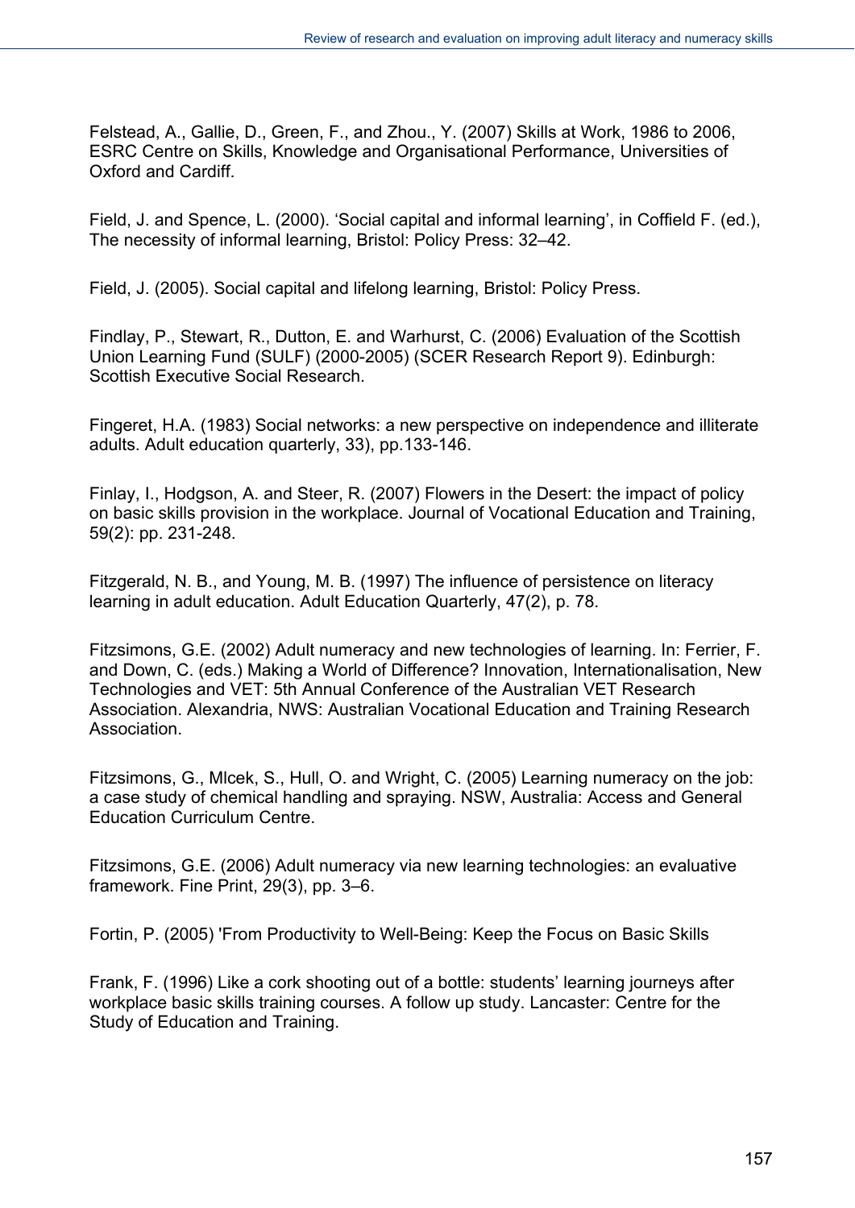Felstead, A., Gallie, D., Green, F., and Zhou., Y. (2007) Skills at Work, 1986 to 2006, ESRC Centre on Skills, Knowledge and Organisational Performance, Universities of Oxford and Cardiff.

Field, J. and Spence, L. (2000). 'Social capital and informal learning', in Coffield F. (ed.), The necessity of informal learning, Bristol: Policy Press: 32–42.

Field, J. (2005). Social capital and lifelong learning, Bristol: Policy Press.

Findlay, P., Stewart, R., Dutton, E. and Warhurst, C. (2006) Evaluation of the Scottish Union Learning Fund (SULF) (2000-2005) (SCER Research Report 9). Edinburgh: Scottish Executive Social Research.

Fingeret, H.A. (1983) Social networks: a new perspective on independence and illiterate adults. Adult education quarterly, 33), pp.133-146.

Finlay, I., Hodgson, A. and Steer, R. (2007) Flowers in the Desert: the impact of policy on basic skills provision in the workplace. Journal of Vocational Education and Training, 59(2): pp. 231-248.

Fitzgerald, N. B., and Young, M. B. (1997) The influence of persistence on literacy learning in adult education. Adult Education Quarterly, 47(2), p. 78.

Fitzsimons, G.E. (2002) Adult numeracy and new technologies of learning. In: Ferrier, F. and Down, C. (eds.) Making a World of Difference? Innovation, Internationalisation, New Technologies and VET: 5th Annual Conference of the Australian VET Research Association. Alexandria, NWS: Australian Vocational Education and Training Research Association.

Fitzsimons, G., Mlcek, S., Hull, O. and Wright, C. (2005) Learning numeracy on the job: a case study of chemical handling and spraying. NSW, Australia: Access and General Education Curriculum Centre.

Fitzsimons, G.E. (2006) Adult numeracy via new learning technologies: an evaluative framework. Fine Print, 29(3), pp. 3–6.

Fortin, P. (2005) 'From Productivity to Well-Being: Keep the Focus on Basic Skills

Frank, F. (1996) Like a cork shooting out of a bottle: students' learning journeys after workplace basic skills training courses. A follow up study. Lancaster: Centre for the Study of Education and Training.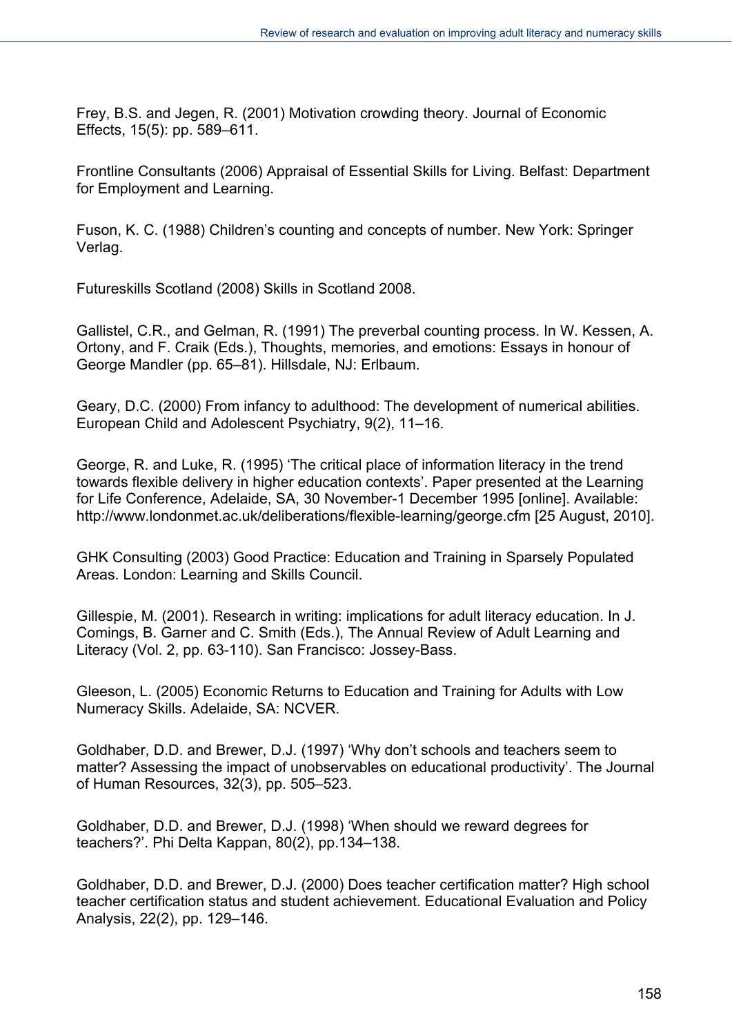Frey, B.S. and Jegen, R. (2001) Motivation crowding theory. Journal of Economic Effects, 15(5): pp. 589–611.

Frontline Consultants (2006) Appraisal of Essential Skills for Living. Belfast: Department for Employment and Learning.

Fuson, K. C. (1988) Children's counting and concepts of number. New York: Springer Verlag.

Futureskills Scotland (2008) Skills in Scotland 2008.

Gallistel, C.R., and Gelman, R. (1991) The preverbal counting process. In W. Kessen, A. Ortony, and F. Craik (Eds.), Thoughts, memories, and emotions: Essays in honour of George Mandler (pp. 65–81). Hillsdale, NJ: Erlbaum.

Geary, D.C. (2000) From infancy to adulthood: The development of numerical abilities. European Child and Adolescent Psychiatry, 9(2), 11–16.

George, R. and Luke, R. (1995) 'The critical place of information literacy in the trend towards flexible delivery in higher education contexts'. Paper presented at the Learning for Life Conference, Adelaide, SA, 30 November-1 December 1995 [online]. Available: http://www.londonmet.ac.uk/deliberations/flexible-learning/george.cfm [25 August, 2010].

GHK Consulting (2003) Good Practice: Education and Training in Sparsely Populated Areas. London: Learning and Skills Council.

Gillespie, M. (2001). Research in writing: implications for adult literacy education. In J. Comings, B. Garner and C. Smith (Eds.), The Annual Review of Adult Learning and Literacy (Vol. 2, pp. 63-110). San Francisco: Jossey-Bass.

Gleeson, L. (2005) Economic Returns to Education and Training for Adults with Low Numeracy Skills. Adelaide, SA: NCVER.

Goldhaber, D.D. and Brewer, D.J. (1997) 'Why don't schools and teachers seem to matter? Assessing the impact of unobservables on educational productivity'. The Journal of Human Resources, 32(3), pp. 505–523.

Goldhaber, D.D. and Brewer, D.J. (1998) 'When should we reward degrees for teachers?'. Phi Delta Kappan, 80(2), pp.134–138.

Goldhaber, D.D. and Brewer, D.J. (2000) Does teacher certification matter? High school teacher certification status and student achievement. Educational Evaluation and Policy Analysis, 22(2), pp. 129–146.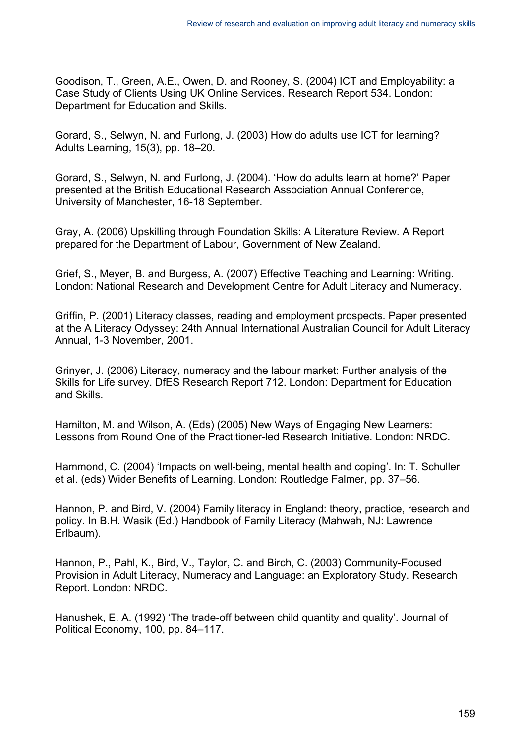Goodison, T., Green, A.E., Owen, D. and Rooney, S. (2004) ICT and Employability: a Case Study of Clients Using UK Online Services. Research Report 534. London: Department for Education and Skills.

Gorard, S., Selwyn, N. and Furlong, J. (2003) How do adults use ICT for learning? Adults Learning, 15(3), pp. 18–20.

Gorard, S., Selwyn, N. and Furlong, J. (2004). 'How do adults learn at home?' Paper presented at the British Educational Research Association Annual Conference, University of Manchester, 16-18 September.

Gray, A. (2006) Upskilling through Foundation Skills: A Literature Review. A Report prepared for the Department of Labour, Government of New Zealand.

Grief, S., Meyer, B. and Burgess, A. (2007) Effective Teaching and Learning: Writing. London: National Research and Development Centre for Adult Literacy and Numeracy.

Griffin, P. (2001) Literacy classes, reading and employment prospects. Paper presented at the A Literacy Odyssey: 24th Annual International Australian Council for Adult Literacy Annual, 1-3 November, 2001.

Grinyer, J. (2006) Literacy, numeracy and the labour market: Further analysis of the Skills for Life survey. DfES Research Report 712. London: Department for Education and Skills.

Hamilton, M. and Wilson, A. (Eds) (2005) New Ways of Engaging New Learners: Lessons from Round One of the Practitioner-led Research Initiative. London: NRDC.

Hammond, C. (2004) 'Impacts on well-being, mental health and coping'. In: T. Schuller et al. (eds) Wider Benefits of Learning. London: Routledge Falmer, pp. 37–56.

Hannon, P. and Bird, V. (2004) Family literacy in England: theory, practice, research and policy. In B.H. Wasik (Ed.) Handbook of Family Literacy (Mahwah, NJ: Lawrence Erlbaum).

Hannon, P., Pahl, K., Bird, V., Taylor, C. and Birch, C. (2003) Community-Focused Provision in Adult Literacy, Numeracy and Language: an Exploratory Study. Research Report. London: NRDC.

Hanushek, E. A. (1992) 'The trade-off between child quantity and quality'. Journal of Political Economy, 100, pp. 84–117.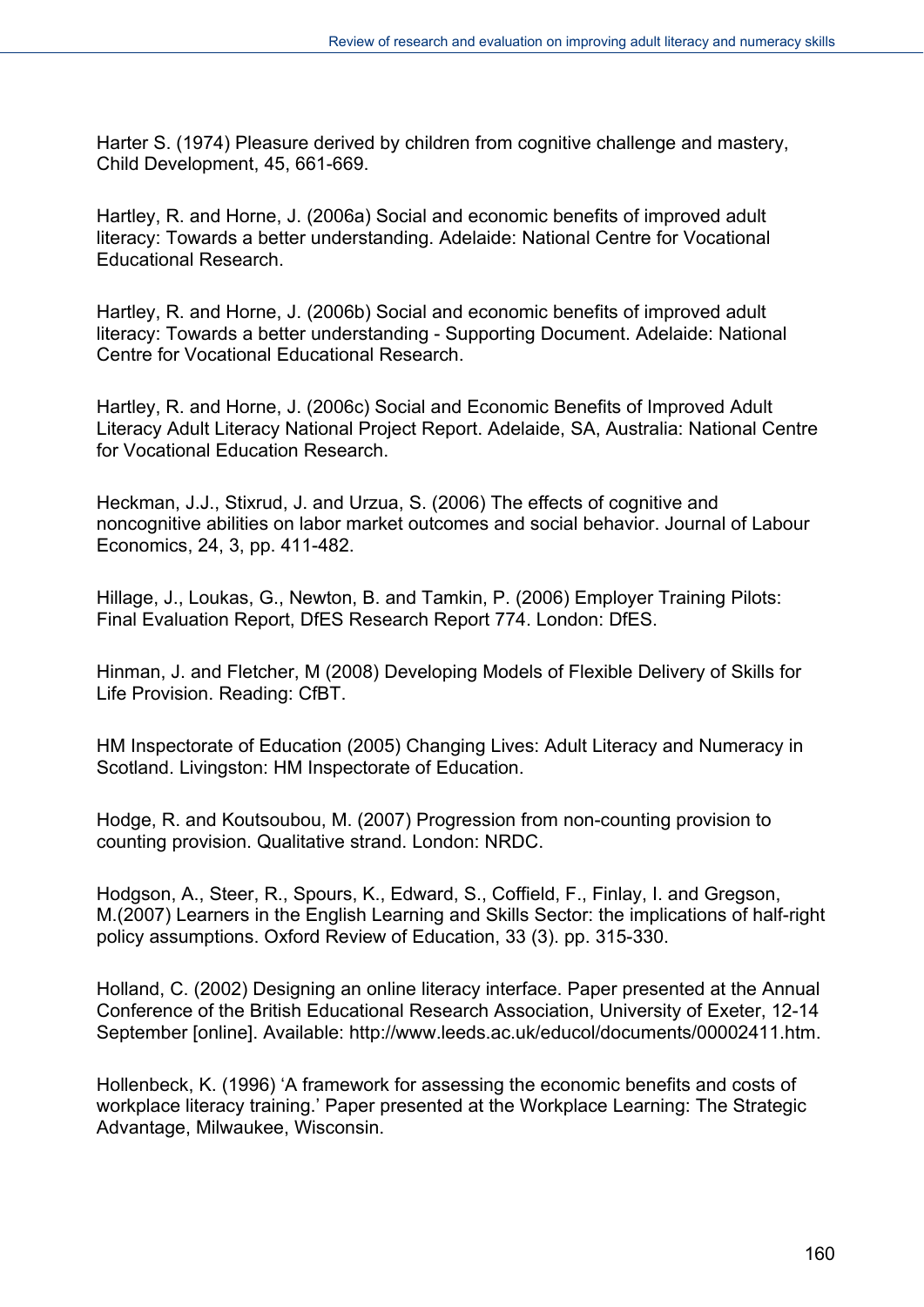Harter S. (1974) Pleasure derived by children from cognitive challenge and mastery, Child Development, 45, 661-669.

Hartley, R. and Horne, J. (2006a) Social and economic benefits of improved adult literacy: Towards a better understanding. Adelaide: National Centre for Vocational Educational Research.

Hartley, R. and Horne, J. (2006b) Social and economic benefits of improved adult literacy: Towards a better understanding - Supporting Document. Adelaide: National Centre for Vocational Educational Research.

Hartley, R. and Horne, J. (2006c) Social and Economic Benefits of Improved Adult Literacy Adult Literacy National Project Report. Adelaide, SA, Australia: National Centre for Vocational Education Research.

Heckman, J.J., Stixrud, J. and Urzua, S. (2006) The effects of cognitive and noncognitive abilities on labor market outcomes and social behavior. Journal of Labour Economics, 24, 3, pp. 411-482.

Hillage, J., Loukas, G., Newton, B. and Tamkin, P. (2006) Employer Training Pilots: Final Evaluation Report, DfES Research Report 774. London: DfES.

Hinman, J. and Fletcher, M (2008) Developing Models of Flexible Delivery of Skills for Life Provision. Reading: CfBT.

HM Inspectorate of Education (2005) Changing Lives: Adult Literacy and Numeracy in Scotland. Livingston: HM Inspectorate of Education.

Hodge, R. and Koutsoubou, M. (2007) Progression from non-counting provision to counting provision. Qualitative strand. London: NRDC.

Hodgson, A., Steer, R., Spours, K., Edward, S., Coffield, F., Finlay, I. and Gregson, M.(2007) Learners in the English Learning and Skills Sector: the implications of half-right policy assumptions. Oxford Review of Education, 33 (3). pp. 315-330.

Holland, C. (2002) Designing an online literacy interface. Paper presented at the Annual Conference of the British Educational Research Association, University of Exeter, 12-14 September [online]. Available: http://www.leeds.ac.uk/educol/documents/00002411.htm.

Hollenbeck, K. (1996) 'A framework for assessing the economic benefits and costs of workplace literacy training.' Paper presented at the Workplace Learning: The Strategic Advantage, Milwaukee, Wisconsin.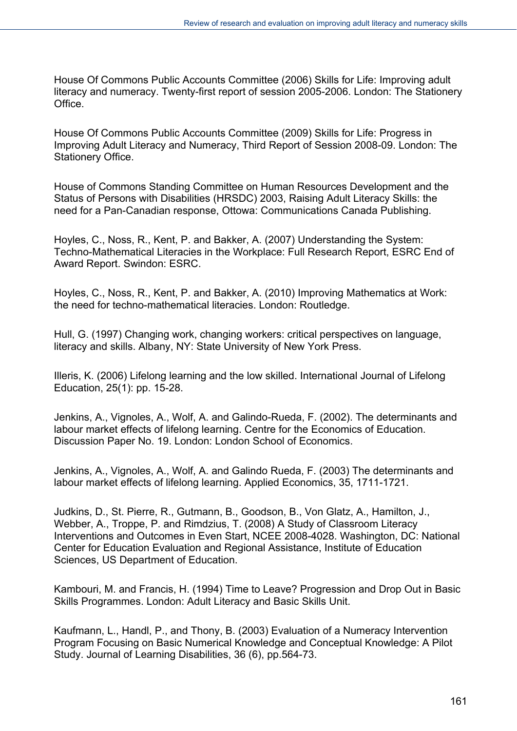House Of Commons Public Accounts Committee (2006) Skills for Life: Improving adult literacy and numeracy. Twenty-first report of session 2005-2006. London: The Stationery Office.

House Of Commons Public Accounts Committee (2009) Skills for Life: Progress in Improving Adult Literacy and Numeracy, Third Report of Session 2008-09. London: The Stationery Office.

House of Commons Standing Committee on Human Resources Development and the Status of Persons with Disabilities (HRSDC) 2003, Raising Adult Literacy Skills: the need for a Pan-Canadian response, Ottowa: Communications Canada Publishing.

Hoyles, C., Noss, R., Kent, P. and Bakker, A. (2007) Understanding the System: Techno-Mathematical Literacies in the Workplace: Full Research Report, ESRC End of Award Report. Swindon: ESRC.

Hoyles, C., Noss, R., Kent, P. and Bakker, A. (2010) Improving Mathematics at Work: the need for techno-mathematical literacies. London: Routledge.

Hull, G. (1997) Changing work, changing workers: critical perspectives on language, literacy and skills. Albany, NY: State University of New York Press.

Illeris, K. (2006) Lifelong learning and the low skilled. International Journal of Lifelong Education, 25(1): pp. 15-28.

Jenkins, A., Vignoles, A., Wolf, A. and Galindo-Rueda, F. (2002). The determinants and labour market effects of lifelong learning. Centre for the Economics of Education. Discussion Paper No. 19. London: London School of Economics.

Jenkins, A., Vignoles, A., Wolf, A. and Galindo Rueda, F. (2003) The determinants and labour market effects of lifelong learning. Applied Economics, 35, 1711-1721.

Judkins, D., St. Pierre, R., Gutmann, B., Goodson, B., Von Glatz, A., Hamilton, J., Webber, A., Troppe, P. and Rimdzius, T. (2008) A Study of Classroom Literacy Interventions and Outcomes in Even Start, NCEE 2008-4028. Washington, DC: National Center for Education Evaluation and Regional Assistance, Institute of Education Sciences, US Department of Education.

Kambouri, M. and Francis, H. (1994) Time to Leave? Progression and Drop Out in Basic Skills Programmes. London: Adult Literacy and Basic Skills Unit.

Kaufmann, L., Handl, P., and Thony, B. (2003) Evaluation of a Numeracy Intervention Program Focusing on Basic Numerical Knowledge and Conceptual Knowledge: A Pilot Study. Journal of Learning Disabilities, 36 (6), pp.564-73.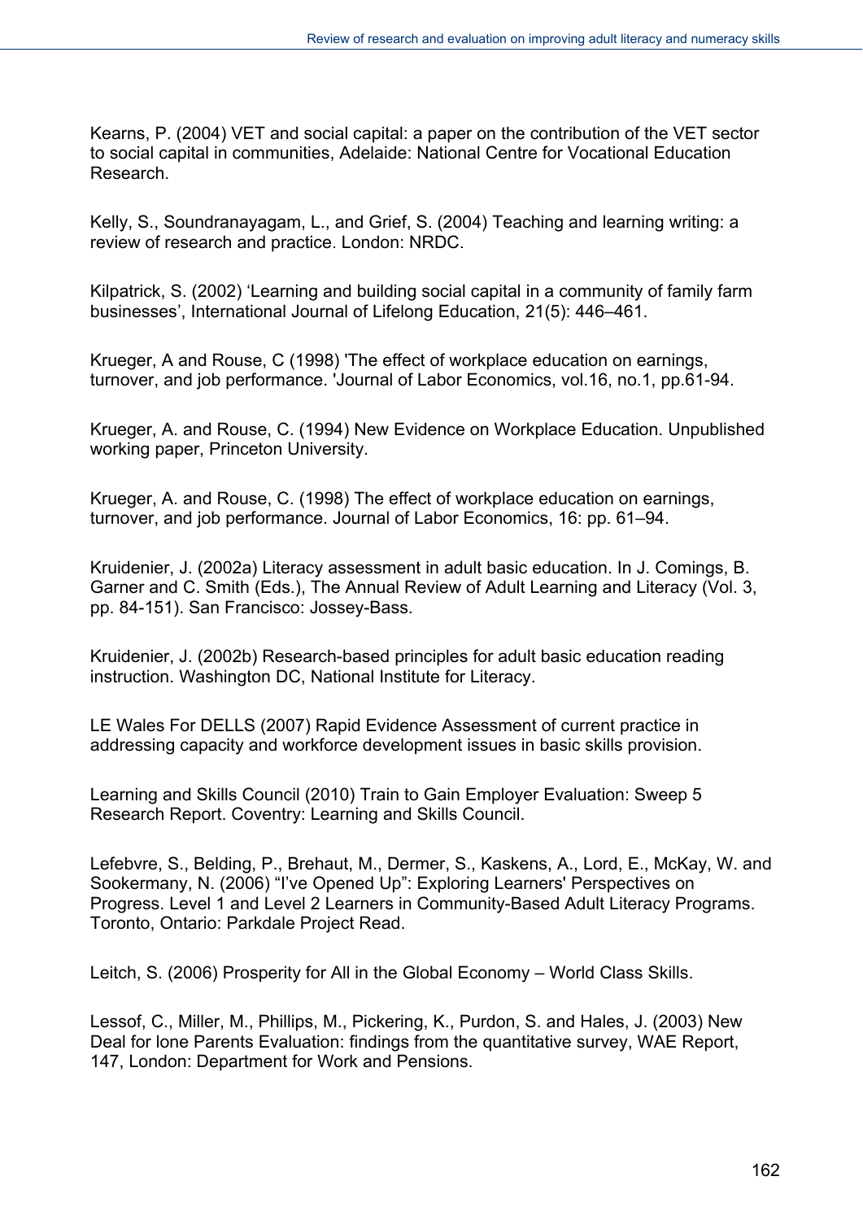Kearns, P. (2004) VET and social capital: a paper on the contribution of the VET sector to social capital in communities, Adelaide: National Centre for Vocational Education Research.

Kelly, S., Soundranayagam, L., and Grief, S. (2004) Teaching and learning writing: a review of research and practice. London: NRDC.

Kilpatrick, S. (2002) 'Learning and building social capital in a community of family farm businesses', International Journal of Lifelong Education, 21(5): 446–461.

Krueger, A and Rouse, C (1998) 'The effect of workplace education on earnings, turnover, and job performance. 'Journal of Labor Economics, vol.16, no.1, pp.61-94.

Krueger, A. and Rouse, C. (1994) New Evidence on Workplace Education. Unpublished working paper, Princeton University.

Krueger, A. and Rouse, C. (1998) The effect of workplace education on earnings, turnover, and job performance. Journal of Labor Economics, 16: pp. 61–94.

Kruidenier, J. (2002a) Literacy assessment in adult basic education. In J. Comings, B. Garner and C. Smith (Eds.), The Annual Review of Adult Learning and Literacy (Vol. 3, pp. 84-151). San Francisco: Jossey-Bass.

Kruidenier, J. (2002b) Research-based principles for adult basic education reading instruction. Washington DC, National Institute for Literacy.

LE Wales For DELLS (2007) Rapid Evidence Assessment of current practice in addressing capacity and workforce development issues in basic skills provision.

Learning and Skills Council (2010) Train to Gain Employer Evaluation: Sweep 5 Research Report. Coventry: Learning and Skills Council.

Lefebvre, S., Belding, P., Brehaut, M., Dermer, S., Kaskens, A., Lord, E., McKay, W. and Sookermany, N. (2006) "I've Opened Up": Exploring Learners' Perspectives on Progress. Level 1 and Level 2 Learners in Community-Based Adult Literacy Programs. Toronto, Ontario: Parkdale Project Read.

Leitch, S. (2006) Prosperity for All in the Global Economy – World Class Skills.

Lessof, C., Miller, M., Phillips, M., Pickering, K., Purdon, S. and Hales, J. (2003) New Deal for lone Parents Evaluation: findings from the quantitative survey, WAE Report, 147, London: Department for Work and Pensions.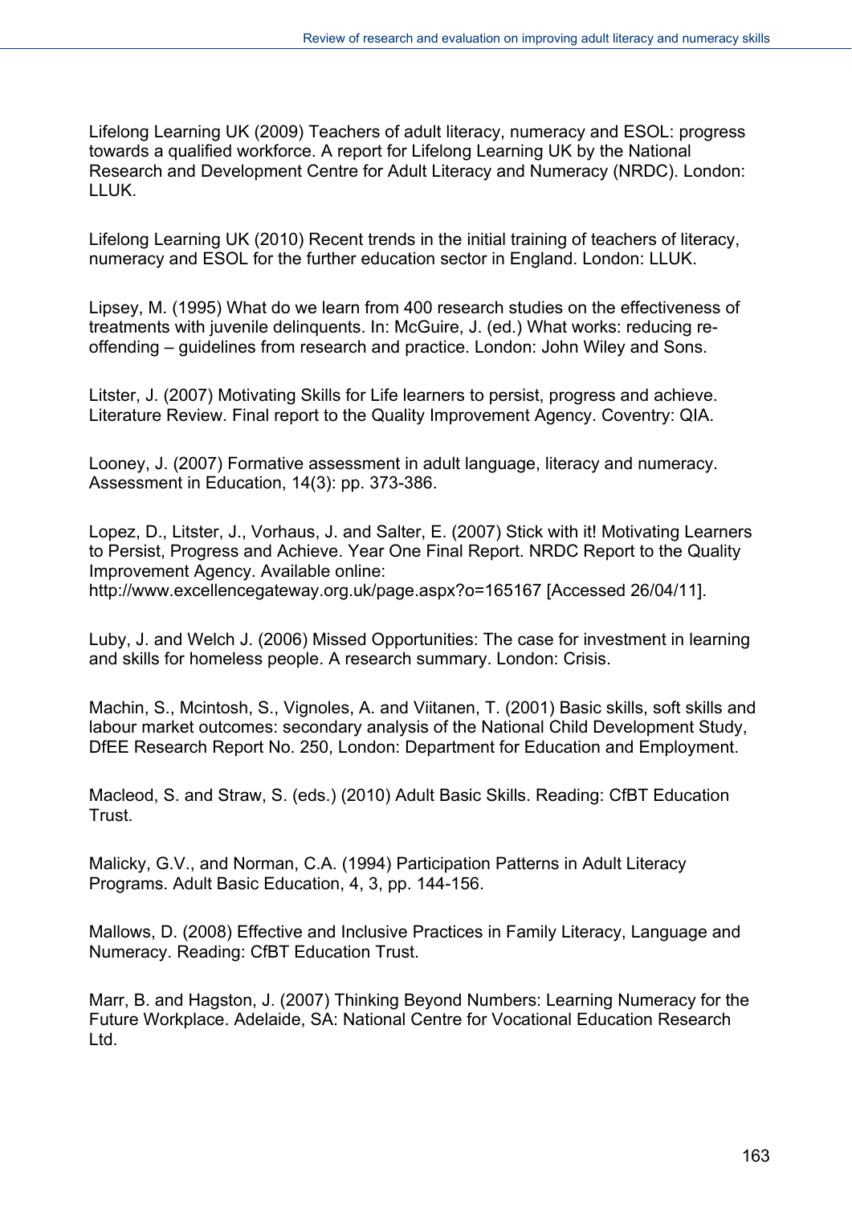Lifelong Learning UK (2009) Teachers of adult literacy, numeracy and ESOL: progress towards a qualified workforce. A report for Lifelong Learning UK by the National Research and Development Centre for Adult Literacy and Numeracy (NRDC). London: LLUK.

Lifelong Learning UK (2010) Recent trends in the initial training of teachers of literacy, numeracy and ESOL for the further education sector in England. London: LLUK.

Lipsey, M. (1995) What do we learn from 400 research studies on the effectiveness of treatments with juvenile delinquents. In: McGuire, J. (ed.) What works: reducing re-offending – guidelines from research and practice. London: John Wiley and Sons.

Litster, J. (2007) Motivating Skills for Life learners to persist, progress and achieve. Literature Review. Final report to the Quality Improvement Agency. Coventry: QIA.

Looney, J. (2007) Formative assessment in adult language, literacy and numeracy. Assessment in Education, 14(3): pp. 373-386.

Lopez, D., Litster, J., Vorhaus, J. and Salter, E. (2007) Stick with it! Motivating Learners to Persist, Progress and Achieve. Year One Final Report. NRDC Report to the Quality Improvement Agency. Available online: http://www.excellencegateway.org.uk/page.aspx?o=165167 [Accessed 26/04/11].

Luby, J. and Welch J. (2006) Missed Opportunities: The case for investment in learning and skills for homeless people. A research summary. London: Crisis.

Machin, S., Mcintosh, S., Vignoles, A. and Viitanen, T. (2001) Basic skills, soft skills and labour market outcomes: secondary analysis of the National Child Development Study, DfEE Research Report No. 250, London: Department for Education and Employment.

Macleod, S. and Straw, S. (eds.) (2010) Adult Basic Skills. Reading: CfBT Education Trust.

Malicky, G.V., and Norman, C.A. (1994) Participation Patterns in Adult Literacy Programs. Adult Basic Education, 4, 3, pp. 144-156.

Mallows, D. (2008) Effective and Inclusive Practices in Family Literacy, Language and Numeracy. Reading: CfBT Education Trust.

Marr, B. and Hagston, J. (2007) Thinking Beyond Numbers: Learning Numeracy for the Future Workplace. Adelaide, SA: National Centre for Vocational Education Research Ltd.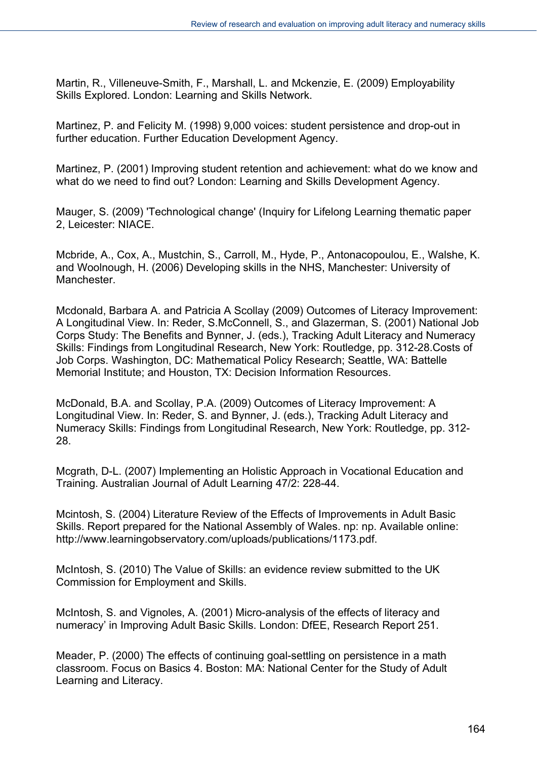Martin, R., Villeneuve-Smith, F., Marshall, L. and Mckenzie, E. (2009) Employability Skills Explored. London: Learning and Skills Network.

Martinez, P. and Felicity M. (1998) 9,000 voices: student persistence and drop-out in further education. Further Education Development Agency.

Martinez, P. (2001) Improving student retention and achievement: what do we know and what do we need to find out? London: Learning and Skills Development Agency.

Mauger, S. (2009) 'Technological change' (Inquiry for Lifelong Learning thematic paper 2, Leicester: NIACE.

Mcbride, A., Cox, A., Mustchin, S., Carroll, M., Hyde, P., Antonacopoulou, E., Walshe, K. and Woolnough, H. (2006) Developing skills in the NHS, Manchester: University of Manchester.

Mcdonald, Barbara A. and Patricia A Scollay (2009) Outcomes of Literacy Improvement: A Longitudinal View. In: Reder, S.McConnell, S., and Glazerman, S. (2001) National Job Corps Study: The Benefits and Bynner, J. (eds.), Tracking Adult Literacy and Numeracy Skills: Findings from Longitudinal Research, New York: Routledge, pp. 312-28.Costs of Job Corps. Washington, DC: Mathematical Policy Research; Seattle, WA: Battelle Memorial Institute; and Houston, TX: Decision Information Resources.

McDonald, B.A. and Scollay, P.A. (2009) Outcomes of Literacy Improvement: A Longitudinal View. In: Reder, S. and Bynner, J. (eds.), Tracking Adult Literacy and Numeracy Skills: Findings from Longitudinal Research, New York: Routledge, pp. 312-28.

Mcgrath, D-L. (2007) Implementing an Holistic Approach in Vocational Education and Training. Australian Journal of Adult Learning 47/2: 228-44.

Mcintosh, S. (2004) Literature Review of the Effects of Improvements in Adult Basic Skills. Report prepared for the National Assembly of Wales. np: np. Available online: http://www.learningobservatory.com/uploads/publications/1173.pdf.

McIntosh, S. (2010) The Value of Skills: an evidence review submitted to the UK Commission for Employment and Skills.

McIntosh, S. and Vignoles, A. (2001) Micro-analysis of the effects of literacy and numeracy' in Improving Adult Basic Skills. London: DfEE, Research Report 251.

Meader, P. (2000) The effects of continuing goal-settling on persistence in a math classroom. Focus on Basics 4. Boston: MA: National Center for the Study of Adult Learning and Literacy.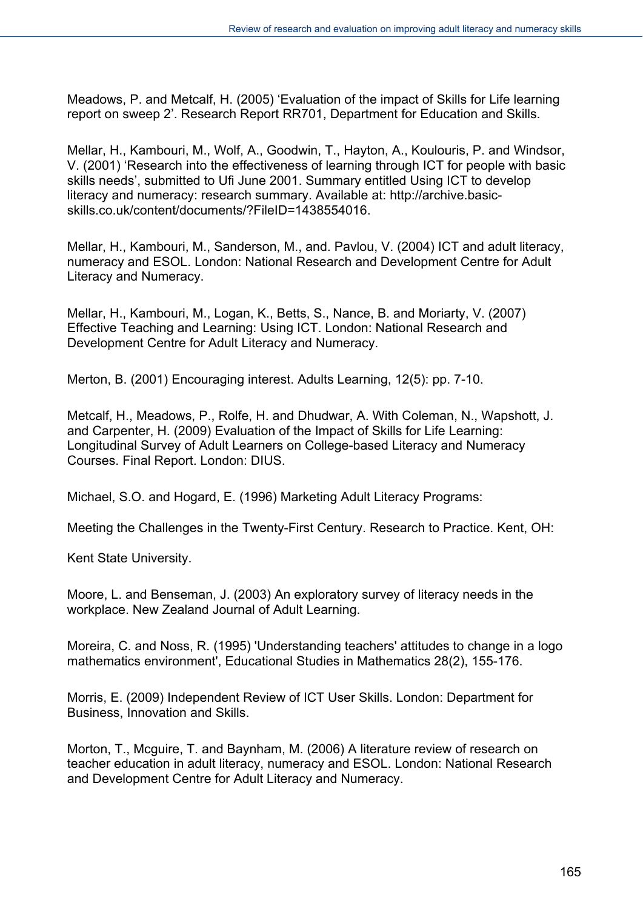Meadows, P. and Metcalf, H. (2005) 'Evaluation of the impact of Skills for Life learning report on sweep 2'. Research Report RR701, Department for Education and Skills.

Mellar, H., Kambouri, M., Wolf, A., Goodwin, T., Hayton, A., Koulouris, P. and Windsor, V. (2001) 'Research into the effectiveness of learning through ICT for people with basic skills needs', submitted to Ufi June 2001. Summary entitled Using ICT to develop literacy and numeracy: research summary. Available at: http://archive.basic-skills.co.uk/content/documents/?FileID=1438554016.

Mellar, H., Kambouri, M., Sanderson, M., and. Pavlou, V. (2004) ICT and adult literacy, numeracy and ESOL. London: National Research and Development Centre for Adult Literacy and Numeracy.

Mellar, H., Kambouri, M., Logan, K., Betts, S., Nance, B. and Moriarty, V. (2007) Effective Teaching and Learning: Using ICT. London: National Research and Development Centre for Adult Literacy and Numeracy.

Merton, B. (2001) Encouraging interest. Adults Learning, 12(5): pp. 7-10.

Metcalf, H., Meadows, P., Rolfe, H. and Dhudwar, A. With Coleman, N., Wapshott, J. and Carpenter, H. (2009) Evaluation of the Impact of Skills for Life Learning: Longitudinal Survey of Adult Learners on College-based Literacy and Numeracy Courses. Final Report. London: DIUS.

Michael, S.O. and Hogard, E. (1996) Marketing Adult Literacy Programs:

Meeting the Challenges in the Twenty-First Century. Research to Practice. Kent, OH:

Kent State University.

Moore, L. and Benseman, J. (2003) An exploratory survey of literacy needs in the workplace. New Zealand Journal of Adult Learning.

Moreira, C. and Noss, R. (1995) 'Understanding teachers' attitudes to change in a logo mathematics environment', Educational Studies in Mathematics 28(2), 155-176.

Morris, E. (2009) Independent Review of ICT User Skills. London: Department for Business, Innovation and Skills.

Morton, T., Mcguire, T. and Baynham, M. (2006) A literature review of research on teacher education in adult literacy, numeracy and ESOL. London: National Research and Development Centre for Adult Literacy and Numeracy.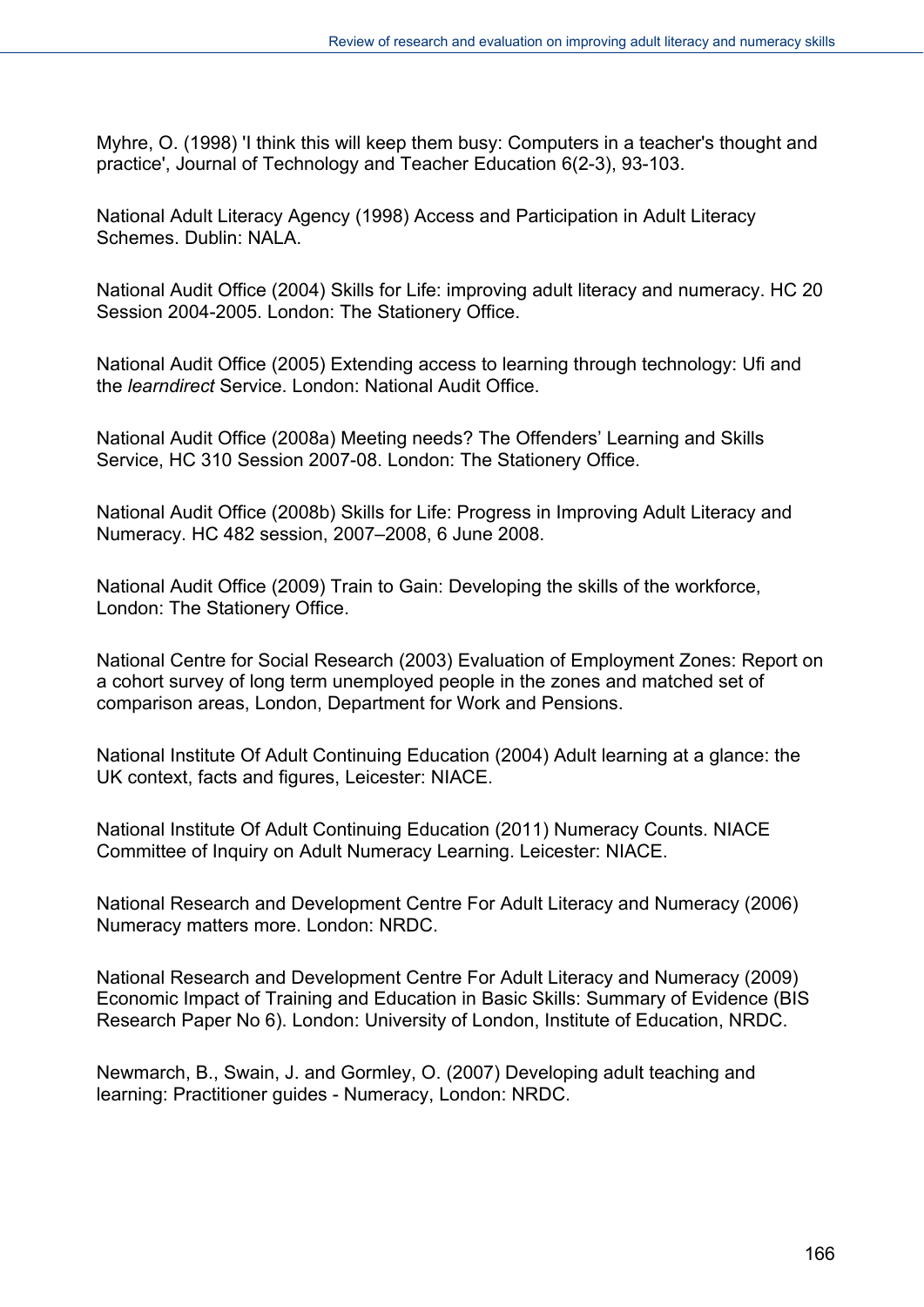Myhre, O. (1998) 'I think this will keep them busy: Computers in a teacher's thought and practice', Journal of Technology and Teacher Education 6(2-3), 93-103.

National Adult Literacy Agency (1998) Access and Participation in Adult Literacy Schemes. Dublin: NALA.

National Audit Office (2004) Skills for Life: improving adult literacy and numeracy. HC 20 Session 2004-2005. London: The Stationery Office.

National Audit Office (2005) Extending access to learning through technology: Ufi and the *learndirect* Service. London: National Audit Office.

National Audit Office (2008a) Meeting needs? The Offenders' Learning and Skills Service, HC 310 Session 2007-08. London: The Stationery Office.

National Audit Office (2008b) Skills for Life: Progress in Improving Adult Literacy and Numeracy. HC 482 session, 2007–2008, 6 June 2008.

National Audit Office (2009) Train to Gain: Developing the skills of the workforce, London: The Stationery Office.

National Centre for Social Research (2003) Evaluation of Employment Zones: Report on a cohort survey of long term unemployed people in the zones and matched set of comparison areas, London, Department for Work and Pensions.

National Institute Of Adult Continuing Education (2004) Adult learning at a glance: the UK context, facts and figures, Leicester: NIACE.

National Institute Of Adult Continuing Education (2011) Numeracy Counts. NIACE Committee of Inquiry on Adult Numeracy Learning. Leicester: NIACE.

National Research and Development Centre For Adult Literacy and Numeracy (2006) Numeracy matters more. London: NRDC.

National Research and Development Centre For Adult Literacy and Numeracy (2009) Economic Impact of Training and Education in Basic Skills: Summary of Evidence (BIS Research Paper No 6). London: University of London, Institute of Education, NRDC.

Newmarch, B., Swain, J. and Gormley, O. (2007) Developing adult teaching and learning: Practitioner guides - Numeracy, London: NRDC.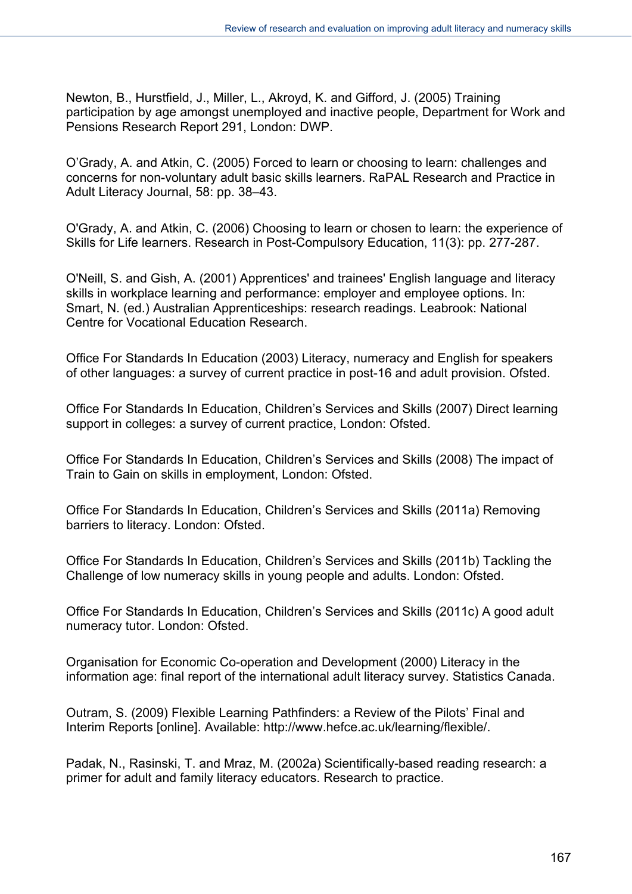Newton, B., Hurstfield, J., Miller, L., Akroyd, K. and Gifford, J. (2005) Training participation by age amongst unemployed and inactive people, Department for Work and Pensions Research Report 291, London: DWP.

O'Grady, A. and Atkin, C. (2005) Forced to learn or choosing to learn: challenges and concerns for non-voluntary adult basic skills learners. RaPAL Research and Practice in Adult Literacy Journal, 58: pp. 38–43.

O'Grady, A. and Atkin, C. (2006) Choosing to learn or chosen to learn: the experience of Skills for Life learners. Research in Post-Compulsory Education, 11(3): pp. 277-287.

O'Neill, S. and Gish, A. (2001) Apprentices' and trainees' English language and literacy skills in workplace learning and performance: employer and employee options. In: Smart, N. (ed.) Australian Apprenticeships: research readings. Leabrook: National Centre for Vocational Education Research.

Office For Standards In Education (2003) Literacy, numeracy and English for speakers of other languages: a survey of current practice in post-16 and adult provision. Ofsted.

Office For Standards In Education, Children's Services and Skills (2007) Direct learning support in colleges: a survey of current practice, London: Ofsted.

Office For Standards In Education, Children's Services and Skills (2008) The impact of Train to Gain on skills in employment, London: Ofsted.

Office For Standards In Education, Children's Services and Skills (2011a) Removing barriers to literacy. London: Ofsted.

Office For Standards In Education, Children's Services and Skills (2011b) Tackling the Challenge of low numeracy skills in young people and adults. London: Ofsted.

Office For Standards In Education, Children's Services and Skills (2011c) A good adult numeracy tutor. London: Ofsted.

Organisation for Economic Co-operation and Development (2000) Literacy in the information age: final report of the international adult literacy survey. Statistics Canada.

Outram, S. (2009) Flexible Learning Pathfinders: a Review of the Pilots' Final and Interim Reports [online]. Available: http://www.hefce.ac.uk/learning/flexible/.

Padak, N., Rasinski, T. and Mraz, M. (2002a) Scientifically-based reading research: a primer for adult and family literacy educators. Research to practice.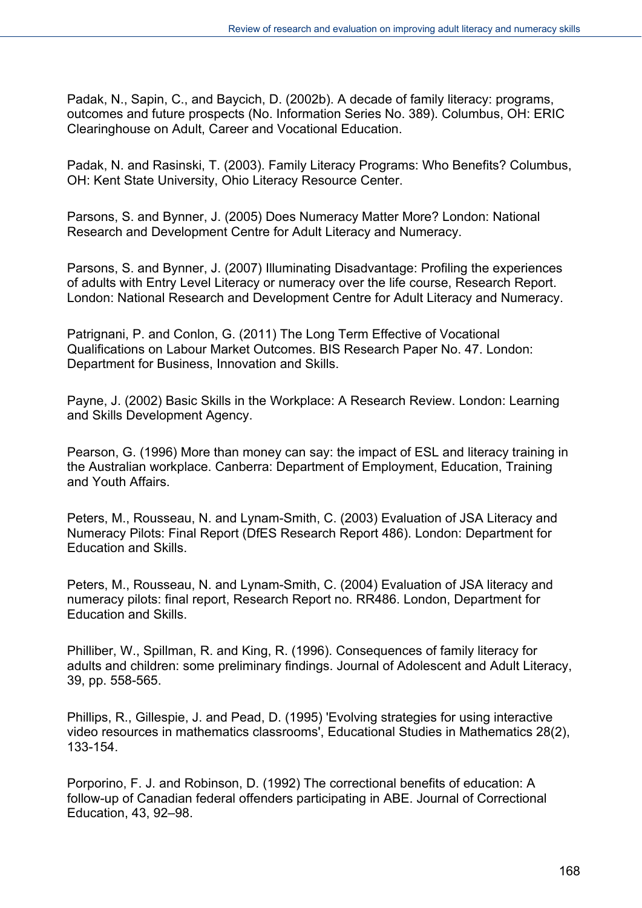Padak, N., Sapin, C., and Baycich, D. (2002b). A decade of family literacy: programs, outcomes and future prospects (No. Information Series No. 389). Columbus, OH: ERIC Clearinghouse on Adult, Career and Vocational Education.

Padak, N. and Rasinski, T. (2003). Family Literacy Programs: Who Benefits? Columbus, OH: Kent State University, Ohio Literacy Resource Center.

Parsons, S. and Bynner, J. (2005) Does Numeracy Matter More? London: National Research and Development Centre for Adult Literacy and Numeracy.

Parsons, S. and Bynner, J. (2007) Illuminating Disadvantage: Profiling the experiences of adults with Entry Level Literacy or numeracy over the life course, Research Report. London: National Research and Development Centre for Adult Literacy and Numeracy.

Patrignani, P. and Conlon, G. (2011) The Long Term Effective of Vocational Qualifications on Labour Market Outcomes. BIS Research Paper No. 47. London: Department for Business, Innovation and Skills.

Payne, J. (2002) Basic Skills in the Workplace: A Research Review. London: Learning and Skills Development Agency.

Pearson, G. (1996) More than money can say: the impact of ESL and literacy training in the Australian workplace. Canberra: Department of Employment, Education, Training and Youth Affairs.

Peters, M., Rousseau, N. and Lynam-Smith, C. (2003) Evaluation of JSA Literacy and Numeracy Pilots: Final Report (DfES Research Report 486). London: Department for Education and Skills.

Peters, M., Rousseau, N. and Lynam-Smith, C. (2004) Evaluation of JSA literacy and numeracy pilots: final report, Research Report no. RR486. London, Department for Education and Skills.

Philliber, W., Spillman, R. and King, R. (1996). Consequences of family literacy for adults and children: some preliminary findings. Journal of Adolescent and Adult Literacy, 39, pp. 558-565.

Phillips, R., Gillespie, J. and Pead, D. (1995) 'Evolving strategies for using interactive video resources in mathematics classrooms', Educational Studies in Mathematics 28(2), 133-154.

Porporino, F. J. and Robinson, D. (1992) The correctional benefits of education: A follow-up of Canadian federal offenders participating in ABE. Journal of Correctional Education, 43, 92–98.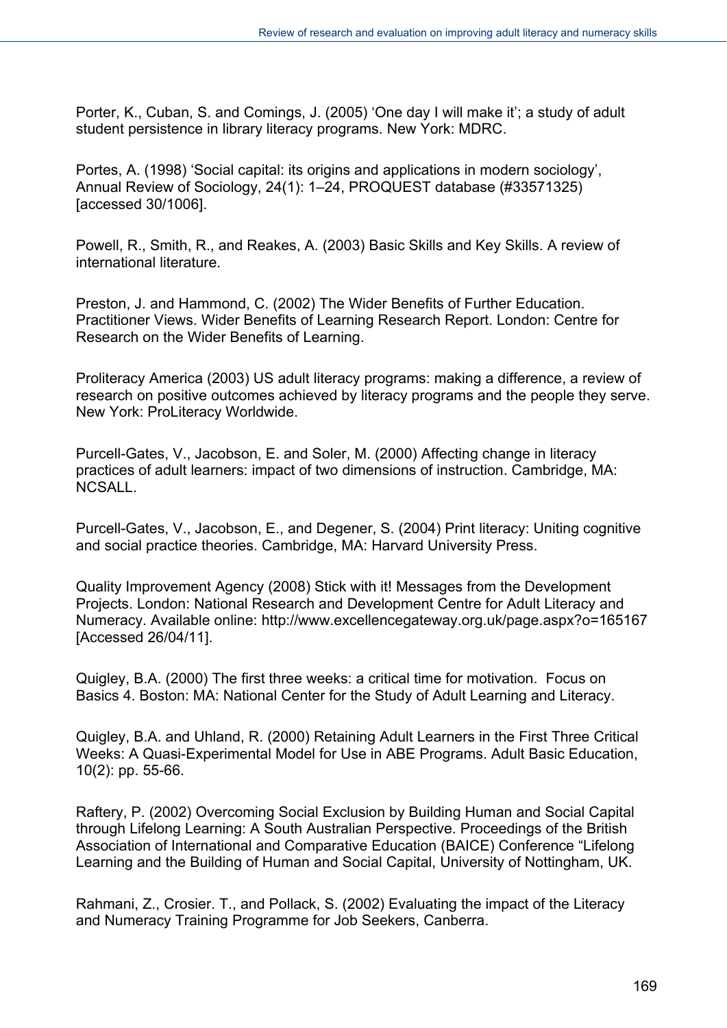Porter, K., Cuban, S. and Comings, J. (2005) 'One day I will make it'; a study of adult student persistence in library literacy programs. New York: MDRC.

Portes, A. (1998) 'Social capital: its origins and applications in modern sociology', Annual Review of Sociology, 24(1): 1–24, PROQUEST database (#33571325) [accessed 30/1006].

Powell, R., Smith, R., and Reakes, A. (2003) Basic Skills and Key Skills. A review of international literature.

Preston, J. and Hammond, C. (2002) The Wider Benefits of Further Education. Practitioner Views. Wider Benefits of Learning Research Report. London: Centre for Research on the Wider Benefits of Learning.

Proliteracy America (2003) US adult literacy programs: making a difference, a review of research on positive outcomes achieved by literacy programs and the people they serve. New York: ProLiteracy Worldwide.

Purcell-Gates, V., Jacobson, E. and Soler, M. (2000) Affecting change in literacy practices of adult learners: impact of two dimensions of instruction. Cambridge, MA: NCSALL.

Purcell-Gates, V., Jacobson, E., and Degener, S. (2004) Print literacy: Uniting cognitive and social practice theories. Cambridge, MA: Harvard University Press.

Quality Improvement Agency (2008) Stick with it! Messages from the Development Projects. London: National Research and Development Centre for Adult Literacy and Numeracy. Available online: http://www.excellencegateway.org.uk/page.aspx?o=165167 [Accessed 26/04/11].

Quigley, B.A. (2000) The first three weeks: a critical time for motivation. Focus on Basics 4. Boston: MA: National Center for the Study of Adult Learning and Literacy.

Quigley, B.A. and Uhland, R. (2000) Retaining Adult Learners in the First Three Critical Weeks: A Quasi-Experimental Model for Use in ABE Programs. Adult Basic Education, 10(2): pp. 55-66.

Raftery, P. (2002) Overcoming Social Exclusion by Building Human and Social Capital through Lifelong Learning: A South Australian Perspective. Proceedings of the British Association of International and Comparative Education (BAICE) Conference "Lifelong Learning and the Building of Human and Social Capital, University of Nottingham, UK.

Rahmani, Z., Crosier. T., and Pollack, S. (2002) Evaluating the impact of the Literacy and Numeracy Training Programme for Job Seekers, Canberra.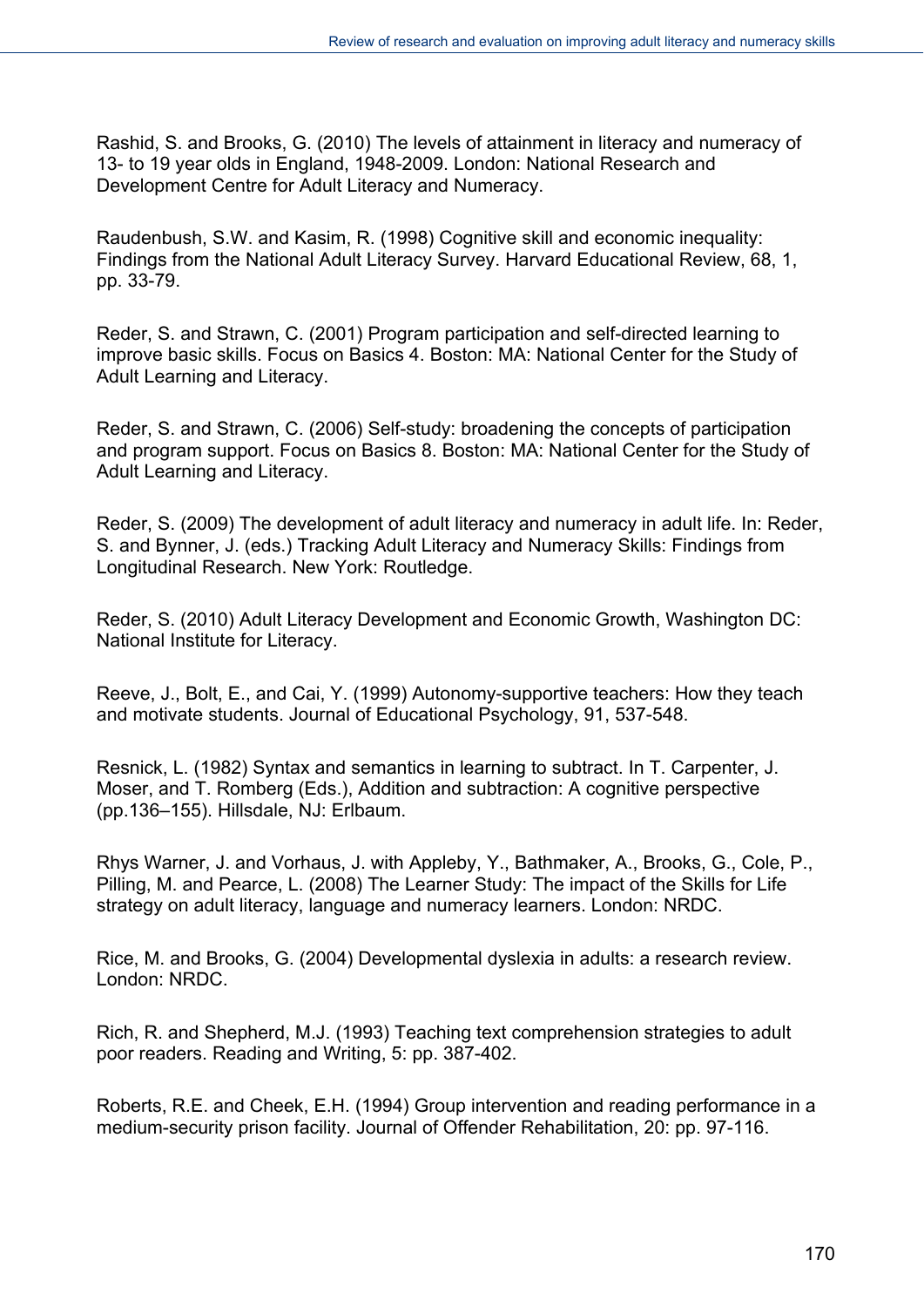Rashid, S. and Brooks, G. (2010) The levels of attainment in literacy and numeracy of 13- to 19 year olds in England, 1948-2009. London: National Research and Development Centre for Adult Literacy and Numeracy.

Raudenbush, S.W. and Kasim, R. (1998) Cognitive skill and economic inequality: Findings from the National Adult Literacy Survey. Harvard Educational Review, 68, 1, pp. 33-79.

Reder, S. and Strawn, C. (2001) Program participation and self-directed learning to improve basic skills. Focus on Basics 4. Boston: MA: National Center for the Study of Adult Learning and Literacy.

Reder, S. and Strawn, C. (2006) Self-study: broadening the concepts of participation and program support. Focus on Basics 8. Boston: MA: National Center for the Study of Adult Learning and Literacy.

Reder, S. (2009) The development of adult literacy and numeracy in adult life. In: Reder, S. and Bynner, J. (eds.) Tracking Adult Literacy and Numeracy Skills: Findings from Longitudinal Research. New York: Routledge.

Reder, S. (2010) Adult Literacy Development and Economic Growth, Washington DC: National Institute for Literacy.

Reeve, J., Bolt, E., and Cai, Y. (1999) Autonomy-supportive teachers: How they teach and motivate students. Journal of Educational Psychology, 91, 537-548.

Resnick, L. (1982) Syntax and semantics in learning to subtract. In T. Carpenter, J. Moser, and T. Romberg (Eds.), Addition and subtraction: A cognitive perspective (pp.136–155). Hillsdale, NJ: Erlbaum.

Rhys Warner, J. and Vorhaus, J. with Appleby, Y., Bathmaker, A., Brooks, G., Cole, P., Pilling, M. and Pearce, L. (2008) The Learner Study: The impact of the Skills for Life strategy on adult literacy, language and numeracy learners. London: NRDC.

Rice, M. and Brooks, G. (2004) Developmental dyslexia in adults: a research review. London: NRDC.

Rich, R. and Shepherd, M.J. (1993) Teaching text comprehension strategies to adult poor readers. Reading and Writing, 5: pp. 387-402.

Roberts, R.E. and Cheek, E.H. (1994) Group intervention and reading performance in a medium-security prison facility. Journal of Offender Rehabilitation, 20: pp. 97-116.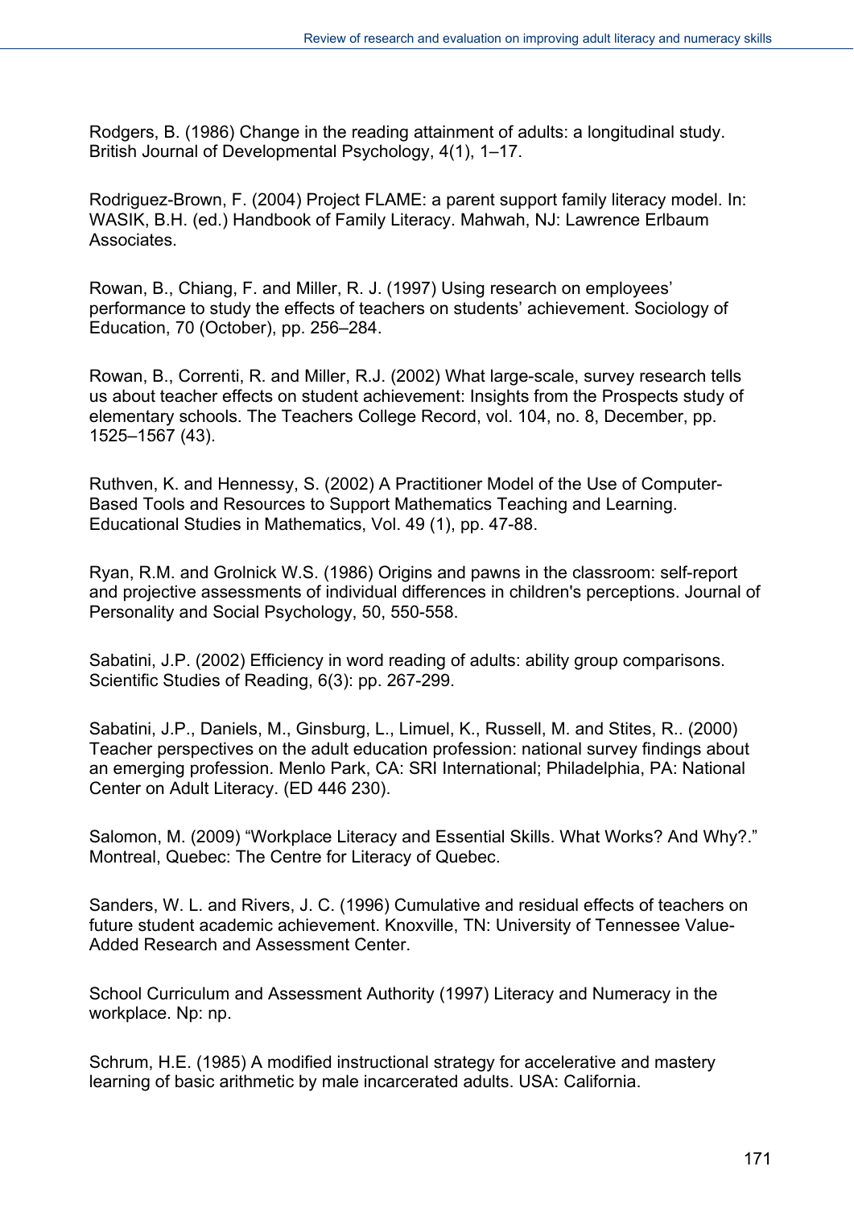Rodgers, B. (1986) Change in the reading attainment of adults: a longitudinal study. British Journal of Developmental Psychology, 4(1), 1–17.

Rodriguez-Brown, F. (2004) Project FLAME: a parent support family literacy model. In: WASIK, B.H. (ed.) Handbook of Family Literacy. Mahwah, NJ: Lawrence Erlbaum Associates.

Rowan, B., Chiang, F. and Miller, R. J. (1997) Using research on employees' performance to study the effects of teachers on students' achievement. Sociology of Education, 70 (October), pp. 256–284.

Rowan, B., Correnti, R. and Miller, R.J. (2002) What large-scale, survey research tells us about teacher effects on student achievement: Insights from the Prospects study of elementary schools. The Teachers College Record, vol. 104, no. 8, December, pp. 1525–1567 (43).

Ruthven, K. and Hennessy, S. (2002) A Practitioner Model of the Use of Computer-Based Tools and Resources to Support Mathematics Teaching and Learning. Educational Studies in Mathematics, Vol. 49 (1), pp. 47-88.

Ryan, R.M. and Grolnick W.S. (1986) Origins and pawns in the classroom: self-report and projective assessments of individual differences in children's perceptions. Journal of Personality and Social Psychology, 50, 550-558.

Sabatini, J.P. (2002) Efficiency in word reading of adults: ability group comparisons. Scientific Studies of Reading, 6(3): pp. 267-299.

Sabatini, J.P., Daniels, M., Ginsburg, L., Limuel, K., Russell, M. and Stites, R.. (2000) Teacher perspectives on the adult education profession: national survey findings about an emerging profession. Menlo Park, CA: SRI International; Philadelphia, PA: National Center on Adult Literacy. (ED 446 230).

Salomon, M. (2009) "Workplace Literacy and Essential Skills. What Works? And Why?." Montreal, Quebec: The Centre for Literacy of Quebec.

Sanders, W. L. and Rivers, J. C. (1996) Cumulative and residual effects of teachers on future student academic achievement. Knoxville, TN: University of Tennessee Value-Added Research and Assessment Center.

School Curriculum and Assessment Authority (1997) Literacy and Numeracy in the workplace. Np: np.

Schrum, H.E. (1985) A modified instructional strategy for accelerative and mastery learning of basic arithmetic by male incarcerated adults. USA: California.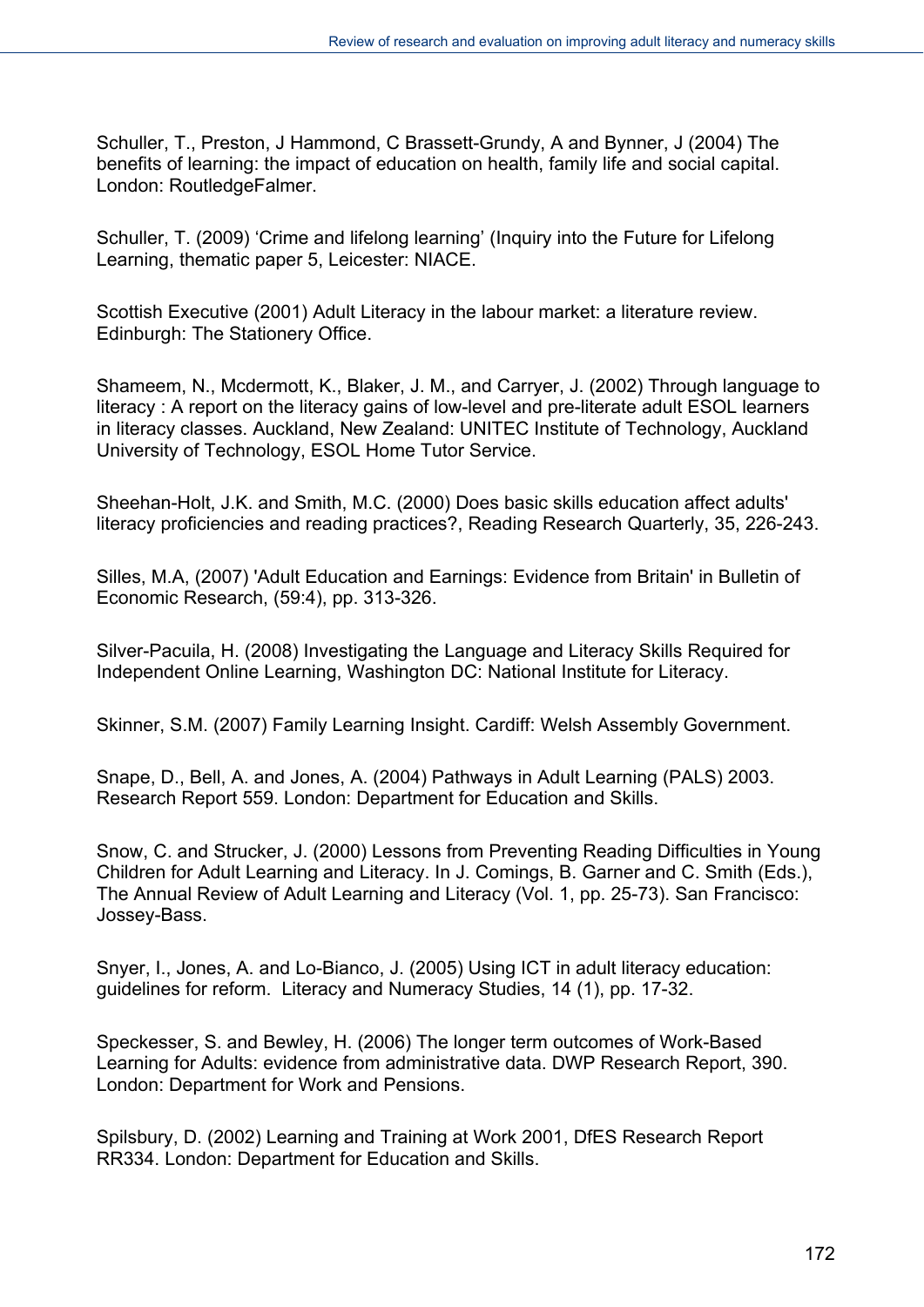Schuller, T., Preston, J Hammond, C Brassett-Grundy, A and Bynner, J (2004) The benefits of learning: the impact of education on health, family life and social capital. London: RoutledgeFalmer.

Schuller, T. (2009) 'Crime and lifelong learning' (Inquiry into the Future for Lifelong Learning, thematic paper 5, Leicester: NIACE.

Scottish Executive (2001) Adult Literacy in the labour market: a literature review. Edinburgh: The Stationery Office.

Shameem, N., Mcdermott, K., Blaker, J. M., and Carryer, J. (2002) Through language to literacy : A report on the literacy gains of low-level and pre-literate adult ESOL learners in literacy classes. Auckland, New Zealand: UNITEC Institute of Technology, Auckland University of Technology, ESOL Home Tutor Service.

Sheehan-Holt, J.K. and Smith, M.C. (2000) Does basic skills education affect adults' literacy proficiencies and reading practices?, Reading Research Quarterly, 35, 226-243.

Silles, M.A, (2007) 'Adult Education and Earnings: Evidence from Britain' in Bulletin of Economic Research, (59:4), pp. 313-326.

Silver-Pacuila, H. (2008) Investigating the Language and Literacy Skills Required for Independent Online Learning, Washington DC: National Institute for Literacy.

Skinner, S.M. (2007) Family Learning Insight. Cardiff: Welsh Assembly Government.

Snape, D., Bell, A. and Jones, A. (2004) Pathways in Adult Learning (PALS) 2003. Research Report 559. London: Department for Education and Skills.

Snow, C. and Strucker, J. (2000) Lessons from Preventing Reading Difficulties in Young Children for Adult Learning and Literacy. In J. Comings, B. Garner and C. Smith (Eds.), The Annual Review of Adult Learning and Literacy (Vol. 1, pp. 25-73). San Francisco: Jossey-Bass.

Snyer, I., Jones, A. and Lo-Bianco, J. (2005) Using ICT in adult literacy education: guidelines for reform. Literacy and Numeracy Studies, 14 (1), pp. 17-32.

Speckesser, S. and Bewley, H. (2006) The longer term outcomes of Work-Based Learning for Adults: evidence from administrative data. DWP Research Report, 390. London: Department for Work and Pensions.

Spilsbury, D. (2002) Learning and Training at Work 2001, DfES Research Report RR334. London: Department for Education and Skills.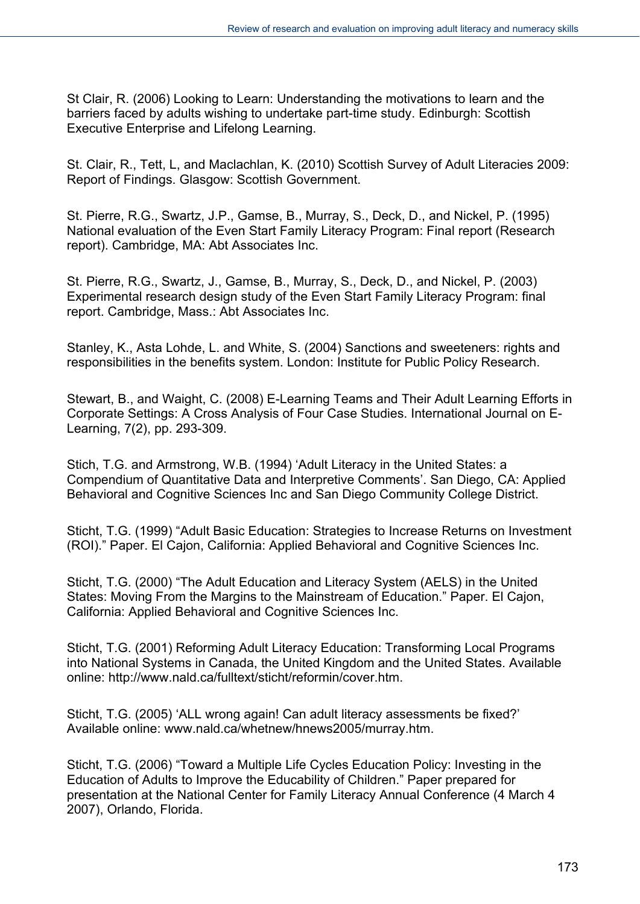St Clair, R. (2006) Looking to Learn: Understanding the motivations to learn and the barriers faced by adults wishing to undertake part-time study. Edinburgh: Scottish Executive Enterprise and Lifelong Learning.

St. Clair, R., Tett, L, and Maclachlan, K. (2010) Scottish Survey of Adult Literacies 2009: Report of Findings. Glasgow: Scottish Government.

St. Pierre, R.G., Swartz, J.P., Gamse, B., Murray, S., Deck, D., and Nickel, P. (1995) National evaluation of the Even Start Family Literacy Program: Final report (Research report). Cambridge, MA: Abt Associates Inc.

St. Pierre, R.G., Swartz, J., Gamse, B., Murray, S., Deck, D., and Nickel, P. (2003) Experimental research design study of the Even Start Family Literacy Program: final report. Cambridge, Mass.: Abt Associates Inc.

Stanley, K., Asta Lohde, L. and White, S. (2004) Sanctions and sweeteners: rights and responsibilities in the benefits system. London: Institute for Public Policy Research.

Stewart, B., and Waight, C. (2008) E-Learning Teams and Their Adult Learning Efforts in Corporate Settings: A Cross Analysis of Four Case Studies. International Journal on E-Learning, 7(2), pp. 293-309.

Stich, T.G. and Armstrong, W.B. (1994) 'Adult Literacy in the United States: a Compendium of Quantitative Data and Interpretive Comments'. San Diego, CA: Applied Behavioral and Cognitive Sciences Inc and San Diego Community College District.

Sticht, T.G. (1999) "Adult Basic Education: Strategies to Increase Returns on Investment (ROI)." Paper. El Cajon, California: Applied Behavioral and Cognitive Sciences Inc.

Sticht, T.G. (2000) "The Adult Education and Literacy System (AELS) in the United States: Moving From the Margins to the Mainstream of Education." Paper. El Cajon, California: Applied Behavioral and Cognitive Sciences Inc.

Sticht, T.G. (2001) Reforming Adult Literacy Education: Transforming Local Programs into National Systems in Canada, the United Kingdom and the United States. Available online: http://www.nald.ca/fulltext/sticht/reformin/cover.htm.

Sticht, T.G. (2005) 'ALL wrong again! Can adult literacy assessments be fixed?' Available online: www.nald.ca/whetnew/hnews2005/murray.htm.

Sticht, T.G. (2006) "Toward a Multiple Life Cycles Education Policy: Investing in the Education of Adults to Improve the Educability of Children." Paper prepared for presentation at the National Center for Family Literacy Annual Conference (4 March 4 2007), Orlando, Florida.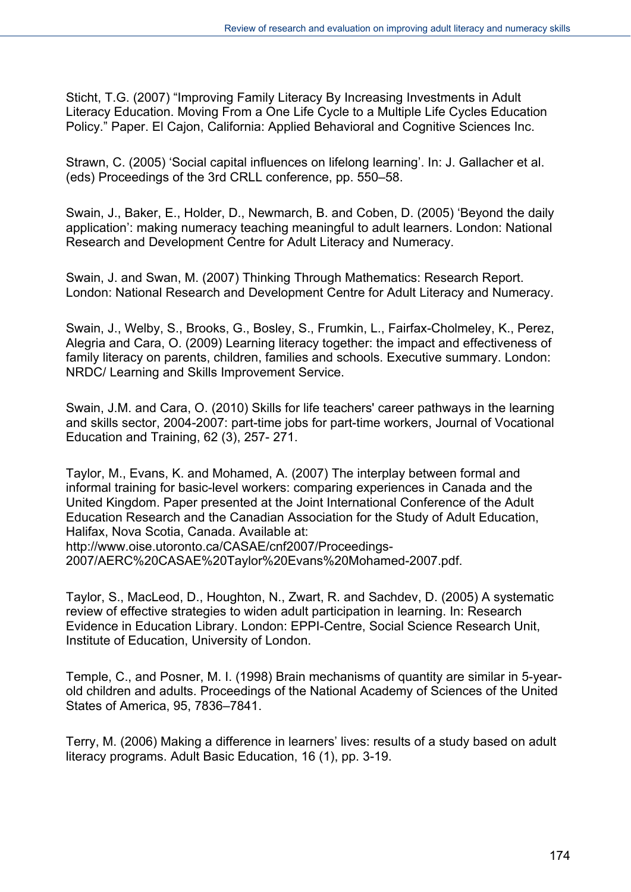Sticht, T.G. (2007) “Improving Family Literacy By Increasing Investments in Adult Literacy Education. Moving From a One Life Cycle to a Multiple Life Cycles Education Policy.” Paper. El Cajon, California: Applied Behavioral and Cognitive Sciences Inc.

Strawn, C. (2005) ‘Social capital influences on lifelong learning’. In: J. Gallacher et al. (eds) Proceedings of the 3rd CRLL conference, pp. 550–58.

Swain, J., Baker, E., Holder, D., Newmarch, B. and Coben, D. (2005) ‘Beyond the daily application’: making numeracy teaching meaningful to adult learners. London: National Research and Development Centre for Adult Literacy and Numeracy.

Swain, J. and Swan, M. (2007) Thinking Through Mathematics: Research Report. London: National Research and Development Centre for Adult Literacy and Numeracy.

Swain, J., Welby, S., Brooks, G., Bosley, S., Frumkin, L., Fairfax-Cholmeley, K., Perez, Alegria and Cara, O. (2009) Learning literacy together: the impact and effectiveness of family literacy on parents, children, families and schools. Executive summary. London: NRDC/ Learning and Skills Improvement Service.

Swain, J.M. and Cara, O. (2010) Skills for life teachers' career pathways in the learning and skills sector, 2004-2007: part-time jobs for part-time workers, Journal of Vocational Education and Training, 62 (3), 257- 271.

Taylor, M., Evans, K. and Mohamed, A. (2007) The interplay between formal and informal training for basic-level workers: comparing experiences in Canada and the United Kingdom. Paper presented at the Joint International Conference of the Adult Education Research and the Canadian Association for the Study of Adult Education, Halifax, Nova Scotia, Canada. Available at: http://www.oise.utoronto.ca/CASAE/cnf2007/Proceedings-2007/AERC%20CASAE%20Taylor%20Evans%20Mohamed-2007.pdf.

Taylor, S., MacLeod, D., Houghton, N., Zwart, R. and Sachdev, D. (2005) A systematic review of effective strategies to widen adult participation in learning. In: Research Evidence in Education Library. London: EPPI-Centre, Social Science Research Unit, Institute of Education, University of London.

Temple, C., and Posner, M. I. (1998) Brain mechanisms of quantity are similar in 5-year-old children and adults. Proceedings of the National Academy of Sciences of the United States of America, 95, 7836–7841.

Terry, M. (2006) Making a difference in learners’ lives: results of a study based on adult literacy programs. Adult Basic Education, 16 (1), pp. 3-19.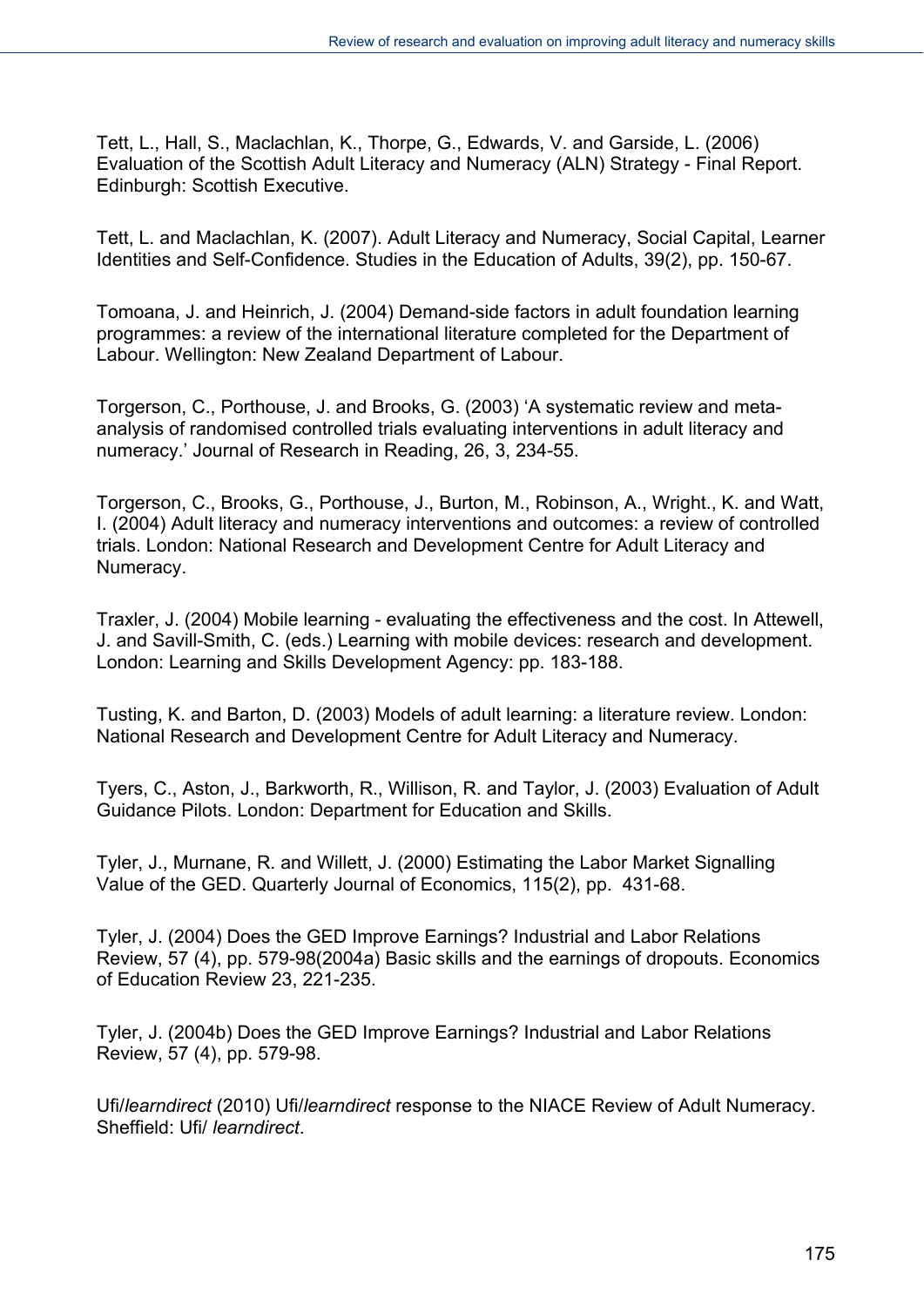Tett, L., Hall, S., Maclachlan, K., Thorpe, G., Edwards, V. and Garside, L. (2006) Evaluation of the Scottish Adult Literacy and Numeracy (ALN) Strategy - Final Report. Edinburgh: Scottish Executive.

Tett, L. and Maclachlan, K. (2007). Adult Literacy and Numeracy, Social Capital, Learner Identities and Self-Confidence. Studies in the Education of Adults, 39(2), pp. 150-67.

Tomoana, J. and Heinrich, J. (2004) Demand-side factors in adult foundation learning programmes: a review of the international literature completed for the Department of Labour. Wellington: New Zealand Department of Labour.

Torgerson, C., Porthouse, J. and Brooks, G. (2003) 'A systematic review and meta-analysis of randomised controlled trials evaluating interventions in adult literacy and numeracy.' Journal of Research in Reading, 26, 3, 234-55.

Torgerson, C., Brooks, G., Porthouse, J., Burton, M., Robinson, A., Wright., K. and Watt, I. (2004) Adult literacy and numeracy interventions and outcomes: a review of controlled trials. London: National Research and Development Centre for Adult Literacy and Numeracy.

Traxler, J. (2004) Mobile learning - evaluating the effectiveness and the cost. In Attewell, J. and Savill-Smith, C. (eds.) Learning with mobile devices: research and development. London: Learning and Skills Development Agency: pp. 183-188.

Tusting, K. and Barton, D. (2003) Models of adult learning: a literature review. London: National Research and Development Centre for Adult Literacy and Numeracy.

Tyers, C., Aston, J., Barkworth, R., Willison, R. and Taylor, J. (2003) Evaluation of Adult Guidance Pilots. London: Department for Education and Skills.

Tyler, J., Murnane, R. and Willett, J. (2000) Estimating the Labor Market Signalling Value of the GED. Quarterly Journal of Economics, 115(2), pp. 431-68.

Tyler, J. (2004) Does the GED Improve Earnings? Industrial and Labor Relations Review, 57 (4), pp. 579-98(2004a) Basic skills and the earnings of dropouts. Economics of Education Review 23, 221-235.

Tyler, J. (2004b) Does the GED Improve Earnings? Industrial and Labor Relations Review, 57 (4), pp. 579-98.

Ufi/*learndirect* (2010) Ufi/*learndirect* response to the NIACE Review of Adult Numeracy. Sheffield: Ufi/ *learndirect*.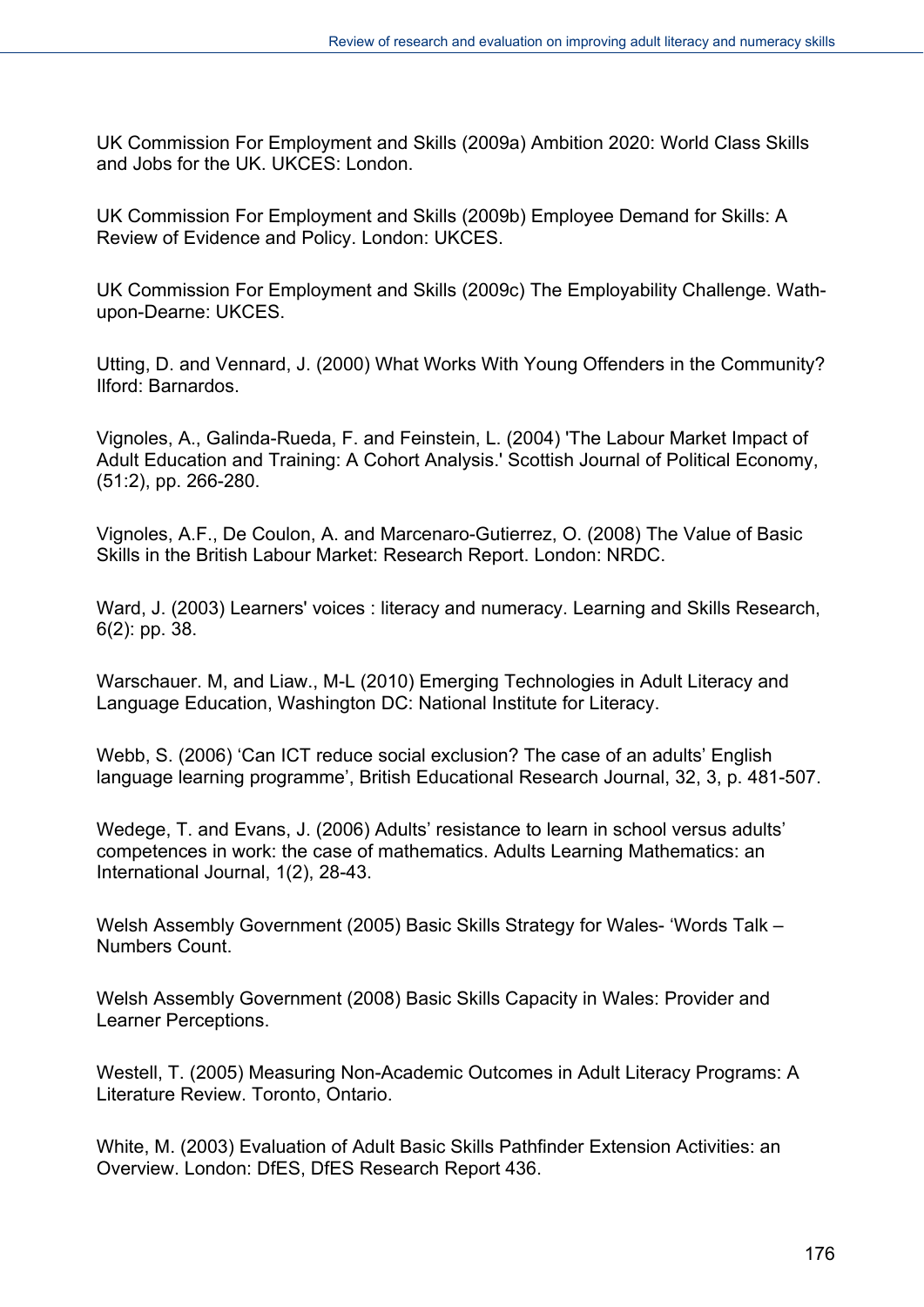UK Commission For Employment and Skills (2009a) Ambition 2020: World Class Skills and Jobs for the UK. UKCES: London.

UK Commission For Employment and Skills (2009b) Employee Demand for Skills: A Review of Evidence and Policy. London: UKCES.

UK Commission For Employment and Skills (2009c) The Employability Challenge. Wath-upon-Dearne: UKCES.

Utting, D. and Vennard, J. (2000) What Works With Young Offenders in the Community? Ilford: Barnardos.

Vignoles, A., Galinda-Rueda, F. and Feinstein, L. (2004) 'The Labour Market Impact of Adult Education and Training: A Cohort Analysis.' Scottish Journal of Political Economy, (51:2), pp. 266-280.

Vignoles, A.F., De Coulon, A. and Marcenaro-Gutierrez, O. (2008) The Value of Basic Skills in the British Labour Market: Research Report. London: NRDC.

Ward, J. (2003) Learners' voices : literacy and numeracy. Learning and Skills Research, 6(2): pp. 38.

Warschauer. M, and Liaw., M-L (2010) Emerging Technologies in Adult Literacy and Language Education, Washington DC: National Institute for Literacy.

Webb, S. (2006) 'Can ICT reduce social exclusion? The case of an adults' English language learning programme', British Educational Research Journal, 32, 3, p. 481-507.

Wedege, T. and Evans, J. (2006) Adults' resistance to learn in school versus adults' competences in work: the case of mathematics. Adults Learning Mathematics: an International Journal, 1(2), 28-43.

Welsh Assembly Government (2005) Basic Skills Strategy for Wales- 'Words Talk – Numbers Count.

Welsh Assembly Government (2008) Basic Skills Capacity in Wales: Provider and Learner Perceptions.

Westell, T. (2005) Measuring Non-Academic Outcomes in Adult Literacy Programs: A Literature Review. Toronto, Ontario.

White, M. (2003) Evaluation of Adult Basic Skills Pathfinder Extension Activities: an Overview. London: DfES, DfES Research Report 436.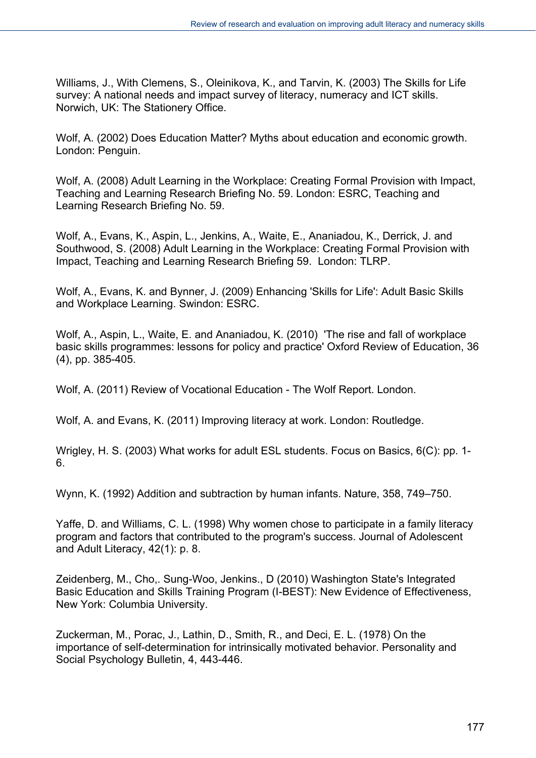Williams, J., With Clemens, S., Oleinikova, K., and Tarvin, K. (2003) The Skills for Life survey: A national needs and impact survey of literacy, numeracy and ICT skills. Norwich, UK: The Stationery Office.

Wolf, A. (2002) Does Education Matter? Myths about education and economic growth. London: Penguin.

Wolf, A. (2008) Adult Learning in the Workplace: Creating Formal Provision with Impact, Teaching and Learning Research Briefing No. 59. London: ESRC, Teaching and Learning Research Briefing No. 59.

Wolf, A., Evans, K., Aspin, L., Jenkins, A., Waite, E., Ananiadou, K., Derrick, J. and Southwood, S. (2008) Adult Learning in the Workplace: Creating Formal Provision with Impact, Teaching and Learning Research Briefing 59. London: TLRP.

Wolf, A., Evans, K. and Bynner, J. (2009) Enhancing 'Skills for Life': Adult Basic Skills and Workplace Learning. Swindon: ESRC.

Wolf, A., Aspin, L., Waite, E. and Ananiadou, K. (2010) 'The rise and fall of workplace basic skills programmes: lessons for policy and practice' Oxford Review of Education, 36 (4), pp. 385-405.

Wolf, A. (2011) Review of Vocational Education - The Wolf Report. London.

Wolf, A. and Evans, K. (2011) Improving literacy at work. London: Routledge.

Wrigley, H. S. (2003) What works for adult ESL students. Focus on Basics, 6(C): pp. 1-6.

Wynn, K. (1992) Addition and subtraction by human infants. Nature, 358, 749–750.

Yaffe, D. and Williams, C. L. (1998) Why women chose to participate in a family literacy program and factors that contributed to the program's success. Journal of Adolescent and Adult Literacy, 42(1): p. 8.

Zeidenberg, M., Cho,. Sung-Woo, Jenkins., D (2010) Washington State's Integrated Basic Education and Skills Training Program (I-BEST): New Evidence of Effectiveness, New York: Columbia University.

Zuckerman, M., Porac, J., Lathin, D., Smith, R., and Deci, E. L. (1978) On the importance of self-determination for intrinsically motivated behavior. Personality and Social Psychology Bulletin, 4, 443-446.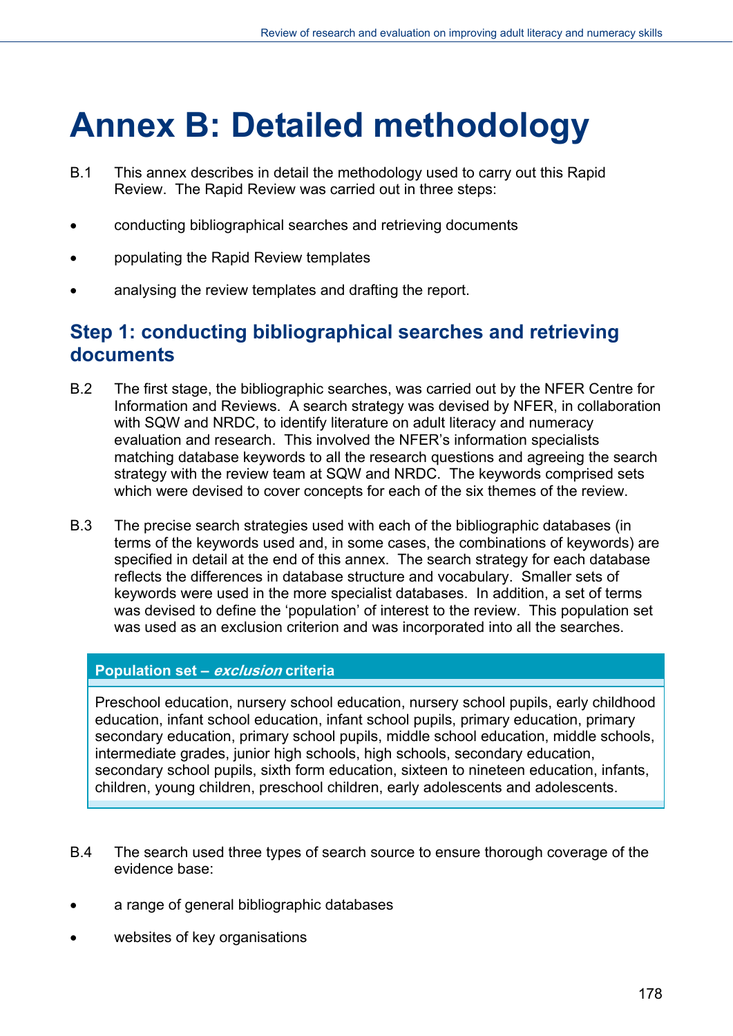# Annex B: Detailed methodology

B.1 This annex describes in detail the methodology used to carry out this Rapid Review. The Rapid Review was carried out in three steps:

- conducting bibliographical searches and retrieving documents
- populating the Rapid Review templates
- analysing the review templates and drafting the report.

## Step 1: conducting bibliographical searches and retrieving documents

B.2 The first stage, the bibliographic searches, was carried out by the NFER Centre for Information and Reviews. A search strategy was devised by NFER, in collaboration with SQW and NRDC, to identify literature on adult literacy and numeracy evaluation and research. This involved the NFER's information specialists matching database keywords to all the research questions and agreeing the search strategy with the review team at SQW and NRDC. The keywords comprised sets which were devised to cover concepts for each of the six themes of the review.

B.3 The precise search strategies used with each of the bibliographic databases (in terms of the keywords used and, in some cases, the combinations of keywords) are specified in detail at the end of this annex. The search strategy for each database reflects the differences in database structure and vocabulary. Smaller sets of keywords were used in the more specialist databases. In addition, a set of terms was devised to define the 'population' of interest to the review. This population set was used as an exclusion criterion and was incorporated into all the searches.

| **Population set – *exclusion* criteria** |
|---|
| Preschool education, nursery school education, nursery school pupils, early childhood education, infant school education, infant school pupils, primary education, primary secondary education, primary school pupils, middle school education, middle schools, intermediate grades, junior high schools, high schools, secondary education, secondary school pupils, sixth form education, sixteen to nineteen education, infants, children, young children, preschool children, early adolescents and adolescents. |

B.4 The search used three types of search source to ensure thorough coverage of the evidence base:

- a range of general bibliographic databases
- websites of key organisations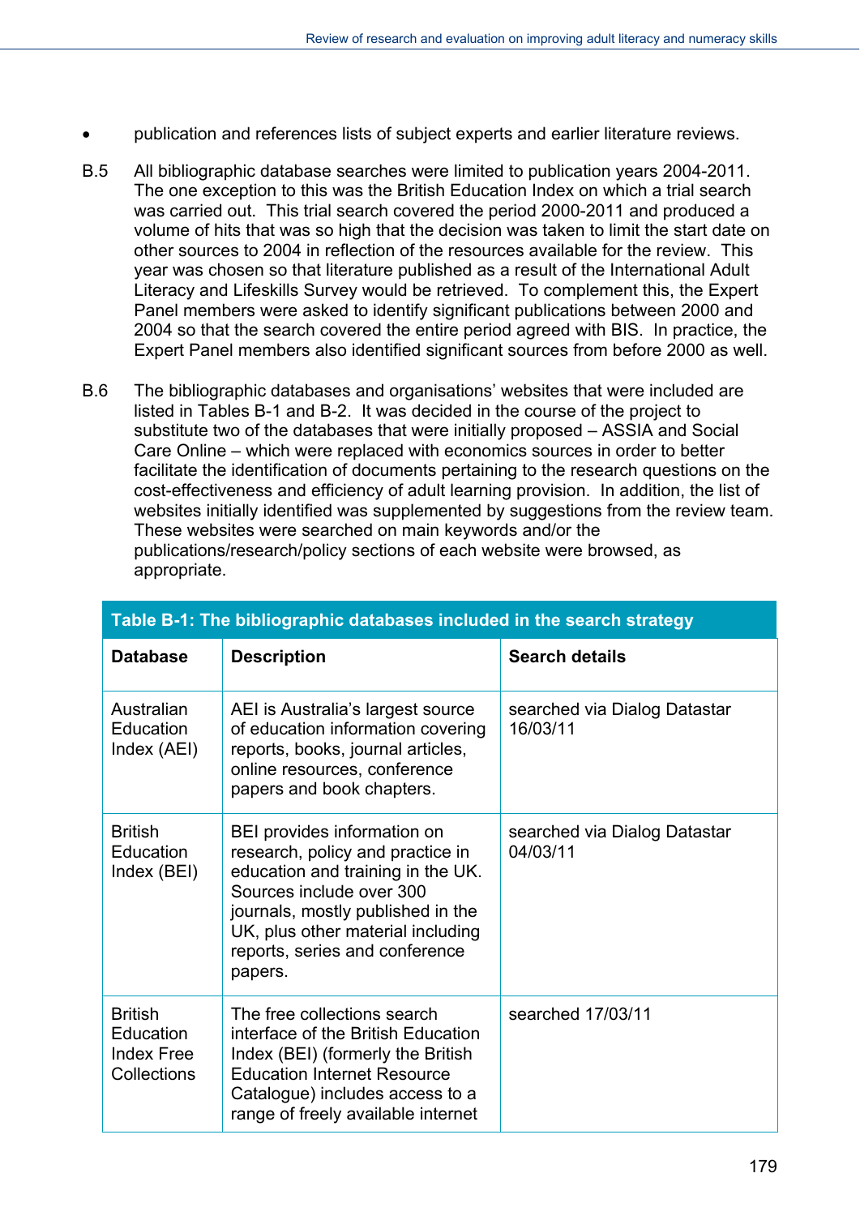- publication and references lists of subject experts and earlier literature reviews.

B.5 All bibliographic database searches were limited to publication years 2004-2011. The one exception to this was the British Education Index on which a trial search was carried out. This trial search covered the period 2000-2011 and produced a volume of hits that was so high that the decision was taken to limit the start date on other sources to 2004 in reflection of the resources available for the review. This year was chosen so that literature published as a result of the International Adult Literacy and Lifeskills Survey would be retrieved. To complement this, the Expert Panel members were asked to identify significant publications between 2000 and 2004 so that the search covered the entire period agreed with BIS. In practice, the Expert Panel members also identified significant sources from before 2000 as well.

B.6 The bibliographic databases and organisations' websites that were included are listed in Tables B-1 and B-2. It was decided in the course of the project to substitute two of the databases that were initially proposed – ASSIA and Social Care Online – which were replaced with economics sources in order to better facilitate the identification of documents pertaining to the research questions on the cost-effectiveness and efficiency of adult learning provision. In addition, the list of websites initially identified was supplemented by suggestions from the review team. These websites were searched on main keywords and/or the publications/research/policy sections of each website were browsed, as appropriate.

**Table B-1: The bibliographic databases included in the search strategy**

| Database | Description | Search details |
|---|---|---|
| Australian Education Index (AEI) | AEI is Australia's largest source of education information covering reports, books, journal articles, online resources, conference papers and book chapters. | searched via Dialog Datastar 16/03/11 |
| British Education Index (BEI) | BEI provides information on research, policy and practice in education and training in the UK. Sources include over 300 journals, mostly published in the UK, plus other material including reports, series and conference papers. | searched via Dialog Datastar 04/03/11 |
| British Education Index Free Collections | The free collections search interface of the British Education Index (BEI) (formerly the British Education Internet Resource Catalogue) includes access to a range of freely available internet | searched 17/03/11 |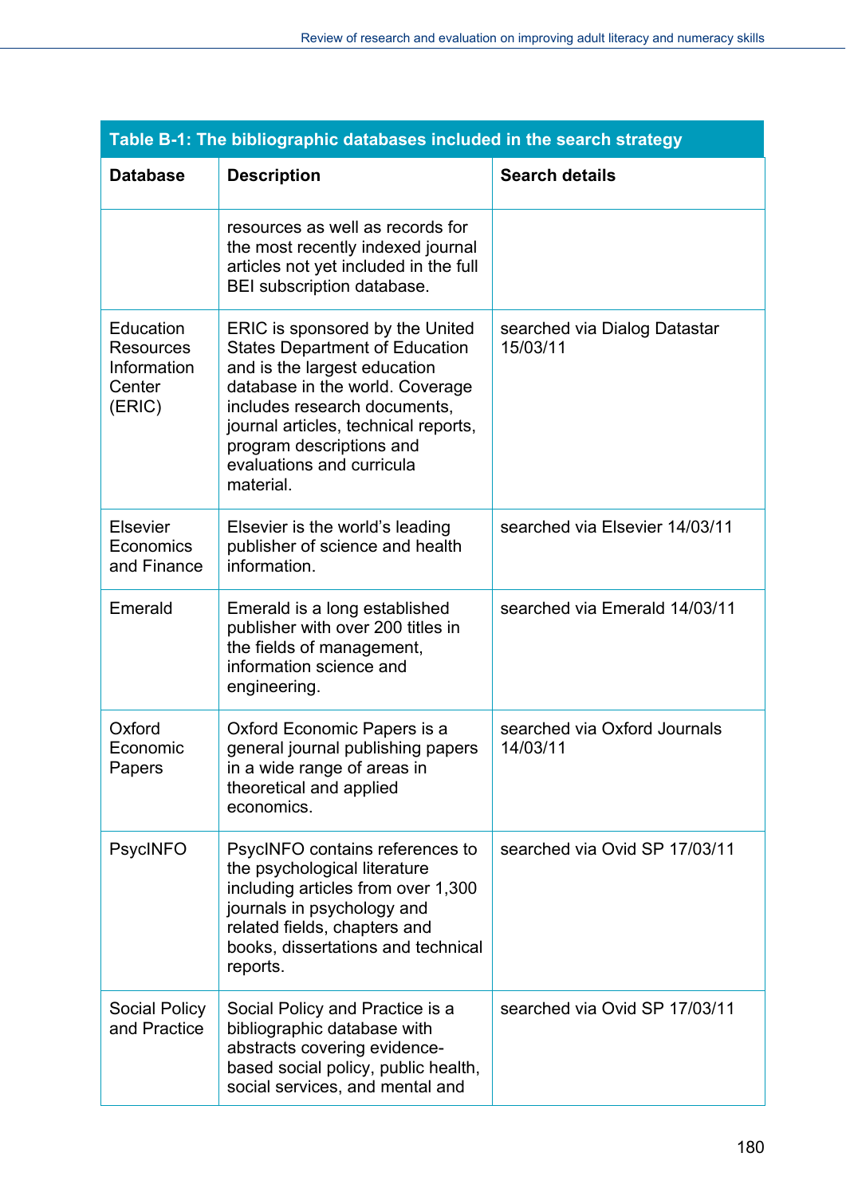**Table B-1: The bibliographic databases included in the search strategy**

| Database | Description | Search details |
|---|---|---|
| | resources as well as records for the most recently indexed journal articles not yet included in the full BEI subscription database. | |
| Education Resources Information Center (ERIC) | ERIC is sponsored by the United States Department of Education and is the largest education database in the world. Coverage includes research documents, journal articles, technical reports, program descriptions and evaluations and curricula material. | searched via Dialog Datastar 15/03/11 |
| Elsevier Economics and Finance | Elsevier is the world's leading publisher of science and health information. | searched via Elsevier 14/03/11 |
| Emerald | Emerald is a long established publisher with over 200 titles in the fields of management, information science and engineering. | searched via Emerald 14/03/11 |
| Oxford Economic Papers | Oxford Economic Papers is a general journal publishing papers in a wide range of areas in theoretical and applied economics. | searched via Oxford Journals 14/03/11 |
| PsycINFO | PsycINFO contains references to the psychological literature including articles from over 1,300 journals in psychology and related fields, chapters and books, dissertations and technical reports. | searched via Ovid SP 17/03/11 |
| Social Policy and Practice | Social Policy and Practice is a bibliographic database with abstracts covering evidence-based social policy, public health, social services, and mental and | searched via Ovid SP 17/03/11 |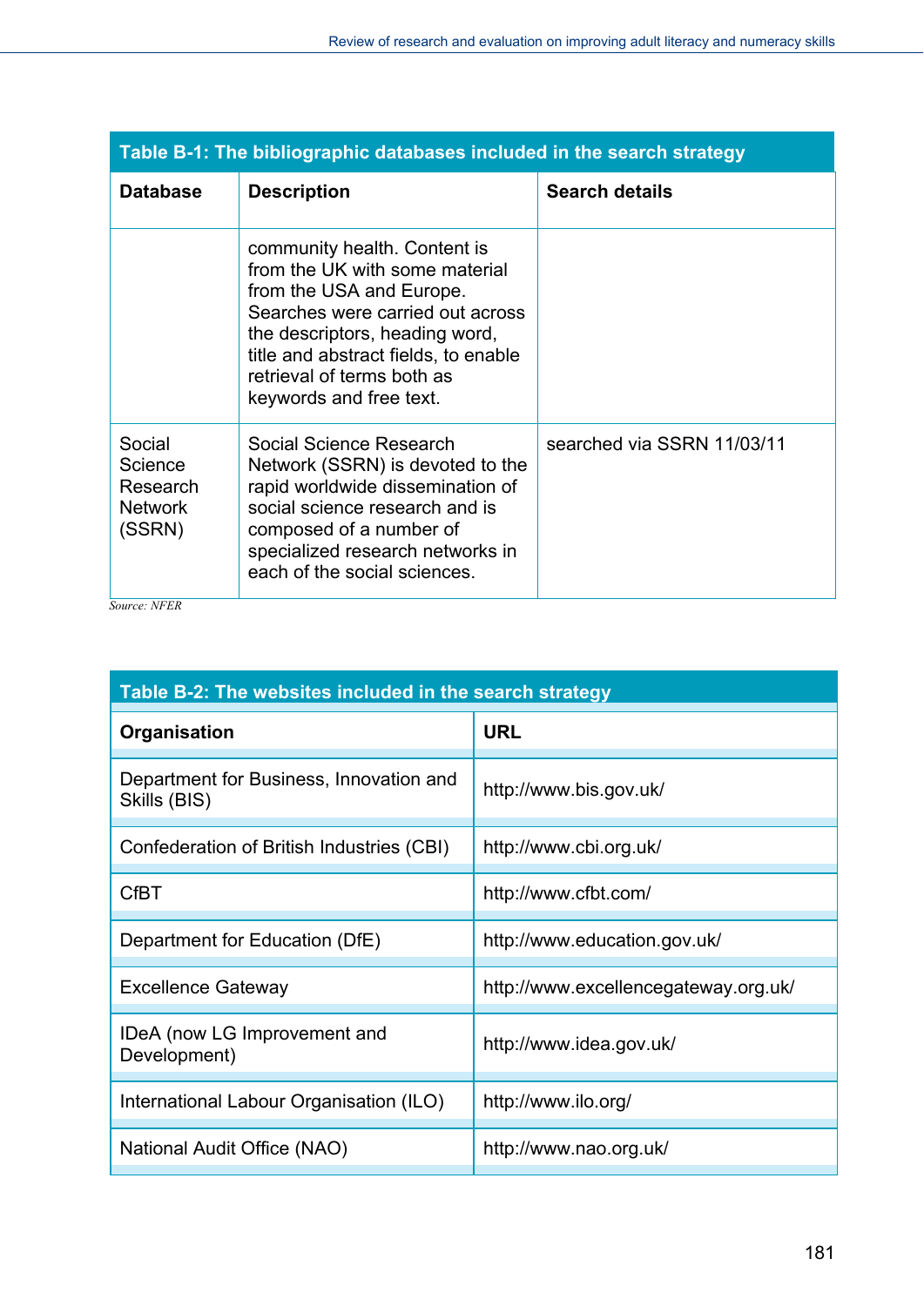**Table B-1: The bibliographic databases included in the search strategy**

| Database | Description | Search details |
|---|---|---|
| | community health. Content is from the UK with some material from the USA and Europe. Searches were carried out across the descriptors, heading word, title and abstract fields, to enable retrieval of terms both as keywords and free text. | |
| Social Science Research Network (SSRN) | Social Science Research Network (SSRN) is devoted to the rapid worldwide dissemination of social science research and is composed of a number of specialized research networks in each of the social sciences. | searched via SSRN 11/03/11 |

*Source: NFER*

**Table B-2: The websites included in the search strategy**

| Organisation | URL |
|---|---|
| Department for Business, Innovation and Skills (BIS) | http://www.bis.gov.uk/ |
| Confederation of British Industries (CBI) | http://www.cbi.org.uk/ |
| CfBT | http://www.cfbt.com/ |
| Department for Education (DfE) | http://www.education.gov.uk/ |
| Excellence Gateway | http://www.excellencegateway.org.uk/ |
| IDeA (now LG Improvement and Development) | http://www.idea.gov.uk/ |
| International Labour Organisation (ILO) | http://www.ilo.org/ |
| National Audit Office (NAO) | http://www.nao.org.uk/ |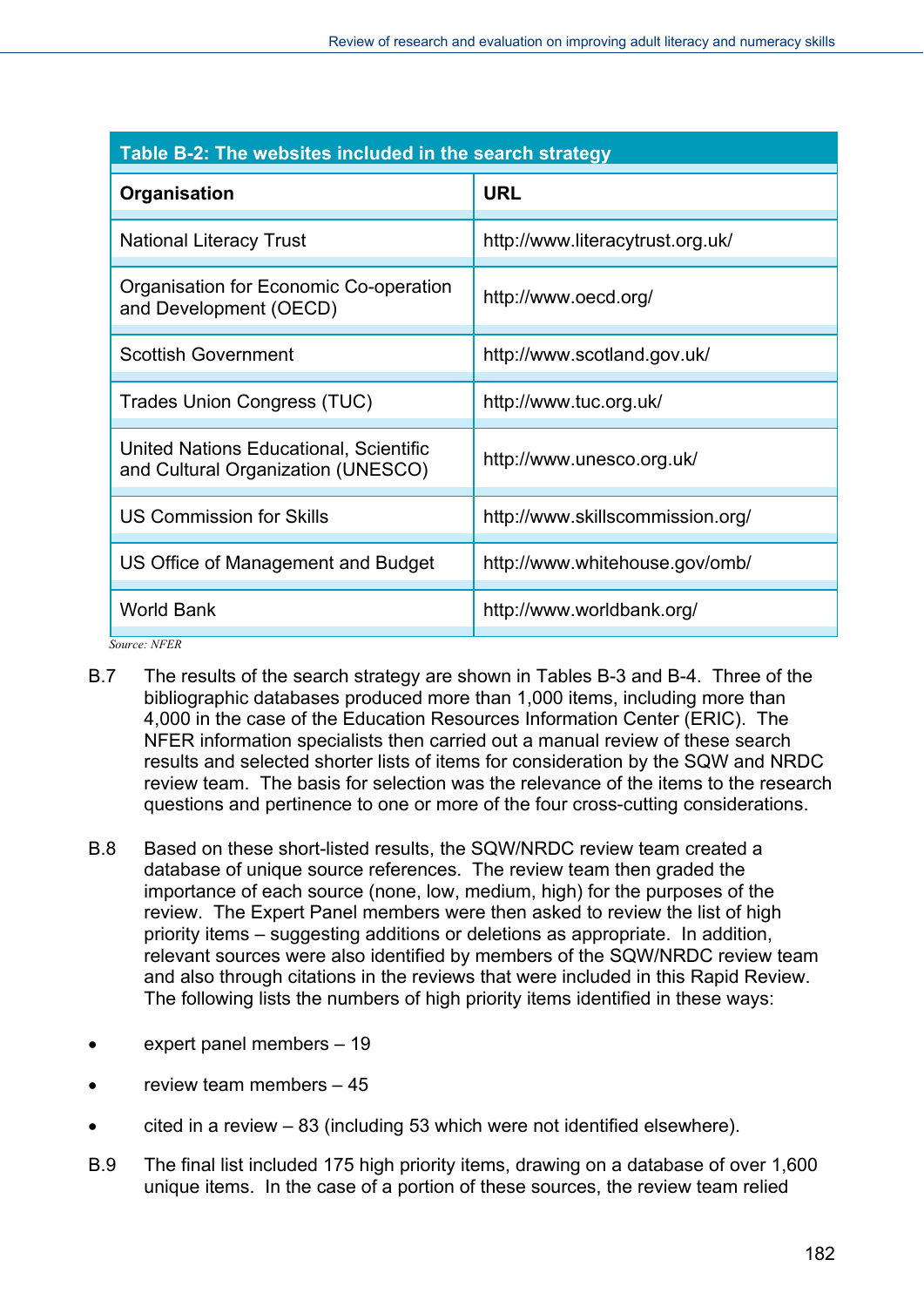**Table B-2: The websites included in the search strategy**

| Organisation | URL |
| --- | --- |
| National Literacy Trust | http://www.literacytrust.org.uk/ |
| Organisation for Economic Co-operation and Development (OECD) | http://www.oecd.org/ |
| Scottish Government | http://www.scotland.gov.uk/ |
| Trades Union Congress (TUC) | http://www.tuc.org.uk/ |
| United Nations Educational, Scientific and Cultural Organization (UNESCO) | http://www.unesco.org.uk/ |
| US Commission for Skills | http://www.skillscommission.org/ |
| US Office of Management and Budget | http://www.whitehouse.gov/omb/ |
| World Bank | http://www.worldbank.org/ |

*Source: NFER*

B.7 The results of the search strategy are shown in Tables B-3 and B-4. Three of the bibliographic databases produced more than 1,000 items, including more than 4,000 in the case of the Education Resources Information Center (ERIC). The NFER information specialists then carried out a manual review of these search results and selected shorter lists of items for consideration by the SQW and NRDC review team. The basis for selection was the relevance of the items to the research questions and pertinence to one or more of the four cross-cutting considerations.

B.8 Based on these short-listed results, the SQW/NRDC review team created a database of unique source references. The review team then graded the importance of each source (none, low, medium, high) for the purposes of the review. The Expert Panel members were then asked to review the list of high priority items – suggesting additions or deletions as appropriate. In addition, relevant sources were also identified by members of the SQW/NRDC review team and also through citations in the reviews that were included in this Rapid Review. The following lists the numbers of high priority items identified in these ways:

- expert panel members – 19
- review team members – 45
- cited in a review – 83 (including 53 which were not identified elsewhere).

B.9 The final list included 175 high priority items, drawing on a database of over 1,600 unique items. In the case of a portion of these sources, the review team relied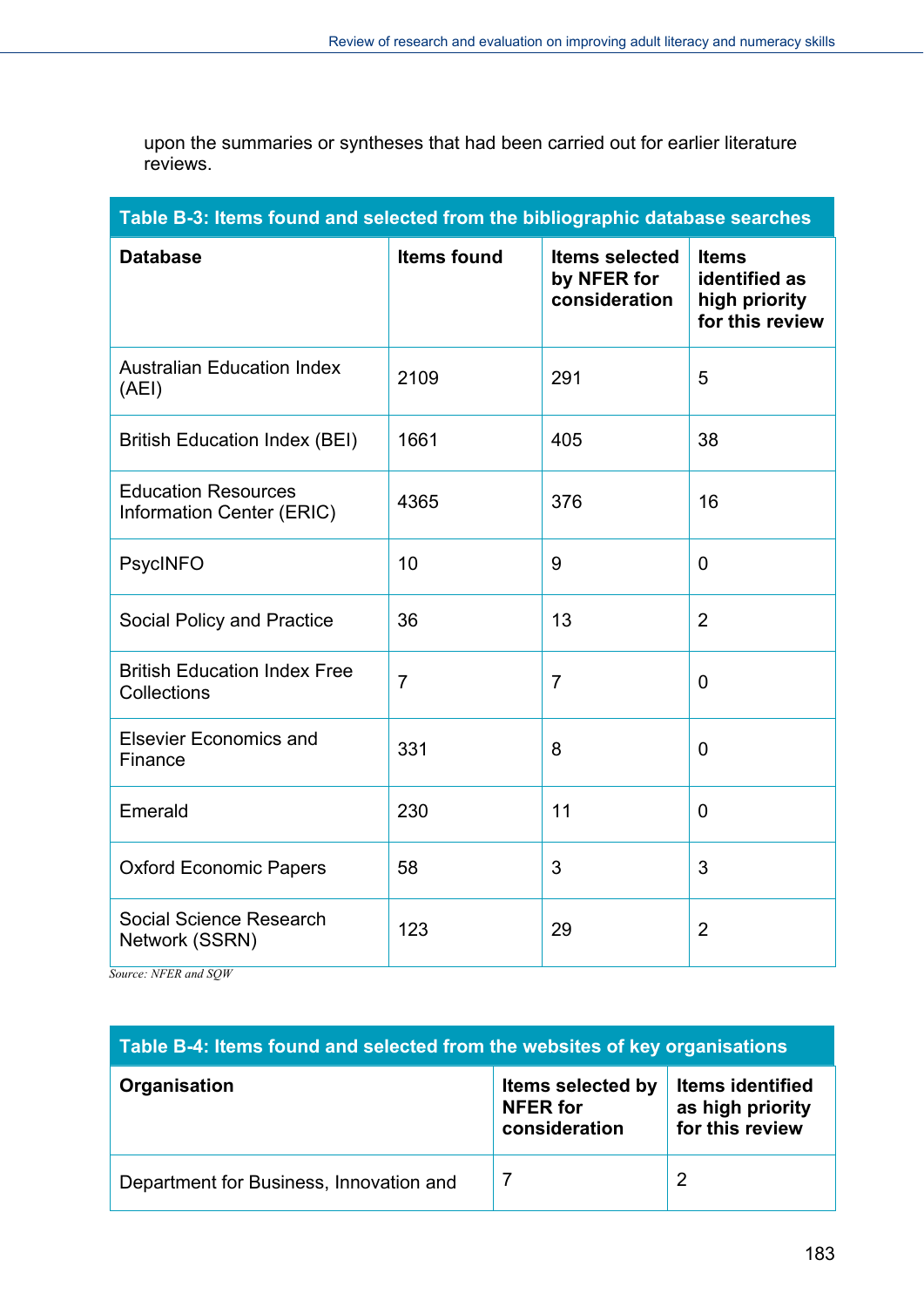upon the summaries or syntheses that had been carried out for earlier literature reviews.

**Table B-3: Items found and selected from the bibliographic database searches**

| Database | Items found | Items selected by NFER for consideration | Items identified as high priority for this review |
|---|---|---|---|
| Australian Education Index (AEI) | 2109 | 291 | 5 |
| British Education Index (BEI) | 1661 | 405 | 38 |
| Education Resources Information Center (ERIC) | 4365 | 376 | 16 |
| PsycINFO | 10 | 9 | 0 |
| Social Policy and Practice | 36 | 13 | 2 |
| British Education Index Free Collections | 7 | 7 | 0 |
| Elsevier Economics and Finance | 331 | 8 | 0 |
| Emerald | 230 | 11 | 0 |
| Oxford Economic Papers | 58 | 3 | 3 |
| Social Science Research Network (SSRN) | 123 | 29 | 2 |

*Source: NFER and SQW*

**Table B-4: Items found and selected from the websites of key organisations**

| Organisation | Items selected by NFER for consideration | Items identified as high priority for this review |
|---|---|---|
| Department for Business, Innovation and | 7 | 2 |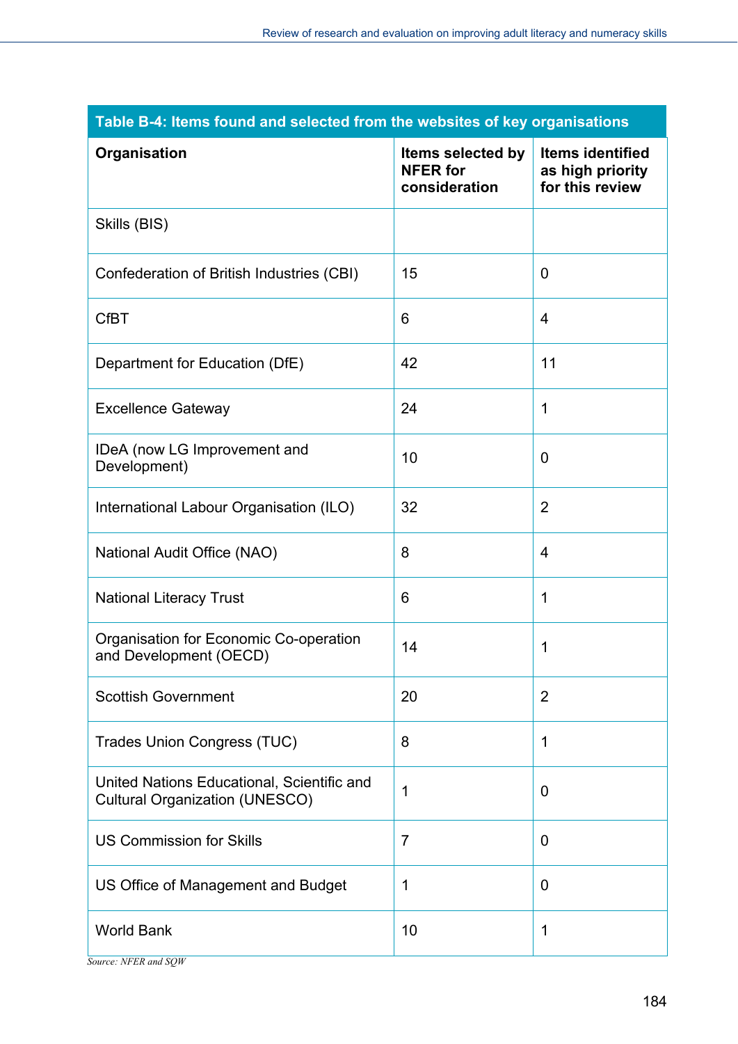**Table B-4: Items found and selected from the websites of key organisations**

| Organisation | Items selected by NFER for consideration | Items identified as high priority for this review |
|---|---|---|
| Skills (BIS) | | |
| Confederation of British Industries (CBI) | 15 | 0 |
| CfBT | 6 | 4 |
| Department for Education (DfE) | 42 | 11 |
| Excellence Gateway | 24 | 1 |
| IDeA (now LG Improvement and Development) | 10 | 0 |
| International Labour Organisation (ILO) | 32 | 2 |
| National Audit Office (NAO) | 8 | 4 |
| National Literacy Trust | 6 | 1 |
| Organisation for Economic Co-operation and Development (OECD) | 14 | 1 |
| Scottish Government | 20 | 2 |
| Trades Union Congress (TUC) | 8 | 1 |
| United Nations Educational, Scientific and Cultural Organization (UNESCO) | 1 | 0 |
| US Commission for Skills | 7 | 0 |
| US Office of Management and Budget | 1 | 0 |
| World Bank | 10 | 1 |

*Source: NFER and SQW*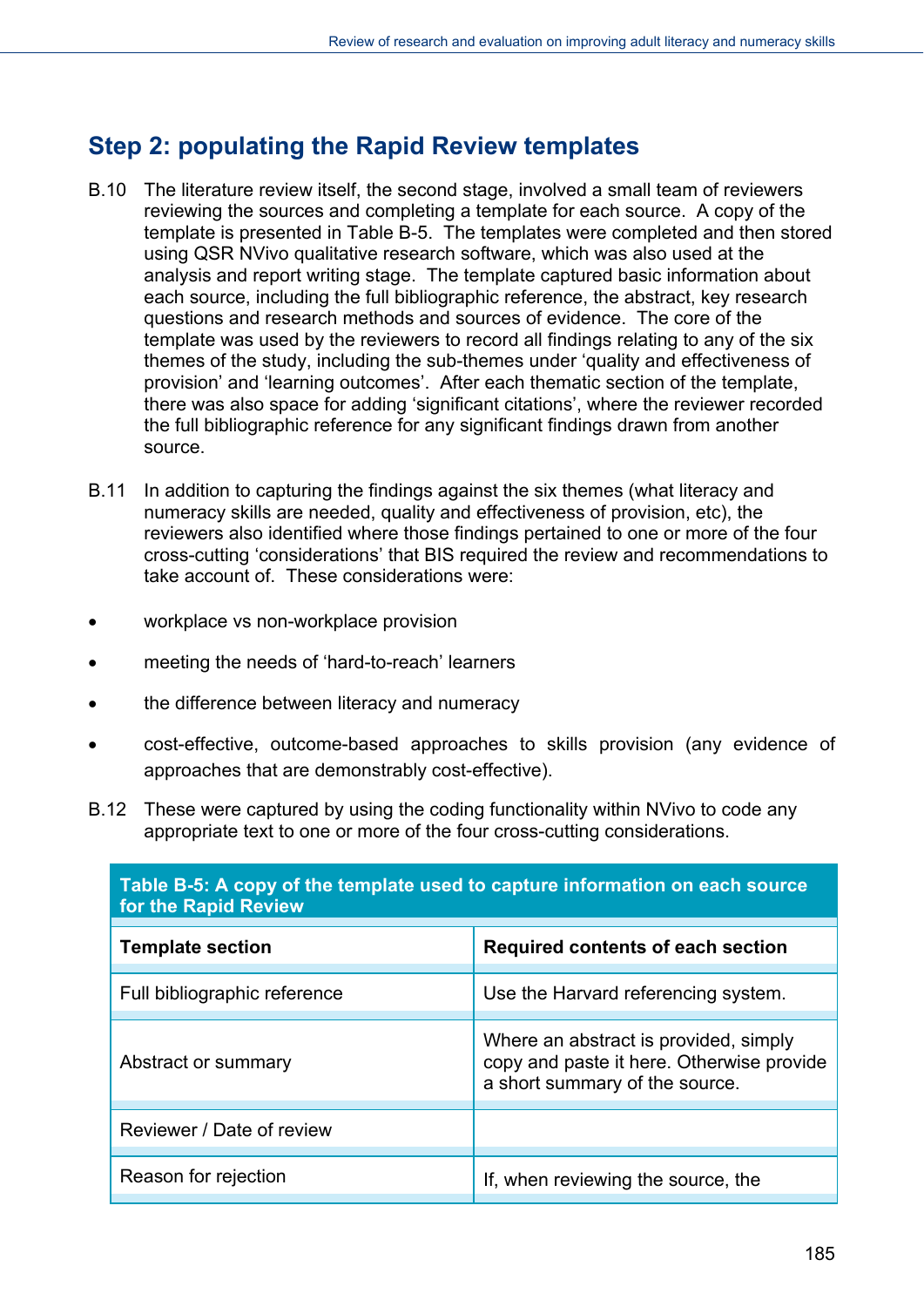## Step 2: populating the Rapid Review templates

B.10 The literature review itself, the second stage, involved a small team of reviewers reviewing the sources and completing a template for each source. A copy of the template is presented in Table B-5. The templates were completed and then stored using QSR NVivo qualitative research software, which was also used at the analysis and report writing stage. The template captured basic information about each source, including the full bibliographic reference, the abstract, key research questions and research methods and sources of evidence. The core of the template was used by the reviewers to record all findings relating to any of the six themes of the study, including the sub-themes under 'quality and effectiveness of provision' and 'learning outcomes'. After each thematic section of the template, there was also space for adding 'significant citations', where the reviewer recorded the full bibliographic reference for any significant findings drawn from another source.

B.11 In addition to capturing the findings against the six themes (what literacy and numeracy skills are needed, quality and effectiveness of provision, etc), the reviewers also identified where those findings pertained to one or more of the four cross-cutting 'considerations' that BIS required the review and recommendations to take account of. These considerations were:

- workplace vs non-workplace provision
- meeting the needs of 'hard-to-reach' learners
- the difference between literacy and numeracy
- cost-effective, outcome-based approaches to skills provision (any evidence of approaches that are demonstrably cost-effective).

B.12 These were captured by using the coding functionality within NVivo to code any appropriate text to one or more of the four cross-cutting considerations.

**Table B-5: A copy of the template used to capture information on each source for the Rapid Review**

| Template section | Required contents of each section |
|---|---|
| Full bibliographic reference | Use the Harvard referencing system. |
| Abstract or summary | Where an abstract is provided, simply copy and paste it here. Otherwise provide a short summary of the source. |
| Reviewer / Date of review | |
| Reason for rejection | If, when reviewing the source, the |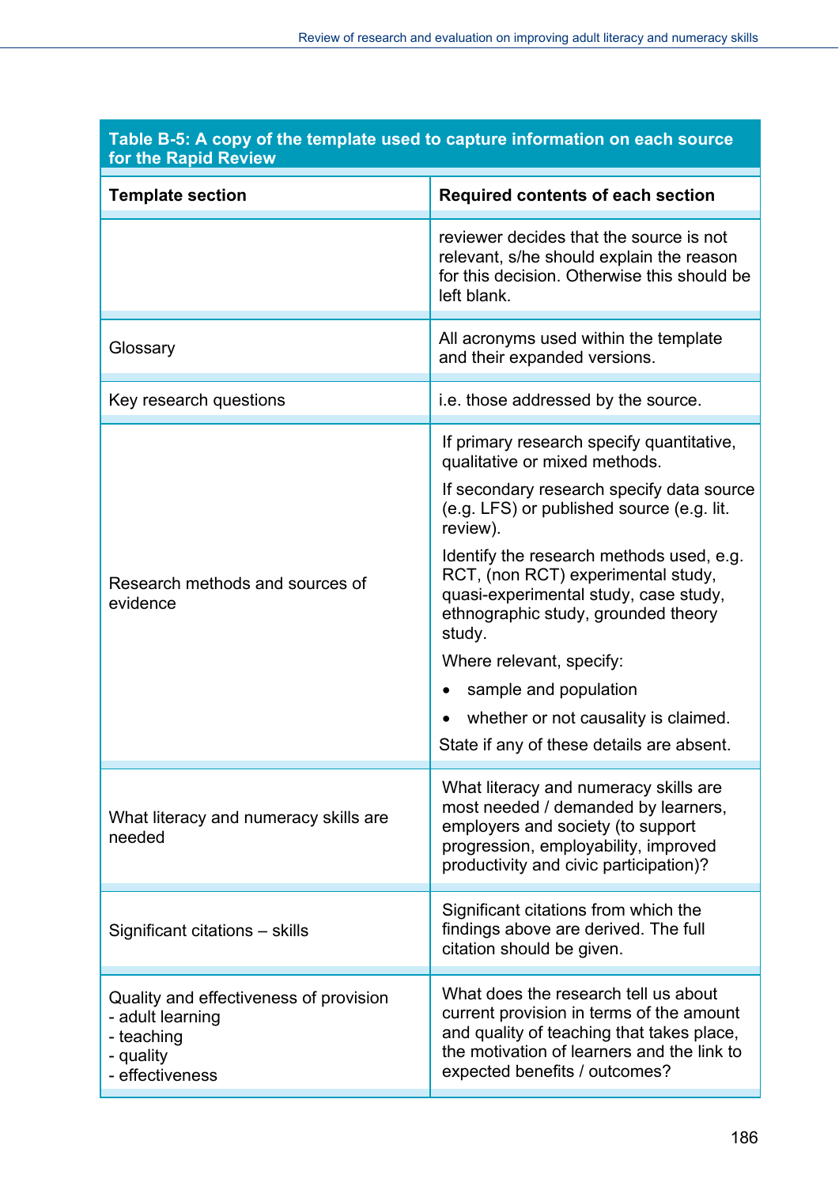**Table B-5: A copy of the template used to capture information on each source for the Rapid Review**

| Template section | Required contents of each section |
|---|---|
| | reviewer decides that the source is not relevant, s/he should explain the reason for this decision. Otherwise this should be left blank. |
| Glossary | All acronyms used within the template and their expanded versions. |
| Key research questions | i.e. those addressed by the source. |
| Research methods and sources of evidence | If primary research specify quantitative, qualitative or mixed methods. <br> If secondary research specify data source (e.g. LFS) or published source (e.g. lit. review). <br> Identify the research methods used, e.g. RCT, (non RCT) experimental study, quasi-experimental study, case study, ethnographic study, grounded theory study. <br> Where relevant, specify: <br> • sample and population <br> • whether or not causality is claimed. <br> State if any of these details are absent. |
| What literacy and numeracy skills are needed | What literacy and numeracy skills are most needed / demanded by learners, employers and society (to support progression, employability, improved productivity and civic participation)? |
| Significant citations – skills | Significant citations from which the findings above are derived. The full citation should be given. |
| Quality and effectiveness of provision <br> - adult learning <br> - teaching <br> - quality <br> - effectiveness | What does the research tell us about current provision in terms of the amount and quality of teaching that takes place, the motivation of learners and the link to expected benefits / outcomes? |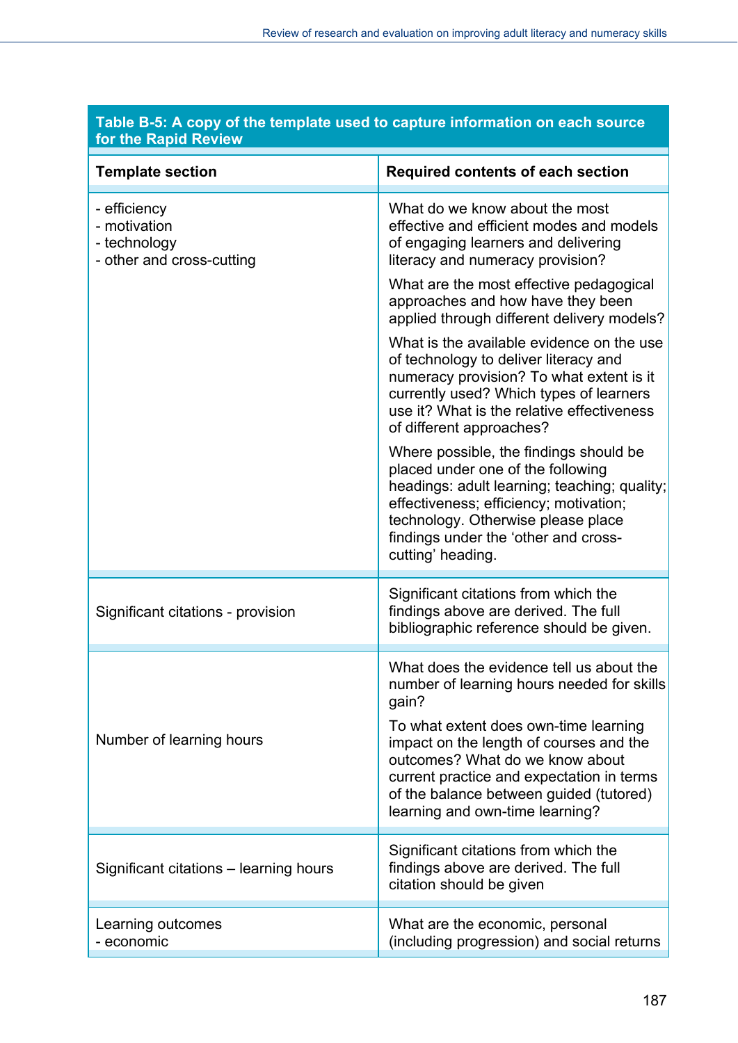| Table B-5: A copy of the template used to capture information on each source for the Rapid Review | |
|---|---|
| **Template section** | **Required contents of each section** |
| - efficiency<br>- motivation<br>- technology<br>- other and cross-cutting | What do we know about the most effective and efficient modes and models of engaging learners and delivering literacy and numeracy provision?<br><br>What are the most effective pedagogical approaches and how have they been applied through different delivery models?<br><br>What is the available evidence on the use of technology to deliver literacy and numeracy provision? To what extent is it currently used? Which types of learners use it? What is the relative effectiveness of different approaches?<br><br>Where possible, the findings should be placed under one of the following headings: adult learning; teaching; quality; effectiveness; efficiency; motivation; technology. Otherwise please place findings under the 'other and cross-cutting' heading. |
| Significant citations - provision | Significant citations from which the findings above are derived. The full bibliographic reference should be given. |
| Number of learning hours | What does the evidence tell us about the number of learning hours needed for skills gain?<br><br>To what extent does own-time learning impact on the length of courses and the outcomes? What do we know about current practice and expectation in terms of the balance between guided (tutored) learning and own-time learning? |
| Significant citations – learning hours | Significant citations from which the findings above are derived. The full citation should be given |
| Learning outcomes<br>- economic | What are the economic, personal (including progression) and social returns |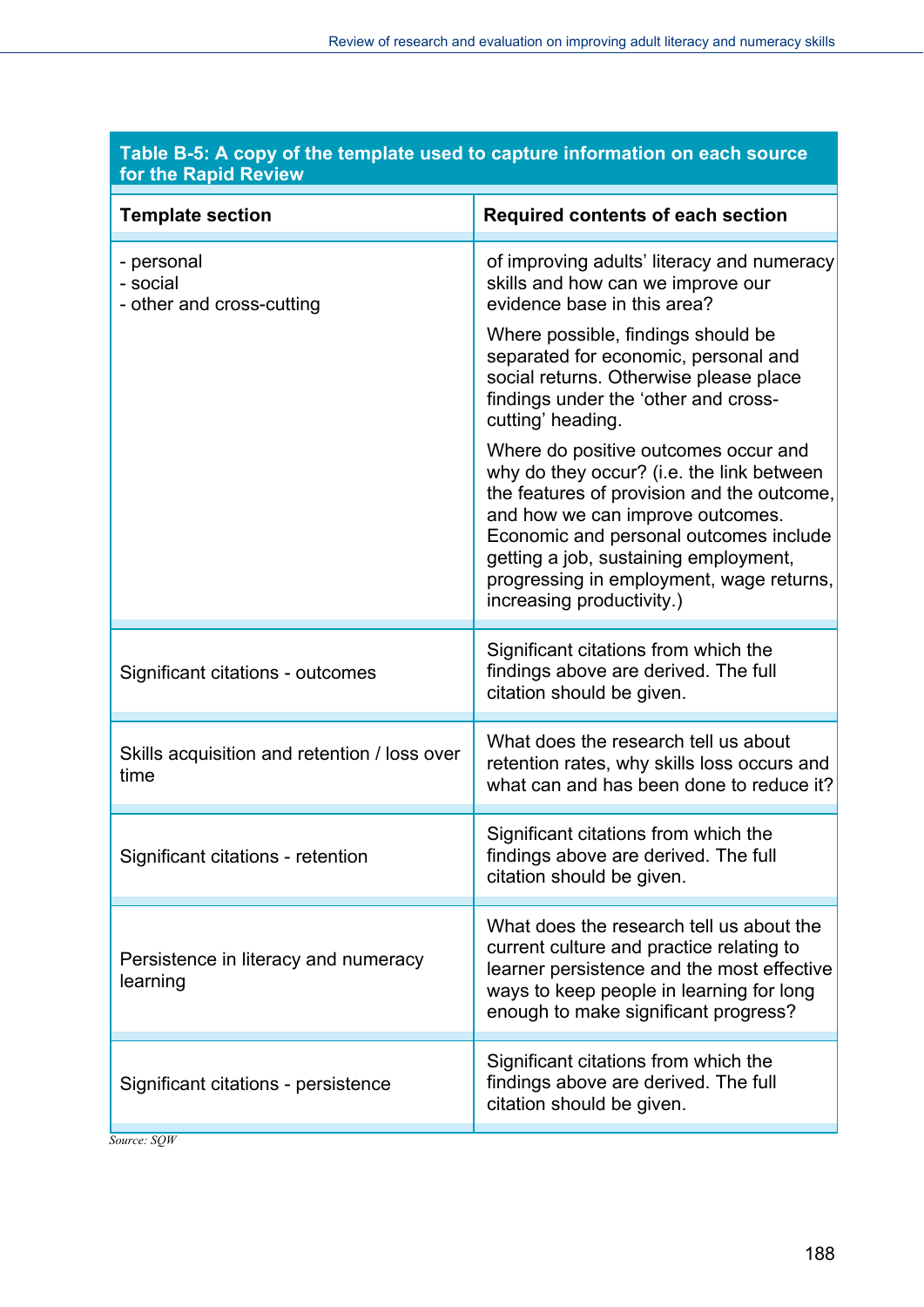**Table B-5: A copy of the template used to capture information on each source for the Rapid Review**

| Template section | Required contents of each section |
|---|---|
| - personal<br>- social<br>- other and cross-cutting | of improving adults' literacy and numeracy skills and how can we improve our evidence base in this area?<br><br>Where possible, findings should be separated for economic, personal and social returns. Otherwise please place findings under the 'other and cross-cutting' heading.<br><br>Where do positive outcomes occur and why do they occur? (i.e. the link between the features of provision and the outcome, and how we can improve outcomes. Economic and personal outcomes include getting a job, sustaining employment, progressing in employment, wage returns, increasing productivity.) |
| Significant citations - outcomes | Significant citations from which the findings above are derived. The full citation should be given. |
| Skills acquisition and retention / loss over time | What does the research tell us about retention rates, why skills loss occurs and what can and has been done to reduce it? |
| Significant citations - retention | Significant citations from which the findings above are derived. The full citation should be given. |
| Persistence in literacy and numeracy learning | What does the research tell us about the current culture and practice relating to learner persistence and the most effective ways to keep people in learning for long enough to make significant progress? |
| Significant citations - persistence | Significant citations from which the findings above are derived. The full citation should be given. |

*Source: SQW*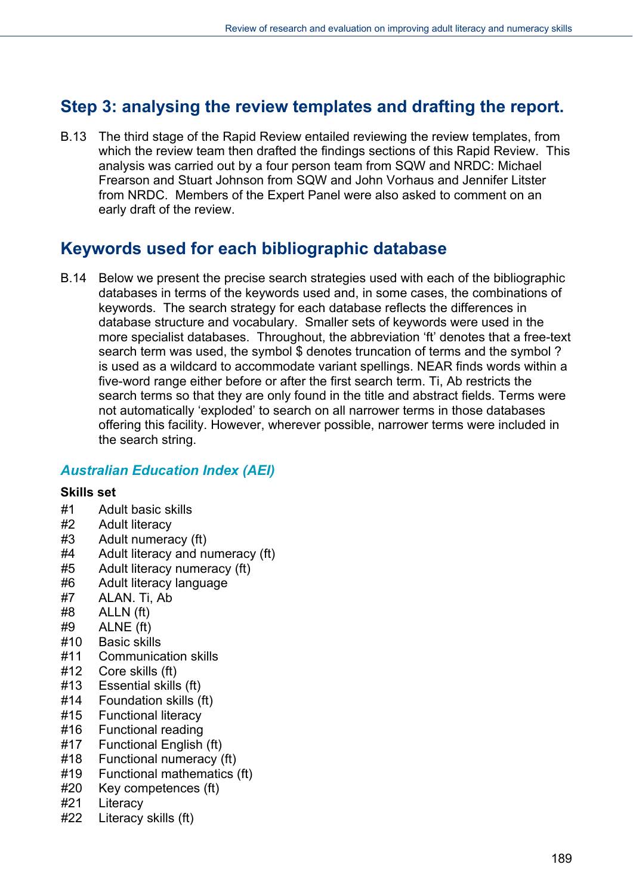## Step 3: analysing the review templates and drafting the report.

B.13 The third stage of the Rapid Review entailed reviewing the review templates, from which the review team then drafted the findings sections of this Rapid Review. This analysis was carried out by a four person team from SQW and NRDC: Michael Frearson and Stuart Johnson from SQW and John Vorhaus and Jennifer Litster from NRDC. Members of the Expert Panel were also asked to comment on an early draft of the review.

## Keywords used for each bibliographic database

B.14 Below we present the precise search strategies used with each of the bibliographic databases in terms of the keywords used and, in some cases, the combinations of keywords. The search strategy for each database reflects the differences in database structure and vocabulary. Smaller sets of keywords were used in the more specialist databases. Throughout, the abbreviation 'ft' denotes that a free-text search term was used, the symbol $ denotes truncation of terms and the symbol ? is used as a wildcard to accommodate variant spellings. NEAR finds words within a five-word range either before or after the first search term. Ti, Ab restricts the search terms so that they are only found in the title and abstract fields. Terms were not automatically 'exploded' to search on all narrower terms in those databases offering this facility. However, wherever possible, narrower terms were included in the search string.

### *Australian Education Index (AEI)*

**Skills set**

#1 Adult basic skills
#2 Adult literacy
#3 Adult numeracy (ft)
#4 Adult literacy and numeracy (ft)
#5 Adult literacy numeracy (ft)
#6 Adult literacy language
#7 ALAN. Ti, Ab
#8 ALLN (ft)
#9 ALNE (ft)
#10 Basic skills
#11 Communication skills
#12 Core skills (ft)
#13 Essential skills (ft)
#14 Foundation skills (ft)
#15 Functional literacy
#16 Functional reading
#17 Functional English (ft)
#18 Functional numeracy (ft)
#19 Functional mathematics (ft)
#20 Key competences (ft)
#21 Literacy
#22 Literacy skills (ft)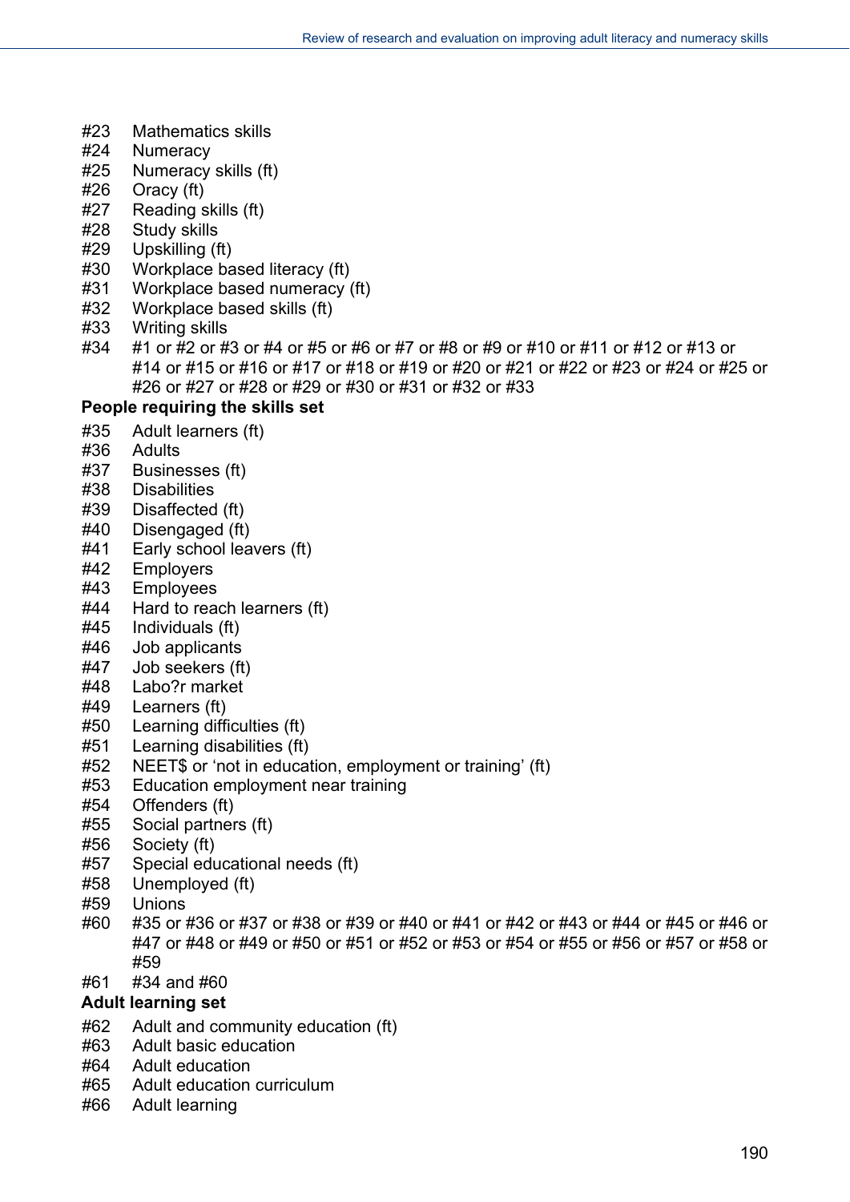#23 Mathematics skills
#24 Numeracy
#25 Numeracy skills (ft)
#26 Oracy (ft)
#27 Reading skills (ft)
#28 Study skills
#29 Upskilling (ft)
#30 Workplace based literacy (ft)
#31 Workplace based numeracy (ft)
#32 Workplace based skills (ft)
#33 Writing skills
#34 #1 or #2 or #3 or #4 or #5 or #6 or #7 or #8 or #9 or #10 or #11 or #12 or #13 or #14 or #15 or #16 or #17 or #18 or #19 or #20 or #21 or #22 or #23 or #24 or #25 or #26 or #27 or #28 or #29 or #30 or #31 or #32 or #33

**People requiring the skills set**

#35 Adult learners (ft)
#36 Adults
#37 Businesses (ft)
#38 Disabilities
#39 Disaffected (ft)
#40 Disengaged (ft)
#41 Early school leavers (ft)
#42 Employers
#43 Employees
#44 Hard to reach learners (ft)
#45 Individuals (ft)
#46 Job applicants
#47 Job seekers (ft)
#48 Labo?r market
#49 Learners (ft)
#50 Learning difficulties (ft)
#51 Learning disabilities (ft)
#52 NEET$ or 'not in education, employment or training' (ft)
#53 Education employment near training
#54 Offenders (ft)
#55 Social partners (ft)
#56 Society (ft)
#57 Special educational needs (ft)
#58 Unemployed (ft)
#59 Unions
#60 #35 or #36 or #37 or #38 or #39 or #40 or #41 or #42 or #43 or #44 or #45 or #46 or #47 or #48 or #49 or #50 or #51 or #52 or #53 or #54 or #55 or #56 or #57 or #58 or #59
#61 #34 and #60

**Adult learning set**

#62 Adult and community education (ft)
#63 Adult basic education
#64 Adult education
#65 Adult education curriculum
#66 Adult learning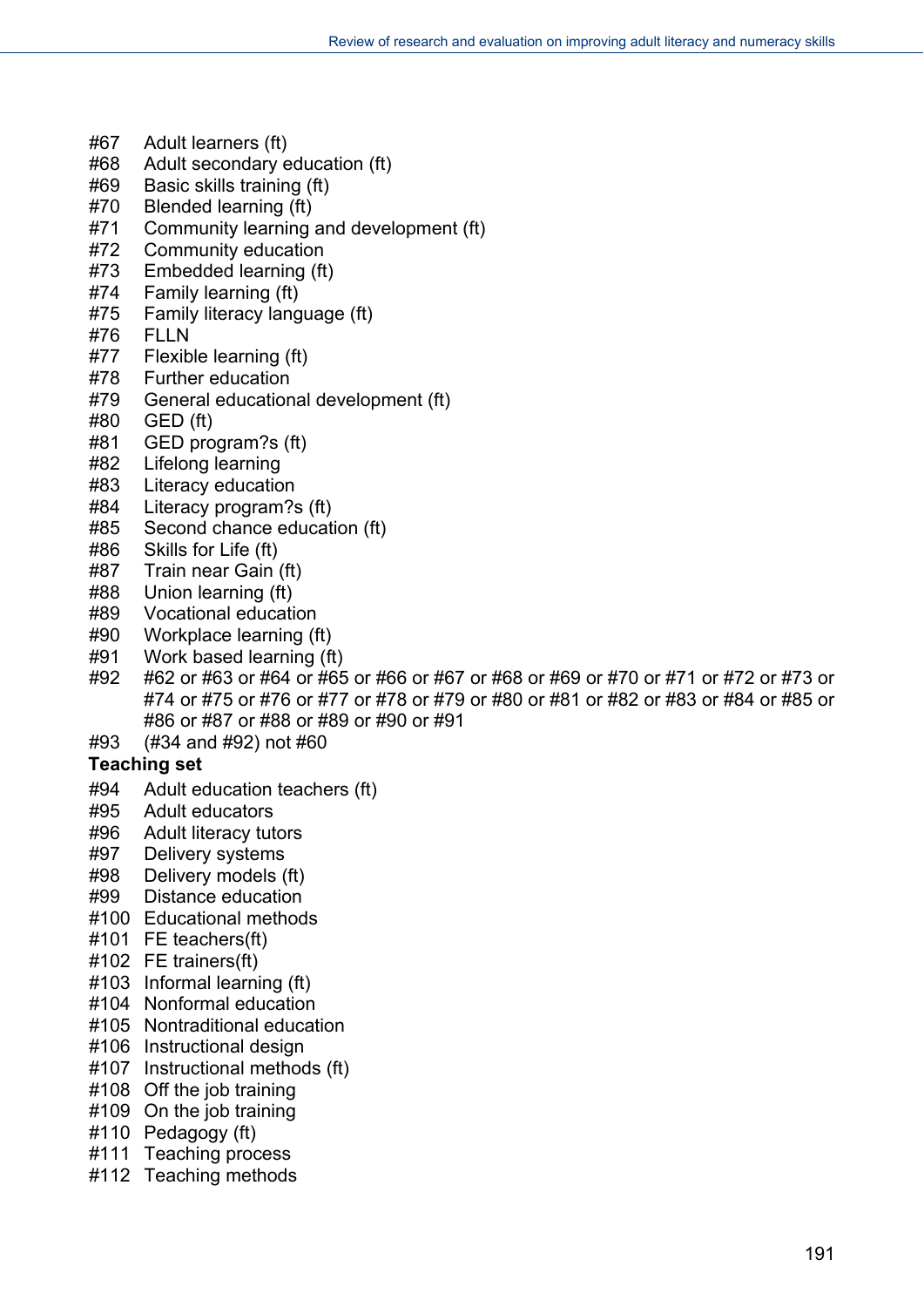#67 Adult learners (ft)
#68 Adult secondary education (ft)
#69 Basic skills training (ft)
#70 Blended learning (ft)
#71 Community learning and development (ft)
#72 Community education
#73 Embedded learning (ft)
#74 Family learning (ft)
#75 Family literacy language (ft)
#76 FLLN
#77 Flexible learning (ft)
#78 Further education
#79 General educational development (ft)
#80 GED (ft)
#81 GED program?s (ft)
#82 Lifelong learning
#83 Literacy education
#84 Literacy program?s (ft)
#85 Second chance education (ft)
#86 Skills for Life (ft)
#87 Train near Gain (ft)
#88 Union learning (ft)
#89 Vocational education
#90 Workplace learning (ft)
#91 Work based learning (ft)
#92 #62 or #63 or #64 or #65 or #66 or #67 or #68 or #69 or #70 or #71 or #72 or #73 or #74 or #75 or #76 or #77 or #78 or #79 or #80 or #81 or #82 or #83 or #84 or #85 or #86 or #87 or #88 or #89 or #90 or #91
#93 (#34 and #92) not #60

**Teaching set**

#94 Adult education teachers (ft)
#95 Adult educators
#96 Adult literacy tutors
#97 Delivery systems
#98 Delivery models (ft)
#99 Distance education
#100 Educational methods
#101 FE teachers(ft)
#102 FE trainers(ft)
#103 Informal learning (ft)
#104 Nonformal education
#105 Nontraditional education
#106 Instructional design
#107 Instructional methods (ft)
#108 Off the job training
#109 On the job training
#110 Pedagogy (ft)
#111 Teaching process
#112 Teaching methods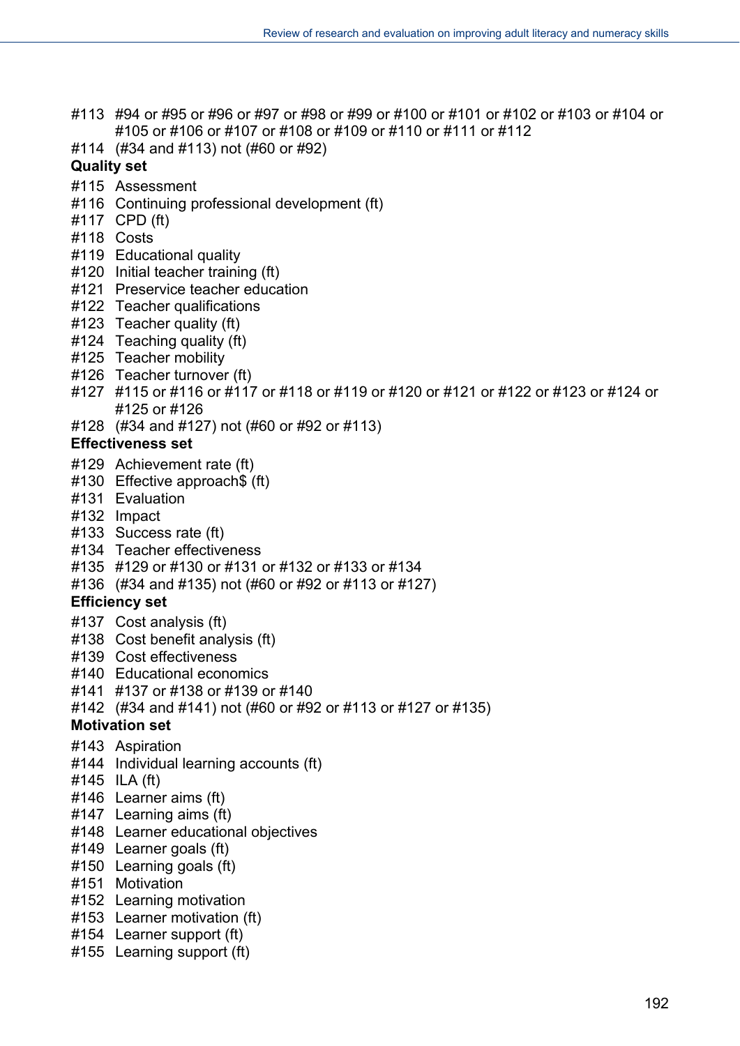#113 #94 or #95 or #96 or #97 or #98 or #99 or #100 or #101 or #102 or #103 or #104 or #105 or #106 or #107 or #108 or #109 or #110 or #111 or #112
#114 (#34 and #113) not (#60 or #92)

**Quality set**

#115 Assessment
#116 Continuing professional development (ft)
#117 CPD (ft)
#118 Costs
#119 Educational quality
#120 Initial teacher training (ft)
#121 Preservice teacher education
#122 Teacher qualifications
#123 Teacher quality (ft)
#124 Teaching quality (ft)
#125 Teacher mobility
#126 Teacher turnover (ft)
#127 #115 or #116 or #117 or #118 or #119 or #120 or #121 or #122 or #123 or #124 or #125 or #126
#128 (#34 and #127) not (#60 or #92 or #113)

**Effectiveness set**

#129 Achievement rate (ft)
#130 Effective approach$ (ft)
#131 Evaluation
#132 Impact
#133 Success rate (ft)
#134 Teacher effectiveness
#135 #129 or #130 or #131 or #132 or #133 or #134
#136 (#34 and #135) not (#60 or #92 or #113 or #127)

**Efficiency set**

#137 Cost analysis (ft)
#138 Cost benefit analysis (ft)
#139 Cost effectiveness
#140 Educational economics
#141 #137 or #138 or #139 or #140
#142 (#34 and #141) not (#60 or #92 or #113 or #127 or #135)

**Motivation set**

#143 Aspiration
#144 Individual learning accounts (ft)
#145 ILA (ft)
#146 Learner aims (ft)
#147 Learning aims (ft)
#148 Learner educational objectives
#149 Learner goals (ft)
#150 Learning goals (ft)
#151 Motivation
#152 Learning motivation
#153 Learner motivation (ft)
#154 Learner support (ft)
#155 Learning support (ft)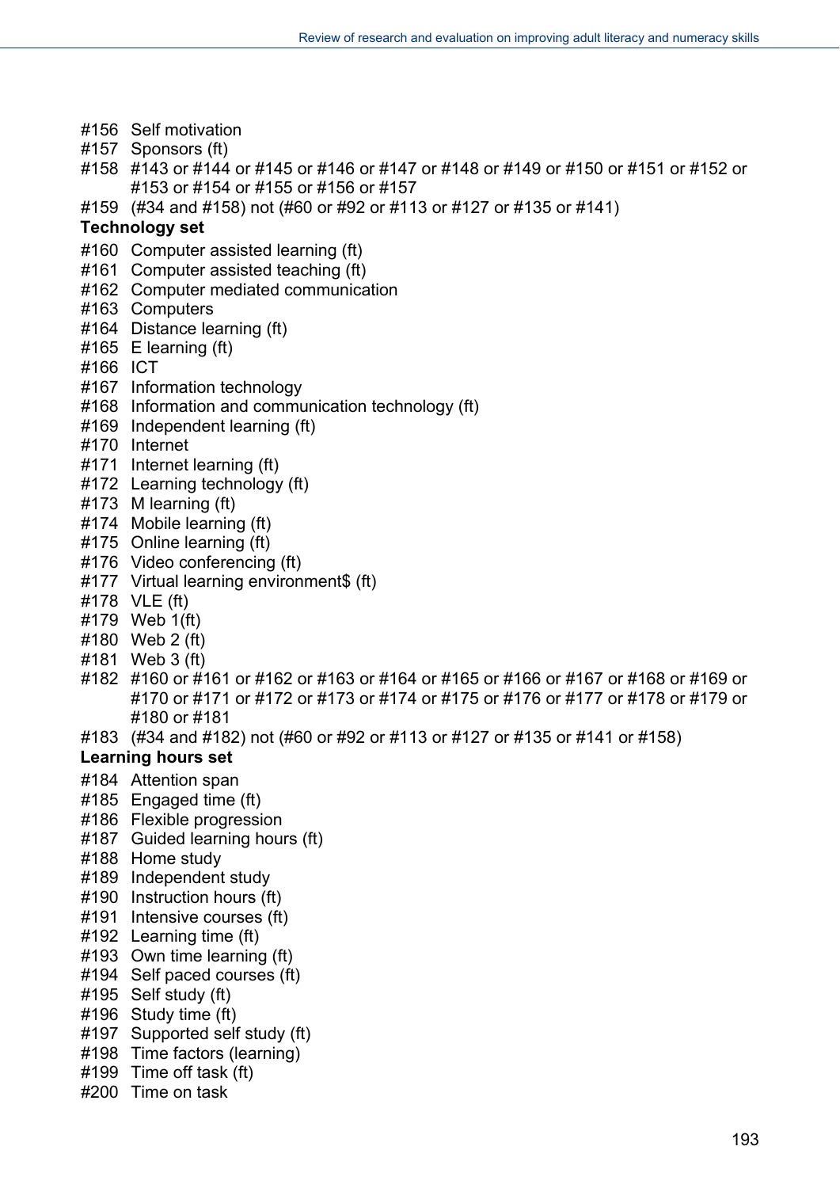#156 Self motivation
#157 Sponsors (ft)
#158 #143 or #144 or #145 or #146 or #147 or #148 or #149 or #150 or #151 or #152 or #153 or #154 or #155 or #156 or #157
#159 (#34 and #158) not (#60 or #92 or #113 or #127 or #135 or #141)

**Technology set**

#160 Computer assisted learning (ft)
#161 Computer assisted teaching (ft)
#162 Computer mediated communication
#163 Computers
#164 Distance learning (ft)
#165 E learning (ft)
#166 ICT
#167 Information technology
#168 Information and communication technology (ft)
#169 Independent learning (ft)
#170 Internet
#171 Internet learning (ft)
#172 Learning technology (ft)
#173 M learning (ft)
#174 Mobile learning (ft)
#175 Online learning (ft)
#176 Video conferencing (ft)
#177 Virtual learning environment$ (ft)
#178 VLE (ft)
#179 Web 1(ft)
#180 Web 2 (ft)
#181 Web 3 (ft)
#182 #160 or #161 or #162 or #163 or #164 or #165 or #166 or #167 or #168 or #169 or #170 or #171 or #172 or #173 or #174 or #175 or #176 or #177 or #178 or #179 or #180 or #181
#183 (#34 and #182) not (#60 or #92 or #113 or #127 or #135 or #141 or #158)

**Learning hours set**

#184 Attention span
#185 Engaged time (ft)
#186 Flexible progression
#187 Guided learning hours (ft)
#188 Home study
#189 Independent study
#190 Instruction hours (ft)
#191 Intensive courses (ft)
#192 Learning time (ft)
#193 Own time learning (ft)
#194 Self paced courses (ft)
#195 Self study (ft)
#196 Study time (ft)
#197 Supported self study (ft)
#198 Time factors (learning)
#199 Time off task (ft)
#200 Time on task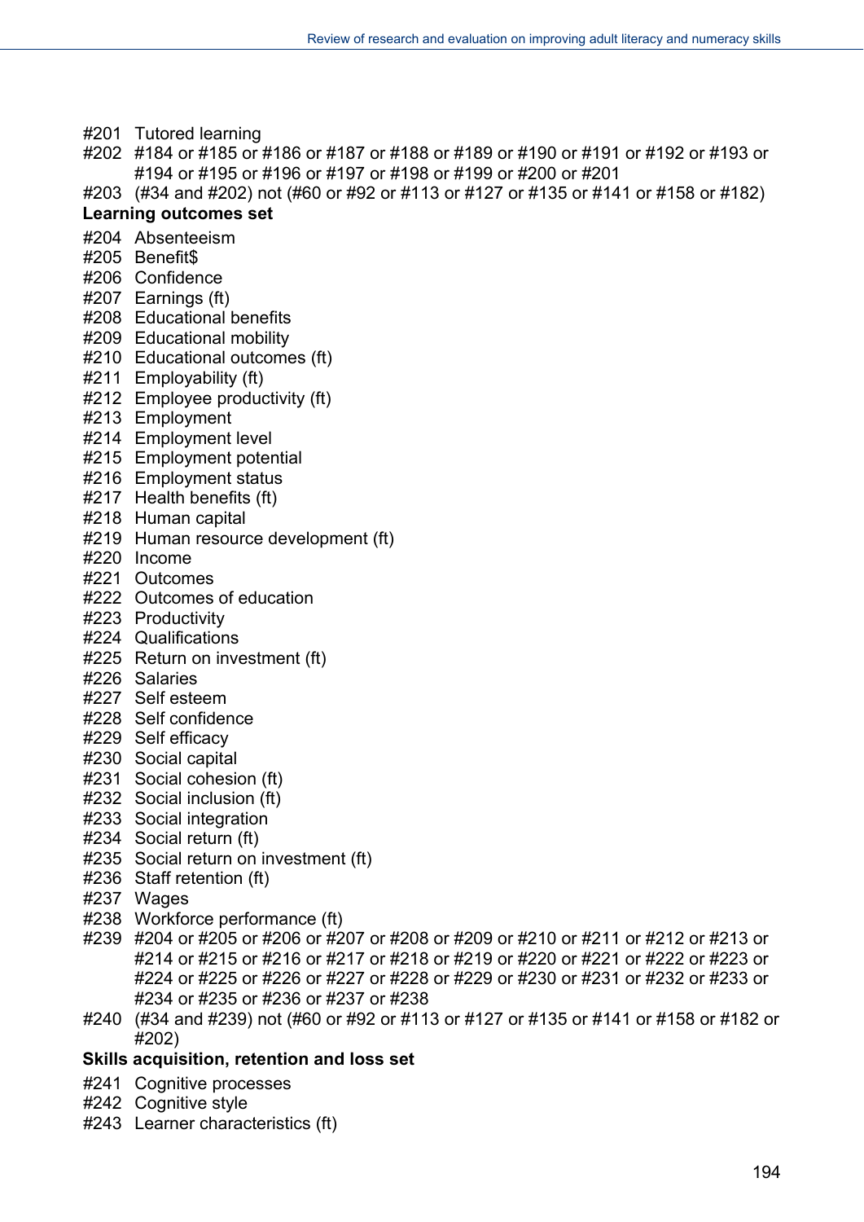#201 Tutored learning
#202 #184 or #185 or #186 or #187 or #188 or #189 or #190 or #191 or #192 or #193 or #194 or #195 or #196 or #197 or #198 or #199 or #200 or #201
#203 (#34 and #202) not (#60 or #92 or #113 or #127 or #135 or #141 or #158 or #182)

**Learning outcomes set**

#204 Absenteeism
#205 Benefit$
#206 Confidence
#207 Earnings (ft)
#208 Educational benefits
#209 Educational mobility
#210 Educational outcomes (ft)
#211 Employability (ft)
#212 Employee productivity (ft)
#213 Employment
#214 Employment level
#215 Employment potential
#216 Employment status
#217 Health benefits (ft)
#218 Human capital
#219 Human resource development (ft)
#220 Income
#221 Outcomes
#222 Outcomes of education
#223 Productivity
#224 Qualifications
#225 Return on investment (ft)
#226 Salaries
#227 Self esteem
#228 Self confidence
#229 Self efficacy
#230 Social capital
#231 Social cohesion (ft)
#232 Social inclusion (ft)
#233 Social integration
#234 Social return (ft)
#235 Social return on investment (ft)
#236 Staff retention (ft)
#237 Wages
#238 Workforce performance (ft)
#239 #204 or #205 or #206 or #207 or #208 or #209 or #210 or #211 or #212 or #213 or #214 or #215 or #216 or #217 or #218 or #219 or #220 or #221 or #222 or #223 or #224 or #225 or #226 or #227 or #228 or #229 or #230 or #231 or #232 or #233 or #234 or #235 or #236 or #237 or #238
#240 (#34 and #239) not (#60 or #92 or #113 or #127 or #135 or #141 or #158 or #182 or #202)

**Skills acquisition, retention and loss set**

#241 Cognitive processes
#242 Cognitive style
#243 Learner characteristics (ft)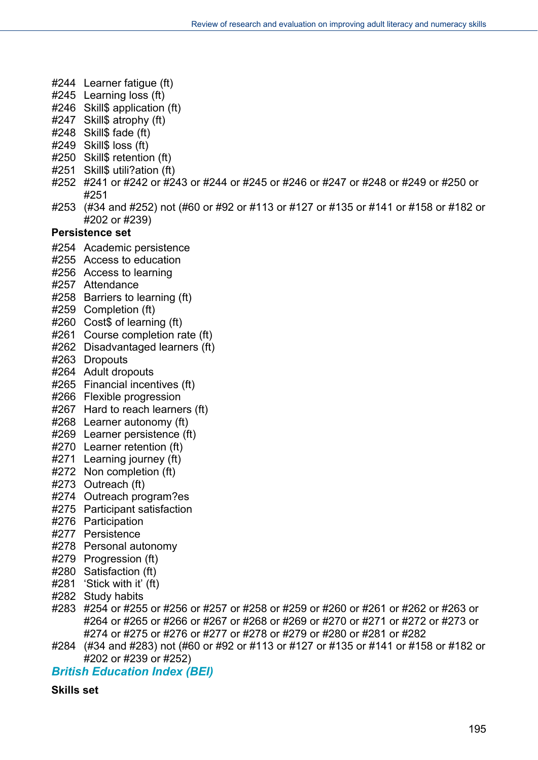#244 Learner fatigue (ft)
#245 Learning loss (ft)
#246 Skill$ application (ft)
#247 Skill$ atrophy (ft)
#248 Skill$ fade (ft)
#249 Skill$ loss (ft)
#250 Skill$ retention (ft)
#251 Skill$ utili?ation (ft)
#252 #241 or #242 or #243 or #244 or #245 or #246 or #247 or #248 or #249 or #250 or #251
#253 (#34 and #252) not (#60 or #92 or #113 or #127 or #135 or #141 or #158 or #182 or #202 or #239)

**Persistence set**

#254 Academic persistence
#255 Access to education
#256 Access to learning
#257 Attendance
#258 Barriers to learning (ft)
#259 Completion (ft)
#260 Cost$ of learning (ft)
#261 Course completion rate (ft)
#262 Disadvantaged learners (ft)
#263 Dropouts
#264 Adult dropouts
#265 Financial incentives (ft)
#266 Flexible progression
#267 Hard to reach learners (ft)
#268 Learner autonomy (ft)
#269 Learner persistence (ft)
#270 Learner retention (ft)
#271 Learning journey (ft)
#272 Non completion (ft)
#273 Outreach (ft)
#274 Outreach program?es
#275 Participant satisfaction
#276 Participation
#277 Persistence
#278 Personal autonomy
#279 Progression (ft)
#280 Satisfaction (ft)
#281 'Stick with it' (ft)
#282 Study habits
#283 #254 or #255 or #256 or #257 or #258 or #259 or #260 or #261 or #262 or #263 or #264 or #265 or #266 or #267 or #268 or #269 or #270 or #271 or #272 or #273 or #274 or #275 or #276 or #277 or #278 or #279 or #280 or #281 or #282
#284 (#34 and #283) not (#60 or #92 or #113 or #127 or #135 or #141 or #158 or #182 or #202 or #239 or #252)

### *British Education Index (BEI)*

**Skills set**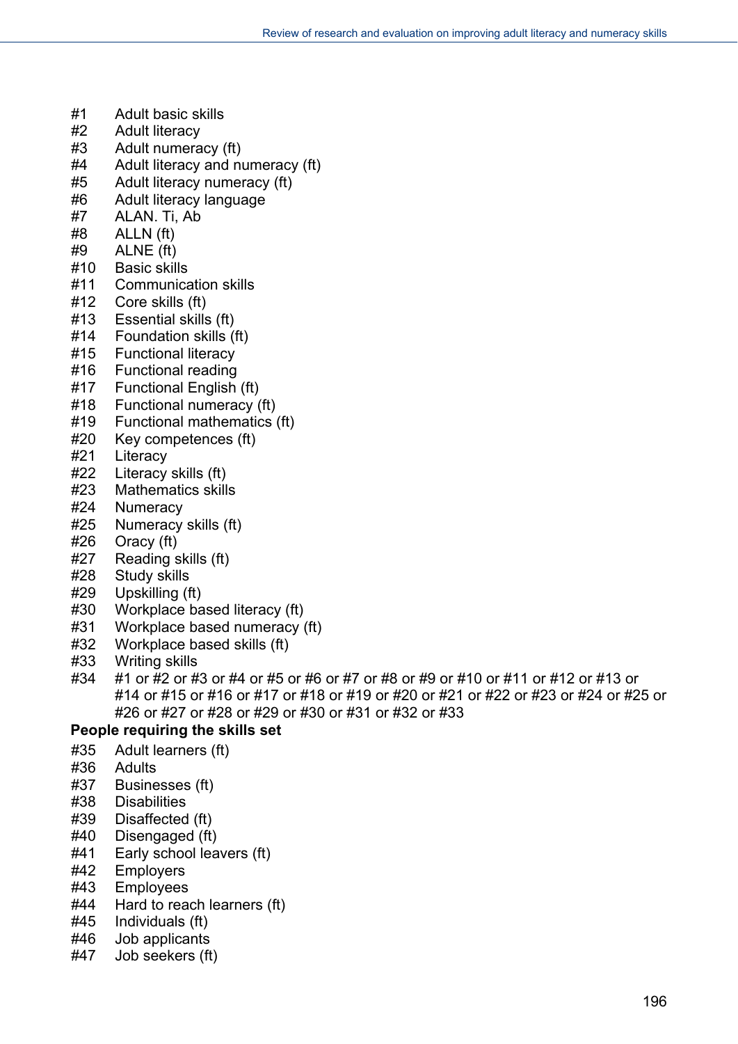#1 Adult basic skills
#2 Adult literacy
#3 Adult numeracy (ft)
#4 Adult literacy and numeracy (ft)
#5 Adult literacy numeracy (ft)
#6 Adult literacy language
#7 ALAN. Ti, Ab
#8 ALLN (ft)
#9 ALNE (ft)
#10 Basic skills
#11 Communication skills
#12 Core skills (ft)
#13 Essential skills (ft)
#14 Foundation skills (ft)
#15 Functional literacy
#16 Functional reading
#17 Functional English (ft)
#18 Functional numeracy (ft)
#19 Functional mathematics (ft)
#20 Key competences (ft)
#21 Literacy
#22 Literacy skills (ft)
#23 Mathematics skills
#24 Numeracy
#25 Numeracy skills (ft)
#26 Oracy (ft)
#27 Reading skills (ft)
#28 Study skills
#29 Upskilling (ft)
#30 Workplace based literacy (ft)
#31 Workplace based numeracy (ft)
#32 Workplace based skills (ft)
#33 Writing skills
#34 #1 or #2 or #3 or #4 or #5 or #6 or #7 or #8 or #9 or #10 or #11 or #12 or #13 or #14 or #15 or #16 or #17 or #18 or #19 or #20 or #21 or #22 or #23 or #24 or #25 or #26 or #27 or #28 or #29 or #30 or #31 or #32 or #33

**People requiring the skills set**

#35 Adult learners (ft)
#36 Adults
#37 Businesses (ft)
#38 Disabilities
#39 Disaffected (ft)
#40 Disengaged (ft)
#41 Early school leavers (ft)
#42 Employers
#43 Employees
#44 Hard to reach learners (ft)
#45 Individuals (ft)
#46 Job applicants
#47 Job seekers (ft)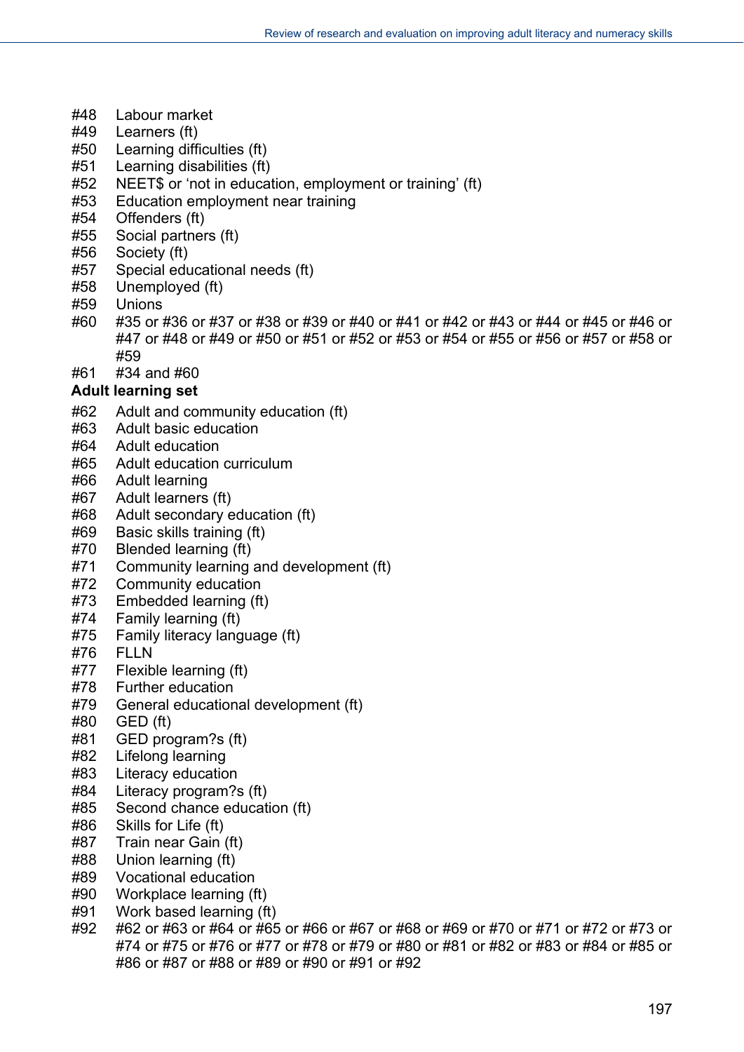#48 Labour market
#49 Learners (ft)
#50 Learning difficulties (ft)
#51 Learning disabilities (ft)
#52 NEET$ or 'not in education, employment or training' (ft)
#53 Education employment near training
#54 Offenders (ft)
#55 Social partners (ft)
#56 Society (ft)
#57 Special educational needs (ft)
#58 Unemployed (ft)
#59 Unions
#60 #35 or #36 or #37 or #38 or #39 or #40 or #41 or #42 or #43 or #44 or #45 or #46 or #47 or #48 or #49 or #50 or #51 or #52 or #53 or #54 or #55 or #56 or #57 or #58 or #59
#61 #34 and #60

**Adult learning set**

#62 Adult and community education (ft)
#63 Adult basic education
#64 Adult education
#65 Adult education curriculum
#66 Adult learning
#67 Adult learners (ft)
#68 Adult secondary education (ft)
#69 Basic skills training (ft)
#70 Blended learning (ft)
#71 Community learning and development (ft)
#72 Community education
#73 Embedded learning (ft)
#74 Family learning (ft)
#75 Family literacy language (ft)
#76 FLLN
#77 Flexible learning (ft)
#78 Further education
#79 General educational development (ft)
#80 GED (ft)
#81 GED program?s (ft)
#82 Lifelong learning
#83 Literacy education
#84 Literacy program?s (ft)
#85 Second chance education (ft)
#86 Skills for Life (ft)
#87 Train near Gain (ft)
#88 Union learning (ft)
#89 Vocational education
#90 Workplace learning (ft)
#91 Work based learning (ft)
#92 #62 or #63 or #64 or #65 or #66 or #67 or #68 or #69 or #70 or #71 or #72 or #73 or #74 or #75 or #76 or #77 or #78 or #79 or #80 or #81 or #82 or #83 or #84 or #85 or #86 or #87 or #88 or #89 or #90 or #91 or #92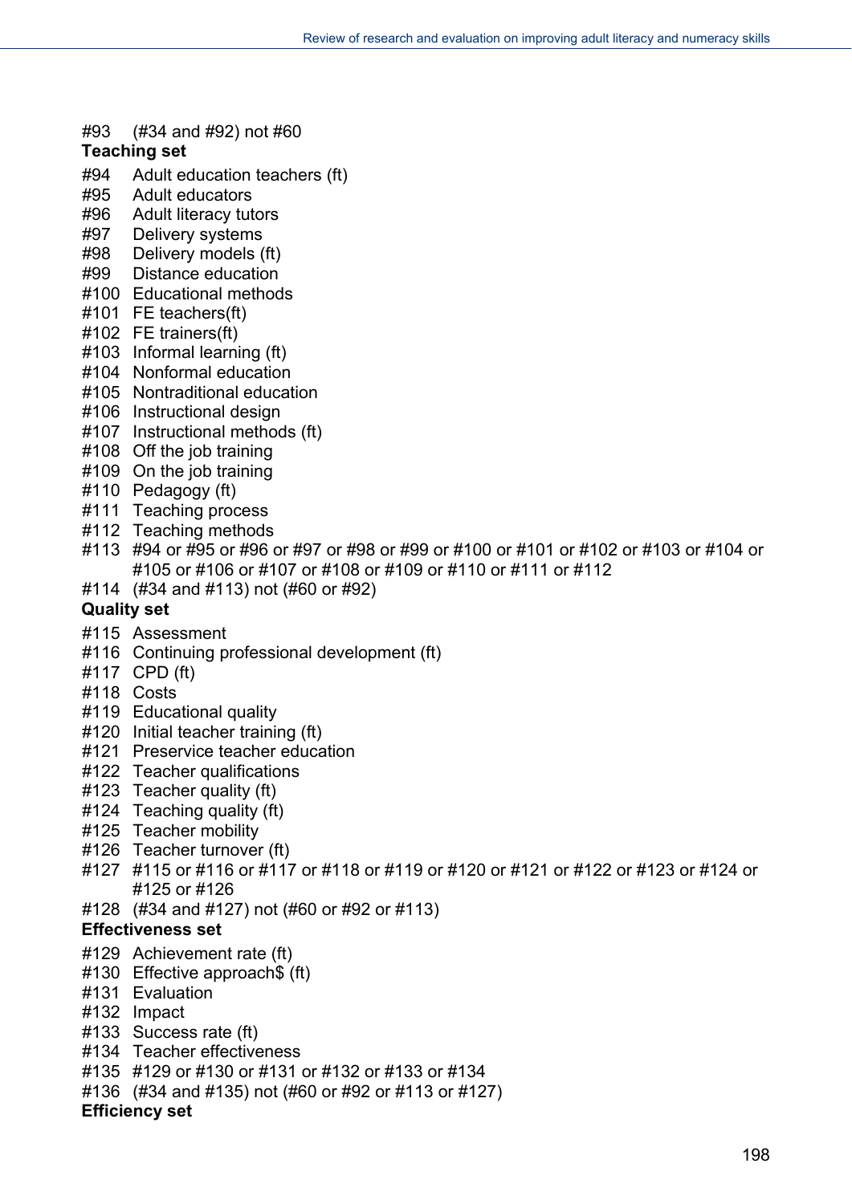#93 (#34 and #92) not #60

**Teaching set**

#94 Adult education teachers (ft)
#95 Adult educators
#96 Adult literacy tutors
#97 Delivery systems
#98 Delivery models (ft)
#99 Distance education
#100 Educational methods
#101 FE teachers(ft)
#102 FE trainers(ft)
#103 Informal learning (ft)
#104 Nonformal education
#105 Nontraditional education
#106 Instructional design
#107 Instructional methods (ft)
#108 Off the job training
#109 On the job training
#110 Pedagogy (ft)
#111 Teaching process
#112 Teaching methods
#113 #94 or #95 or #96 or #97 or #98 or #99 or #100 or #101 or #102 or #103 or #104 or #105 or #106 or #107 or #108 or #109 or #110 or #111 or #112
#114 (#34 and #113) not (#60 or #92)

**Quality set**

#115 Assessment
#116 Continuing professional development (ft)
#117 CPD (ft)
#118 Costs
#119 Educational quality
#120 Initial teacher training (ft)
#121 Preservice teacher education
#122 Teacher qualifications
#123 Teacher quality (ft)
#124 Teaching quality (ft)
#125 Teacher mobility
#126 Teacher turnover (ft)
#127 #115 or #116 or #117 or #118 or #119 or #120 or #121 or #122 or #123 or #124 or #125 or #126
#128 (#34 and #127) not (#60 or #92 or #113)

**Effectiveness set**

#129 Achievement rate (ft)
#130 Effective approach$ (ft)
#131 Evaluation
#132 Impact
#133 Success rate (ft)
#134 Teacher effectiveness
#135 #129 or #130 or #131 or #132 or #133 or #134
#136 (#34 and #135) not (#60 or #92 or #113 or #127)

**Efficiency set**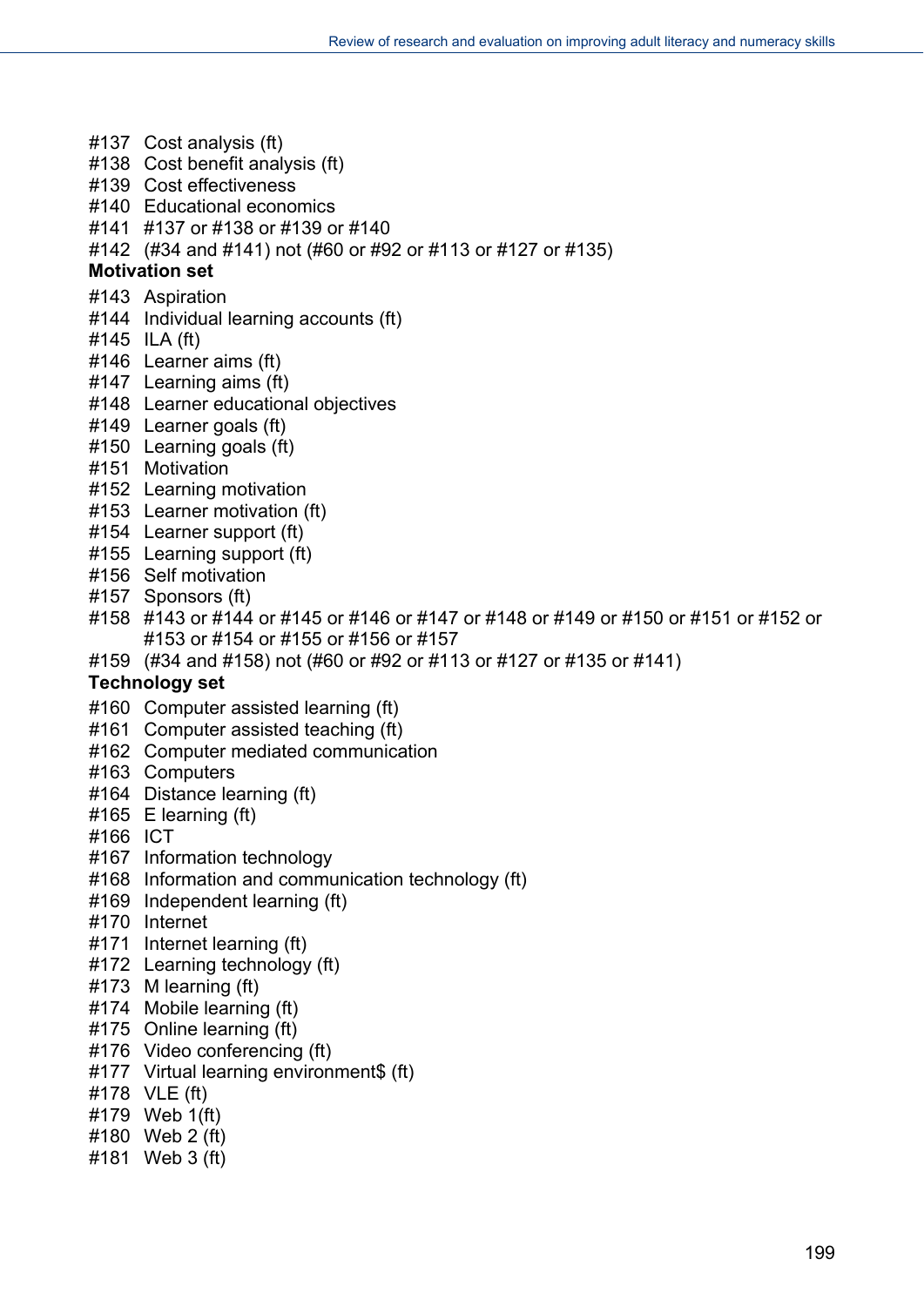#137 Cost analysis (ft)
#138 Cost benefit analysis (ft)
#139 Cost effectiveness
#140 Educational economics
#141 #137 or #138 or #139 or #140
#142 (#34 and #141) not (#60 or #92 or #113 or #127 or #135)

**Motivation set**

#143 Aspiration
#144 Individual learning accounts (ft)
#145 ILA (ft)
#146 Learner aims (ft)
#147 Learning aims (ft)
#148 Learner educational objectives
#149 Learner goals (ft)
#150 Learning goals (ft)
#151 Motivation
#152 Learning motivation
#153 Learner motivation (ft)
#154 Learner support (ft)
#155 Learning support (ft)
#156 Self motivation
#157 Sponsors (ft)
#158 #143 or #144 or #145 or #146 or #147 or #148 or #149 or #150 or #151 or #152 or #153 or #154 or #155 or #156 or #157
#159 (#34 and #158) not (#60 or #92 or #113 or #127 or #135 or #141)

**Technology set**

#160 Computer assisted learning (ft)
#161 Computer assisted teaching (ft)
#162 Computer mediated communication
#163 Computers
#164 Distance learning (ft)
#165 E learning (ft)
#166 ICT
#167 Information technology
#168 Information and communication technology (ft)
#169 Independent learning (ft)
#170 Internet
#171 Internet learning (ft)
#172 Learning technology (ft)
#173 M learning (ft)
#174 Mobile learning (ft)
#175 Online learning (ft)
#176 Video conferencing (ft)
#177 Virtual learning environment$ (ft)
#178 VLE (ft)
#179 Web 1(ft)
#180 Web 2 (ft)
#181 Web 3 (ft)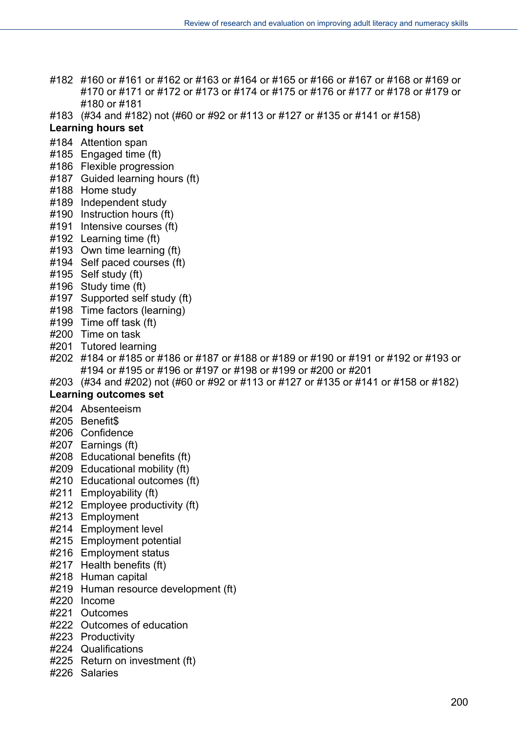#182 #160 or #161 or #162 or #163 or #164 or #165 or #166 or #167 or #168 or #169 or #170 or #171 or #172 or #173 or #174 or #175 or #176 or #177 or #178 or #179 or #180 or #181

#183 (#34 and #182) not (#60 or #92 or #113 or #127 or #135 or #141 or #158)

**Learning hours set**

#184 Attention span
#185 Engaged time (ft)
#186 Flexible progression
#187 Guided learning hours (ft)
#188 Home study
#189 Independent study
#190 Instruction hours (ft)
#191 Intensive courses (ft)
#192 Learning time (ft)
#193 Own time learning (ft)
#194 Self paced courses (ft)
#195 Self study (ft)
#196 Study time (ft)
#197 Supported self study (ft)
#198 Time factors (learning)
#199 Time off task (ft)
#200 Time on task
#201 Tutored learning
#202 #184 or #185 or #186 or #187 or #188 or #189 or #190 or #191 or #192 or #193 or #194 or #195 or #196 or #197 or #198 or #199 or #200 or #201
#203 (#34 and #202) not (#60 or #92 or #113 or #127 or #135 or #141 or #158 or #182)

**Learning outcomes set**

#204 Absenteeism
#205 Benefit$
#206 Confidence
#207 Earnings (ft)
#208 Educational benefits (ft)
#209 Educational mobility (ft)
#210 Educational outcomes (ft)
#211 Employability (ft)
#212 Employee productivity (ft)
#213 Employment
#214 Employment level
#215 Employment potential
#216 Employment status
#217 Health benefits (ft)
#218 Human capital
#219 Human resource development (ft)
#220 Income
#221 Outcomes
#222 Outcomes of education
#223 Productivity
#224 Qualifications
#225 Return on investment (ft)
#226 Salaries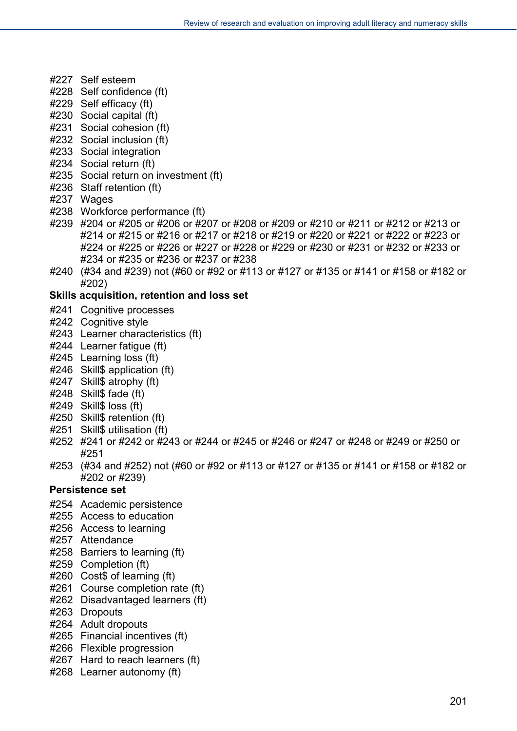#227 Self esteem
#228 Self confidence (ft)
#229 Self efficacy (ft)
#230 Social capital (ft)
#231 Social cohesion (ft)
#232 Social inclusion (ft)
#233 Social integration
#234 Social return (ft)
#235 Social return on investment (ft)
#236 Staff retention (ft)
#237 Wages
#238 Workforce performance (ft)
#239 #204 or #205 or #206 or #207 or #208 or #209 or #210 or #211 or #212 or #213 or #214 or #215 or #216 or #217 or #218 or #219 or #220 or #221 or #222 or #223 or #224 or #225 or #226 or #227 or #228 or #229 or #230 or #231 or #232 or #233 or #234 or #235 or #236 or #237 or #238
#240 (#34 and #239) not (#60 or #92 or #113 or #127 or #135 or #141 or #158 or #182 or #202)

**Skills acquisition, retention and loss set**

#241 Cognitive processes
#242 Cognitive style
#243 Learner characteristics (ft)
#244 Learner fatigue (ft)
#245 Learning loss (ft)
#246 Skill$ application (ft)
#247 Skill$ atrophy (ft)
#248 Skill$ fade (ft)
#249 Skill$ loss (ft)
#250 Skill$ retention (ft)
#251 Skill$ utilisation (ft)
#252 #241 or #242 or #243 or #244 or #245 or #246 or #247 or #248 or #249 or #250 or #251
#253 (#34 and #252) not (#60 or #92 or #113 or #127 or #135 or #141 or #158 or #182 or #202 or #239)

**Persistence set**

#254 Academic persistence
#255 Access to education
#256 Access to learning
#257 Attendance
#258 Barriers to learning (ft)
#259 Completion (ft)
#260 Cost$ of learning (ft)
#261 Course completion rate (ft)
#262 Disadvantaged learners (ft)
#263 Dropouts
#264 Adult dropouts
#265 Financial incentives (ft)
#266 Flexible progression
#267 Hard to reach learners (ft)
#268 Learner autonomy (ft)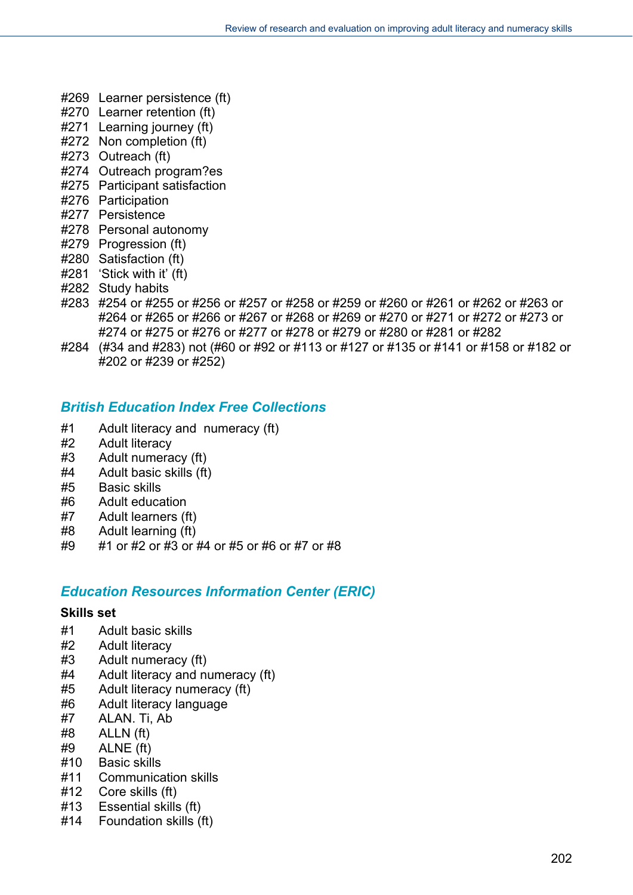#269 Learner persistence (ft)
#270 Learner retention (ft)
#271 Learning journey (ft)
#272 Non completion (ft)
#273 Outreach (ft)
#274 Outreach program?es
#275 Participant satisfaction
#276 Participation
#277 Persistence
#278 Personal autonomy
#279 Progression (ft)
#280 Satisfaction (ft)
#281 'Stick with it' (ft)
#282 Study habits
#283 #254 or #255 or #256 or #257 or #258 or #259 or #260 or #261 or #262 or #263 or #264 or #265 or #266 or #267 or #268 or #269 or #270 or #271 or #272 or #273 or #274 or #275 or #276 or #277 or #278 or #279 or #280 or #281 or #282
#284 (#34 and #283) not (#60 or #92 or #113 or #127 or #135 or #141 or #158 or #182 or #202 or #239 or #252)

## *British Education Index Free Collections*

#1 Adult literacy and numeracy (ft)
#2 Adult literacy
#3 Adult numeracy (ft)
#4 Adult basic skills (ft)
#5 Basic skills
#6 Adult education
#7 Adult learners (ft)
#8 Adult learning (ft)
#9 #1 or #2 or #3 or #4 or #5 or #6 or #7 or #8

## *Education Resources Information Center (ERIC)*

**Skills set**

#1 Adult basic skills
#2 Adult literacy
#3 Adult numeracy (ft)
#4 Adult literacy and numeracy (ft)
#5 Adult literacy numeracy (ft)
#6 Adult literacy language
#7 ALAN. Ti, Ab
#8 ALLN (ft)
#9 ALNE (ft)
#10 Basic skills
#11 Communication skills
#12 Core skills (ft)
#13 Essential skills (ft)
#14 Foundation skills (ft)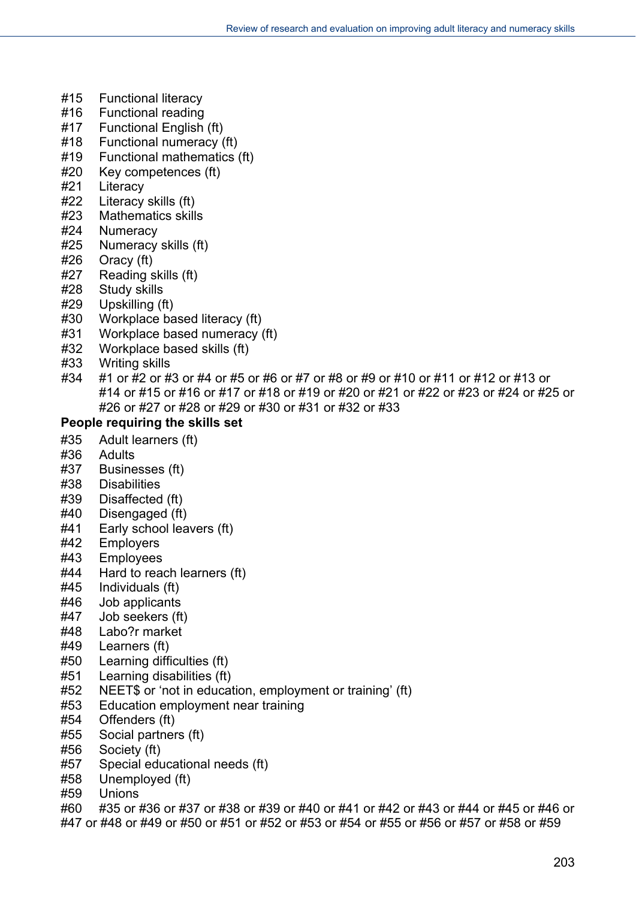#15 Functional literacy
#16 Functional reading
#17 Functional English (ft)
#18 Functional numeracy (ft)
#19 Functional mathematics (ft)
#20 Key competences (ft)
#21 Literacy
#22 Literacy skills (ft)
#23 Mathematics skills
#24 Numeracy
#25 Numeracy skills (ft)
#26 Oracy (ft)
#27 Reading skills (ft)
#28 Study skills
#29 Upskilling (ft)
#30 Workplace based literacy (ft)
#31 Workplace based numeracy (ft)
#32 Workplace based skills (ft)
#33 Writing skills
#34 #1 or #2 or #3 or #4 or #5 or #6 or #7 or #8 or #9 or #10 or #11 or #12 or #13 or #14 or #15 or #16 or #17 or #18 or #19 or #20 or #21 or #22 or #23 or #24 or #25 or #26 or #27 or #28 or #29 or #30 or #31 or #32 or #33

**People requiring the skills set**

#35 Adult learners (ft)
#36 Adults
#37 Businesses (ft)
#38 Disabilities
#39 Disaffected (ft)
#40 Disengaged (ft)
#41 Early school leavers (ft)
#42 Employers
#43 Employees
#44 Hard to reach learners (ft)
#45 Individuals (ft)
#46 Job applicants
#47 Job seekers (ft)
#48 Labo?r market
#49 Learners (ft)
#50 Learning difficulties (ft)
#51 Learning disabilities (ft)
#52 NEET$ or 'not in education, employment or training' (ft)
#53 Education employment near training
#54 Offenders (ft)
#55 Social partners (ft)
#56 Society (ft)
#57 Special educational needs (ft)
#58 Unemployed (ft)
#59 Unions
#60 #35 or #36 or #37 or #38 or #39 or #40 or #41 or #42 or #43 or #44 or #45 or #46 or #47 or #48 or #49 or #50 or #51 or #52 or #53 or #54 or #55 or #56 or #57 or #58 or #59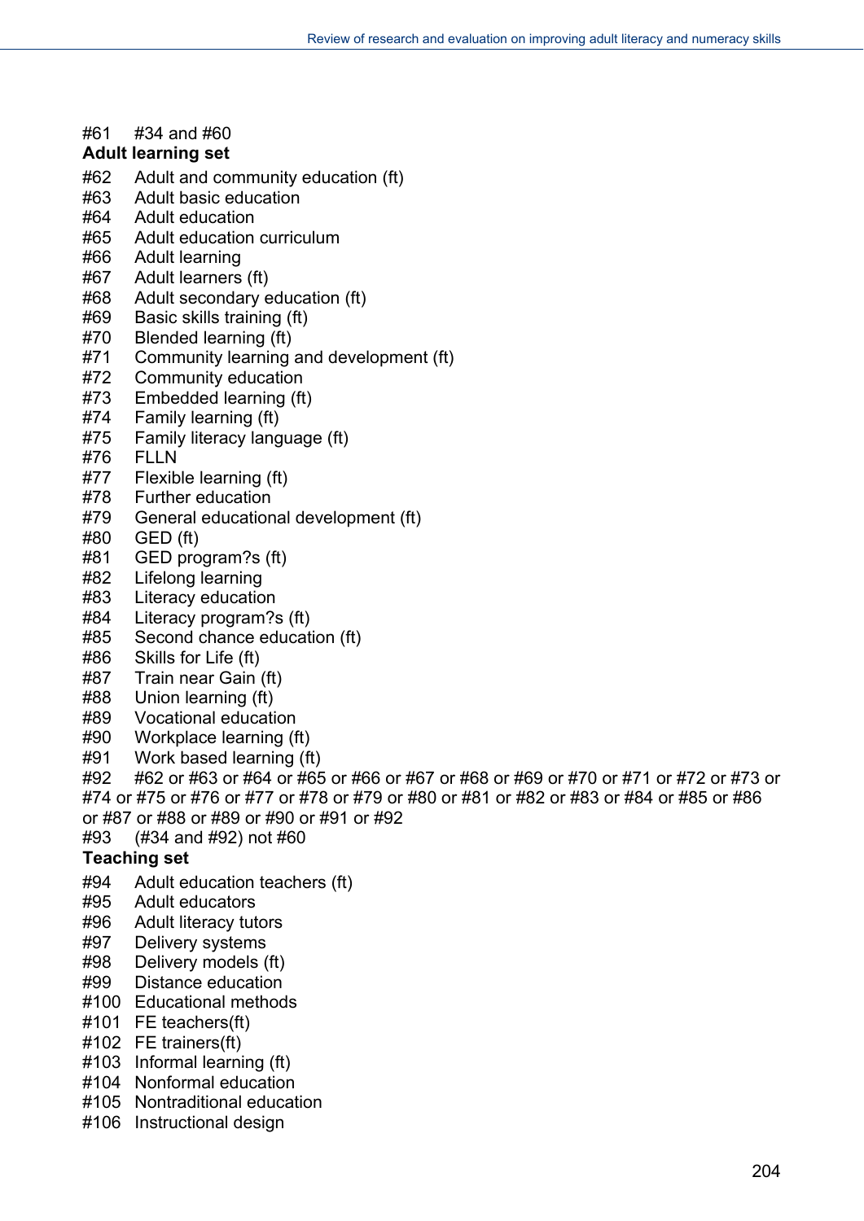#61 #34 and #60

**Adult learning set**

#62 Adult and community education (ft)
#63 Adult basic education
#64 Adult education
#65 Adult education curriculum
#66 Adult learning
#67 Adult learners (ft)
#68 Adult secondary education (ft)
#69 Basic skills training (ft)
#70 Blended learning (ft)
#71 Community learning and development (ft)
#72 Community education
#73 Embedded learning (ft)
#74 Family learning (ft)
#75 Family literacy language (ft)
#76 FLLN
#77 Flexible learning (ft)
#78 Further education
#79 General educational development (ft)
#80 GED (ft)
#81 GED program?s (ft)
#82 Lifelong learning
#83 Literacy education
#84 Literacy program?s (ft)
#85 Second chance education (ft)
#86 Skills for Life (ft)
#87 Train near Gain (ft)
#88 Union learning (ft)
#89 Vocational education
#90 Workplace learning (ft)
#91 Work based learning (ft)
#92 #62 or #63 or #64 or #65 or #66 or #67 or #68 or #69 or #70 or #71 or #72 or #73 or #74 or #75 or #76 or #77 or #78 or #79 or #80 or #81 or #82 or #83 or #84 or #85 or #86 or #87 or #88 or #89 or #90 or #91 or #92
#93 (#34 and #92) not #60

**Teaching set**

#94 Adult education teachers (ft)
#95 Adult educators
#96 Adult literacy tutors
#97 Delivery systems
#98 Delivery models (ft)
#99 Distance education
#100 Educational methods
#101 FE teachers(ft)
#102 FE trainers(ft)
#103 Informal learning (ft)
#104 Nonformal education
#105 Nontraditional education
#106 Instructional design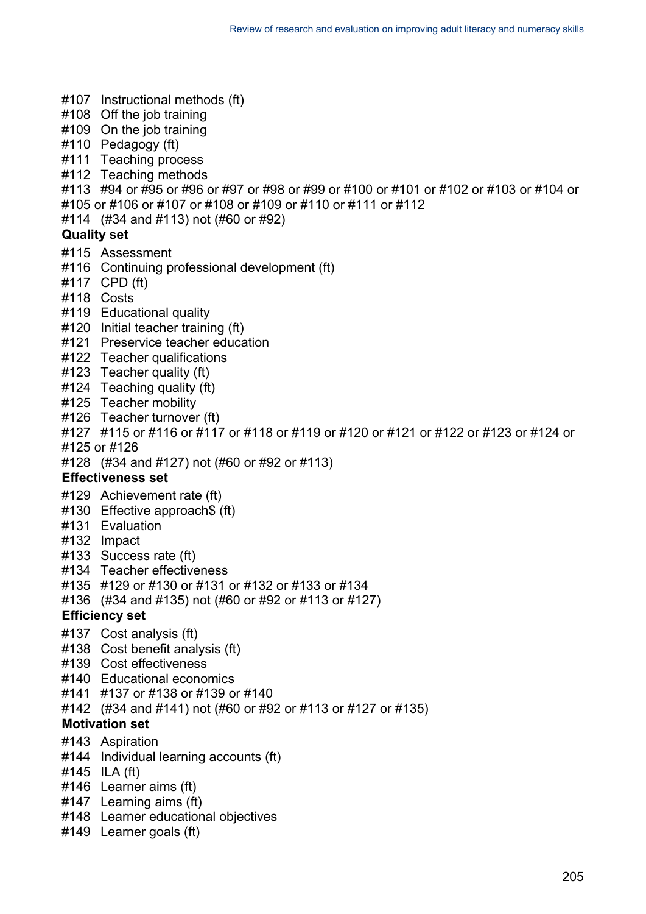#107 Instructional methods (ft)
#108 Off the job training
#109 On the job training
#110 Pedagogy (ft)
#111 Teaching process
#112 Teaching methods
#113 #94 or #95 or #96 or #97 or #98 or #99 or #100 or #101 or #102 or #103 or #104 or #105 or #106 or #107 or #108 or #109 or #110 or #111 or #112
#114 (#34 and #113) not (#60 or #92)

**Quality set**

#115 Assessment
#116 Continuing professional development (ft)
#117 CPD (ft)
#118 Costs
#119 Educational quality
#120 Initial teacher training (ft)
#121 Preservice teacher education
#122 Teacher qualifications
#123 Teacher quality (ft)
#124 Teaching quality (ft)
#125 Teacher mobility
#126 Teacher turnover (ft)
#127 #115 or #116 or #117 or #118 or #119 or #120 or #121 or #122 or #123 or #124 or #125 or #126
#128 (#34 and #127) not (#60 or #92 or #113)

**Effectiveness set**

#129 Achievement rate (ft)
#130 Effective approach$ (ft)
#131 Evaluation
#132 Impact
#133 Success rate (ft)
#134 Teacher effectiveness
#135 #129 or #130 or #131 or #132 or #133 or #134
#136 (#34 and #135) not (#60 or #92 or #113 or #127)

**Efficiency set**

#137 Cost analysis (ft)
#138 Cost benefit analysis (ft)
#139 Cost effectiveness
#140 Educational economics
#141 #137 or #138 or #139 or #140
#142 (#34 and #141) not (#60 or #92 or #113 or #127 or #135)

**Motivation set**

#143 Aspiration
#144 Individual learning accounts (ft)
#145 ILA (ft)
#146 Learner aims (ft)
#147 Learning aims (ft)
#148 Learner educational objectives
#149 Learner goals (ft)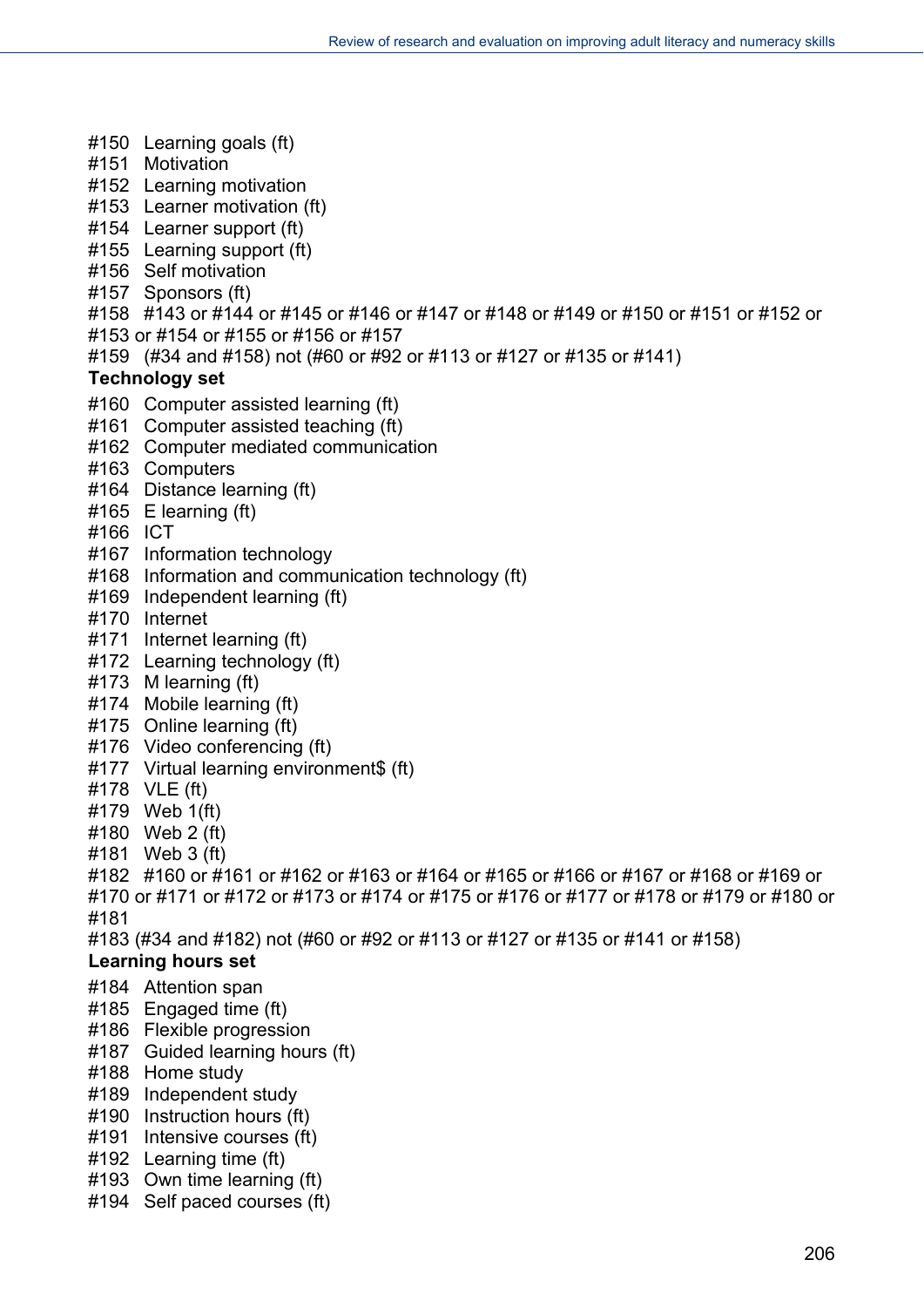#150 Learning goals (ft)
#151 Motivation
#152 Learning motivation
#153 Learner motivation (ft)
#154 Learner support (ft)
#155 Learning support (ft)
#156 Self motivation
#157 Sponsors (ft)
#158 #143 or #144 or #145 or #146 or #147 or #148 or #149 or #150 or #151 or #152 or #153 or #154 or #155 or #156 or #157
#159 (#34 and #158) not (#60 or #92 or #113 or #127 or #135 or #141)

**Technology set**

#160 Computer assisted learning (ft)
#161 Computer assisted teaching (ft)
#162 Computer mediated communication
#163 Computers
#164 Distance learning (ft)
#165 E learning (ft)
#166 ICT
#167 Information technology
#168 Information and communication technology (ft)
#169 Independent learning (ft)
#170 Internet
#171 Internet learning (ft)
#172 Learning technology (ft)
#173 M learning (ft)
#174 Mobile learning (ft)
#175 Online learning (ft)
#176 Video conferencing (ft)
#177 Virtual learning environment$ (ft)
#178 VLE (ft)
#179 Web 1(ft)
#180 Web 2 (ft)
#181 Web 3 (ft)
#182 #160 or #161 or #162 or #163 or #164 or #165 or #166 or #167 or #168 or #169 or #170 or #171 or #172 or #173 or #174 or #175 or #176 or #177 or #178 or #179 or #180 or #181
#183 (#34 and #182) not (#60 or #92 or #113 or #127 or #135 or #141 or #158)

**Learning hours set**

#184 Attention span
#185 Engaged time (ft)
#186 Flexible progression
#187 Guided learning hours (ft)
#188 Home study
#189 Independent study
#190 Instruction hours (ft)
#191 Intensive courses (ft)
#192 Learning time (ft)
#193 Own time learning (ft)
#194 Self paced courses (ft)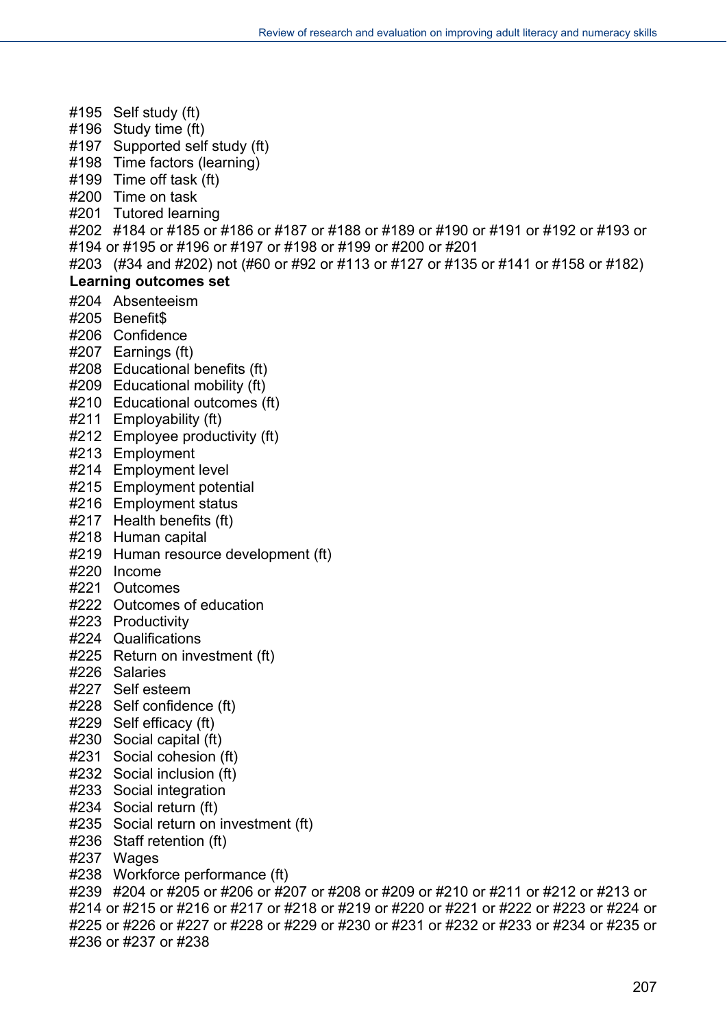#195 Self study (ft)
#196 Study time (ft)
#197 Supported self study (ft)
#198 Time factors (learning)
#199 Time off task (ft)
#200 Time on task
#201 Tutored learning
#202 #184 or #185 or #186 or #187 or #188 or #189 or #190 or #191 or #192 or #193 or #194 or #195 or #196 or #197 or #198 or #199 or #200 or #201
#203 (#34 and #202) not (#60 or #92 or #113 or #127 or #135 or #141 or #158 or #182)

**Learning outcomes set**

#204 Absenteeism
#205 Benefit$
#206 Confidence
#207 Earnings (ft)
#208 Educational benefits (ft)
#209 Educational mobility (ft)
#210 Educational outcomes (ft)
#211 Employability (ft)
#212 Employee productivity (ft)
#213 Employment
#214 Employment level
#215 Employment potential
#216 Employment status
#217 Health benefits (ft)
#218 Human capital
#219 Human resource development (ft)
#220 Income
#221 Outcomes
#222 Outcomes of education
#223 Productivity
#224 Qualifications
#225 Return on investment (ft)
#226 Salaries
#227 Self esteem
#228 Self confidence (ft)
#229 Self efficacy (ft)
#230 Social capital (ft)
#231 Social cohesion (ft)
#232 Social inclusion (ft)
#233 Social integration
#234 Social return (ft)
#235 Social return on investment (ft)
#236 Staff retention (ft)
#237 Wages
#238 Workforce performance (ft)
#239 #204 or #205 or #206 or #207 or #208 or #209 or #210 or #211 or #212 or #213 or #214 or #215 or #216 or #217 or #218 or #219 or #220 or #221 or #222 or #223 or #224 or #225 or #226 or #227 or #228 or #229 or #230 or #231 or #232 or #233 or #234 or #235 or #236 or #237 or #238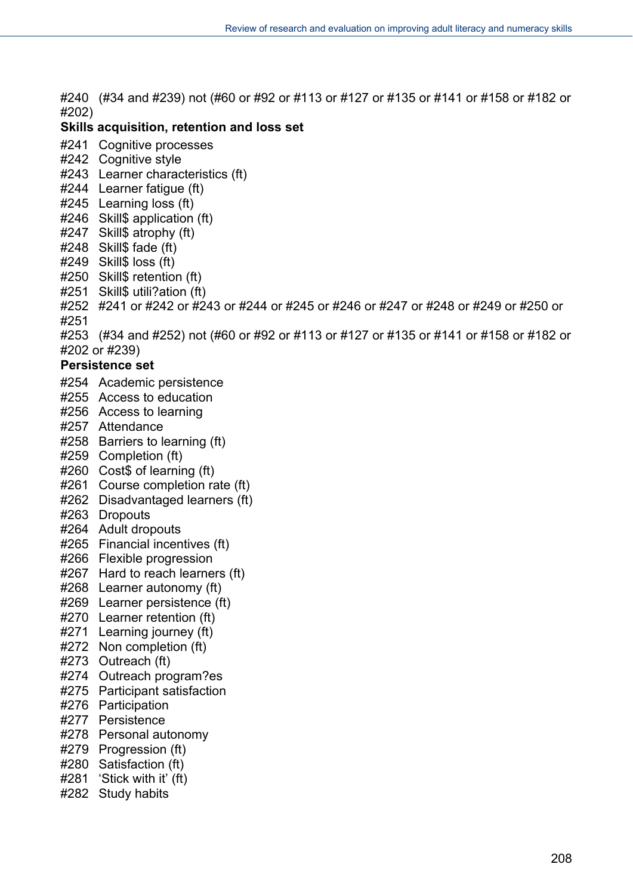#240 (#34 and #239) not (#60 or #92 or #113 or #127 or #135 or #141 or #158 or #182 or #202)

**Skills acquisition, retention and loss set**

#241 Cognitive processes
#242 Cognitive style
#243 Learner characteristics (ft)
#244 Learner fatigue (ft)
#245 Learning loss (ft)
#246 Skill$ application (ft)
#247 Skill$ atrophy (ft)
#248 Skill$ fade (ft)
#249 Skill$ loss (ft)
#250 Skill$ retention (ft)
#251 Skill$ utili?ation (ft)
#252 #241 or #242 or #243 or #244 or #245 or #246 or #247 or #248 or #249 or #250 or #251
#253 (#34 and #252) not (#60 or #92 or #113 or #127 or #135 or #141 or #158 or #182 or #202 or #239)

**Persistence set**

#254 Academic persistence
#255 Access to education
#256 Access to learning
#257 Attendance
#258 Barriers to learning (ft)
#259 Completion (ft)
#260 Cost$ of learning (ft)
#261 Course completion rate (ft)
#262 Disadvantaged learners (ft)
#263 Dropouts
#264 Adult dropouts
#265 Financial incentives (ft)
#266 Flexible progression
#267 Hard to reach learners (ft)
#268 Learner autonomy (ft)
#269 Learner persistence (ft)
#270 Learner retention (ft)
#271 Learning journey (ft)
#272 Non completion (ft)
#273 Outreach (ft)
#274 Outreach program?es
#275 Participant satisfaction
#276 Participation
#277 Persistence
#278 Personal autonomy
#279 Progression (ft)
#280 Satisfaction (ft)
#281 'Stick with it' (ft)
#282 Study habits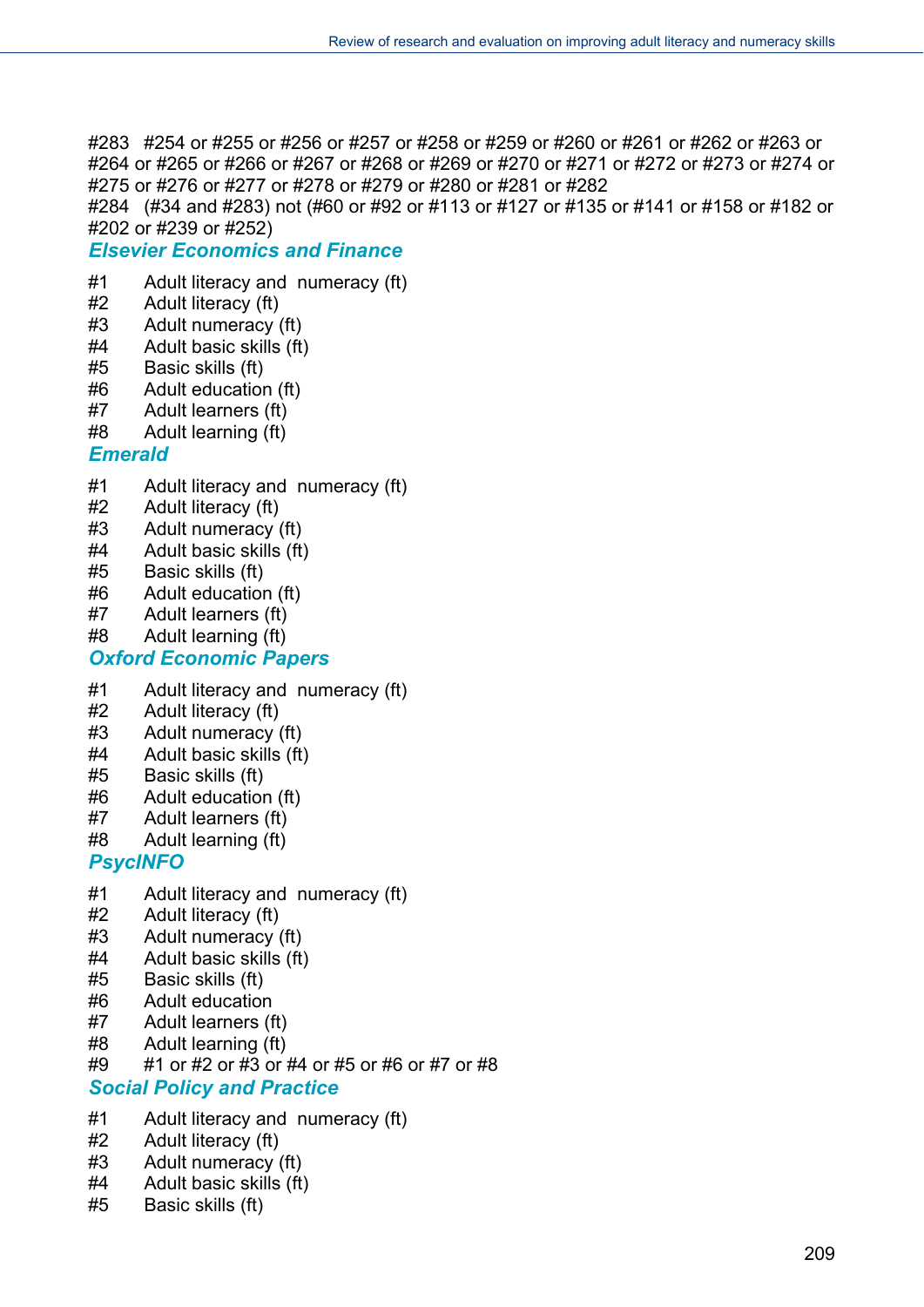#283 #254 or #255 or #256 or #257 or #258 or #259 or #260 or #261 or #262 or #263 or #264 or #265 or #266 or #267 or #268 or #269 or #270 or #271 or #272 or #273 or #274 or #275 or #276 or #277 or #278 or #279 or #280 or #281 or #282

#284 (#34 and #283) not (#60 or #92 or #113 or #127 or #135 or #141 or #158 or #182 or #202 or #239 or #252)

### *Elsevier Economics and Finance*

#1 Adult literacy and numeracy (ft)
#2 Adult literacy (ft)
#3 Adult numeracy (ft)
#4 Adult basic skills (ft)
#5 Basic skills (ft)
#6 Adult education (ft)
#7 Adult learners (ft)
#8 Adult learning (ft)

### *Emerald*

#1 Adult literacy and numeracy (ft)
#2 Adult literacy (ft)
#3 Adult numeracy (ft)
#4 Adult basic skills (ft)
#5 Basic skills (ft)
#6 Adult education (ft)
#7 Adult learners (ft)
#8 Adult learning (ft)

### *Oxford Economic Papers*

#1 Adult literacy and numeracy (ft)
#2 Adult literacy (ft)
#3 Adult numeracy (ft)
#4 Adult basic skills (ft)
#5 Basic skills (ft)
#6 Adult education (ft)
#7 Adult learners (ft)
#8 Adult learning (ft)

### *PsycINFO*

#1 Adult literacy and numeracy (ft)
#2 Adult literacy (ft)
#3 Adult numeracy (ft)
#4 Adult basic skills (ft)
#5 Basic skills (ft)
#6 Adult education
#7 Adult learners (ft)
#8 Adult learning (ft)
#9 #1 or #2 or #3 or #4 or #5 or #6 or #7 or #8

### *Social Policy and Practice*

#1 Adult literacy and numeracy (ft)
#2 Adult literacy (ft)
#3 Adult numeracy (ft)
#4 Adult basic skills (ft)
#5 Basic skills (ft)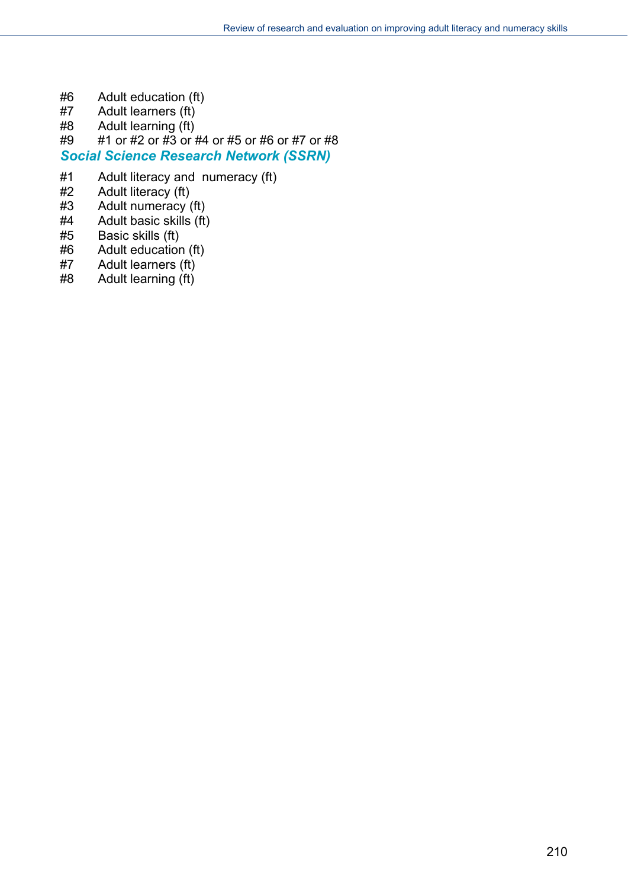#6 Adult education (ft)
#7 Adult learners (ft)
#8 Adult learning (ft)
#9 #1 or #2 or #3 or #4 or #5 or #6 or #7 or #8

***Social Science Research Network (SSRN)***

#1 Adult literacy and numeracy (ft)
#2 Adult literacy (ft)
#3 Adult numeracy (ft)
#4 Adult basic skills (ft)
#5 Basic skills (ft)
#6 Adult education (ft)
#7 Adult learners (ft)
#8 Adult learning (ft)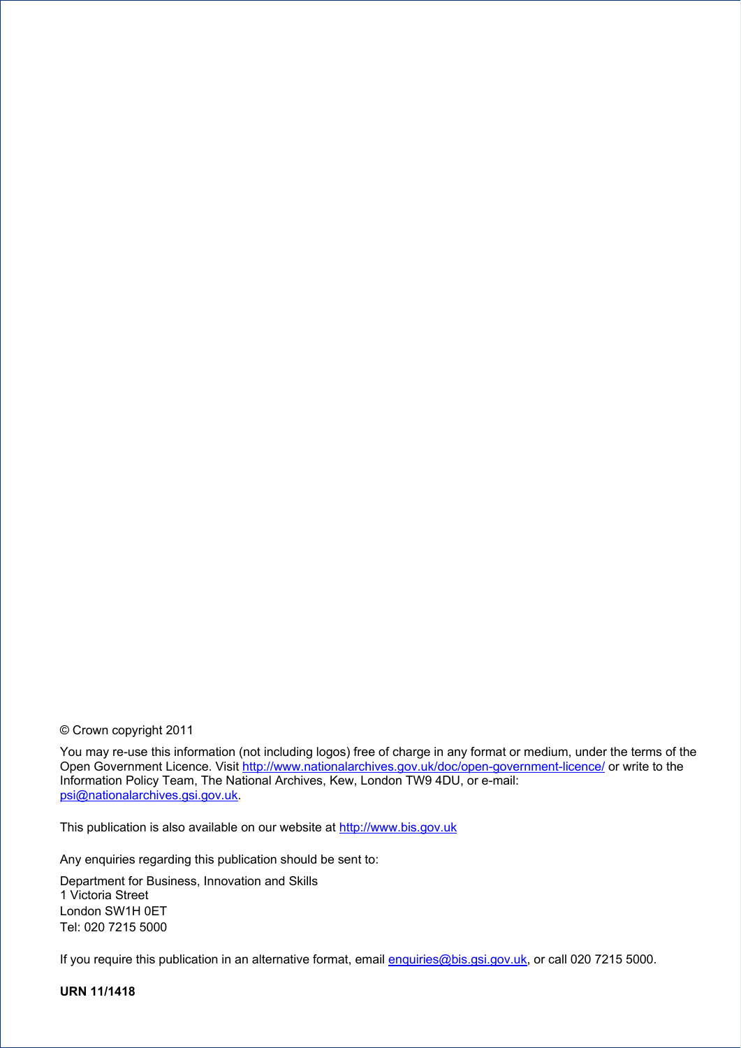© Crown copyright 2011

You may re-use this information (not including logos) free of charge in any format or medium, under the terms of the Open Government Licence. Visit http://www.nationalarchives.gov.uk/doc/open-government-licence/ or write to the Information Policy Team, The National Archives, Kew, London TW9 4DU, or e-mail: psi@nationalarchives.gsi.gov.uk.

This publication is also available on our website at http://www.bis.gov.uk

Any enquiries regarding this publication should be sent to:

Department for Business, Innovation and Skills
1 Victoria Street
London SW1H 0ET
Tel: 020 7215 5000

If you require this publication in an alternative format, email enquiries@bis.gsi.gov.uk, or call 020 7215 5000.

**URN 11/1418**